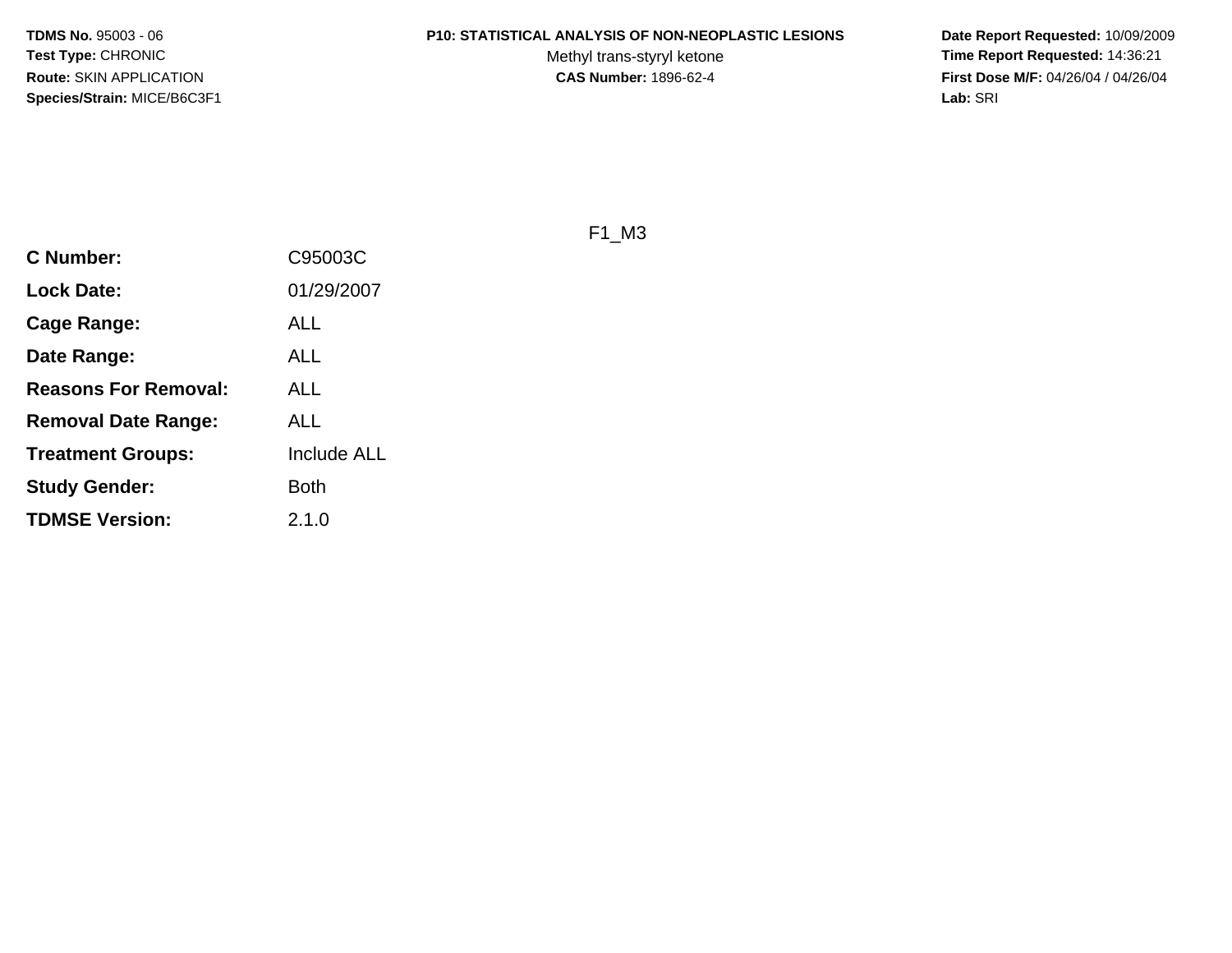**TDMS No.** 95003 - 06
**Test Type:** CHRONIC
**Route:** SKIN APPLICATION
**Species/Strain:** MICE/B6C3F1

**P10: STATISTICAL ANALYSIS OF NON-NEOPLASTIC LESIONS**
Methyl trans-styryl ketone
**CAS Number:** 1896-62-4

**Date Report Requested:** 10/09/2009
**Time Report Requested:** 14:36:21
**First Dose M/F:** 04/26/04 / 04/26/04
**Lab:** SRI

F1_M3

| | |
|---|---|
| **C Number:** | C95003C |
| **Lock Date:** | 01/29/2007 |
| **Cage Range:** | ALL |
| **Date Range:** | ALL |
| **Reasons For Removal:** | ALL |
| **Removal Date Range:** | ALL |
| **Treatment Groups:** | Include ALL |
| **Study Gender:** | Both |
| **TDMSE Version:** | 2.1.0 |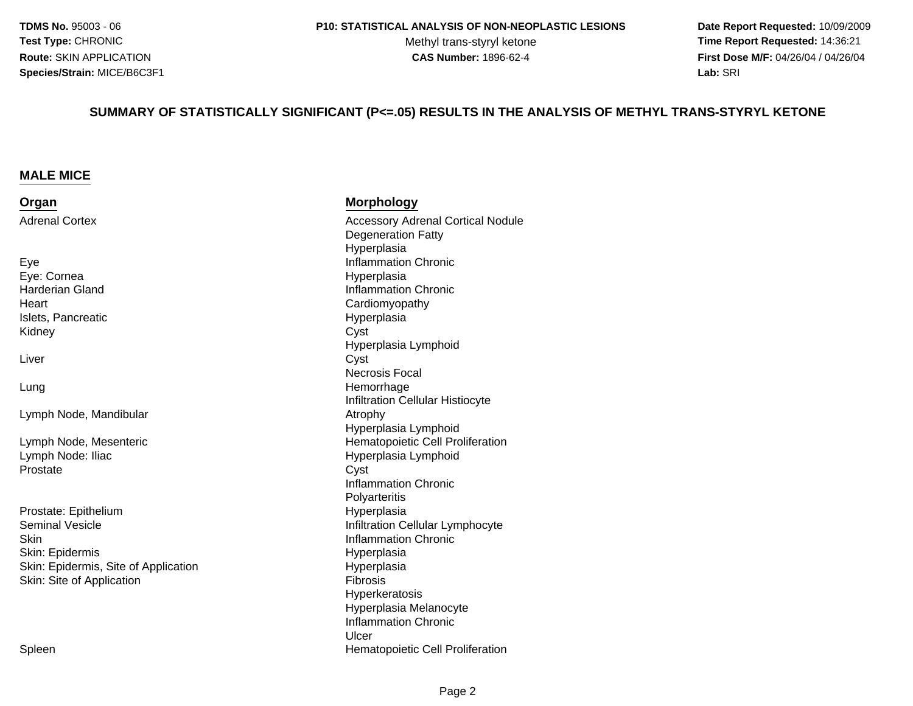TDMS No. 95003 - 06
Test Type: CHRONIC
Route: SKIN APPLICATION
Species/Strain: MICE/B6C3F1

P10: STATISTICAL ANALYSIS OF NON-NEOPLASTIC LESIONS
Methyl trans-styryl ketone
CAS Number: 1896-62-4

Date Report Requested: 10/09/2009
Time Report Requested: 14:36:21
First Dose M/F: 04/26/04 / 04/26/04
Lab: SRI

## SUMMARY OF STATISTICALLY SIGNIFICANT (P<=.05) RESULTS IN THE ANALYSIS OF METHYL TRANS-STYRYL KETONE

### MALE MICE

| Organ | Morphology |
|---|---|
| Adrenal Cortex | Accessory Adrenal Cortical Nodule |
| | Degeneration Fatty |
| | Hyperplasia |
| Eye | Inflammation Chronic |
| Eye: Cornea | Hyperplasia |
| Harderian Gland | Inflammation Chronic |
| Heart | Cardiomyopathy |
| Islets, Pancreatic | Hyperplasia |
| Kidney | Cyst |
| | Hyperplasia Lymphoid |
| Liver | Cyst |
| | Necrosis Focal |
| Lung | Hemorrhage |
| | Infiltration Cellular Histiocyte |
| Lymph Node, Mandibular | Atrophy |
| | Hyperplasia Lymphoid |
| Lymph Node, Mesenteric | Hematopoietic Cell Proliferation |
| Lymph Node: Iliac | Hyperplasia Lymphoid |
| Prostate | Cyst |
| | Inflammation Chronic |
| | Polyarteritis |
| Prostate: Epithelium | Hyperplasia |
| Seminal Vesicle | Infiltration Cellular Lymphocyte |
| Skin | Inflammation Chronic |
| Skin: Epidermis | Hyperplasia |
| Skin: Epidermis, Site of Application | Hyperplasia |
| Skin: Site of Application | Fibrosis |
| | Hyperkeratosis |
| | Hyperplasia Melanocyte |
| | Inflammation Chronic |
| | Ulcer |
| Spleen | Hematopoietic Cell Proliferation |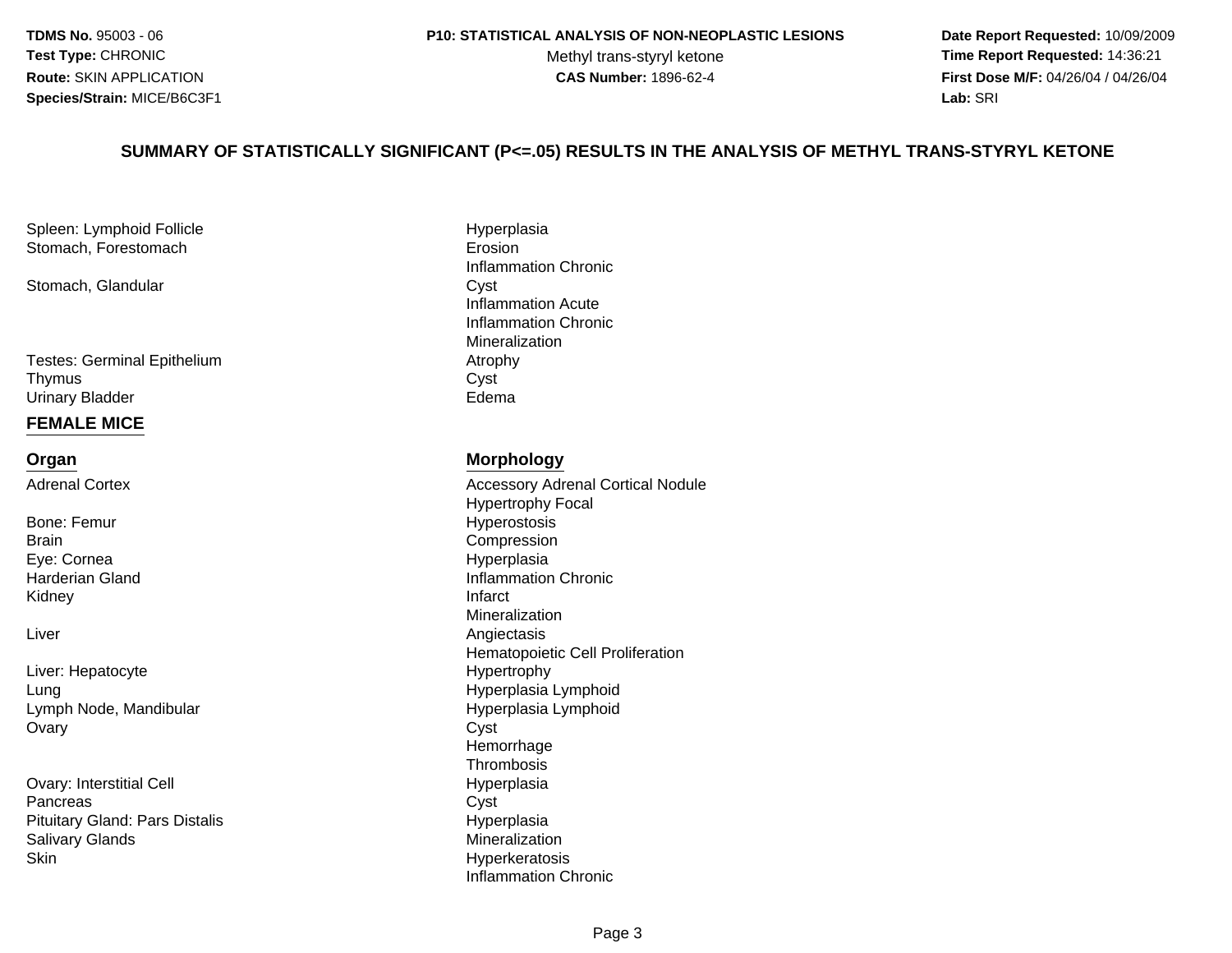## SUMMARY OF STATISTICALLY SIGNIFICANT (P<=.05) RESULTS IN THE ANALYSIS OF METHYL TRANS-STYRYL KETONE

| Organ | Morphology |
|---|---|
| Spleen: Lymphoid Follicle | Hyperplasia |
| Stomach, Forestomach | Erosion |
| | Inflammation Chronic |
| Stomach, Glandular | Cyst |
| | Inflammation Acute |
| | Inflammation Chronic |
| | Mineralization |
| Testes: Germinal Epithelium | Atrophy |
| Thymus | Cyst |
| Urinary Bladder | Edema |

### FEMALE MICE

| Organ | Morphology |
|---|---|
| Adrenal Cortex | Accessory Adrenal Cortical Nodule |
| | Hypertrophy Focal |
| Bone: Femur | Hyperostosis |
| Brain | Compression |
| Eye: Cornea | Hyperplasia |
| Harderian Gland | Inflammation Chronic |
| Kidney | Infarct |
| | Mineralization |
| Liver | Angiectasis |
| | Hematopoietic Cell Proliferation |
| Liver: Hepatocyte | Hypertrophy |
| Lung | Hyperplasia Lymphoid |
| Lymph Node, Mandibular | Hyperplasia Lymphoid |
| Ovary | Cyst |
| | Hemorrhage |
| | Thrombosis |
| Ovary: Interstitial Cell | Hyperplasia |
| Pancreas | Cyst |
| Pituitary Gland: Pars Distalis | Hyperplasia |
| Salivary Glands | Mineralization |
| Skin | Hyperkeratosis |
| | Inflammation Chronic |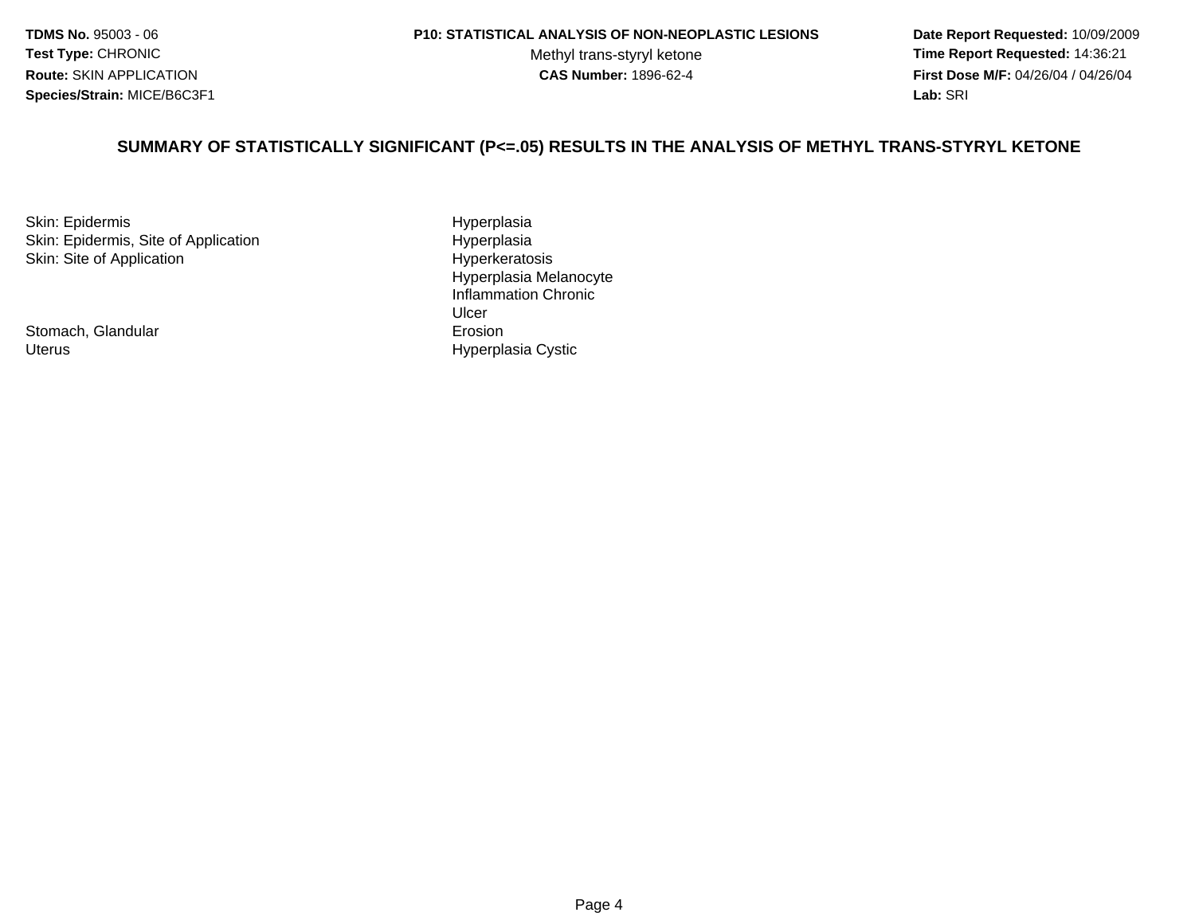**TDMS No.** 95003 - 06
**Test Type:** CHRONIC
**Route:** SKIN APPLICATION
**Species/Strain:** MICE/B6C3F1

**P10: STATISTICAL ANALYSIS OF NON-NEOPLASTIC LESIONS**
Methyl trans-styryl ketone
**CAS Number:** 1896-62-4

**Date Report Requested:** 10/09/2009
**Time Report Requested:** 14:36:21
**First Dose M/F:** 04/26/04 / 04/26/04
**Lab:** SRI

## SUMMARY OF STATISTICALLY SIGNIFICANT (P<=.05) RESULTS IN THE ANALYSIS OF METHYL TRANS-STYRYL KETONE

| | |
|---|---|
| Skin: Epidermis | Hyperplasia |
| Skin: Epidermis, Site of Application | Hyperplasia |
| Skin: Site of Application | Hyperkeratosis |
| | Hyperplasia Melanocyte |
| | Inflammation Chronic |
| | Ulcer |
| Stomach, Glandular | Erosion |
| Uterus | Hyperplasia Cystic |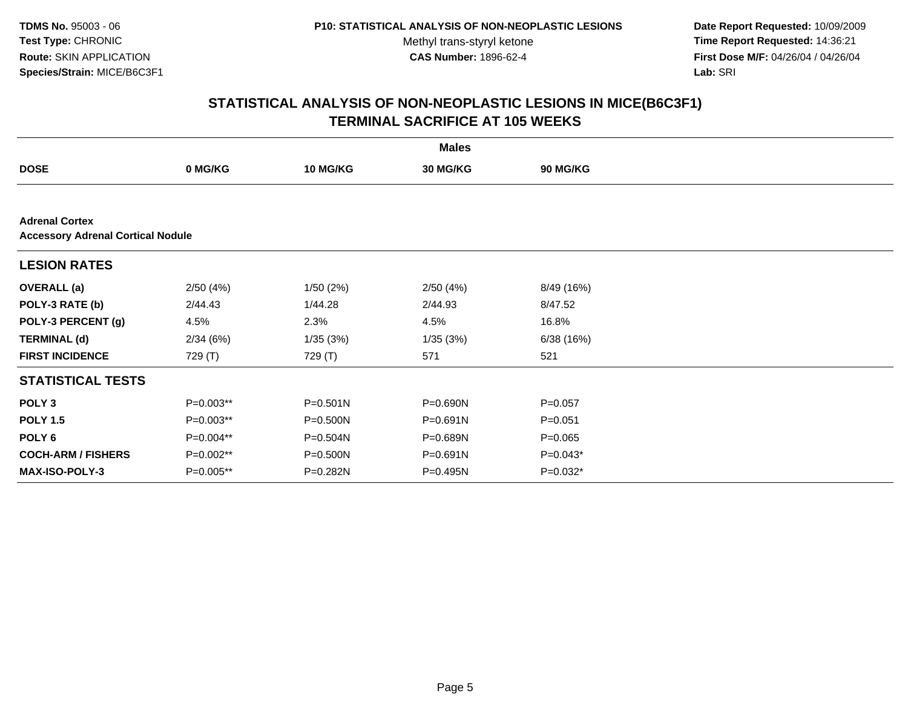**TDMS No.** 95003 - 06
**Test Type:** CHRONIC
**Route:** SKIN APPLICATION
**Species/Strain:** MICE/B6C3F1

**P10: STATISTICAL ANALYSIS OF NON-NEOPLASTIC LESIONS**
Methyl trans-styryl ketone
**CAS Number:** 1896-62-4

**Date Report Requested:** 10/09/2009
**Time Report Requested:** 14:36:21
**First Dose M/F:** 04/26/04 / 04/26/04
**Lab:** SRI

## STATISTICAL ANALYSIS OF NON-NEOPLASTIC LESIONS IN MICE(B6C3F1)
## TERMINAL SACRIFICE AT 105 WEEKS

| | Males | | | |
|---|---|---|---|---|
| **DOSE** | **0 MG/KG** | **10 MG/KG** | **30 MG/KG** | **90 MG/KG** |
| **Adrenal Cortex** | | | | |
| **Accessory Adrenal Cortical Nodule** | | | | |
| **LESION RATES** | | | | |
| **OVERALL (a)** | 2/50 (4%) | 1/50 (2%) | 2/50 (4%) | 8/49 (16%) |
| **POLY-3 RATE (b)** | 2/44.43 | 1/44.28 | 2/44.93 | 8/47.52 |
| **POLY-3 PERCENT (g)** | 4.5% | 2.3% | 4.5% | 16.8% |
| **TERMINAL (d)** | 2/34 (6%) | 1/35 (3%) | 1/35 (3%) | 6/38 (16%) |
| **FIRST INCIDENCE** | 729 (T) | 729 (T) | 571 | 521 |
| **STATISTICAL TESTS** | | | | |
| **POLY 3** | P=0.003** | P=0.501N | P=0.690N | P=0.057 |
| **POLY 1.5** | P=0.003** | P=0.500N | P=0.691N | P=0.051 |
| **POLY 6** | P=0.004** | P=0.504N | P=0.689N | P=0.065 |
| **COCH-ARM / FISHERS** | P=0.002** | P=0.500N | P=0.691N | P=0.043* |
| **MAX-ISO-POLY-3** | P=0.005** | P=0.282N | P=0.495N | P=0.032* |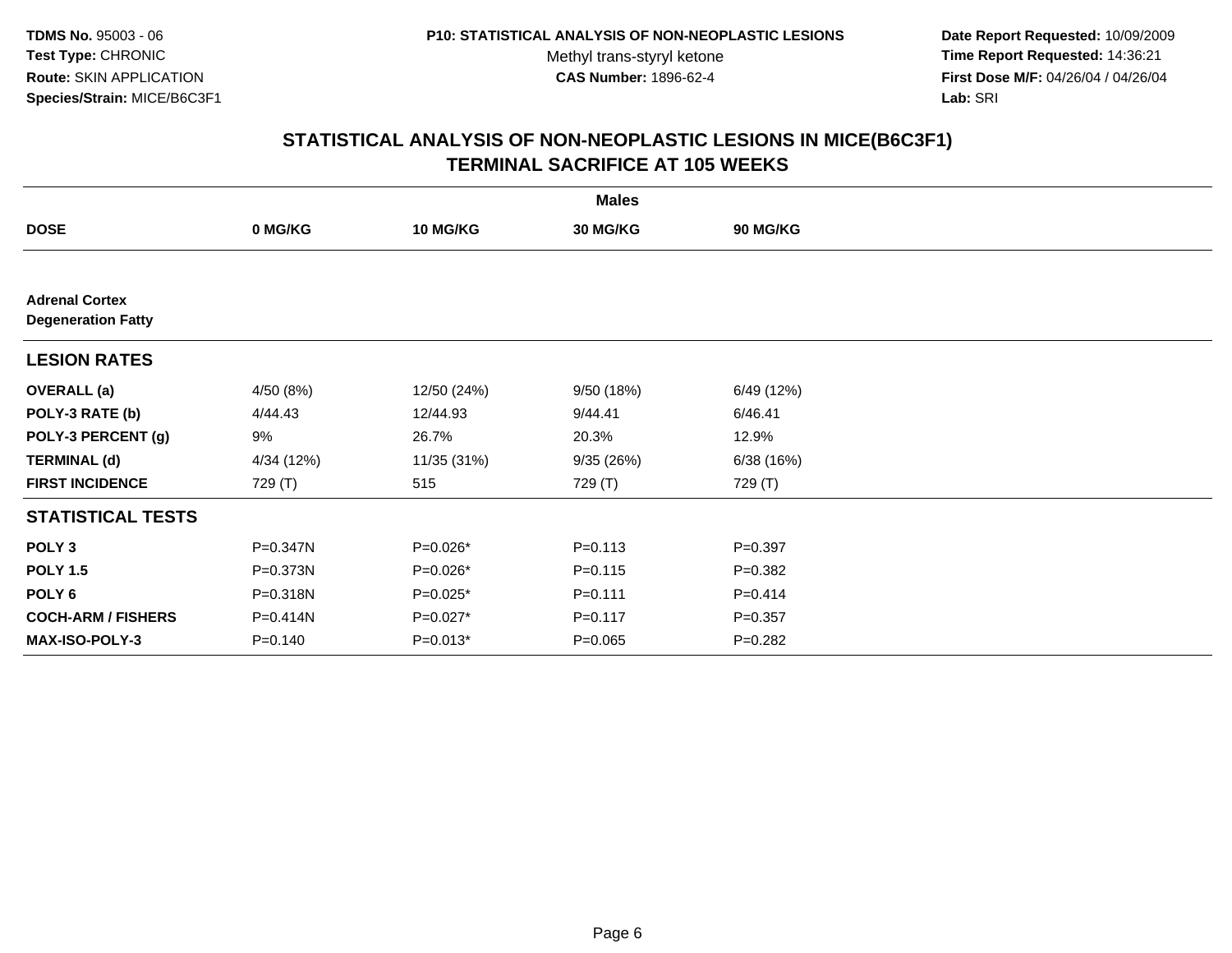**TDMS No.** 95003 - 06
**Test Type:** CHRONIC
**Route:** SKIN APPLICATION
**Species/Strain:** MICE/B6C3F1

**P10: STATISTICAL ANALYSIS OF NON-NEOPLASTIC LESIONS**
Methyl trans-styryl ketone
**CAS Number:** 1896-62-4

**Date Report Requested:** 10/09/2009
**Time Report Requested:** 14:36:21
**First Dose M/F:** 04/26/04 / 04/26/04
**Lab:** SRI

## STATISTICAL ANALYSIS OF NON-NEOPLASTIC LESIONS IN MICE(B6C3F1)
## TERMINAL SACRIFICE AT 105 WEEKS

| | Males | | | |
|---|---|---|---|---|
| **DOSE** | **0 MG/KG** | **10 MG/KG** | **30 MG/KG** | **90 MG/KG** |
| **Adrenal Cortex** | | | | |
| **Degeneration Fatty** | | | | |
| **LESION RATES** | | | | |
| **OVERALL (a)** | 4/50 (8%) | 12/50 (24%) | 9/50 (18%) | 6/49 (12%) |
| **POLY-3 RATE (b)** | 4/44.43 | 12/44.93 | 9/44.41 | 6/46.41 |
| **POLY-3 PERCENT (g)** | 9% | 26.7% | 20.3% | 12.9% |
| **TERMINAL (d)** | 4/34 (12%) | 11/35 (31%) | 9/35 (26%) | 6/38 (16%) |
| **FIRST INCIDENCE** | 729 (T) | 515 | 729 (T) | 729 (T) |
| **STATISTICAL TESTS** | | | | |
| **POLY 3** | P=0.347N | P=0.026* | P=0.113 | P=0.397 |
| **POLY 1.5** | P=0.373N | P=0.026* | P=0.115 | P=0.382 |
| **POLY 6** | P=0.318N | P=0.025* | P=0.111 | P=0.414 |
| **COCH-ARM / FISHERS** | P=0.414N | P=0.027* | P=0.117 | P=0.357 |
| **MAX-ISO-POLY-3** | P=0.140 | P=0.013* | P=0.065 | P=0.282 |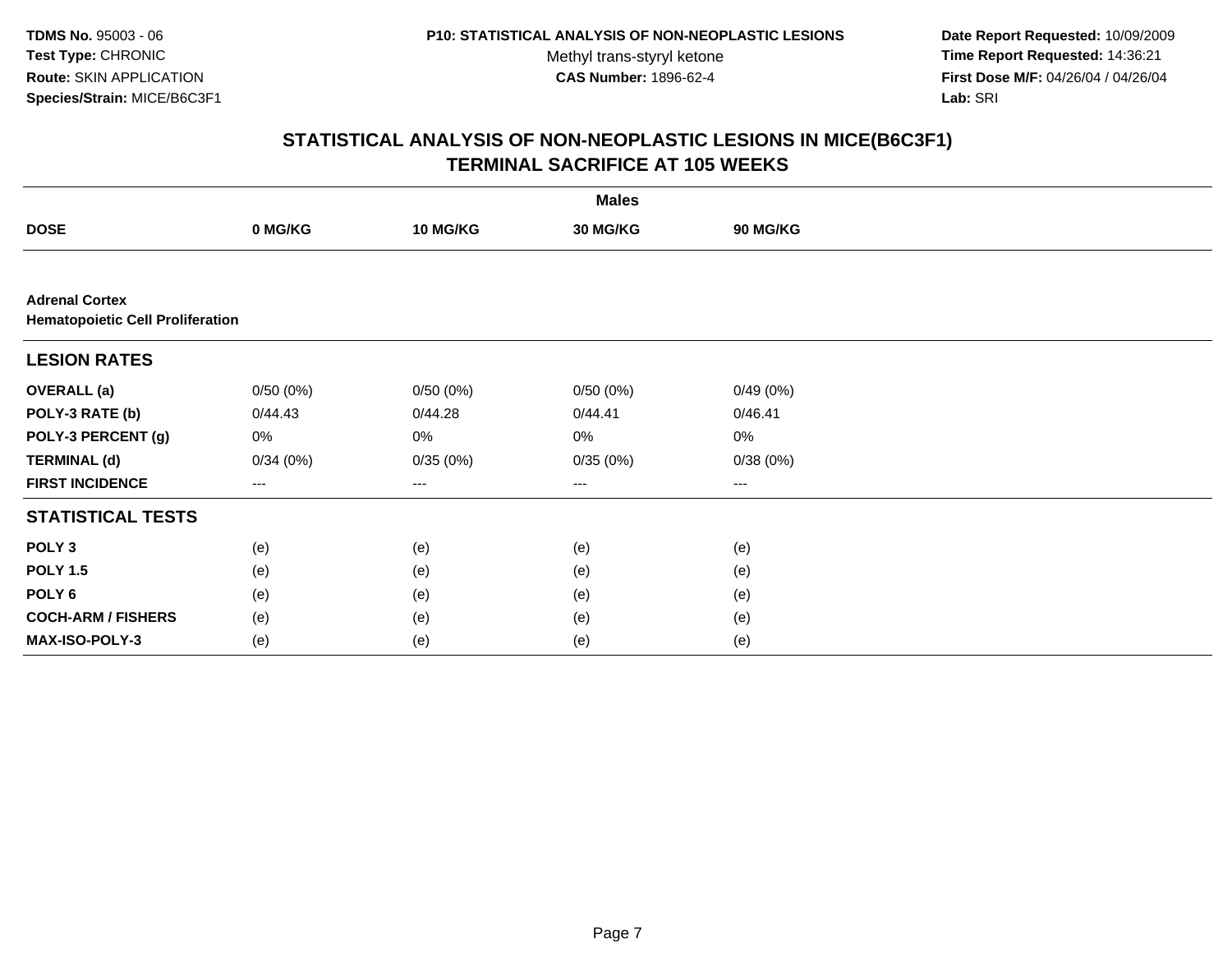**TDMS No.** 95003 - 06
**Test Type:** CHRONIC
**Route:** SKIN APPLICATION
**Species/Strain:** MICE/B6C3F1

**P10: STATISTICAL ANALYSIS OF NON-NEOPLASTIC LESIONS**
Methyl trans-styryl ketone
**CAS Number:** 1896-62-4

**Date Report Requested:** 10/09/2009
**Time Report Requested:** 14:36:21
**First Dose M/F:** 04/26/04 / 04/26/04
**Lab:** SRI

## STATISTICAL ANALYSIS OF NON-NEOPLASTIC LESIONS IN MICE(B6C3F1) TERMINAL SACRIFICE AT 105 WEEKS

| | Males | | | |
|---|---|---|---|---|
| **DOSE** | **0 MG/KG** | **10 MG/KG** | **30 MG/KG** | **90 MG/KG** |
| **Adrenal Cortex** | | | | |
| **Hematopoietic Cell Proliferation** | | | | |
| **LESION RATES** | | | | |
| **OVERALL (a)** | 0/50 (0%) | 0/50 (0%) | 0/50 (0%) | 0/49 (0%) |
| **POLY-3 RATE (b)** | 0/44.43 | 0/44.28 | 0/44.41 | 0/46.41 |
| **POLY-3 PERCENT (g)** | 0% | 0% | 0% | 0% |
| **TERMINAL (d)** | 0/34 (0%) | 0/35 (0%) | 0/35 (0%) | 0/38 (0%) |
| **FIRST INCIDENCE** | --- | --- | --- | --- |
| **STATISTICAL TESTS** | | | | |
| **POLY 3** | (e) | (e) | (e) | (e) |
| **POLY 1.5** | (e) | (e) | (e) | (e) |
| **POLY 6** | (e) | (e) | (e) | (e) |
| **COCH-ARM / FISHERS** | (e) | (e) | (e) | (e) |
| **MAX-ISO-POLY-3** | (e) | (e) | (e) | (e) |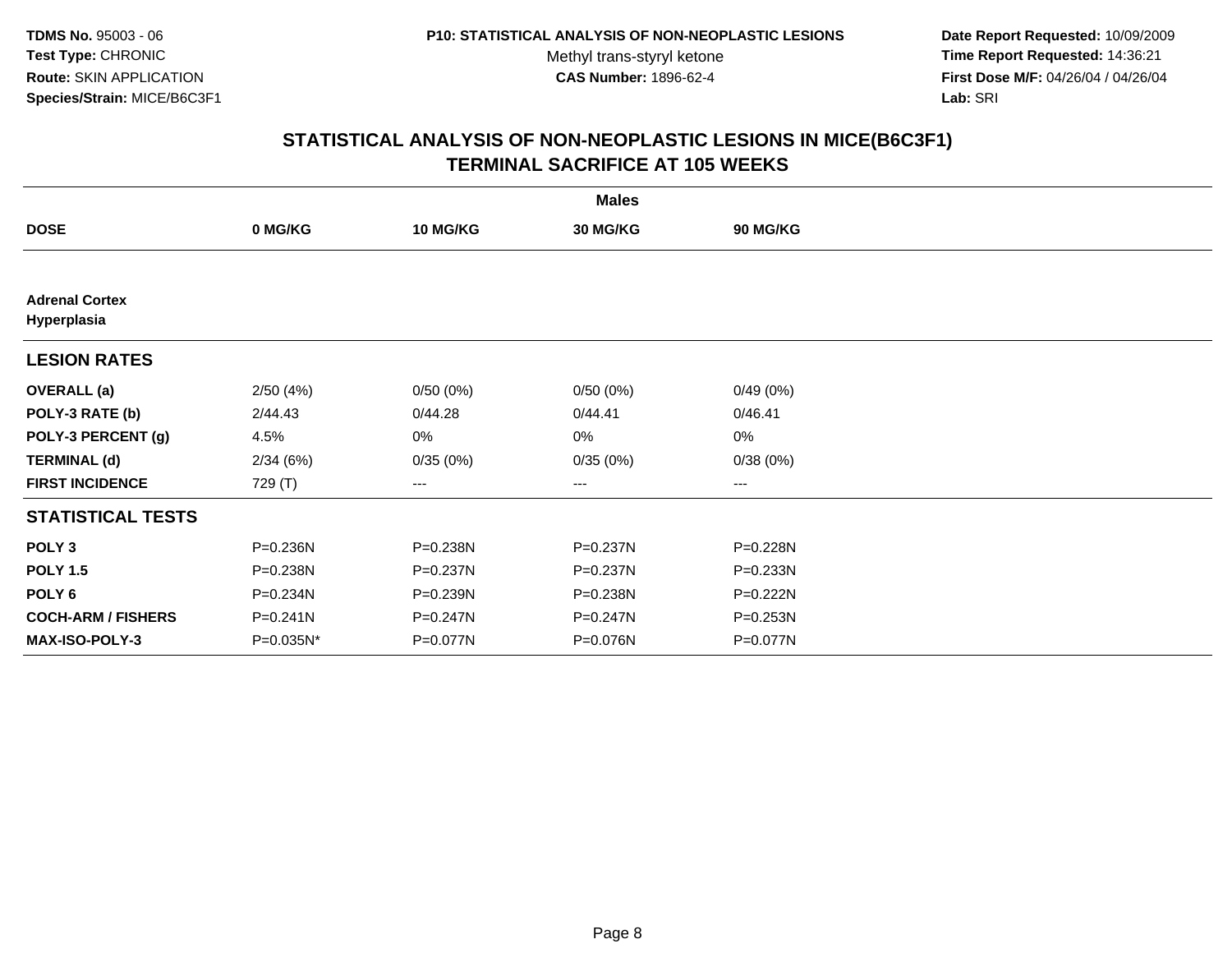TDMS No. 95003 - 06
Test Type: CHRONIC
Route: SKIN APPLICATION
Species/Strain: MICE/B6C3F1

P10: STATISTICAL ANALYSIS OF NON-NEOPLASTIC LESIONS
Methyl trans-styryl ketone
CAS Number: 1896-62-4

Date Report Requested: 10/09/2009
Time Report Requested: 14:36:21
First Dose M/F: 04/26/04 / 04/26/04
Lab: SRI

## STATISTICAL ANALYSIS OF NON-NEOPLASTIC LESIONS IN MICE(B6C3F1)
## TERMINAL SACRIFICE AT 105 WEEKS

| | Males | | | |
|---|---|---|---|---|
| **DOSE** | **0 MG/KG** | **10 MG/KG** | **30 MG/KG** | **90 MG/KG** |
| **Adrenal Cortex** | | | | |
| **Hyperplasia** | | | | |
| **LESION RATES** | | | | |
| **OVERALL (a)** | 2/50 (4%) | 0/50 (0%) | 0/50 (0%) | 0/49 (0%) |
| **POLY-3 RATE (b)** | 2/44.43 | 0/44.28 | 0/44.41 | 0/46.41 |
| **POLY-3 PERCENT (g)** | 4.5% | 0% | 0% | 0% |
| **TERMINAL (d)** | 2/34 (6%) | 0/35 (0%) | 0/35 (0%) | 0/38 (0%) |
| **FIRST INCIDENCE** | 729 (T) | --- | --- | --- |
| **STATISTICAL TESTS** | | | | |
| **POLY 3** | P=0.236N | P=0.238N | P=0.237N | P=0.228N |
| **POLY 1.5** | P=0.238N | P=0.237N | P=0.237N | P=0.233N |
| **POLY 6** | P=0.234N | P=0.239N | P=0.238N | P=0.222N |
| **COCH-ARM / FISHERS** | P=0.241N | P=0.247N | P=0.247N | P=0.253N |
| **MAX-ISO-POLY-3** | P=0.035N* | P=0.077N | P=0.076N | P=0.077N |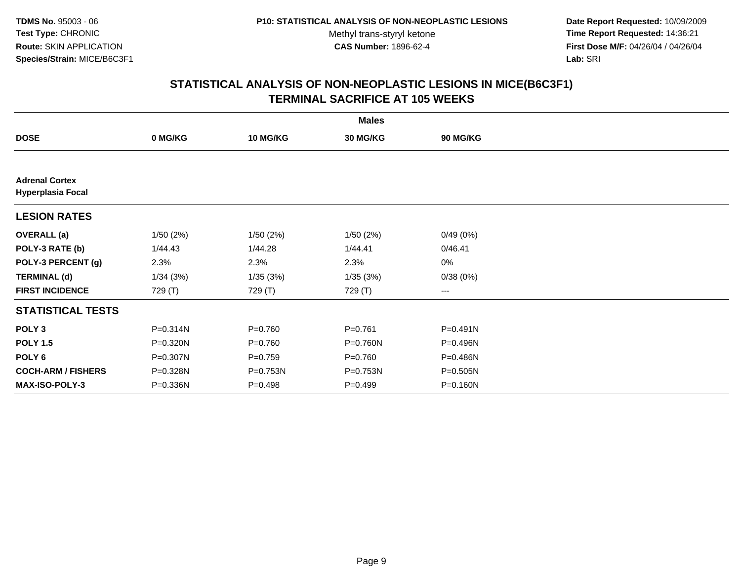**TDMS No.** 95003 - 06
**Test Type:** CHRONIC
**Route:** SKIN APPLICATION
**Species/Strain:** MICE/B6C3F1

**P10: STATISTICAL ANALYSIS OF NON-NEOPLASTIC LESIONS**
Methyl trans-styryl ketone
**CAS Number:** 1896-62-4

**Date Report Requested:** 10/09/2009
**Time Report Requested:** 14:36:21
**First Dose M/F:** 04/26/04 / 04/26/04
**Lab:** SRI

## STATISTICAL ANALYSIS OF NON-NEOPLASTIC LESIONS IN MICE(B6C3F1)
## TERMINAL SACRIFICE AT 105 WEEKS

| | Males | | | |
|---|---|---|---|---|
| **DOSE** | **0 MG/KG** | **10 MG/KG** | **30 MG/KG** | **90 MG/KG** |
| **Adrenal Cortex** | | | | |
| **Hyperplasia Focal** | | | | |
| **LESION RATES** | | | | |
| **OVERALL (a)** | 1/50 (2%) | 1/50 (2%) | 1/50 (2%) | 0/49 (0%) |
| **POLY-3 RATE (b)** | 1/44.43 | 1/44.28 | 1/44.41 | 0/46.41 |
| **POLY-3 PERCENT (g)** | 2.3% | 2.3% | 2.3% | 0% |
| **TERMINAL (d)** | 1/34 (3%) | 1/35 (3%) | 1/35 (3%) | 0/38 (0%) |
| **FIRST INCIDENCE** | 729 (T) | 729 (T) | 729 (T) | --- |
| **STATISTICAL TESTS** | | | | |
| **POLY 3** | P=0.314N | P=0.760 | P=0.761 | P=0.491N |
| **POLY 1.5** | P=0.320N | P=0.760 | P=0.760N | P=0.496N |
| **POLY 6** | P=0.307N | P=0.759 | P=0.760 | P=0.486N |
| **COCH-ARM / FISHERS** | P=0.328N | P=0.753N | P=0.753N | P=0.505N |
| **MAX-ISO-POLY-3** | P=0.336N | P=0.498 | P=0.499 | P=0.160N |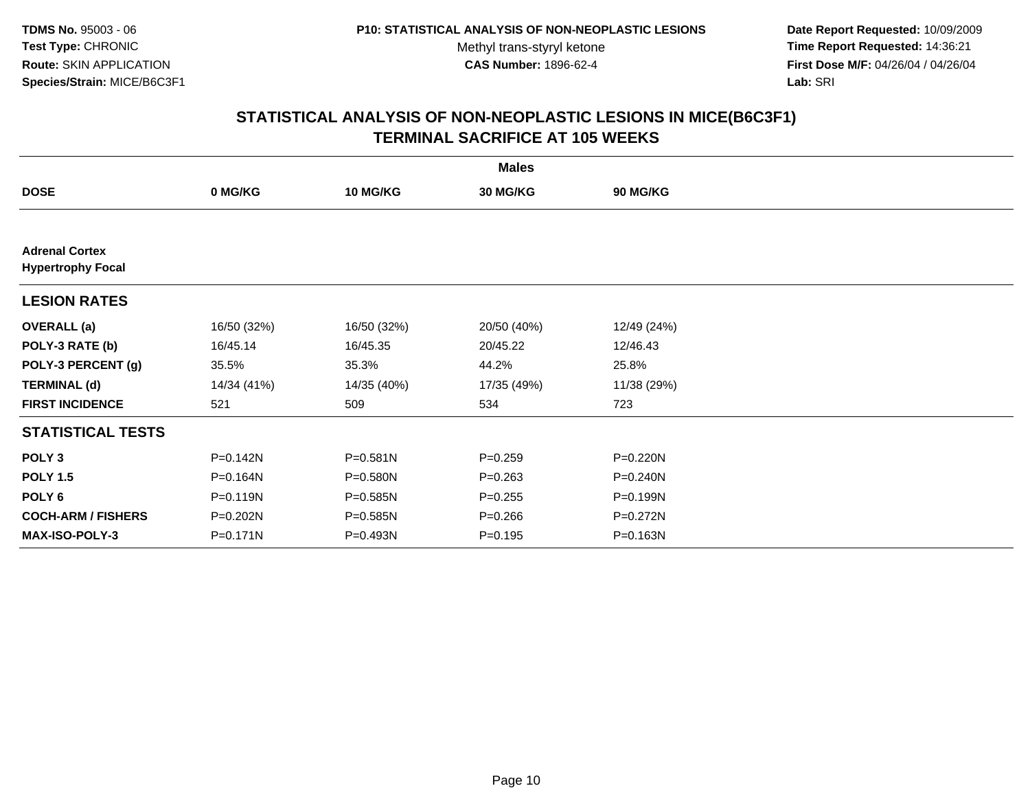**TDMS No.** 95003 - 06
**Test Type:** CHRONIC
**Route:** SKIN APPLICATION
**Species/Strain:** MICE/B6C3F1

**P10: STATISTICAL ANALYSIS OF NON-NEOPLASTIC LESIONS**
Methyl trans-styryl ketone
**CAS Number:** 1896-62-4

**Date Report Requested:** 10/09/2009
**Time Report Requested:** 14:36:21
**First Dose M/F:** 04/26/04 / 04/26/04
**Lab:** SRI

## STATISTICAL ANALYSIS OF NON-NEOPLASTIC LESIONS IN MICE(B6C3F1) TERMINAL SACRIFICE AT 105 WEEKS

| | Males | | | |
|---|---|---|---|---|
| **DOSE** | **0 MG/KG** | **10 MG/KG** | **30 MG/KG** | **90 MG/KG** |
| **Adrenal Cortex** | | | | |
| **Hypertrophy Focal** | | | | |
| **LESION RATES** | | | | |
| **OVERALL (a)** | 16/50 (32%) | 16/50 (32%) | 20/50 (40%) | 12/49 (24%) |
| **POLY-3 RATE (b)** | 16/45.14 | 16/45.35 | 20/45.22 | 12/46.43 |
| **POLY-3 PERCENT (g)** | 35.5% | 35.3% | 44.2% | 25.8% |
| **TERMINAL (d)** | 14/34 (41%) | 14/35 (40%) | 17/35 (49%) | 11/38 (29%) |
| **FIRST INCIDENCE** | 521 | 509 | 534 | 723 |
| **STATISTICAL TESTS** | | | | |
| **POLY 3** | P=0.142N | P=0.581N | P=0.259 | P=0.220N |
| **POLY 1.5** | P=0.164N | P=0.580N | P=0.263 | P=0.240N |
| **POLY 6** | P=0.119N | P=0.585N | P=0.255 | P=0.199N |
| **COCH-ARM / FISHERS** | P=0.202N | P=0.585N | P=0.266 | P=0.272N |
| **MAX-ISO-POLY-3** | P=0.171N | P=0.493N | P=0.195 | P=0.163N |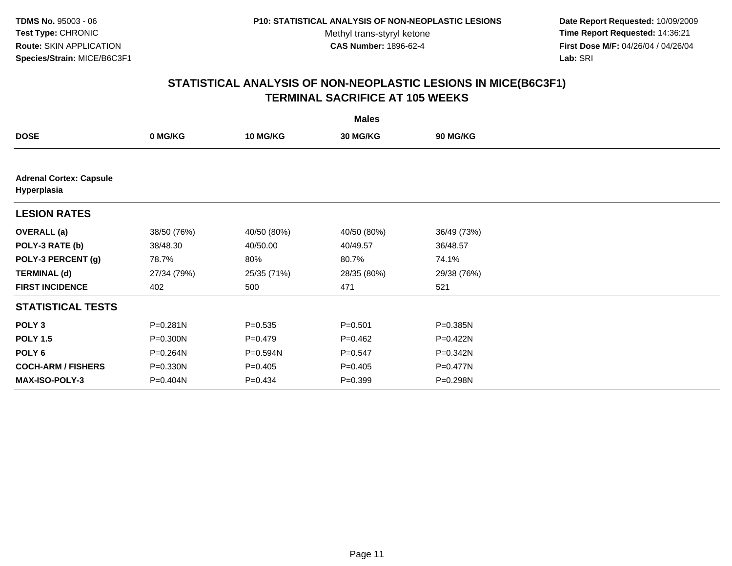**TDMS No.** 95003 - 06
**Test Type:** CHRONIC
**Route:** SKIN APPLICATION
**Species/Strain:** MICE/B6C3F1

**P10: STATISTICAL ANALYSIS OF NON-NEOPLASTIC LESIONS**
Methyl trans-styryl ketone
**CAS Number:** 1896-62-4

**Date Report Requested:** 10/09/2009
**Time Report Requested:** 14:36:21
**First Dose M/F:** 04/26/04 / 04/26/04
**Lab:** SRI

## STATISTICAL ANALYSIS OF NON-NEOPLASTIC LESIONS IN MICE(B6C3F1)
## TERMINAL SACRIFICE AT 105 WEEKS

| | Males | | | |
|---|---|---|---|---|
| **DOSE** | **0 MG/KG** | **10 MG/KG** | **30 MG/KG** | **90 MG/KG** |
| **Adrenal Cortex: Capsule Hyperplasia** | | | | |
| **LESION RATES** | | | | |
| **OVERALL (a)** | 38/50 (76%) | 40/50 (80%) | 40/50 (80%) | 36/49 (73%) |
| **POLY-3 RATE (b)** | 38/48.30 | 40/50.00 | 40/49.57 | 36/48.57 |
| **POLY-3 PERCENT (g)** | 78.7% | 80% | 80.7% | 74.1% |
| **TERMINAL (d)** | 27/34 (79%) | 25/35 (71%) | 28/35 (80%) | 29/38 (76%) |
| **FIRST INCIDENCE** | 402 | 500 | 471 | 521 |
| **STATISTICAL TESTS** | | | | |
| **POLY 3** | P=0.281N | P=0.535 | P=0.501 | P=0.385N |
| **POLY 1.5** | P=0.300N | P=0.479 | P=0.462 | P=0.422N |
| **POLY 6** | P=0.264N | P=0.594N | P=0.547 | P=0.342N |
| **COCH-ARM / FISHERS** | P=0.330N | P=0.405 | P=0.405 | P=0.477N |
| **MAX-ISO-POLY-3** | P=0.404N | P=0.434 | P=0.399 | P=0.298N |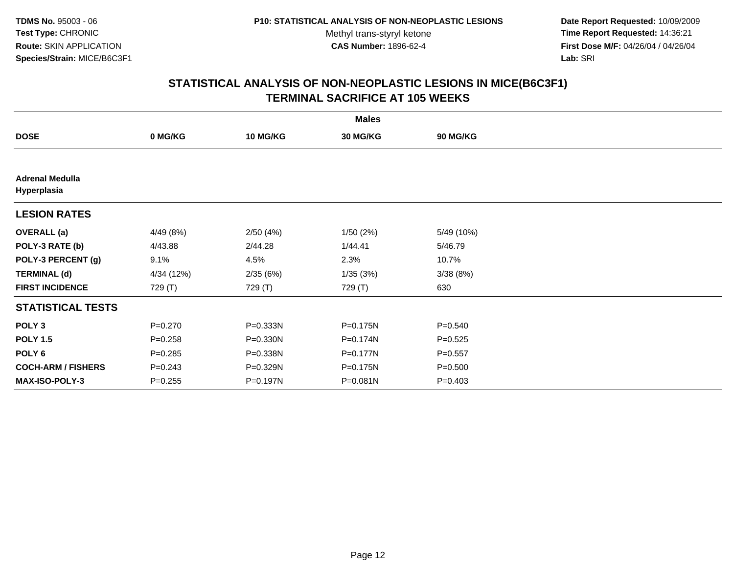**TDMS No.** 95003 - 06
**Test Type:** CHRONIC
**Route:** SKIN APPLICATION
**Species/Strain:** MICE/B6C3F1

**P10: STATISTICAL ANALYSIS OF NON-NEOPLASTIC LESIONS**
Methyl trans-styryl ketone
**CAS Number:** 1896-62-4

**Date Report Requested:** 10/09/2009
**Time Report Requested:** 14:36:21
**First Dose M/F:** 04/26/04 / 04/26/04
**Lab:** SRI

## STATISTICAL ANALYSIS OF NON-NEOPLASTIC LESIONS IN MICE(B6C3F1)
## TERMINAL SACRIFICE AT 105 WEEKS

| | Males | | | |
|---|---|---|---|---|
| **DOSE** | **0 MG/KG** | **10 MG/KG** | **30 MG/KG** | **90 MG/KG** |
| **Adrenal Medulla** | | | | |
| **Hyperplasia** | | | | |
| **LESION RATES** | | | | |
| **OVERALL (a)** | 4/49 (8%) | 2/50 (4%) | 1/50 (2%) | 5/49 (10%) |
| **POLY-3 RATE (b)** | 4/43.88 | 2/44.28 | 1/44.41 | 5/46.79 |
| **POLY-3 PERCENT (g)** | 9.1% | 4.5% | 2.3% | 10.7% |
| **TERMINAL (d)** | 4/34 (12%) | 2/35 (6%) | 1/35 (3%) | 3/38 (8%) |
| **FIRST INCIDENCE** | 729 (T) | 729 (T) | 729 (T) | 630 |
| **STATISTICAL TESTS** | | | | |
| **POLY 3** | P=0.270 | P=0.333N | P=0.175N | P=0.540 |
| **POLY 1.5** | P=0.258 | P=0.330N | P=0.174N | P=0.525 |
| **POLY 6** | P=0.285 | P=0.338N | P=0.177N | P=0.557 |
| **COCH-ARM / FISHERS** | P=0.243 | P=0.329N | P=0.175N | P=0.500 |
| **MAX-ISO-POLY-3** | P=0.255 | P=0.197N | P=0.081N | P=0.403 |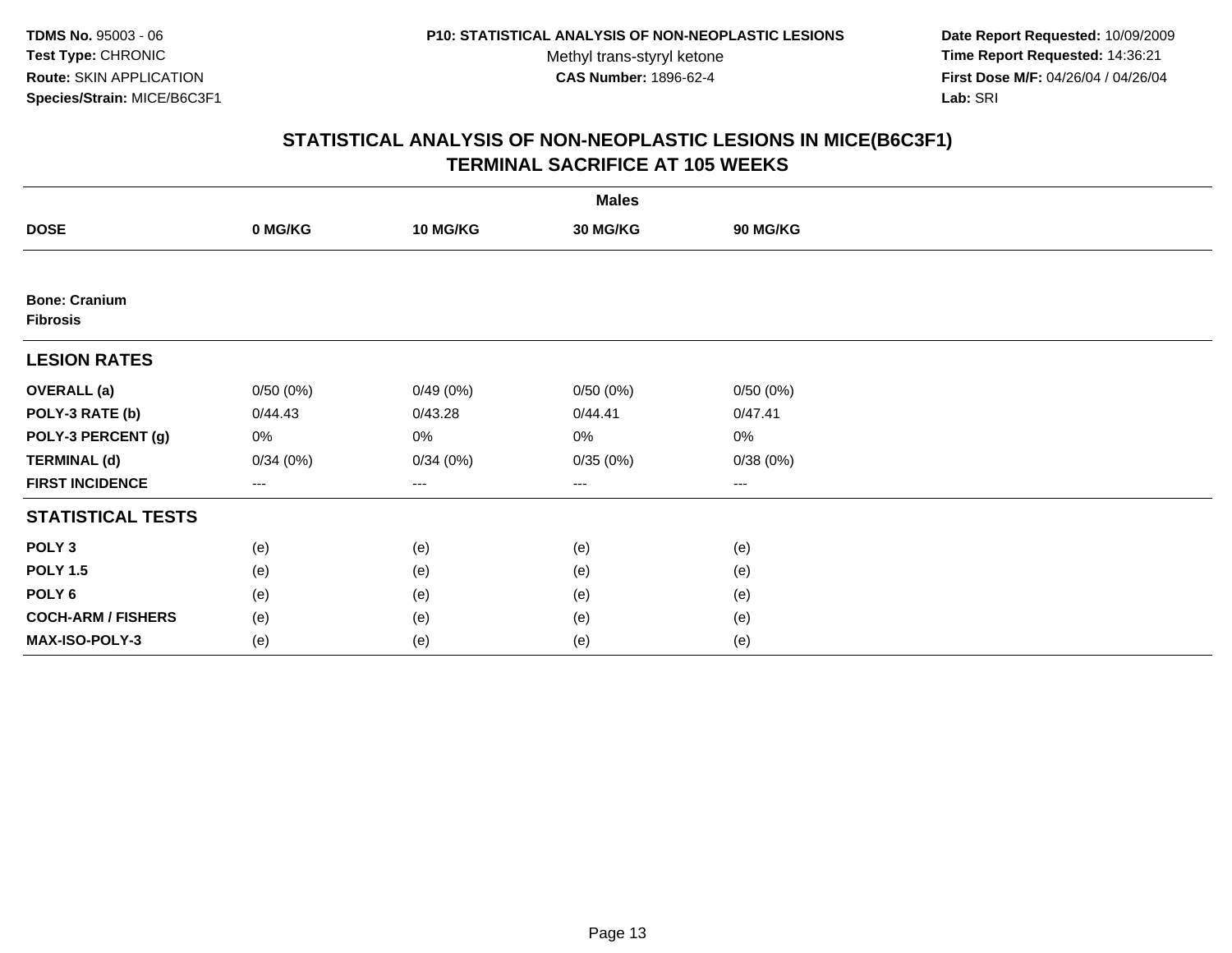**TDMS No.** 95003 - 06
**Test Type:** CHRONIC
**Route:** SKIN APPLICATION
**Species/Strain:** MICE/B6C3F1

**P10: STATISTICAL ANALYSIS OF NON-NEOPLASTIC LESIONS**
Methyl trans-styryl ketone
**CAS Number:** 1896-62-4

**Date Report Requested:** 10/09/2009
**Time Report Requested:** 14:36:21
**First Dose M/F:** 04/26/04 / 04/26/04
**Lab:** SRI

## STATISTICAL ANALYSIS OF NON-NEOPLASTIC LESIONS IN MICE(B6C3F1)
## TERMINAL SACRIFICE AT 105 WEEKS

| | Males | | | |
|---|---|---|---|---|
| **DOSE** | **0 MG/KG** | **10 MG/KG** | **30 MG/KG** | **90 MG/KG** |
| **Bone: Cranium** | | | | |
| **Fibrosis** | | | | |
| **LESION RATES** | | | | |
| **OVERALL (a)** | 0/50 (0%) | 0/49 (0%) | 0/50 (0%) | 0/50 (0%) |
| **POLY-3 RATE (b)** | 0/44.43 | 0/43.28 | 0/44.41 | 0/47.41 |
| **POLY-3 PERCENT (g)** | 0% | 0% | 0% | 0% |
| **TERMINAL (d)** | 0/34 (0%) | 0/34 (0%) | 0/35 (0%) | 0/38 (0%) |
| **FIRST INCIDENCE** | --- | --- | --- | --- |
| **STATISTICAL TESTS** | | | | |
| **POLY 3** | (e) | (e) | (e) | (e) |
| **POLY 1.5** | (e) | (e) | (e) | (e) |
| **POLY 6** | (e) | (e) | (e) | (e) |
| **COCH-ARM / FISHERS** | (e) | (e) | (e) | (e) |
| **MAX-ISO-POLY-3** | (e) | (e) | (e) | (e) |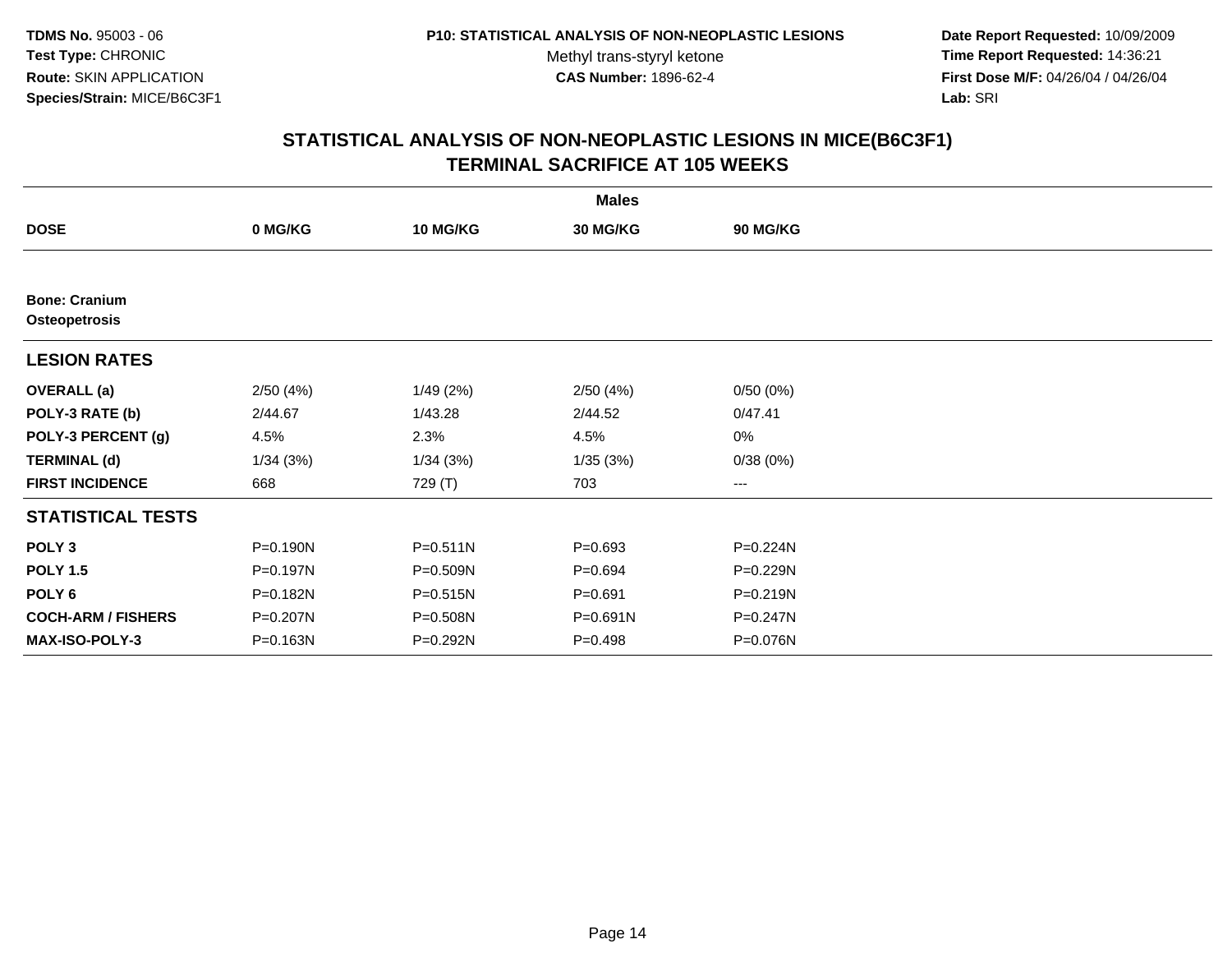**TDMS No.** 95003 - 06
**Test Type:** CHRONIC
**Route:** SKIN APPLICATION
**Species/Strain:** MICE/B6C3F1

**P10: STATISTICAL ANALYSIS OF NON-NEOPLASTIC LESIONS**
Methyl trans-styryl ketone
**CAS Number:** 1896-62-4

**Date Report Requested:** 10/09/2009
**Time Report Requested:** 14:36:21
**First Dose M/F:** 04/26/04 / 04/26/04
**Lab:** SRI

## STATISTICAL ANALYSIS OF NON-NEOPLASTIC LESIONS IN MICE(B6C3F1)
## TERMINAL SACRIFICE AT 105 WEEKS

| | Males | | | |
|---|---|---|---|---|
| **DOSE** | **0 MG/KG** | **10 MG/KG** | **30 MG/KG** | **90 MG/KG** |
| **Bone: Cranium** | | | | |
| **Osteopetrosis** | | | | |
| **LESION RATES** | | | | |
| **OVERALL (a)** | 2/50 (4%) | 1/49 (2%) | 2/50 (4%) | 0/50 (0%) |
| **POLY-3 RATE (b)** | 2/44.67 | 1/43.28 | 2/44.52 | 0/47.41 |
| **POLY-3 PERCENT (g)** | 4.5% | 2.3% | 4.5% | 0% |
| **TERMINAL (d)** | 1/34 (3%) | 1/34 (3%) | 1/35 (3%) | 0/38 (0%) |
| **FIRST INCIDENCE** | 668 | 729 (T) | 703 | --- |
| **STATISTICAL TESTS** | | | | |
| **POLY 3** | P=0.190N | P=0.511N | P=0.693 | P=0.224N |
| **POLY 1.5** | P=0.197N | P=0.509N | P=0.694 | P=0.229N |
| **POLY 6** | P=0.182N | P=0.515N | P=0.691 | P=0.219N |
| **COCH-ARM / FISHERS** | P=0.207N | P=0.508N | P=0.691N | P=0.247N |
| **MAX-ISO-POLY-3** | P=0.163N | P=0.292N | P=0.498 | P=0.076N |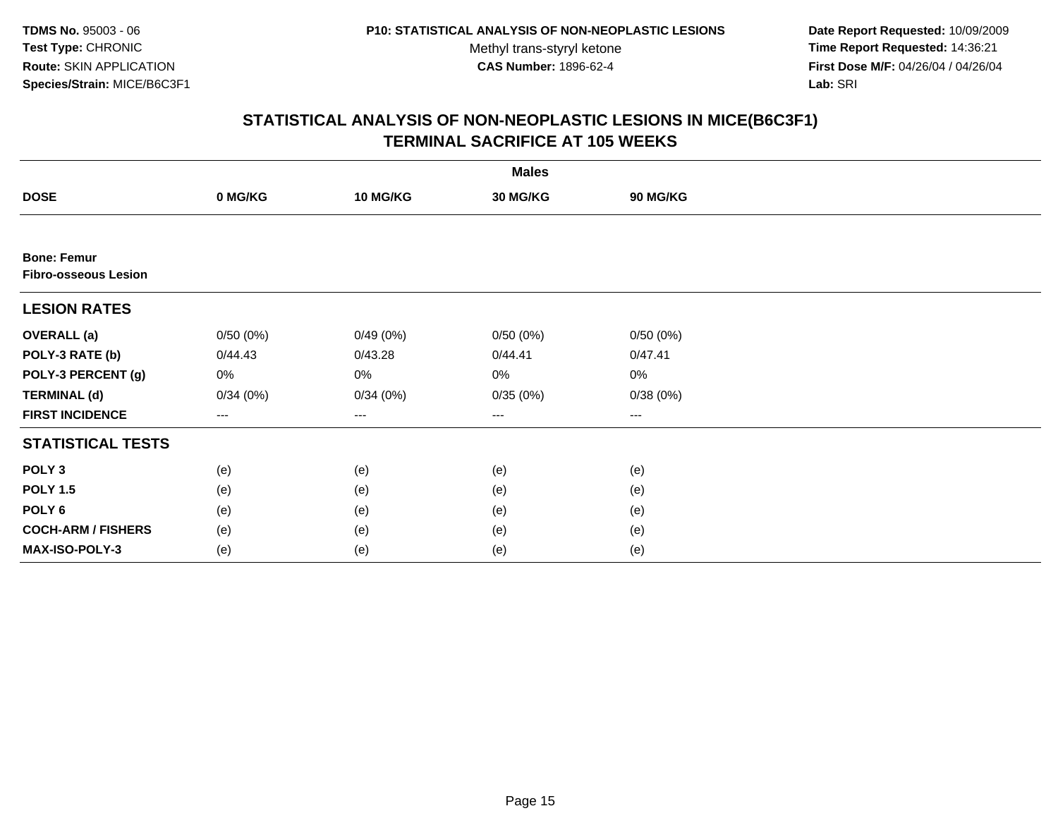TDMS No. 95003 - 06
Test Type: CHRONIC
Route: SKIN APPLICATION
Species/Strain: MICE/B6C3F1

P10: STATISTICAL ANALYSIS OF NON-NEOPLASTIC LESIONS
Methyl trans-styryl ketone
CAS Number: 1896-62-4

Date Report Requested: 10/09/2009
Time Report Requested: 14:36:21
First Dose M/F: 04/26/04 / 04/26/04
Lab: SRI

## STATISTICAL ANALYSIS OF NON-NEOPLASTIC LESIONS IN MICE(B6C3F1)
## TERMINAL SACRIFICE AT 105 WEEKS

| | Males | | | |
|---|---|---|---|---|
| **DOSE** | **0 MG/KG** | **10 MG/KG** | **30 MG/KG** | **90 MG/KG** |
| **Bone: Femur** | | | | |
| **Fibro-osseous Lesion** | | | | |
| **LESION RATES** | | | | |
| **OVERALL (a)** | 0/50 (0%) | 0/49 (0%) | 0/50 (0%) | 0/50 (0%) |
| **POLY-3 RATE (b)** | 0/44.43 | 0/43.28 | 0/44.41 | 0/47.41 |
| **POLY-3 PERCENT (g)** | 0% | 0% | 0% | 0% |
| **TERMINAL (d)** | 0/34 (0%) | 0/34 (0%) | 0/35 (0%) | 0/38 (0%) |
| **FIRST INCIDENCE** | --- | --- | --- | --- |
| **STATISTICAL TESTS** | | | | |
| **POLY 3** | (e) | (e) | (e) | (e) |
| **POLY 1.5** | (e) | (e) | (e) | (e) |
| **POLY 6** | (e) | (e) | (e) | (e) |
| **COCH-ARM / FISHERS** | (e) | (e) | (e) | (e) |
| **MAX-ISO-POLY-3** | (e) | (e) | (e) | (e) |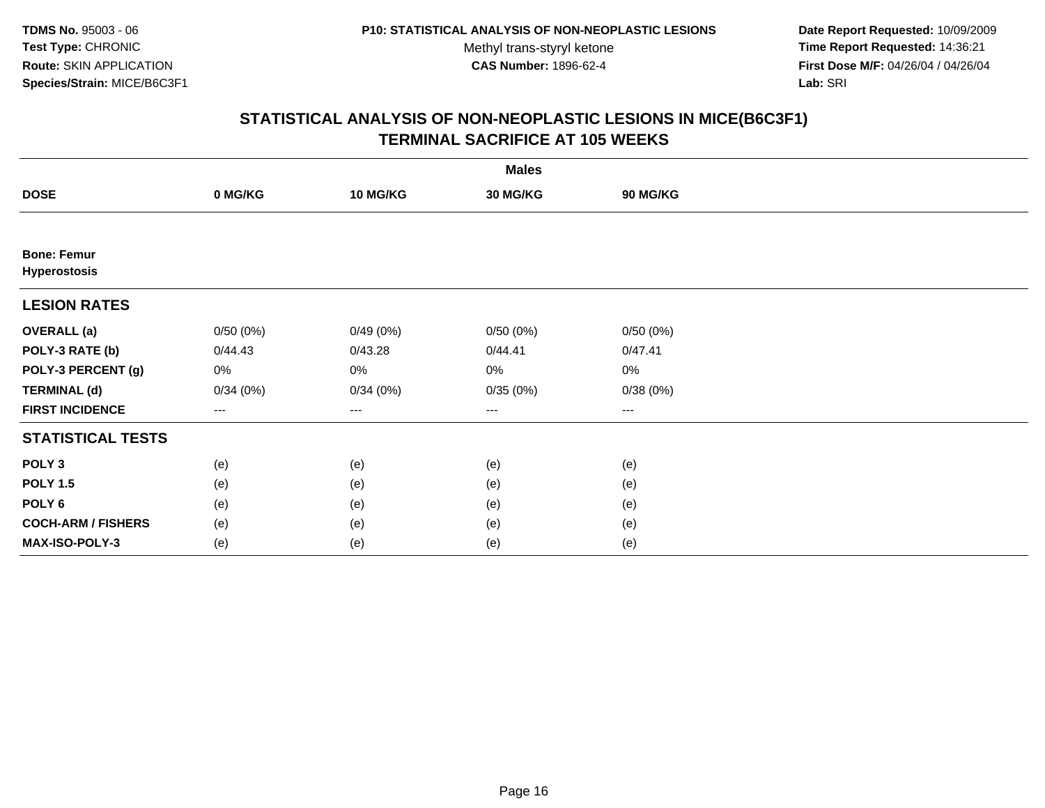**TDMS No.** 95003 - 06
**Test Type:** CHRONIC
**Route:** SKIN APPLICATION
**Species/Strain:** MICE/B6C3F1

**P10: STATISTICAL ANALYSIS OF NON-NEOPLASTIC LESIONS**
Methyl trans-styryl ketone
**CAS Number:** 1896-62-4

**Date Report Requested:** 10/09/2009
**Time Report Requested:** 14:36:21
**First Dose M/F:** 04/26/04 / 04/26/04
**Lab:** SRI

## STATISTICAL ANALYSIS OF NON-NEOPLASTIC LESIONS IN MICE(B6C3F1)
## TERMINAL SACRIFICE AT 105 WEEKS

| | Males | | | |
|---|---|---|---|---|
| **DOSE** | **0 MG/KG** | **10 MG/KG** | **30 MG/KG** | **90 MG/KG** |
| **Bone: Femur** **Hyperostosis** | | | | |
| **LESION RATES** | | | | |
| **OVERALL (a)** | 0/50 (0%) | 0/49 (0%) | 0/50 (0%) | 0/50 (0%) |
| **POLY-3 RATE (b)** | 0/44.43 | 0/43.28 | 0/44.41 | 0/47.41 |
| **POLY-3 PERCENT (g)** | 0% | 0% | 0% | 0% |
| **TERMINAL (d)** | 0/34 (0%) | 0/34 (0%) | 0/35 (0%) | 0/38 (0%) |
| **FIRST INCIDENCE** | --- | --- | --- | --- |
| **STATISTICAL TESTS** | | | | |
| **POLY 3** | (e) | (e) | (e) | (e) |
| **POLY 1.5** | (e) | (e) | (e) | (e) |
| **POLY 6** | (e) | (e) | (e) | (e) |
| **COCH-ARM / FISHERS** | (e) | (e) | (e) | (e) |
| **MAX-ISO-POLY-3** | (e) | (e) | (e) | (e) |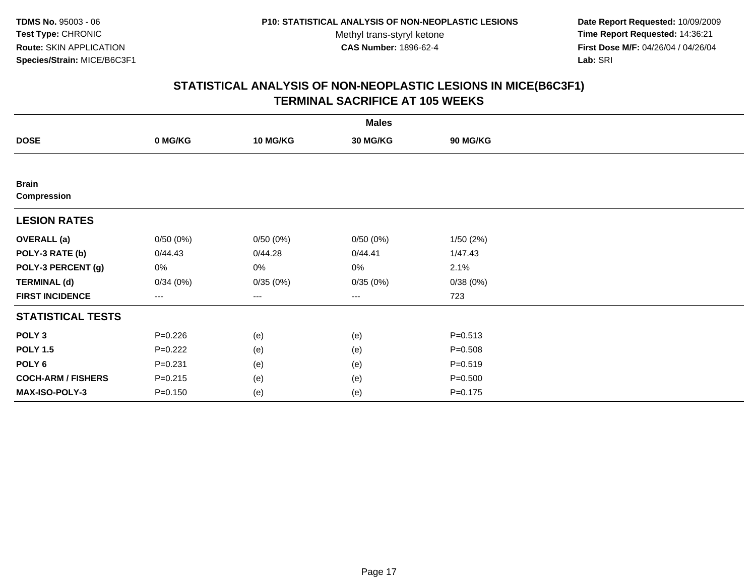TDMS No. 95003 - 06
Test Type: CHRONIC
Route: SKIN APPLICATION
Species/Strain: MICE/B6C3F1

P10: STATISTICAL ANALYSIS OF NON-NEOPLASTIC LESIONS
Methyl trans-styryl ketone
CAS Number: 1896-62-4

Date Report Requested: 10/09/2009
Time Report Requested: 14:36:21
First Dose M/F: 04/26/04 / 04/26/04
Lab: SRI

## STATISTICAL ANALYSIS OF NON-NEOPLASTIC LESIONS IN MICE(B6C3F1)
## TERMINAL SACRIFICE AT 105 WEEKS

| | Males | | | |
|---|---|---|---|---|
| **DOSE** | **0 MG/KG** | **10 MG/KG** | **30 MG/KG** | **90 MG/KG** |
| **Brain** | | | | |
| **Compression** | | | | |
| **LESION RATES** | | | | |
| **OVERALL (a)** | 0/50 (0%) | 0/50 (0%) | 0/50 (0%) | 1/50 (2%) |
| **POLY-3 RATE (b)** | 0/44.43 | 0/44.28 | 0/44.41 | 1/47.43 |
| **POLY-3 PERCENT (g)** | 0% | 0% | 0% | 2.1% |
| **TERMINAL (d)** | 0/34 (0%) | 0/35 (0%) | 0/35 (0%) | 0/38 (0%) |
| **FIRST INCIDENCE** | --- | --- | --- | 723 |
| **STATISTICAL TESTS** | | | | |
| **POLY 3** | P=0.226 | (e) | (e) | P=0.513 |
| **POLY 1.5** | P=0.222 | (e) | (e) | P=0.508 |
| **POLY 6** | P=0.231 | (e) | (e) | P=0.519 |
| **COCH-ARM / FISHERS** | P=0.215 | (e) | (e) | P=0.500 |
| **MAX-ISO-POLY-3** | P=0.150 | (e) | (e) | P=0.175 |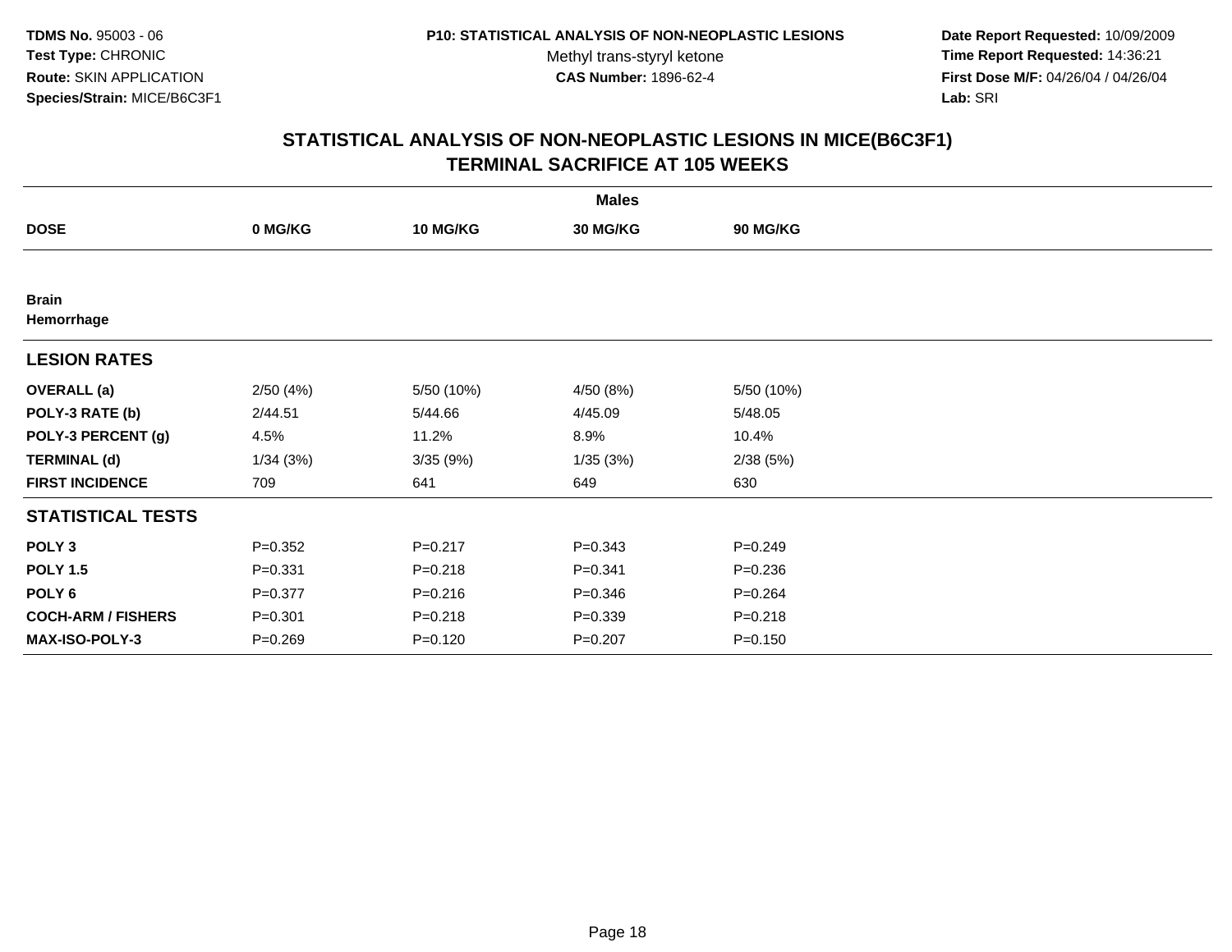**TDMS No.** 95003 - 06
**Test Type:** CHRONIC
**Route:** SKIN APPLICATION
**Species/Strain:** MICE/B6C3F1

**P10: STATISTICAL ANALYSIS OF NON-NEOPLASTIC LESIONS**
Methyl trans-styryl ketone
**CAS Number:** 1896-62-4

**Date Report Requested:** 10/09/2009
**Time Report Requested:** 14:36:21
**First Dose M/F:** 04/26/04 / 04/26/04
**Lab:** SRI

## STATISTICAL ANALYSIS OF NON-NEOPLASTIC LESIONS IN MICE(B6C3F1) TERMINAL SACRIFICE AT 105 WEEKS

| | Males | | | |
|---|---|---|---|---|
| **DOSE** | **0 MG/KG** | **10 MG/KG** | **30 MG/KG** | **90 MG/KG** |
| **Brain** | | | | |
| **Hemorrhage** | | | | |
| **LESION RATES** | | | | |
| **OVERALL (a)** | 2/50 (4%) | 5/50 (10%) | 4/50 (8%) | 5/50 (10%) |
| **POLY-3 RATE (b)** | 2/44.51 | 5/44.66 | 4/45.09 | 5/48.05 |
| **POLY-3 PERCENT (g)** | 4.5% | 11.2% | 8.9% | 10.4% |
| **TERMINAL (d)** | 1/34 (3%) | 3/35 (9%) | 1/35 (3%) | 2/38 (5%) |
| **FIRST INCIDENCE** | 709 | 641 | 649 | 630 |
| **STATISTICAL TESTS** | | | | |
| **POLY 3** | P=0.352 | P=0.217 | P=0.343 | P=0.249 |
| **POLY 1.5** | P=0.331 | P=0.218 | P=0.341 | P=0.236 |
| **POLY 6** | P=0.377 | P=0.216 | P=0.346 | P=0.264 |
| **COCH-ARM / FISHERS** | P=0.301 | P=0.218 | P=0.339 | P=0.218 |
| **MAX-ISO-POLY-3** | P=0.269 | P=0.120 | P=0.207 | P=0.150 |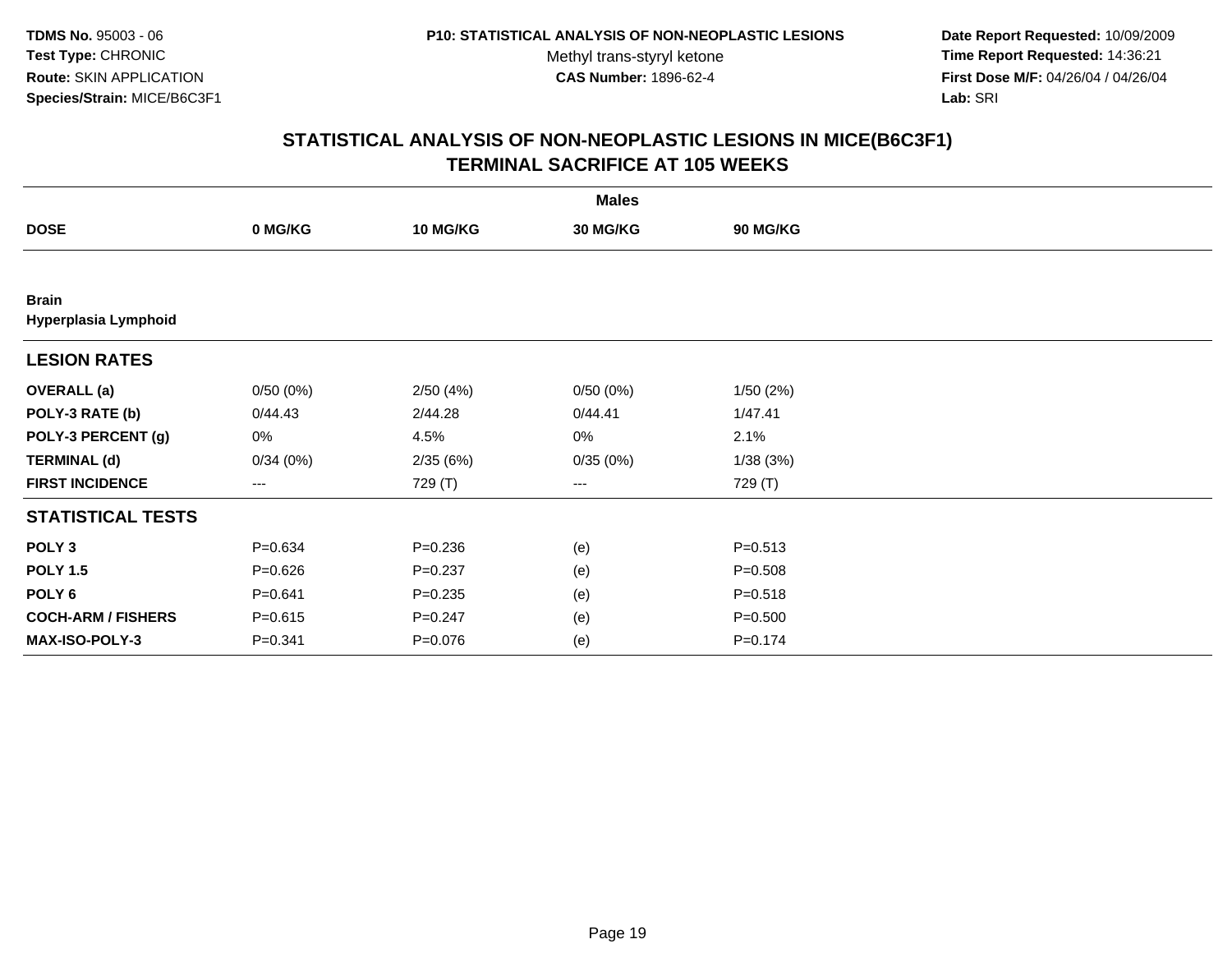TDMS No. 95003 - 06
Test Type: CHRONIC
Route: SKIN APPLICATION
Species/Strain: MICE/B6C3F1

P10: STATISTICAL ANALYSIS OF NON-NEOPLASTIC LESIONS
Methyl trans-styryl ketone
CAS Number: 1896-62-4

Date Report Requested: 10/09/2009
Time Report Requested: 14:36:21
First Dose M/F: 04/26/04 / 04/26/04
Lab: SRI

## STATISTICAL ANALYSIS OF NON-NEOPLASTIC LESIONS IN MICE(B6C3F1)
## TERMINAL SACRIFICE AT 105 WEEKS

| | Males | | | |
|---|---|---|---|---|
| **DOSE** | **0 MG/KG** | **10 MG/KG** | **30 MG/KG** | **90 MG/KG** |
| **Brain** | | | | |
| **Hyperplasia Lymphoid** | | | | |
| **LESION RATES** | | | | |
| **OVERALL (a)** | 0/50 (0%) | 2/50 (4%) | 0/50 (0%) | 1/50 (2%) |
| **POLY-3 RATE (b)** | 0/44.43 | 2/44.28 | 0/44.41 | 1/47.41 |
| **POLY-3 PERCENT (g)** | 0% | 4.5% | 0% | 2.1% |
| **TERMINAL (d)** | 0/34 (0%) | 2/35 (6%) | 0/35 (0%) | 1/38 (3%) |
| **FIRST INCIDENCE** | --- | 729 (T) | --- | 729 (T) |
| **STATISTICAL TESTS** | | | | |
| **POLY 3** | P=0.634 | P=0.236 | (e) | P=0.513 |
| **POLY 1.5** | P=0.626 | P=0.237 | (e) | P=0.508 |
| **POLY 6** | P=0.641 | P=0.235 | (e) | P=0.518 |
| **COCH-ARM / FISHERS** | P=0.615 | P=0.247 | (e) | P=0.500 |
| **MAX-ISO-POLY-3** | P=0.341 | P=0.076 | (e) | P=0.174 |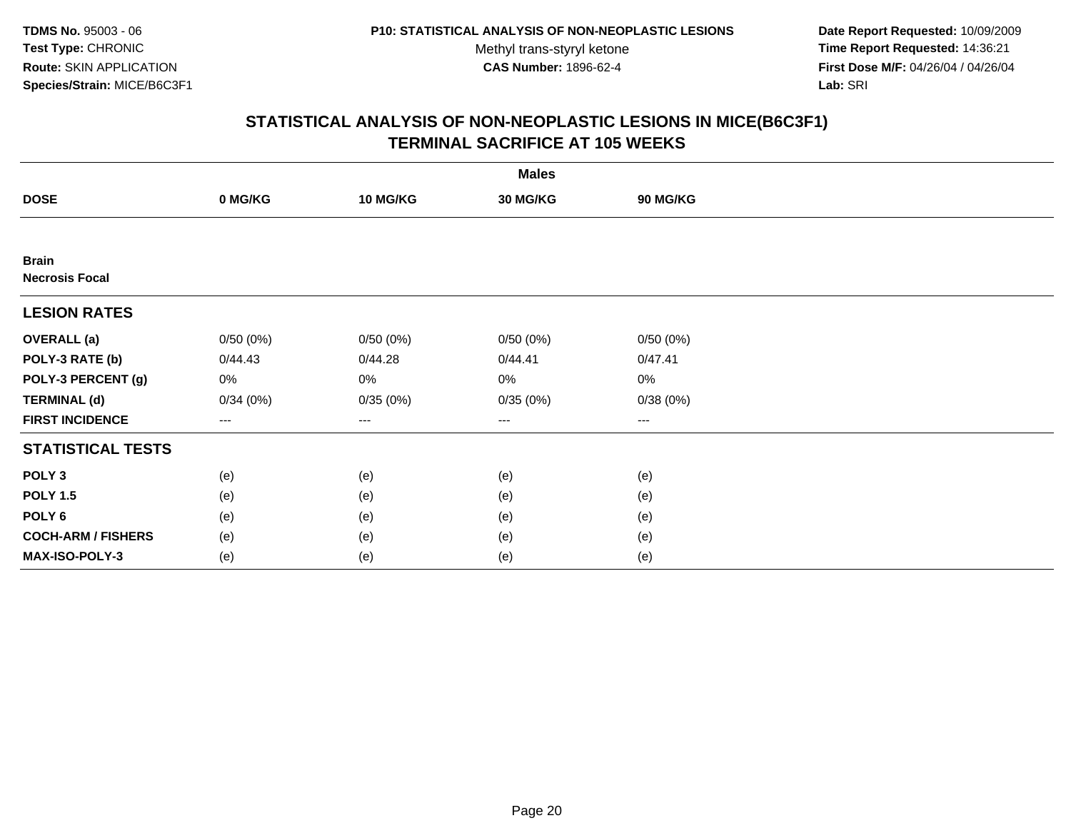**TDMS No.** 95003 - 06
**Test Type:** CHRONIC
**Route:** SKIN APPLICATION
**Species/Strain:** MICE/B6C3F1

**P10: STATISTICAL ANALYSIS OF NON-NEOPLASTIC LESIONS**
Methyl trans-styryl ketone
**CAS Number:** 1896-62-4

**Date Report Requested:** 10/09/2009
**Time Report Requested:** 14:36:21
**First Dose M/F:** 04/26/04 / 04/26/04
**Lab:** SRI

## STATISTICAL ANALYSIS OF NON-NEOPLASTIC LESIONS IN MICE(B6C3F1)
## TERMINAL SACRIFICE AT 105 WEEKS

| | Males | | | |
|---|---|---|---|---|
| **DOSE** | **0 MG/KG** | **10 MG/KG** | **30 MG/KG** | **90 MG/KG** |
| **Brain** | | | | |
| **Necrosis Focal** | | | | |
| **LESION RATES** | | | | |
| **OVERALL (a)** | 0/50 (0%) | 0/50 (0%) | 0/50 (0%) | 0/50 (0%) |
| **POLY-3 RATE (b)** | 0/44.43 | 0/44.28 | 0/44.41 | 0/47.41 |
| **POLY-3 PERCENT (g)** | 0% | 0% | 0% | 0% |
| **TERMINAL (d)** | 0/34 (0%) | 0/35 (0%) | 0/35 (0%) | 0/38 (0%) |
| **FIRST INCIDENCE** | --- | --- | --- | --- |
| **STATISTICAL TESTS** | | | | |
| **POLY 3** | (e) | (e) | (e) | (e) |
| **POLY 1.5** | (e) | (e) | (e) | (e) |
| **POLY 6** | (e) | (e) | (e) | (e) |
| **COCH-ARM / FISHERS** | (e) | (e) | (e) | (e) |
| **MAX-ISO-POLY-3** | (e) | (e) | (e) | (e) |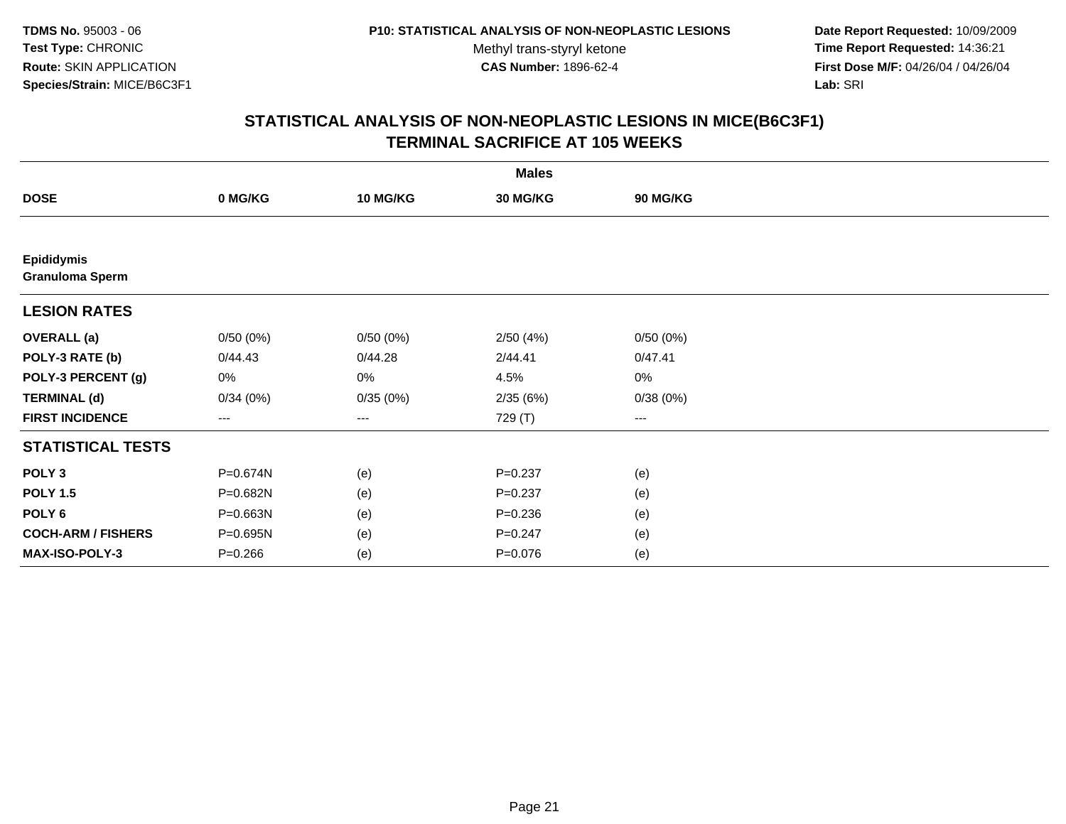**TDMS No.** 95003 - 06
**Test Type:** CHRONIC
**Route:** SKIN APPLICATION
**Species/Strain:** MICE/B6C3F1

**P10: STATISTICAL ANALYSIS OF NON-NEOPLASTIC LESIONS**
Methyl trans-styryl ketone
**CAS Number:** 1896-62-4

**Date Report Requested:** 10/09/2009
**Time Report Requested:** 14:36:21
**First Dose M/F:** 04/26/04 / 04/26/04
**Lab:** SRI

## STATISTICAL ANALYSIS OF NON-NEOPLASTIC LESIONS IN MICE(B6C3F1)
## TERMINAL SACRIFICE AT 105 WEEKS

| | Males | | | |
|---|---|---|---|---|
| **DOSE** | **0 MG/KG** | **10 MG/KG** | **30 MG/KG** | **90 MG/KG** |
| **Epididymis** | | | | |
| **Granuloma Sperm** | | | | |
| **LESION RATES** | | | | |
| **OVERALL (a)** | 0/50 (0%) | 0/50 (0%) | 2/50 (4%) | 0/50 (0%) |
| **POLY-3 RATE (b)** | 0/44.43 | 0/44.28 | 2/44.41 | 0/47.41 |
| **POLY-3 PERCENT (g)** | 0% | 0% | 4.5% | 0% |
| **TERMINAL (d)** | 0/34 (0%) | 0/35 (0%) | 2/35 (6%) | 0/38 (0%) |
| **FIRST INCIDENCE** | --- | --- | 729 (T) | --- |
| **STATISTICAL TESTS** | | | | |
| **POLY 3** | P=0.674N | (e) | P=0.237 | (e) |
| **POLY 1.5** | P=0.682N | (e) | P=0.237 | (e) |
| **POLY 6** | P=0.663N | (e) | P=0.236 | (e) |
| **COCH-ARM / FISHERS** | P=0.695N | (e) | P=0.247 | (e) |
| **MAX-ISO-POLY-3** | P=0.266 | (e) | P=0.076 | (e) |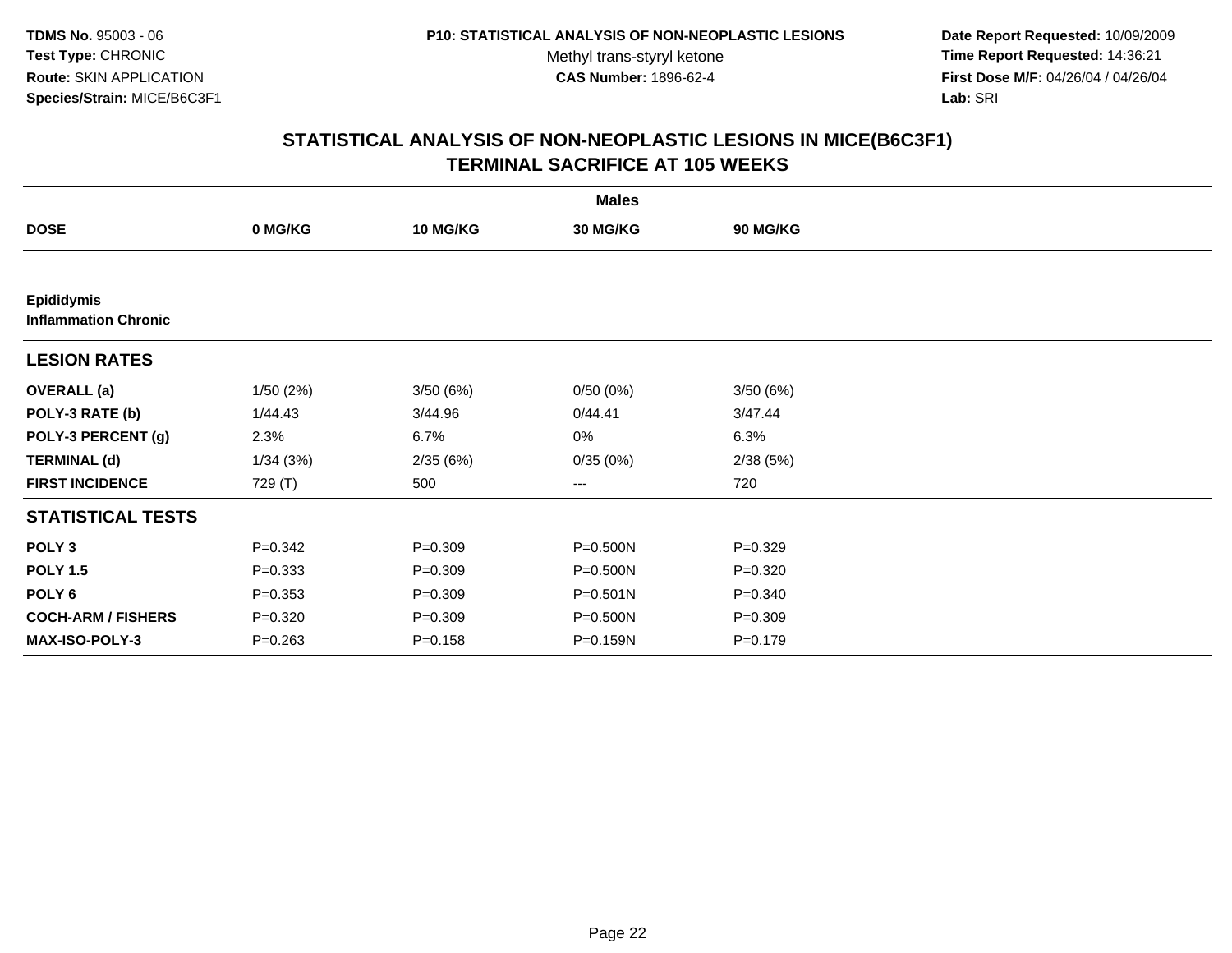**TDMS No.** 95003 - 06
**Test Type:** CHRONIC
**Route:** SKIN APPLICATION
**Species/Strain:** MICE/B6C3F1

**P10: STATISTICAL ANALYSIS OF NON-NEOPLASTIC LESIONS**
Methyl trans-styryl ketone
**CAS Number:** 1896-62-4

**Date Report Requested:** 10/09/2009
**Time Report Requested:** 14:36:21
**First Dose M/F:** 04/26/04 / 04/26/04
**Lab:** SRI

## STATISTICAL ANALYSIS OF NON-NEOPLASTIC LESIONS IN MICE(B6C3F1)
## TERMINAL SACRIFICE AT 105 WEEKS

| | Males | | | |
|---|---|---|---|---|
| **DOSE** | **0 MG/KG** | **10 MG/KG** | **30 MG/KG** | **90 MG/KG** |
| **Epididymis** | | | | |
| **Inflammation Chronic** | | | | |
| **LESION RATES** | | | | |
| **OVERALL (a)** | 1/50 (2%) | 3/50 (6%) | 0/50 (0%) | 3/50 (6%) |
| **POLY-3 RATE (b)** | 1/44.43 | 3/44.96 | 0/44.41 | 3/47.44 |
| **POLY-3 PERCENT (g)** | 2.3% | 6.7% | 0% | 6.3% |
| **TERMINAL (d)** | 1/34 (3%) | 2/35 (6%) | 0/35 (0%) | 2/38 (5%) |
| **FIRST INCIDENCE** | 729 (T) | 500 | --- | 720 |
| **STATISTICAL TESTS** | | | | |
| **POLY 3** | P=0.342 | P=0.309 | P=0.500N | P=0.329 |
| **POLY 1.5** | P=0.333 | P=0.309 | P=0.500N | P=0.320 |
| **POLY 6** | P=0.353 | P=0.309 | P=0.501N | P=0.340 |
| **COCH-ARM / FISHERS** | P=0.320 | P=0.309 | P=0.500N | P=0.309 |
| **MAX-ISO-POLY-3** | P=0.263 | P=0.158 | P=0.159N | P=0.179 |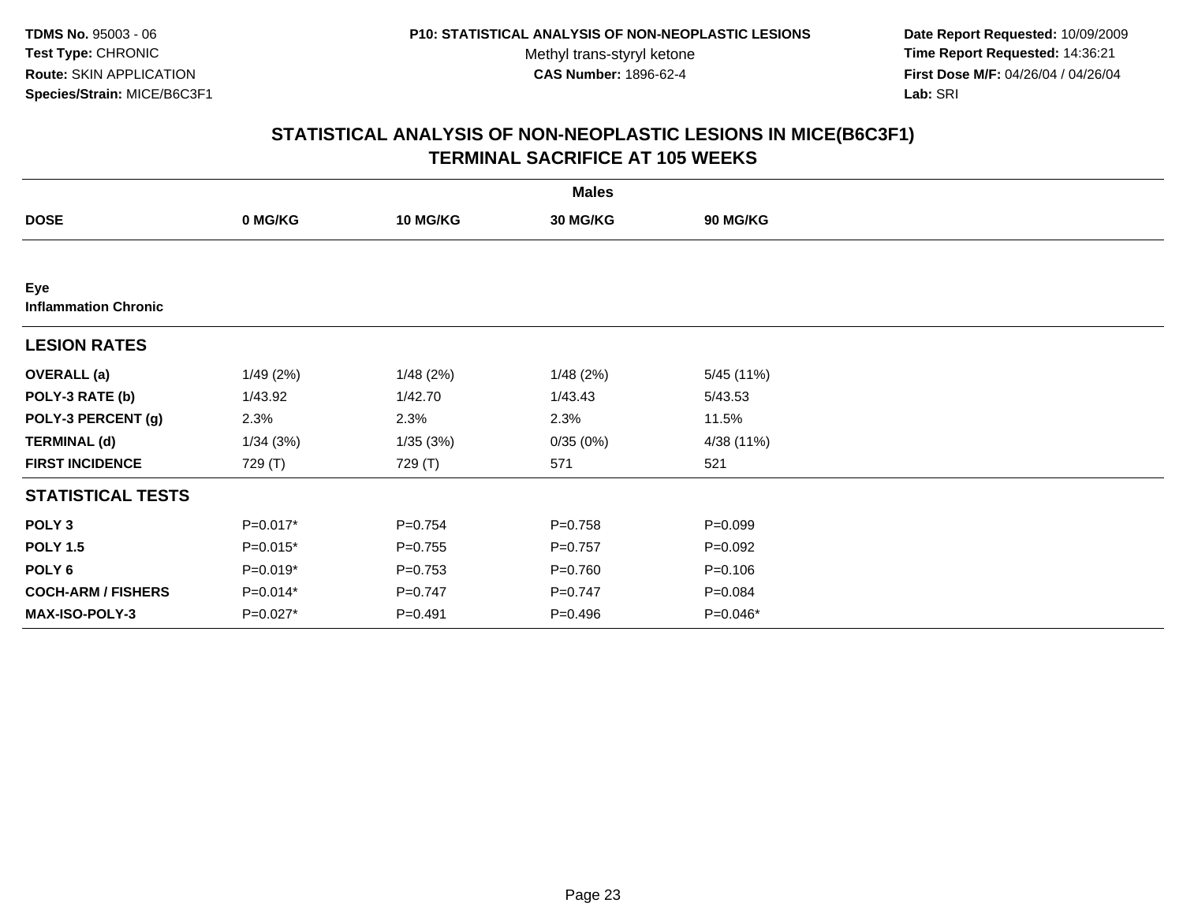**TDMS No.** 95003 - 06
**Test Type:** CHRONIC
**Route:** SKIN APPLICATION
**Species/Strain:** MICE/B6C3F1

**P10: STATISTICAL ANALYSIS OF NON-NEOPLASTIC LESIONS**
Methyl trans-styryl ketone
**CAS Number:** 1896-62-4

**Date Report Requested:** 10/09/2009
**Time Report Requested:** 14:36:21
**First Dose M/F:** 04/26/04 / 04/26/04
**Lab:** SRI

## STATISTICAL ANALYSIS OF NON-NEOPLASTIC LESIONS IN MICE(B6C3F1)
## TERMINAL SACRIFICE AT 105 WEEKS

| | Males | | | |
|---|---|---|---|---|
| **DOSE** | **0 MG/KG** | **10 MG/KG** | **30 MG/KG** | **90 MG/KG** |
| **Eye** | | | | |
| **Inflammation Chronic** | | | | |
| **LESION RATES** | | | | |
| **OVERALL (a)** | 1/49 (2%) | 1/48 (2%) | 1/48 (2%) | 5/45 (11%) |
| **POLY-3 RATE (b)** | 1/43.92 | 1/42.70 | 1/43.43 | 5/43.53 |
| **POLY-3 PERCENT (g)** | 2.3% | 2.3% | 2.3% | 11.5% |
| **TERMINAL (d)** | 1/34 (3%) | 1/35 (3%) | 0/35 (0%) | 4/38 (11%) |
| **FIRST INCIDENCE** | 729 (T) | 729 (T) | 571 | 521 |
| **STATISTICAL TESTS** | | | | |
| **POLY 3** | P=0.017* | P=0.754 | P=0.758 | P=0.099 |
| **POLY 1.5** | P=0.015* | P=0.755 | P=0.757 | P=0.092 |
| **POLY 6** | P=0.019* | P=0.753 | P=0.760 | P=0.106 |
| **COCH-ARM / FISHERS** | P=0.014* | P=0.747 | P=0.747 | P=0.084 |
| **MAX-ISO-POLY-3** | P=0.027* | P=0.491 | P=0.496 | P=0.046* |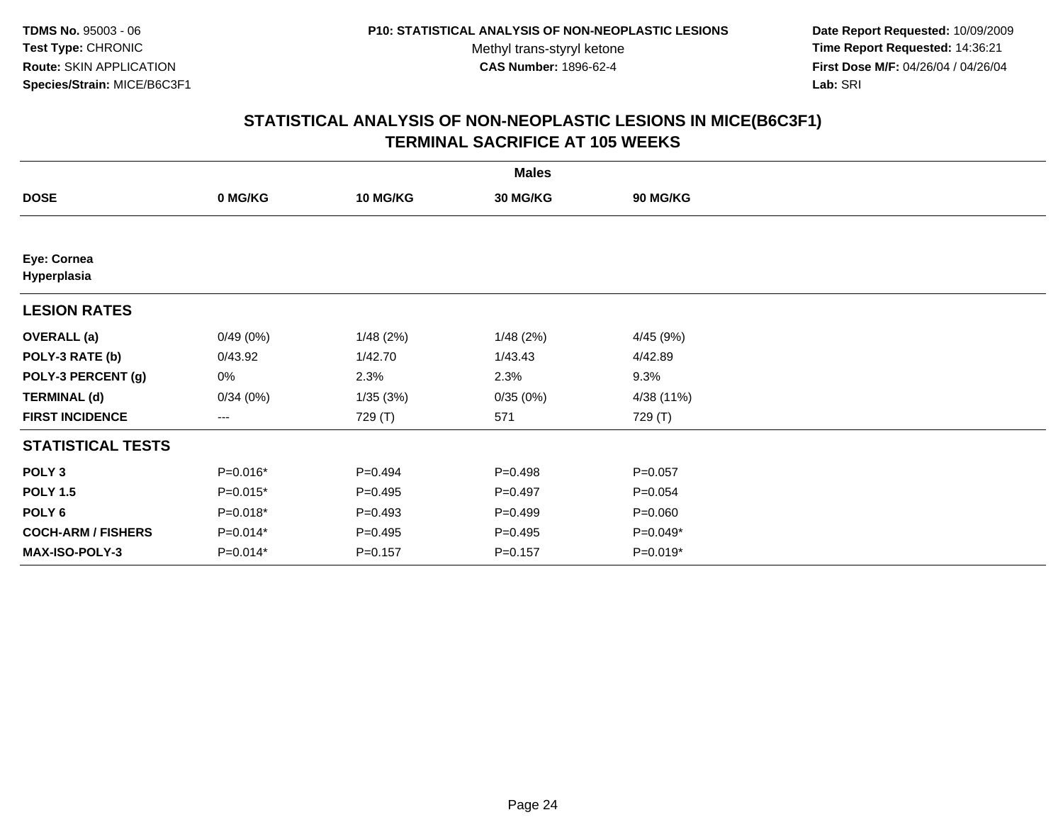**TDMS No.** 95003 - 06
**Test Type:** CHRONIC
**Route:** SKIN APPLICATION
**Species/Strain:** MICE/B6C3F1

**P10: STATISTICAL ANALYSIS OF NON-NEOPLASTIC LESIONS**
Methyl trans-styryl ketone
**CAS Number:** 1896-62-4

**Date Report Requested:** 10/09/2009
**Time Report Requested:** 14:36:21
**First Dose M/F:** 04/26/04 / 04/26/04
**Lab:** SRI

## STATISTICAL ANALYSIS OF NON-NEOPLASTIC LESIONS IN MICE(B6C3F1)
## TERMINAL SACRIFICE AT 105 WEEKS

| | Males | | | |
|---|---|---|---|---|
| **DOSE** | **0 MG/KG** | **10 MG/KG** | **30 MG/KG** | **90 MG/KG** |
| **Eye: Cornea** | | | | |
| **Hyperplasia** | | | | |
| **LESION RATES** | | | | |
| **OVERALL (a)** | 0/49 (0%) | 1/48 (2%) | 1/48 (2%) | 4/45 (9%) |
| **POLY-3 RATE (b)** | 0/43.92 | 1/42.70 | 1/43.43 | 4/42.89 |
| **POLY-3 PERCENT (g)** | 0% | 2.3% | 2.3% | 9.3% |
| **TERMINAL (d)** | 0/34 (0%) | 1/35 (3%) | 0/35 (0%) | 4/38 (11%) |
| **FIRST INCIDENCE** | --- | 729 (T) | 571 | 729 (T) |
| **STATISTICAL TESTS** | | | | |
| **POLY 3** | P=0.016* | P=0.494 | P=0.498 | P=0.057 |
| **POLY 1.5** | P=0.015* | P=0.495 | P=0.497 | P=0.054 |
| **POLY 6** | P=0.018* | P=0.493 | P=0.499 | P=0.060 |
| **COCH-ARM / FISHERS** | P=0.014* | P=0.495 | P=0.495 | P=0.049* |
| **MAX-ISO-POLY-3** | P=0.014* | P=0.157 | P=0.157 | P=0.019* |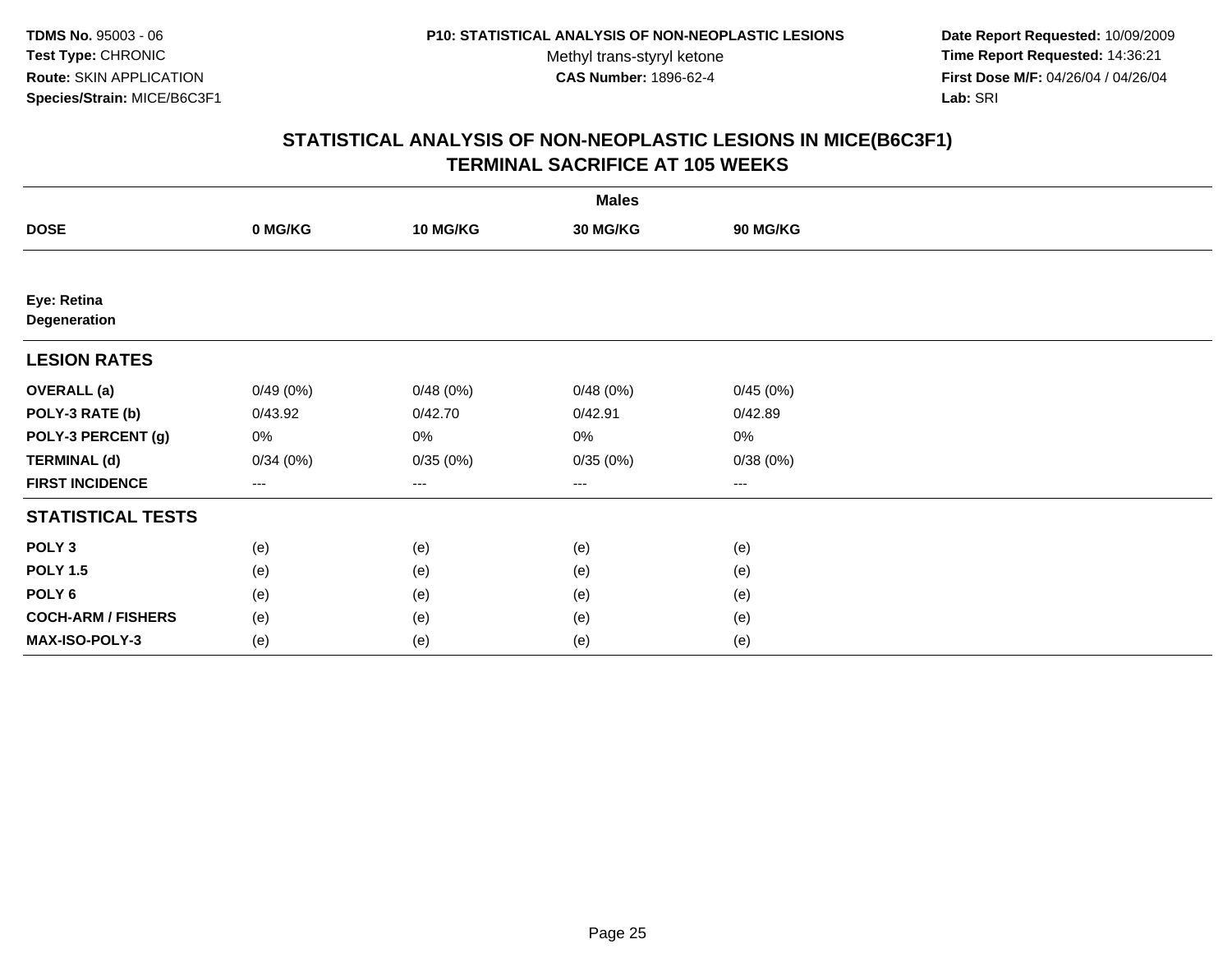**TDMS No.** 95003 - 06
**Test Type:** CHRONIC
**Route:** SKIN APPLICATION
**Species/Strain:** MICE/B6C3F1

**P10: STATISTICAL ANALYSIS OF NON-NEOPLASTIC LESIONS**
Methyl trans-styryl ketone
**CAS Number:** 1896-62-4

**Date Report Requested:** 10/09/2009
**Time Report Requested:** 14:36:21
**First Dose M/F:** 04/26/04 / 04/26/04
**Lab:** SRI

## STATISTICAL ANALYSIS OF NON-NEOPLASTIC LESIONS IN MICE(B6C3F1)
## TERMINAL SACRIFICE AT 105 WEEKS

| | Males | | | |
|---|---|---|---|---|
| **DOSE** | **0 MG/KG** | **10 MG/KG** | **30 MG/KG** | **90 MG/KG** |
| **Eye: Retina** **Degeneration** | | | | |
| **LESION RATES** | | | | |
| **OVERALL (a)** | 0/49 (0%) | 0/48 (0%) | 0/48 (0%) | 0/45 (0%) |
| **POLY-3 RATE (b)** | 0/43.92 | 0/42.70 | 0/42.91 | 0/42.89 |
| **POLY-3 PERCENT (g)** | 0% | 0% | 0% | 0% |
| **TERMINAL (d)** | 0/34 (0%) | 0/35 (0%) | 0/35 (0%) | 0/38 (0%) |
| **FIRST INCIDENCE** | --- | --- | --- | --- |
| **STATISTICAL TESTS** | | | | |
| **POLY 3** | (e) | (e) | (e) | (e) |
| **POLY 1.5** | (e) | (e) | (e) | (e) |
| **POLY 6** | (e) | (e) | (e) | (e) |
| **COCH-ARM / FISHERS** | (e) | (e) | (e) | (e) |
| **MAX-ISO-POLY-3** | (e) | (e) | (e) | (e) |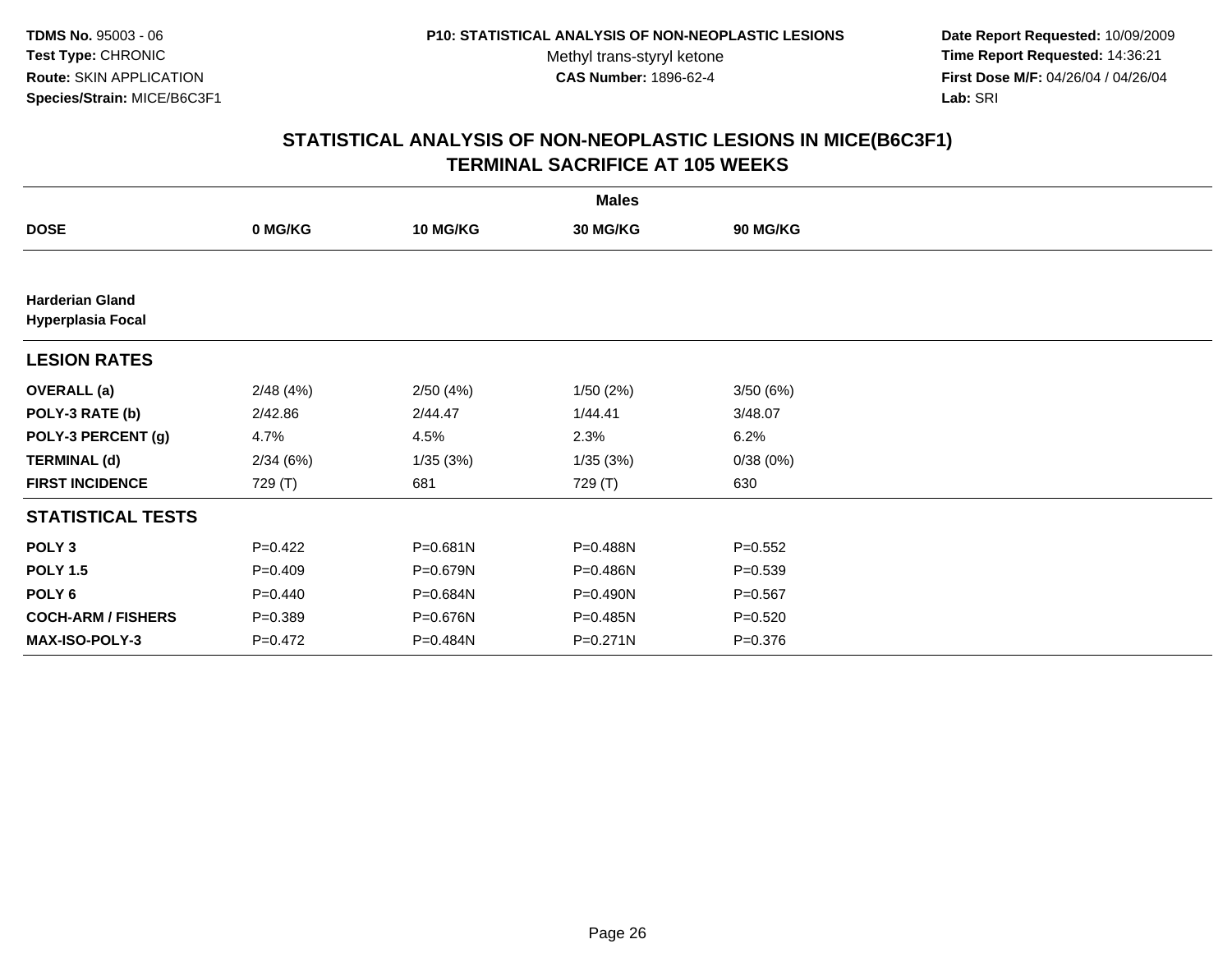**TDMS No.** 95003 - 06
**Test Type:** CHRONIC
**Route:** SKIN APPLICATION
**Species/Strain:** MICE/B6C3F1

**P10: STATISTICAL ANALYSIS OF NON-NEOPLASTIC LESIONS**
Methyl trans-styryl ketone
**CAS Number:** 1896-62-4

**Date Report Requested:** 10/09/2009
**Time Report Requested:** 14:36:21
**First Dose M/F:** 04/26/04 / 04/26/04
**Lab:** SRI

## STATISTICAL ANALYSIS OF NON-NEOPLASTIC LESIONS IN MICE(B6C3F1)
## TERMINAL SACRIFICE AT 105 WEEKS

| | Males | | | |
|---|---|---|---|---|
| **DOSE** | **0 MG/KG** | **10 MG/KG** | **30 MG/KG** | **90 MG/KG** |
| **Harderian Gland** | | | | |
| **Hyperplasia Focal** | | | | |
| **LESION RATES** | | | | |
| **OVERALL (a)** | 2/48 (4%) | 2/50 (4%) | 1/50 (2%) | 3/50 (6%) |
| **POLY-3 RATE (b)** | 2/42.86 | 2/44.47 | 1/44.41 | 3/48.07 |
| **POLY-3 PERCENT (g)** | 4.7% | 4.5% | 2.3% | 6.2% |
| **TERMINAL (d)** | 2/34 (6%) | 1/35 (3%) | 1/35 (3%) | 0/38 (0%) |
| **FIRST INCIDENCE** | 729 (T) | 681 | 729 (T) | 630 |
| **STATISTICAL TESTS** | | | | |
| **POLY 3** | P=0.422 | P=0.681N | P=0.488N | P=0.552 |
| **POLY 1.5** | P=0.409 | P=0.679N | P=0.486N | P=0.539 |
| **POLY 6** | P=0.440 | P=0.684N | P=0.490N | P=0.567 |
| **COCH-ARM / FISHERS** | P=0.389 | P=0.676N | P=0.485N | P=0.520 |
| **MAX-ISO-POLY-3** | P=0.472 | P=0.484N | P=0.271N | P=0.376 |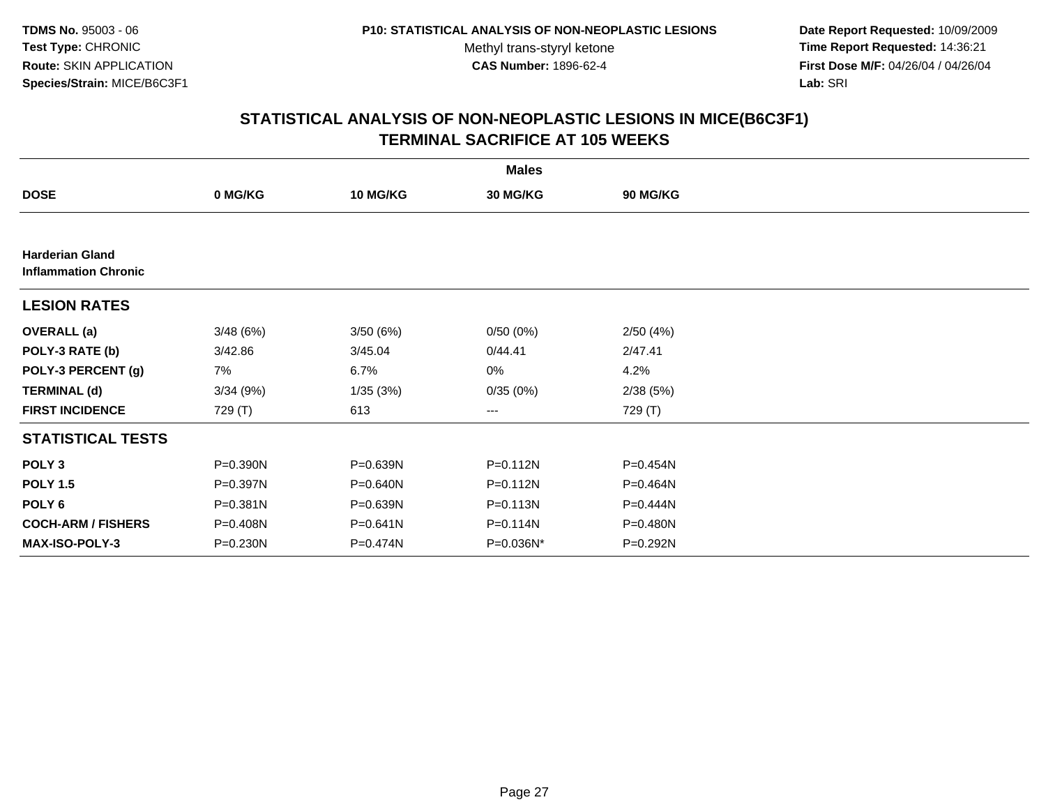**TDMS No.** 95003 - 06
**Test Type:** CHRONIC
**Route:** SKIN APPLICATION
**Species/Strain:** MICE/B6C3F1

**P10: STATISTICAL ANALYSIS OF NON-NEOPLASTIC LESIONS**
Methyl trans-styryl ketone
**CAS Number:** 1896-62-4

**Date Report Requested:** 10/09/2009
**Time Report Requested:** 14:36:21
**First Dose M/F:** 04/26/04 / 04/26/04
**Lab:** SRI

## STATISTICAL ANALYSIS OF NON-NEOPLASTIC LESIONS IN MICE(B6C3F1)
## TERMINAL SACRIFICE AT 105 WEEKS

| | Males | | | |
|---|---|---|---|---|
| **DOSE** | **0 MG/KG** | **10 MG/KG** | **30 MG/KG** | **90 MG/KG** |
| **Harderian Gland** | | | | |
| **Inflammation Chronic** | | | | |
| **LESION RATES** | | | | |
| **OVERALL (a)** | 3/48 (6%) | 3/50 (6%) | 0/50 (0%) | 2/50 (4%) |
| **POLY-3 RATE (b)** | 3/42.86 | 3/45.04 | 0/44.41 | 2/47.41 |
| **POLY-3 PERCENT (g)** | 7% | 6.7% | 0% | 4.2% |
| **TERMINAL (d)** | 3/34 (9%) | 1/35 (3%) | 0/35 (0%) | 2/38 (5%) |
| **FIRST INCIDENCE** | 729 (T) | 613 | --- | 729 (T) |
| **STATISTICAL TESTS** | | | | |
| **POLY 3** | P=0.390N | P=0.639N | P=0.112N | P=0.454N |
| **POLY 1.5** | P=0.397N | P=0.640N | P=0.112N | P=0.464N |
| **POLY 6** | P=0.381N | P=0.639N | P=0.113N | P=0.444N |
| **COCH-ARM / FISHERS** | P=0.408N | P=0.641N | P=0.114N | P=0.480N |
| **MAX-ISO-POLY-3** | P=0.230N | P=0.474N | P=0.036N* | P=0.292N |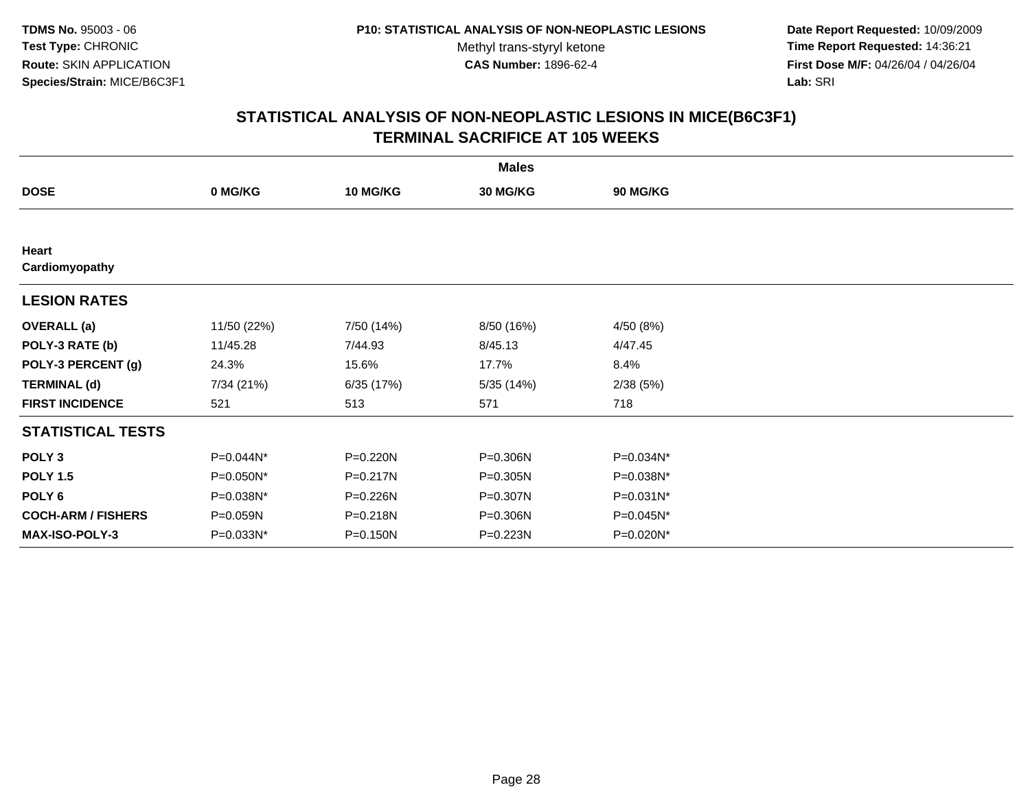**TDMS No.** 95003 - 06
**Test Type:** CHRONIC
**Route:** SKIN APPLICATION
**Species/Strain:** MICE/B6C3F1

**P10: STATISTICAL ANALYSIS OF NON-NEOPLASTIC LESIONS**
Methyl trans-styryl ketone
**CAS Number:** 1896-62-4

**Date Report Requested:** 10/09/2009
**Time Report Requested:** 14:36:21
**First Dose M/F:** 04/26/04 / 04/26/04
**Lab:** SRI

## STATISTICAL ANALYSIS OF NON-NEOPLASTIC LESIONS IN MICE(B6C3F1) TERMINAL SACRIFICE AT 105 WEEKS

| | Males | | | |
|---|---|---|---|---|
| **DOSE** | **0 MG/KG** | **10 MG/KG** | **30 MG/KG** | **90 MG/KG** |
| **Heart** | | | | |
| **Cardiomyopathy** | | | | |
| **LESION RATES** | | | | |
| **OVERALL (a)** | 11/50 (22%) | 7/50 (14%) | 8/50 (16%) | 4/50 (8%) |
| **POLY-3 RATE (b)** | 11/45.28 | 7/44.93 | 8/45.13 | 4/47.45 |
| **POLY-3 PERCENT (g)** | 24.3% | 15.6% | 17.7% | 8.4% |
| **TERMINAL (d)** | 7/34 (21%) | 6/35 (17%) | 5/35 (14%) | 2/38 (5%) |
| **FIRST INCIDENCE** | 521 | 513 | 571 | 718 |
| **STATISTICAL TESTS** | | | | |
| **POLY 3** | P=0.044N* | P=0.220N | P=0.306N | P=0.034N* |
| **POLY 1.5** | P=0.050N* | P=0.217N | P=0.305N | P=0.038N* |
| **POLY 6** | P=0.038N* | P=0.226N | P=0.307N | P=0.031N* |
| **COCH-ARM / FISHERS** | P=0.059N | P=0.218N | P=0.306N | P=0.045N* |
| **MAX-ISO-POLY-3** | P=0.033N* | P=0.150N | P=0.223N | P=0.020N* |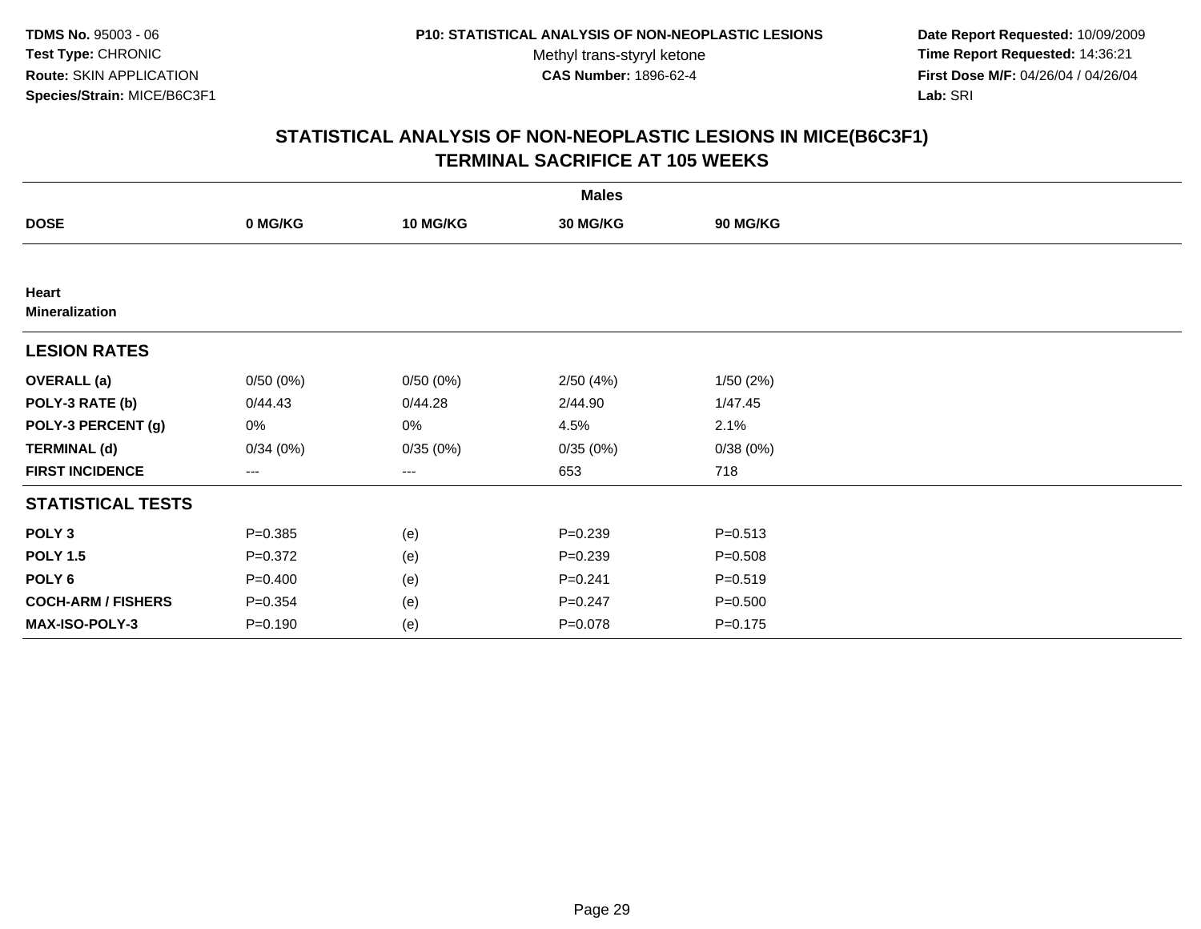**TDMS No.** 95003 - 06
**Test Type:** CHRONIC
**Route:** SKIN APPLICATION
**Species/Strain:** MICE/B6C3F1

**P10: STATISTICAL ANALYSIS OF NON-NEOPLASTIC LESIONS**
Methyl trans-styryl ketone
**CAS Number:** 1896-62-4

**Date Report Requested:** 10/09/2009
**Time Report Requested:** 14:36:21
**First Dose M/F:** 04/26/04 / 04/26/04
**Lab:** SRI

## STATISTICAL ANALYSIS OF NON-NEOPLASTIC LESIONS IN MICE(B6C3F1)
## TERMINAL SACRIFICE AT 105 WEEKS

| | Males | | | |
|---|---|---|---|---|
| **DOSE** | **0 MG/KG** | **10 MG/KG** | **30 MG/KG** | **90 MG/KG** |
| **Heart** | | | | |
| **Mineralization** | | | | |
| **LESION RATES** | | | | |
| **OVERALL (a)** | 0/50 (0%) | 0/50 (0%) | 2/50 (4%) | 1/50 (2%) |
| **POLY-3 RATE (b)** | 0/44.43 | 0/44.28 | 2/44.90 | 1/47.45 |
| **POLY-3 PERCENT (g)** | 0% | 0% | 4.5% | 2.1% |
| **TERMINAL (d)** | 0/34 (0%) | 0/35 (0%) | 0/35 (0%) | 0/38 (0%) |
| **FIRST INCIDENCE** | --- | --- | 653 | 718 |
| **STATISTICAL TESTS** | | | | |
| **POLY 3** | P=0.385 | (e) | P=0.239 | P=0.513 |
| **POLY 1.5** | P=0.372 | (e) | P=0.239 | P=0.508 |
| **POLY 6** | P=0.400 | (e) | P=0.241 | P=0.519 |
| **COCH-ARM / FISHERS** | P=0.354 | (e) | P=0.247 | P=0.500 |
| **MAX-ISO-POLY-3** | P=0.190 | (e) | P=0.078 | P=0.175 |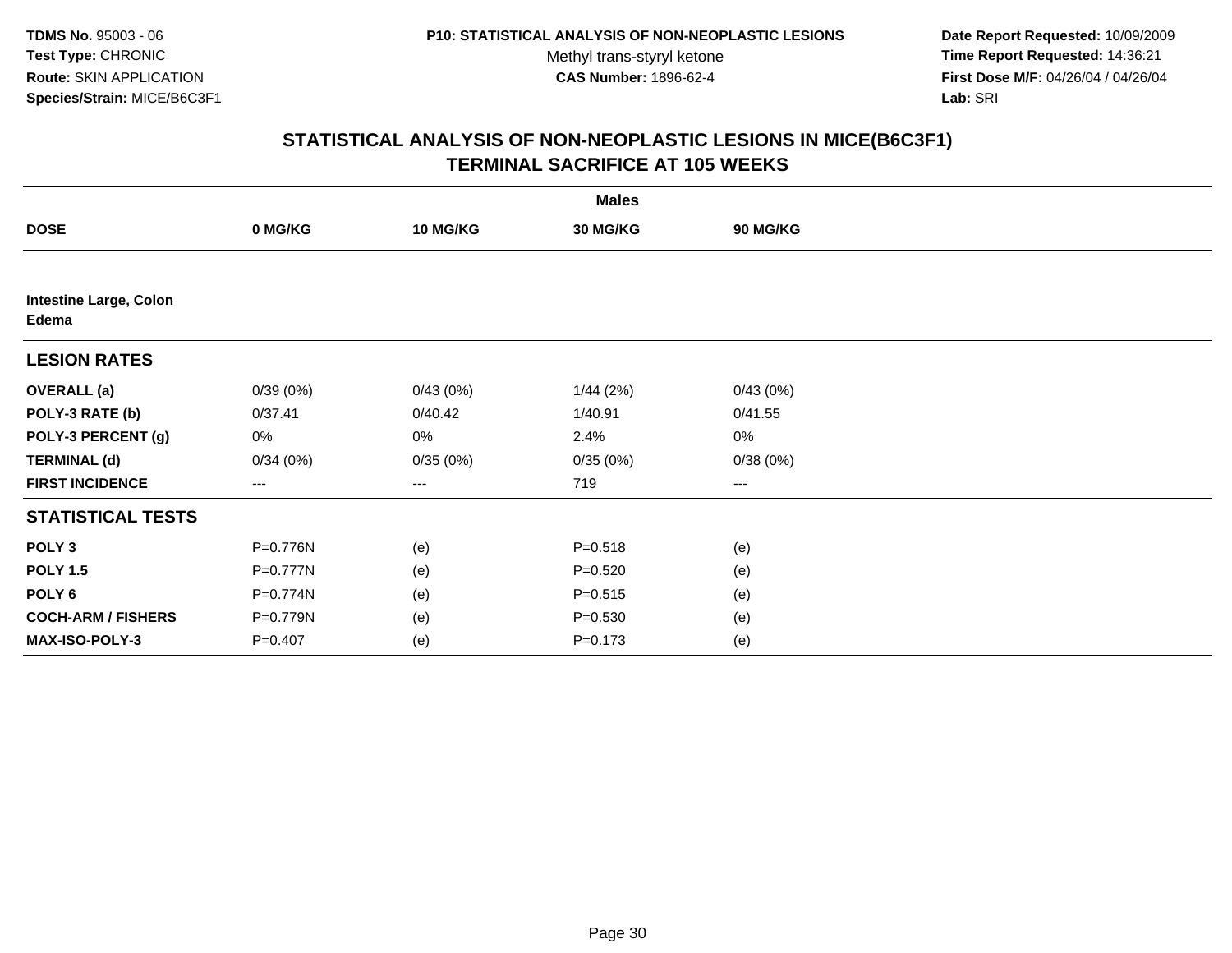**TDMS No.** 95003 - 06
**Test Type:** CHRONIC
**Route:** SKIN APPLICATION
**Species/Strain:** MICE/B6C3F1

**P10: STATISTICAL ANALYSIS OF NON-NEOPLASTIC LESIONS**
Methyl trans-styryl ketone
**CAS Number:** 1896-62-4

**Date Report Requested:** 10/09/2009
**Time Report Requested:** 14:36:21
**First Dose M/F:** 04/26/04 / 04/26/04
**Lab:** SRI

## STATISTICAL ANALYSIS OF NON-NEOPLASTIC LESIONS IN MICE(B6C3F1)
## TERMINAL SACRIFICE AT 105 WEEKS

| | Males | | | |
|---|---|---|---|---|
| **DOSE** | **0 MG/KG** | **10 MG/KG** | **30 MG/KG** | **90 MG/KG** |
| **Intestine Large, Colon** | | | | |
| **Edema** | | | | |
| **LESION RATES** | | | | |
| **OVERALL (a)** | 0/39 (0%) | 0/43 (0%) | 1/44 (2%) | 0/43 (0%) |
| **POLY-3 RATE (b)** | 0/37.41 | 0/40.42 | 1/40.91 | 0/41.55 |
| **POLY-3 PERCENT (g)** | 0% | 0% | 2.4% | 0% |
| **TERMINAL (d)** | 0/34 (0%) | 0/35 (0%) | 0/35 (0%) | 0/38 (0%) |
| **FIRST INCIDENCE** | --- | --- | 719 | --- |
| **STATISTICAL TESTS** | | | | |
| **POLY 3** | P=0.776N | (e) | P=0.518 | (e) |
| **POLY 1.5** | P=0.777N | (e) | P=0.520 | (e) |
| **POLY 6** | P=0.774N | (e) | P=0.515 | (e) |
| **COCH-ARM / FISHERS** | P=0.779N | (e) | P=0.530 | (e) |
| **MAX-ISO-POLY-3** | P=0.407 | (e) | P=0.173 | (e) |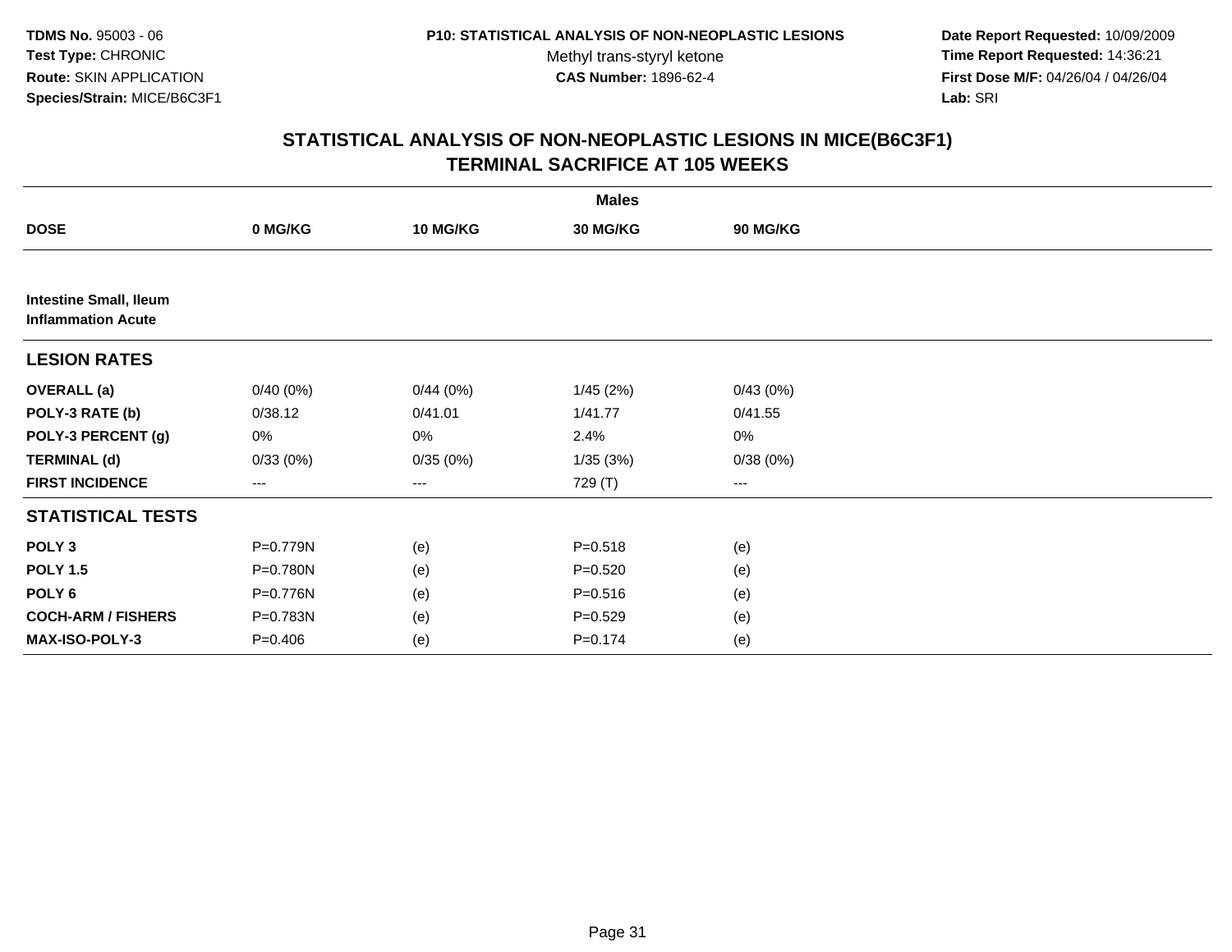**TDMS No.** 95003 - 06
**Test Type:** CHRONIC
**Route:** SKIN APPLICATION
**Species/Strain:** MICE/B6C3F1

**P10: STATISTICAL ANALYSIS OF NON-NEOPLASTIC LESIONS**
Methyl trans-styryl ketone
**CAS Number:** 1896-62-4

**Date Report Requested:** 10/09/2009
**Time Report Requested:** 14:36:21
**First Dose M/F:** 04/26/04 / 04/26/04
**Lab:** SRI

## STATISTICAL ANALYSIS OF NON-NEOPLASTIC LESIONS IN MICE(B6C3F1)
## TERMINAL SACRIFICE AT 105 WEEKS

| | Males | | | |
|---|---|---|---|---|
| **DOSE** | **0 MG/KG** | **10 MG/KG** | **30 MG/KG** | **90 MG/KG** |
| **Intestine Small, Ileum** | | | | |
| **Inflammation Acute** | | | | |
| **LESION RATES** | | | | |
| **OVERALL (a)** | 0/40 (0%) | 0/44 (0%) | 1/45 (2%) | 0/43 (0%) |
| **POLY-3 RATE (b)** | 0/38.12 | 0/41.01 | 1/41.77 | 0/41.55 |
| **POLY-3 PERCENT (g)** | 0% | 0% | 2.4% | 0% |
| **TERMINAL (d)** | 0/33 (0%) | 0/35 (0%) | 1/35 (3%) | 0/38 (0%) |
| **FIRST INCIDENCE** | --- | --- | 729 (T) | --- |
| **STATISTICAL TESTS** | | | | |
| **POLY 3** | P=0.779N | (e) | P=0.518 | (e) |
| **POLY 1.5** | P=0.780N | (e) | P=0.520 | (e) |
| **POLY 6** | P=0.776N | (e) | P=0.516 | (e) |
| **COCH-ARM / FISHERS** | P=0.783N | (e) | P=0.529 | (e) |
| **MAX-ISO-POLY-3** | P=0.406 | (e) | P=0.174 | (e) |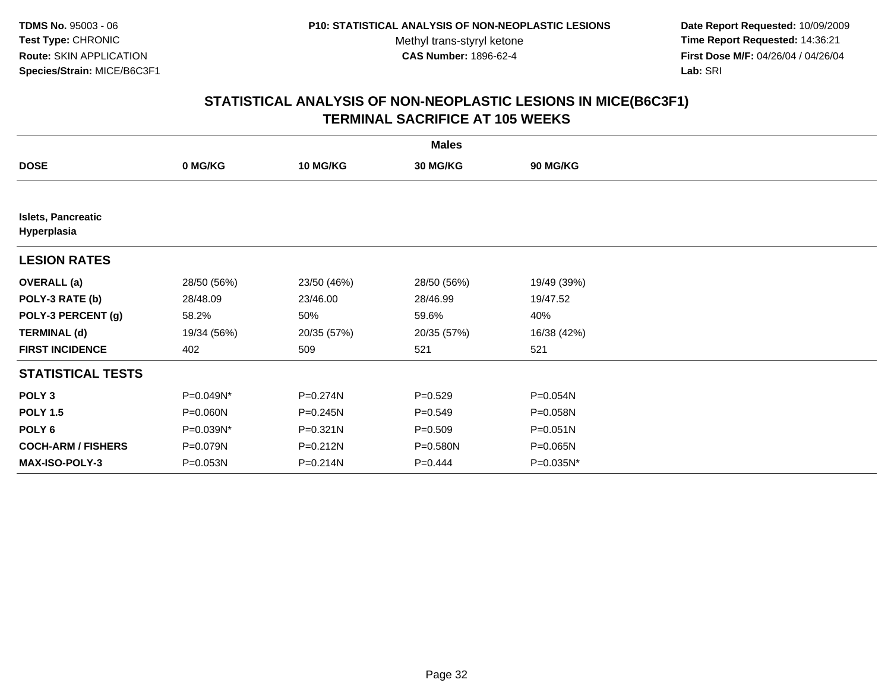**TDMS No.** 95003 - 06
**Test Type:** CHRONIC
**Route:** SKIN APPLICATION
**Species/Strain:** MICE/B6C3F1

**P10: STATISTICAL ANALYSIS OF NON-NEOPLASTIC LESIONS**
Methyl trans-styryl ketone
**CAS Number:** 1896-62-4

**Date Report Requested:** 10/09/2009
**Time Report Requested:** 14:36:21
**First Dose M/F:** 04/26/04 / 04/26/04
**Lab:** SRI

## STATISTICAL ANALYSIS OF NON-NEOPLASTIC LESIONS IN MICE(B6C3F1) TERMINAL SACRIFICE AT 105 WEEKS

| | Males | | | |
|---|---|---|---|---|
| **DOSE** | **0 MG/KG** | **10 MG/KG** | **30 MG/KG** | **90 MG/KG** |
| **Islets, Pancreatic Hyperplasia** | | | | |
| **LESION RATES** | | | | |
| **OVERALL (a)** | 28/50 (56%) | 23/50 (46%) | 28/50 (56%) | 19/49 (39%) |
| **POLY-3 RATE (b)** | 28/48.09 | 23/46.00 | 28/46.99 | 19/47.52 |
| **POLY-3 PERCENT (g)** | 58.2% | 50% | 59.6% | 40% |
| **TERMINAL (d)** | 19/34 (56%) | 20/35 (57%) | 20/35 (57%) | 16/38 (42%) |
| **FIRST INCIDENCE** | 402 | 509 | 521 | 521 |
| **STATISTICAL TESTS** | | | | |
| **POLY 3** | P=0.049N* | P=0.274N | P=0.529 | P=0.054N |
| **POLY 1.5** | P=0.060N | P=0.245N | P=0.549 | P=0.058N |
| **POLY 6** | P=0.039N* | P=0.321N | P=0.509 | P=0.051N |
| **COCH-ARM / FISHERS** | P=0.079N | P=0.212N | P=0.580N | P=0.065N |
| **MAX-ISO-POLY-3** | P=0.053N | P=0.214N | P=0.444 | P=0.035N* |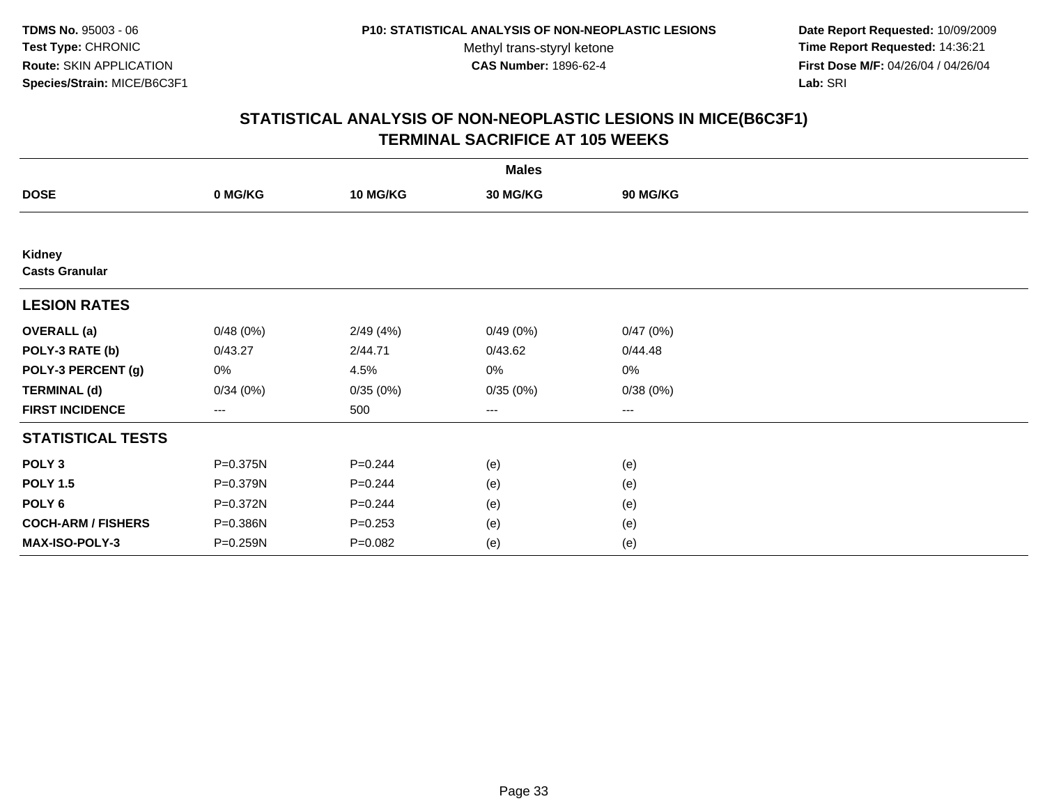**TDMS No.** 95003 - 06
**Test Type:** CHRONIC
**Route:** SKIN APPLICATION
**Species/Strain:** MICE/B6C3F1

**P10: STATISTICAL ANALYSIS OF NON-NEOPLASTIC LESIONS**
Methyl trans-styryl ketone
**CAS Number:** 1896-62-4

**Date Report Requested:** 10/09/2009
**Time Report Requested:** 14:36:21
**First Dose M/F:** 04/26/04 / 04/26/04
**Lab:** SRI

## STATISTICAL ANALYSIS OF NON-NEOPLASTIC LESIONS IN MICE(B6C3F1)
## TERMINAL SACRIFICE AT 105 WEEKS

| | **Males** | | | |
|---|---|---|---|---|
| **DOSE** | **0 MG/KG** | **10 MG/KG** | **30 MG/KG** | **90 MG/KG** |
| **Kidney** | | | | |
| **Casts Granular** | | | | |
| **LESION RATES** | | | | |
| **OVERALL (a)** | 0/48 (0%) | 2/49 (4%) | 0/49 (0%) | 0/47 (0%) |
| **POLY-3 RATE (b)** | 0/43.27 | 2/44.71 | 0/43.62 | 0/44.48 |
| **POLY-3 PERCENT (g)** | 0% | 4.5% | 0% | 0% |
| **TERMINAL (d)** | 0/34 (0%) | 0/35 (0%) | 0/35 (0%) | 0/38 (0%) |
| **FIRST INCIDENCE** | --- | 500 | --- | --- |
| **STATISTICAL TESTS** | | | | |
| **POLY 3** | P=0.375N | P=0.244 | (e) | (e) |
| **POLY 1.5** | P=0.379N | P=0.244 | (e) | (e) |
| **POLY 6** | P=0.372N | P=0.244 | (e) | (e) |
| **COCH-ARM / FISHERS** | P=0.386N | P=0.253 | (e) | (e) |
| **MAX-ISO-POLY-3** | P=0.259N | P=0.082 | (e) | (e) |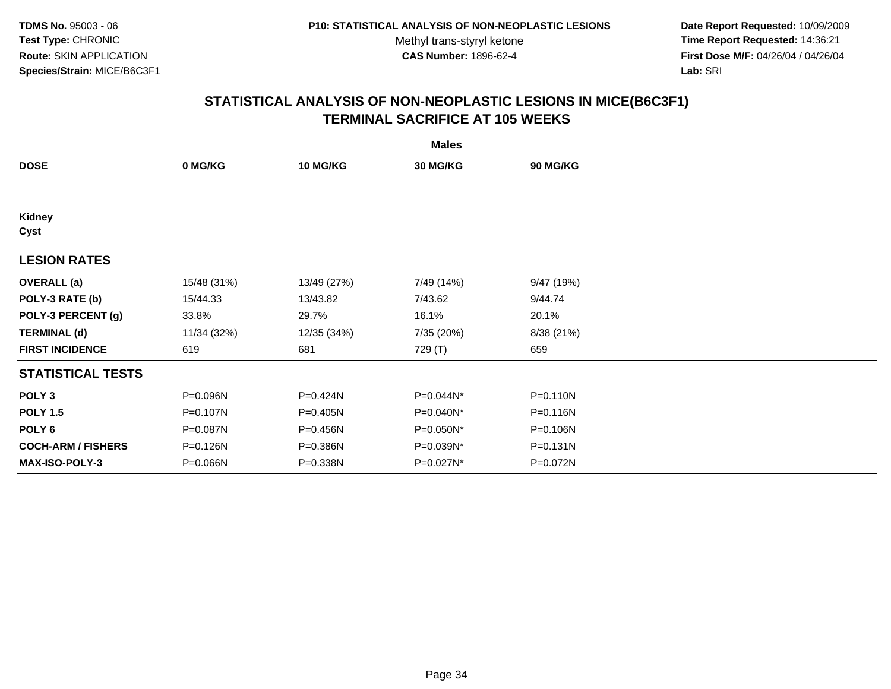**TDMS No.** 95003 - 06
**Test Type:** CHRONIC
**Route:** SKIN APPLICATION
**Species/Strain:** MICE/B6C3F1

**P10: STATISTICAL ANALYSIS OF NON-NEOPLASTIC LESIONS**
Methyl trans-styryl ketone
**CAS Number:** 1896-62-4

**Date Report Requested:** 10/09/2009
**Time Report Requested:** 14:36:21
**First Dose M/F:** 04/26/04 / 04/26/04
**Lab:** SRI

## STATISTICAL ANALYSIS OF NON-NEOPLASTIC LESIONS IN MICE(B6C3F1)
## TERMINAL SACRIFICE AT 105 WEEKS

| | Males | | | |
|---|---|---|---|---|
| **DOSE** | **0 MG/KG** | **10 MG/KG** | **30 MG/KG** | **90 MG/KG** |
| **Kidney** | | | | |
| **Cyst** | | | | |
| **LESION RATES** | | | | |
| **OVERALL (a)** | 15/48 (31%) | 13/49 (27%) | 7/49 (14%) | 9/47 (19%) |
| **POLY-3 RATE (b)** | 15/44.33 | 13/43.82 | 7/43.62 | 9/44.74 |
| **POLY-3 PERCENT (g)** | 33.8% | 29.7% | 16.1% | 20.1% |
| **TERMINAL (d)** | 11/34 (32%) | 12/35 (34%) | 7/35 (20%) | 8/38 (21%) |
| **FIRST INCIDENCE** | 619 | 681 | 729 (T) | 659 |
| **STATISTICAL TESTS** | | | | |
| **POLY 3** | P=0.096N | P=0.424N | P=0.044N* | P=0.110N |
| **POLY 1.5** | P=0.107N | P=0.405N | P=0.040N* | P=0.116N |
| **POLY 6** | P=0.087N | P=0.456N | P=0.050N* | P=0.106N |
| **COCH-ARM / FISHERS** | P=0.126N | P=0.386N | P=0.039N* | P=0.131N |
| **MAX-ISO-POLY-3** | P=0.066N | P=0.338N | P=0.027N* | P=0.072N |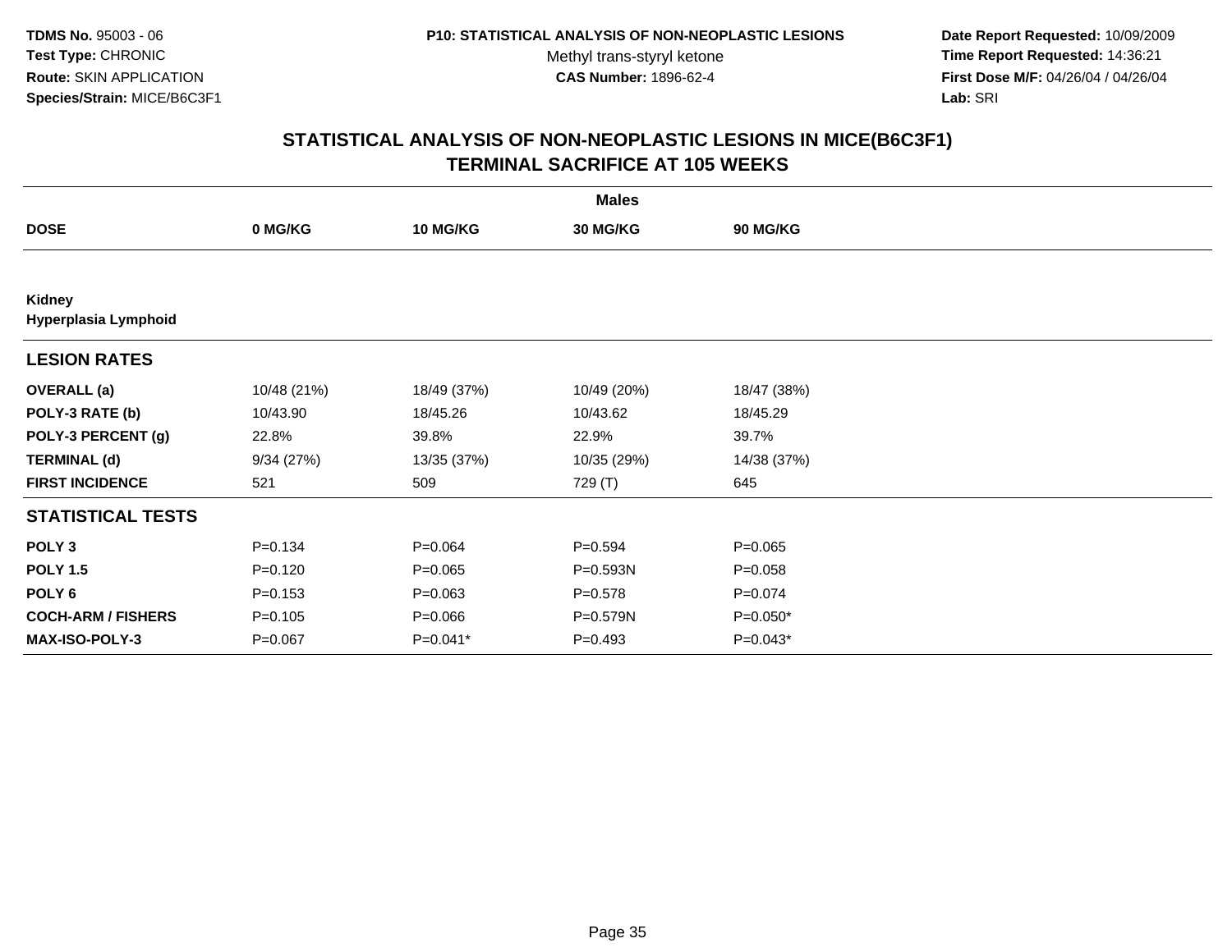**TDMS No.** 95003 - 06
**Test Type:** CHRONIC
**Route:** SKIN APPLICATION
**Species/Strain:** MICE/B6C3F1

**P10: STATISTICAL ANALYSIS OF NON-NEOPLASTIC LESIONS**
Methyl trans-styryl ketone
**CAS Number:** 1896-62-4

**Date Report Requested:** 10/09/2009
**Time Report Requested:** 14:36:21
**First Dose M/F:** 04/26/04 / 04/26/04
**Lab:** SRI

## STATISTICAL ANALYSIS OF NON-NEOPLASTIC LESIONS IN MICE(B6C3F1)
## TERMINAL SACRIFICE AT 105 WEEKS

| | Males | | | |
|---|---|---|---|---|
| **DOSE** | **0 MG/KG** | **10 MG/KG** | **30 MG/KG** | **90 MG/KG** |
| **Kidney** | | | | |
| **Hyperplasia Lymphoid** | | | | |
| **LESION RATES** | | | | |
| **OVERALL (a)** | 10/48 (21%) | 18/49 (37%) | 10/49 (20%) | 18/47 (38%) |
| **POLY-3 RATE (b)** | 10/43.90 | 18/45.26 | 10/43.62 | 18/45.29 |
| **POLY-3 PERCENT (g)** | 22.8% | 39.8% | 22.9% | 39.7% |
| **TERMINAL (d)** | 9/34 (27%) | 13/35 (37%) | 10/35 (29%) | 14/38 (37%) |
| **FIRST INCIDENCE** | 521 | 509 | 729 (T) | 645 |
| **STATISTICAL TESTS** | | | | |
| **POLY 3** | P=0.134 | P=0.064 | P=0.594 | P=0.065 |
| **POLY 1.5** | P=0.120 | P=0.065 | P=0.593N | P=0.058 |
| **POLY 6** | P=0.153 | P=0.063 | P=0.578 | P=0.074 |
| **COCH-ARM / FISHERS** | P=0.105 | P=0.066 | P=0.579N | P=0.050* |
| **MAX-ISO-POLY-3** | P=0.067 | P=0.041* | P=0.493 | P=0.043* |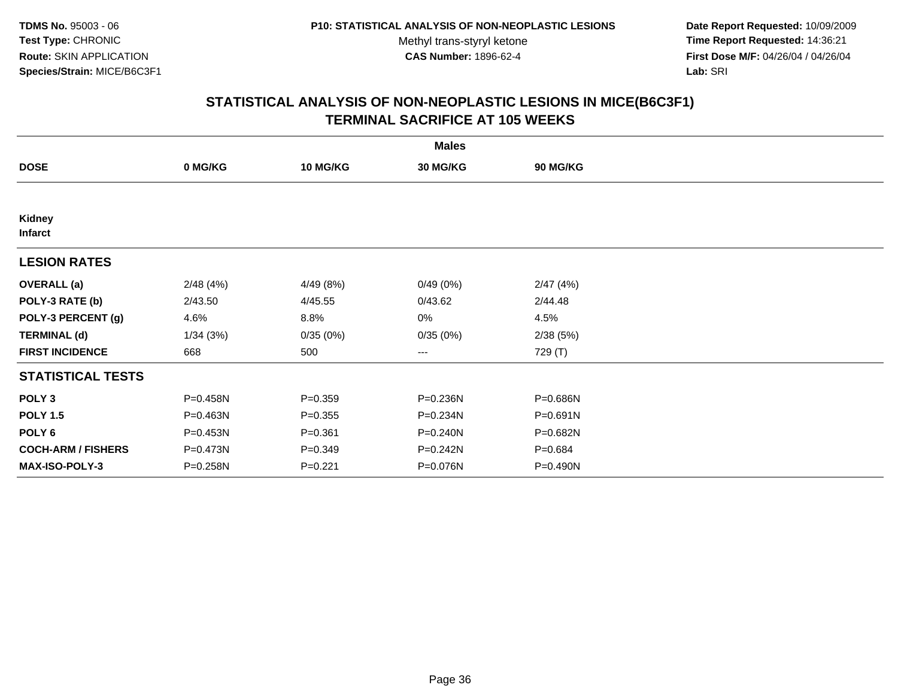**TDMS No.** 95003 - 06
**Test Type:** CHRONIC
**Route:** SKIN APPLICATION
**Species/Strain:** MICE/B6C3F1

**P10: STATISTICAL ANALYSIS OF NON-NEOPLASTIC LESIONS**
Methyl trans-styryl ketone
**CAS Number:** 1896-62-4

**Date Report Requested:** 10/09/2009
**Time Report Requested:** 14:36:21
**First Dose M/F:** 04/26/04 / 04/26/04
**Lab:** SRI

## STATISTICAL ANALYSIS OF NON-NEOPLASTIC LESIONS IN MICE(B6C3F1) TERMINAL SACRIFICE AT 105 WEEKS

| | Males | | | |
|---|---|---|---|---|
| **DOSE** | **0 MG/KG** | **10 MG/KG** | **30 MG/KG** | **90 MG/KG** |
| **Kidney** | | | | |
| **Infarct** | | | | |
| **LESION RATES** | | | | |
| **OVERALL (a)** | 2/48 (4%) | 4/49 (8%) | 0/49 (0%) | 2/47 (4%) |
| **POLY-3 RATE (b)** | 2/43.50 | 4/45.55 | 0/43.62 | 2/44.48 |
| **POLY-3 PERCENT (g)** | 4.6% | 8.8% | 0% | 4.5% |
| **TERMINAL (d)** | 1/34 (3%) | 0/35 (0%) | 0/35 (0%) | 2/38 (5%) |
| **FIRST INCIDENCE** | 668 | 500 | --- | 729 (T) |
| **STATISTICAL TESTS** | | | | |
| **POLY 3** | P=0.458N | P=0.359 | P=0.236N | P=0.686N |
| **POLY 1.5** | P=0.463N | P=0.355 | P=0.234N | P=0.691N |
| **POLY 6** | P=0.453N | P=0.361 | P=0.240N | P=0.682N |
| **COCH-ARM / FISHERS** | P=0.473N | P=0.349 | P=0.242N | P=0.684 |
| **MAX-ISO-POLY-3** | P=0.258N | P=0.221 | P=0.076N | P=0.490N |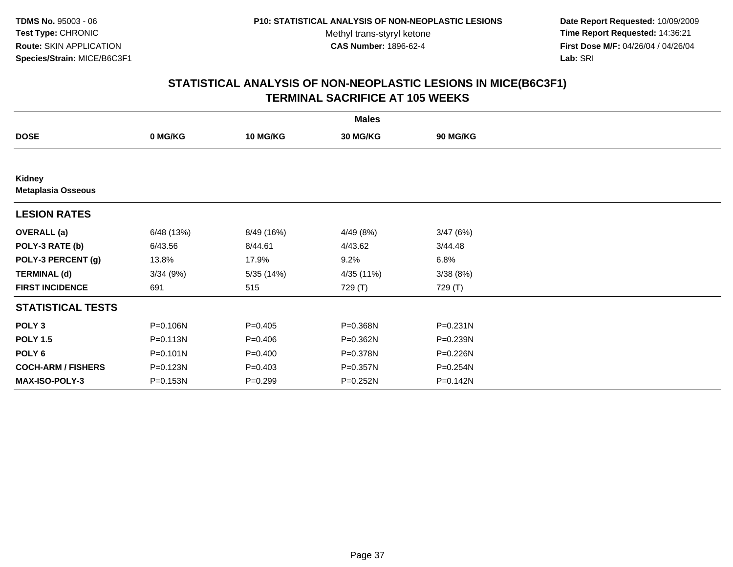**TDMS No.** 95003 - 06
**Test Type:** CHRONIC
**Route:** SKIN APPLICATION
**Species/Strain:** MICE/B6C3F1

**P10: STATISTICAL ANALYSIS OF NON-NEOPLASTIC LESIONS**
Methyl trans-styryl ketone
**CAS Number:** 1896-62-4

**Date Report Requested:** 10/09/2009
**Time Report Requested:** 14:36:21
**First Dose M/F:** 04/26/04 / 04/26/04
**Lab:** SRI

## STATISTICAL ANALYSIS OF NON-NEOPLASTIC LESIONS IN MICE(B6C3F1)
## TERMINAL SACRIFICE AT 105 WEEKS

| | Males | | | |
|---|---|---|---|---|
| **DOSE** | **0 MG/KG** | **10 MG/KG** | **30 MG/KG** | **90 MG/KG** |
| **Kidney** | | | | |
| **Metaplasia Osseous** | | | | |
| **LESION RATES** | | | | |
| **OVERALL (a)** | 6/48 (13%) | 8/49 (16%) | 4/49 (8%) | 3/47 (6%) |
| **POLY-3 RATE (b)** | 6/43.56 | 8/44.61 | 4/43.62 | 3/44.48 |
| **POLY-3 PERCENT (g)** | 13.8% | 17.9% | 9.2% | 6.8% |
| **TERMINAL (d)** | 3/34 (9%) | 5/35 (14%) | 4/35 (11%) | 3/38 (8%) |
| **FIRST INCIDENCE** | 691 | 515 | 729 (T) | 729 (T) |
| **STATISTICAL TESTS** | | | | |
| **POLY 3** | P=0.106N | P=0.405 | P=0.368N | P=0.231N |
| **POLY 1.5** | P=0.113N | P=0.406 | P=0.362N | P=0.239N |
| **POLY 6** | P=0.101N | P=0.400 | P=0.378N | P=0.226N |
| **COCH-ARM / FISHERS** | P=0.123N | P=0.403 | P=0.357N | P=0.254N |
| **MAX-ISO-POLY-3** | P=0.153N | P=0.299 | P=0.252N | P=0.142N |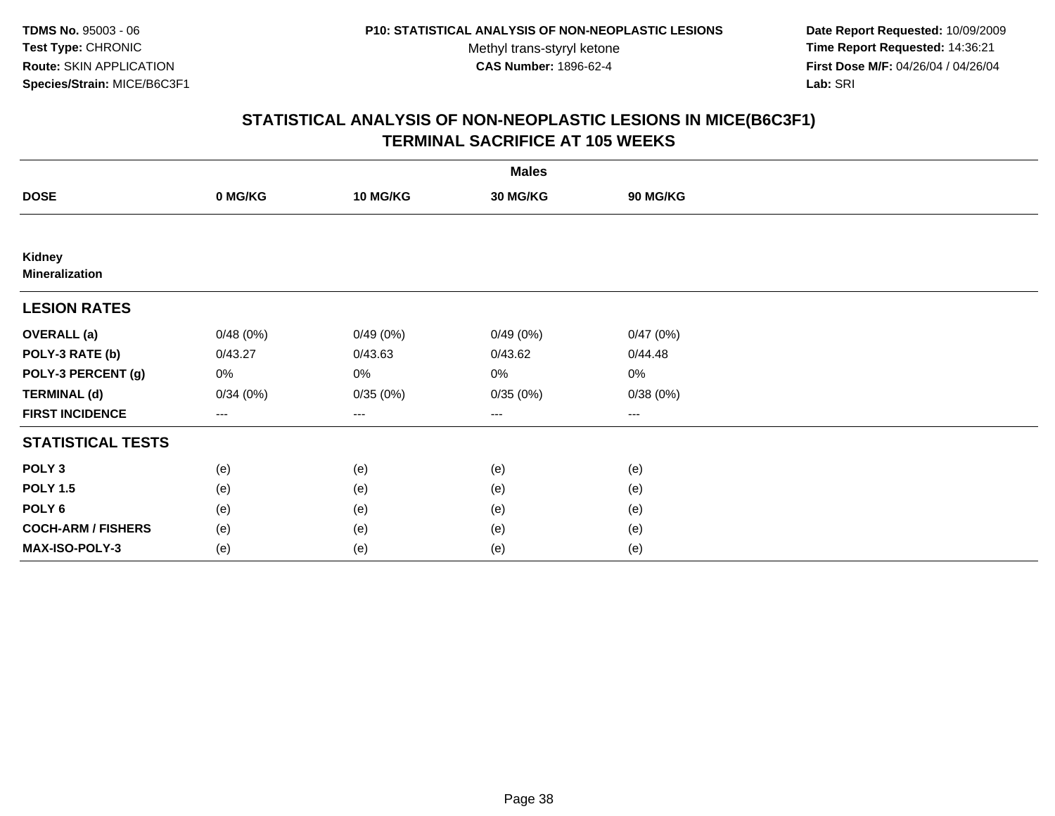**TDMS No.** 95003 - 06
**Test Type:** CHRONIC
**Route:** SKIN APPLICATION
**Species/Strain:** MICE/B6C3F1

**P10: STATISTICAL ANALYSIS OF NON-NEOPLASTIC LESIONS**
Methyl trans-styryl ketone
**CAS Number:** 1896-62-4

**Date Report Requested:** 10/09/2009
**Time Report Requested:** 14:36:21
**First Dose M/F:** 04/26/04 / 04/26/04
**Lab:** SRI

## STATISTICAL ANALYSIS OF NON-NEOPLASTIC LESIONS IN MICE(B6C3F1)
## TERMINAL SACRIFICE AT 105 WEEKS

| | Males | | | |
|---|---|---|---|---|
| **DOSE** | **0 MG/KG** | **10 MG/KG** | **30 MG/KG** | **90 MG/KG** |
| **Kidney** | | | | |
| **Mineralization** | | | | |
| **LESION RATES** | | | | |
| **OVERALL (a)** | 0/48 (0%) | 0/49 (0%) | 0/49 (0%) | 0/47 (0%) |
| **POLY-3 RATE (b)** | 0/43.27 | 0/43.63 | 0/43.62 | 0/44.48 |
| **POLY-3 PERCENT (g)** | 0% | 0% | 0% | 0% |
| **TERMINAL (d)** | 0/34 (0%) | 0/35 (0%) | 0/35 (0%) | 0/38 (0%) |
| **FIRST INCIDENCE** | --- | --- | --- | --- |
| **STATISTICAL TESTS** | | | | |
| **POLY 3** | (e) | (e) | (e) | (e) |
| **POLY 1.5** | (e) | (e) | (e) | (e) |
| **POLY 6** | (e) | (e) | (e) | (e) |
| **COCH-ARM / FISHERS** | (e) | (e) | (e) | (e) |
| **MAX-ISO-POLY-3** | (e) | (e) | (e) | (e) |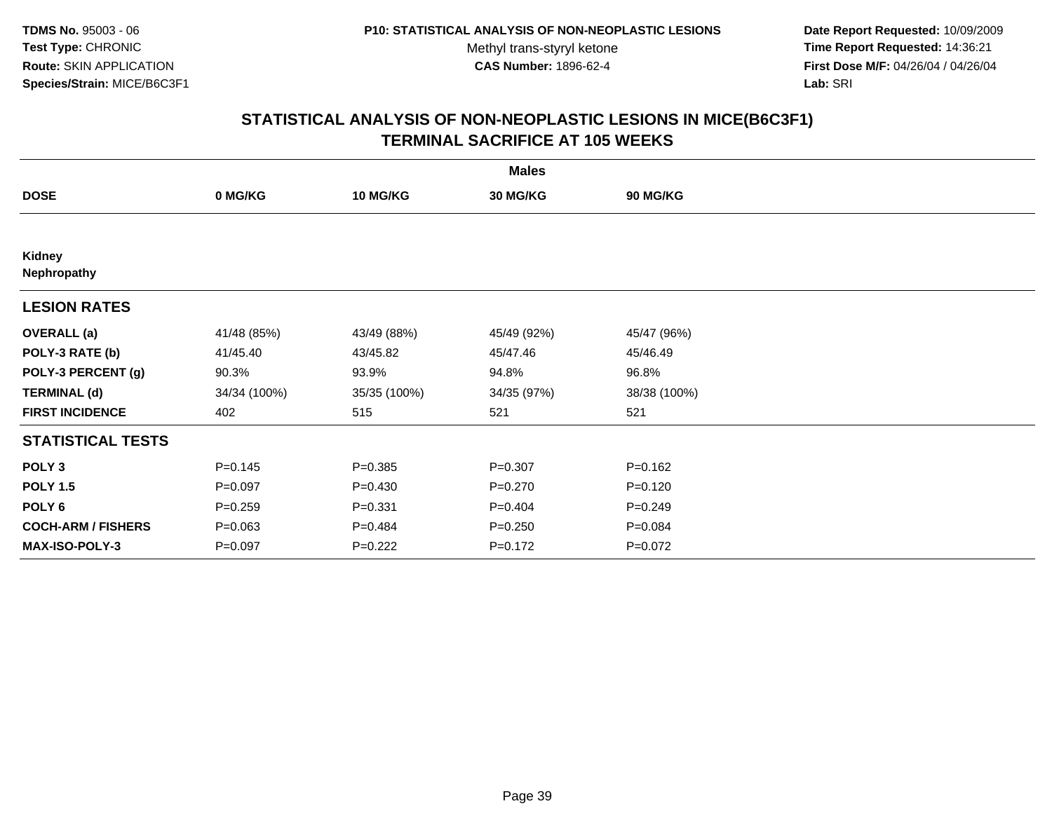**TDMS No.** 95003 - 06
**Test Type:** CHRONIC
**Route:** SKIN APPLICATION
**Species/Strain:** MICE/B6C3F1

**P10: STATISTICAL ANALYSIS OF NON-NEOPLASTIC LESIONS**
Methyl trans-styryl ketone
**CAS Number:** 1896-62-4

**Date Report Requested:** 10/09/2009
**Time Report Requested:** 14:36:21
**First Dose M/F:** 04/26/04 / 04/26/04
**Lab:** SRI

## STATISTICAL ANALYSIS OF NON-NEOPLASTIC LESIONS IN MICE(B6C3F1)
## TERMINAL SACRIFICE AT 105 WEEKS

| | Males | | | |
|---|---|---|---|---|
| **DOSE** | **0 MG/KG** | **10 MG/KG** | **30 MG/KG** | **90 MG/KG** |
| **Kidney** | | | | |
| **Nephropathy** | | | | |
| **LESION RATES** | | | | |
| **OVERALL (a)** | 41/48 (85%) | 43/49 (88%) | 45/49 (92%) | 45/47 (96%) |
| **POLY-3 RATE (b)** | 41/45.40 | 43/45.82 | 45/47.46 | 45/46.49 |
| **POLY-3 PERCENT (g)** | 90.3% | 93.9% | 94.8% | 96.8% |
| **TERMINAL (d)** | 34/34 (100%) | 35/35 (100%) | 34/35 (97%) | 38/38 (100%) |
| **FIRST INCIDENCE** | 402 | 515 | 521 | 521 |
| **STATISTICAL TESTS** | | | | |
| **POLY 3** | P=0.145 | P=0.385 | P=0.307 | P=0.162 |
| **POLY 1.5** | P=0.097 | P=0.430 | P=0.270 | P=0.120 |
| **POLY 6** | P=0.259 | P=0.331 | P=0.404 | P=0.249 |
| **COCH-ARM / FISHERS** | P=0.063 | P=0.484 | P=0.250 | P=0.084 |
| **MAX-ISO-POLY-3** | P=0.097 | P=0.222 | P=0.172 | P=0.072 |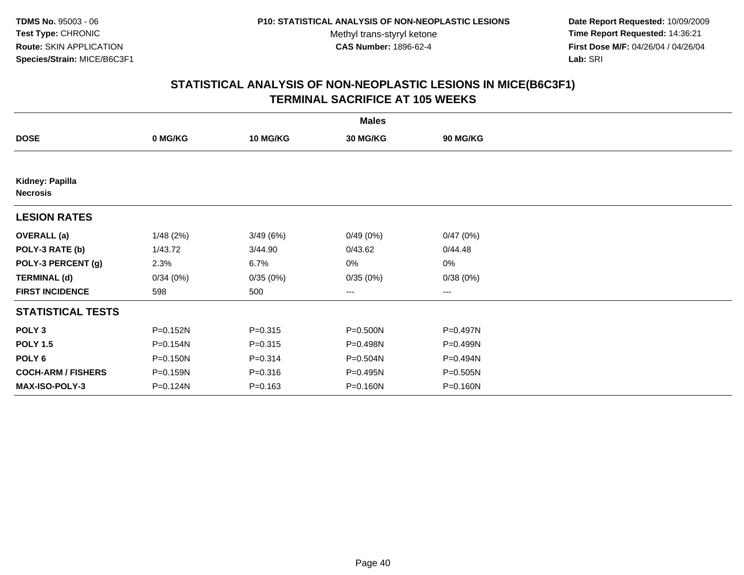**TDMS No.** 95003 - 06
**Test Type:** CHRONIC
**Route:** SKIN APPLICATION
**Species/Strain:** MICE/B6C3F1

**P10: STATISTICAL ANALYSIS OF NON-NEOPLASTIC LESIONS**
Methyl trans-styryl ketone
**CAS Number:** 1896-62-4

**Date Report Requested:** 10/09/2009
**Time Report Requested:** 14:36:21
**First Dose M/F:** 04/26/04 / 04/26/04
**Lab:** SRI

## STATISTICAL ANALYSIS OF NON-NEOPLASTIC LESIONS IN MICE(B6C3F1)
## TERMINAL SACRIFICE AT 105 WEEKS

| | Males | | | |
|---|---|---|---|---|
| **DOSE** | **0 MG/KG** | **10 MG/KG** | **30 MG/KG** | **90 MG/KG** |
| **Kidney: Papilla** | | | | |
| **Necrosis** | | | | |
| **LESION RATES** | | | | |
| **OVERALL (a)** | 1/48 (2%) | 3/49 (6%) | 0/49 (0%) | 0/47 (0%) |
| **POLY-3 RATE (b)** | 1/43.72 | 3/44.90 | 0/43.62 | 0/44.48 |
| **POLY-3 PERCENT (g)** | 2.3% | 6.7% | 0% | 0% |
| **TERMINAL (d)** | 0/34 (0%) | 0/35 (0%) | 0/35 (0%) | 0/38 (0%) |
| **FIRST INCIDENCE** | 598 | 500 | --- | --- |
| **STATISTICAL TESTS** | | | | |
| **POLY 3** | P=0.152N | P=0.315 | P=0.500N | P=0.497N |
| **POLY 1.5** | P=0.154N | P=0.315 | P=0.498N | P=0.499N |
| **POLY 6** | P=0.150N | P=0.314 | P=0.504N | P=0.494N |
| **COCH-ARM / FISHERS** | P=0.159N | P=0.316 | P=0.495N | P=0.505N |
| **MAX-ISO-POLY-3** | P=0.124N | P=0.163 | P=0.160N | P=0.160N |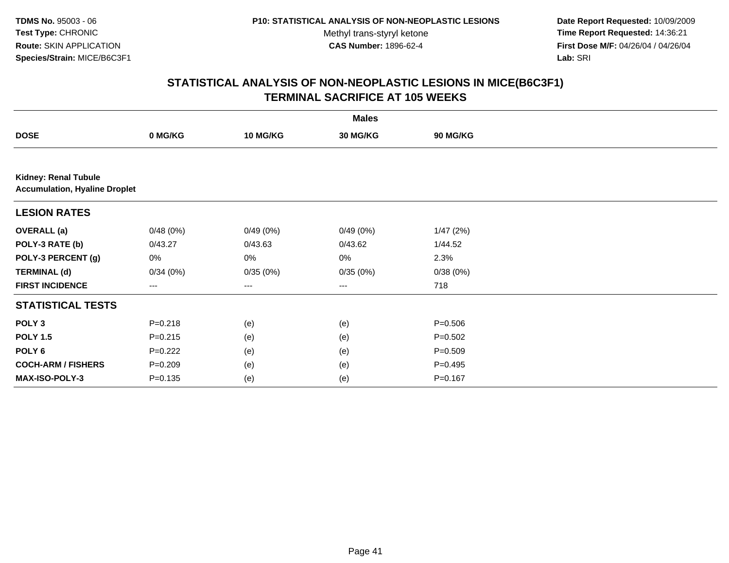TDMS No. 95003 - 06
Test Type: CHRONIC
Route: SKIN APPLICATION
Species/Strain: MICE/B6C3F1

P10: STATISTICAL ANALYSIS OF NON-NEOPLASTIC LESIONS
Methyl trans-styryl ketone
CAS Number: 1896-62-4

Date Report Requested: 10/09/2009
Time Report Requested: 14:36:21
First Dose M/F: 04/26/04 / 04/26/04
Lab: SRI

## STATISTICAL ANALYSIS OF NON-NEOPLASTIC LESIONS IN MICE(B6C3F1)
## TERMINAL SACRIFICE AT 105 WEEKS

| | Males | | | |
|---|---|---|---|---|
| DOSE | 0 MG/KG | 10 MG/KG | 30 MG/KG | 90 MG/KG |
| **Kidney: Renal Tubule**<br>**Accumulation, Hyaline Droplet** | | | | |
| **LESION RATES** | | | | |
| **OVERALL (a)** | 0/48 (0%) | 0/49 (0%) | 0/49 (0%) | 1/47 (2%) |
| **POLY-3 RATE (b)** | 0/43.27 | 0/43.63 | 0/43.62 | 1/44.52 |
| **POLY-3 PERCENT (g)** | 0% | 0% | 0% | 2.3% |
| **TERMINAL (d)** | 0/34 (0%) | 0/35 (0%) | 0/35 (0%) | 0/38 (0%) |
| **FIRST INCIDENCE** | --- | --- | --- | 718 |
| **STATISTICAL TESTS** | | | | |
| **POLY 3** | P=0.218 | (e) | (e) | P=0.506 |
| **POLY 1.5** | P=0.215 | (e) | (e) | P=0.502 |
| **POLY 6** | P=0.222 | (e) | (e) | P=0.509 |
| **COCH-ARM / FISHERS** | P=0.209 | (e) | (e) | P=0.495 |
| **MAX-ISO-POLY-3** | P=0.135 | (e) | (e) | P=0.167 |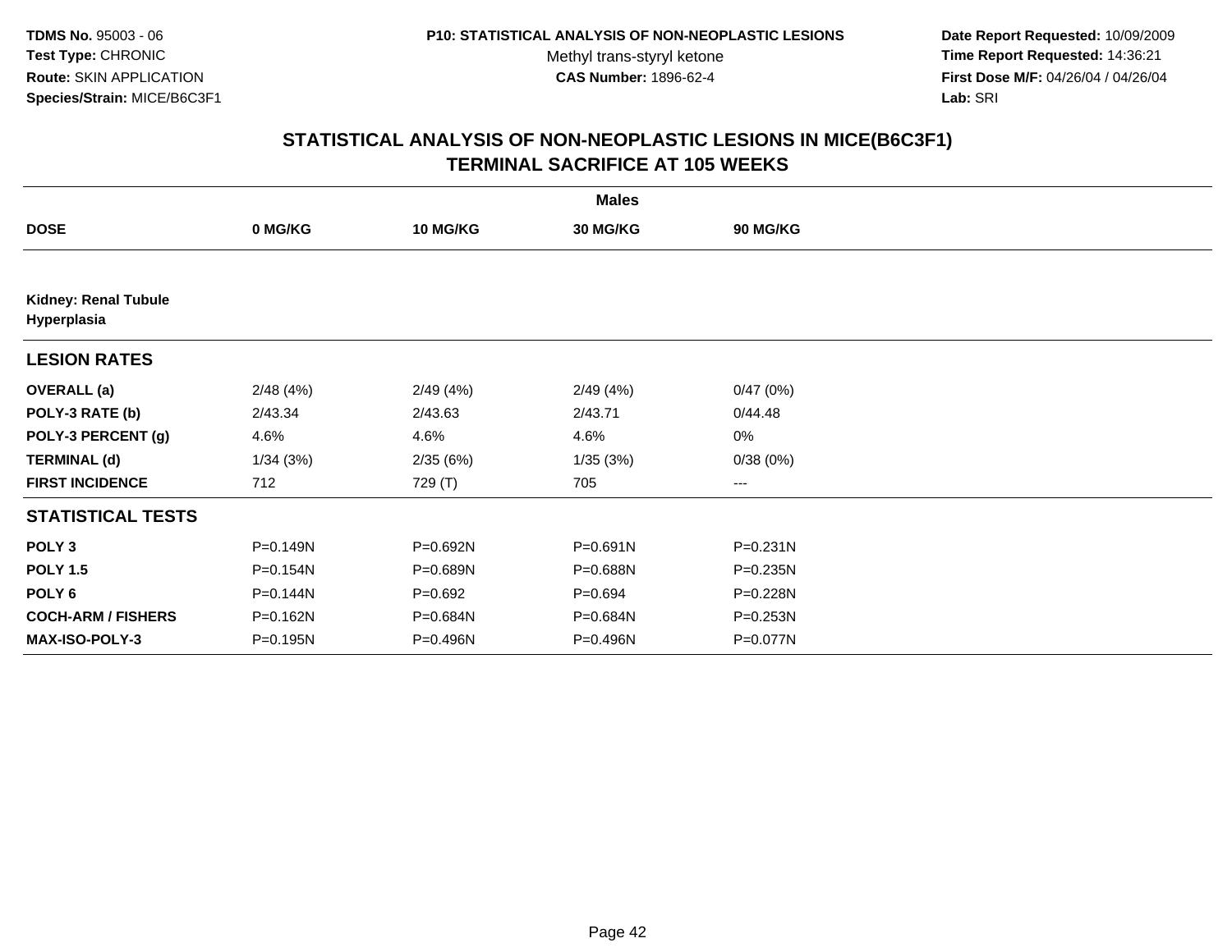**TDMS No.** 95003 - 06
**Test Type:** CHRONIC
**Route:** SKIN APPLICATION
**Species/Strain:** MICE/B6C3F1

**P10: STATISTICAL ANALYSIS OF NON-NEOPLASTIC LESIONS**
Methyl trans-styryl ketone
**CAS Number:** 1896-62-4

**Date Report Requested:** 10/09/2009
**Time Report Requested:** 14:36:21
**First Dose M/F:** 04/26/04 / 04/26/04
**Lab:** SRI

## STATISTICAL ANALYSIS OF NON-NEOPLASTIC LESIONS IN MICE(B6C3F1) TERMINAL SACRIFICE AT 105 WEEKS

| | Males | | | |
|---|---|---|---|---|
| **DOSE** | **0 MG/KG** | **10 MG/KG** | **30 MG/KG** | **90 MG/KG** |
| **Kidney: Renal Tubule Hyperplasia** | | | | |
| **LESION RATES** | | | | |
| **OVERALL (a)** | 2/48 (4%) | 2/49 (4%) | 2/49 (4%) | 0/47 (0%) |
| **POLY-3 RATE (b)** | 2/43.34 | 2/43.63 | 2/43.71 | 0/44.48 |
| **POLY-3 PERCENT (g)** | 4.6% | 4.6% | 4.6% | 0% |
| **TERMINAL (d)** | 1/34 (3%) | 2/35 (6%) | 1/35 (3%) | 0/38 (0%) |
| **FIRST INCIDENCE** | 712 | 729 (T) | 705 | --- |
| **STATISTICAL TESTS** | | | | |
| **POLY 3** | P=0.149N | P=0.692N | P=0.691N | P=0.231N |
| **POLY 1.5** | P=0.154N | P=0.689N | P=0.688N | P=0.235N |
| **POLY 6** | P=0.144N | P=0.692 | P=0.694 | P=0.228N |
| **COCH-ARM / FISHERS** | P=0.162N | P=0.684N | P=0.684N | P=0.253N |
| **MAX-ISO-POLY-3** | P=0.195N | P=0.496N | P=0.496N | P=0.077N |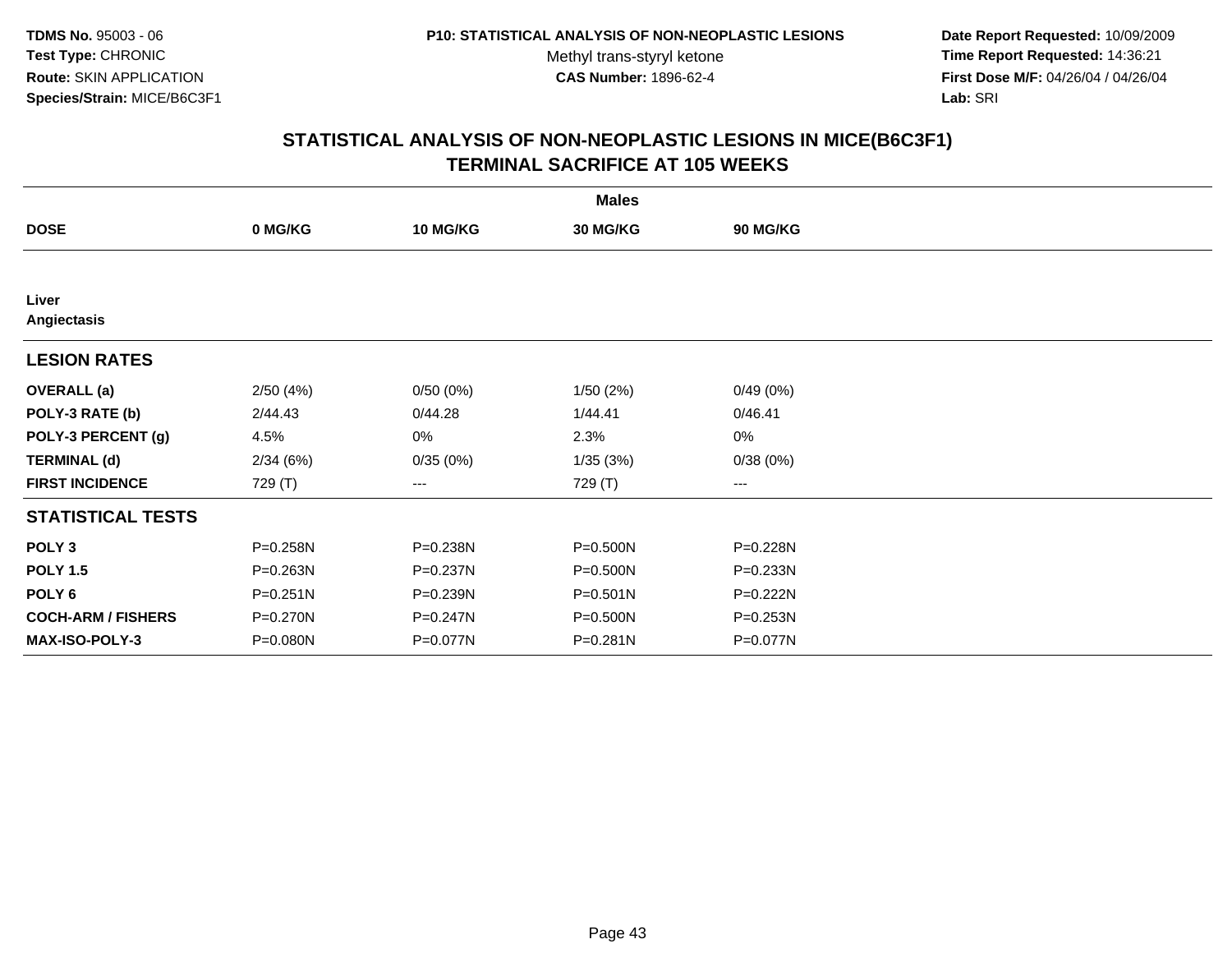**TDMS No.** 95003 - 06
**Test Type:** CHRONIC
**Route:** SKIN APPLICATION
**Species/Strain:** MICE/B6C3F1

**P10: STATISTICAL ANALYSIS OF NON-NEOPLASTIC LESIONS**
Methyl trans-styryl ketone
**CAS Number:** 1896-62-4

**Date Report Requested:** 10/09/2009
**Time Report Requested:** 14:36:21
**First Dose M/F:** 04/26/04 / 04/26/04
**Lab:** SRI

## STATISTICAL ANALYSIS OF NON-NEOPLASTIC LESIONS IN MICE(B6C3F1) TERMINAL SACRIFICE AT 105 WEEKS

| | Males | | | |
|---|---|---|---|---|
| **DOSE** | **0 MG/KG** | **10 MG/KG** | **30 MG/KG** | **90 MG/KG** |
| **Liver** | | | | |
| **Angiectasis** | | | | |
| **LESION RATES** | | | | |
| **OVERALL (a)** | 2/50 (4%) | 0/50 (0%) | 1/50 (2%) | 0/49 (0%) |
| **POLY-3 RATE (b)** | 2/44.43 | 0/44.28 | 1/44.41 | 0/46.41 |
| **POLY-3 PERCENT (g)** | 4.5% | 0% | 2.3% | 0% |
| **TERMINAL (d)** | 2/34 (6%) | 0/35 (0%) | 1/35 (3%) | 0/38 (0%) |
| **FIRST INCIDENCE** | 729 (T) | --- | 729 (T) | --- |
| **STATISTICAL TESTS** | | | | |
| **POLY 3** | P=0.258N | P=0.238N | P=0.500N | P=0.228N |
| **POLY 1.5** | P=0.263N | P=0.237N | P=0.500N | P=0.233N |
| **POLY 6** | P=0.251N | P=0.239N | P=0.501N | P=0.222N |
| **COCH-ARM / FISHERS** | P=0.270N | P=0.247N | P=0.500N | P=0.253N |
| **MAX-ISO-POLY-3** | P=0.080N | P=0.077N | P=0.281N | P=0.077N |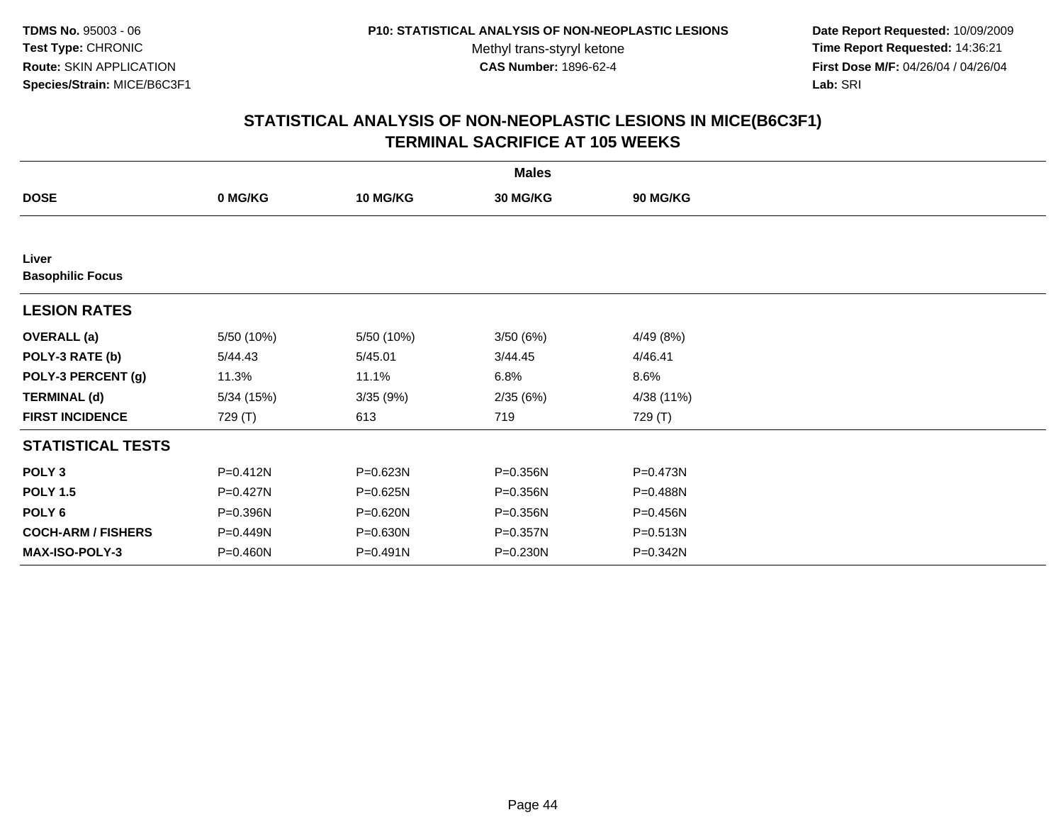# STATISTICAL ANALYSIS OF NON-NEOPLASTIC LESIONS IN MICE(B6C3F1)
## TERMINAL SACRIFICE AT 105 WEEKS

**TDMS No.** 95003 - 06
**Test Type:** CHRONIC
**Route:** SKIN APPLICATION
**Species/Strain:** MICE/B6C3F1

**P10: STATISTICAL ANALYSIS OF NON-NEOPLASTIC LESIONS**
Methyl trans-styryl ketone
**CAS Number:** 1896-62-4

**Date Report Requested:** 10/09/2009
**Time Report Requested:** 14:36:21
**First Dose M/F:** 04/26/04 / 04/26/04
**Lab:** SRI

| | Males | | | |
|---|---|---|---|---|
| **DOSE** | **0 MG/KG** | **10 MG/KG** | **30 MG/KG** | **90 MG/KG** |
| **Liver** | | | | |
| **Basophilic Focus** | | | | |
| **LESION RATES** | | | | |
| **OVERALL (a)** | 5/50 (10%) | 5/50 (10%) | 3/50 (6%) | 4/49 (8%) |
| **POLY-3 RATE (b)** | 5/44.43 | 5/45.01 | 3/44.45 | 4/46.41 |
| **POLY-3 PERCENT (g)** | 11.3% | 11.1% | 6.8% | 8.6% |
| **TERMINAL (d)** | 5/34 (15%) | 3/35 (9%) | 2/35 (6%) | 4/38 (11%) |
| **FIRST INCIDENCE** | 729 (T) | 613 | 719 | 729 (T) |
| **STATISTICAL TESTS** | | | | |
| **POLY 3** | P=0.412N | P=0.623N | P=0.356N | P=0.473N |
| **POLY 1.5** | P=0.427N | P=0.625N | P=0.356N | P=0.488N |
| **POLY 6** | P=0.396N | P=0.620N | P=0.356N | P=0.456N |
| **COCH-ARM / FISHERS** | P=0.449N | P=0.630N | P=0.357N | P=0.513N |
| **MAX-ISO-POLY-3** | P=0.460N | P=0.491N | P=0.230N | P=0.342N |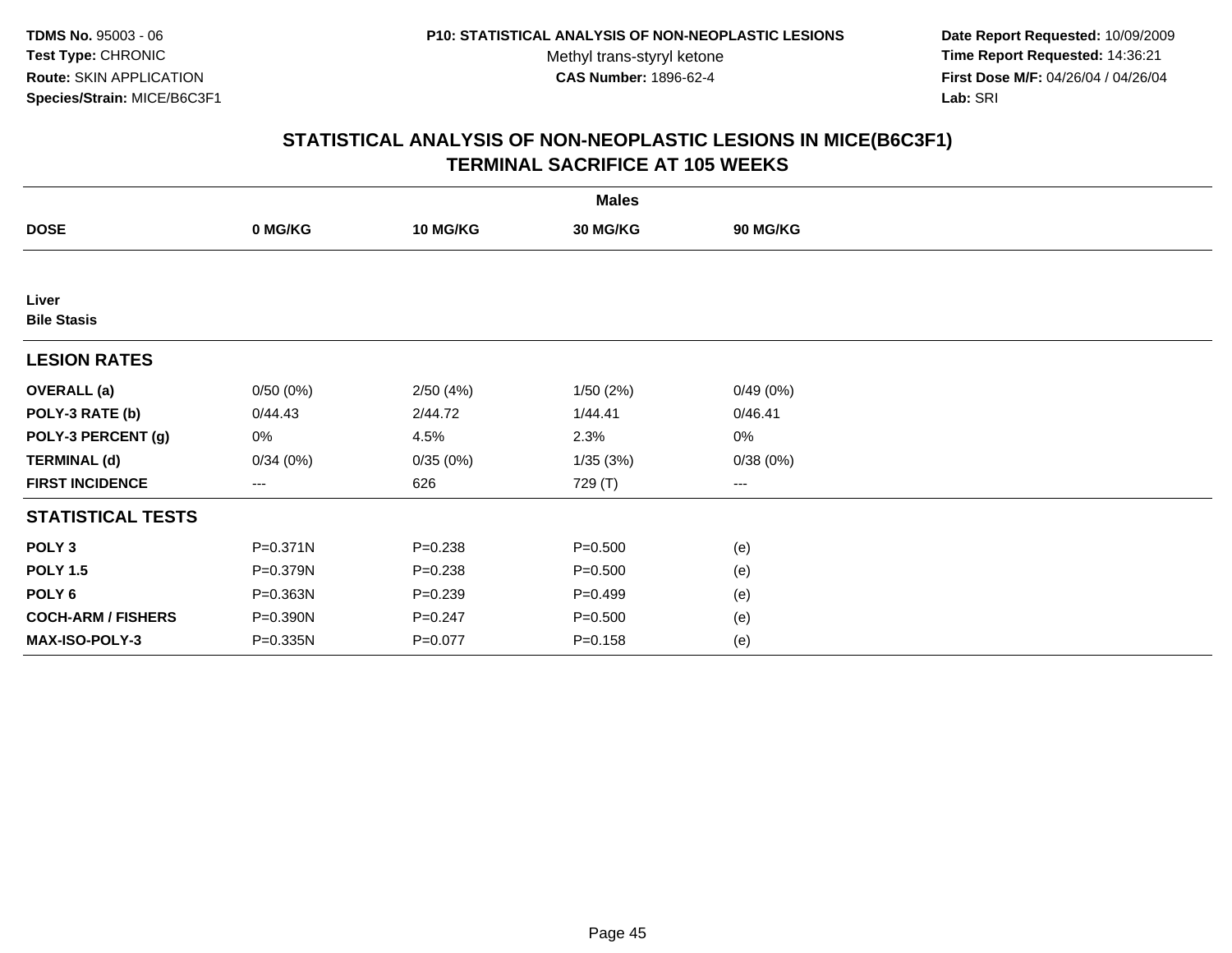TDMS No. 95003 - 06
Test Type: CHRONIC
Route: SKIN APPLICATION
Species/Strain: MICE/B6C3F1

**P10: STATISTICAL ANALYSIS OF NON-NEOPLASTIC LESIONS**
Methyl trans-styryl ketone
**CAS Number:** 1896-62-4

**Date Report Requested:** 10/09/2009
**Time Report Requested:** 14:36:21
**First Dose M/F:** 04/26/04 / 04/26/04
**Lab:** SRI

## STATISTICAL ANALYSIS OF NON-NEOPLASTIC LESIONS IN MICE(B6C3F1)
## TERMINAL SACRIFICE AT 105 WEEKS

| | Males | | | |
|---|---|---|---|---|
| **DOSE** | **0 MG/KG** | **10 MG/KG** | **30 MG/KG** | **90 MG/KG** |
| **Liver** | | | | |
| **Bile Stasis** | | | | |
| **LESION RATES** | | | | |
| **OVERALL (a)** | 0/50 (0%) | 2/50 (4%) | 1/50 (2%) | 0/49 (0%) |
| **POLY-3 RATE (b)** | 0/44.43 | 2/44.72 | 1/44.41 | 0/46.41 |
| **POLY-3 PERCENT (g)** | 0% | 4.5% | 2.3% | 0% |
| **TERMINAL (d)** | 0/34 (0%) | 0/35 (0%) | 1/35 (3%) | 0/38 (0%) |
| **FIRST INCIDENCE** | --- | 626 | 729 (T) | --- |
| **STATISTICAL TESTS** | | | | |
| **POLY 3** | P=0.371N | P=0.238 | P=0.500 | (e) |
| **POLY 1.5** | P=0.379N | P=0.238 | P=0.500 | (e) |
| **POLY 6** | P=0.363N | P=0.239 | P=0.499 | (e) |
| **COCH-ARM / FISHERS** | P=0.390N | P=0.247 | P=0.500 | (e) |
| **MAX-ISO-POLY-3** | P=0.335N | P=0.077 | P=0.158 | (e) |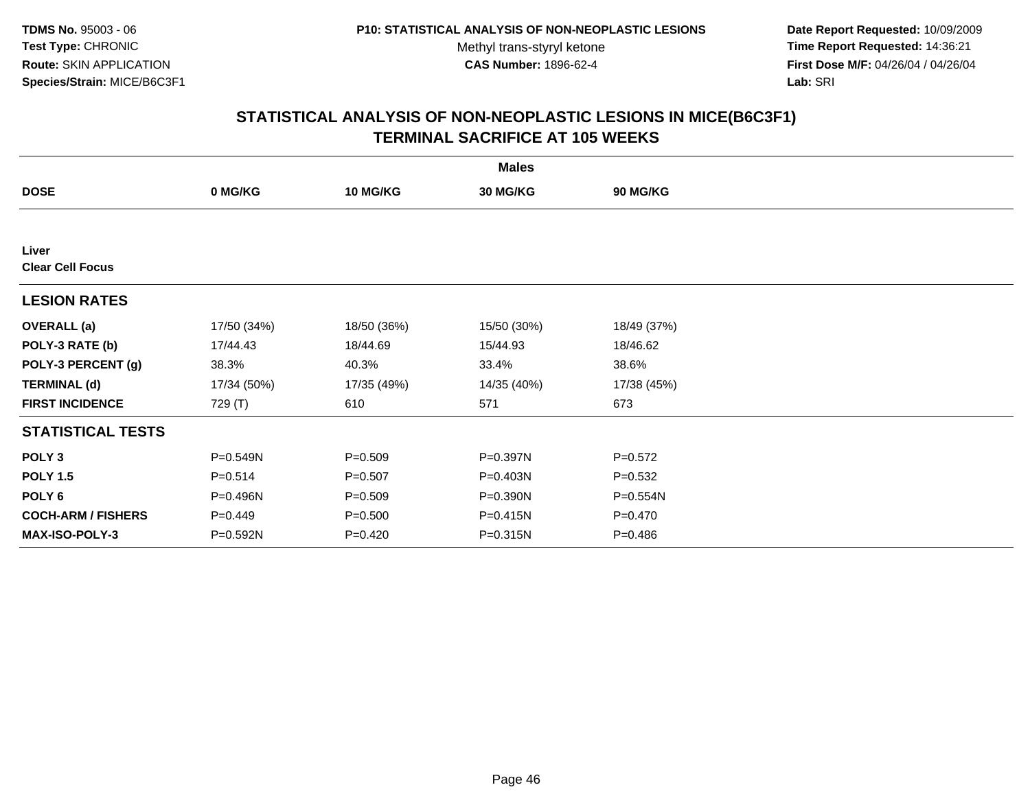**TDMS No.** 95003 - 06
**Test Type:** CHRONIC
**Route:** SKIN APPLICATION
**Species/Strain:** MICE/B6C3F1

**P10: STATISTICAL ANALYSIS OF NON-NEOPLASTIC LESIONS**
Methyl trans-styryl ketone
**CAS Number:** 1896-62-4

**Date Report Requested:** 10/09/2009
**Time Report Requested:** 14:36:21
**First Dose M/F:** 04/26/04 / 04/26/04
**Lab:** SRI

## STATISTICAL ANALYSIS OF NON-NEOPLASTIC LESIONS IN MICE(B6C3F1)
## TERMINAL SACRIFICE AT 105 WEEKS

| | Males | | | |
|---|---|---|---|---|
| **DOSE** | **0 MG/KG** | **10 MG/KG** | **30 MG/KG** | **90 MG/KG** |
| **Liver** | | | | |
| **Clear Cell Focus** | | | | |
| **LESION RATES** | | | | |
| **OVERALL (a)** | 17/50 (34%) | 18/50 (36%) | 15/50 (30%) | 18/49 (37%) |
| **POLY-3 RATE (b)** | 17/44.43 | 18/44.69 | 15/44.93 | 18/46.62 |
| **POLY-3 PERCENT (g)** | 38.3% | 40.3% | 33.4% | 38.6% |
| **TERMINAL (d)** | 17/34 (50%) | 17/35 (49%) | 14/35 (40%) | 17/38 (45%) |
| **FIRST INCIDENCE** | 729 (T) | 610 | 571 | 673 |
| **STATISTICAL TESTS** | | | | |
| **POLY 3** | P=0.549N | P=0.509 | P=0.397N | P=0.572 |
| **POLY 1.5** | P=0.514 | P=0.507 | P=0.403N | P=0.532 |
| **POLY 6** | P=0.496N | P=0.509 | P=0.390N | P=0.554N |
| **COCH-ARM / FISHERS** | P=0.449 | P=0.500 | P=0.415N | P=0.470 |
| **MAX-ISO-POLY-3** | P=0.592N | P=0.420 | P=0.315N | P=0.486 |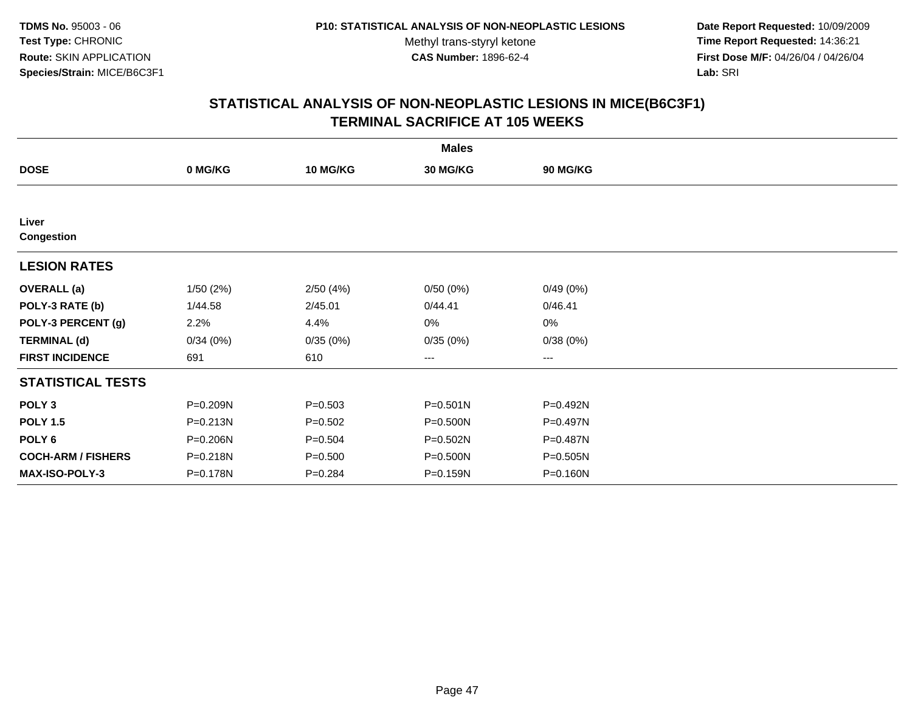TDMS No. 95003 - 06
Test Type: CHRONIC
Route: SKIN APPLICATION
Species/Strain: MICE/B6C3F1

P10: STATISTICAL ANALYSIS OF NON-NEOPLASTIC LESIONS
Methyl trans-styryl ketone
CAS Number: 1896-62-4

Date Report Requested: 10/09/2009
Time Report Requested: 14:36:21
First Dose M/F: 04/26/04 / 04/26/04
Lab: SRI

## STATISTICAL ANALYSIS OF NON-NEOPLASTIC LESIONS IN MICE(B6C3F1)
## TERMINAL SACRIFICE AT 105 WEEKS

| | Males | | | |
|---|---|---|---|---|
| **DOSE** | **0 MG/KG** | **10 MG/KG** | **30 MG/KG** | **90 MG/KG** |
| **Liver** | | | | |
| **Congestion** | | | | |
| **LESION RATES** | | | | |
| **OVERALL (a)** | 1/50 (2%) | 2/50 (4%) | 0/50 (0%) | 0/49 (0%) |
| **POLY-3 RATE (b)** | 1/44.58 | 2/45.01 | 0/44.41 | 0/46.41 |
| **POLY-3 PERCENT (g)** | 2.2% | 4.4% | 0% | 0% |
| **TERMINAL (d)** | 0/34 (0%) | 0/35 (0%) | 0/35 (0%) | 0/38 (0%) |
| **FIRST INCIDENCE** | 691 | 610 | --- | --- |
| **STATISTICAL TESTS** | | | | |
| **POLY 3** | P=0.209N | P=0.503 | P=0.501N | P=0.492N |
| **POLY 1.5** | P=0.213N | P=0.502 | P=0.500N | P=0.497N |
| **POLY 6** | P=0.206N | P=0.504 | P=0.502N | P=0.487N |
| **COCH-ARM / FISHERS** | P=0.218N | P=0.500 | P=0.500N | P=0.505N |
| **MAX-ISO-POLY-3** | P=0.178N | P=0.284 | P=0.159N | P=0.160N |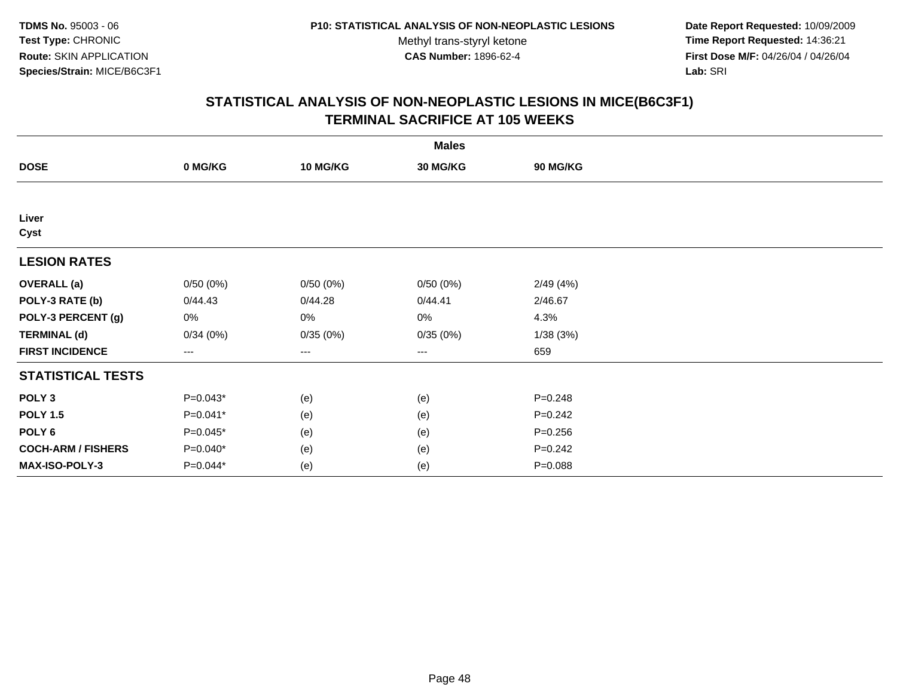**TDMS No.** 95003 - 06
**Test Type:** CHRONIC
**Route:** SKIN APPLICATION
**Species/Strain:** MICE/B6C3F1

**P10: STATISTICAL ANALYSIS OF NON-NEOPLASTIC LESIONS**
Methyl trans-styryl ketone
**CAS Number:** 1896-62-4

**Date Report Requested:** 10/09/2009
**Time Report Requested:** 14:36:21
**First Dose M/F:** 04/26/04 / 04/26/04
**Lab:** SRI

## STATISTICAL ANALYSIS OF NON-NEOPLASTIC LESIONS IN MICE(B6C3F1) TERMINAL SACRIFICE AT 105 WEEKS

| | Males | | | |
|---|---|---|---|---|
| **DOSE** | **0 MG/KG** | **10 MG/KG** | **30 MG/KG** | **90 MG/KG** |
| **Liver** | | | | |
| **Cyst** | | | | |
| **LESION RATES** | | | | |
| **OVERALL (a)** | 0/50 (0%) | 0/50 (0%) | 0/50 (0%) | 2/49 (4%) |
| **POLY-3 RATE (b)** | 0/44.43 | 0/44.28 | 0/44.41 | 2/46.67 |
| **POLY-3 PERCENT (g)** | 0% | 0% | 0% | 4.3% |
| **TERMINAL (d)** | 0/34 (0%) | 0/35 (0%) | 0/35 (0%) | 1/38 (3%) |
| **FIRST INCIDENCE** | --- | --- | --- | 659 |
| **STATISTICAL TESTS** | | | | |
| **POLY 3** | P=0.043* | (e) | (e) | P=0.248 |
| **POLY 1.5** | P=0.041* | (e) | (e) | P=0.242 |
| **POLY 6** | P=0.045* | (e) | (e) | P=0.256 |
| **COCH-ARM / FISHERS** | P=0.040* | (e) | (e) | P=0.242 |
| **MAX-ISO-POLY-3** | P=0.044* | (e) | (e) | P=0.088 |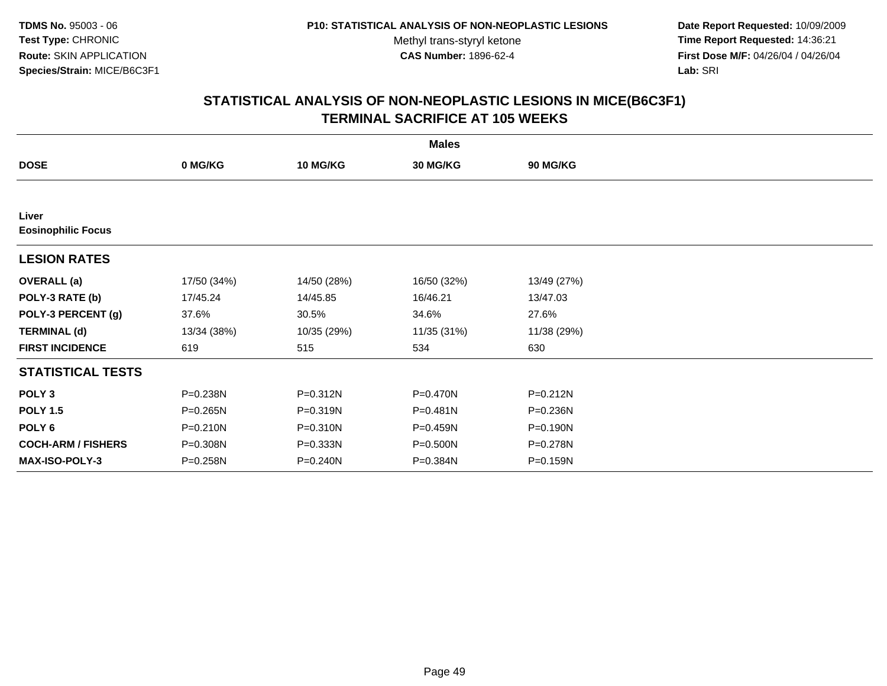TDMS No. 95003 - 06
Test Type: CHRONIC
Route: SKIN APPLICATION
Species/Strain: MICE/B6C3F1

P10: STATISTICAL ANALYSIS OF NON-NEOPLASTIC LESIONS
Methyl trans-styryl ketone
CAS Number: 1896-62-4

Date Report Requested: 10/09/2009
Time Report Requested: 14:36:21
First Dose M/F: 04/26/04 / 04/26/04
Lab: SRI

## STATISTICAL ANALYSIS OF NON-NEOPLASTIC LESIONS IN MICE(B6C3F1)
## TERMINAL SACRIFICE AT 105 WEEKS

| | Males | | | |
|---|---|---|---|---|
| **DOSE** | **0 MG/KG** | **10 MG/KG** | **30 MG/KG** | **90 MG/KG** |
| **Liver** | | | | |
| **Eosinophilic Focus** | | | | |
| **LESION RATES** | | | | |
| **OVERALL (a)** | 17/50 (34%) | 14/50 (28%) | 16/50 (32%) | 13/49 (27%) |
| **POLY-3 RATE (b)** | 17/45.24 | 14/45.85 | 16/46.21 | 13/47.03 |
| **POLY-3 PERCENT (g)** | 37.6% | 30.5% | 34.6% | 27.6% |
| **TERMINAL (d)** | 13/34 (38%) | 10/35 (29%) | 11/35 (31%) | 11/38 (29%) |
| **FIRST INCIDENCE** | 619 | 515 | 534 | 630 |
| **STATISTICAL TESTS** | | | | |
| **POLY 3** | P=0.238N | P=0.312N | P=0.470N | P=0.212N |
| **POLY 1.5** | P=0.265N | P=0.319N | P=0.481N | P=0.236N |
| **POLY 6** | P=0.210N | P=0.310N | P=0.459N | P=0.190N |
| **COCH-ARM / FISHERS** | P=0.308N | P=0.333N | P=0.500N | P=0.278N |
| **MAX-ISO-POLY-3** | P=0.258N | P=0.240N | P=0.384N | P=0.159N |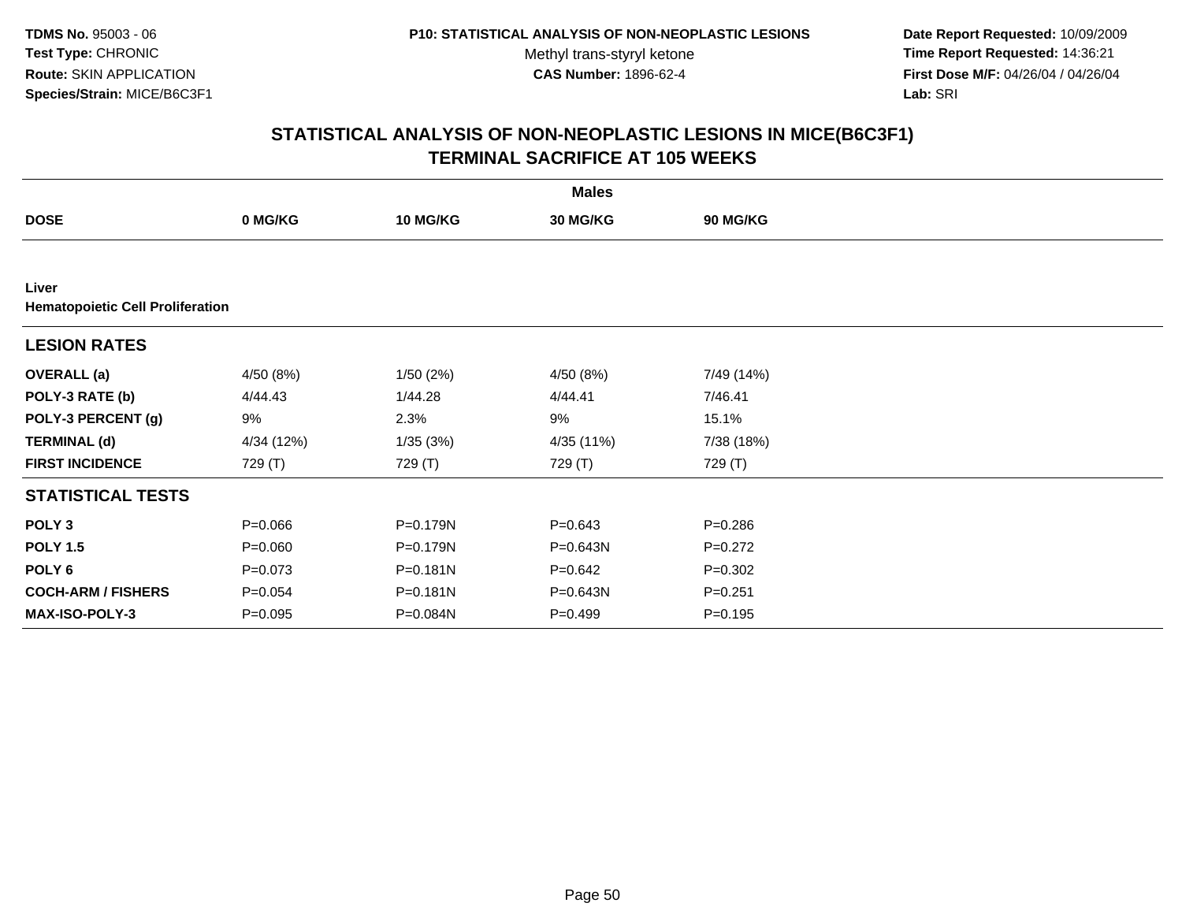**TDMS No.** 95003 - 06
**Test Type:** CHRONIC
**Route:** SKIN APPLICATION
**Species/Strain:** MICE/B6C3F1

**P10: STATISTICAL ANALYSIS OF NON-NEOPLASTIC LESIONS**
Methyl trans-styryl ketone
**CAS Number:** 1896-62-4

**Date Report Requested:** 10/09/2009
**Time Report Requested:** 14:36:21
**First Dose M/F:** 04/26/04 / 04/26/04
**Lab:** SRI

## STATISTICAL ANALYSIS OF NON-NEOPLASTIC LESIONS IN MICE(B6C3F1)
## TERMINAL SACRIFICE AT 105 WEEKS

| | Males | | | |
|---|---|---|---|---|
| **DOSE** | **0 MG/KG** | **10 MG/KG** | **30 MG/KG** | **90 MG/KG** |
| **Liver** | | | | |
| **Hematopoietic Cell Proliferation** | | | | |
| **LESION RATES** | | | | |
| **OVERALL (a)** | 4/50 (8%) | 1/50 (2%) | 4/50 (8%) | 7/49 (14%) |
| **POLY-3 RATE (b)** | 4/44.43 | 1/44.28 | 4/44.41 | 7/46.41 |
| **POLY-3 PERCENT (g)** | 9% | 2.3% | 9% | 15.1% |
| **TERMINAL (d)** | 4/34 (12%) | 1/35 (3%) | 4/35 (11%) | 7/38 (18%) |
| **FIRST INCIDENCE** | 729 (T) | 729 (T) | 729 (T) | 729 (T) |
| **STATISTICAL TESTS** | | | | |
| **POLY 3** | P=0.066 | P=0.179N | P=0.643 | P=0.286 |
| **POLY 1.5** | P=0.060 | P=0.179N | P=0.643N | P=0.272 |
| **POLY 6** | P=0.073 | P=0.181N | P=0.642 | P=0.302 |
| **COCH-ARM / FISHERS** | P=0.054 | P=0.181N | P=0.643N | P=0.251 |
| **MAX-ISO-POLY-3** | P=0.095 | P=0.084N | P=0.499 | P=0.195 |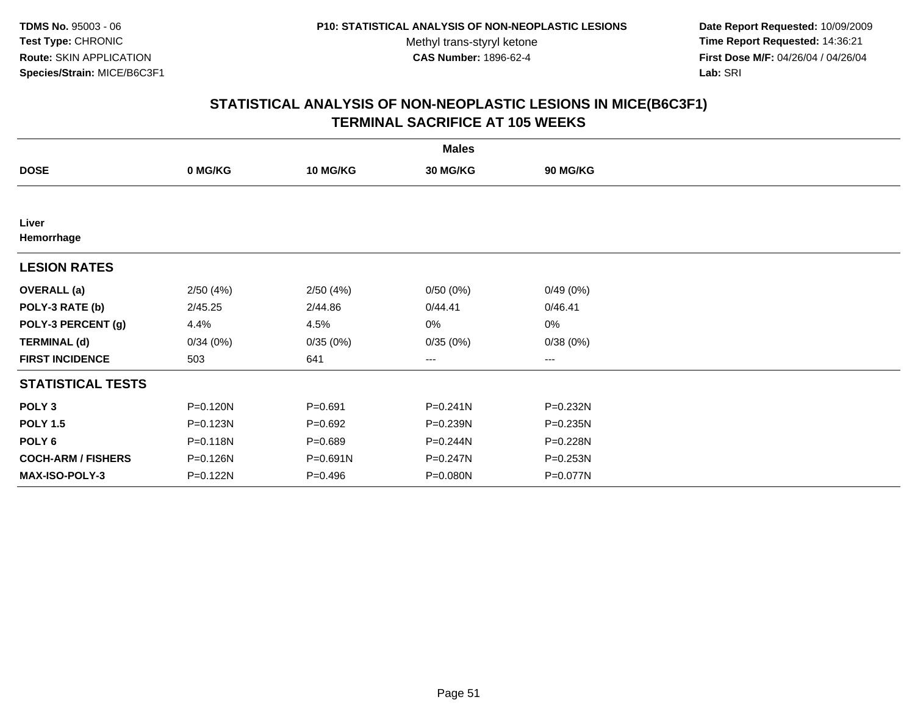**TDMS No.** 95003 - 06
**Test Type:** CHRONIC
**Route:** SKIN APPLICATION
**Species/Strain:** MICE/B6C3F1

**P10: STATISTICAL ANALYSIS OF NON-NEOPLASTIC LESIONS**
Methyl trans-styryl ketone
**CAS Number:** 1896-62-4

**Date Report Requested:** 10/09/2009
**Time Report Requested:** 14:36:21
**First Dose M/F:** 04/26/04 / 04/26/04
**Lab:** SRI

## STATISTICAL ANALYSIS OF NON-NEOPLASTIC LESIONS IN MICE(B6C3F1)
## TERMINAL SACRIFICE AT 105 WEEKS

| | Males | | | |
|---|---|---|---|---|
| **DOSE** | **0 MG/KG** | **10 MG/KG** | **30 MG/KG** | **90 MG/KG** |
| **Liver** | | | | |
| **Hemorrhage** | | | | |
| **LESION RATES** | | | | |
| **OVERALL (a)** | 2/50 (4%) | 2/50 (4%) | 0/50 (0%) | 0/49 (0%) |
| **POLY-3 RATE (b)** | 2/45.25 | 2/44.86 | 0/44.41 | 0/46.41 |
| **POLY-3 PERCENT (g)** | 4.4% | 4.5% | 0% | 0% |
| **TERMINAL (d)** | 0/34 (0%) | 0/35 (0%) | 0/35 (0%) | 0/38 (0%) |
| **FIRST INCIDENCE** | 503 | 641 | --- | --- |
| **STATISTICAL TESTS** | | | | |
| **POLY 3** | P=0.120N | P=0.691 | P=0.241N | P=0.232N |
| **POLY 1.5** | P=0.123N | P=0.692 | P=0.239N | P=0.235N |
| **POLY 6** | P=0.118N | P=0.689 | P=0.244N | P=0.228N |
| **COCH-ARM / FISHERS** | P=0.126N | P=0.691N | P=0.247N | P=0.253N |
| **MAX-ISO-POLY-3** | P=0.122N | P=0.496 | P=0.080N | P=0.077N |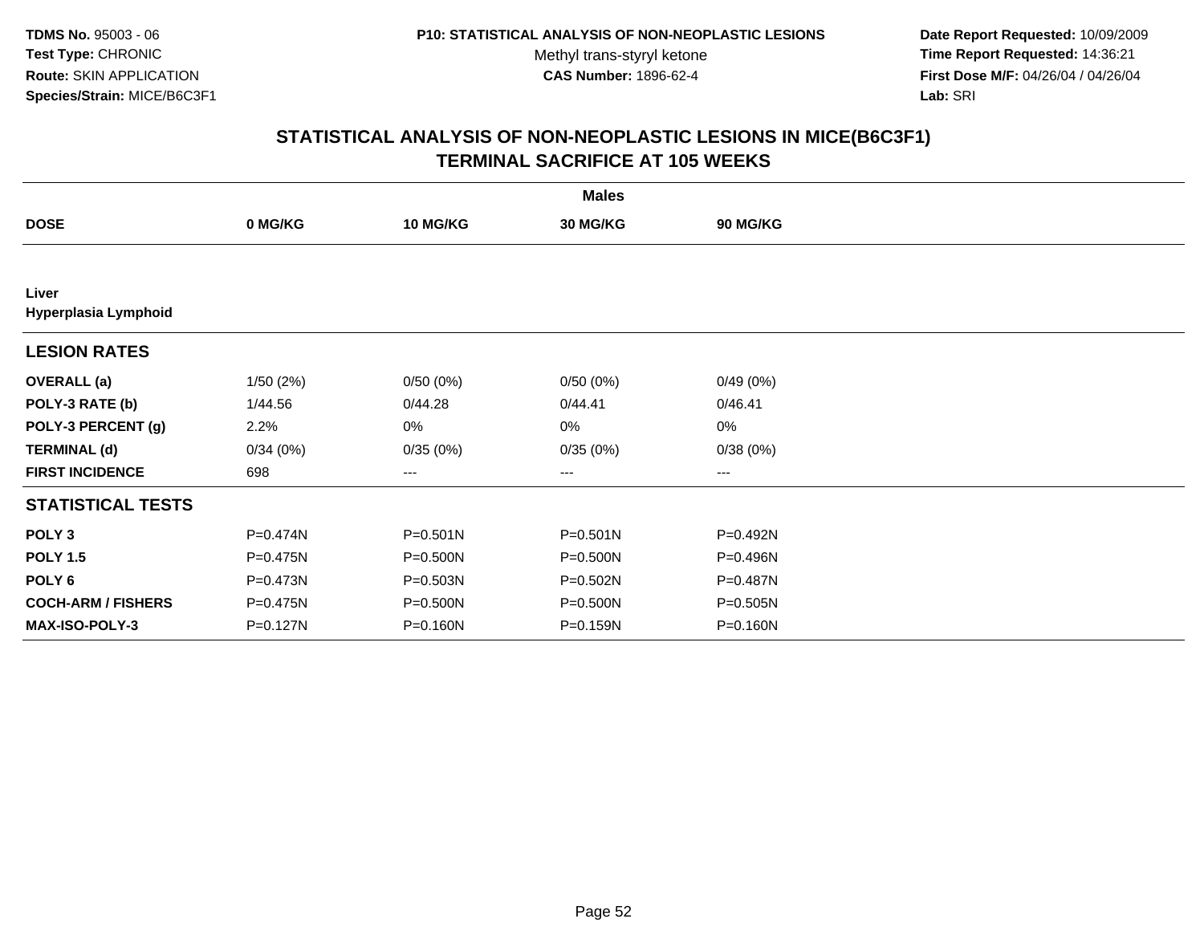**TDMS No.** 95003 - 06
**Test Type:** CHRONIC
**Route:** SKIN APPLICATION
**Species/Strain:** MICE/B6C3F1

**P10: STATISTICAL ANALYSIS OF NON-NEOPLASTIC LESIONS**
Methyl trans-styryl ketone
**CAS Number:** 1896-62-4

**Date Report Requested:** 10/09/2009
**Time Report Requested:** 14:36:21
**First Dose M/F:** 04/26/04 / 04/26/04
**Lab:** SRI

## STATISTICAL ANALYSIS OF NON-NEOPLASTIC LESIONS IN MICE(B6C3F1)
## TERMINAL SACRIFICE AT 105 WEEKS

| | Males | | | |
|---|---|---|---|---|
| **DOSE** | **0 MG/KG** | **10 MG/KG** | **30 MG/KG** | **90 MG/KG** |
| **Liver** | | | | |
| **Hyperplasia Lymphoid** | | | | |
| **LESION RATES** | | | | |
| **OVERALL (a)** | 1/50 (2%) | 0/50 (0%) | 0/50 (0%) | 0/49 (0%) |
| **POLY-3 RATE (b)** | 1/44.56 | 0/44.28 | 0/44.41 | 0/46.41 |
| **POLY-3 PERCENT (g)** | 2.2% | 0% | 0% | 0% |
| **TERMINAL (d)** | 0/34 (0%) | 0/35 (0%) | 0/35 (0%) | 0/38 (0%) |
| **FIRST INCIDENCE** | 698 | --- | --- | --- |
| **STATISTICAL TESTS** | | | | |
| **POLY 3** | P=0.474N | P=0.501N | P=0.501N | P=0.492N |
| **POLY 1.5** | P=0.475N | P=0.500N | P=0.500N | P=0.496N |
| **POLY 6** | P=0.473N | P=0.503N | P=0.502N | P=0.487N |
| **COCH-ARM / FISHERS** | P=0.475N | P=0.500N | P=0.500N | P=0.505N |
| **MAX-ISO-POLY-3** | P=0.127N | P=0.160N | P=0.159N | P=0.160N |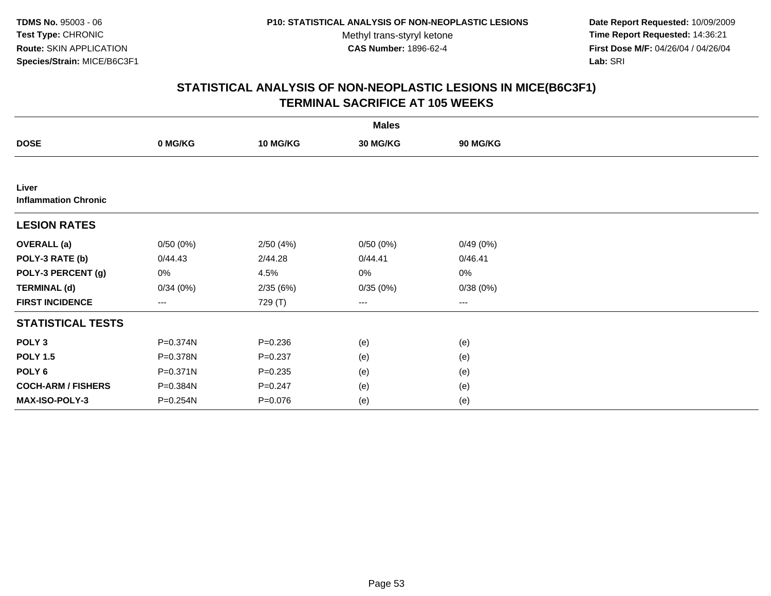**TDMS No.** 95003 - 06
**Test Type:** CHRONIC
**Route:** SKIN APPLICATION
**Species/Strain:** MICE/B6C3F1

**P10: STATISTICAL ANALYSIS OF NON-NEOPLASTIC LESIONS**
Methyl trans-styryl ketone
**CAS Number:** 1896-62-4

**Date Report Requested:** 10/09/2009
**Time Report Requested:** 14:36:21
**First Dose M/F:** 04/26/04 / 04/26/04
**Lab:** SRI

## STATISTICAL ANALYSIS OF NON-NEOPLASTIC LESIONS IN MICE(B6C3F1)
## TERMINAL SACRIFICE AT 105 WEEKS

| | Males | | | |
|---|---|---|---|---|
| **DOSE** | **0 MG/KG** | **10 MG/KG** | **30 MG/KG** | **90 MG/KG** |
| **Liver** | | | | |
| **Inflammation Chronic** | | | | |
| **LESION RATES** | | | | |
| **OVERALL (a)** | 0/50 (0%) | 2/50 (4%) | 0/50 (0%) | 0/49 (0%) |
| **POLY-3 RATE (b)** | 0/44.43 | 2/44.28 | 0/44.41 | 0/46.41 |
| **POLY-3 PERCENT (g)** | 0% | 4.5% | 0% | 0% |
| **TERMINAL (d)** | 0/34 (0%) | 2/35 (6%) | 0/35 (0%) | 0/38 (0%) |
| **FIRST INCIDENCE** | --- | 729 (T) | --- | --- |
| **STATISTICAL TESTS** | | | | |
| **POLY 3** | P=0.374N | P=0.236 | (e) | (e) |
| **POLY 1.5** | P=0.378N | P=0.237 | (e) | (e) |
| **POLY 6** | P=0.371N | P=0.235 | (e) | (e) |
| **COCH-ARM / FISHERS** | P=0.384N | P=0.247 | (e) | (e) |
| **MAX-ISO-POLY-3** | P=0.254N | P=0.076 | (e) | (e) |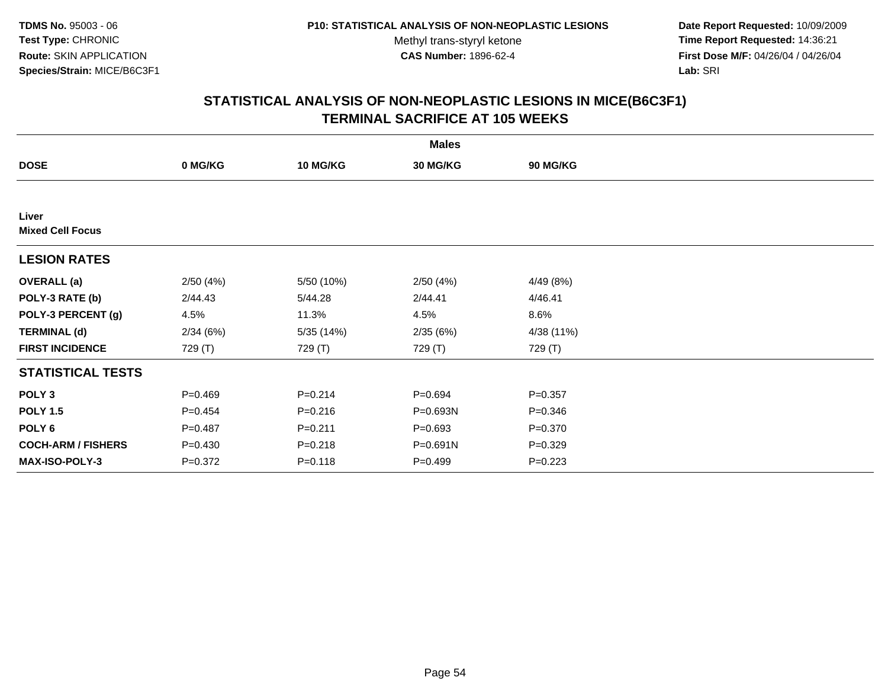**TDMS No.** 95003 - 06
**Test Type:** CHRONIC
**Route:** SKIN APPLICATION
**Species/Strain:** MICE/B6C3F1

**P10: STATISTICAL ANALYSIS OF NON-NEOPLASTIC LESIONS**
Methyl trans-styryl ketone
**CAS Number:** 1896-62-4

**Date Report Requested:** 10/09/2009
**Time Report Requested:** 14:36:21
**First Dose M/F:** 04/26/04 / 04/26/04
**Lab:** SRI

## STATISTICAL ANALYSIS OF NON-NEOPLASTIC LESIONS IN MICE(B6C3F1) TERMINAL SACRIFICE AT 105 WEEKS

| | Males | | | |
|---|---|---|---|---|
| **DOSE** | **0 MG/KG** | **10 MG/KG** | **30 MG/KG** | **90 MG/KG** |
| **Liver** | | | | |
| **Mixed Cell Focus** | | | | |
| **LESION RATES** | | | | |
| **OVERALL (a)** | 2/50 (4%) | 5/50 (10%) | 2/50 (4%) | 4/49 (8%) |
| **POLY-3 RATE (b)** | 2/44.43 | 5/44.28 | 2/44.41 | 4/46.41 |
| **POLY-3 PERCENT (g)** | 4.5% | 11.3% | 4.5% | 8.6% |
| **TERMINAL (d)** | 2/34 (6%) | 5/35 (14%) | 2/35 (6%) | 4/38 (11%) |
| **FIRST INCIDENCE** | 729 (T) | 729 (T) | 729 (T) | 729 (T) |
| **STATISTICAL TESTS** | | | | |
| **POLY 3** | P=0.469 | P=0.214 | P=0.694 | P=0.357 |
| **POLY 1.5** | P=0.454 | P=0.216 | P=0.693N | P=0.346 |
| **POLY 6** | P=0.487 | P=0.211 | P=0.693 | P=0.370 |
| **COCH-ARM / FISHERS** | P=0.430 | P=0.218 | P=0.691N | P=0.329 |
| **MAX-ISO-POLY-3** | P=0.372 | P=0.118 | P=0.499 | P=0.223 |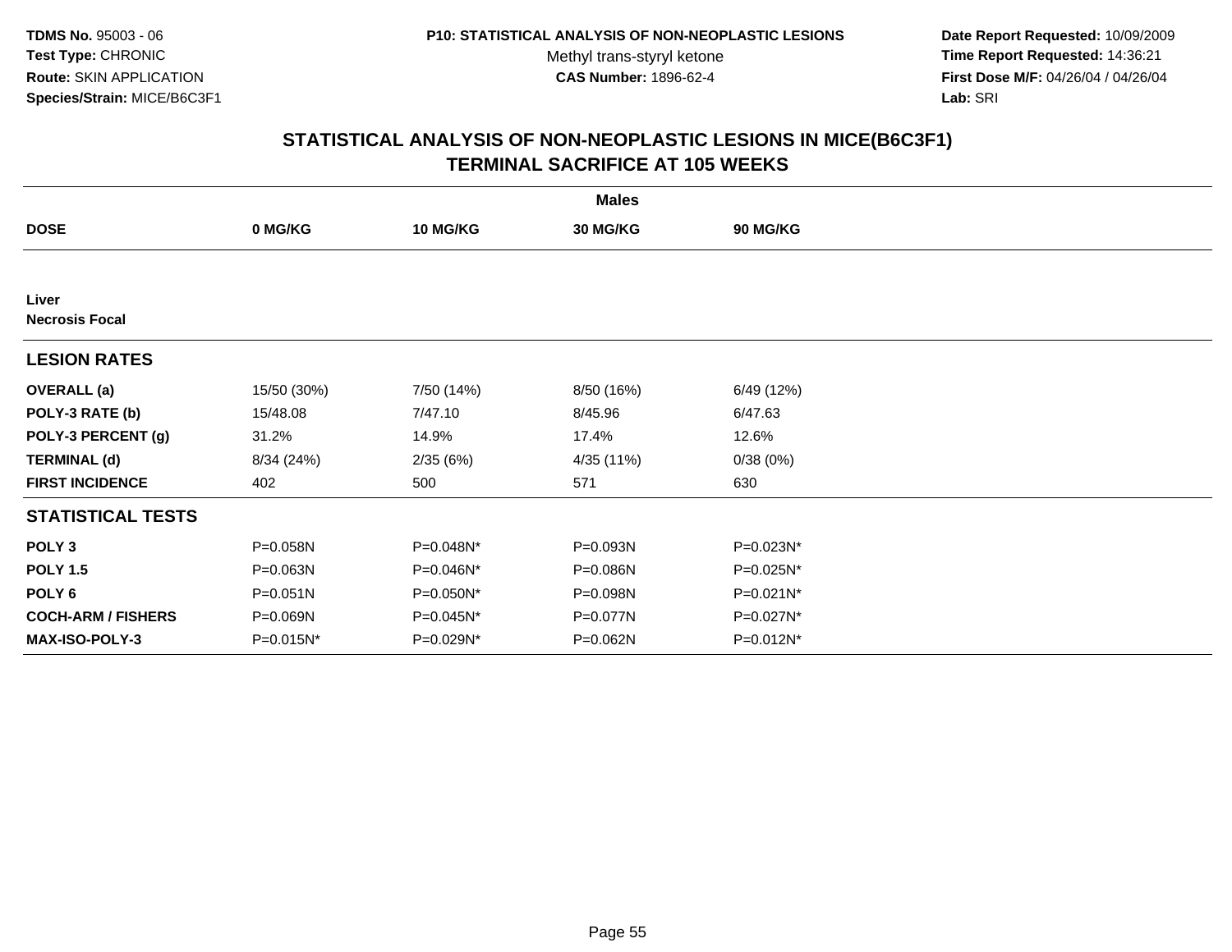**TDMS No.** 95003 - 06
**Test Type:** CHRONIC
**Route:** SKIN APPLICATION
**Species/Strain:** MICE/B6C3F1

**P10: STATISTICAL ANALYSIS OF NON-NEOPLASTIC LESIONS**
Methyl trans-styryl ketone
**CAS Number:** 1896-62-4

**Date Report Requested:** 10/09/2009
**Time Report Requested:** 14:36:21
**First Dose M/F:** 04/26/04 / 04/26/04
**Lab:** SRI

## STATISTICAL ANALYSIS OF NON-NEOPLASTIC LESIONS IN MICE(B6C3F1)
## TERMINAL SACRIFICE AT 105 WEEKS

| | Males | | | |
|---|---|---|---|---|
| **DOSE** | **0 MG/KG** | **10 MG/KG** | **30 MG/KG** | **90 MG/KG** |
| **Liver** | | | | |
| **Necrosis Focal** | | | | |
| **LESION RATES** | | | | |
| **OVERALL (a)** | 15/50 (30%) | 7/50 (14%) | 8/50 (16%) | 6/49 (12%) |
| **POLY-3 RATE (b)** | 15/48.08 | 7/47.10 | 8/45.96 | 6/47.63 |
| **POLY-3 PERCENT (g)** | 31.2% | 14.9% | 17.4% | 12.6% |
| **TERMINAL (d)** | 8/34 (24%) | 2/35 (6%) | 4/35 (11%) | 0/38 (0%) |
| **FIRST INCIDENCE** | 402 | 500 | 571 | 630 |
| **STATISTICAL TESTS** | | | | |
| **POLY 3** | P=0.058N | P=0.048N* | P=0.093N | P=0.023N* |
| **POLY 1.5** | P=0.063N | P=0.046N* | P=0.086N | P=0.025N* |
| **POLY 6** | P=0.051N | P=0.050N* | P=0.098N | P=0.021N* |
| **COCH-ARM / FISHERS** | P=0.069N | P=0.045N* | P=0.077N | P=0.027N* |
| **MAX-ISO-POLY-3** | P=0.015N* | P=0.029N* | P=0.062N | P=0.012N* |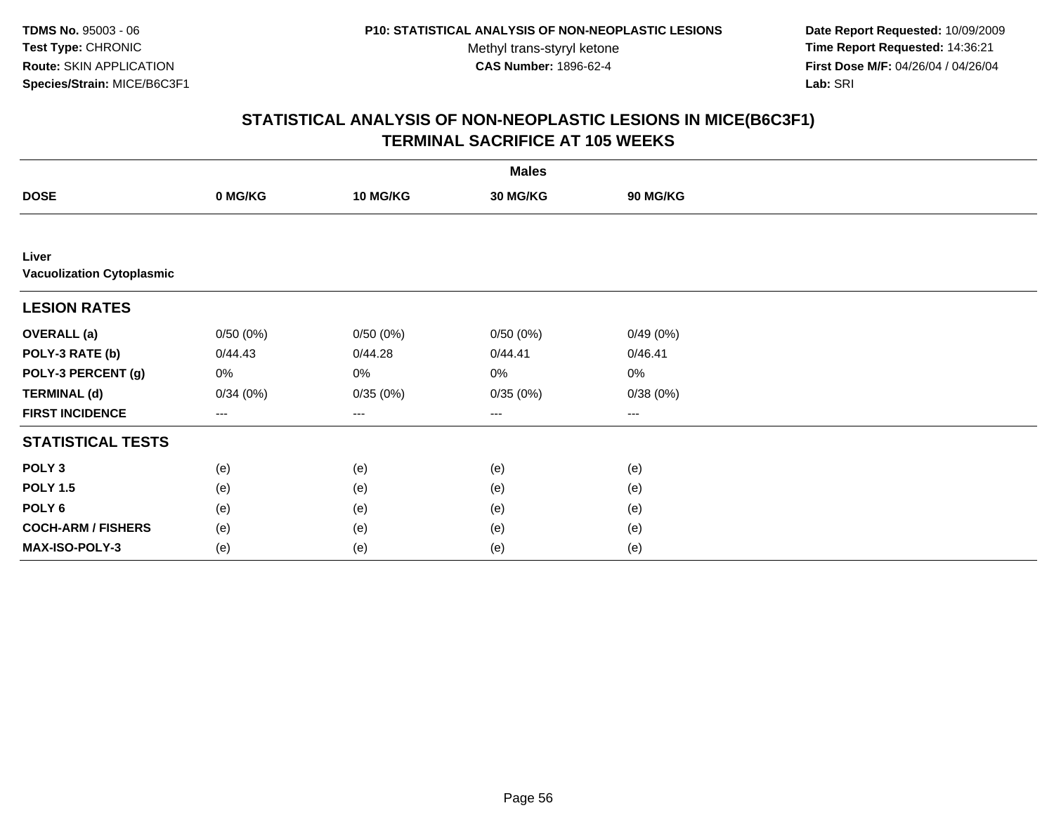**TDMS No.** 95003 - 06
**Test Type:** CHRONIC
**Route:** SKIN APPLICATION
**Species/Strain:** MICE/B6C3F1

**P10: STATISTICAL ANALYSIS OF NON-NEOPLASTIC LESIONS**
Methyl trans-styryl ketone
**CAS Number:** 1896-62-4

**Date Report Requested:** 10/09/2009
**Time Report Requested:** 14:36:21
**First Dose M/F:** 04/26/04 / 04/26/04
**Lab:** SRI

## STATISTICAL ANALYSIS OF NON-NEOPLASTIC LESIONS IN MICE(B6C3F1)
## TERMINAL SACRIFICE AT 105 WEEKS

| | Males | | | |
|---|---|---|---|---|
| **DOSE** | **0 MG/KG** | **10 MG/KG** | **30 MG/KG** | **90 MG/KG** |
| **Liver** | | | | |
| **Vacuolization Cytoplasmic** | | | | |
| **LESION RATES** | | | | |
| **OVERALL (a)** | 0/50 (0%) | 0/50 (0%) | 0/50 (0%) | 0/49 (0%) |
| **POLY-3 RATE (b)** | 0/44.43 | 0/44.28 | 0/44.41 | 0/46.41 |
| **POLY-3 PERCENT (g)** | 0% | 0% | 0% | 0% |
| **TERMINAL (d)** | 0/34 (0%) | 0/35 (0%) | 0/35 (0%) | 0/38 (0%) |
| **FIRST INCIDENCE** | --- | --- | --- | --- |
| **STATISTICAL TESTS** | | | | |
| **POLY 3** | (e) | (e) | (e) | (e) |
| **POLY 1.5** | (e) | (e) | (e) | (e) |
| **POLY 6** | (e) | (e) | (e) | (e) |
| **COCH-ARM / FISHERS** | (e) | (e) | (e) | (e) |
| **MAX-ISO-POLY-3** | (e) | (e) | (e) | (e) |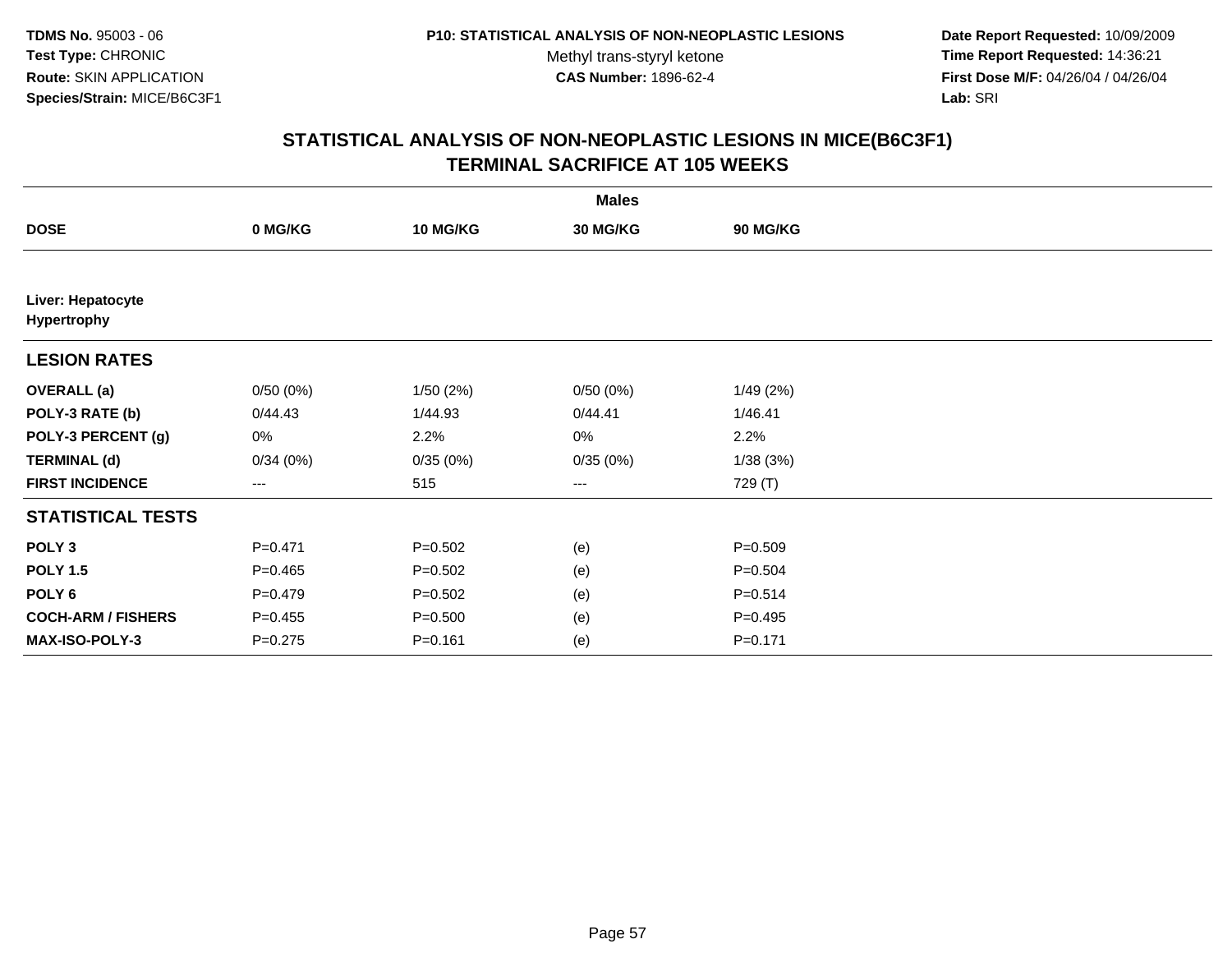**TDMS No.** 95003 - 06
**Test Type:** CHRONIC
**Route:** SKIN APPLICATION
**Species/Strain:** MICE/B6C3F1

**P10: STATISTICAL ANALYSIS OF NON-NEOPLASTIC LESIONS**
Methyl trans-styryl ketone
**CAS Number:** 1896-62-4

**Date Report Requested:** 10/09/2009
**Time Report Requested:** 14:36:21
**First Dose M/F:** 04/26/04 / 04/26/04
**Lab:** SRI

## STATISTICAL ANALYSIS OF NON-NEOPLASTIC LESIONS IN MICE(B6C3F1)
## TERMINAL SACRIFICE AT 105 WEEKS

| | Males | | | |
|---|---|---|---|---|
| **DOSE** | **0 MG/KG** | **10 MG/KG** | **30 MG/KG** | **90 MG/KG** |
| **Liver: Hepatocyte Hypertrophy** | | | | |
| **LESION RATES** | | | | |
| **OVERALL (a)** | 0/50 (0%) | 1/50 (2%) | 0/50 (0%) | 1/49 (2%) |
| **POLY-3 RATE (b)** | 0/44.43 | 1/44.93 | 0/44.41 | 1/46.41 |
| **POLY-3 PERCENT (g)** | 0% | 2.2% | 0% | 2.2% |
| **TERMINAL (d)** | 0/34 (0%) | 0/35 (0%) | 0/35 (0%) | 1/38 (3%) |
| **FIRST INCIDENCE** | --- | 515 | --- | 729 (T) |
| **STATISTICAL TESTS** | | | | |
| **POLY 3** | P=0.471 | P=0.502 | (e) | P=0.509 |
| **POLY 1.5** | P=0.465 | P=0.502 | (e) | P=0.504 |
| **POLY 6** | P=0.479 | P=0.502 | (e) | P=0.514 |
| **COCH-ARM / FISHERS** | P=0.455 | P=0.500 | (e) | P=0.495 |
| **MAX-ISO-POLY-3** | P=0.275 | P=0.161 | (e) | P=0.171 |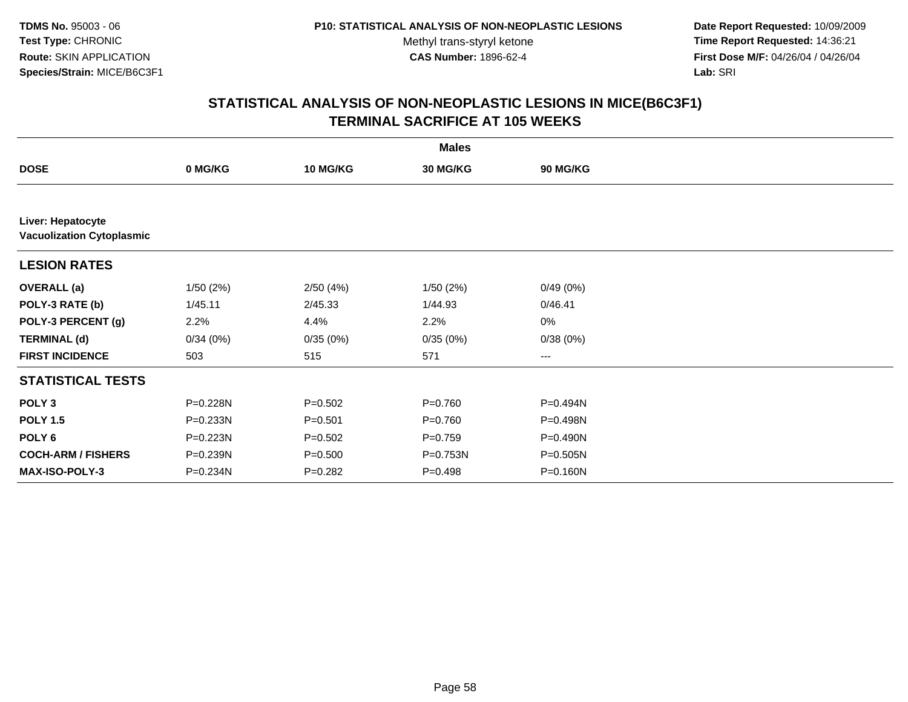**TDMS No.** 95003 - 06
**Test Type:** CHRONIC
**Route:** SKIN APPLICATION
**Species/Strain:** MICE/B6C3F1

**P10: STATISTICAL ANALYSIS OF NON-NEOPLASTIC LESIONS**
Methyl trans-styryl ketone
**CAS Number:** 1896-62-4

**Date Report Requested:** 10/09/2009
**Time Report Requested:** 14:36:21
**First Dose M/F:** 04/26/04 / 04/26/04
**Lab:** SRI

## STATISTICAL ANALYSIS OF NON-NEOPLASTIC LESIONS IN MICE(B6C3F1) TERMINAL SACRIFICE AT 105 WEEKS

| | Males | | | |
|---|---|---|---|---|
| **DOSE** | **0 MG/KG** | **10 MG/KG** | **30 MG/KG** | **90 MG/KG** |
| **Liver: Hepatocyte Vacuolization Cytoplasmic** | | | | |
| **LESION RATES** | | | | |
| **OVERALL (a)** | 1/50 (2%) | 2/50 (4%) | 1/50 (2%) | 0/49 (0%) |
| **POLY-3 RATE (b)** | 1/45.11 | 2/45.33 | 1/44.93 | 0/46.41 |
| **POLY-3 PERCENT (g)** | 2.2% | 4.4% | 2.2% | 0% |
| **TERMINAL (d)** | 0/34 (0%) | 0/35 (0%) | 0/35 (0%) | 0/38 (0%) |
| **FIRST INCIDENCE** | 503 | 515 | 571 | --- |
| **STATISTICAL TESTS** | | | | |
| **POLY 3** | P=0.228N | P=0.502 | P=0.760 | P=0.494N |
| **POLY 1.5** | P=0.233N | P=0.501 | P=0.760 | P=0.498N |
| **POLY 6** | P=0.223N | P=0.502 | P=0.759 | P=0.490N |
| **COCH-ARM / FISHERS** | P=0.239N | P=0.500 | P=0.753N | P=0.505N |
| **MAX-ISO-POLY-3** | P=0.234N | P=0.282 | P=0.498 | P=0.160N |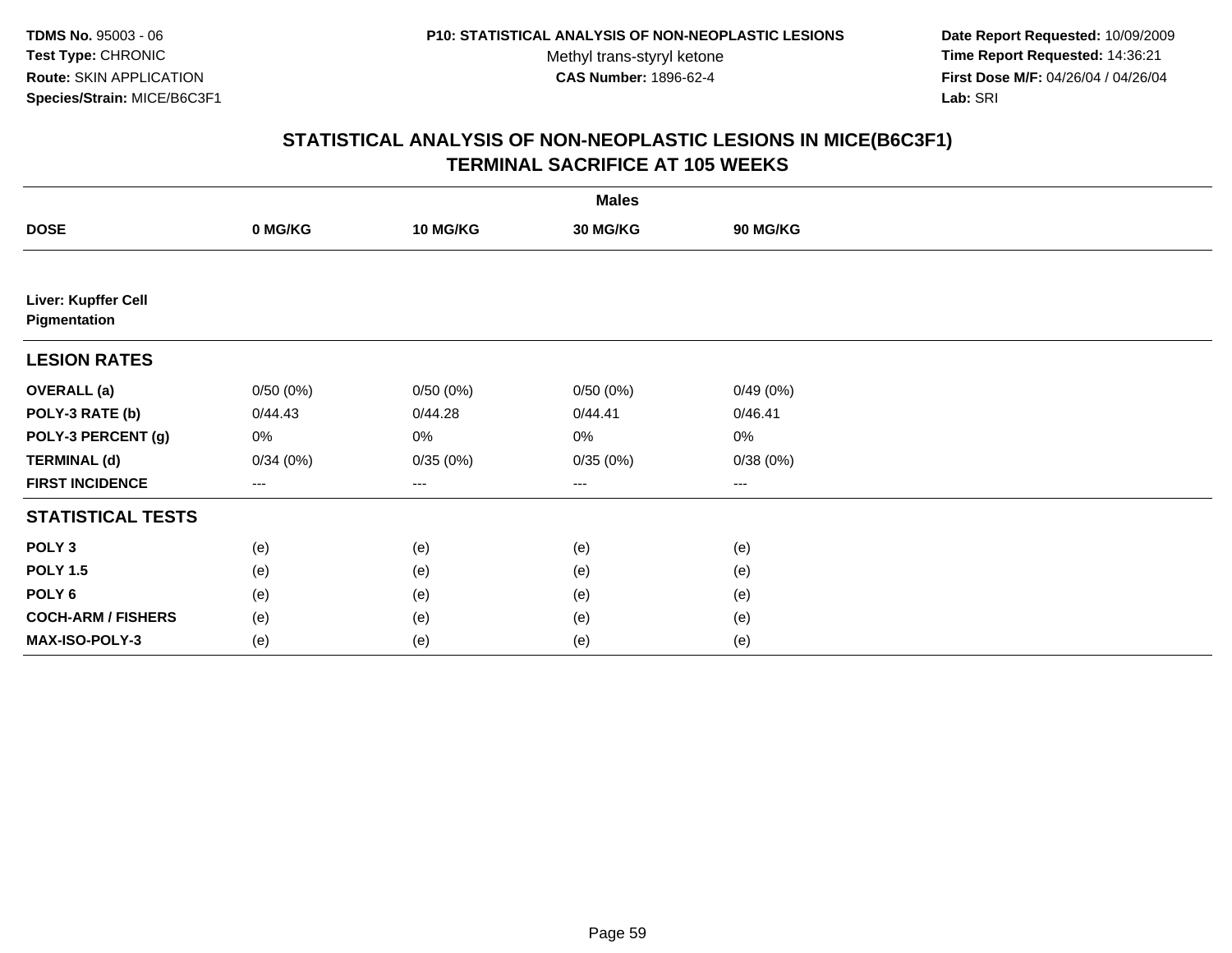TDMS No. 95003 - 06
Test Type: CHRONIC
Route: SKIN APPLICATION
Species/Strain: MICE/B6C3F1

P10: STATISTICAL ANALYSIS OF NON-NEOPLASTIC LESIONS
Methyl trans-styryl ketone
CAS Number: 1896-62-4

Date Report Requested: 10/09/2009
Time Report Requested: 14:36:21
First Dose M/F: 04/26/04 / 04/26/04
Lab: SRI

## STATISTICAL ANALYSIS OF NON-NEOPLASTIC LESIONS IN MICE(B6C3F1)
## TERMINAL SACRIFICE AT 105 WEEKS

| | Males | | | |
|---|---|---|---|---|
| **DOSE** | **0 MG/KG** | **10 MG/KG** | **30 MG/KG** | **90 MG/KG** |
| **Liver: Kupffer Cell Pigmentation** | | | | |
| **LESION RATES** | | | | |
| **OVERALL (a)** | 0/50 (0%) | 0/50 (0%) | 0/50 (0%) | 0/49 (0%) |
| **POLY-3 RATE (b)** | 0/44.43 | 0/44.28 | 0/44.41 | 0/46.41 |
| **POLY-3 PERCENT (g)** | 0% | 0% | 0% | 0% |
| **TERMINAL (d)** | 0/34 (0%) | 0/35 (0%) | 0/35 (0%) | 0/38 (0%) |
| **FIRST INCIDENCE** | --- | --- | --- | --- |
| **STATISTICAL TESTS** | | | | |
| **POLY 3** | (e) | (e) | (e) | (e) |
| **POLY 1.5** | (e) | (e) | (e) | (e) |
| **POLY 6** | (e) | (e) | (e) | (e) |
| **COCH-ARM / FISHERS** | (e) | (e) | (e) | (e) |
| **MAX-ISO-POLY-3** | (e) | (e) | (e) | (e) |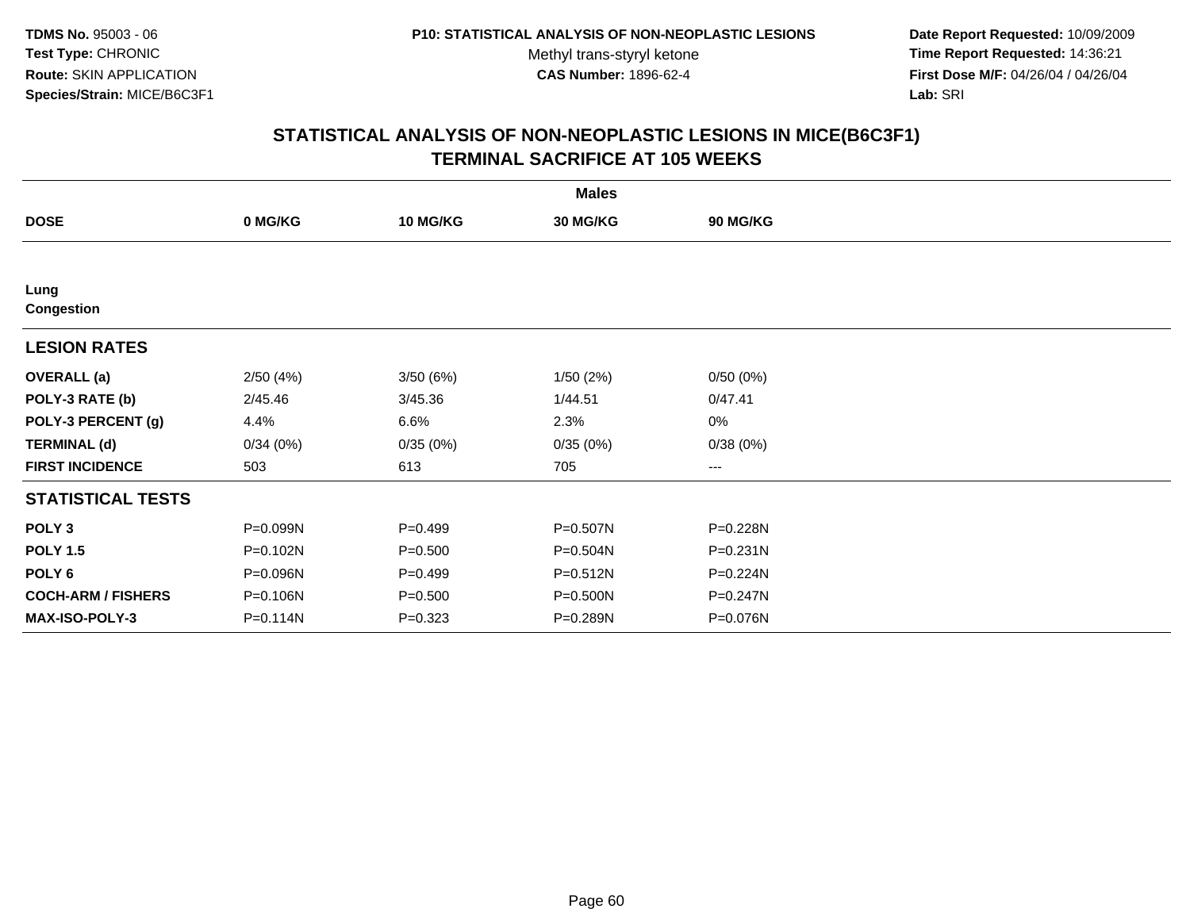**TDMS No.** 95003 - 06
**Test Type:** CHRONIC
**Route:** SKIN APPLICATION
**Species/Strain:** MICE/B6C3F1

**P10: STATISTICAL ANALYSIS OF NON-NEOPLASTIC LESIONS**
Methyl trans-styryl ketone
**CAS Number:** 1896-62-4

**Date Report Requested:** 10/09/2009
**Time Report Requested:** 14:36:21
**First Dose M/F:** 04/26/04 / 04/26/04
**Lab:** SRI

## STATISTICAL ANALYSIS OF NON-NEOPLASTIC LESIONS IN MICE(B6C3F1)
## TERMINAL SACRIFICE AT 105 WEEKS

| | Males | | | |
|---|---|---|---|---|
| **DOSE** | **0 MG/KG** | **10 MG/KG** | **30 MG/KG** | **90 MG/KG** |
| **Lung** | | | | |
| **Congestion** | | | | |
| **LESION RATES** | | | | |
| **OVERALL (a)** | 2/50 (4%) | 3/50 (6%) | 1/50 (2%) | 0/50 (0%) |
| **POLY-3 RATE (b)** | 2/45.46 | 3/45.36 | 1/44.51 | 0/47.41 |
| **POLY-3 PERCENT (g)** | 4.4% | 6.6% | 2.3% | 0% |
| **TERMINAL (d)** | 0/34 (0%) | 0/35 (0%) | 0/35 (0%) | 0/38 (0%) |
| **FIRST INCIDENCE** | 503 | 613 | 705 | --- |
| **STATISTICAL TESTS** | | | | |
| **POLY 3** | P=0.099N | P=0.499 | P=0.507N | P=0.228N |
| **POLY 1.5** | P=0.102N | P=0.500 | P=0.504N | P=0.231N |
| **POLY 6** | P=0.096N | P=0.499 | P=0.512N | P=0.224N |
| **COCH-ARM / FISHERS** | P=0.106N | P=0.500 | P=0.500N | P=0.247N |
| **MAX-ISO-POLY-3** | P=0.114N | P=0.323 | P=0.289N | P=0.076N |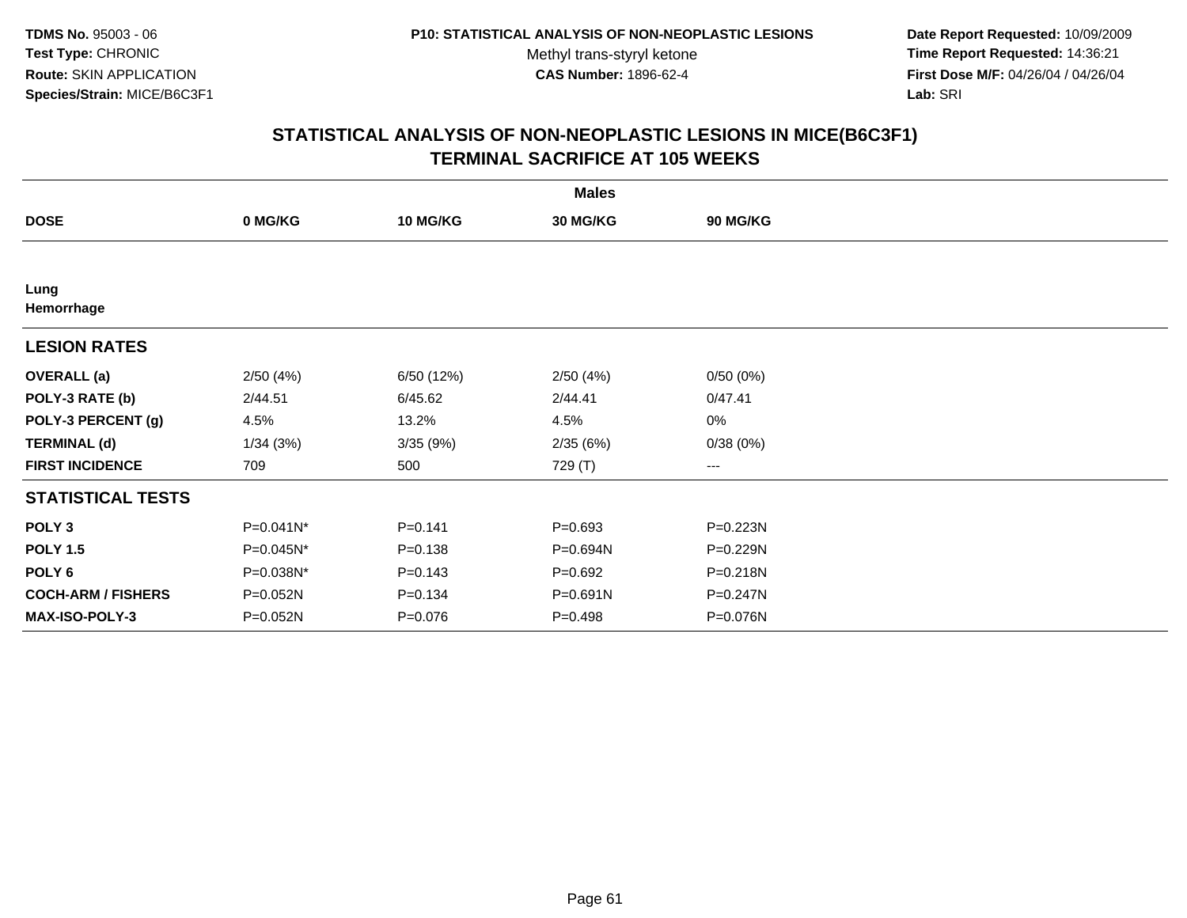**TDMS No.** 95003 - 06
**Test Type:** CHRONIC
**Route:** SKIN APPLICATION
**Species/Strain:** MICE/B6C3F1

**P10: STATISTICAL ANALYSIS OF NON-NEOPLASTIC LESIONS**
Methyl trans-styryl ketone
**CAS Number:** 1896-62-4

**Date Report Requested:** 10/09/2009
**Time Report Requested:** 14:36:21
**First Dose M/F:** 04/26/04 / 04/26/04
**Lab:** SRI

## STATISTICAL ANALYSIS OF NON-NEOPLASTIC LESIONS IN MICE(B6C3F1)
## TERMINAL SACRIFICE AT 105 WEEKS

| | Males | | | |
|---|---|---|---|---|
| **DOSE** | **0 MG/KG** | **10 MG/KG** | **30 MG/KG** | **90 MG/KG** |
| **Lung** | | | | |
| **Hemorrhage** | | | | |
| **LESION RATES** | | | | |
| **OVERALL (a)** | 2/50 (4%) | 6/50 (12%) | 2/50 (4%) | 0/50 (0%) |
| **POLY-3 RATE (b)** | 2/44.51 | 6/45.62 | 2/44.41 | 0/47.41 |
| **POLY-3 PERCENT (g)** | 4.5% | 13.2% | 4.5% | 0% |
| **TERMINAL (d)** | 1/34 (3%) | 3/35 (9%) | 2/35 (6%) | 0/38 (0%) |
| **FIRST INCIDENCE** | 709 | 500 | 729 (T) | --- |
| **STATISTICAL TESTS** | | | | |
| **POLY 3** | P=0.041N* | P=0.141 | P=0.693 | P=0.223N |
| **POLY 1.5** | P=0.045N* | P=0.138 | P=0.694N | P=0.229N |
| **POLY 6** | P=0.038N* | P=0.143 | P=0.692 | P=0.218N |
| **COCH-ARM / FISHERS** | P=0.052N | P=0.134 | P=0.691N | P=0.247N |
| **MAX-ISO-POLY-3** | P=0.052N | P=0.076 | P=0.498 | P=0.076N |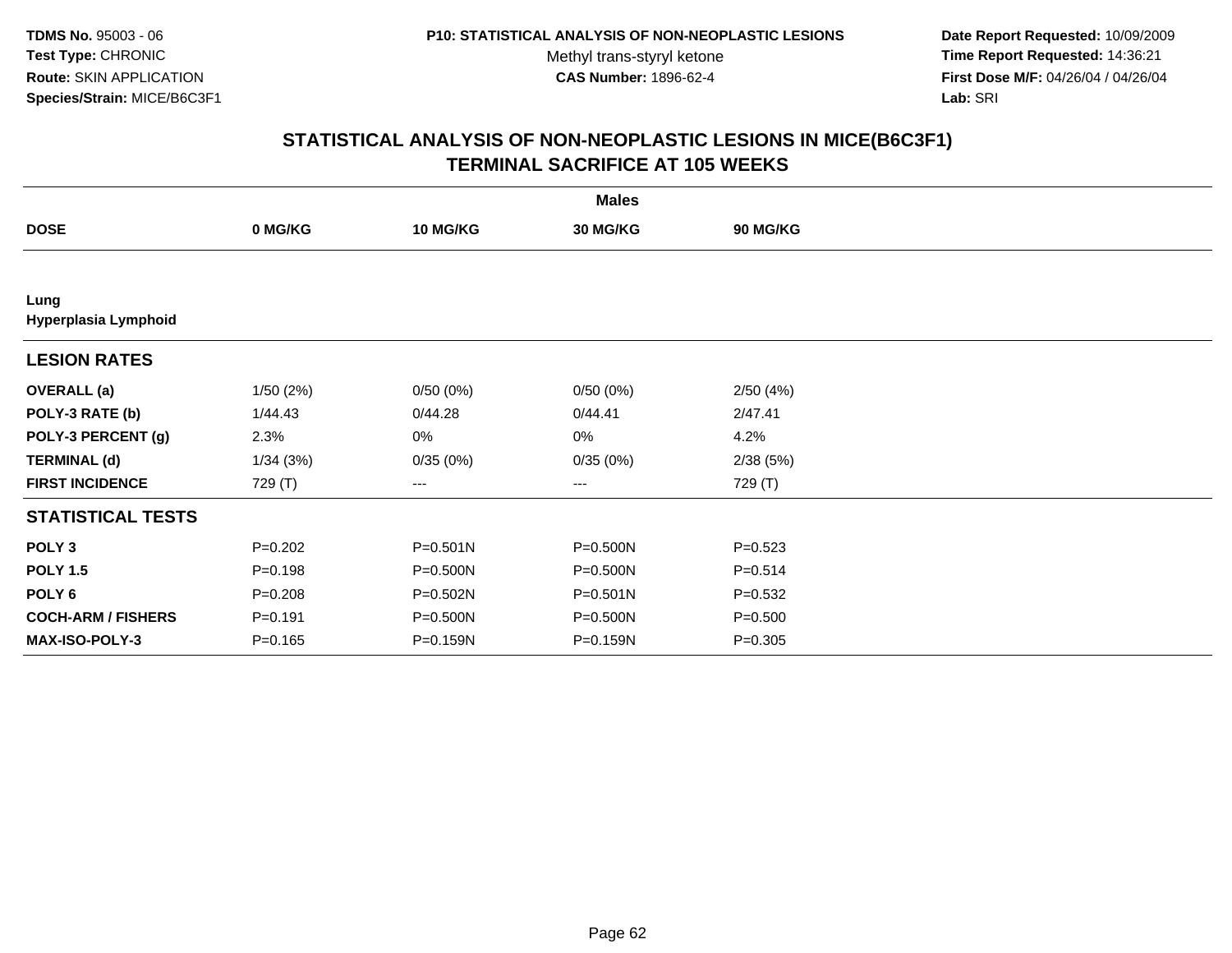TDMS No. 95003 - 06
Test Type: CHRONIC
Route: SKIN APPLICATION
Species/Strain: MICE/B6C3F1

P10: STATISTICAL ANALYSIS OF NON-NEOPLASTIC LESIONS
Methyl trans-styryl ketone
CAS Number: 1896-62-4

Date Report Requested: 10/09/2009
Time Report Requested: 14:36:21
First Dose M/F: 04/26/04 / 04/26/04
Lab: SRI

## STATISTICAL ANALYSIS OF NON-NEOPLASTIC LESIONS IN MICE(B6C3F1)
## TERMINAL SACRIFICE AT 105 WEEKS

| | Males | | | |
|---|---|---|---|---|
| **DOSE** | **0 MG/KG** | **10 MG/KG** | **30 MG/KG** | **90 MG/KG** |
| **Lung** | | | | |
| **Hyperplasia Lymphoid** | | | | |
| **LESION RATES** | | | | |
| **OVERALL (a)** | 1/50 (2%) | 0/50 (0%) | 0/50 (0%) | 2/50 (4%) |
| **POLY-3 RATE (b)** | 1/44.43 | 0/44.28 | 0/44.41 | 2/47.41 |
| **POLY-3 PERCENT (g)** | 2.3% | 0% | 0% | 4.2% |
| **TERMINAL (d)** | 1/34 (3%) | 0/35 (0%) | 0/35 (0%) | 2/38 (5%) |
| **FIRST INCIDENCE** | 729 (T) | --- | --- | 729 (T) |
| **STATISTICAL TESTS** | | | | |
| **POLY 3** | P=0.202 | P=0.501N | P=0.500N | P=0.523 |
| **POLY 1.5** | P=0.198 | P=0.500N | P=0.500N | P=0.514 |
| **POLY 6** | P=0.208 | P=0.502N | P=0.501N | P=0.532 |
| **COCH-ARM / FISHERS** | P=0.191 | P=0.500N | P=0.500N | P=0.500 |
| **MAX-ISO-POLY-3** | P=0.165 | P=0.159N | P=0.159N | P=0.305 |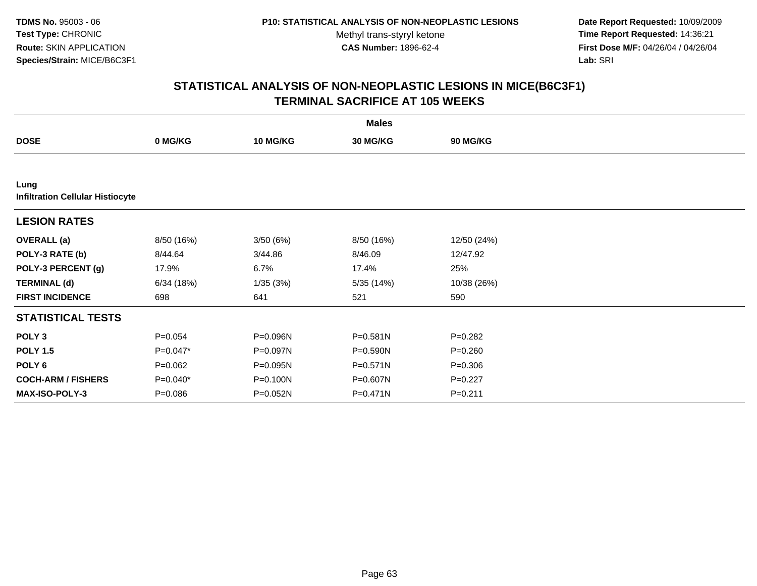**TDMS No.** 95003 - 06
**Test Type:** CHRONIC
**Route:** SKIN APPLICATION
**Species/Strain:** MICE/B6C3F1

**P10: STATISTICAL ANALYSIS OF NON-NEOPLASTIC LESIONS**
Methyl trans-styryl ketone
**CAS Number:** 1896-62-4

**Date Report Requested:** 10/09/2009
**Time Report Requested:** 14:36:21
**First Dose M/F:** 04/26/04 / 04/26/04
**Lab:** SRI

## STATISTICAL ANALYSIS OF NON-NEOPLASTIC LESIONS IN MICE(B6C3F1) TERMINAL SACRIFICE AT 105 WEEKS

| | **Males** | | | |
|---|---|---|---|---|
| **DOSE** | **0 MG/KG** | **10 MG/KG** | **30 MG/KG** | **90 MG/KG** |
| **Lung** | | | | |
| **Infiltration Cellular Histiocyte** | | | | |
| **LESION RATES** | | | | |
| **OVERALL (a)** | 8/50 (16%) | 3/50 (6%) | 8/50 (16%) | 12/50 (24%) |
| **POLY-3 RATE (b)** | 8/44.64 | 3/44.86 | 8/46.09 | 12/47.92 |
| **POLY-3 PERCENT (g)** | 17.9% | 6.7% | 17.4% | 25% |
| **TERMINAL (d)** | 6/34 (18%) | 1/35 (3%) | 5/35 (14%) | 10/38 (26%) |
| **FIRST INCIDENCE** | 698 | 641 | 521 | 590 |
| **STATISTICAL TESTS** | | | | |
| **POLY 3** | P=0.054 | P=0.096N | P=0.581N | P=0.282 |
| **POLY 1.5** | P=0.047* | P=0.097N | P=0.590N | P=0.260 |
| **POLY 6** | P=0.062 | P=0.095N | P=0.571N | P=0.306 |
| **COCH-ARM / FISHERS** | P=0.040* | P=0.100N | P=0.607N | P=0.227 |
| **MAX-ISO-POLY-3** | P=0.086 | P=0.052N | P=0.471N | P=0.211 |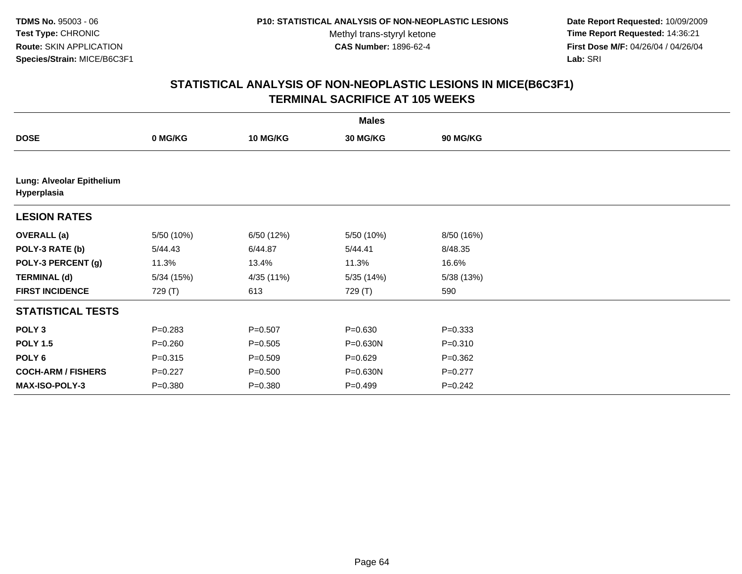**TDMS No.** 95003 - 06
**Test Type:** CHRONIC
**Route:** SKIN APPLICATION
**Species/Strain:** MICE/B6C3F1

**P10: STATISTICAL ANALYSIS OF NON-NEOPLASTIC LESIONS**
Methyl trans-styryl ketone
**CAS Number:** 1896-62-4

**Date Report Requested:** 10/09/2009
**Time Report Requested:** 14:36:21
**First Dose M/F:** 04/26/04 / 04/26/04
**Lab:** SRI

## STATISTICAL ANALYSIS OF NON-NEOPLASTIC LESIONS IN MICE(B6C3F1) TERMINAL SACRIFICE AT 105 WEEKS

| | Males | | | |
|---|---|---|---|---|
| **DOSE** | **0 MG/KG** | **10 MG/KG** | **30 MG/KG** | **90 MG/KG** |
| **Lung: Alveolar Epithelium Hyperplasia** | | | | |
| **LESION RATES** | | | | |
| **OVERALL (a)** | 5/50 (10%) | 6/50 (12%) | 5/50 (10%) | 8/50 (16%) |
| **POLY-3 RATE (b)** | 5/44.43 | 6/44.87 | 5/44.41 | 8/48.35 |
| **POLY-3 PERCENT (g)** | 11.3% | 13.4% | 11.3% | 16.6% |
| **TERMINAL (d)** | 5/34 (15%) | 4/35 (11%) | 5/35 (14%) | 5/38 (13%) |
| **FIRST INCIDENCE** | 729 (T) | 613 | 729 (T) | 590 |
| **STATISTICAL TESTS** | | | | |
| **POLY 3** | P=0.283 | P=0.507 | P=0.630 | P=0.333 |
| **POLY 1.5** | P=0.260 | P=0.505 | P=0.630N | P=0.310 |
| **POLY 6** | P=0.315 | P=0.509 | P=0.629 | P=0.362 |
| **COCH-ARM / FISHERS** | P=0.227 | P=0.500 | P=0.630N | P=0.277 |
| **MAX-ISO-POLY-3** | P=0.380 | P=0.380 | P=0.499 | P=0.242 |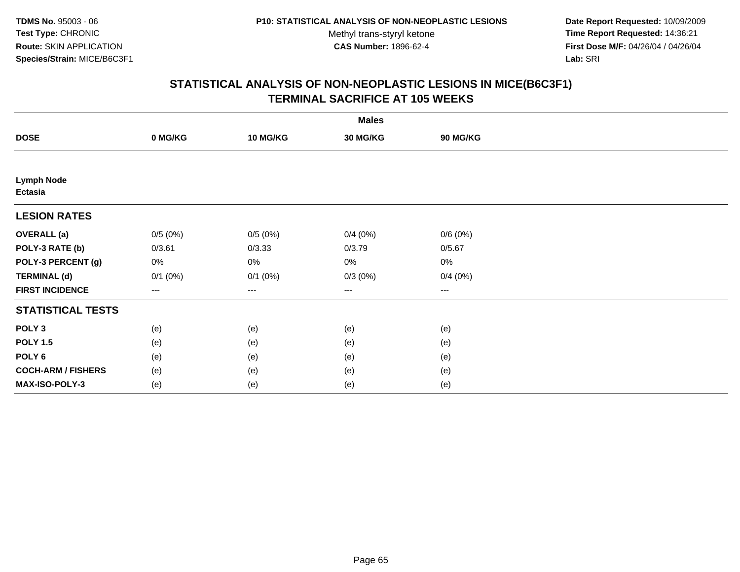**TDMS No.** 95003 - 06
**Test Type:** CHRONIC
**Route:** SKIN APPLICATION
**Species/Strain:** MICE/B6C3F1

**P10: STATISTICAL ANALYSIS OF NON-NEOPLASTIC LESIONS**
Methyl trans-styryl ketone
**CAS Number:** 1896-62-4

**Date Report Requested:** 10/09/2009
**Time Report Requested:** 14:36:21
**First Dose M/F:** 04/26/04 / 04/26/04
**Lab:** SRI

## STATISTICAL ANALYSIS OF NON-NEOPLASTIC LESIONS IN MICE(B6C3F1)
## TERMINAL SACRIFICE AT 105 WEEKS

| | Males | | | |
|---|---|---|---|---|
| **DOSE** | **0 MG/KG** | **10 MG/KG** | **30 MG/KG** | **90 MG/KG** |
| **Lymph Node** | | | | |
| **Ectasia** | | | | |
| **LESION RATES** | | | | |
| **OVERALL (a)** | 0/5 (0%) | 0/5 (0%) | 0/4 (0%) | 0/6 (0%) |
| **POLY-3 RATE (b)** | 0/3.61 | 0/3.33 | 0/3.79 | 0/5.67 |
| **POLY-3 PERCENT (g)** | 0% | 0% | 0% | 0% |
| **TERMINAL (d)** | 0/1 (0%) | 0/1 (0%) | 0/3 (0%) | 0/4 (0%) |
| **FIRST INCIDENCE** | --- | --- | --- | --- |
| **STATISTICAL TESTS** | | | | |
| **POLY 3** | (e) | (e) | (e) | (e) |
| **POLY 1.5** | (e) | (e) | (e) | (e) |
| **POLY 6** | (e) | (e) | (e) | (e) |
| **COCH-ARM / FISHERS** | (e) | (e) | (e) | (e) |
| **MAX-ISO-POLY-3** | (e) | (e) | (e) | (e) |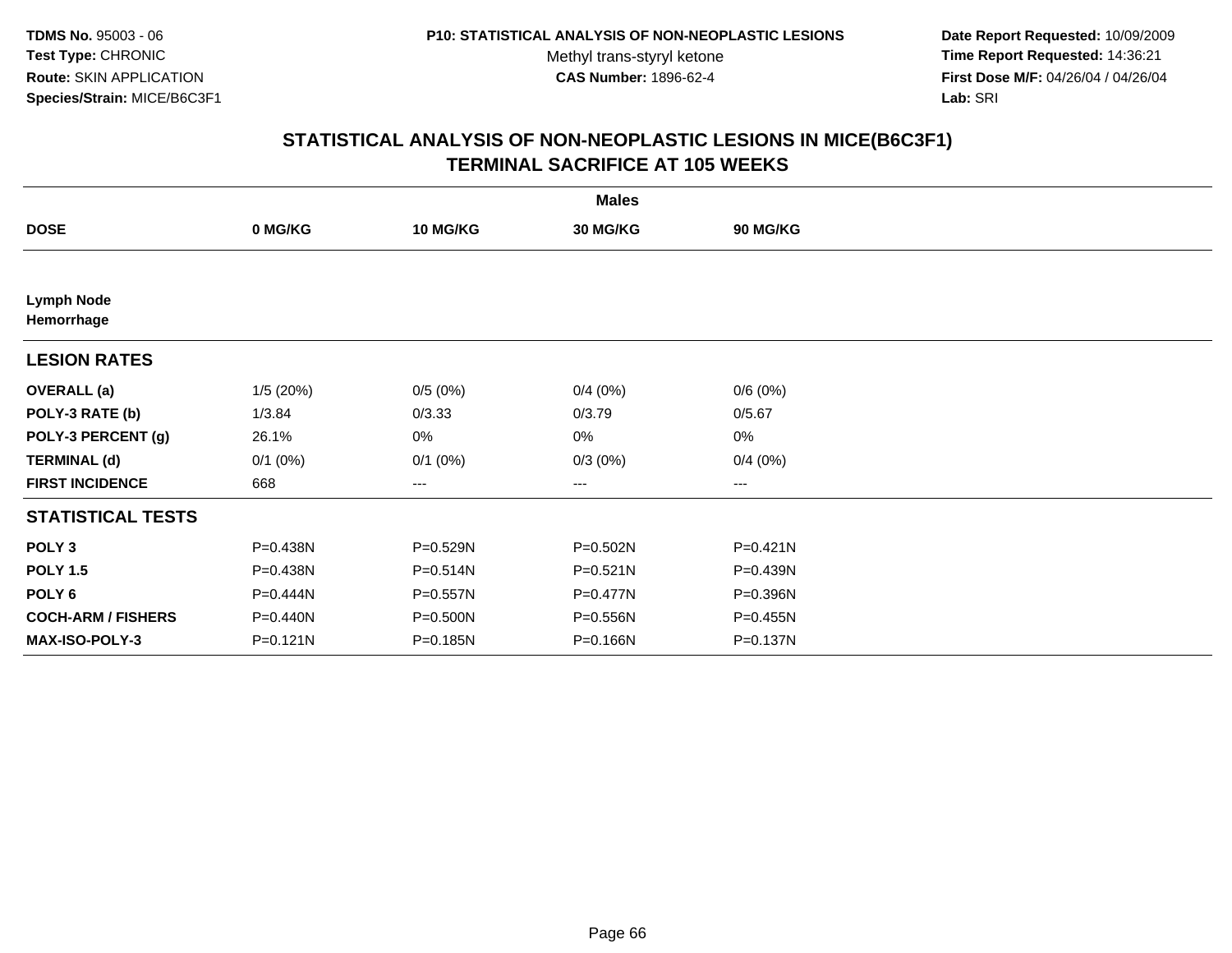TDMS No. 95003 - 06
Test Type: CHRONIC
Route: SKIN APPLICATION
Species/Strain: MICE/B6C3F1

P10: STATISTICAL ANALYSIS OF NON-NEOPLASTIC LESIONS
Methyl trans-styryl ketone
CAS Number: 1896-62-4

Date Report Requested: 10/09/2009
Time Report Requested: 14:36:21
First Dose M/F: 04/26/04 / 04/26/04
Lab: SRI

## STATISTICAL ANALYSIS OF NON-NEOPLASTIC LESIONS IN MICE(B6C3F1)
## TERMINAL SACRIFICE AT 105 WEEKS

| | Males | | | |
|---|---|---|---|---|
| **DOSE** | **0 MG/KG** | **10 MG/KG** | **30 MG/KG** | **90 MG/KG** |
| **Lymph Node** | | | | |
| **Hemorrhage** | | | | |
| **LESION RATES** | | | | |
| **OVERALL (a)** | 1/5 (20%) | 0/5 (0%) | 0/4 (0%) | 0/6 (0%) |
| **POLY-3 RATE (b)** | 1/3.84 | 0/3.33 | 0/3.79 | 0/5.67 |
| **POLY-3 PERCENT (g)** | 26.1% | 0% | 0% | 0% |
| **TERMINAL (d)** | 0/1 (0%) | 0/1 (0%) | 0/3 (0%) | 0/4 (0%) |
| **FIRST INCIDENCE** | 668 | --- | --- | --- |
| **STATISTICAL TESTS** | | | | |
| **POLY 3** | P=0.438N | P=0.529N | P=0.502N | P=0.421N |
| **POLY 1.5** | P=0.438N | P=0.514N | P=0.521N | P=0.439N |
| **POLY 6** | P=0.444N | P=0.557N | P=0.477N | P=0.396N |
| **COCH-ARM / FISHERS** | P=0.440N | P=0.500N | P=0.556N | P=0.455N |
| **MAX-ISO-POLY-3** | P=0.121N | P=0.185N | P=0.166N | P=0.137N |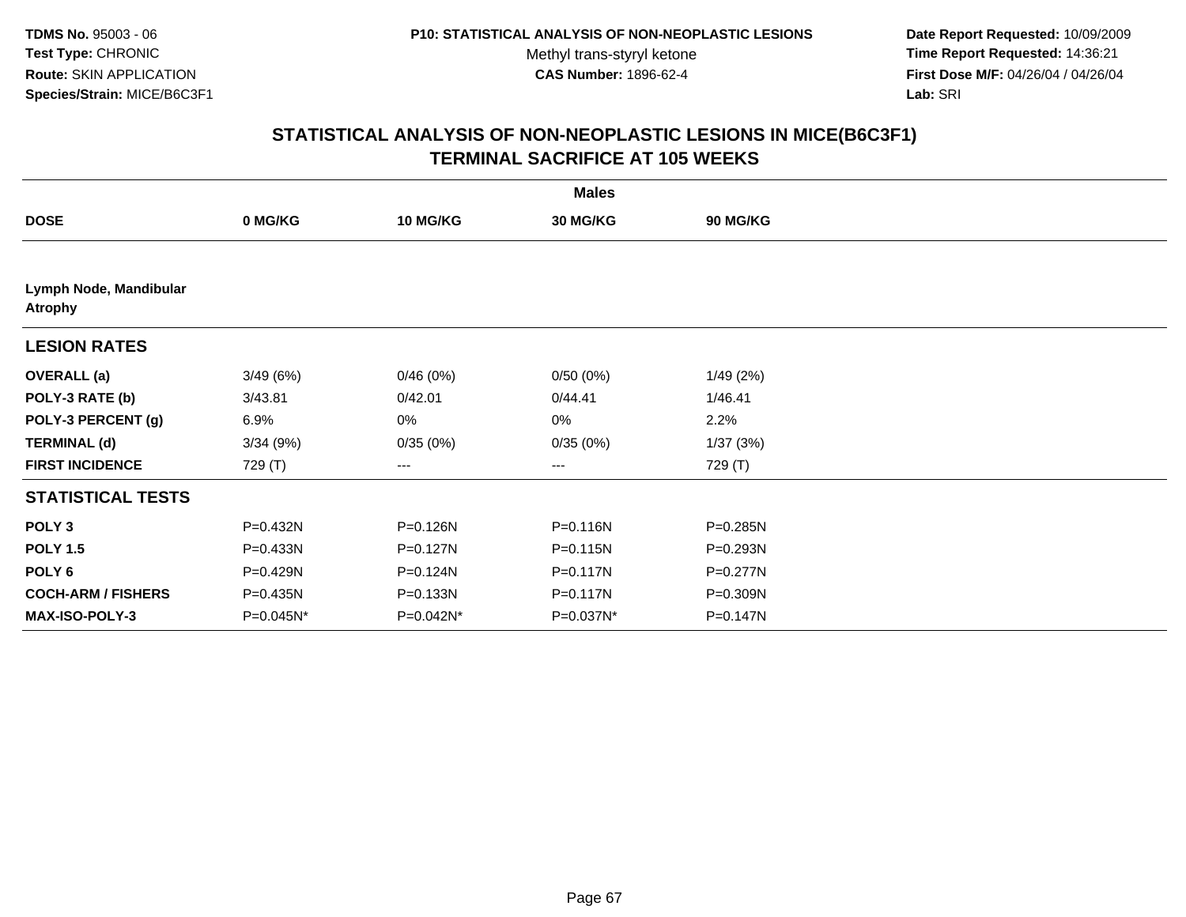TDMS No. 95003 - 06
Test Type: CHRONIC
Route: SKIN APPLICATION
Species/Strain: MICE/B6C3F1

P10: STATISTICAL ANALYSIS OF NON-NEOPLASTIC LESIONS
Methyl trans-styryl ketone
CAS Number: 1896-62-4

Date Report Requested: 10/09/2009
Time Report Requested: 14:36:21
First Dose M/F: 04/26/04 / 04/26/04
Lab: SRI

## STATISTICAL ANALYSIS OF NON-NEOPLASTIC LESIONS IN MICE(B6C3F1)
## TERMINAL SACRIFICE AT 105 WEEKS

| | Males | | | |
|---|---|---|---|---|
| **DOSE** | **0 MG/KG** | **10 MG/KG** | **30 MG/KG** | **90 MG/KG** |
| **Lymph Node, Mandibular** | | | | |
| **Atrophy** | | | | |
| **LESION RATES** | | | | |
| **OVERALL (a)** | 3/49 (6%) | 0/46 (0%) | 0/50 (0%) | 1/49 (2%) |
| **POLY-3 RATE (b)** | 3/43.81 | 0/42.01 | 0/44.41 | 1/46.41 |
| **POLY-3 PERCENT (g)** | 6.9% | 0% | 0% | 2.2% |
| **TERMINAL (d)** | 3/34 (9%) | 0/35 (0%) | 0/35 (0%) | 1/37 (3%) |
| **FIRST INCIDENCE** | 729 (T) | --- | --- | 729 (T) |
| **STATISTICAL TESTS** | | | | |
| **POLY 3** | P=0.432N | P=0.126N | P=0.116N | P=0.285N |
| **POLY 1.5** | P=0.433N | P=0.127N | P=0.115N | P=0.293N |
| **POLY 6** | P=0.429N | P=0.124N | P=0.117N | P=0.277N |
| **COCH-ARM / FISHERS** | P=0.435N | P=0.133N | P=0.117N | P=0.309N |
| **MAX-ISO-POLY-3** | P=0.045N* | P=0.042N* | P=0.037N* | P=0.147N |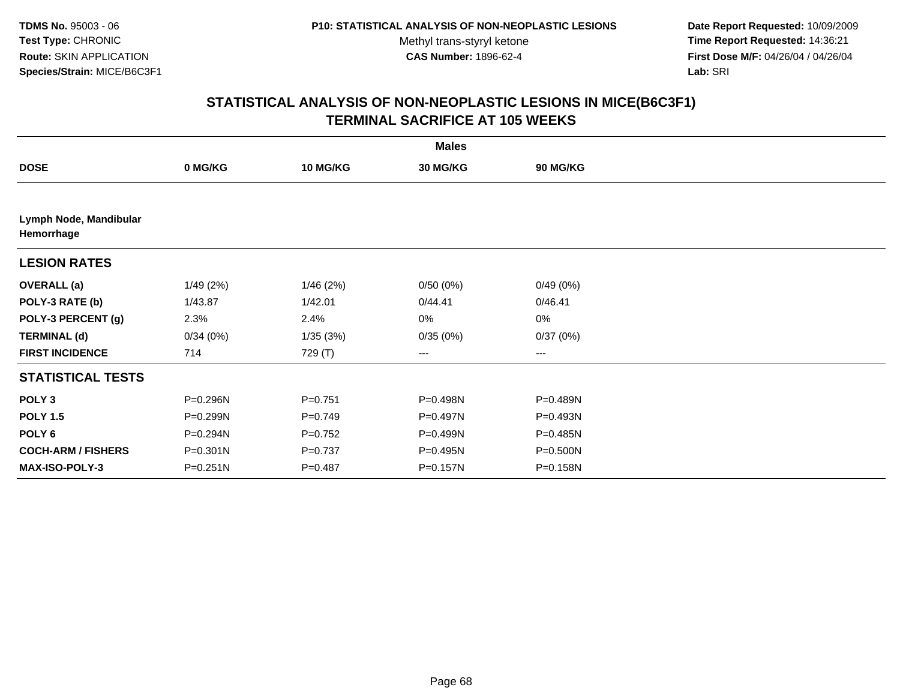TDMS No. 95003 - 06
Test Type: CHRONIC
Route: SKIN APPLICATION
Species/Strain: MICE/B6C3F1

P10: STATISTICAL ANALYSIS OF NON-NEOPLASTIC LESIONS
Methyl trans-styryl ketone
CAS Number: 1896-62-4

Date Report Requested: 10/09/2009
Time Report Requested: 14:36:21
First Dose M/F: 04/26/04 / 04/26/04
Lab: SRI

## STATISTICAL ANALYSIS OF NON-NEOPLASTIC LESIONS IN MICE(B6C3F1)
## TERMINAL SACRIFICE AT 105 WEEKS

| | Males | | | |
|---|---|---|---|---|
| **DOSE** | **0 MG/KG** | **10 MG/KG** | **30 MG/KG** | **90 MG/KG** |
| **Lymph Node, Mandibular** | | | | |
| **Hemorrhage** | | | | |
| **LESION RATES** | | | | |
| **OVERALL (a)** | 1/49 (2%) | 1/46 (2%) | 0/50 (0%) | 0/49 (0%) |
| **POLY-3 RATE (b)** | 1/43.87 | 1/42.01 | 0/44.41 | 0/46.41 |
| **POLY-3 PERCENT (g)** | 2.3% | 2.4% | 0% | 0% |
| **TERMINAL (d)** | 0/34 (0%) | 1/35 (3%) | 0/35 (0%) | 0/37 (0%) |
| **FIRST INCIDENCE** | 714 | 729 (T) | --- | --- |
| **STATISTICAL TESTS** | | | | |
| **POLY 3** | P=0.296N | P=0.751 | P=0.498N | P=0.489N |
| **POLY 1.5** | P=0.299N | P=0.749 | P=0.497N | P=0.493N |
| **POLY 6** | P=0.294N | P=0.752 | P=0.499N | P=0.485N |
| **COCH-ARM / FISHERS** | P=0.301N | P=0.737 | P=0.495N | P=0.500N |
| **MAX-ISO-POLY-3** | P=0.251N | P=0.487 | P=0.157N | P=0.158N |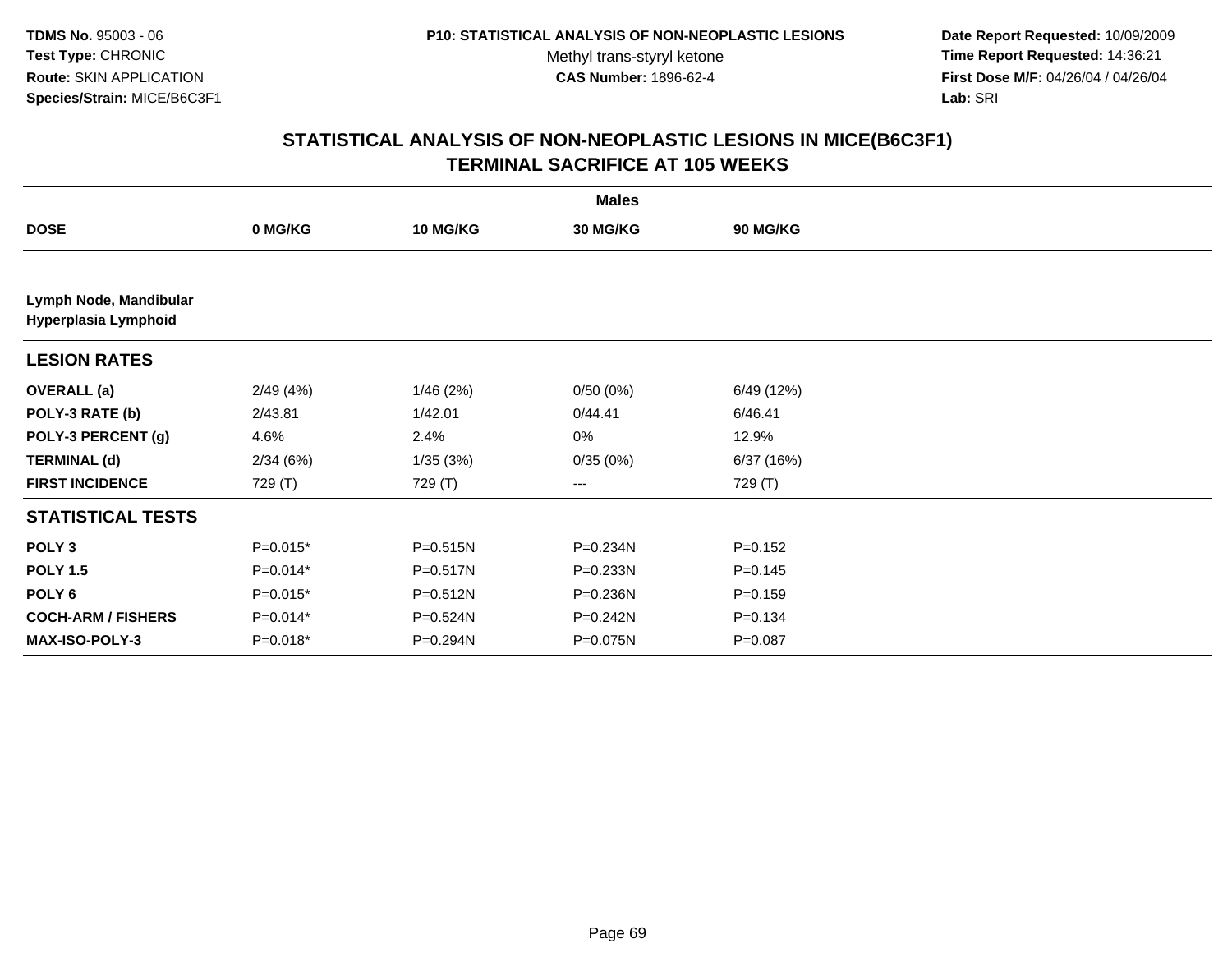**TDMS No.** 95003 - 06
**Test Type:** CHRONIC
**Route:** SKIN APPLICATION
**Species/Strain:** MICE/B6C3F1

**P10: STATISTICAL ANALYSIS OF NON-NEOPLASTIC LESIONS**
Methyl trans-styryl ketone
**CAS Number:** 1896-62-4

**Date Report Requested:** 10/09/2009
**Time Report Requested:** 14:36:21
**First Dose M/F:** 04/26/04 / 04/26/04
**Lab:** SRI

## STATISTICAL ANALYSIS OF NON-NEOPLASTIC LESIONS IN MICE(B6C3F1) TERMINAL SACRIFICE AT 105 WEEKS

| | Males | | | |
|---|---|---|---|---|
| **DOSE** | **0 MG/KG** | **10 MG/KG** | **30 MG/KG** | **90 MG/KG** |
| **Lymph Node, Mandibular Hyperplasia Lymphoid** | | | | |
| **LESION RATES** | | | | |
| **OVERALL (a)** | 2/49 (4%) | 1/46 (2%) | 0/50 (0%) | 6/49 (12%) |
| **POLY-3 RATE (b)** | 2/43.81 | 1/42.01 | 0/44.41 | 6/46.41 |
| **POLY-3 PERCENT (g)** | 4.6% | 2.4% | 0% | 12.9% |
| **TERMINAL (d)** | 2/34 (6%) | 1/35 (3%) | 0/35 (0%) | 6/37 (16%) |
| **FIRST INCIDENCE** | 729 (T) | 729 (T) | --- | 729 (T) |
| **STATISTICAL TESTS** | | | | |
| **POLY 3** | P=0.015* | P=0.515N | P=0.234N | P=0.152 |
| **POLY 1.5** | P=0.014* | P=0.517N | P=0.233N | P=0.145 |
| **POLY 6** | P=0.015* | P=0.512N | P=0.236N | P=0.159 |
| **COCH-ARM / FISHERS** | P=0.014* | P=0.524N | P=0.242N | P=0.134 |
| **MAX-ISO-POLY-3** | P=0.018* | P=0.294N | P=0.075N | P=0.087 |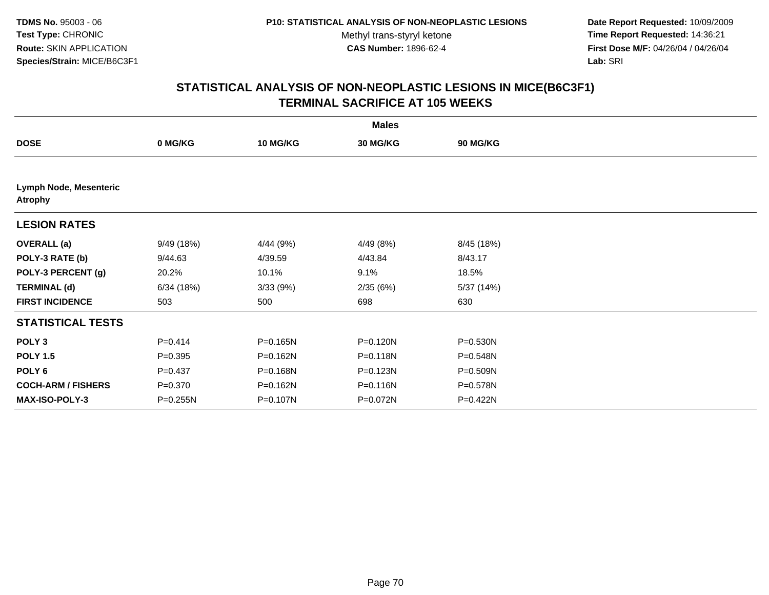# STATISTICAL ANALYSIS OF NON-NEOPLASTIC LESIONS IN MICE(B6C3F1)
## TERMINAL SACRIFICE AT 105 WEEKS

| | Males | | | |
|---|---|---|---|---|
| **DOSE** | **0 MG/KG** | **10 MG/KG** | **30 MG/KG** | **90 MG/KG** |
| **Lymph Node, Mesenteric** | | | | |
| **Atrophy** | | | | |
| **LESION RATES** | | | | |
| **OVERALL (a)** | 9/49 (18%) | 4/44 (9%) | 4/49 (8%) | 8/45 (18%) |
| **POLY-3 RATE (b)** | 9/44.63 | 4/39.59 | 4/43.84 | 8/43.17 |
| **POLY-3 PERCENT (g)** | 20.2% | 10.1% | 9.1% | 18.5% |
| **TERMINAL (d)** | 6/34 (18%) | 3/33 (9%) | 2/35 (6%) | 5/37 (14%) |
| **FIRST INCIDENCE** | 503 | 500 | 698 | 630 |
| **STATISTICAL TESTS** | | | | |
| **POLY 3** | P=0.414 | P=0.165N | P=0.120N | P=0.530N |
| **POLY 1.5** | P=0.395 | P=0.162N | P=0.118N | P=0.548N |
| **POLY 6** | P=0.437 | P=0.168N | P=0.123N | P=0.509N |
| **COCH-ARM / FISHERS** | P=0.370 | P=0.162N | P=0.116N | P=0.578N |
| **MAX-ISO-POLY-3** | P=0.255N | P=0.107N | P=0.072N | P=0.422N |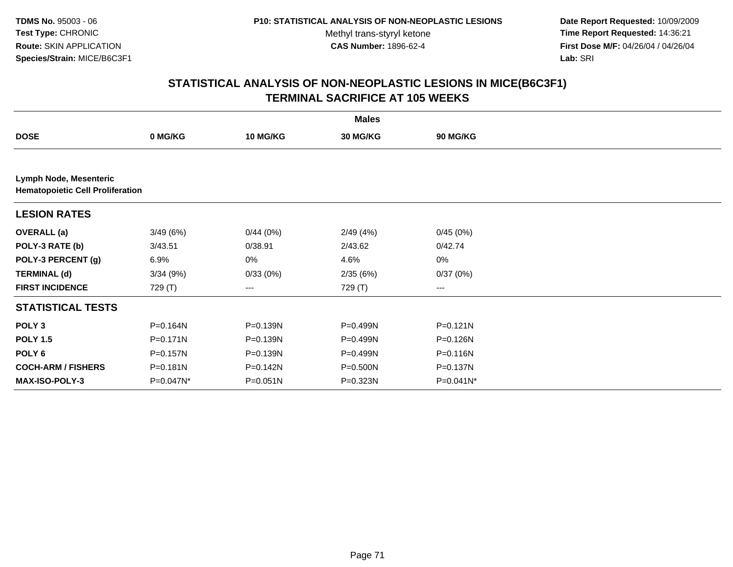TDMS No. 95003 - 06
Test Type: CHRONIC
Route: SKIN APPLICATION
Species/Strain: MICE/B6C3F1

P10: STATISTICAL ANALYSIS OF NON-NEOPLASTIC LESIONS
Methyl trans-styryl ketone
CAS Number: 1896-62-4

Date Report Requested: 10/09/2009
Time Report Requested: 14:36:21
First Dose M/F: 04/26/04 / 04/26/04
Lab: SRI

## STATISTICAL ANALYSIS OF NON-NEOPLASTIC LESIONS IN MICE(B6C3F1)
## TERMINAL SACRIFICE AT 105 WEEKS

| | Males | | | |
|---|---|---|---|---|
| **DOSE** | **0 MG/KG** | **10 MG/KG** | **30 MG/KG** | **90 MG/KG** |
| **Lymph Node, Mesenteric** <br> **Hematopoietic Cell Proliferation** | | | | |
| **LESION RATES** | | | | |
| **OVERALL (a)** | 3/49 (6%) | 0/44 (0%) | 2/49 (4%) | 0/45 (0%) |
| **POLY-3 RATE (b)** | 3/43.51 | 0/38.91 | 2/43.62 | 0/42.74 |
| **POLY-3 PERCENT (g)** | 6.9% | 0% | 4.6% | 0% |
| **TERMINAL (d)** | 3/34 (9%) | 0/33 (0%) | 2/35 (6%) | 0/37 (0%) |
| **FIRST INCIDENCE** | 729 (T) | --- | 729 (T) | --- |
| **STATISTICAL TESTS** | | | | |
| **POLY 3** | P=0.164N | P=0.139N | P=0.499N | P=0.121N |
| **POLY 1.5** | P=0.171N | P=0.139N | P=0.499N | P=0.126N |
| **POLY 6** | P=0.157N | P=0.139N | P=0.499N | P=0.116N |
| **COCH-ARM / FISHERS** | P=0.181N | P=0.142N | P=0.500N | P=0.137N |
| **MAX-ISO-POLY-3** | P=0.047N* | P=0.051N | P=0.323N | P=0.041N* |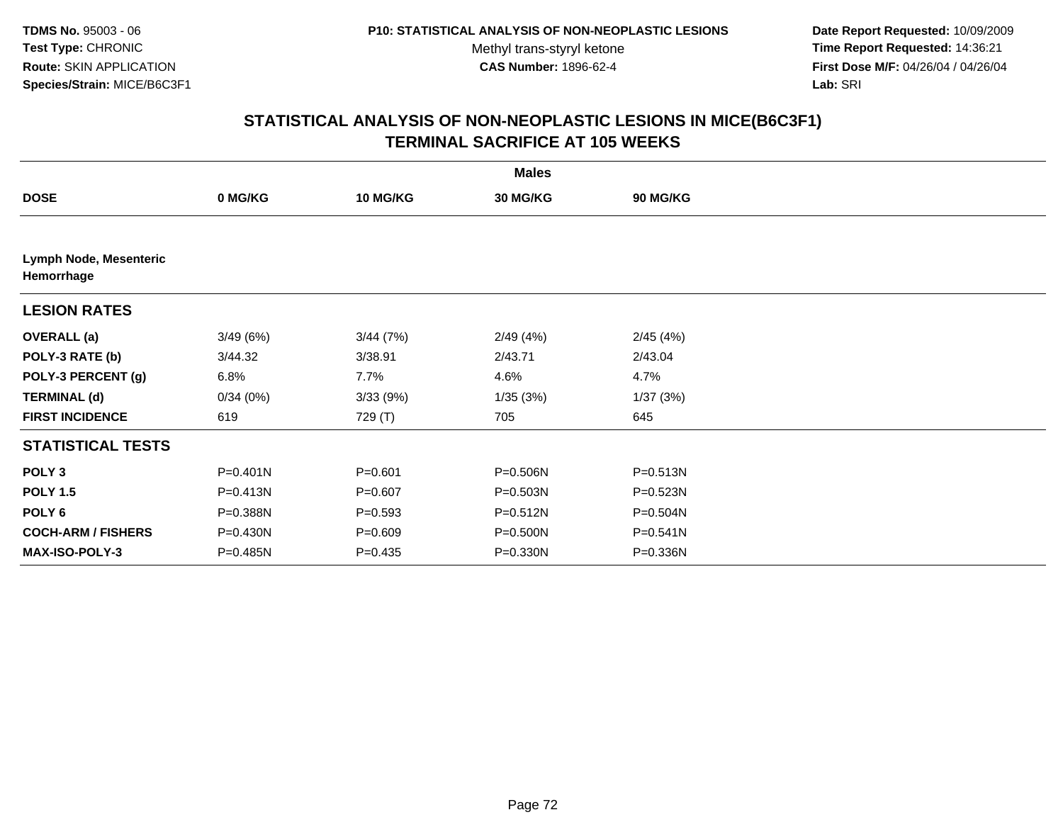TDMS No. 95003 - 06
Test Type: CHRONIC
Route: SKIN APPLICATION
Species/Strain: MICE/B6C3F1

P10: STATISTICAL ANALYSIS OF NON-NEOPLASTIC LESIONS
Methyl trans-styryl ketone
CAS Number: 1896-62-4

Date Report Requested: 10/09/2009
Time Report Requested: 14:36:21
First Dose M/F: 04/26/04 / 04/26/04
Lab: SRI

## STATISTICAL ANALYSIS OF NON-NEOPLASTIC LESIONS IN MICE(B6C3F1)
## TERMINAL SACRIFICE AT 105 WEEKS

| | Males | | | |
|---|---|---|---|---|
| **DOSE** | **0 MG/KG** | **10 MG/KG** | **30 MG/KG** | **90 MG/KG** |
| **Lymph Node, Mesenteric Hemorrhage** | | | | |
| **LESION RATES** | | | | |
| **OVERALL (a)** | 3/49 (6%) | 3/44 (7%) | 2/49 (4%) | 2/45 (4%) |
| **POLY-3 RATE (b)** | 3/44.32 | 3/38.91 | 2/43.71 | 2/43.04 |
| **POLY-3 PERCENT (g)** | 6.8% | 7.7% | 4.6% | 4.7% |
| **TERMINAL (d)** | 0/34 (0%) | 3/33 (9%) | 1/35 (3%) | 1/37 (3%) |
| **FIRST INCIDENCE** | 619 | 729 (T) | 705 | 645 |
| **STATISTICAL TESTS** | | | | |
| **POLY 3** | P=0.401N | P=0.601 | P=0.506N | P=0.513N |
| **POLY 1.5** | P=0.413N | P=0.607 | P=0.503N | P=0.523N |
| **POLY 6** | P=0.388N | P=0.593 | P=0.512N | P=0.504N |
| **COCH-ARM / FISHERS** | P=0.430N | P=0.609 | P=0.500N | P=0.541N |
| **MAX-ISO-POLY-3** | P=0.485N | P=0.435 | P=0.330N | P=0.336N |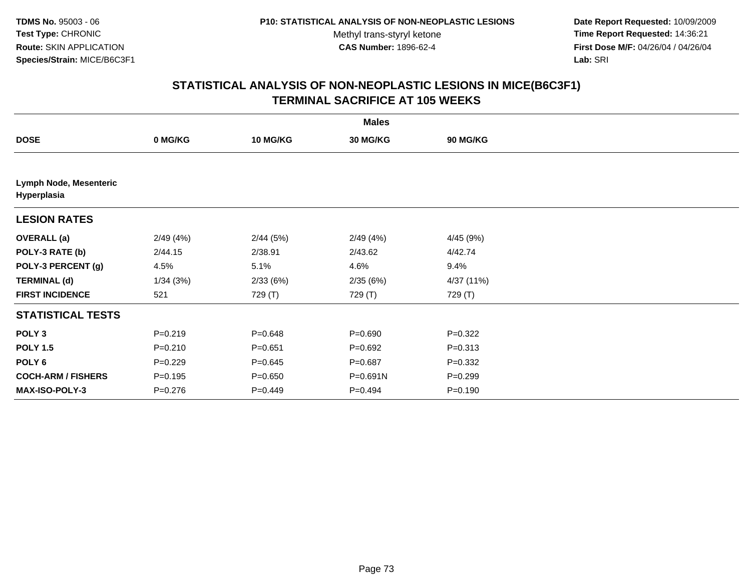TDMS No. 95003 - 06
Test Type: CHRONIC
Route: SKIN APPLICATION
Species/Strain: MICE/B6C3F1

P10: STATISTICAL ANALYSIS OF NON-NEOPLASTIC LESIONS
Methyl trans-styryl ketone
CAS Number: 1896-62-4

Date Report Requested: 10/09/2009
Time Report Requested: 14:36:21
First Dose M/F: 04/26/04 / 04/26/04
Lab: SRI

## STATISTICAL ANALYSIS OF NON-NEOPLASTIC LESIONS IN MICE(B6C3F1)
## TERMINAL SACRIFICE AT 105 WEEKS

| | Males | | | |
|---|---|---|---|---|
| **DOSE** | **0 MG/KG** | **10 MG/KG** | **30 MG/KG** | **90 MG/KG** |
| **Lymph Node, Mesenteric Hyperplasia** | | | | |
| **LESION RATES** | | | | |
| **OVERALL (a)** | 2/49 (4%) | 2/44 (5%) | 2/49 (4%) | 4/45 (9%) |
| **POLY-3 RATE (b)** | 2/44.15 | 2/38.91 | 2/43.62 | 4/42.74 |
| **POLY-3 PERCENT (g)** | 4.5% | 5.1% | 4.6% | 9.4% |
| **TERMINAL (d)** | 1/34 (3%) | 2/33 (6%) | 2/35 (6%) | 4/37 (11%) |
| **FIRST INCIDENCE** | 521 | 729 (T) | 729 (T) | 729 (T) |
| **STATISTICAL TESTS** | | | | |
| **POLY 3** | P=0.219 | P=0.648 | P=0.690 | P=0.322 |
| **POLY 1.5** | P=0.210 | P=0.651 | P=0.692 | P=0.313 |
| **POLY 6** | P=0.229 | P=0.645 | P=0.687 | P=0.332 |
| **COCH-ARM / FISHERS** | P=0.195 | P=0.650 | P=0.691N | P=0.299 |
| **MAX-ISO-POLY-3** | P=0.276 | P=0.449 | P=0.494 | P=0.190 |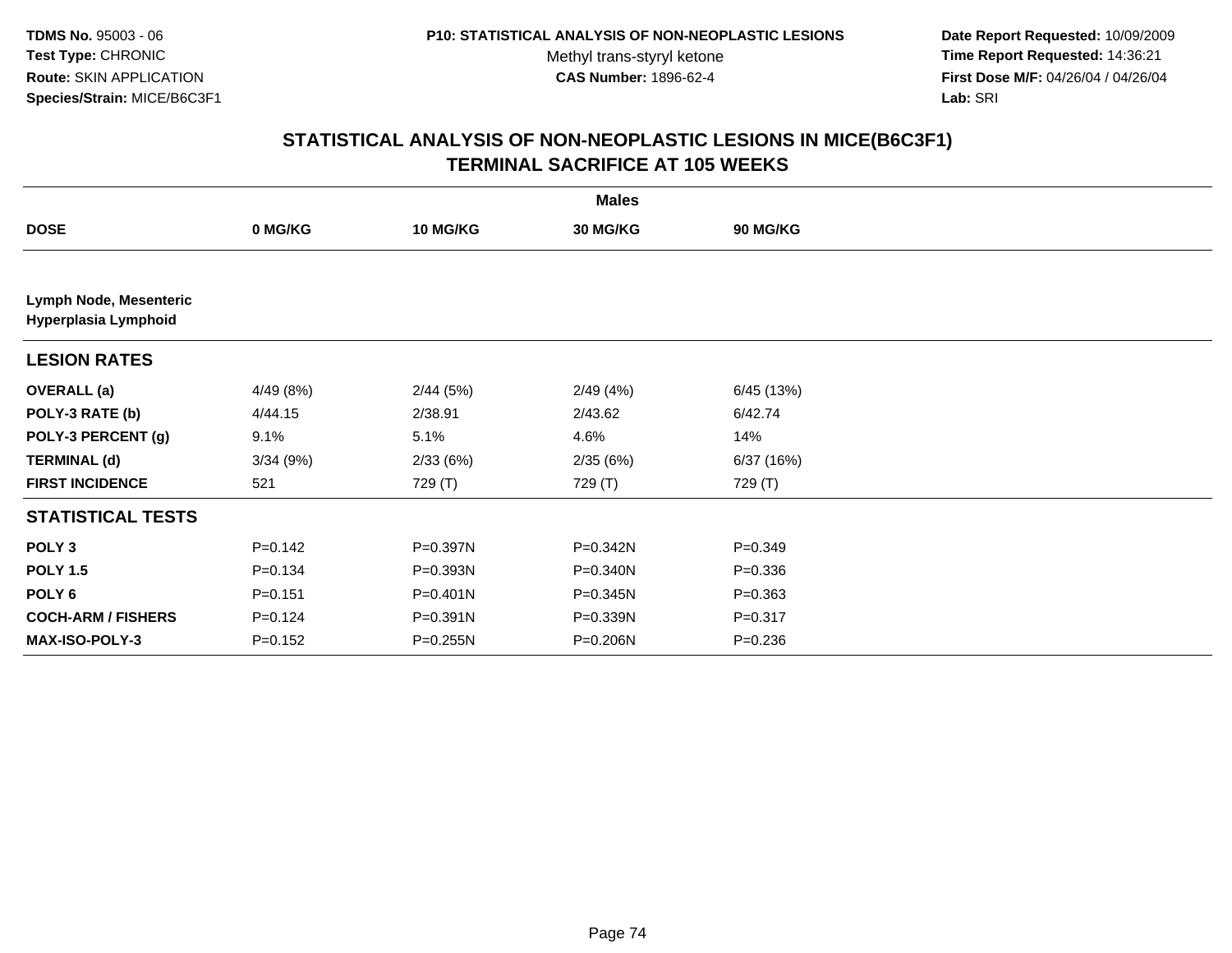**TDMS No.** 95003 - 06
**Test Type:** CHRONIC
**Route:** SKIN APPLICATION
**Species/Strain:** MICE/B6C3F1

**P10: STATISTICAL ANALYSIS OF NON-NEOPLASTIC LESIONS**
Methyl trans-styryl ketone
**CAS Number:** 1896-62-4

**Date Report Requested:** 10/09/2009
**Time Report Requested:** 14:36:21
**First Dose M/F:** 04/26/04 / 04/26/04
**Lab:** SRI

## STATISTICAL ANALYSIS OF NON-NEOPLASTIC LESIONS IN MICE(B6C3F1)
## TERMINAL SACRIFICE AT 105 WEEKS

| | Males | | | |
|---|---|---|---|---|
| **DOSE** | **0 MG/KG** | **10 MG/KG** | **30 MG/KG** | **90 MG/KG** |
| **Lymph Node, Mesenteric Hyperplasia Lymphoid** | | | | |
| **LESION RATES** | | | | |
| **OVERALL (a)** | 4/49 (8%) | 2/44 (5%) | 2/49 (4%) | 6/45 (13%) |
| **POLY-3 RATE (b)** | 4/44.15 | 2/38.91 | 2/43.62 | 6/42.74 |
| **POLY-3 PERCENT (g)** | 9.1% | 5.1% | 4.6% | 14% |
| **TERMINAL (d)** | 3/34 (9%) | 2/33 (6%) | 2/35 (6%) | 6/37 (16%) |
| **FIRST INCIDENCE** | 521 | 729 (T) | 729 (T) | 729 (T) |
| **STATISTICAL TESTS** | | | | |
| **POLY 3** | P=0.142 | P=0.397N | P=0.342N | P=0.349 |
| **POLY 1.5** | P=0.134 | P=0.393N | P=0.340N | P=0.336 |
| **POLY 6** | P=0.151 | P=0.401N | P=0.345N | P=0.363 |
| **COCH-ARM / FISHERS** | P=0.124 | P=0.391N | P=0.339N | P=0.317 |
| **MAX-ISO-POLY-3** | P=0.152 | P=0.255N | P=0.206N | P=0.236 |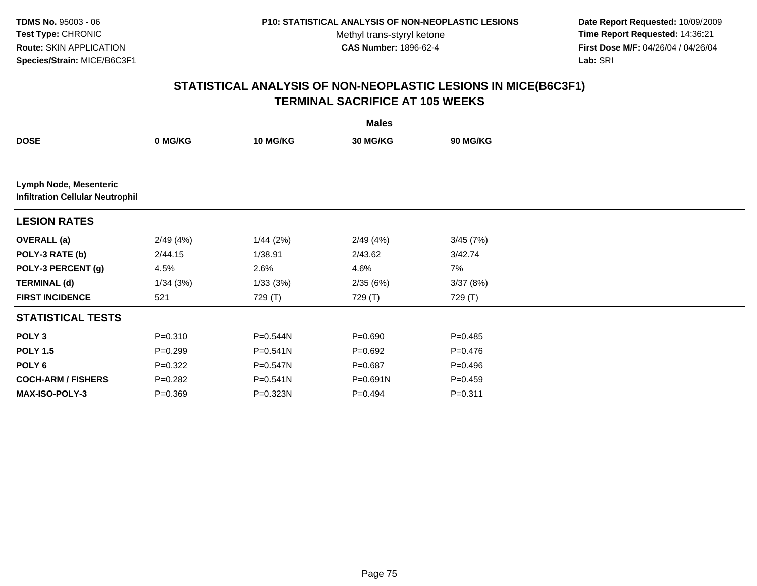TDMS No. 95003 - 06
Test Type: CHRONIC
Route: SKIN APPLICATION
Species/Strain: MICE/B6C3F1

P10: STATISTICAL ANALYSIS OF NON-NEOPLASTIC LESIONS
Methyl trans-styryl ketone
CAS Number: 1896-62-4

Date Report Requested: 10/09/2009
Time Report Requested: 14:36:21
First Dose M/F: 04/26/04 / 04/26/04
Lab: SRI

## STATISTICAL ANALYSIS OF NON-NEOPLASTIC LESIONS IN MICE(B6C3F1)
## TERMINAL SACRIFICE AT 105 WEEKS

| | Males | | | |
|---|---|---|---|---|
| **DOSE** | **0 MG/KG** | **10 MG/KG** | **30 MG/KG** | **90 MG/KG** |
| **Lymph Node, Mesenteric** | | | | |
| **Infiltration Cellular Neutrophil** | | | | |
| **LESION RATES** | | | | |
| **OVERALL (a)** | 2/49 (4%) | 1/44 (2%) | 2/49 (4%) | 3/45 (7%) |
| **POLY-3 RATE (b)** | 2/44.15 | 1/38.91 | 2/43.62 | 3/42.74 |
| **POLY-3 PERCENT (g)** | 4.5% | 2.6% | 4.6% | 7% |
| **TERMINAL (d)** | 1/34 (3%) | 1/33 (3%) | 2/35 (6%) | 3/37 (8%) |
| **FIRST INCIDENCE** | 521 | 729 (T) | 729 (T) | 729 (T) |
| **STATISTICAL TESTS** | | | | |
| **POLY 3** | P=0.310 | P=0.544N | P=0.690 | P=0.485 |
| **POLY 1.5** | P=0.299 | P=0.541N | P=0.692 | P=0.476 |
| **POLY 6** | P=0.322 | P=0.547N | P=0.687 | P=0.496 |
| **COCH-ARM / FISHERS** | P=0.282 | P=0.541N | P=0.691N | P=0.459 |
| **MAX-ISO-POLY-3** | P=0.369 | P=0.323N | P=0.494 | P=0.311 |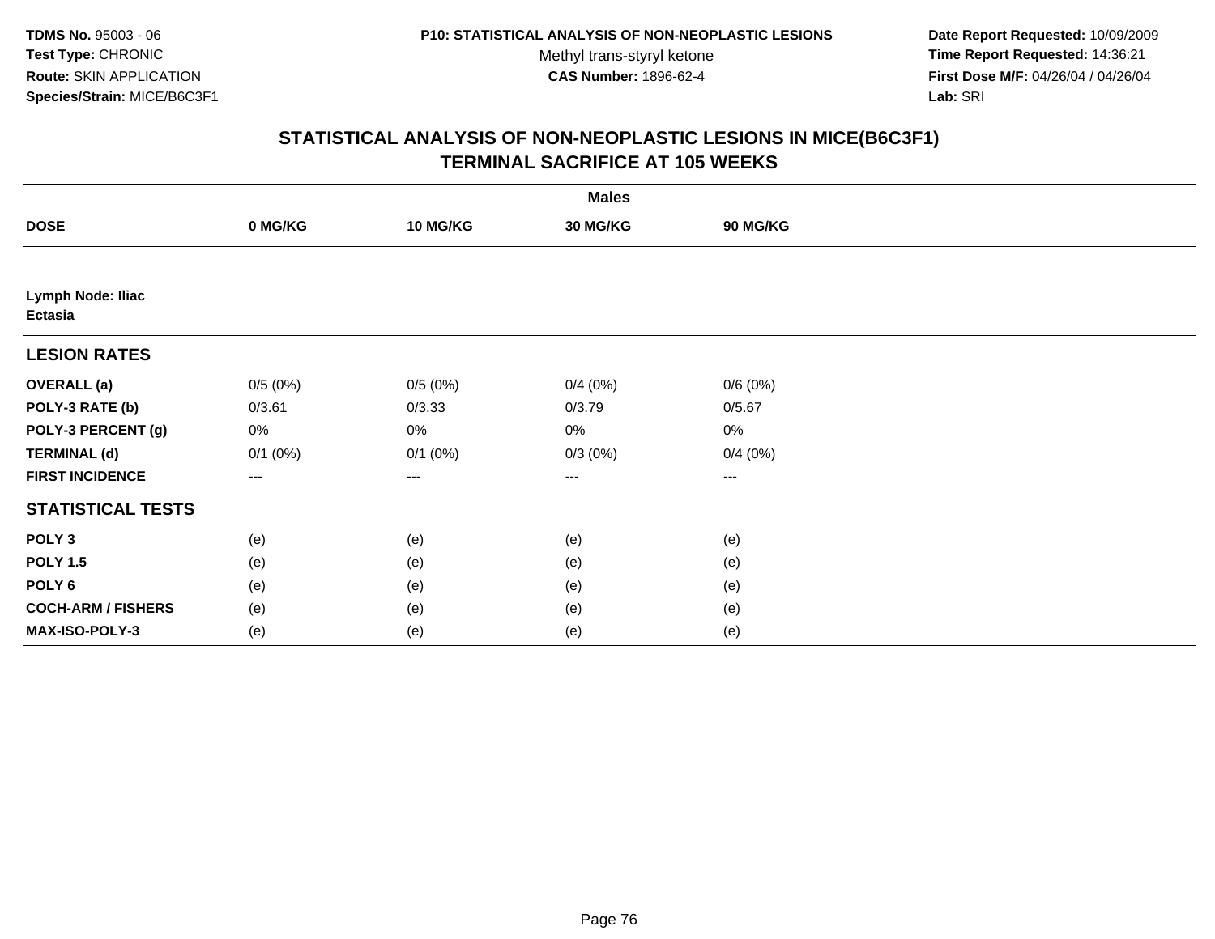**TDMS No.** 95003 - 06
**Test Type:** CHRONIC
**Route:** SKIN APPLICATION
**Species/Strain:** MICE/B6C3F1

**P10: STATISTICAL ANALYSIS OF NON-NEOPLASTIC LESIONS**
Methyl trans-styryl ketone
**CAS Number:** 1896-62-4

**Date Report Requested:** 10/09/2009
**Time Report Requested:** 14:36:21
**First Dose M/F:** 04/26/04 / 04/26/04
**Lab:** SRI

## STATISTICAL ANALYSIS OF NON-NEOPLASTIC LESIONS IN MICE(B6C3F1) TERMINAL SACRIFICE AT 105 WEEKS

| | Males | | | |
|---|---|---|---|---|
| **DOSE** | **0 MG/KG** | **10 MG/KG** | **30 MG/KG** | **90 MG/KG** |
| **Lymph Node: Iliac Ectasia** | | | | |
| **LESION RATES** | | | | |
| **OVERALL (a)** | 0/5 (0%) | 0/5 (0%) | 0/4 (0%) | 0/6 (0%) |
| **POLY-3 RATE (b)** | 0/3.61 | 0/3.33 | 0/3.79 | 0/5.67 |
| **POLY-3 PERCENT (g)** | 0% | 0% | 0% | 0% |
| **TERMINAL (d)** | 0/1 (0%) | 0/1 (0%) | 0/3 (0%) | 0/4 (0%) |
| **FIRST INCIDENCE** | --- | --- | --- | --- |
| **STATISTICAL TESTS** | | | | |
| **POLY 3** | (e) | (e) | (e) | (e) |
| **POLY 1.5** | (e) | (e) | (e) | (e) |
| **POLY 6** | (e) | (e) | (e) | (e) |
| **COCH-ARM / FISHERS** | (e) | (e) | (e) | (e) |
| **MAX-ISO-POLY-3** | (e) | (e) | (e) | (e) |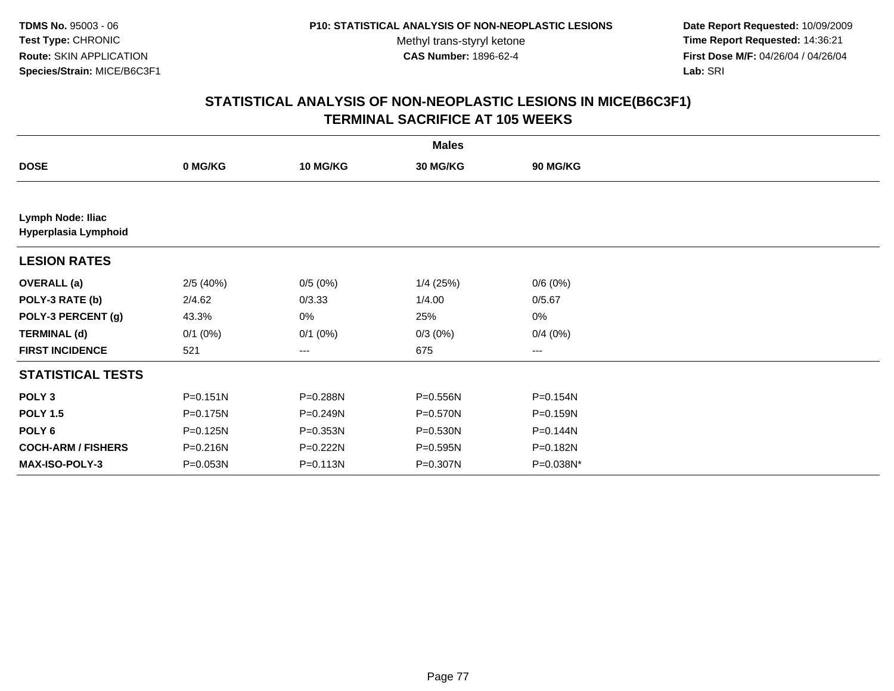**TDMS No.** 95003 - 06
**Test Type:** CHRONIC
**Route:** SKIN APPLICATION
**Species/Strain:** MICE/B6C3F1

**P10: STATISTICAL ANALYSIS OF NON-NEOPLASTIC LESIONS**
Methyl trans-styryl ketone
**CAS Number:** 1896-62-4

**Date Report Requested:** 10/09/2009
**Time Report Requested:** 14:36:21
**First Dose M/F:** 04/26/04 / 04/26/04
**Lab:** SRI

## STATISTICAL ANALYSIS OF NON-NEOPLASTIC LESIONS IN MICE(B6C3F1)
## TERMINAL SACRIFICE AT 105 WEEKS

| | Males | | | |
|---|---|---|---|---|
| **DOSE** | **0 MG/KG** | **10 MG/KG** | **30 MG/KG** | **90 MG/KG** |
| **Lymph Node: Iliac** | | | | |
| **Hyperplasia Lymphoid** | | | | |
| **LESION RATES** | | | | |
| **OVERALL (a)** | 2/5 (40%) | 0/5 (0%) | 1/4 (25%) | 0/6 (0%) |
| **POLY-3 RATE (b)** | 2/4.62 | 0/3.33 | 1/4.00 | 0/5.67 |
| **POLY-3 PERCENT (g)** | 43.3% | 0% | 25% | 0% |
| **TERMINAL (d)** | 0/1 (0%) | 0/1 (0%) | 0/3 (0%) | 0/4 (0%) |
| **FIRST INCIDENCE** | 521 | --- | 675 | --- |
| **STATISTICAL TESTS** | | | | |
| **POLY 3** | P=0.151N | P=0.288N | P=0.556N | P=0.154N |
| **POLY 1.5** | P=0.175N | P=0.249N | P=0.570N | P=0.159N |
| **POLY 6** | P=0.125N | P=0.353N | P=0.530N | P=0.144N |
| **COCH-ARM / FISHERS** | P=0.216N | P=0.222N | P=0.595N | P=0.182N |
| **MAX-ISO-POLY-3** | P=0.053N | P=0.113N | P=0.307N | P=0.038N* |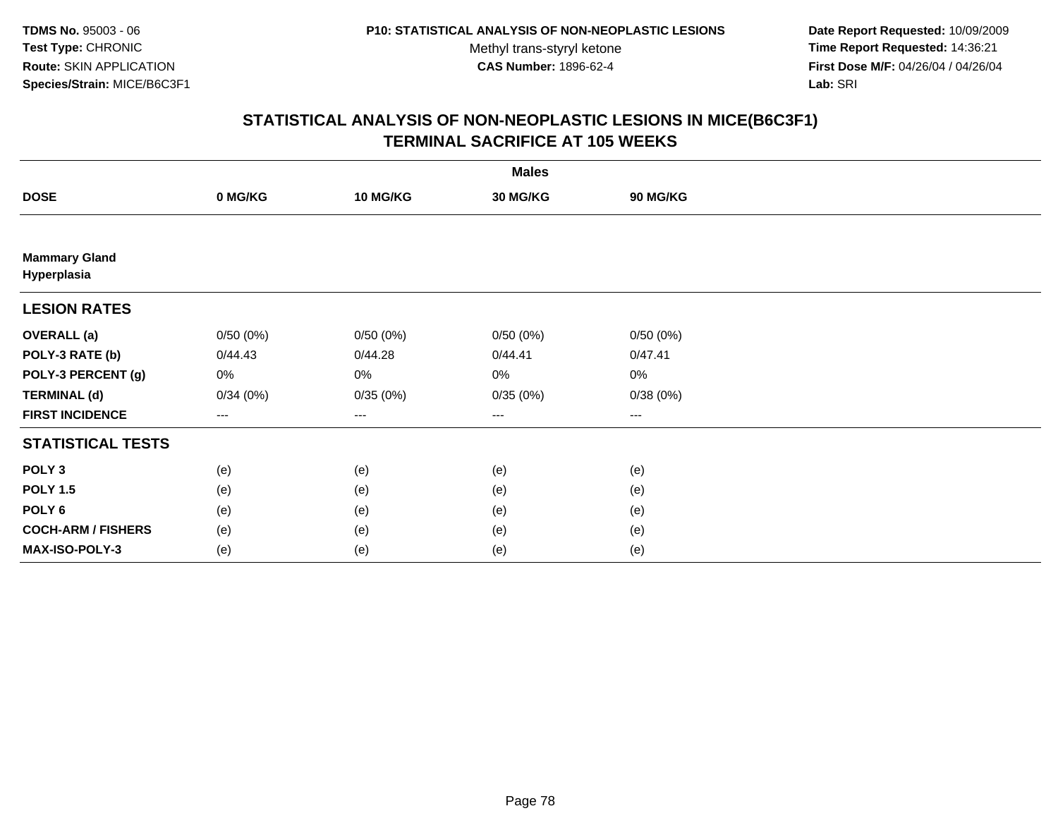TDMS No. 95003 - 06
Test Type: CHRONIC
Route: SKIN APPLICATION
Species/Strain: MICE/B6C3F1

P10: STATISTICAL ANALYSIS OF NON-NEOPLASTIC LESIONS
Methyl trans-styryl ketone
CAS Number: 1896-62-4

Date Report Requested: 10/09/2009
Time Report Requested: 14:36:21
First Dose M/F: 04/26/04 / 04/26/04
Lab: SRI

## STATISTICAL ANALYSIS OF NON-NEOPLASTIC LESIONS IN MICE(B6C3F1)
## TERMINAL SACRIFICE AT 105 WEEKS

| | Males | | | |
|---|---|---|---|---|
| **DOSE** | **0 MG/KG** | **10 MG/KG** | **30 MG/KG** | **90 MG/KG** |
| **Mammary Gland Hyperplasia** | | | | |
| **LESION RATES** | | | | |
| **OVERALL (a)** | 0/50 (0%) | 0/50 (0%) | 0/50 (0%) | 0/50 (0%) |
| **POLY-3 RATE (b)** | 0/44.43 | 0/44.28 | 0/44.41 | 0/47.41 |
| **POLY-3 PERCENT (g)** | 0% | 0% | 0% | 0% |
| **TERMINAL (d)** | 0/34 (0%) | 0/35 (0%) | 0/35 (0%) | 0/38 (0%) |
| **FIRST INCIDENCE** | --- | --- | --- | --- |
| **STATISTICAL TESTS** | | | | |
| **POLY 3** | (e) | (e) | (e) | (e) |
| **POLY 1.5** | (e) | (e) | (e) | (e) |
| **POLY 6** | (e) | (e) | (e) | (e) |
| **COCH-ARM / FISHERS** | (e) | (e) | (e) | (e) |
| **MAX-ISO-POLY-3** | (e) | (e) | (e) | (e) |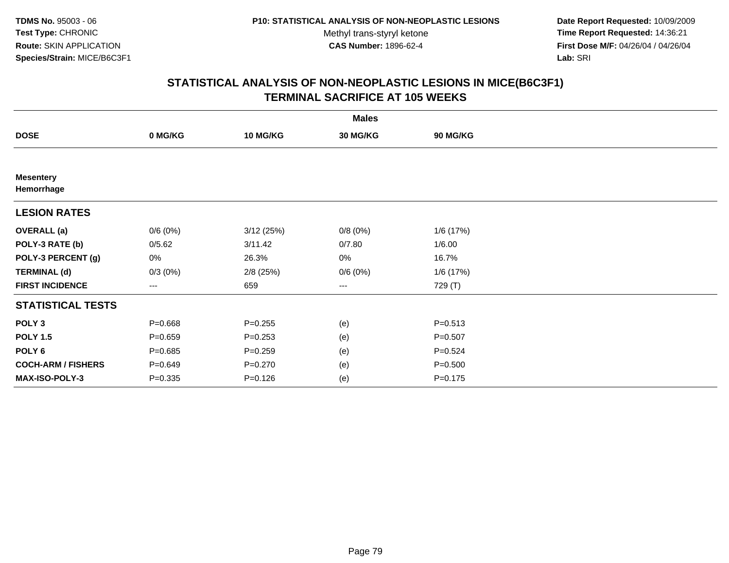TDMS No. 95003 - 06
Test Type: CHRONIC
Route: SKIN APPLICATION
Species/Strain: MICE/B6C3F1

P10: STATISTICAL ANALYSIS OF NON-NEOPLASTIC LESIONS
Methyl trans-styryl ketone
CAS Number: 1896-62-4

Date Report Requested: 10/09/2009
Time Report Requested: 14:36:21
First Dose M/F: 04/26/04 / 04/26/04
Lab: SRI

## STATISTICAL ANALYSIS OF NON-NEOPLASTIC LESIONS IN MICE(B6C3F1)
## TERMINAL SACRIFICE AT 105 WEEKS

| | Males | | | |
|---|---|---|---|---|
| **DOSE** | **0 MG/KG** | **10 MG/KG** | **30 MG/KG** | **90 MG/KG** |
| **Mesentery** | | | | |
| **Hemorrhage** | | | | |
| **LESION RATES** | | | | |
| **OVERALL (a)** | 0/6 (0%) | 3/12 (25%) | 0/8 (0%) | 1/6 (17%) |
| **POLY-3 RATE (b)** | 0/5.62 | 3/11.42 | 0/7.80 | 1/6.00 |
| **POLY-3 PERCENT (g)** | 0% | 26.3% | 0% | 16.7% |
| **TERMINAL (d)** | 0/3 (0%) | 2/8 (25%) | 0/6 (0%) | 1/6 (17%) |
| **FIRST INCIDENCE** | --- | 659 | --- | 729 (T) |
| **STATISTICAL TESTS** | | | | |
| **POLY 3** | P=0.668 | P=0.255 | (e) | P=0.513 |
| **POLY 1.5** | P=0.659 | P=0.253 | (e) | P=0.507 |
| **POLY 6** | P=0.685 | P=0.259 | (e) | P=0.524 |
| **COCH-ARM / FISHERS** | P=0.649 | P=0.270 | (e) | P=0.500 |
| **MAX-ISO-POLY-3** | P=0.335 | P=0.126 | (e) | P=0.175 |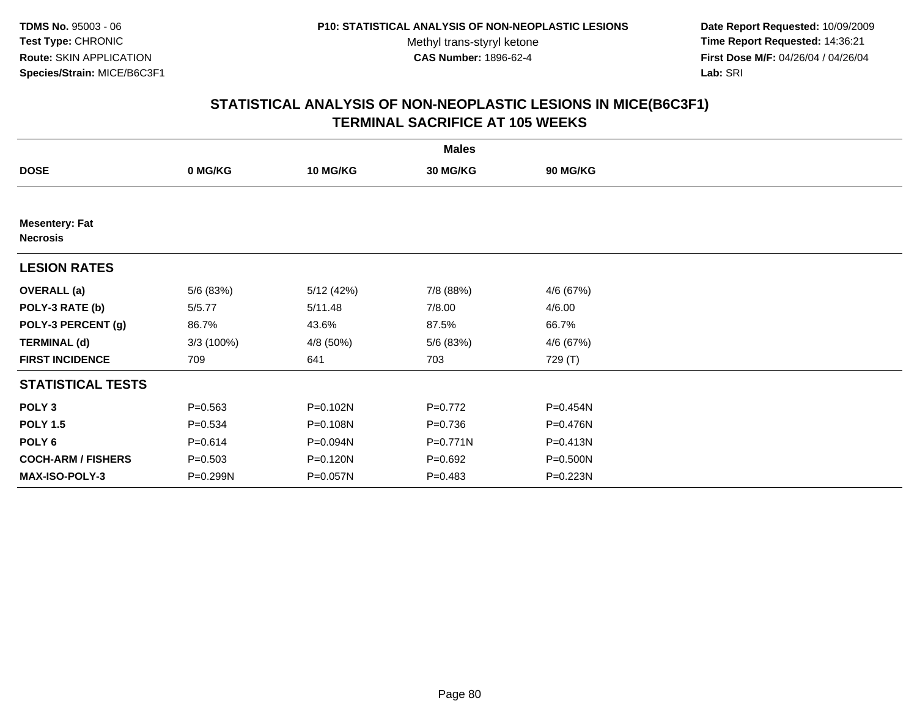TDMS No. 95003 - 06
Test Type: CHRONIC
Route: SKIN APPLICATION
Species/Strain: MICE/B6C3F1

P10: STATISTICAL ANALYSIS OF NON-NEOPLASTIC LESIONS
Methyl trans-styryl ketone
CAS Number: 1896-62-4

Date Report Requested: 10/09/2009
Time Report Requested: 14:36:21
First Dose M/F: 04/26/04 / 04/26/04
Lab: SRI

## STATISTICAL ANALYSIS OF NON-NEOPLASTIC LESIONS IN MICE(B6C3F1)
## TERMINAL SACRIFICE AT 105 WEEKS

| | Males | | | |
|---|---|---|---|---|
| **DOSE** | **0 MG/KG** | **10 MG/KG** | **30 MG/KG** | **90 MG/KG** |
| **Mesentery: Fat** | | | | |
| **Necrosis** | | | | |
| **LESION RATES** | | | | |
| **OVERALL (a)** | 5/6 (83%) | 5/12 (42%) | 7/8 (88%) | 4/6 (67%) |
| **POLY-3 RATE (b)** | 5/5.77 | 5/11.48 | 7/8.00 | 4/6.00 |
| **POLY-3 PERCENT (g)** | 86.7% | 43.6% | 87.5% | 66.7% |
| **TERMINAL (d)** | 3/3 (100%) | 4/8 (50%) | 5/6 (83%) | 4/6 (67%) |
| **FIRST INCIDENCE** | 709 | 641 | 703 | 729 (T) |
| **STATISTICAL TESTS** | | | | |
| **POLY 3** | P=0.563 | P=0.102N | P=0.772 | P=0.454N |
| **POLY 1.5** | P=0.534 | P=0.108N | P=0.736 | P=0.476N |
| **POLY 6** | P=0.614 | P=0.094N | P=0.771N | P=0.413N |
| **COCH-ARM / FISHERS** | P=0.503 | P=0.120N | P=0.692 | P=0.500N |
| **MAX-ISO-POLY-3** | P=0.299N | P=0.057N | P=0.483 | P=0.223N |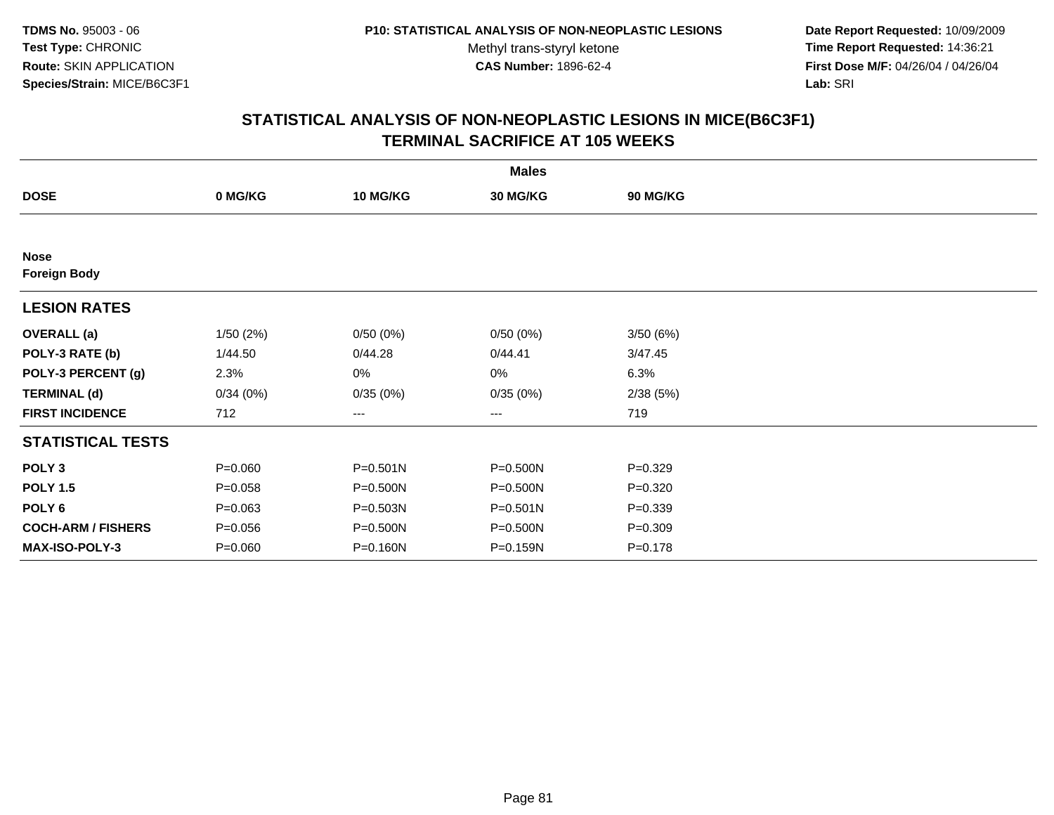TDMS No. 95003 - 06
Test Type: CHRONIC
Route: SKIN APPLICATION
Species/Strain: MICE/B6C3F1

P10: STATISTICAL ANALYSIS OF NON-NEOPLASTIC LESIONS
Methyl trans-styryl ketone
CAS Number: 1896-62-4

Date Report Requested: 10/09/2009
Time Report Requested: 14:36:21
First Dose M/F: 04/26/04 / 04/26/04
Lab: SRI

## STATISTICAL ANALYSIS OF NON-NEOPLASTIC LESIONS IN MICE(B6C3F1)
## TERMINAL SACRIFICE AT 105 WEEKS

| | Males | | | |
|---|---|---|---|---|
| **DOSE** | **0 MG/KG** | **10 MG/KG** | **30 MG/KG** | **90 MG/KG** |
| **Nose** | | | | |
| **Foreign Body** | | | | |
| **LESION RATES** | | | | |
| **OVERALL (a)** | 1/50 (2%) | 0/50 (0%) | 0/50 (0%) | 3/50 (6%) |
| **POLY-3 RATE (b)** | 1/44.50 | 0/44.28 | 0/44.41 | 3/47.45 |
| **POLY-3 PERCENT (g)** | 2.3% | 0% | 0% | 6.3% |
| **TERMINAL (d)** | 0/34 (0%) | 0/35 (0%) | 0/35 (0%) | 2/38 (5%) |
| **FIRST INCIDENCE** | 712 | --- | --- | 719 |
| **STATISTICAL TESTS** | | | | |
| **POLY 3** | P=0.060 | P=0.501N | P=0.500N | P=0.329 |
| **POLY 1.5** | P=0.058 | P=0.500N | P=0.500N | P=0.320 |
| **POLY 6** | P=0.063 | P=0.503N | P=0.501N | P=0.339 |
| **COCH-ARM / FISHERS** | P=0.056 | P=0.500N | P=0.500N | P=0.309 |
| **MAX-ISO-POLY-3** | P=0.060 | P=0.160N | P=0.159N | P=0.178 |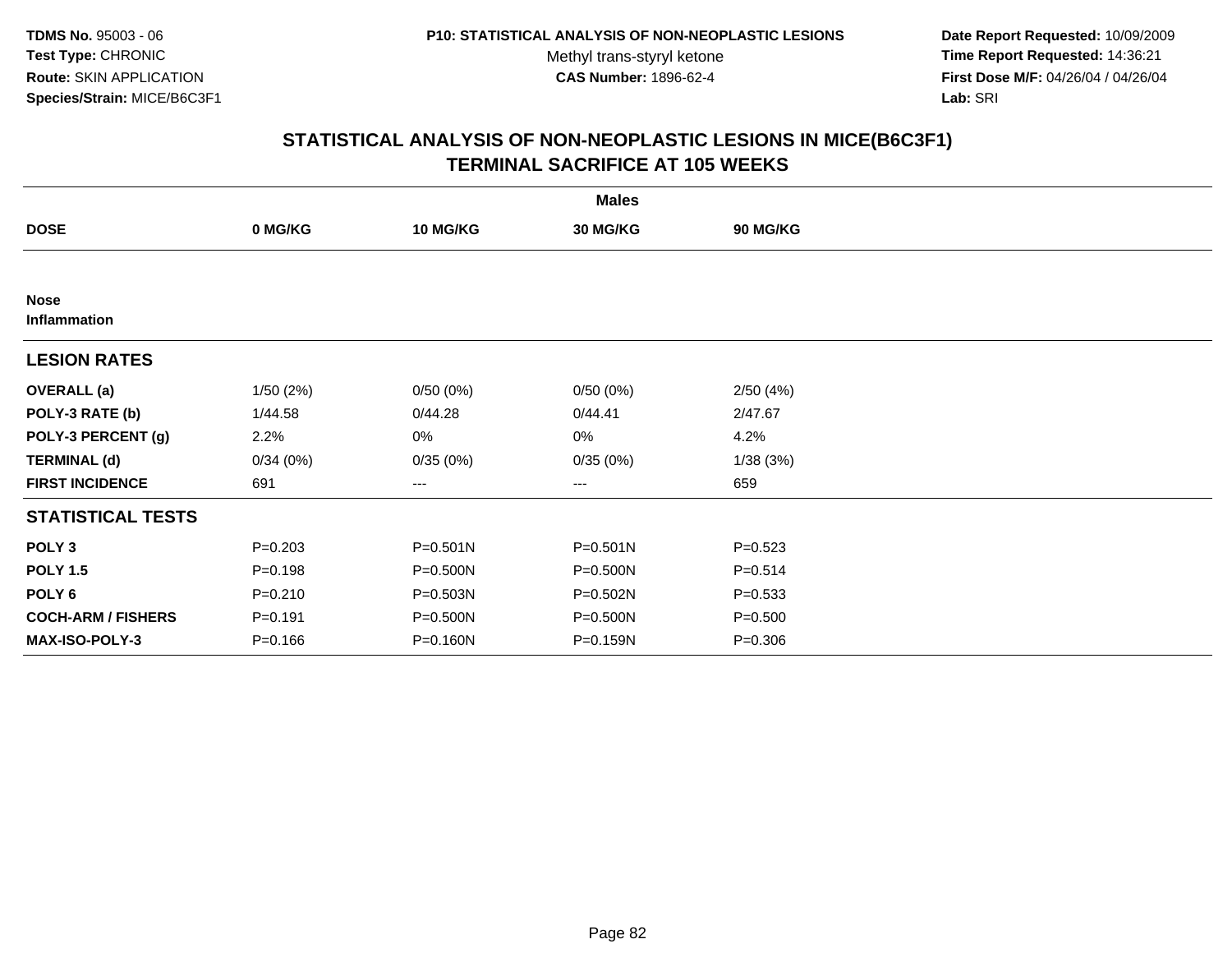TDMS No. 95003 - 06
Test Type: CHRONIC
Route: SKIN APPLICATION
Species/Strain: MICE/B6C3F1

P10: STATISTICAL ANALYSIS OF NON-NEOPLASTIC LESIONS
Methyl trans-styryl ketone
CAS Number: 1896-62-4

Date Report Requested: 10/09/2009
Time Report Requested: 14:36:21
First Dose M/F: 04/26/04 / 04/26/04
Lab: SRI

## STATISTICAL ANALYSIS OF NON-NEOPLASTIC LESIONS IN MICE(B6C3F1)
## TERMINAL SACRIFICE AT 105 WEEKS

| | Males | | | |
|---|---|---|---|---|
| **DOSE** | **0 MG/KG** | **10 MG/KG** | **30 MG/KG** | **90 MG/KG** |
| **Nose** | | | | |
| **Inflammation** | | | | |
| **LESION RATES** | | | | |
| **OVERALL (a)** | 1/50 (2%) | 0/50 (0%) | 0/50 (0%) | 2/50 (4%) |
| **POLY-3 RATE (b)** | 1/44.58 | 0/44.28 | 0/44.41 | 2/47.67 |
| **POLY-3 PERCENT (g)** | 2.2% | 0% | 0% | 4.2% |
| **TERMINAL (d)** | 0/34 (0%) | 0/35 (0%) | 0/35 (0%) | 1/38 (3%) |
| **FIRST INCIDENCE** | 691 | --- | --- | 659 |
| **STATISTICAL TESTS** | | | | |
| **POLY 3** | P=0.203 | P=0.501N | P=0.501N | P=0.523 |
| **POLY 1.5** | P=0.198 | P=0.500N | P=0.500N | P=0.514 |
| **POLY 6** | P=0.210 | P=0.503N | P=0.502N | P=0.533 |
| **COCH-ARM / FISHERS** | P=0.191 | P=0.500N | P=0.500N | P=0.500 |
| **MAX-ISO-POLY-3** | P=0.166 | P=0.160N | P=0.159N | P=0.306 |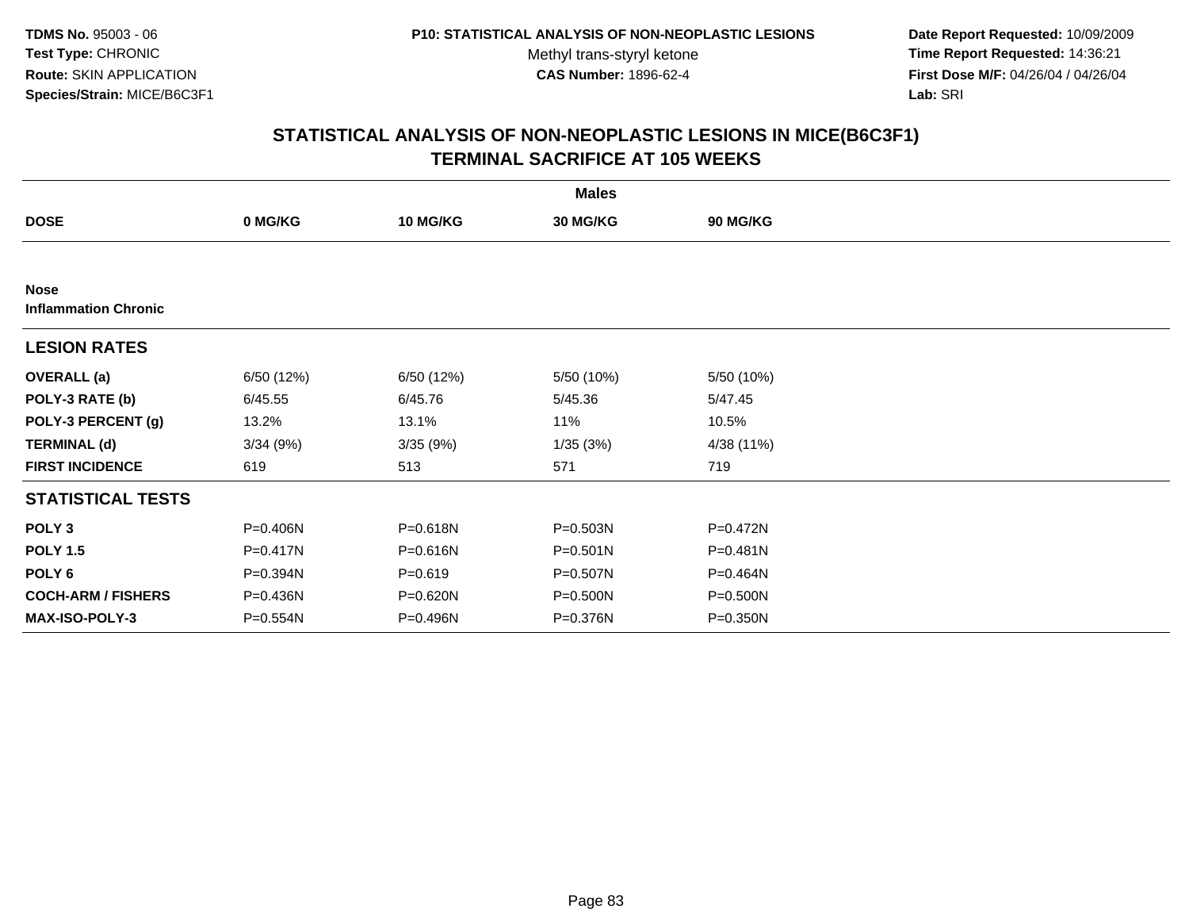# STATISTICAL ANALYSIS OF NON-NEOPLASTIC LESIONS IN MICE(B6C3F1)
## TERMINAL SACRIFICE AT 105 WEEKS

| | Males | | | |
|---|---|---|---|---|
| **DOSE** | **0 MG/KG** | **10 MG/KG** | **30 MG/KG** | **90 MG/KG** |
| **Nose** | | | | |
| **Inflammation Chronic** | | | | |
| **LESION RATES** | | | | |
| **OVERALL (a)** | 6/50 (12%) | 6/50 (12%) | 5/50 (10%) | 5/50 (10%) |
| **POLY-3 RATE (b)** | 6/45.55 | 6/45.76 | 5/45.36 | 5/47.45 |
| **POLY-3 PERCENT (g)** | 13.2% | 13.1% | 11% | 10.5% |
| **TERMINAL (d)** | 3/34 (9%) | 3/35 (9%) | 1/35 (3%) | 4/38 (11%) |
| **FIRST INCIDENCE** | 619 | 513 | 571 | 719 |
| **STATISTICAL TESTS** | | | | |
| **POLY 3** | P=0.406N | P=0.618N | P=0.503N | P=0.472N |
| **POLY 1.5** | P=0.417N | P=0.616N | P=0.501N | P=0.481N |
| **POLY 6** | P=0.394N | P=0.619 | P=0.507N | P=0.464N |
| **COCH-ARM / FISHERS** | P=0.436N | P=0.620N | P=0.500N | P=0.500N |
| **MAX-ISO-POLY-3** | P=0.554N | P=0.496N | P=0.376N | P=0.350N |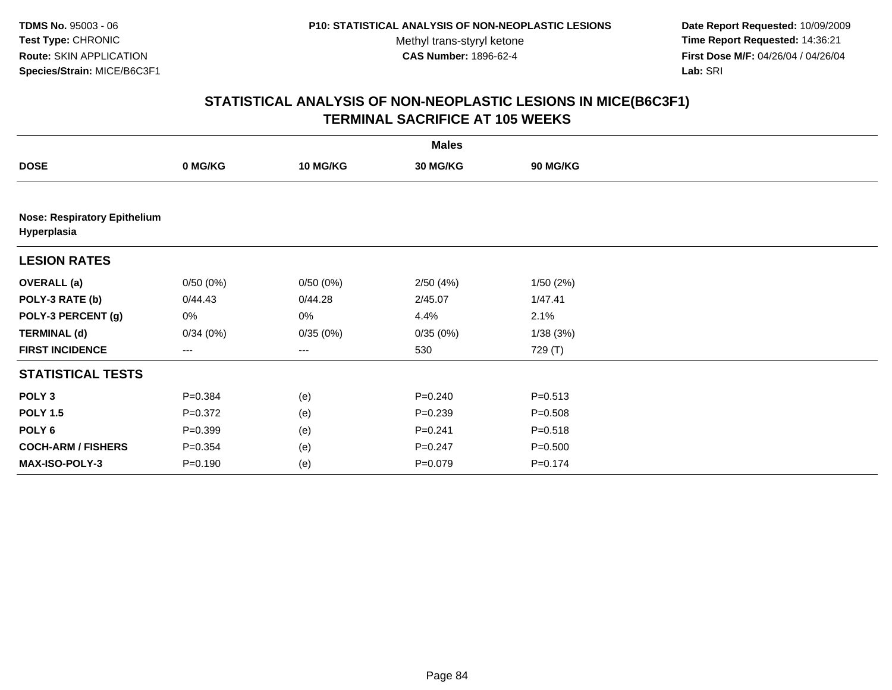**TDMS No.** 95003 - 06
**Test Type:** CHRONIC
**Route:** SKIN APPLICATION
**Species/Strain:** MICE/B6C3F1

**P10: STATISTICAL ANALYSIS OF NON-NEOPLASTIC LESIONS**
Methyl trans-styryl ketone
**CAS Number:** 1896-62-4

**Date Report Requested:** 10/09/2009
**Time Report Requested:** 14:36:21
**First Dose M/F:** 04/26/04 / 04/26/04
**Lab:** SRI

## STATISTICAL ANALYSIS OF NON-NEOPLASTIC LESIONS IN MICE(B6C3F1)
## TERMINAL SACRIFICE AT 105 WEEKS

| | Males | | | |
|---|---|---|---|---|
| **DOSE** | **0 MG/KG** | **10 MG/KG** | **30 MG/KG** | **90 MG/KG** |
| **Nose: Respiratory Epithelium Hyperplasia** | | | | |
| **LESION RATES** | | | | |
| **OVERALL (a)** | 0/50 (0%) | 0/50 (0%) | 2/50 (4%) | 1/50 (2%) |
| **POLY-3 RATE (b)** | 0/44.43 | 0/44.28 | 2/45.07 | 1/47.41 |
| **POLY-3 PERCENT (g)** | 0% | 0% | 4.4% | 2.1% |
| **TERMINAL (d)** | 0/34 (0%) | 0/35 (0%) | 0/35 (0%) | 1/38 (3%) |
| **FIRST INCIDENCE** | --- | --- | 530 | 729 (T) |
| **STATISTICAL TESTS** | | | | |
| **POLY 3** | P=0.384 | (e) | P=0.240 | P=0.513 |
| **POLY 1.5** | P=0.372 | (e) | P=0.239 | P=0.508 |
| **POLY 6** | P=0.399 | (e) | P=0.241 | P=0.518 |
| **COCH-ARM / FISHERS** | P=0.354 | (e) | P=0.247 | P=0.500 |
| **MAX-ISO-POLY-3** | P=0.190 | (e) | P=0.079 | P=0.174 |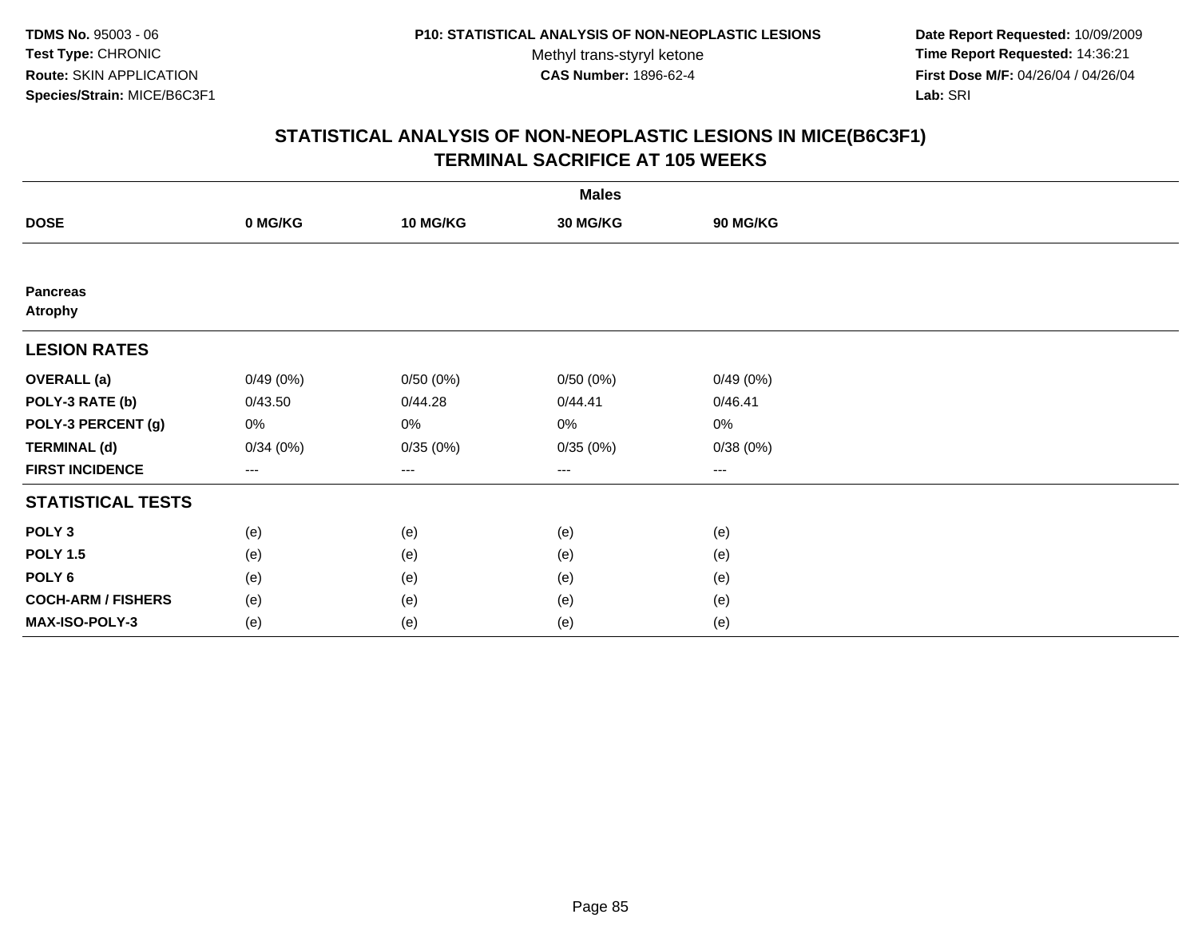**TDMS No.** 95003 - 06
**Test Type:** CHRONIC
**Route:** SKIN APPLICATION
**Species/Strain:** MICE/B6C3F1

**P10: STATISTICAL ANALYSIS OF NON-NEOPLASTIC LESIONS**
Methyl trans-styryl ketone
**CAS Number:** 1896-62-4

**Date Report Requested:** 10/09/2009
**Time Report Requested:** 14:36:21
**First Dose M/F:** 04/26/04 / 04/26/04
**Lab:** SRI

## STATISTICAL ANALYSIS OF NON-NEOPLASTIC LESIONS IN MICE(B6C3F1)
## TERMINAL SACRIFICE AT 105 WEEKS

| | Males | | | |
|---|---|---|---|---|
| **DOSE** | **0 MG/KG** | **10 MG/KG** | **30 MG/KG** | **90 MG/KG** |
| **Pancreas** | | | | |
| **Atrophy** | | | | |
| **LESION RATES** | | | | |
| **OVERALL (a)** | 0/49 (0%) | 0/50 (0%) | 0/50 (0%) | 0/49 (0%) |
| **POLY-3 RATE (b)** | 0/43.50 | 0/44.28 | 0/44.41 | 0/46.41 |
| **POLY-3 PERCENT (g)** | 0% | 0% | 0% | 0% |
| **TERMINAL (d)** | 0/34 (0%) | 0/35 (0%) | 0/35 (0%) | 0/38 (0%) |
| **FIRST INCIDENCE** | --- | --- | --- | --- |
| **STATISTICAL TESTS** | | | | |
| **POLY 3** | (e) | (e) | (e) | (e) |
| **POLY 1.5** | (e) | (e) | (e) | (e) |
| **POLY 6** | (e) | (e) | (e) | (e) |
| **COCH-ARM / FISHERS** | (e) | (e) | (e) | (e) |
| **MAX-ISO-POLY-3** | (e) | (e) | (e) | (e) |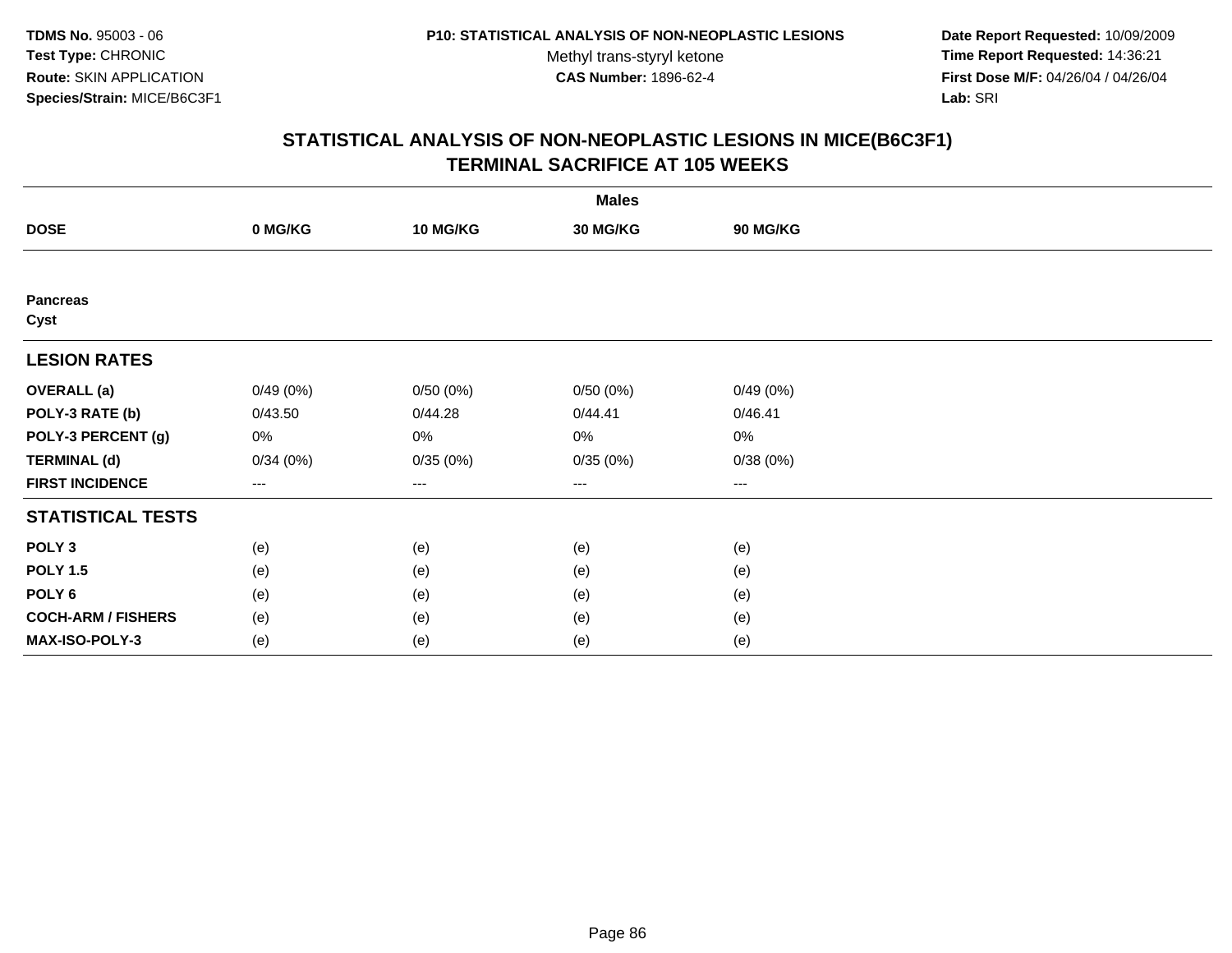**TDMS No.** 95003 - 06
**Test Type:** CHRONIC
**Route:** SKIN APPLICATION
**Species/Strain:** MICE/B6C3F1

**P10: STATISTICAL ANALYSIS OF NON-NEOPLASTIC LESIONS**
Methyl trans-styryl ketone
**CAS Number:** 1896-62-4

**Date Report Requested:** 10/09/2009
**Time Report Requested:** 14:36:21
**First Dose M/F:** 04/26/04 / 04/26/04
**Lab:** SRI

## STATISTICAL ANALYSIS OF NON-NEOPLASTIC LESIONS IN MICE(B6C3F1)
## TERMINAL SACRIFICE AT 105 WEEKS

| | Males | | | |
|---|---|---|---|---|
| **DOSE** | **0 MG/KG** | **10 MG/KG** | **30 MG/KG** | **90 MG/KG** |
| **Pancreas** | | | | |
| **Cyst** | | | | |
| **LESION RATES** | | | | |
| **OVERALL (a)** | 0/49 (0%) | 0/50 (0%) | 0/50 (0%) | 0/49 (0%) |
| **POLY-3 RATE (b)** | 0/43.50 | 0/44.28 | 0/44.41 | 0/46.41 |
| **POLY-3 PERCENT (g)** | 0% | 0% | 0% | 0% |
| **TERMINAL (d)** | 0/34 (0%) | 0/35 (0%) | 0/35 (0%) | 0/38 (0%) |
| **FIRST INCIDENCE** | --- | --- | --- | --- |
| **STATISTICAL TESTS** | | | | |
| **POLY 3** | (e) | (e) | (e) | (e) |
| **POLY 1.5** | (e) | (e) | (e) | (e) |
| **POLY 6** | (e) | (e) | (e) | (e) |
| **COCH-ARM / FISHERS** | (e) | (e) | (e) | (e) |
| **MAX-ISO-POLY-3** | (e) | (e) | (e) | (e) |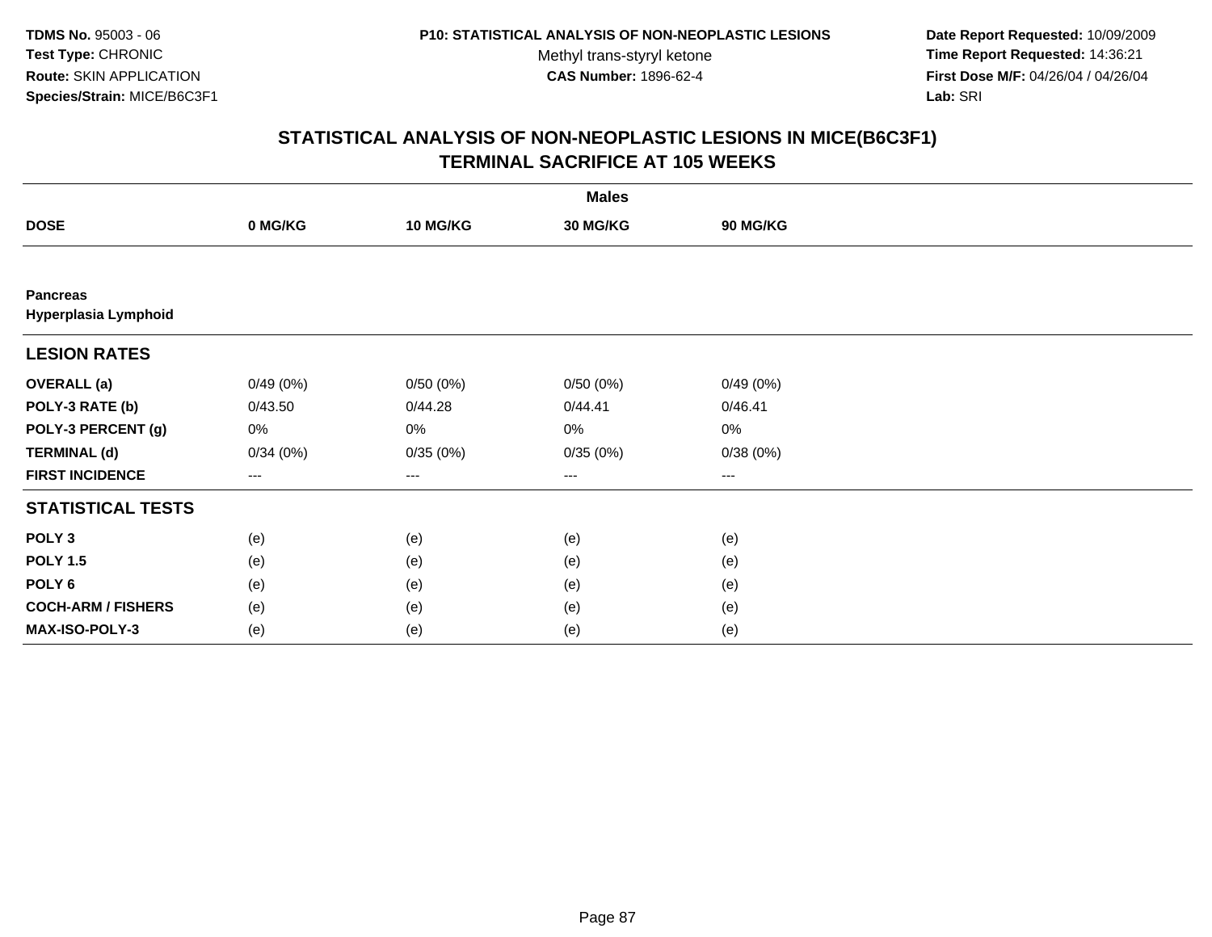**TDMS No.** 95003 - 06
**Test Type:** CHRONIC
**Route:** SKIN APPLICATION
**Species/Strain:** MICE/B6C3F1

**P10: STATISTICAL ANALYSIS OF NON-NEOPLASTIC LESIONS**
Methyl trans-styryl ketone
**CAS Number:** 1896-62-4

**Date Report Requested:** 10/09/2009
**Time Report Requested:** 14:36:21
**First Dose M/F:** 04/26/04 / 04/26/04
**Lab:** SRI

## STATISTICAL ANALYSIS OF NON-NEOPLASTIC LESIONS IN MICE(B6C3F1)
## TERMINAL SACRIFICE AT 105 WEEKS

| | Males | | | |
|---|---|---|---|---|
| **DOSE** | **0 MG/KG** | **10 MG/KG** | **30 MG/KG** | **90 MG/KG** |
| **Pancreas** | | | | |
| **Hyperplasia Lymphoid** | | | | |
| **LESION RATES** | | | | |
| **OVERALL (a)** | 0/49 (0%) | 0/50 (0%) | 0/50 (0%) | 0/49 (0%) |
| **POLY-3 RATE (b)** | 0/43.50 | 0/44.28 | 0/44.41 | 0/46.41 |
| **POLY-3 PERCENT (g)** | 0% | 0% | 0% | 0% |
| **TERMINAL (d)** | 0/34 (0%) | 0/35 (0%) | 0/35 (0%) | 0/38 (0%) |
| **FIRST INCIDENCE** | --- | --- | --- | --- |
| **STATISTICAL TESTS** | | | | |
| **POLY 3** | (e) | (e) | (e) | (e) |
| **POLY 1.5** | (e) | (e) | (e) | (e) |
| **POLY 6** | (e) | (e) | (e) | (e) |
| **COCH-ARM / FISHERS** | (e) | (e) | (e) | (e) |
| **MAX-ISO-POLY-3** | (e) | (e) | (e) | (e) |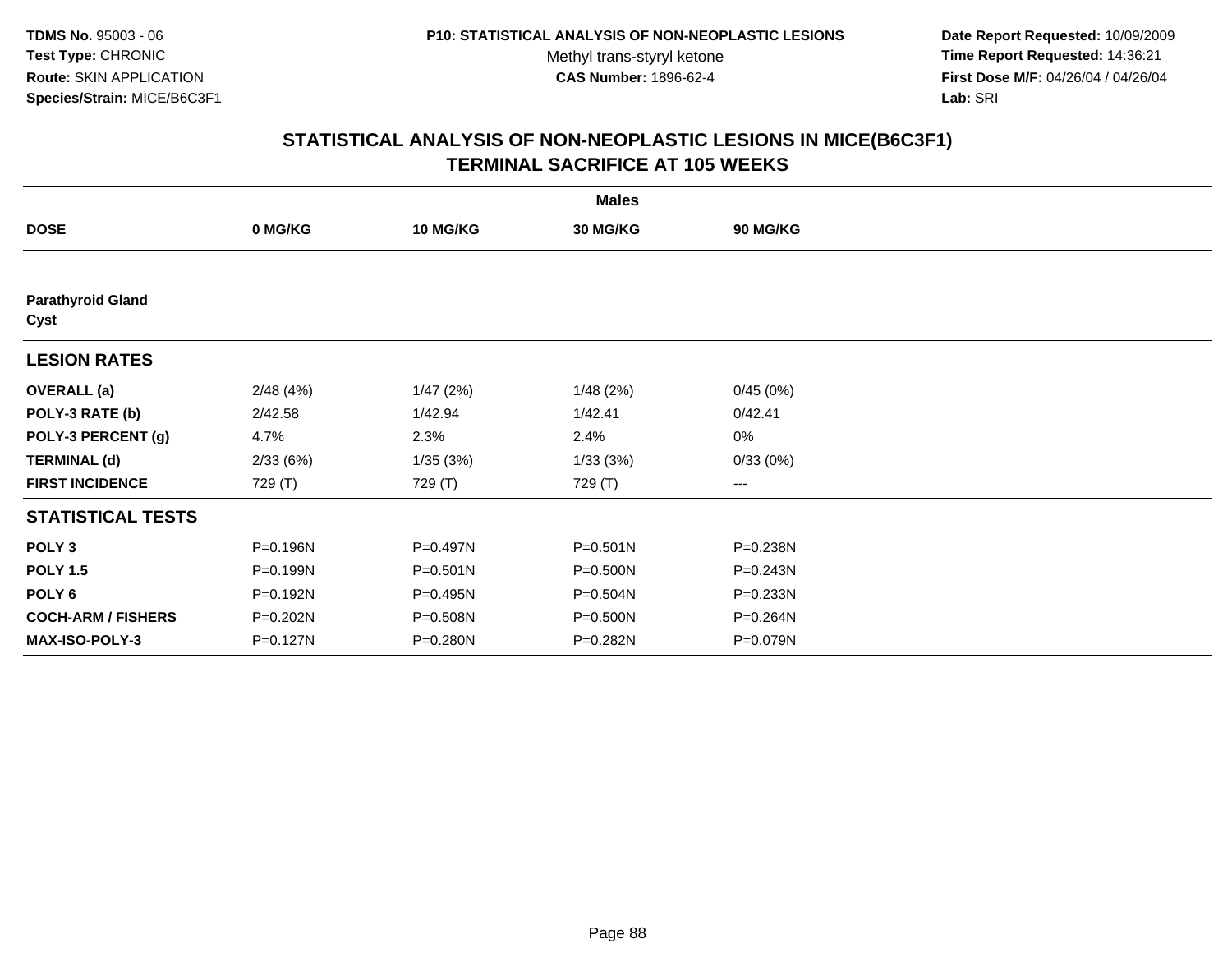**TDMS No.** 95003 - 06
**Test Type:** CHRONIC
**Route:** SKIN APPLICATION
**Species/Strain:** MICE/B6C3F1

**P10: STATISTICAL ANALYSIS OF NON-NEOPLASTIC LESIONS**
Methyl trans-styryl ketone
**CAS Number:** 1896-62-4

**Date Report Requested:** 10/09/2009
**Time Report Requested:** 14:36:21
**First Dose M/F:** 04/26/04 / 04/26/04
**Lab:** SRI

## STATISTICAL ANALYSIS OF NON-NEOPLASTIC LESIONS IN MICE(B6C3F1) TERMINAL SACRIFICE AT 105 WEEKS

| | Males | | | |
|---|---|---|---|---|
| **DOSE** | **0 MG/KG** | **10 MG/KG** | **30 MG/KG** | **90 MG/KG** |
| **Parathyroid Gland** | | | | |
| **Cyst** | | | | |
| **LESION RATES** | | | | |
| **OVERALL (a)** | 2/48 (4%) | 1/47 (2%) | 1/48 (2%) | 0/45 (0%) |
| **POLY-3 RATE (b)** | 2/42.58 | 1/42.94 | 1/42.41 | 0/42.41 |
| **POLY-3 PERCENT (g)** | 4.7% | 2.3% | 2.4% | 0% |
| **TERMINAL (d)** | 2/33 (6%) | 1/35 (3%) | 1/33 (3%) | 0/33 (0%) |
| **FIRST INCIDENCE** | 729 (T) | 729 (T) | 729 (T) | --- |
| **STATISTICAL TESTS** | | | | |
| **POLY 3** | P=0.196N | P=0.497N | P=0.501N | P=0.238N |
| **POLY 1.5** | P=0.199N | P=0.501N | P=0.500N | P=0.243N |
| **POLY 6** | P=0.192N | P=0.495N | P=0.504N | P=0.233N |
| **COCH-ARM / FISHERS** | P=0.202N | P=0.508N | P=0.500N | P=0.264N |
| **MAX-ISO-POLY-3** | P=0.127N | P=0.280N | P=0.282N | P=0.079N |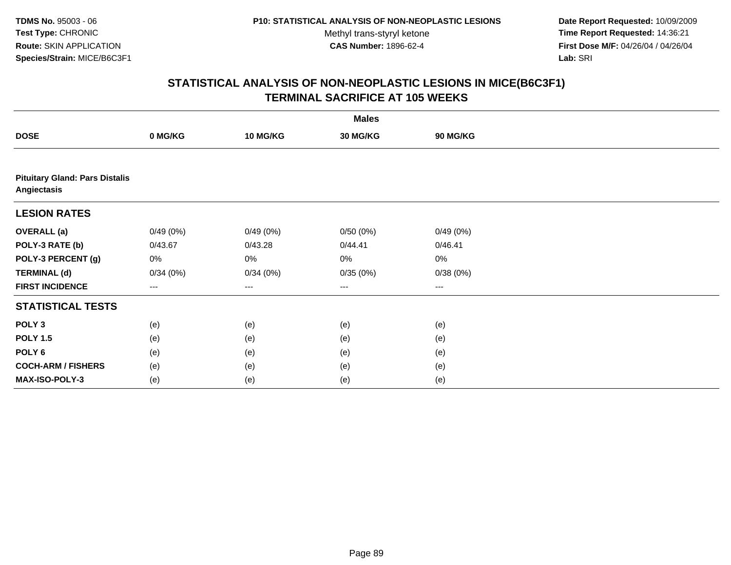**TDMS No.** 95003 - 06
**Test Type:** CHRONIC
**Route:** SKIN APPLICATION
**Species/Strain:** MICE/B6C3F1

**P10: STATISTICAL ANALYSIS OF NON-NEOPLASTIC LESIONS**
Methyl trans-styryl ketone
**CAS Number:** 1896-62-4

**Date Report Requested:** 10/09/2009
**Time Report Requested:** 14:36:21
**First Dose M/F:** 04/26/04 / 04/26/04
**Lab:** SRI

## STATISTICAL ANALYSIS OF NON-NEOPLASTIC LESIONS IN MICE(B6C3F1)
## TERMINAL SACRIFICE AT 105 WEEKS

| | Males | | | |
|---|---|---|---|---|
| **DOSE** | **0 MG/KG** | **10 MG/KG** | **30 MG/KG** | **90 MG/KG** |
| **Pituitary Gland: Pars Distalis Angiectasis** | | | | |
| **LESION RATES** | | | | |
| **OVERALL (a)** | 0/49 (0%) | 0/49 (0%) | 0/50 (0%) | 0/49 (0%) |
| **POLY-3 RATE (b)** | 0/43.67 | 0/43.28 | 0/44.41 | 0/46.41 |
| **POLY-3 PERCENT (g)** | 0% | 0% | 0% | 0% |
| **TERMINAL (d)** | 0/34 (0%) | 0/34 (0%) | 0/35 (0%) | 0/38 (0%) |
| **FIRST INCIDENCE** | --- | --- | --- | --- |
| **STATISTICAL TESTS** | | | | |
| **POLY 3** | (e) | (e) | (e) | (e) |
| **POLY 1.5** | (e) | (e) | (e) | (e) |
| **POLY 6** | (e) | (e) | (e) | (e) |
| **COCH-ARM / FISHERS** | (e) | (e) | (e) | (e) |
| **MAX-ISO-POLY-3** | (e) | (e) | (e) | (e) |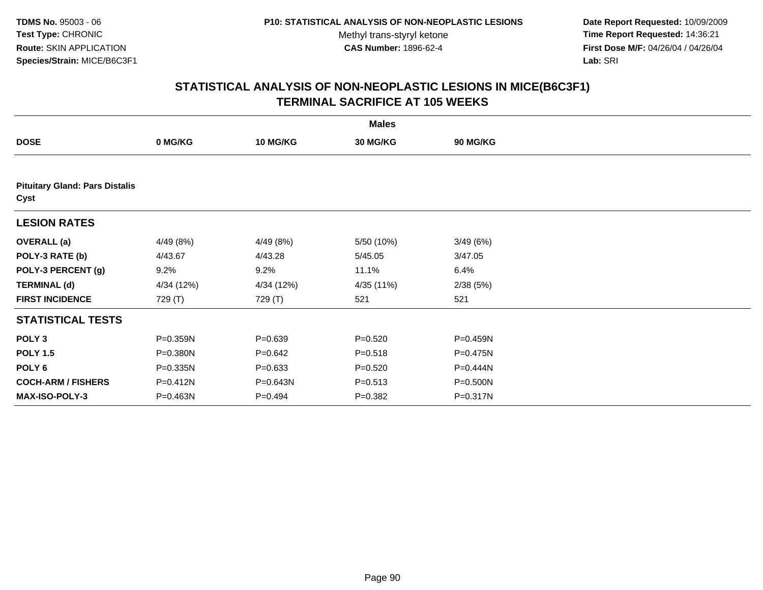**TDMS No.** 95003 - 06
**Test Type:** CHRONIC
**Route:** SKIN APPLICATION
**Species/Strain:** MICE/B6C3F1

**P10: STATISTICAL ANALYSIS OF NON-NEOPLASTIC LESIONS**
Methyl trans-styryl ketone
**CAS Number:** 1896-62-4

**Date Report Requested:** 10/09/2009
**Time Report Requested:** 14:36:21
**First Dose M/F:** 04/26/04 / 04/26/04
**Lab:** SRI

## STATISTICAL ANALYSIS OF NON-NEOPLASTIC LESIONS IN MICE(B6C3F1) TERMINAL SACRIFICE AT 105 WEEKS

| | Males | | | |
|---|---|---|---|---|
| **DOSE** | **0 MG/KG** | **10 MG/KG** | **30 MG/KG** | **90 MG/KG** |
| **Pituitary Gland: Pars Distalis Cyst** | | | | |
| **LESION RATES** | | | | |
| **OVERALL (a)** | 4/49 (8%) | 4/49 (8%) | 5/50 (10%) | 3/49 (6%) |
| **POLY-3 RATE (b)** | 4/43.67 | 4/43.28 | 5/45.05 | 3/47.05 |
| **POLY-3 PERCENT (g)** | 9.2% | 9.2% | 11.1% | 6.4% |
| **TERMINAL (d)** | 4/34 (12%) | 4/34 (12%) | 4/35 (11%) | 2/38 (5%) |
| **FIRST INCIDENCE** | 729 (T) | 729 (T) | 521 | 521 |
| **STATISTICAL TESTS** | | | | |
| **POLY 3** | P=0.359N | P=0.639 | P=0.520 | P=0.459N |
| **POLY 1.5** | P=0.380N | P=0.642 | P=0.518 | P=0.475N |
| **POLY 6** | P=0.335N | P=0.633 | P=0.520 | P=0.444N |
| **COCH-ARM / FISHERS** | P=0.412N | P=0.643N | P=0.513 | P=0.500N |
| **MAX-ISO-POLY-3** | P=0.463N | P=0.494 | P=0.382 | P=0.317N |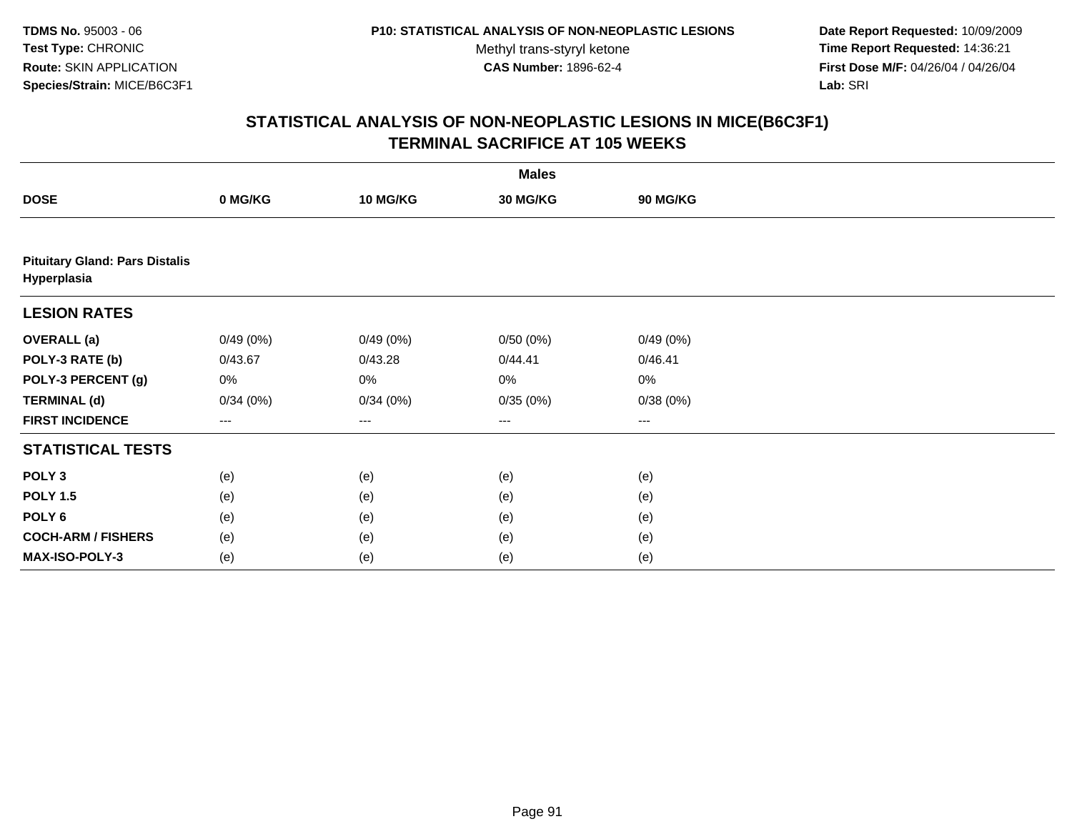TDMS No. 95003 - 06
Test Type: CHRONIC
Route: SKIN APPLICATION
Species/Strain: MICE/B6C3F1

P10: STATISTICAL ANALYSIS OF NON-NEOPLASTIC LESIONS
Methyl trans-styryl ketone
CAS Number: 1896-62-4

Date Report Requested: 10/09/2009
Time Report Requested: 14:36:21
First Dose M/F: 04/26/04 / 04/26/04
Lab: SRI

## STATISTICAL ANALYSIS OF NON-NEOPLASTIC LESIONS IN MICE(B6C3F1)
## TERMINAL SACRIFICE AT 105 WEEKS

| | Males | | | |
|---|---|---|---|---|
| **DOSE** | **0 MG/KG** | **10 MG/KG** | **30 MG/KG** | **90 MG/KG** |
| **Pituitary Gland: Pars Distalis Hyperplasia** | | | | |
| **LESION RATES** | | | | |
| **OVERALL (a)** | 0/49 (0%) | 0/49 (0%) | 0/50 (0%) | 0/49 (0%) |
| **POLY-3 RATE (b)** | 0/43.67 | 0/43.28 | 0/44.41 | 0/46.41 |
| **POLY-3 PERCENT (g)** | 0% | 0% | 0% | 0% |
| **TERMINAL (d)** | 0/34 (0%) | 0/34 (0%) | 0/35 (0%) | 0/38 (0%) |
| **FIRST INCIDENCE** | --- | --- | --- | --- |
| **STATISTICAL TESTS** | | | | |
| **POLY 3** | (e) | (e) | (e) | (e) |
| **POLY 1.5** | (e) | (e) | (e) | (e) |
| **POLY 6** | (e) | (e) | (e) | (e) |
| **COCH-ARM / FISHERS** | (e) | (e) | (e) | (e) |
| **MAX-ISO-POLY-3** | (e) | (e) | (e) | (e) |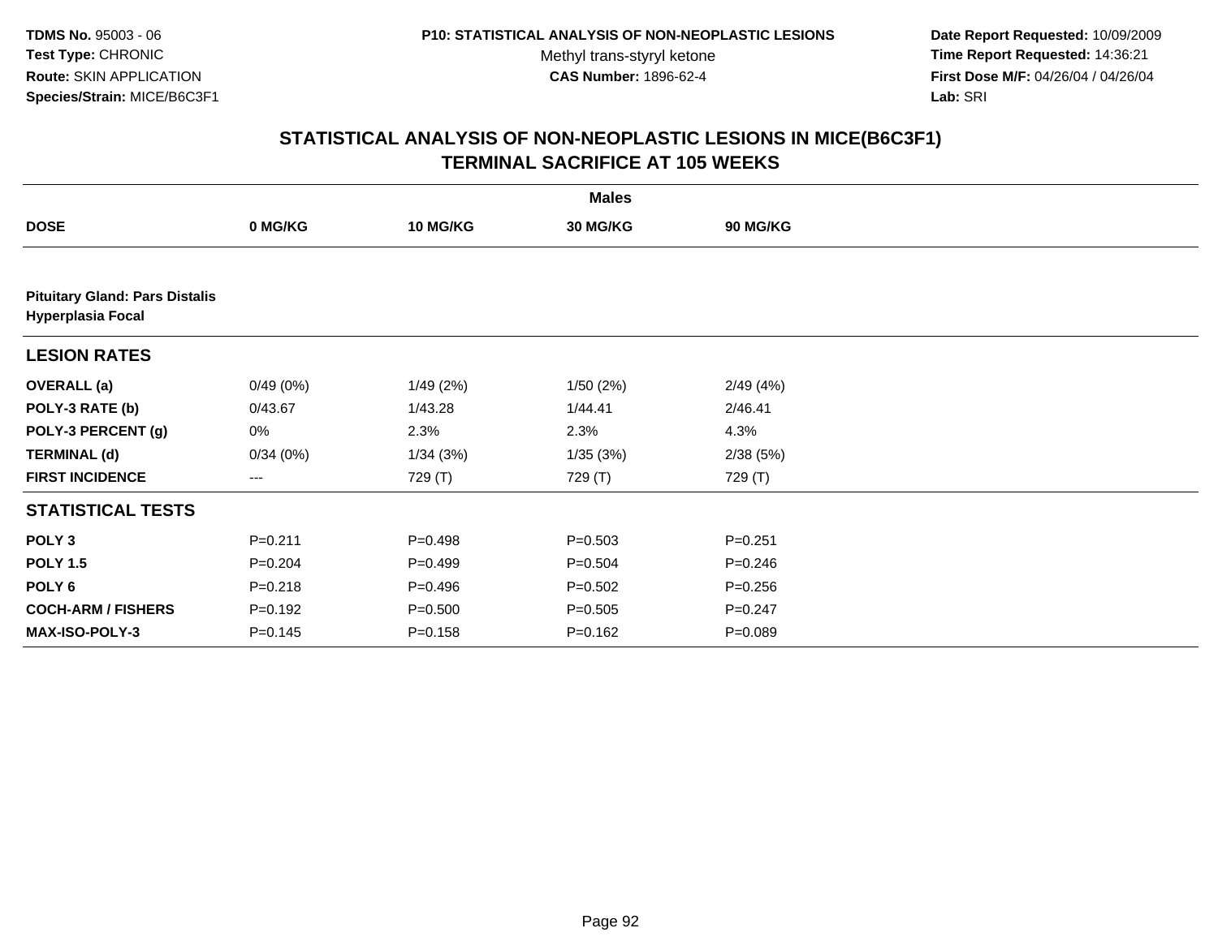**TDMS No.** 95003 - 06
**Test Type:** CHRONIC
**Route:** SKIN APPLICATION
**Species/Strain:** MICE/B6C3F1

**P10: STATISTICAL ANALYSIS OF NON-NEOPLASTIC LESIONS**
Methyl trans-styryl ketone
**CAS Number:** 1896-62-4

**Date Report Requested:** 10/09/2009
**Time Report Requested:** 14:36:21
**First Dose M/F:** 04/26/04 / 04/26/04
**Lab:** SRI

## STATISTICAL ANALYSIS OF NON-NEOPLASTIC LESIONS IN MICE(B6C3F1) TERMINAL SACRIFICE AT 105 WEEKS

| | Males | | | |
|---|---|---|---|---|
| **DOSE** | **0 MG/KG** | **10 MG/KG** | **30 MG/KG** | **90 MG/KG** |
| **Pituitary Gland: Pars Distalis Hyperplasia Focal** | | | | |
| **LESION RATES** | | | | |
| **OVERALL (a)** | 0/49 (0%) | 1/49 (2%) | 1/50 (2%) | 2/49 (4%) |
| **POLY-3 RATE (b)** | 0/43.67 | 1/43.28 | 1/44.41 | 2/46.41 |
| **POLY-3 PERCENT (g)** | 0% | 2.3% | 2.3% | 4.3% |
| **TERMINAL (d)** | 0/34 (0%) | 1/34 (3%) | 1/35 (3%) | 2/38 (5%) |
| **FIRST INCIDENCE** | --- | 729 (T) | 729 (T) | 729 (T) |
| **STATISTICAL TESTS** | | | | |
| **POLY 3** | P=0.211 | P=0.498 | P=0.503 | P=0.251 |
| **POLY 1.5** | P=0.204 | P=0.499 | P=0.504 | P=0.246 |
| **POLY 6** | P=0.218 | P=0.496 | P=0.502 | P=0.256 |
| **COCH-ARM / FISHERS** | P=0.192 | P=0.500 | P=0.505 | P=0.247 |
| **MAX-ISO-POLY-3** | P=0.145 | P=0.158 | P=0.162 | P=0.089 |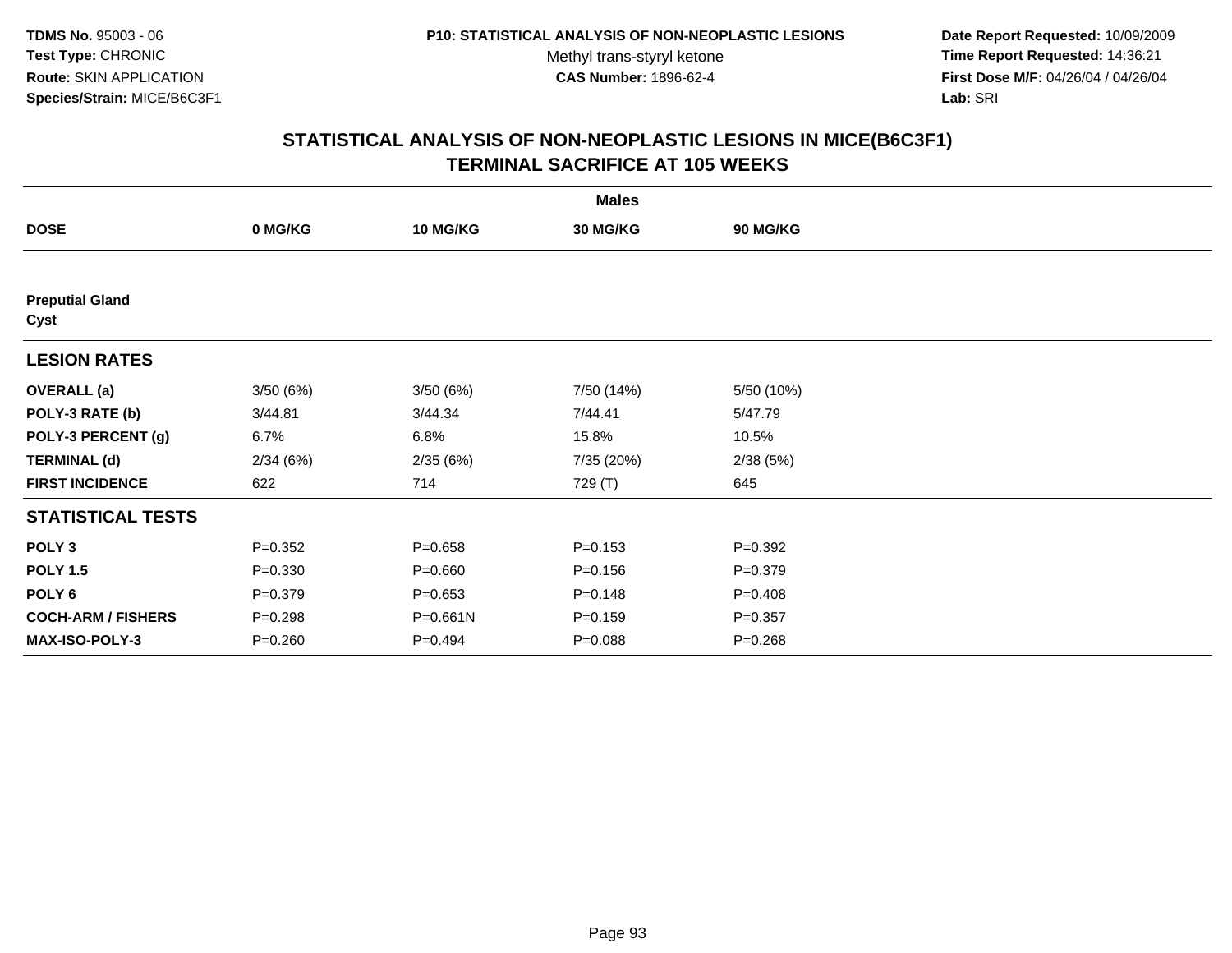**TDMS No.** 95003 - 06
**Test Type:** CHRONIC
**Route:** SKIN APPLICATION
**Species/Strain:** MICE/B6C3F1

**P10: STATISTICAL ANALYSIS OF NON-NEOPLASTIC LESIONS**
Methyl trans-styryl ketone
**CAS Number:** 1896-62-4

**Date Report Requested:** 10/09/2009
**Time Report Requested:** 14:36:21
**First Dose M/F:** 04/26/04 / 04/26/04
**Lab:** SRI

## STATISTICAL ANALYSIS OF NON-NEOPLASTIC LESIONS IN MICE(B6C3F1)
## TERMINAL SACRIFICE AT 105 WEEKS

| | Males | | | |
|---|---|---|---|---|
| **DOSE** | **0 MG/KG** | **10 MG/KG** | **30 MG/KG** | **90 MG/KG** |
| **Preputial Gland** | | | | |
| **Cyst** | | | | |
| **LESION RATES** | | | | |
| **OVERALL (a)** | 3/50 (6%) | 3/50 (6%) | 7/50 (14%) | 5/50 (10%) |
| **POLY-3 RATE (b)** | 3/44.81 | 3/44.34 | 7/44.41 | 5/47.79 |
| **POLY-3 PERCENT (g)** | 6.7% | 6.8% | 15.8% | 10.5% |
| **TERMINAL (d)** | 2/34 (6%) | 2/35 (6%) | 7/35 (20%) | 2/38 (5%) |
| **FIRST INCIDENCE** | 622 | 714 | 729 (T) | 645 |
| **STATISTICAL TESTS** | | | | |
| **POLY 3** | P=0.352 | P=0.658 | P=0.153 | P=0.392 |
| **POLY 1.5** | P=0.330 | P=0.660 | P=0.156 | P=0.379 |
| **POLY 6** | P=0.379 | P=0.653 | P=0.148 | P=0.408 |
| **COCH-ARM / FISHERS** | P=0.298 | P=0.661N | P=0.159 | P=0.357 |
| **MAX-ISO-POLY-3** | P=0.260 | P=0.494 | P=0.088 | P=0.268 |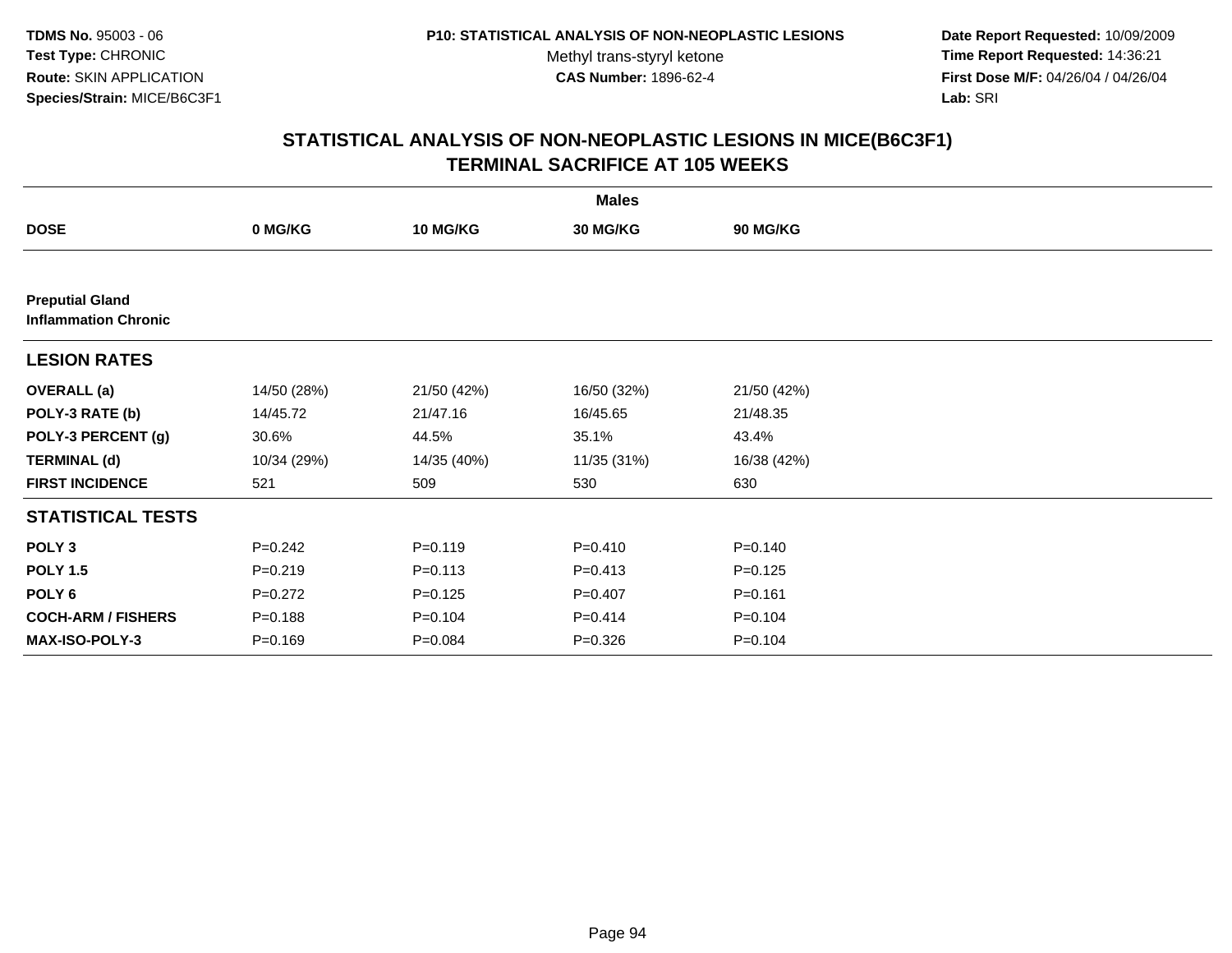TDMS No. 95003 - 06
Test Type: CHRONIC
Route: SKIN APPLICATION
Species/Strain: MICE/B6C3F1

P10: STATISTICAL ANALYSIS OF NON-NEOPLASTIC LESIONS
Methyl trans-styryl ketone
CAS Number: 1896-62-4

Date Report Requested: 10/09/2009
Time Report Requested: 14:36:21
First Dose M/F: 04/26/04 / 04/26/04
Lab: SRI

## STATISTICAL ANALYSIS OF NON-NEOPLASTIC LESIONS IN MICE(B6C3F1)
## TERMINAL SACRIFICE AT 105 WEEKS

| | Males | | | |
|---|---|---|---|---|
| **DOSE** | **0 MG/KG** | **10 MG/KG** | **30 MG/KG** | **90 MG/KG** |
| **Preputial Gland** | | | | |
| **Inflammation Chronic** | | | | |
| **LESION RATES** | | | | |
| **OVERALL (a)** | 14/50 (28%) | 21/50 (42%) | 16/50 (32%) | 21/50 (42%) |
| **POLY-3 RATE (b)** | 14/45.72 | 21/47.16 | 16/45.65 | 21/48.35 |
| **POLY-3 PERCENT (g)** | 30.6% | 44.5% | 35.1% | 43.4% |
| **TERMINAL (d)** | 10/34 (29%) | 14/35 (40%) | 11/35 (31%) | 16/38 (42%) |
| **FIRST INCIDENCE** | 521 | 509 | 530 | 630 |
| **STATISTICAL TESTS** | | | | |
| **POLY 3** | P=0.242 | P=0.119 | P=0.410 | P=0.140 |
| **POLY 1.5** | P=0.219 | P=0.113 | P=0.413 | P=0.125 |
| **POLY 6** | P=0.272 | P=0.125 | P=0.407 | P=0.161 |
| **COCH-ARM / FISHERS** | P=0.188 | P=0.104 | P=0.414 | P=0.104 |
| **MAX-ISO-POLY-3** | P=0.169 | P=0.084 | P=0.326 | P=0.104 |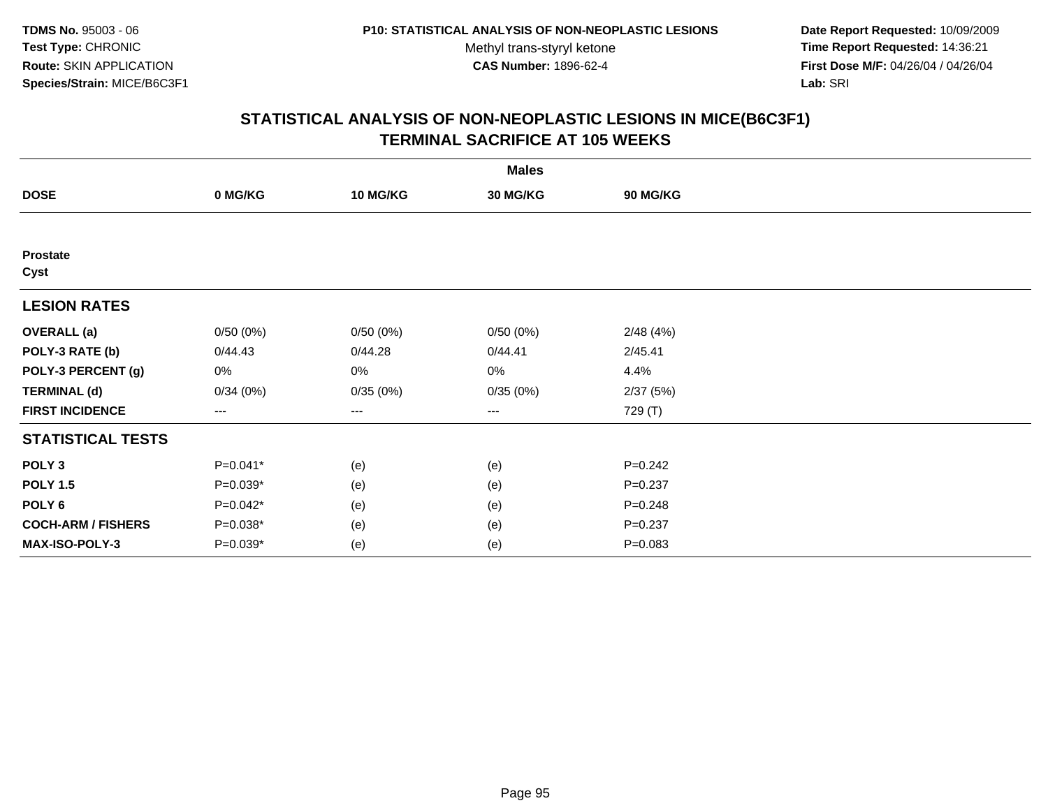**TDMS No.** 95003 - 06
**Test Type:** CHRONIC
**Route:** SKIN APPLICATION
**Species/Strain:** MICE/B6C3F1

**P10: STATISTICAL ANALYSIS OF NON-NEOPLASTIC LESIONS**
Methyl trans-styryl ketone
**CAS Number:** 1896-62-4

**Date Report Requested:** 10/09/2009
**Time Report Requested:** 14:36:21
**First Dose M/F:** 04/26/04 / 04/26/04
**Lab:** SRI

## STATISTICAL ANALYSIS OF NON-NEOPLASTIC LESIONS IN MICE(B6C3F1) TERMINAL SACRIFICE AT 105 WEEKS

| | Males | | | |
|---|---|---|---|---|
| **DOSE** | **0 MG/KG** | **10 MG/KG** | **30 MG/KG** | **90 MG/KG** |
| **Prostate** | | | | |
| **Cyst** | | | | |
| **LESION RATES** | | | | |
| **OVERALL (a)** | 0/50 (0%) | 0/50 (0%) | 0/50 (0%) | 2/48 (4%) |
| **POLY-3 RATE (b)** | 0/44.43 | 0/44.28 | 0/44.41 | 2/45.41 |
| **POLY-3 PERCENT (g)** | 0% | 0% | 0% | 4.4% |
| **TERMINAL (d)** | 0/34 (0%) | 0/35 (0%) | 0/35 (0%) | 2/37 (5%) |
| **FIRST INCIDENCE** | --- | --- | --- | 729 (T) |
| **STATISTICAL TESTS** | | | | |
| **POLY 3** | P=0.041* | (e) | (e) | P=0.242 |
| **POLY 1.5** | P=0.039* | (e) | (e) | P=0.237 |
| **POLY 6** | P=0.042* | (e) | (e) | P=0.248 |
| **COCH-ARM / FISHERS** | P=0.038* | (e) | (e) | P=0.237 |
| **MAX-ISO-POLY-3** | P=0.039* | (e) | (e) | P=0.083 |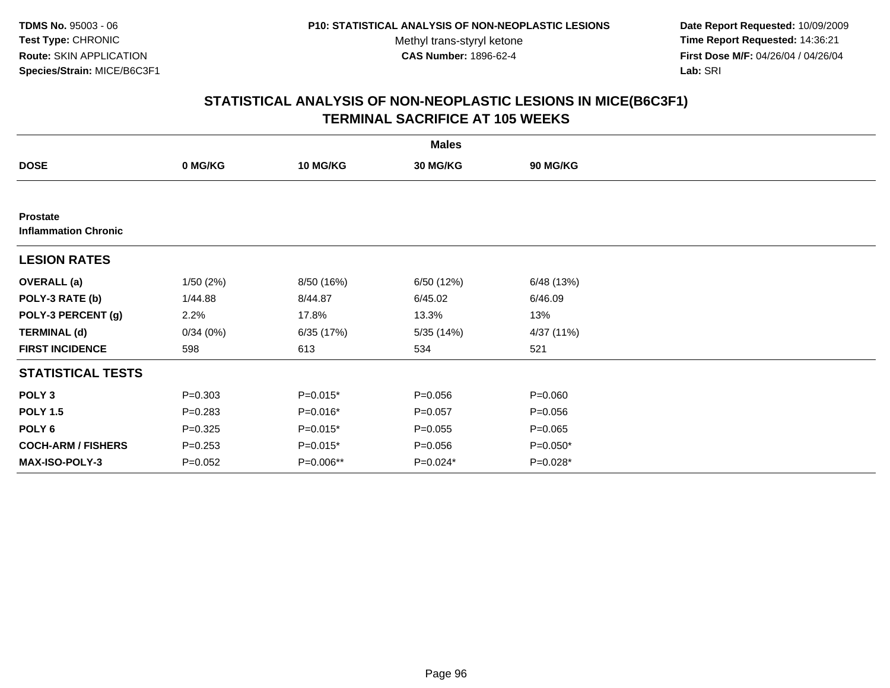**TDMS No.** 95003 - 06
**Test Type:** CHRONIC
**Route:** SKIN APPLICATION
**Species/Strain:** MICE/B6C3F1

**P10: STATISTICAL ANALYSIS OF NON-NEOPLASTIC LESIONS**
Methyl trans-styryl ketone
**CAS Number:** 1896-62-4

**Date Report Requested:** 10/09/2009
**Time Report Requested:** 14:36:21
**First Dose M/F:** 04/26/04 / 04/26/04
**Lab:** SRI

## STATISTICAL ANALYSIS OF NON-NEOPLASTIC LESIONS IN MICE(B6C3F1) TERMINAL SACRIFICE AT 105 WEEKS

| | Males | | | |
|---|---|---|---|---|
| **DOSE** | **0 MG/KG** | **10 MG/KG** | **30 MG/KG** | **90 MG/KG** |
| **Prostate** | | | | |
| **Inflammation Chronic** | | | | |
| **LESION RATES** | | | | |
| **OVERALL (a)** | 1/50 (2%) | 8/50 (16%) | 6/50 (12%) | 6/48 (13%) |
| **POLY-3 RATE (b)** | 1/44.88 | 8/44.87 | 6/45.02 | 6/46.09 |
| **POLY-3 PERCENT (g)** | 2.2% | 17.8% | 13.3% | 13% |
| **TERMINAL (d)** | 0/34 (0%) | 6/35 (17%) | 5/35 (14%) | 4/37 (11%) |
| **FIRST INCIDENCE** | 598 | 613 | 534 | 521 |
| **STATISTICAL TESTS** | | | | |
| **POLY 3** | P=0.303 | P=0.015* | P=0.056 | P=0.060 |
| **POLY 1.5** | P=0.283 | P=0.016* | P=0.057 | P=0.056 |
| **POLY 6** | P=0.325 | P=0.015* | P=0.055 | P=0.065 |
| **COCH-ARM / FISHERS** | P=0.253 | P=0.015* | P=0.056 | P=0.050* |
| **MAX-ISO-POLY-3** | P=0.052 | P=0.006** | P=0.024* | P=0.028* |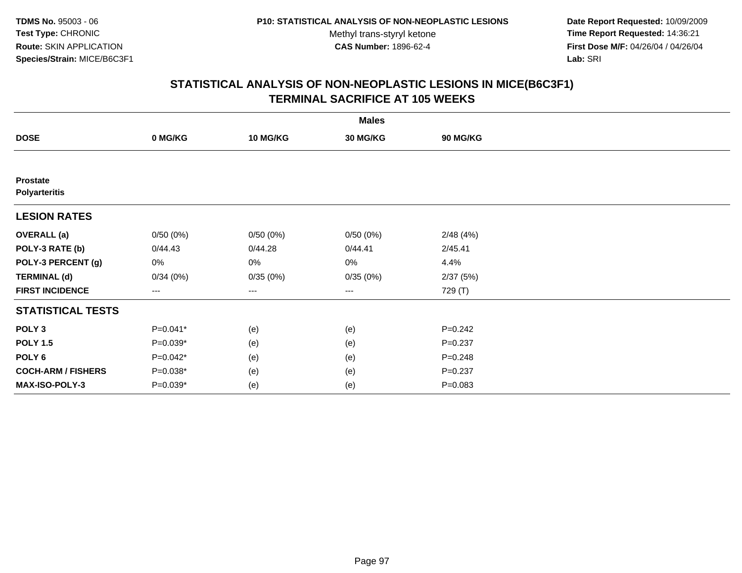**TDMS No.** 95003 - 06
**Test Type:** CHRONIC
**Route:** SKIN APPLICATION
**Species/Strain:** MICE/B6C3F1

**P10: STATISTICAL ANALYSIS OF NON-NEOPLASTIC LESIONS**
Methyl trans-styryl ketone
**CAS Number:** 1896-62-4

**Date Report Requested:** 10/09/2009
**Time Report Requested:** 14:36:21
**First Dose M/F:** 04/26/04 / 04/26/04
**Lab:** SRI

## STATISTICAL ANALYSIS OF NON-NEOPLASTIC LESIONS IN MICE(B6C3F1) TERMINAL SACRIFICE AT 105 WEEKS

| | Males | | | |
|---|---|---|---|---|
| **DOSE** | **0 MG/KG** | **10 MG/KG** | **30 MG/KG** | **90 MG/KG** |
| **Prostate** | | | | |
| **Polyarteritis** | | | | |
| **LESION RATES** | | | | |
| **OVERALL (a)** | 0/50 (0%) | 0/50 (0%) | 0/50 (0%) | 2/48 (4%) |
| **POLY-3 RATE (b)** | 0/44.43 | 0/44.28 | 0/44.41 | 2/45.41 |
| **POLY-3 PERCENT (g)** | 0% | 0% | 0% | 4.4% |
| **TERMINAL (d)** | 0/34 (0%) | 0/35 (0%) | 0/35 (0%) | 2/37 (5%) |
| **FIRST INCIDENCE** | --- | --- | --- | 729 (T) |
| **STATISTICAL TESTS** | | | | |
| **POLY 3** | P=0.041* | (e) | (e) | P=0.242 |
| **POLY 1.5** | P=0.039* | (e) | (e) | P=0.237 |
| **POLY 6** | P=0.042* | (e) | (e) | P=0.248 |
| **COCH-ARM / FISHERS** | P=0.038* | (e) | (e) | P=0.237 |
| **MAX-ISO-POLY-3** | P=0.039* | (e) | (e) | P=0.083 |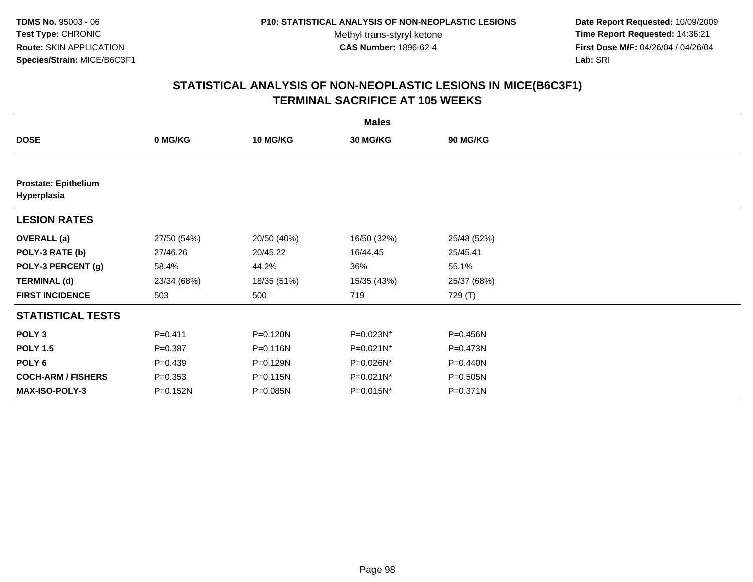**TDMS No.** 95003 - 06
**Test Type:** CHRONIC
**Route:** SKIN APPLICATION
**Species/Strain:** MICE/B6C3F1

**P10: STATISTICAL ANALYSIS OF NON-NEOPLASTIC LESIONS**
Methyl trans-styryl ketone
**CAS Number:** 1896-62-4

**Date Report Requested:** 10/09/2009
**Time Report Requested:** 14:36:21
**First Dose M/F:** 04/26/04 / 04/26/04
**Lab:** SRI

## STATISTICAL ANALYSIS OF NON-NEOPLASTIC LESIONS IN MICE(B6C3F1) TERMINAL SACRIFICE AT 105 WEEKS

| | Males | | | |
|---|---|---|---|---|
| **DOSE** | **0 MG/KG** | **10 MG/KG** | **30 MG/KG** | **90 MG/KG** |
| **Prostate: Epithelium Hyperplasia** | | | | |
| **LESION RATES** | | | | |
| **OVERALL (a)** | 27/50 (54%) | 20/50 (40%) | 16/50 (32%) | 25/48 (52%) |
| **POLY-3 RATE (b)** | 27/46.26 | 20/45.22 | 16/44.45 | 25/45.41 |
| **POLY-3 PERCENT (g)** | 58.4% | 44.2% | 36% | 55.1% |
| **TERMINAL (d)** | 23/34 (68%) | 18/35 (51%) | 15/35 (43%) | 25/37 (68%) |
| **FIRST INCIDENCE** | 503 | 500 | 719 | 729 (T) |
| **STATISTICAL TESTS** | | | | |
| **POLY 3** | P=0.411 | P=0.120N | P=0.023N* | P=0.456N |
| **POLY 1.5** | P=0.387 | P=0.116N | P=0.021N* | P=0.473N |
| **POLY 6** | P=0.439 | P=0.129N | P=0.026N* | P=0.440N |
| **COCH-ARM / FISHERS** | P=0.353 | P=0.115N | P=0.021N* | P=0.505N |
| **MAX-ISO-POLY-3** | P=0.152N | P=0.085N | P=0.015N* | P=0.371N |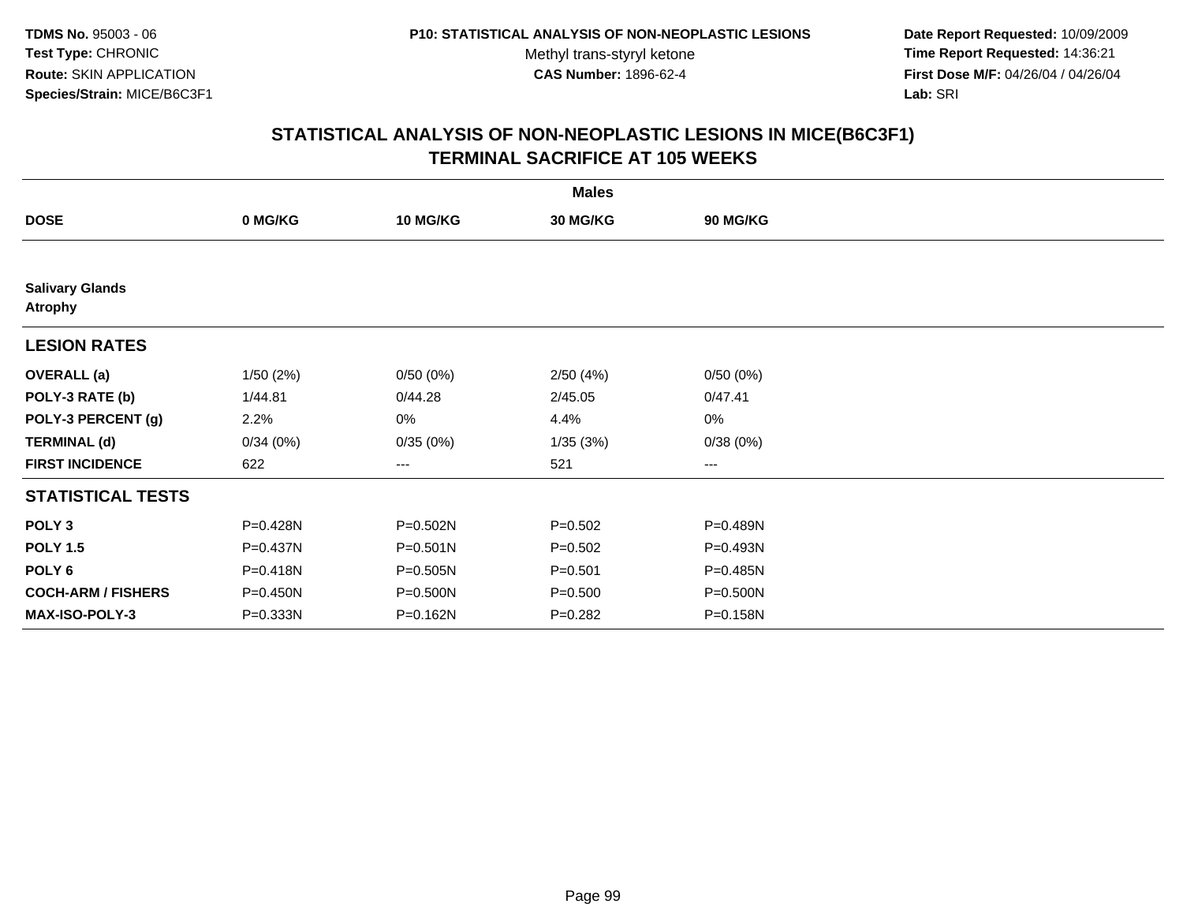**TDMS No.** 95003 - 06
**Test Type:** CHRONIC
**Route:** SKIN APPLICATION
**Species/Strain:** MICE/B6C3F1

**P10: STATISTICAL ANALYSIS OF NON-NEOPLASTIC LESIONS**
Methyl trans-styryl ketone
**CAS Number:** 1896-62-4

**Date Report Requested:** 10/09/2009
**Time Report Requested:** 14:36:21
**First Dose M/F:** 04/26/04 / 04/26/04
**Lab:** SRI

## STATISTICAL ANALYSIS OF NON-NEOPLASTIC LESIONS IN MICE(B6C3F1)
## TERMINAL SACRIFICE AT 105 WEEKS

| | Males | | | |
|---|---|---|---|---|
| **DOSE** | **0 MG/KG** | **10 MG/KG** | **30 MG/KG** | **90 MG/KG** |
| **Salivary Glands** | | | | |
| **Atrophy** | | | | |
| **LESION RATES** | | | | |
| **OVERALL (a)** | 1/50 (2%) | 0/50 (0%) | 2/50 (4%) | 0/50 (0%) |
| **POLY-3 RATE (b)** | 1/44.81 | 0/44.28 | 2/45.05 | 0/47.41 |
| **POLY-3 PERCENT (g)** | 2.2% | 0% | 4.4% | 0% |
| **TERMINAL (d)** | 0/34 (0%) | 0/35 (0%) | 1/35 (3%) | 0/38 (0%) |
| **FIRST INCIDENCE** | 622 | --- | 521 | --- |
| **STATISTICAL TESTS** | | | | |
| **POLY 3** | P=0.428N | P=0.502N | P=0.502 | P=0.489N |
| **POLY 1.5** | P=0.437N | P=0.501N | P=0.502 | P=0.493N |
| **POLY 6** | P=0.418N | P=0.505N | P=0.501 | P=0.485N |
| **COCH-ARM / FISHERS** | P=0.450N | P=0.500N | P=0.500 | P=0.500N |
| **MAX-ISO-POLY-3** | P=0.333N | P=0.162N | P=0.282 | P=0.158N |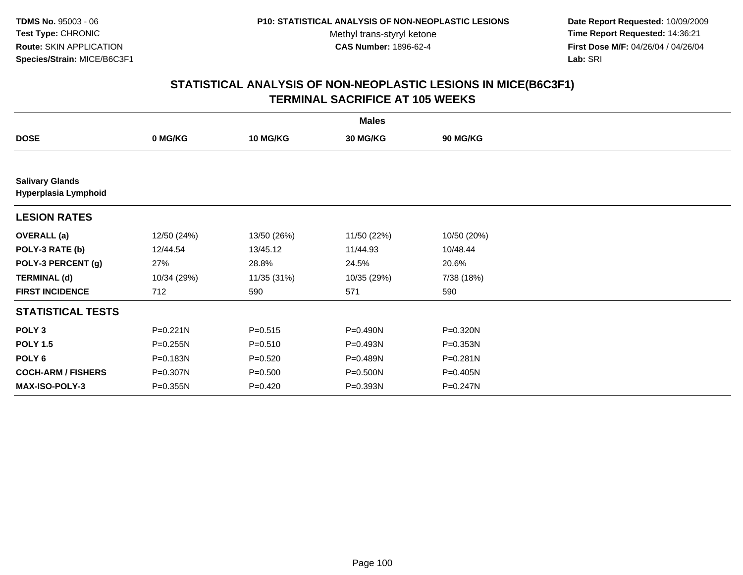**TDMS No.** 95003 - 06
**Test Type:** CHRONIC
**Route:** SKIN APPLICATION
**Species/Strain:** MICE/B6C3F1

**P10: STATISTICAL ANALYSIS OF NON-NEOPLASTIC LESIONS**
Methyl trans-styryl ketone
**CAS Number:** 1896-62-4

**Date Report Requested:** 10/09/2009
**Time Report Requested:** 14:36:21
**First Dose M/F:** 04/26/04 / 04/26/04
**Lab:** SRI

## STATISTICAL ANALYSIS OF NON-NEOPLASTIC LESIONS IN MICE(B6C3F1) TERMINAL SACRIFICE AT 105 WEEKS

| | Males | | | |
|---|---|---|---|---|
| **DOSE** | **0 MG/KG** | **10 MG/KG** | **30 MG/KG** | **90 MG/KG** |
| **Salivary Glands Hyperplasia Lymphoid** | | | | |
| **LESION RATES** | | | | |
| **OVERALL (a)** | 12/50 (24%) | 13/50 (26%) | 11/50 (22%) | 10/50 (20%) |
| **POLY-3 RATE (b)** | 12/44.54 | 13/45.12 | 11/44.93 | 10/48.44 |
| **POLY-3 PERCENT (g)** | 27% | 28.8% | 24.5% | 20.6% |
| **TERMINAL (d)** | 10/34 (29%) | 11/35 (31%) | 10/35 (29%) | 7/38 (18%) |
| **FIRST INCIDENCE** | 712 | 590 | 571 | 590 |
| **STATISTICAL TESTS** | | | | |
| **POLY 3** | P=0.221N | P=0.515 | P=0.490N | P=0.320N |
| **POLY 1.5** | P=0.255N | P=0.510 | P=0.493N | P=0.353N |
| **POLY 6** | P=0.183N | P=0.520 | P=0.489N | P=0.281N |
| **COCH-ARM / FISHERS** | P=0.307N | P=0.500 | P=0.500N | P=0.405N |
| **MAX-ISO-POLY-3** | P=0.355N | P=0.420 | P=0.393N | P=0.247N |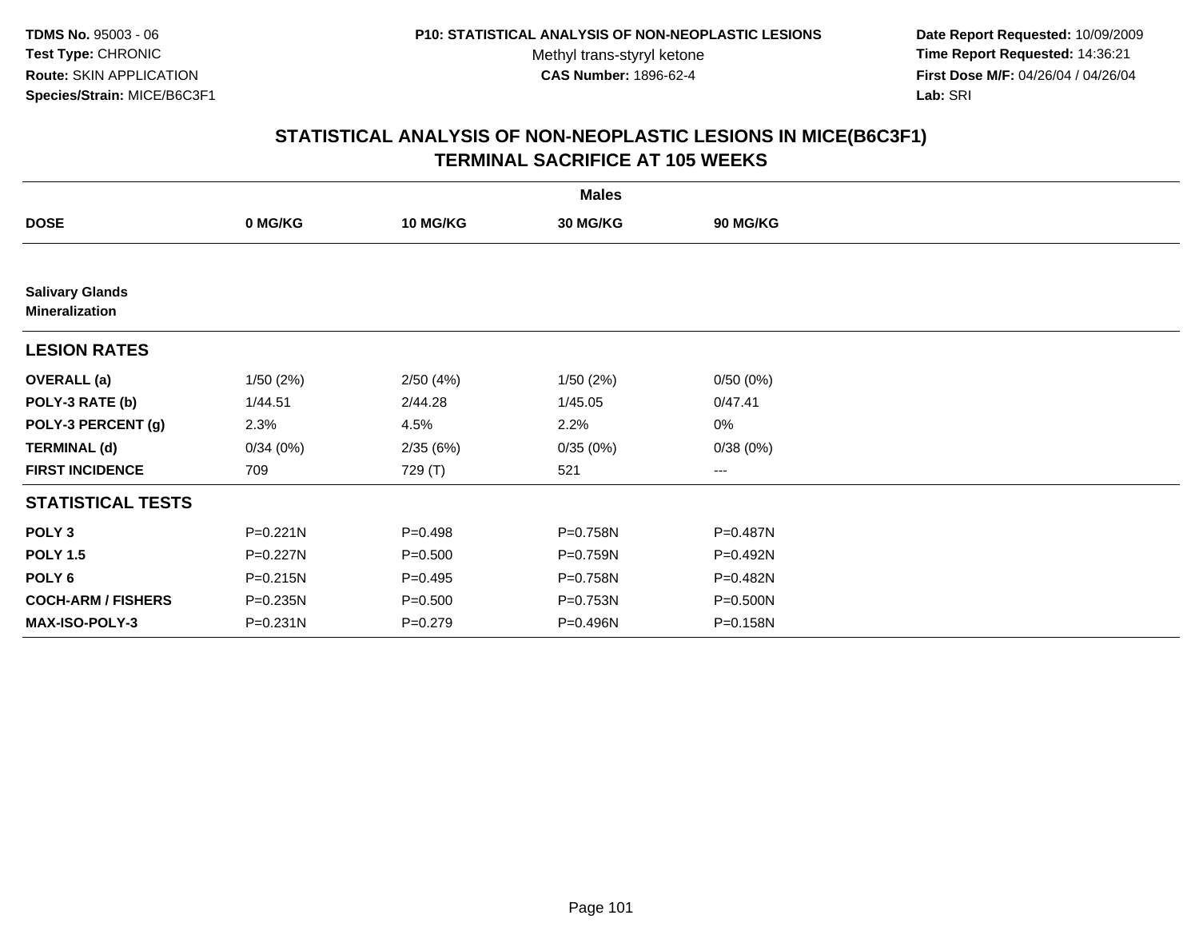**TDMS No.** 95003 - 06
**Test Type:** CHRONIC
**Route:** SKIN APPLICATION
**Species/Strain:** MICE/B6C3F1

**P10: STATISTICAL ANALYSIS OF NON-NEOPLASTIC LESIONS**
Methyl trans-styryl ketone
**CAS Number:** 1896-62-4

**Date Report Requested:** 10/09/2009
**Time Report Requested:** 14:36:21
**First Dose M/F:** 04/26/04 / 04/26/04
**Lab:** SRI

## STATISTICAL ANALYSIS OF NON-NEOPLASTIC LESIONS IN MICE(B6C3F1)
## TERMINAL SACRIFICE AT 105 WEEKS

| | Males | | | |
|---|---|---|---|---|
| **DOSE** | **0 MG/KG** | **10 MG/KG** | **30 MG/KG** | **90 MG/KG** |
| **Salivary Glands** | | | | |
| **Mineralization** | | | | |
| **LESION RATES** | | | | |
| **OVERALL (a)** | 1/50 (2%) | 2/50 (4%) | 1/50 (2%) | 0/50 (0%) |
| **POLY-3 RATE (b)** | 1/44.51 | 2/44.28 | 1/45.05 | 0/47.41 |
| **POLY-3 PERCENT (g)** | 2.3% | 4.5% | 2.2% | 0% |
| **TERMINAL (d)** | 0/34 (0%) | 2/35 (6%) | 0/35 (0%) | 0/38 (0%) |
| **FIRST INCIDENCE** | 709 | 729 (T) | 521 | --- |
| **STATISTICAL TESTS** | | | | |
| **POLY 3** | P=0.221N | P=0.498 | P=0.758N | P=0.487N |
| **POLY 1.5** | P=0.227N | P=0.500 | P=0.759N | P=0.492N |
| **POLY 6** | P=0.215N | P=0.495 | P=0.758N | P=0.482N |
| **COCH-ARM / FISHERS** | P=0.235N | P=0.500 | P=0.753N | P=0.500N |
| **MAX-ISO-POLY-3** | P=0.231N | P=0.279 | P=0.496N | P=0.158N |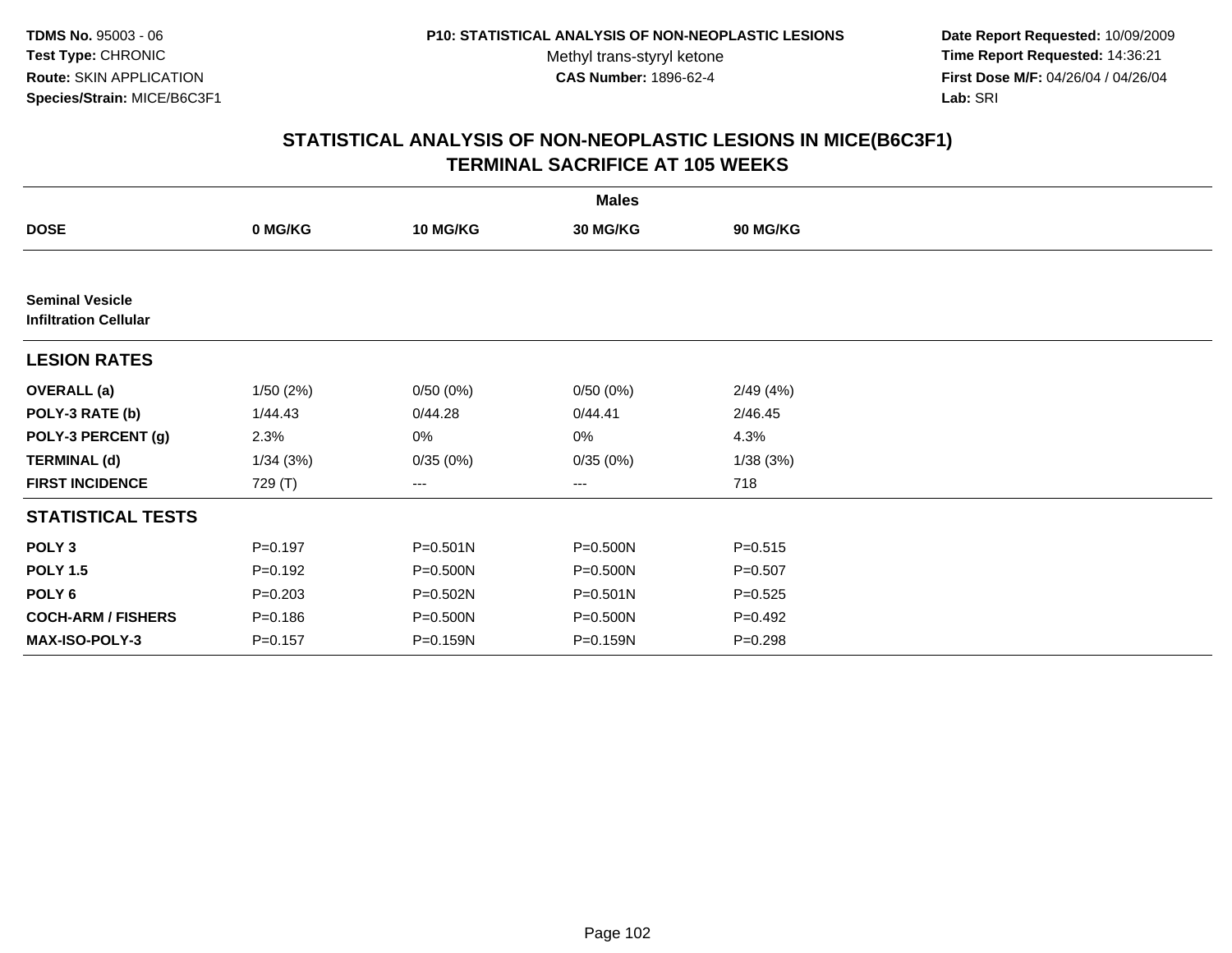TDMS No. 95003 - 06
Test Type: CHRONIC
Route: SKIN APPLICATION
Species/Strain: MICE/B6C3F1

P10: STATISTICAL ANALYSIS OF NON-NEOPLASTIC LESIONS
Methyl trans-styryl ketone
CAS Number: 1896-62-4

Date Report Requested: 10/09/2009
Time Report Requested: 14:36:21
First Dose M/F: 04/26/04 / 04/26/04
Lab: SRI

## STATISTICAL ANALYSIS OF NON-NEOPLASTIC LESIONS IN MICE(B6C3F1)
## TERMINAL SACRIFICE AT 105 WEEKS

| | Males | | | |
|---|---|---|---|---|
| **DOSE** | **0 MG/KG** | **10 MG/KG** | **30 MG/KG** | **90 MG/KG** |
| **Seminal Vesicle** | | | | |
| **Infiltration Cellular** | | | | |
| **LESION RATES** | | | | |
| **OVERALL (a)** | 1/50 (2%) | 0/50 (0%) | 0/50 (0%) | 2/49 (4%) |
| **POLY-3 RATE (b)** | 1/44.43 | 0/44.28 | 0/44.41 | 2/46.45 |
| **POLY-3 PERCENT (g)** | 2.3% | 0% | 0% | 4.3% |
| **TERMINAL (d)** | 1/34 (3%) | 0/35 (0%) | 0/35 (0%) | 1/38 (3%) |
| **FIRST INCIDENCE** | 729 (T) | --- | --- | 718 |
| **STATISTICAL TESTS** | | | | |
| **POLY 3** | P=0.197 | P=0.501N | P=0.500N | P=0.515 |
| **POLY 1.5** | P=0.192 | P=0.500N | P=0.500N | P=0.507 |
| **POLY 6** | P=0.203 | P=0.502N | P=0.501N | P=0.525 |
| **COCH-ARM / FISHERS** | P=0.186 | P=0.500N | P=0.500N | P=0.492 |
| **MAX-ISO-POLY-3** | P=0.157 | P=0.159N | P=0.159N | P=0.298 |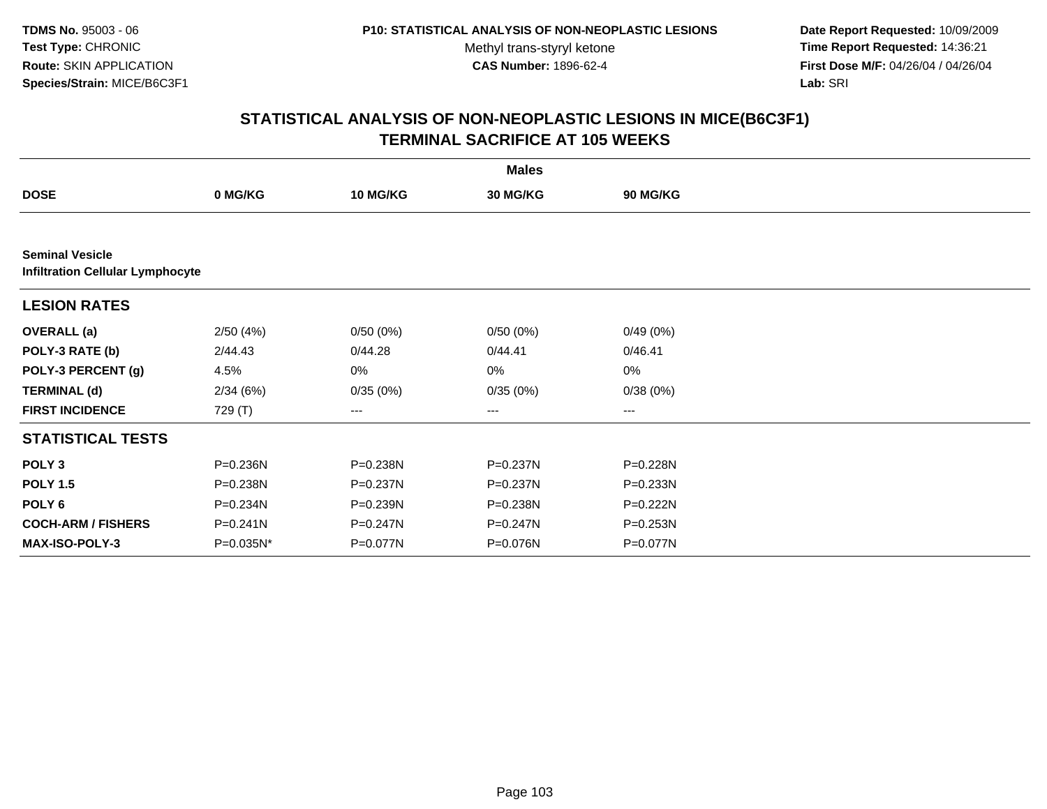TDMS No. 95003 - 06
Test Type: CHRONIC
Route: SKIN APPLICATION
Species/Strain: MICE/B6C3F1

P10: STATISTICAL ANALYSIS OF NON-NEOPLASTIC LESIONS
Methyl trans-styryl ketone
CAS Number: 1896-62-4

Date Report Requested: 10/09/2009
Time Report Requested: 14:36:21
First Dose M/F: 04/26/04 / 04/26/04
Lab: SRI

## STATISTICAL ANALYSIS OF NON-NEOPLASTIC LESIONS IN MICE(B6C3F1)
## TERMINAL SACRIFICE AT 105 WEEKS

| | Males | | | |
|---|---|---|---|---|
| **DOSE** | **0 MG/KG** | **10 MG/KG** | **30 MG/KG** | **90 MG/KG** |
| **Seminal Vesicle** | | | | |
| **Infiltration Cellular Lymphocyte** | | | | |
| **LESION RATES** | | | | |
| **OVERALL (a)** | 2/50 (4%) | 0/50 (0%) | 0/50 (0%) | 0/49 (0%) |
| **POLY-3 RATE (b)** | 2/44.43 | 0/44.28 | 0/44.41 | 0/46.41 |
| **POLY-3 PERCENT (g)** | 4.5% | 0% | 0% | 0% |
| **TERMINAL (d)** | 2/34 (6%) | 0/35 (0%) | 0/35 (0%) | 0/38 (0%) |
| **FIRST INCIDENCE** | 729 (T) | --- | --- | --- |
| **STATISTICAL TESTS** | | | | |
| **POLY 3** | P=0.236N | P=0.238N | P=0.237N | P=0.228N |
| **POLY 1.5** | P=0.238N | P=0.237N | P=0.237N | P=0.233N |
| **POLY 6** | P=0.234N | P=0.239N | P=0.238N | P=0.222N |
| **COCH-ARM / FISHERS** | P=0.241N | P=0.247N | P=0.247N | P=0.253N |
| **MAX-ISO-POLY-3** | P=0.035N* | P=0.077N | P=0.076N | P=0.077N |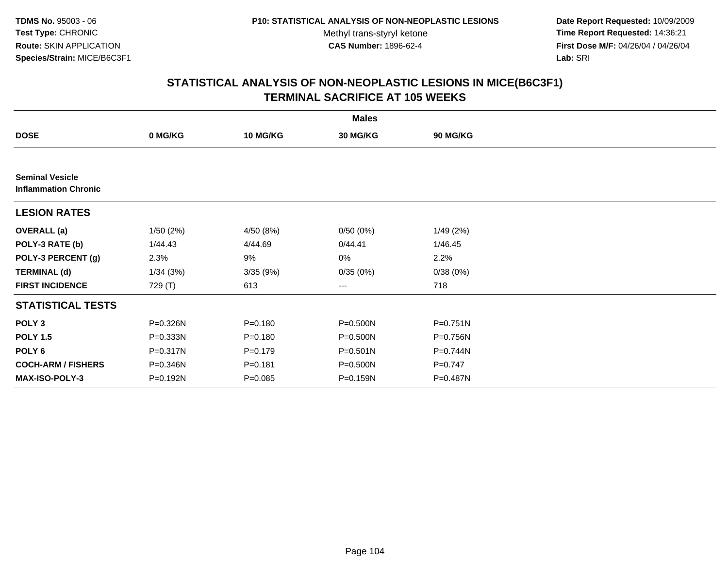TDMS No. 95003 - 06
Test Type: CHRONIC
Route: SKIN APPLICATION
Species/Strain: MICE/B6C3F1

P10: STATISTICAL ANALYSIS OF NON-NEOPLASTIC LESIONS
Methyl trans-styryl ketone
CAS Number: 1896-62-4

Date Report Requested: 10/09/2009
Time Report Requested: 14:36:21
First Dose M/F: 04/26/04 / 04/26/04
Lab: SRI

## STATISTICAL ANALYSIS OF NON-NEOPLASTIC LESIONS IN MICE(B6C3F1)
## TERMINAL SACRIFICE AT 105 WEEKS

| | Males | | | |
|---|---|---|---|---|
| **DOSE** | **0 MG/KG** | **10 MG/KG** | **30 MG/KG** | **90 MG/KG** |
| **Seminal Vesicle** | | | | |
| **Inflammation Chronic** | | | | |
| **LESION RATES** | | | | |
| **OVERALL (a)** | 1/50 (2%) | 4/50 (8%) | 0/50 (0%) | 1/49 (2%) |
| **POLY-3 RATE (b)** | 1/44.43 | 4/44.69 | 0/44.41 | 1/46.45 |
| **POLY-3 PERCENT (g)** | 2.3% | 9% | 0% | 2.2% |
| **TERMINAL (d)** | 1/34 (3%) | 3/35 (9%) | 0/35 (0%) | 0/38 (0%) |
| **FIRST INCIDENCE** | 729 (T) | 613 | --- | 718 |
| **STATISTICAL TESTS** | | | | |
| **POLY 3** | P=0.326N | P=0.180 | P=0.500N | P=0.751N |
| **POLY 1.5** | P=0.333N | P=0.180 | P=0.500N | P=0.756N |
| **POLY 6** | P=0.317N | P=0.179 | P=0.501N | P=0.744N |
| **COCH-ARM / FISHERS** | P=0.346N | P=0.181 | P=0.500N | P=0.747 |
| **MAX-ISO-POLY-3** | P=0.192N | P=0.085 | P=0.159N | P=0.487N |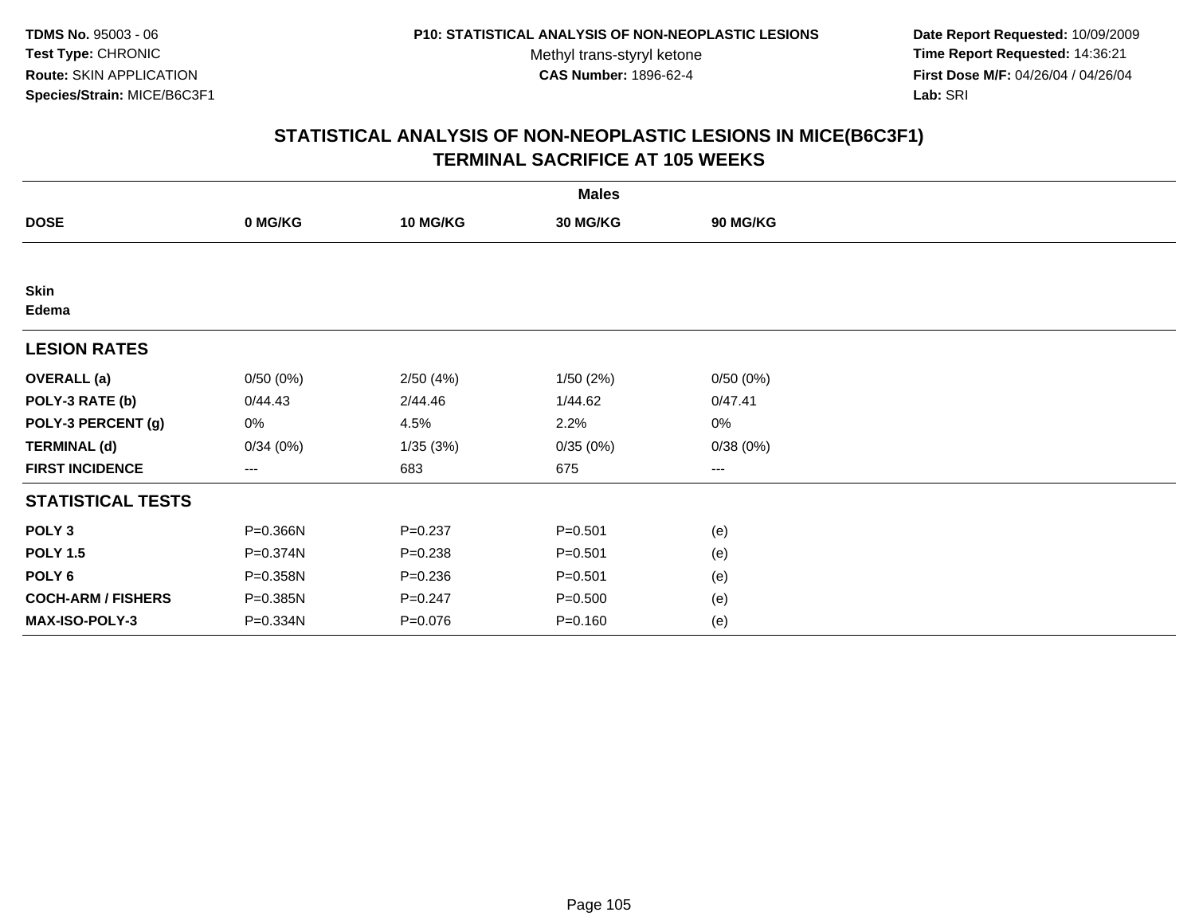**TDMS No.** 95003 - 06
**Test Type:** CHRONIC
**Route:** SKIN APPLICATION
**Species/Strain:** MICE/B6C3F1

**P10: STATISTICAL ANALYSIS OF NON-NEOPLASTIC LESIONS**
Methyl trans-styryl ketone
**CAS Number:** 1896-62-4

**Date Report Requested:** 10/09/2009
**Time Report Requested:** 14:36:21
**First Dose M/F:** 04/26/04 / 04/26/04
**Lab:** SRI

## STATISTICAL ANALYSIS OF NON-NEOPLASTIC LESIONS IN MICE(B6C3F1) TERMINAL SACRIFICE AT 105 WEEKS

| | Males | | | |
|---|---|---|---|---|
| **DOSE** | **0 MG/KG** | **10 MG/KG** | **30 MG/KG** | **90 MG/KG** |
| **Skin** | | | | |
| **Edema** | | | | |
| **LESION RATES** | | | | |
| **OVERALL (a)** | 0/50 (0%) | 2/50 (4%) | 1/50 (2%) | 0/50 (0%) |
| **POLY-3 RATE (b)** | 0/44.43 | 2/44.46 | 1/44.62 | 0/47.41 |
| **POLY-3 PERCENT (g)** | 0% | 4.5% | 2.2% | 0% |
| **TERMINAL (d)** | 0/34 (0%) | 1/35 (3%) | 0/35 (0%) | 0/38 (0%) |
| **FIRST INCIDENCE** | --- | 683 | 675 | --- |
| **STATISTICAL TESTS** | | | | |
| **POLY 3** | P=0.366N | P=0.237 | P=0.501 | (e) |
| **POLY 1.5** | P=0.374N | P=0.238 | P=0.501 | (e) |
| **POLY 6** | P=0.358N | P=0.236 | P=0.501 | (e) |
| **COCH-ARM / FISHERS** | P=0.385N | P=0.247 | P=0.500 | (e) |
| **MAX-ISO-POLY-3** | P=0.334N | P=0.076 | P=0.160 | (e) |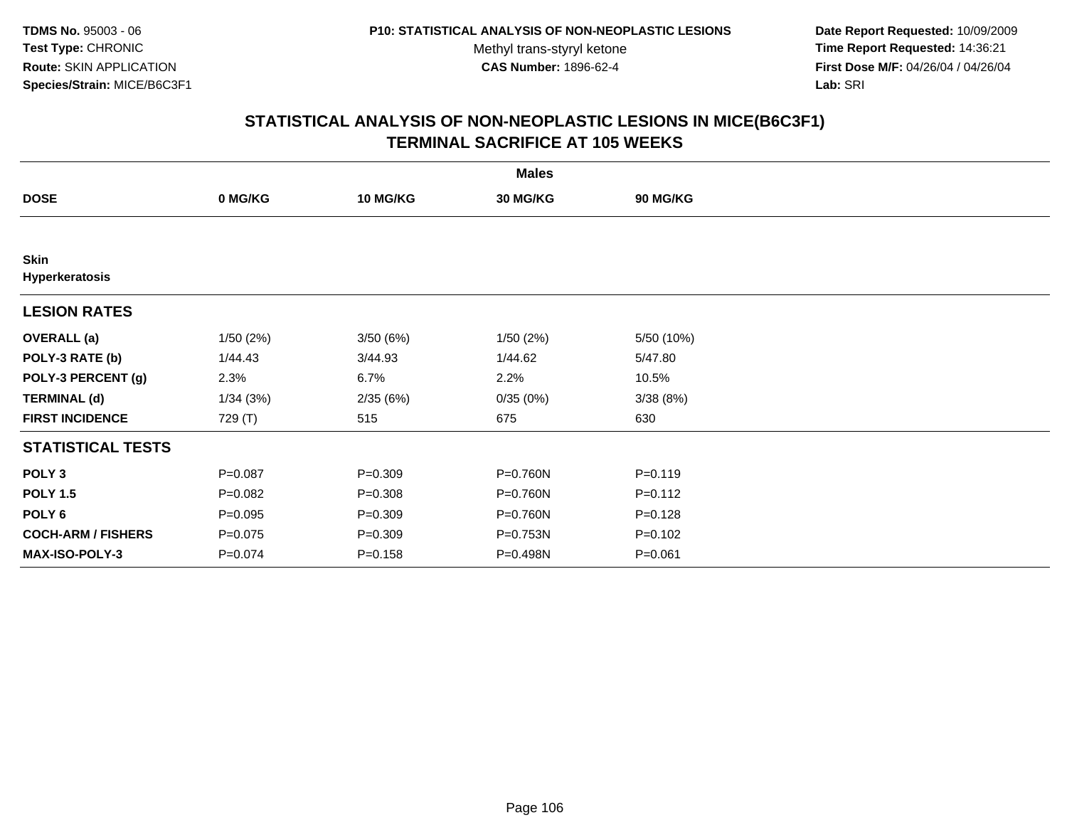**TDMS No.** 95003 - 06
**Test Type:** CHRONIC
**Route:** SKIN APPLICATION
**Species/Strain:** MICE/B6C3F1

**P10: STATISTICAL ANALYSIS OF NON-NEOPLASTIC LESIONS**
Methyl trans-styryl ketone
**CAS Number:** 1896-62-4

**Date Report Requested:** 10/09/2009
**Time Report Requested:** 14:36:21
**First Dose M/F:** 04/26/04 / 04/26/04
**Lab:** SRI

## STATISTICAL ANALYSIS OF NON-NEOPLASTIC LESIONS IN MICE(B6C3F1)
## TERMINAL SACRIFICE AT 105 WEEKS

| | Males | | | |
|---|---|---|---|---|
| **DOSE** | **0 MG/KG** | **10 MG/KG** | **30 MG/KG** | **90 MG/KG** |
| **Skin** **Hyperkeratosis** | | | | |
| **LESION RATES** | | | | |
| **OVERALL (a)** | 1/50 (2%) | 3/50 (6%) | 1/50 (2%) | 5/50 (10%) |
| **POLY-3 RATE (b)** | 1/44.43 | 3/44.93 | 1/44.62 | 5/47.80 |
| **POLY-3 PERCENT (g)** | 2.3% | 6.7% | 2.2% | 10.5% |
| **TERMINAL (d)** | 1/34 (3%) | 2/35 (6%) | 0/35 (0%) | 3/38 (8%) |
| **FIRST INCIDENCE** | 729 (T) | 515 | 675 | 630 |
| **STATISTICAL TESTS** | | | | |
| **POLY 3** | P=0.087 | P=0.309 | P=0.760N | P=0.119 |
| **POLY 1.5** | P=0.082 | P=0.308 | P=0.760N | P=0.112 |
| **POLY 6** | P=0.095 | P=0.309 | P=0.760N | P=0.128 |
| **COCH-ARM / FISHERS** | P=0.075 | P=0.309 | P=0.753N | P=0.102 |
| **MAX-ISO-POLY-3** | P=0.074 | P=0.158 | P=0.498N | P=0.061 |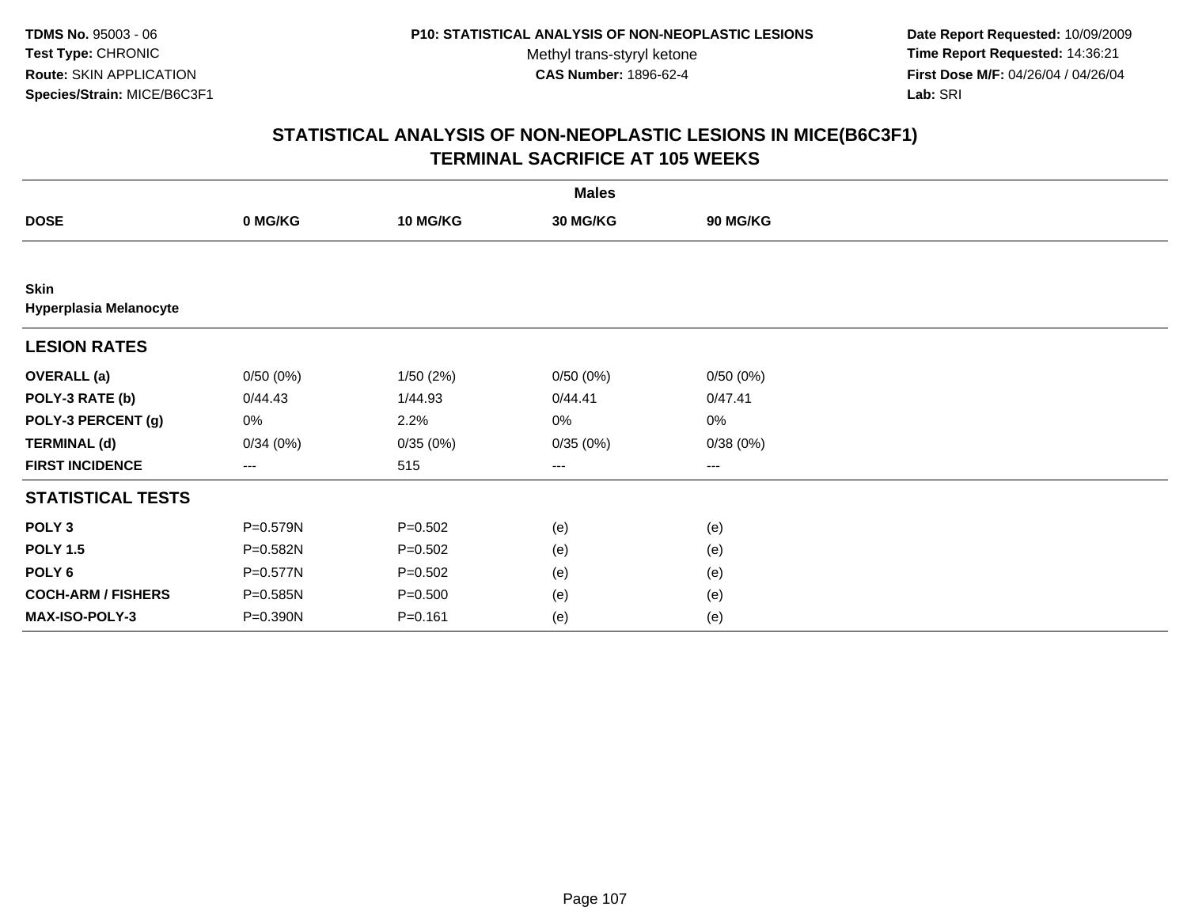**TDMS No.** 95003 - 06
**Test Type:** CHRONIC
**Route:** SKIN APPLICATION
**Species/Strain:** MICE/B6C3F1

**P10: STATISTICAL ANALYSIS OF NON-NEOPLASTIC LESIONS**
Methyl trans-styryl ketone
**CAS Number:** 1896-62-4

**Date Report Requested:** 10/09/2009
**Time Report Requested:** 14:36:21
**First Dose M/F:** 04/26/04 / 04/26/04
**Lab:** SRI

## STATISTICAL ANALYSIS OF NON-NEOPLASTIC LESIONS IN MICE(B6C3F1) TERMINAL SACRIFICE AT 105 WEEKS

| | Males | | | |
|---|---|---|---|---|
| **DOSE** | **0 MG/KG** | **10 MG/KG** | **30 MG/KG** | **90 MG/KG** |
| **Skin** | | | | |
| **Hyperplasia Melanocyte** | | | | |
| **LESION RATES** | | | | |
| **OVERALL (a)** | 0/50 (0%) | 1/50 (2%) | 0/50 (0%) | 0/50 (0%) |
| **POLY-3 RATE (b)** | 0/44.43 | 1/44.93 | 0/44.41 | 0/47.41 |
| **POLY-3 PERCENT (g)** | 0% | 2.2% | 0% | 0% |
| **TERMINAL (d)** | 0/34 (0%) | 0/35 (0%) | 0/35 (0%) | 0/38 (0%) |
| **FIRST INCIDENCE** | --- | 515 | --- | --- |
| **STATISTICAL TESTS** | | | | |
| **POLY 3** | P=0.579N | P=0.502 | (e) | (e) |
| **POLY 1.5** | P=0.582N | P=0.502 | (e) | (e) |
| **POLY 6** | P=0.577N | P=0.502 | (e) | (e) |
| **COCH-ARM / FISHERS** | P=0.585N | P=0.500 | (e) | (e) |
| **MAX-ISO-POLY-3** | P=0.390N | P=0.161 | (e) | (e) |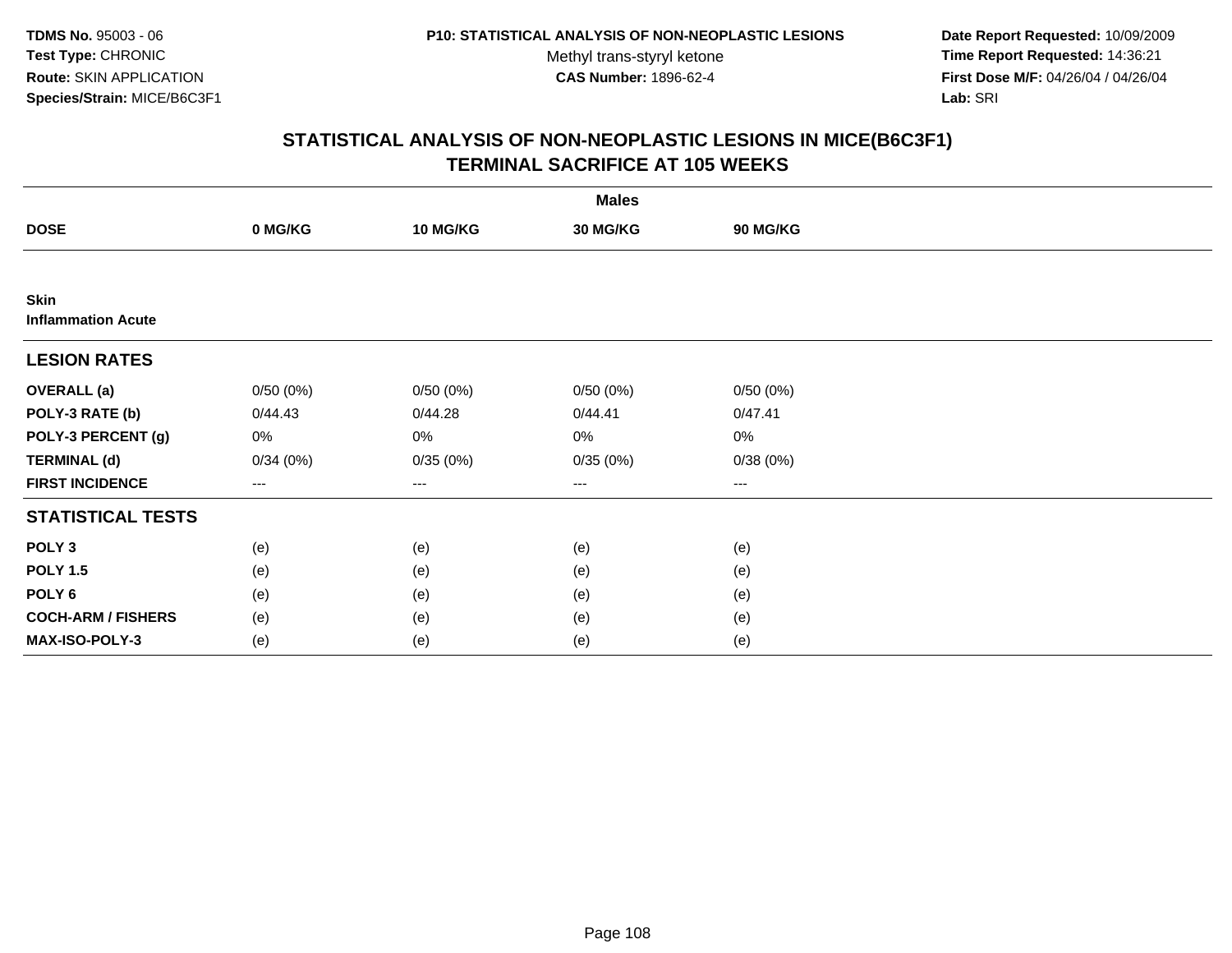TDMS No. 95003 - 06
Test Type: CHRONIC
Route: SKIN APPLICATION
Species/Strain: MICE/B6C3F1

P10: STATISTICAL ANALYSIS OF NON-NEOPLASTIC LESIONS
Methyl trans-styryl ketone
CAS Number: 1896-62-4

Date Report Requested: 10/09/2009
Time Report Requested: 14:36:21
First Dose M/F: 04/26/04 / 04/26/04
Lab: SRI

## STATISTICAL ANALYSIS OF NON-NEOPLASTIC LESIONS IN MICE(B6C3F1)
## TERMINAL SACRIFICE AT 105 WEEKS

| | Males | | | |
|---|---|---|---|---|
| **DOSE** | **0 MG/KG** | **10 MG/KG** | **30 MG/KG** | **90 MG/KG** |
| **Skin** | | | | |
| **Inflammation Acute** | | | | |
| **LESION RATES** | | | | |
| **OVERALL (a)** | 0/50 (0%) | 0/50 (0%) | 0/50 (0%) | 0/50 (0%) |
| **POLY-3 RATE (b)** | 0/44.43 | 0/44.28 | 0/44.41 | 0/47.41 |
| **POLY-3 PERCENT (g)** | 0% | 0% | 0% | 0% |
| **TERMINAL (d)** | 0/34 (0%) | 0/35 (0%) | 0/35 (0%) | 0/38 (0%) |
| **FIRST INCIDENCE** | --- | --- | --- | --- |
| **STATISTICAL TESTS** | | | | |
| **POLY 3** | (e) | (e) | (e) | (e) |
| **POLY 1.5** | (e) | (e) | (e) | (e) |
| **POLY 6** | (e) | (e) | (e) | (e) |
| **COCH-ARM / FISHERS** | (e) | (e) | (e) | (e) |
| **MAX-ISO-POLY-3** | (e) | (e) | (e) | (e) |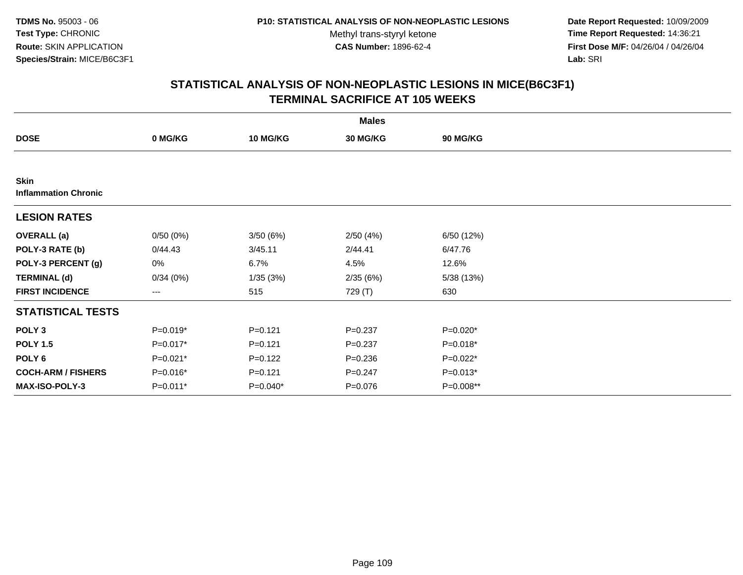**TDMS No.** 95003 - 06
**Test Type:** CHRONIC
**Route:** SKIN APPLICATION
**Species/Strain:** MICE/B6C3F1

**P10: STATISTICAL ANALYSIS OF NON-NEOPLASTIC LESIONS**
Methyl trans-styryl ketone
**CAS Number:** 1896-62-4

**Date Report Requested:** 10/09/2009
**Time Report Requested:** 14:36:21
**First Dose M/F:** 04/26/04 / 04/26/04
**Lab:** SRI

## STATISTICAL ANALYSIS OF NON-NEOPLASTIC LESIONS IN MICE(B6C3F1) TERMINAL SACRIFICE AT 105 WEEKS

| | Males | | | |
|---|---|---|---|---|
| **DOSE** | **0 MG/KG** | **10 MG/KG** | **30 MG/KG** | **90 MG/KG** |
| **Skin** | | | | |
| **Inflammation Chronic** | | | | |
| **LESION RATES** | | | | |
| **OVERALL (a)** | 0/50 (0%) | 3/50 (6%) | 2/50 (4%) | 6/50 (12%) |
| **POLY-3 RATE (b)** | 0/44.43 | 3/45.11 | 2/44.41 | 6/47.76 |
| **POLY-3 PERCENT (g)** | 0% | 6.7% | 4.5% | 12.6% |
| **TERMINAL (d)** | 0/34 (0%) | 1/35 (3%) | 2/35 (6%) | 5/38 (13%) |
| **FIRST INCIDENCE** | --- | 515 | 729 (T) | 630 |
| **STATISTICAL TESTS** | | | | |
| **POLY 3** | P=0.019* | P=0.121 | P=0.237 | P=0.020* |
| **POLY 1.5** | P=0.017* | P=0.121 | P=0.237 | P=0.018* |
| **POLY 6** | P=0.021* | P=0.122 | P=0.236 | P=0.022* |
| **COCH-ARM / FISHERS** | P=0.016* | P=0.121 | P=0.247 | P=0.013* |
| **MAX-ISO-POLY-3** | P=0.011* | P=0.040* | P=0.076 | P=0.008** |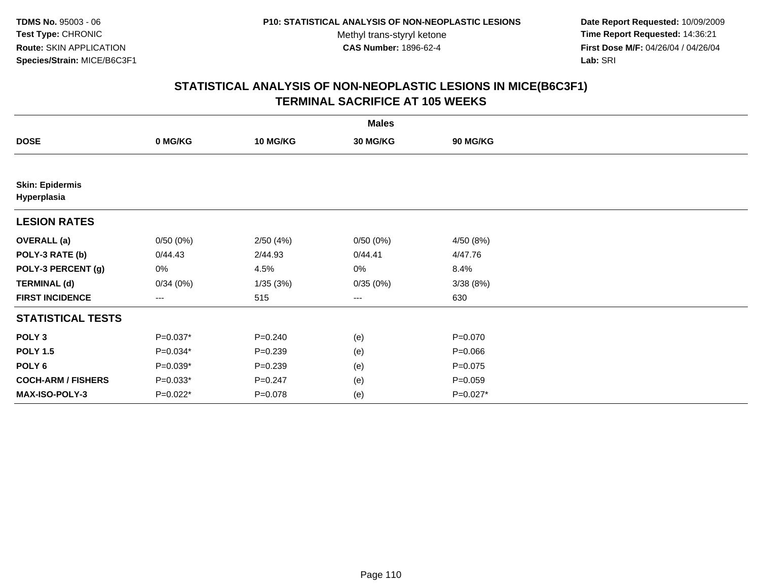**TDMS No.** 95003 - 06
**Test Type:** CHRONIC
**Route:** SKIN APPLICATION
**Species/Strain:** MICE/B6C3F1

**P10: STATISTICAL ANALYSIS OF NON-NEOPLASTIC LESIONS**
Methyl trans-styryl ketone
**CAS Number:** 1896-62-4

**Date Report Requested:** 10/09/2009
**Time Report Requested:** 14:36:21
**First Dose M/F:** 04/26/04 / 04/26/04
**Lab:** SRI

## STATISTICAL ANALYSIS OF NON-NEOPLASTIC LESIONS IN MICE(B6C3F1) TERMINAL SACRIFICE AT 105 WEEKS

| | Males | | | |
|---|---|---|---|---|
| **DOSE** | **0 MG/KG** | **10 MG/KG** | **30 MG/KG** | **90 MG/KG** |
| **Skin: Epidermis Hyperplasia** | | | | |
| **LESION RATES** | | | | |
| **OVERALL (a)** | 0/50 (0%) | 2/50 (4%) | 0/50 (0%) | 4/50 (8%) |
| **POLY-3 RATE (b)** | 0/44.43 | 2/44.93 | 0/44.41 | 4/47.76 |
| **POLY-3 PERCENT (g)** | 0% | 4.5% | 0% | 8.4% |
| **TERMINAL (d)** | 0/34 (0%) | 1/35 (3%) | 0/35 (0%) | 3/38 (8%) |
| **FIRST INCIDENCE** | --- | 515 | --- | 630 |
| **STATISTICAL TESTS** | | | | |
| **POLY 3** | P=0.037* | P=0.240 | (e) | P=0.070 |
| **POLY 1.5** | P=0.034* | P=0.239 | (e) | P=0.066 |
| **POLY 6** | P=0.039* | P=0.239 | (e) | P=0.075 |
| **COCH-ARM / FISHERS** | P=0.033* | P=0.247 | (e) | P=0.059 |
| **MAX-ISO-POLY-3** | P=0.022* | P=0.078 | (e) | P=0.027* |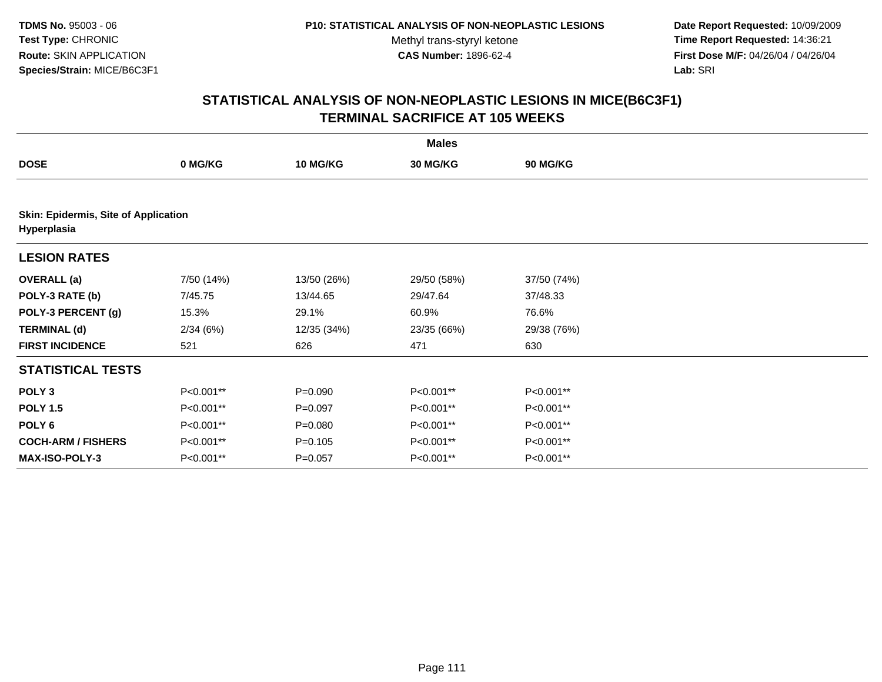**TDMS No.** 95003 - 06
**Test Type:** CHRONIC
**Route:** SKIN APPLICATION
**Species/Strain:** MICE/B6C3F1

**P10: STATISTICAL ANALYSIS OF NON-NEOPLASTIC LESIONS**
Methyl trans-styryl ketone
**CAS Number:** 1896-62-4

**Date Report Requested:** 10/09/2009
**Time Report Requested:** 14:36:21
**First Dose M/F:** 04/26/04 / 04/26/04
**Lab:** SRI

## STATISTICAL ANALYSIS OF NON-NEOPLASTIC LESIONS IN MICE(B6C3F1)
## TERMINAL SACRIFICE AT 105 WEEKS

| | Males | | | |
|---|---|---|---|---|
| **DOSE** | **0 MG/KG** | **10 MG/KG** | **30 MG/KG** | **90 MG/KG** |
| **Skin: Epidermis, Site of Application** | | | | |
| **Hyperplasia** | | | | |
| **LESION RATES** | | | | |
| **OVERALL (a)** | 7/50 (14%) | 13/50 (26%) | 29/50 (58%) | 37/50 (74%) |
| **POLY-3 RATE (b)** | 7/45.75 | 13/44.65 | 29/47.64 | 37/48.33 |
| **POLY-3 PERCENT (g)** | 15.3% | 29.1% | 60.9% | 76.6% |
| **TERMINAL (d)** | 2/34 (6%) | 12/35 (34%) | 23/35 (66%) | 29/38 (76%) |
| **FIRST INCIDENCE** | 521 | 626 | 471 | 630 |
| **STATISTICAL TESTS** | | | | |
| **POLY 3** | P<0.001** | P=0.090 | P<0.001** | P<0.001** |
| **POLY 1.5** | P<0.001** | P=0.097 | P<0.001** | P<0.001** |
| **POLY 6** | P<0.001** | P=0.080 | P<0.001** | P<0.001** |
| **COCH-ARM / FISHERS** | P<0.001** | P=0.105 | P<0.001** | P<0.001** |
| **MAX-ISO-POLY-3** | P<0.001** | P=0.057 | P<0.001** | P<0.001** |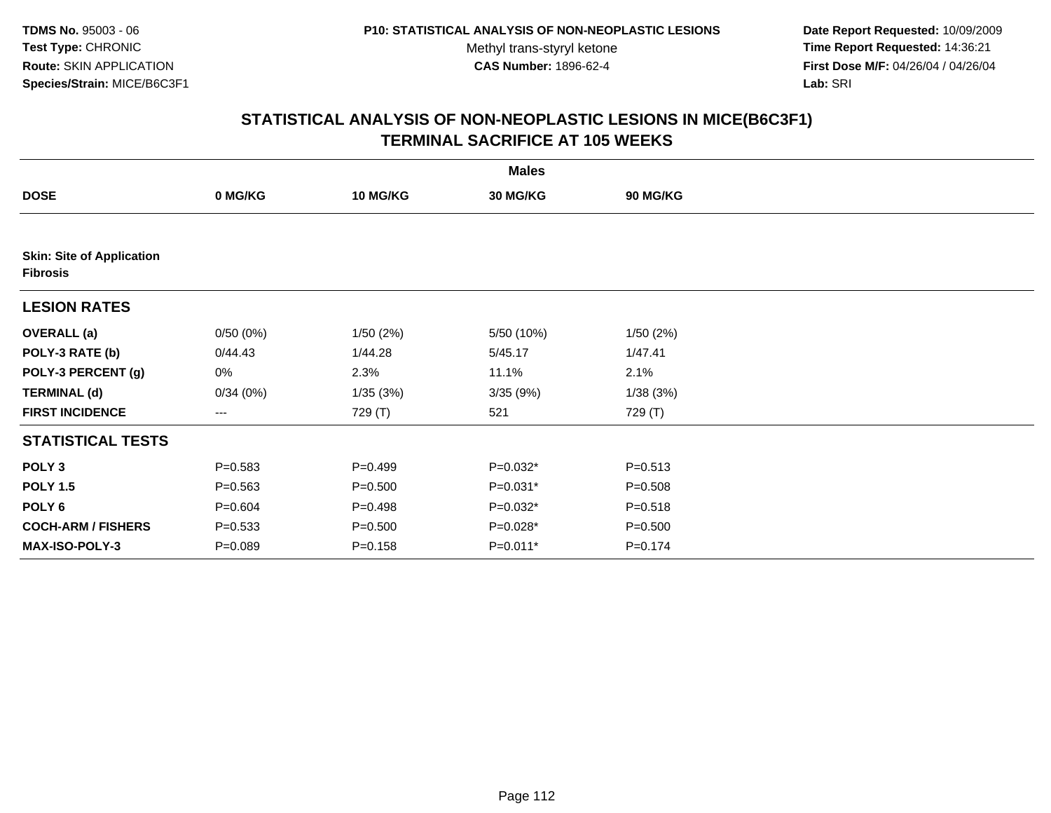**TDMS No.** 95003 - 06
**Test Type:** CHRONIC
**Route:** SKIN APPLICATION
**Species/Strain:** MICE/B6C3F1

**P10: STATISTICAL ANALYSIS OF NON-NEOPLASTIC LESIONS**
Methyl trans-styryl ketone
**CAS Number:** 1896-62-4

**Date Report Requested:** 10/09/2009
**Time Report Requested:** 14:36:21
**First Dose M/F:** 04/26/04 / 04/26/04
**Lab:** SRI

## STATISTICAL ANALYSIS OF NON-NEOPLASTIC LESIONS IN MICE(B6C3F1)
## TERMINAL SACRIFICE AT 105 WEEKS

| | Males | | | |
|---|---|---|---|---|
| **DOSE** | **0 MG/KG** | **10 MG/KG** | **30 MG/KG** | **90 MG/KG** |
| **Skin: Site of Application** | | | | |
| **Fibrosis** | | | | |
| **LESION RATES** | | | | |
| **OVERALL (a)** | 0/50 (0%) | 1/50 (2%) | 5/50 (10%) | 1/50 (2%) |
| **POLY-3 RATE (b)** | 0/44.43 | 1/44.28 | 5/45.17 | 1/47.41 |
| **POLY-3 PERCENT (g)** | 0% | 2.3% | 11.1% | 2.1% |
| **TERMINAL (d)** | 0/34 (0%) | 1/35 (3%) | 3/35 (9%) | 1/38 (3%) |
| **FIRST INCIDENCE** | --- | 729 (T) | 521 | 729 (T) |
| **STATISTICAL TESTS** | | | | |
| **POLY 3** | P=0.583 | P=0.499 | P=0.032* | P=0.513 |
| **POLY 1.5** | P=0.563 | P=0.500 | P=0.031* | P=0.508 |
| **POLY 6** | P=0.604 | P=0.498 | P=0.032* | P=0.518 |
| **COCH-ARM / FISHERS** | P=0.533 | P=0.500 | P=0.028* | P=0.500 |
| **MAX-ISO-POLY-3** | P=0.089 | P=0.158 | P=0.011* | P=0.174 |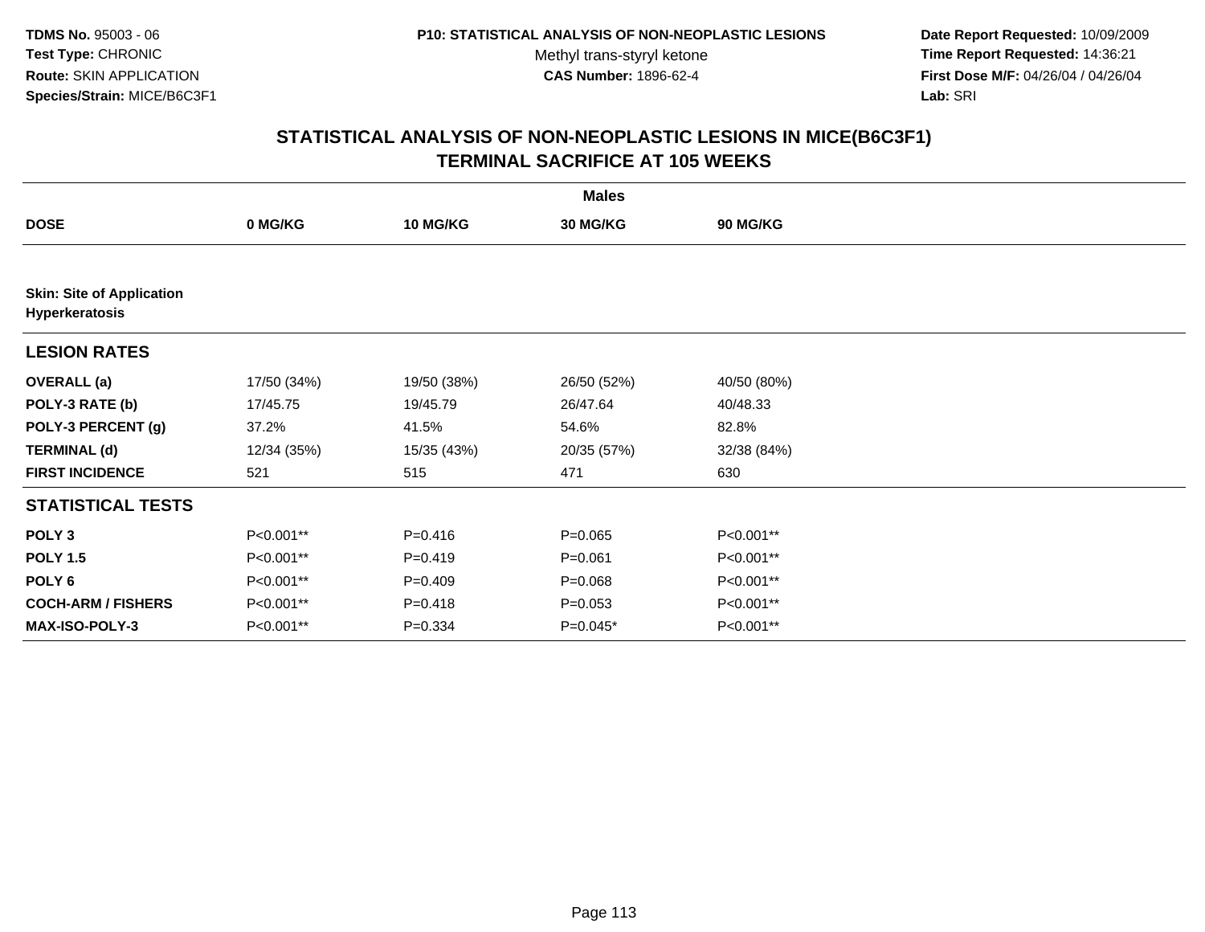**TDMS No.** 95003 - 06
**Test Type:** CHRONIC
**Route:** SKIN APPLICATION
**Species/Strain:** MICE/B6C3F1

**P10: STATISTICAL ANALYSIS OF NON-NEOPLASTIC LESIONS**
Methyl trans-styryl ketone
**CAS Number:** 1896-62-4

**Date Report Requested:** 10/09/2009
**Time Report Requested:** 14:36:21
**First Dose M/F:** 04/26/04 / 04/26/04
**Lab:** SRI

## STATISTICAL ANALYSIS OF NON-NEOPLASTIC LESIONS IN MICE(B6C3F1)
## TERMINAL SACRIFICE AT 105 WEEKS

| | Males | | | |
|---|---|---|---|---|
| **DOSE** | **0 MG/KG** | **10 MG/KG** | **30 MG/KG** | **90 MG/KG** |
| **Skin: Site of Application** | | | | |
| **Hyperkeratosis** | | | | |
| **LESION RATES** | | | | |
| **OVERALL (a)** | 17/50 (34%) | 19/50 (38%) | 26/50 (52%) | 40/50 (80%) |
| **POLY-3 RATE (b)** | 17/45.75 | 19/45.79 | 26/47.64 | 40/48.33 |
| **POLY-3 PERCENT (g)** | 37.2% | 41.5% | 54.6% | 82.8% |
| **TERMINAL (d)** | 12/34 (35%) | 15/35 (43%) | 20/35 (57%) | 32/38 (84%) |
| **FIRST INCIDENCE** | 521 | 515 | 471 | 630 |
| **STATISTICAL TESTS** | | | | |
| **POLY 3** | P<0.001** | P=0.416 | P=0.065 | P<0.001** |
| **POLY 1.5** | P<0.001** | P=0.419 | P=0.061 | P<0.001** |
| **POLY 6** | P<0.001** | P=0.409 | P=0.068 | P<0.001** |
| **COCH-ARM / FISHERS** | P<0.001** | P=0.418 | P=0.053 | P<0.001** |
| **MAX-ISO-POLY-3** | P<0.001** | P=0.334 | P=0.045* | P<0.001** |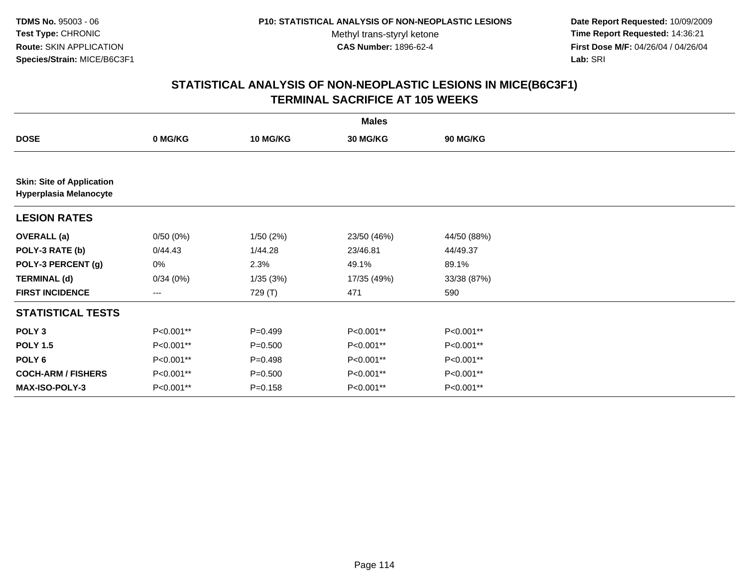**TDMS No.** 95003 - 06
**Test Type:** CHRONIC
**Route:** SKIN APPLICATION
**Species/Strain:** MICE/B6C3F1

**P10: STATISTICAL ANALYSIS OF NON-NEOPLASTIC LESIONS**
Methyl trans-styryl ketone
**CAS Number:** 1896-62-4

**Date Report Requested:** 10/09/2009
**Time Report Requested:** 14:36:21
**First Dose M/F:** 04/26/04 / 04/26/04
**Lab:** SRI

## STATISTICAL ANALYSIS OF NON-NEOPLASTIC LESIONS IN MICE(B6C3F1) TERMINAL SACRIFICE AT 105 WEEKS

| | Males | | | |
|---|---|---|---|---|
| **DOSE** | **0 MG/KG** | **10 MG/KG** | **30 MG/KG** | **90 MG/KG** |
| **Skin: Site of Application** **Hyperplasia Melanocyte** | | | | |
| **LESION RATES** | | | | |
| **OVERALL (a)** | 0/50 (0%) | 1/50 (2%) | 23/50 (46%) | 44/50 (88%) |
| **POLY-3 RATE (b)** | 0/44.43 | 1/44.28 | 23/46.81 | 44/49.37 |
| **POLY-3 PERCENT (g)** | 0% | 2.3% | 49.1% | 89.1% |
| **TERMINAL (d)** | 0/34 (0%) | 1/35 (3%) | 17/35 (49%) | 33/38 (87%) |
| **FIRST INCIDENCE** | --- | 729 (T) | 471 | 590 |
| **STATISTICAL TESTS** | | | | |
| **POLY 3** | P<0.001** | P=0.499 | P<0.001** | P<0.001** |
| **POLY 1.5** | P<0.001** | P=0.500 | P<0.001** | P<0.001** |
| **POLY 6** | P<0.001** | P=0.498 | P<0.001** | P<0.001** |
| **COCH-ARM / FISHERS** | P<0.001** | P=0.500 | P<0.001** | P<0.001** |
| **MAX-ISO-POLY-3** | P<0.001** | P=0.158 | P<0.001** | P<0.001** |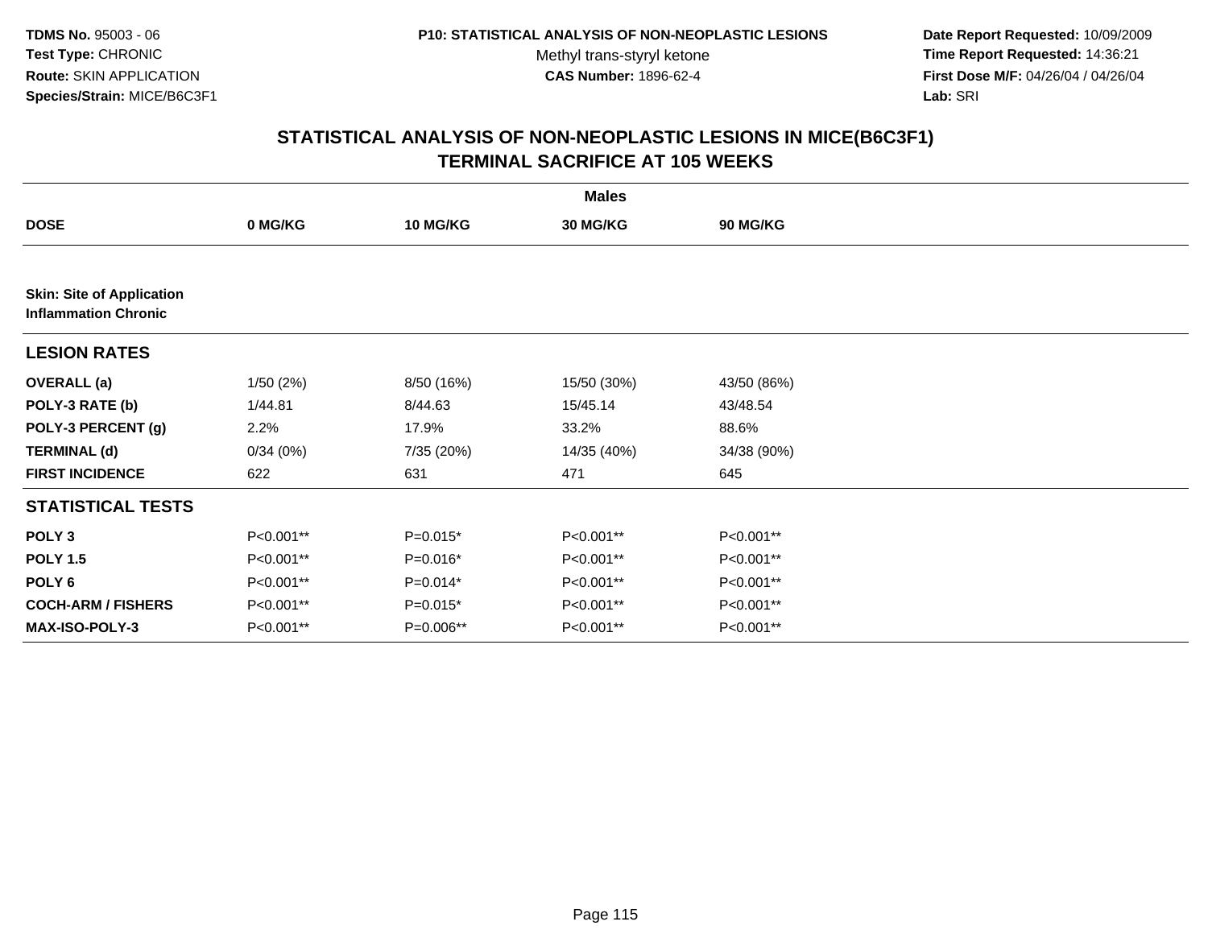**TDMS No.** 95003 - 06
**Test Type:** CHRONIC
**Route:** SKIN APPLICATION
**Species/Strain:** MICE/B6C3F1

**P10: STATISTICAL ANALYSIS OF NON-NEOPLASTIC LESIONS**
Methyl trans-styryl ketone
**CAS Number:** 1896-62-4

**Date Report Requested:** 10/09/2009
**Time Report Requested:** 14:36:21
**First Dose M/F:** 04/26/04 / 04/26/04
**Lab:** SRI

## STATISTICAL ANALYSIS OF NON-NEOPLASTIC LESIONS IN MICE(B6C3F1)
## TERMINAL SACRIFICE AT 105 WEEKS

| | Males | | | |
|---|---|---|---|---|
| **DOSE** | **0 MG/KG** | **10 MG/KG** | **30 MG/KG** | **90 MG/KG** |
| **Skin: Site of Application** | | | | |
| **Inflammation Chronic** | | | | |
| **LESION RATES** | | | | |
| **OVERALL (a)** | 1/50 (2%) | 8/50 (16%) | 15/50 (30%) | 43/50 (86%) |
| **POLY-3 RATE (b)** | 1/44.81 | 8/44.63 | 15/45.14 | 43/48.54 |
| **POLY-3 PERCENT (g)** | 2.2% | 17.9% | 33.2% | 88.6% |
| **TERMINAL (d)** | 0/34 (0%) | 7/35 (20%) | 14/35 (40%) | 34/38 (90%) |
| **FIRST INCIDENCE** | 622 | 631 | 471 | 645 |
| **STATISTICAL TESTS** | | | | |
| **POLY 3** | P<0.001** | P=0.015* | P<0.001** | P<0.001** |
| **POLY 1.5** | P<0.001** | P=0.016* | P<0.001** | P<0.001** |
| **POLY 6** | P<0.001** | P=0.014* | P<0.001** | P<0.001** |
| **COCH-ARM / FISHERS** | P<0.001** | P=0.015* | P<0.001** | P<0.001** |
| **MAX-ISO-POLY-3** | P<0.001** | P=0.006** | P<0.001** | P<0.001** |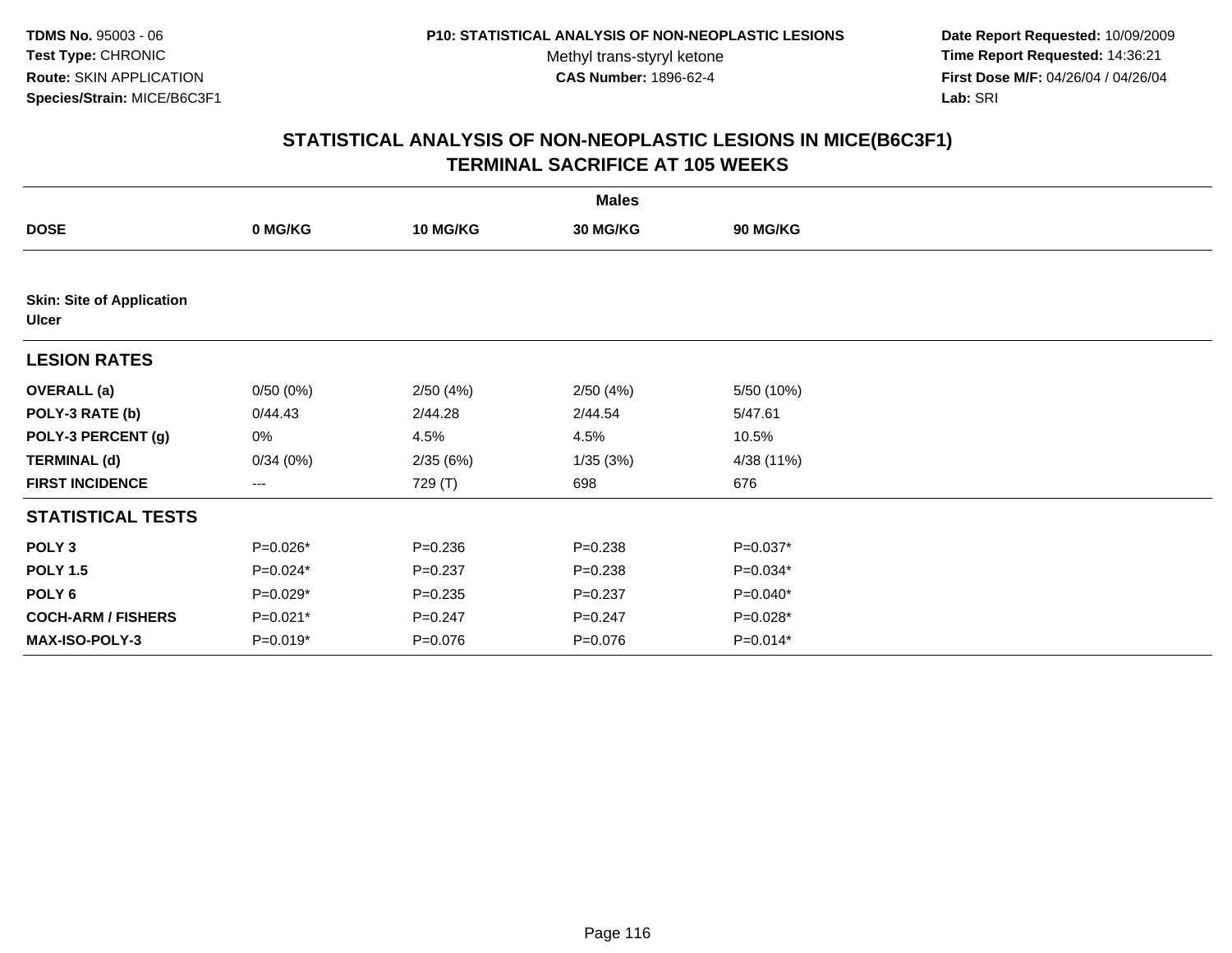**TDMS No.** 95003 - 06
**Test Type:** CHRONIC
**Route:** SKIN APPLICATION
**Species/Strain:** MICE/B6C3F1

**P10: STATISTICAL ANALYSIS OF NON-NEOPLASTIC LESIONS**
Methyl trans-styryl ketone
**CAS Number:** 1896-62-4

**Date Report Requested:** 10/09/2009
**Time Report Requested:** 14:36:21
**First Dose M/F:** 04/26/04 / 04/26/04
**Lab:** SRI

## STATISTICAL ANALYSIS OF NON-NEOPLASTIC LESIONS IN MICE(B6C3F1) TERMINAL SACRIFICE AT 105 WEEKS

| | Males | | | |
|---|---|---|---|---|
| **DOSE** | **0 MG/KG** | **10 MG/KG** | **30 MG/KG** | **90 MG/KG** |
| **Skin: Site of Application** | | | | |
| **Ulcer** | | | | |
| **LESION RATES** | | | | |
| **OVERALL (a)** | 0/50 (0%) | 2/50 (4%) | 2/50 (4%) | 5/50 (10%) |
| **POLY-3 RATE (b)** | 0/44.43 | 2/44.28 | 2/44.54 | 5/47.61 |
| **POLY-3 PERCENT (g)** | 0% | 4.5% | 4.5% | 10.5% |
| **TERMINAL (d)** | 0/34 (0%) | 2/35 (6%) | 1/35 (3%) | 4/38 (11%) |
| **FIRST INCIDENCE** | --- | 729 (T) | 698 | 676 |
| **STATISTICAL TESTS** | | | | |
| **POLY 3** | P=0.026* | P=0.236 | P=0.238 | P=0.037* |
| **POLY 1.5** | P=0.024* | P=0.237 | P=0.238 | P=0.034* |
| **POLY 6** | P=0.029* | P=0.235 | P=0.237 | P=0.040* |
| **COCH-ARM / FISHERS** | P=0.021* | P=0.247 | P=0.247 | P=0.028* |
| **MAX-ISO-POLY-3** | P=0.019* | P=0.076 | P=0.076 | P=0.014* |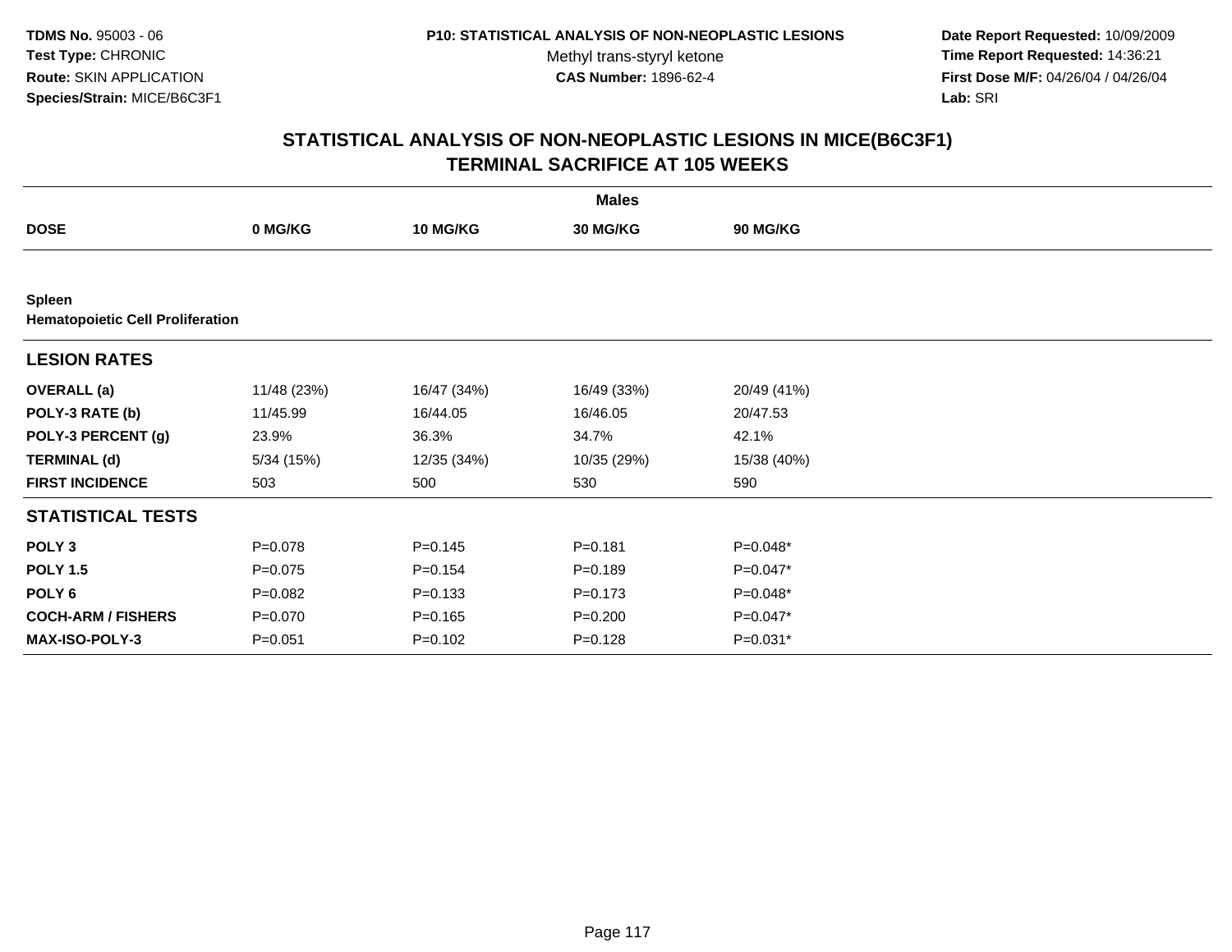**TDMS No.** 95003 - 06
**Test Type:** CHRONIC
**Route:** SKIN APPLICATION
**Species/Strain:** MICE/B6C3F1

**P10: STATISTICAL ANALYSIS OF NON-NEOPLASTIC LESIONS**
Methyl trans-styryl ketone
**CAS Number:** 1896-62-4

**Date Report Requested:** 10/09/2009
**Time Report Requested:** 14:36:21
**First Dose M/F:** 04/26/04 / 04/26/04
**Lab:** SRI

## STATISTICAL ANALYSIS OF NON-NEOPLASTIC LESIONS IN MICE(B6C3F1)
## TERMINAL SACRIFICE AT 105 WEEKS

| | Males | | | |
|---|---|---|---|---|
| **DOSE** | **0 MG/KG** | **10 MG/KG** | **30 MG/KG** | **90 MG/KG** |
| **Spleen** | | | | |
| **Hematopoietic Cell Proliferation** | | | | |
| **LESION RATES** | | | | |
| **OVERALL (a)** | 11/48 (23%) | 16/47 (34%) | 16/49 (33%) | 20/49 (41%) |
| **POLY-3 RATE (b)** | 11/45.99 | 16/44.05 | 16/46.05 | 20/47.53 |
| **POLY-3 PERCENT (g)** | 23.9% | 36.3% | 34.7% | 42.1% |
| **TERMINAL (d)** | 5/34 (15%) | 12/35 (34%) | 10/35 (29%) | 15/38 (40%) |
| **FIRST INCIDENCE** | 503 | 500 | 530 | 590 |
| **STATISTICAL TESTS** | | | | |
| **POLY 3** | P=0.078 | P=0.145 | P=0.181 | P=0.048* |
| **POLY 1.5** | P=0.075 | P=0.154 | P=0.189 | P=0.047* |
| **POLY 6** | P=0.082 | P=0.133 | P=0.173 | P=0.048* |
| **COCH-ARM / FISHERS** | P=0.070 | P=0.165 | P=0.200 | P=0.047* |
| **MAX-ISO-POLY-3** | P=0.051 | P=0.102 | P=0.128 | P=0.031* |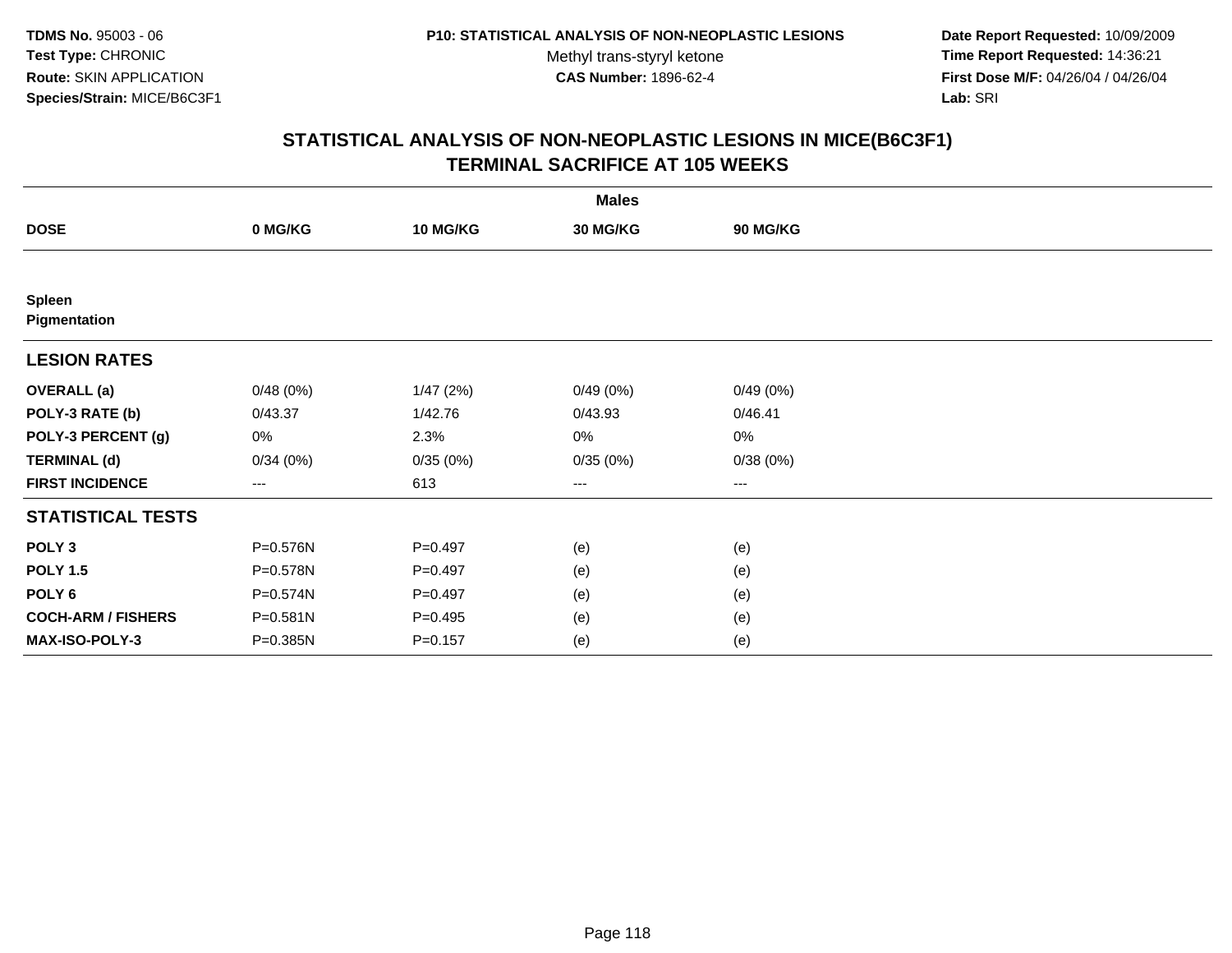TDMS No. 95003 - 06
Test Type: CHRONIC
Route: SKIN APPLICATION
Species/Strain: MICE/B6C3F1

P10: STATISTICAL ANALYSIS OF NON-NEOPLASTIC LESIONS
Methyl trans-styryl ketone
CAS Number: 1896-62-4

Date Report Requested: 10/09/2009
Time Report Requested: 14:36:21
First Dose M/F: 04/26/04 / 04/26/04
Lab: SRI

## STATISTICAL ANALYSIS OF NON-NEOPLASTIC LESIONS IN MICE(B6C3F1)
## TERMINAL SACRIFICE AT 105 WEEKS

| | Males | | | |
|---|---|---|---|---|
| **DOSE** | **0 MG/KG** | **10 MG/KG** | **30 MG/KG** | **90 MG/KG** |
| **Spleen** | | | | |
| **Pigmentation** | | | | |
| **LESION RATES** | | | | |
| **OVERALL (a)** | 0/48 (0%) | 1/47 (2%) | 0/49 (0%) | 0/49 (0%) |
| **POLY-3 RATE (b)** | 0/43.37 | 1/42.76 | 0/43.93 | 0/46.41 |
| **POLY-3 PERCENT (g)** | 0% | 2.3% | 0% | 0% |
| **TERMINAL (d)** | 0/34 (0%) | 0/35 (0%) | 0/35 (0%) | 0/38 (0%) |
| **FIRST INCIDENCE** | --- | 613 | --- | --- |
| **STATISTICAL TESTS** | | | | |
| **POLY 3** | P=0.576N | P=0.497 | (e) | (e) |
| **POLY 1.5** | P=0.578N | P=0.497 | (e) | (e) |
| **POLY 6** | P=0.574N | P=0.497 | (e) | (e) |
| **COCH-ARM / FISHERS** | P=0.581N | P=0.495 | (e) | (e) |
| **MAX-ISO-POLY-3** | P=0.385N | P=0.157 | (e) | (e) |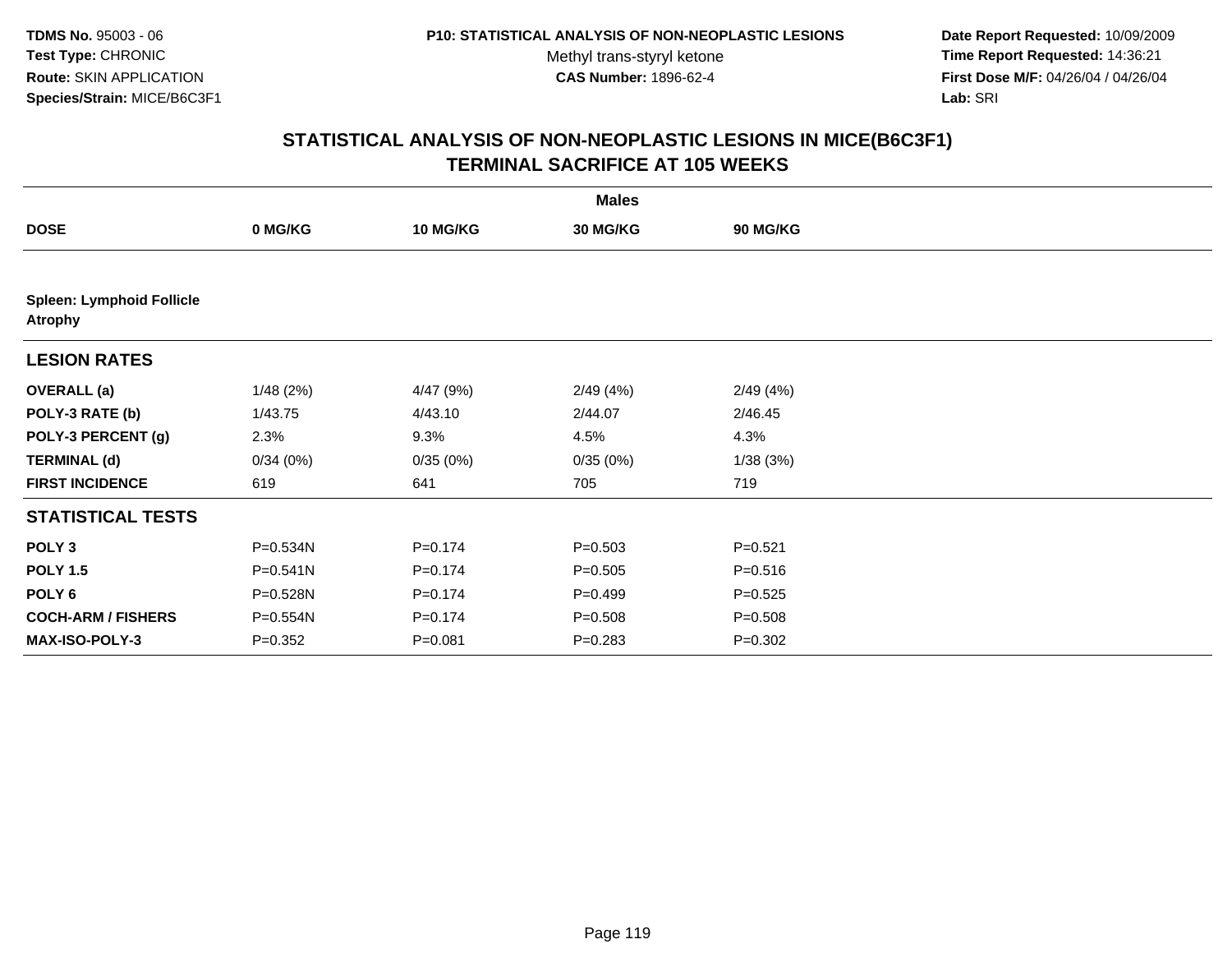**TDMS No.** 95003 - 06
**Test Type:** CHRONIC
**Route:** SKIN APPLICATION
**Species/Strain:** MICE/B6C3F1

**P10: STATISTICAL ANALYSIS OF NON-NEOPLASTIC LESIONS**
Methyl trans-styryl ketone
**CAS Number:** 1896-62-4

**Date Report Requested:** 10/09/2009
**Time Report Requested:** 14:36:21
**First Dose M/F:** 04/26/04 / 04/26/04
**Lab:** SRI

## STATISTICAL ANALYSIS OF NON-NEOPLASTIC LESIONS IN MICE(B6C3F1) TERMINAL SACRIFICE AT 105 WEEKS

| | Males | | | |
|---|---|---|---|---|
| **DOSE** | **0 MG/KG** | **10 MG/KG** | **30 MG/KG** | **90 MG/KG** |
| **Spleen: Lymphoid Follicle Atrophy** | | | | |
| **LESION RATES** | | | | |
| **OVERALL (a)** | 1/48 (2%) | 4/47 (9%) | 2/49 (4%) | 2/49 (4%) |
| **POLY-3 RATE (b)** | 1/43.75 | 4/43.10 | 2/44.07 | 2/46.45 |
| **POLY-3 PERCENT (g)** | 2.3% | 9.3% | 4.5% | 4.3% |
| **TERMINAL (d)** | 0/34 (0%) | 0/35 (0%) | 0/35 (0%) | 1/38 (3%) |
| **FIRST INCIDENCE** | 619 | 641 | 705 | 719 |
| **STATISTICAL TESTS** | | | | |
| **POLY 3** | P=0.534N | P=0.174 | P=0.503 | P=0.521 |
| **POLY 1.5** | P=0.541N | P=0.174 | P=0.505 | P=0.516 |
| **POLY 6** | P=0.528N | P=0.174 | P=0.499 | P=0.525 |
| **COCH-ARM / FISHERS** | P=0.554N | P=0.174 | P=0.508 | P=0.508 |
| **MAX-ISO-POLY-3** | P=0.352 | P=0.081 | P=0.283 | P=0.302 |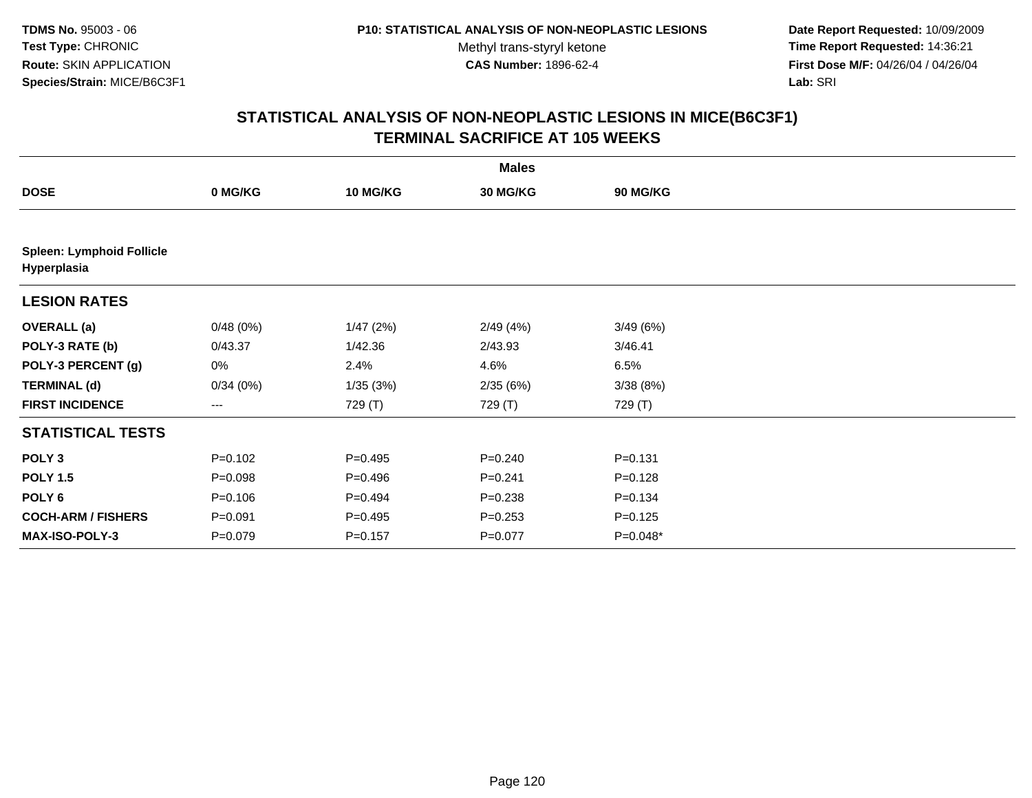TDMS No. 95003 - 06
Test Type: CHRONIC
Route: SKIN APPLICATION
Species/Strain: MICE/B6C3F1

P10: STATISTICAL ANALYSIS OF NON-NEOPLASTIC LESIONS
Methyl trans-styryl ketone
CAS Number: 1896-62-4

Date Report Requested: 10/09/2009
Time Report Requested: 14:36:21
First Dose M/F: 04/26/04 / 04/26/04
Lab: SRI

## STATISTICAL ANALYSIS OF NON-NEOPLASTIC LESIONS IN MICE(B6C3F1)
## TERMINAL SACRIFICE AT 105 WEEKS

| | Males | | | |
|---|---|---|---|---|
| **DOSE** | **0 MG/KG** | **10 MG/KG** | **30 MG/KG** | **90 MG/KG** |
| **Spleen: Lymphoid Follicle Hyperplasia** | | | | |
| **LESION RATES** | | | | |
| **OVERALL (a)** | 0/48 (0%) | 1/47 (2%) | 2/49 (4%) | 3/49 (6%) |
| **POLY-3 RATE (b)** | 0/43.37 | 1/42.36 | 2/43.93 | 3/46.41 |
| **POLY-3 PERCENT (g)** | 0% | 2.4% | 4.6% | 6.5% |
| **TERMINAL (d)** | 0/34 (0%) | 1/35 (3%) | 2/35 (6%) | 3/38 (8%) |
| **FIRST INCIDENCE** | --- | 729 (T) | 729 (T) | 729 (T) |
| **STATISTICAL TESTS** | | | | |
| **POLY 3** | P=0.102 | P=0.495 | P=0.240 | P=0.131 |
| **POLY 1.5** | P=0.098 | P=0.496 | P=0.241 | P=0.128 |
| **POLY 6** | P=0.106 | P=0.494 | P=0.238 | P=0.134 |
| **COCH-ARM / FISHERS** | P=0.091 | P=0.495 | P=0.253 | P=0.125 |
| **MAX-ISO-POLY-3** | P=0.079 | P=0.157 | P=0.077 | P=0.048* |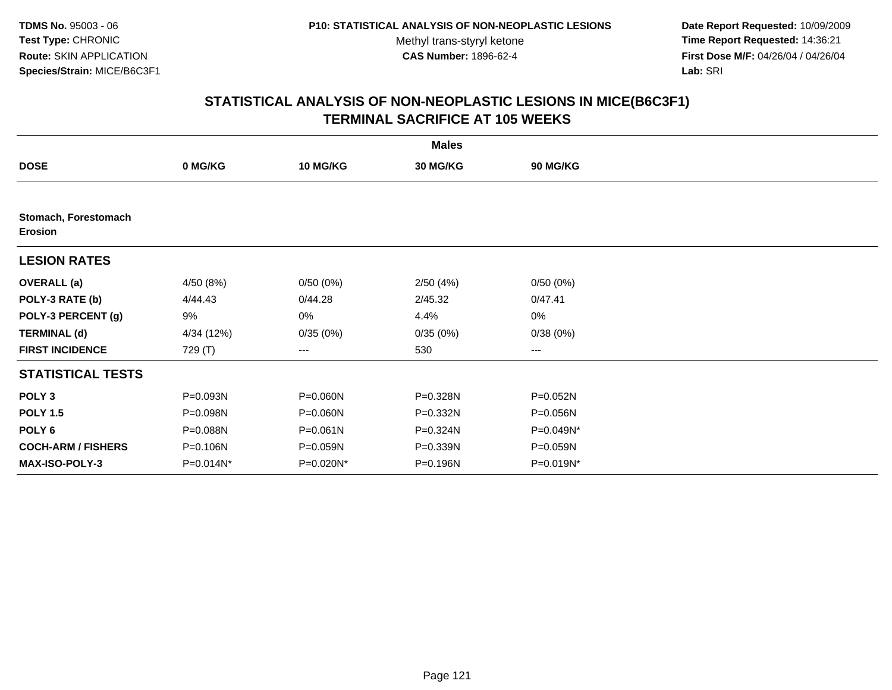TDMS No. 95003 - 06
Test Type: CHRONIC
Route: SKIN APPLICATION
Species/Strain: MICE/B6C3F1

P10: STATISTICAL ANALYSIS OF NON-NEOPLASTIC LESIONS
Methyl trans-styryl ketone
CAS Number: 1896-62-4

Date Report Requested: 10/09/2009
Time Report Requested: 14:36:21
First Dose M/F: 04/26/04 / 04/26/04
Lab: SRI

## STATISTICAL ANALYSIS OF NON-NEOPLASTIC LESIONS IN MICE(B6C3F1)
## TERMINAL SACRIFICE AT 105 WEEKS

| | Males | | | |
|---|---|---|---|---|
| **DOSE** | **0 MG/KG** | **10 MG/KG** | **30 MG/KG** | **90 MG/KG** |
| **Stomach, Forestomach** **Erosion** | | | | |
| **LESION RATES** | | | | |
| **OVERALL (a)** | 4/50 (8%) | 0/50 (0%) | 2/50 (4%) | 0/50 (0%) |
| **POLY-3 RATE (b)** | 4/44.43 | 0/44.28 | 2/45.32 | 0/47.41 |
| **POLY-3 PERCENT (g)** | 9% | 0% | 4.4% | 0% |
| **TERMINAL (d)** | 4/34 (12%) | 0/35 (0%) | 0/35 (0%) | 0/38 (0%) |
| **FIRST INCIDENCE** | 729 (T) | --- | 530 | --- |
| **STATISTICAL TESTS** | | | | |
| **POLY 3** | P=0.093N | P=0.060N | P=0.328N | P=0.052N |
| **POLY 1.5** | P=0.098N | P=0.060N | P=0.332N | P=0.056N |
| **POLY 6** | P=0.088N | P=0.061N | P=0.324N | P=0.049N* |
| **COCH-ARM / FISHERS** | P=0.106N | P=0.059N | P=0.339N | P=0.059N |
| **MAX-ISO-POLY-3** | P=0.014N* | P=0.020N* | P=0.196N | P=0.019N* |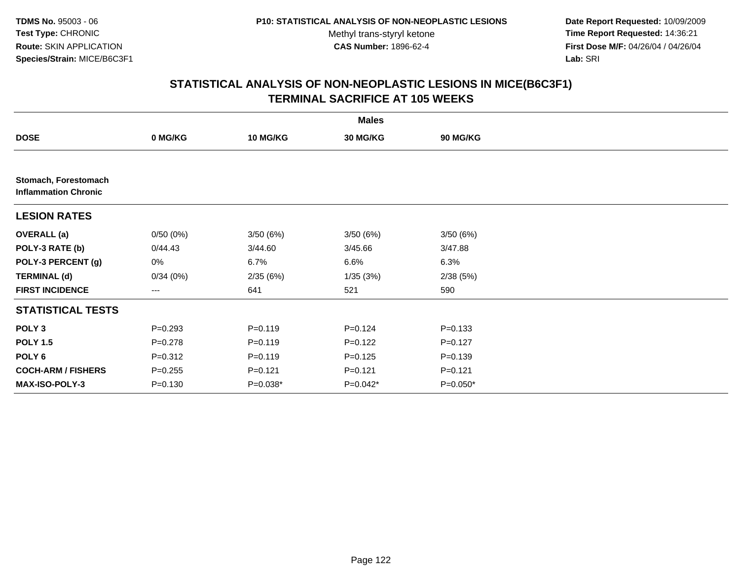**TDMS No.** 95003 - 06
**Test Type:** CHRONIC
**Route:** SKIN APPLICATION
**Species/Strain:** MICE/B6C3F1

**P10: STATISTICAL ANALYSIS OF NON-NEOPLASTIC LESIONS**
Methyl trans-styryl ketone
**CAS Number:** 1896-62-4

**Date Report Requested:** 10/09/2009
**Time Report Requested:** 14:36:21
**First Dose M/F:** 04/26/04 / 04/26/04
**Lab:** SRI

## STATISTICAL ANALYSIS OF NON-NEOPLASTIC LESIONS IN MICE(B6C3F1) TERMINAL SACRIFICE AT 105 WEEKS

| | Males | | | |
|---|---|---|---|---|
| **DOSE** | **0 MG/KG** | **10 MG/KG** | **30 MG/KG** | **90 MG/KG** |
| **Stomach, Forestomach Inflammation Chronic** | | | | |
| **LESION RATES** | | | | |
| **OVERALL (a)** | 0/50 (0%) | 3/50 (6%) | 3/50 (6%) | 3/50 (6%) |
| **POLY-3 RATE (b)** | 0/44.43 | 3/44.60 | 3/45.66 | 3/47.88 |
| **POLY-3 PERCENT (g)** | 0% | 6.7% | 6.6% | 6.3% |
| **TERMINAL (d)** | 0/34 (0%) | 2/35 (6%) | 1/35 (3%) | 2/38 (5%) |
| **FIRST INCIDENCE** | --- | 641 | 521 | 590 |
| **STATISTICAL TESTS** | | | | |
| **POLY 3** | P=0.293 | P=0.119 | P=0.124 | P=0.133 |
| **POLY 1.5** | P=0.278 | P=0.119 | P=0.122 | P=0.127 |
| **POLY 6** | P=0.312 | P=0.119 | P=0.125 | P=0.139 |
| **COCH-ARM / FISHERS** | P=0.255 | P=0.121 | P=0.121 | P=0.121 |
| **MAX-ISO-POLY-3** | P=0.130 | P=0.038* | P=0.042* | P=0.050* |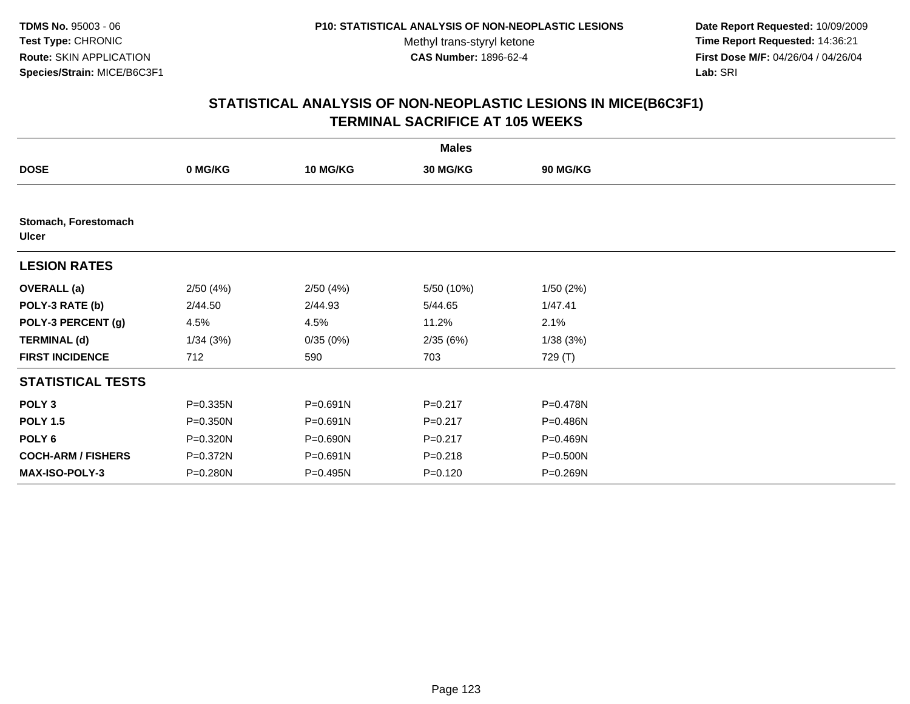TDMS No. 95003 - 06
Test Type: CHRONIC
Route: SKIN APPLICATION
Species/Strain: MICE/B6C3F1

P10: STATISTICAL ANALYSIS OF NON-NEOPLASTIC LESIONS
Methyl trans-styryl ketone
CAS Number: 1896-62-4

Date Report Requested: 10/09/2009
Time Report Requested: 14:36:21
First Dose M/F: 04/26/04 / 04/26/04
Lab: SRI

## STATISTICAL ANALYSIS OF NON-NEOPLASTIC LESIONS IN MICE(B6C3F1)
## TERMINAL SACRIFICE AT 105 WEEKS

| | Males | | | |
|---|---|---|---|---|
| **DOSE** | **0 MG/KG** | **10 MG/KG** | **30 MG/KG** | **90 MG/KG** |
| **Stomach, Forestomach** | | | | |
| **Ulcer** | | | | |
| **LESION RATES** | | | | |
| **OVERALL (a)** | 2/50 (4%) | 2/50 (4%) | 5/50 (10%) | 1/50 (2%) |
| **POLY-3 RATE (b)** | 2/44.50 | 2/44.93 | 5/44.65 | 1/47.41 |
| **POLY-3 PERCENT (g)** | 4.5% | 4.5% | 11.2% | 2.1% |
| **TERMINAL (d)** | 1/34 (3%) | 0/35 (0%) | 2/35 (6%) | 1/38 (3%) |
| **FIRST INCIDENCE** | 712 | 590 | 703 | 729 (T) |
| **STATISTICAL TESTS** | | | | |
| **POLY 3** | P=0.335N | P=0.691N | P=0.217 | P=0.478N |
| **POLY 1.5** | P=0.350N | P=0.691N | P=0.217 | P=0.486N |
| **POLY 6** | P=0.320N | P=0.690N | P=0.217 | P=0.469N |
| **COCH-ARM / FISHERS** | P=0.372N | P=0.691N | P=0.218 | P=0.500N |
| **MAX-ISO-POLY-3** | P=0.280N | P=0.495N | P=0.120 | P=0.269N |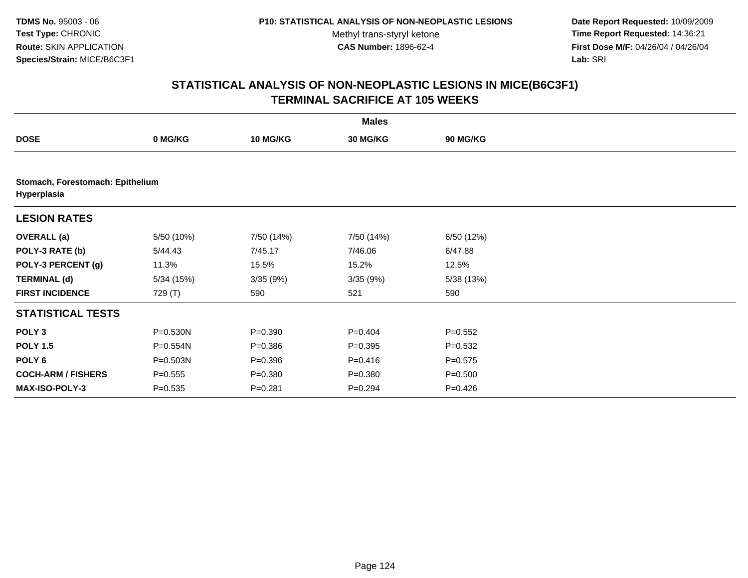TDMS No. 95003 - 06
Test Type: CHRONIC
Route: SKIN APPLICATION
Species/Strain: MICE/B6C3F1

P10: STATISTICAL ANALYSIS OF NON-NEOPLASTIC LESIONS
Methyl trans-styryl ketone
CAS Number: 1896-62-4

Date Report Requested: 10/09/2009
Time Report Requested: 14:36:21
First Dose M/F: 04/26/04 / 04/26/04
Lab: SRI

## STATISTICAL ANALYSIS OF NON-NEOPLASTIC LESIONS IN MICE(B6C3F1)
## TERMINAL SACRIFICE AT 105 WEEKS

| | Males | | | |
|---|---|---|---|---|
| **DOSE** | **0 MG/KG** | **10 MG/KG** | **30 MG/KG** | **90 MG/KG** |
| **Stomach, Forestomach: Epithelium Hyperplasia** | | | | |
| **LESION RATES** | | | | |
| **OVERALL (a)** | 5/50 (10%) | 7/50 (14%) | 7/50 (14%) | 6/50 (12%) |
| **POLY-3 RATE (b)** | 5/44.43 | 7/45.17 | 7/46.06 | 6/47.88 |
| **POLY-3 PERCENT (g)** | 11.3% | 15.5% | 15.2% | 12.5% |
| **TERMINAL (d)** | 5/34 (15%) | 3/35 (9%) | 3/35 (9%) | 5/38 (13%) |
| **FIRST INCIDENCE** | 729 (T) | 590 | 521 | 590 |
| **STATISTICAL TESTS** | | | | |
| **POLY 3** | P=0.530N | P=0.390 | P=0.404 | P=0.552 |
| **POLY 1.5** | P=0.554N | P=0.386 | P=0.395 | P=0.532 |
| **POLY 6** | P=0.503N | P=0.396 | P=0.416 | P=0.575 |
| **COCH-ARM / FISHERS** | P=0.555 | P=0.380 | P=0.380 | P=0.500 |
| **MAX-ISO-POLY-3** | P=0.535 | P=0.281 | P=0.294 | P=0.426 |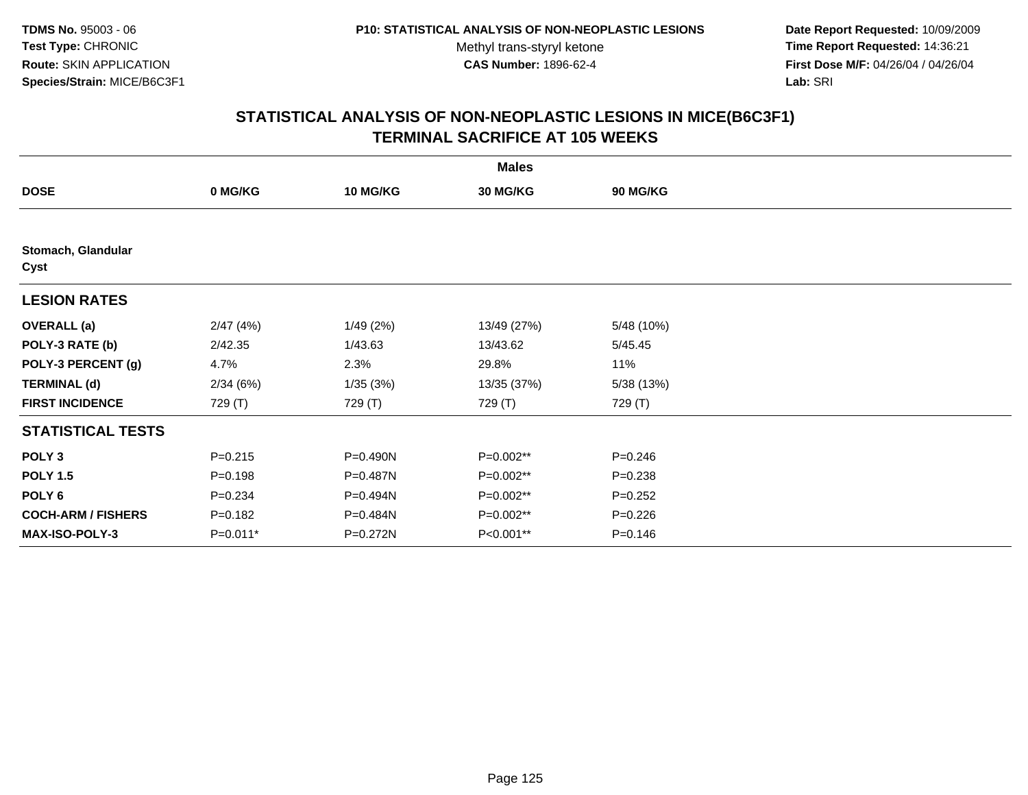**TDMS No.** 95003 - 06
**Test Type:** CHRONIC
**Route:** SKIN APPLICATION
**Species/Strain:** MICE/B6C3F1

**P10: STATISTICAL ANALYSIS OF NON-NEOPLASTIC LESIONS**
Methyl trans-styryl ketone
**CAS Number:** 1896-62-4

**Date Report Requested:** 10/09/2009
**Time Report Requested:** 14:36:21
**First Dose M/F:** 04/26/04 / 04/26/04
**Lab:** SRI

## STATISTICAL ANALYSIS OF NON-NEOPLASTIC LESIONS IN MICE(B6C3F1) TERMINAL SACRIFICE AT 105 WEEKS

| | Males | | | |
|---|---|---|---|---|
| **DOSE** | **0 MG/KG** | **10 MG/KG** | **30 MG/KG** | **90 MG/KG** |
| **Stomach, Glandular** | | | | |
| **Cyst** | | | | |
| **LESION RATES** | | | | |
| **OVERALL (a)** | 2/47 (4%) | 1/49 (2%) | 13/49 (27%) | 5/48 (10%) |
| **POLY-3 RATE (b)** | 2/42.35 | 1/43.63 | 13/43.62 | 5/45.45 |
| **POLY-3 PERCENT (g)** | 4.7% | 2.3% | 29.8% | 11% |
| **TERMINAL (d)** | 2/34 (6%) | 1/35 (3%) | 13/35 (37%) | 5/38 (13%) |
| **FIRST INCIDENCE** | 729 (T) | 729 (T) | 729 (T) | 729 (T) |
| **STATISTICAL TESTS** | | | | |
| **POLY 3** | P=0.215 | P=0.490N | P=0.002** | P=0.246 |
| **POLY 1.5** | P=0.198 | P=0.487N | P=0.002** | P=0.238 |
| **POLY 6** | P=0.234 | P=0.494N | P=0.002** | P=0.252 |
| **COCH-ARM / FISHERS** | P=0.182 | P=0.484N | P=0.002** | P=0.226 |
| **MAX-ISO-POLY-3** | P=0.011* | P=0.272N | P<0.001** | P=0.146 |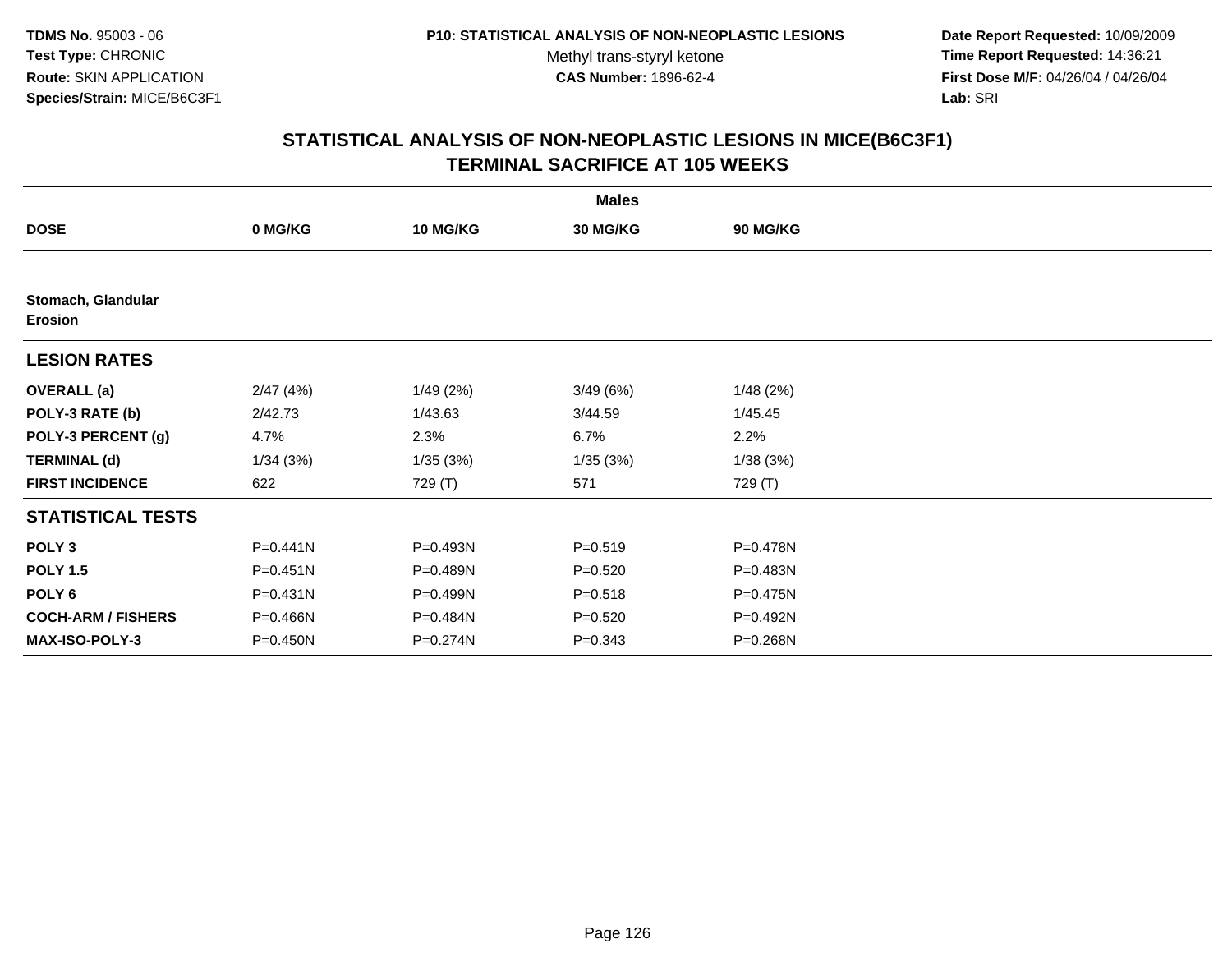## STATISTICAL ANALYSIS OF NON-NEOPLASTIC LESIONS IN MICE(B6C3F1)
## TERMINAL SACRIFICE AT 105 WEEKS

| | Males | | | |
|---|---|---|---|---|
| **DOSE** | **0 MG/KG** | **10 MG/KG** | **30 MG/KG** | **90 MG/KG** |
| **Stomach, Glandular** | | | | |
| **Erosion** | | | | |
| **LESION RATES** | | | | |
| **OVERALL (a)** | 2/47 (4%) | 1/49 (2%) | 3/49 (6%) | 1/48 (2%) |
| **POLY-3 RATE (b)** | 2/42.73 | 1/43.63 | 3/44.59 | 1/45.45 |
| **POLY-3 PERCENT (g)** | 4.7% | 2.3% | 6.7% | 2.2% |
| **TERMINAL (d)** | 1/34 (3%) | 1/35 (3%) | 1/35 (3%) | 1/38 (3%) |
| **FIRST INCIDENCE** | 622 | 729 (T) | 571 | 729 (T) |
| **STATISTICAL TESTS** | | | | |
| **POLY 3** | P=0.441N | P=0.493N | P=0.519 | P=0.478N |
| **POLY 1.5** | P=0.451N | P=0.489N | P=0.520 | P=0.483N |
| **POLY 6** | P=0.431N | P=0.499N | P=0.518 | P=0.475N |
| **COCH-ARM / FISHERS** | P=0.466N | P=0.484N | P=0.520 | P=0.492N |
| **MAX-ISO-POLY-3** | P=0.450N | P=0.274N | P=0.343 | P=0.268N |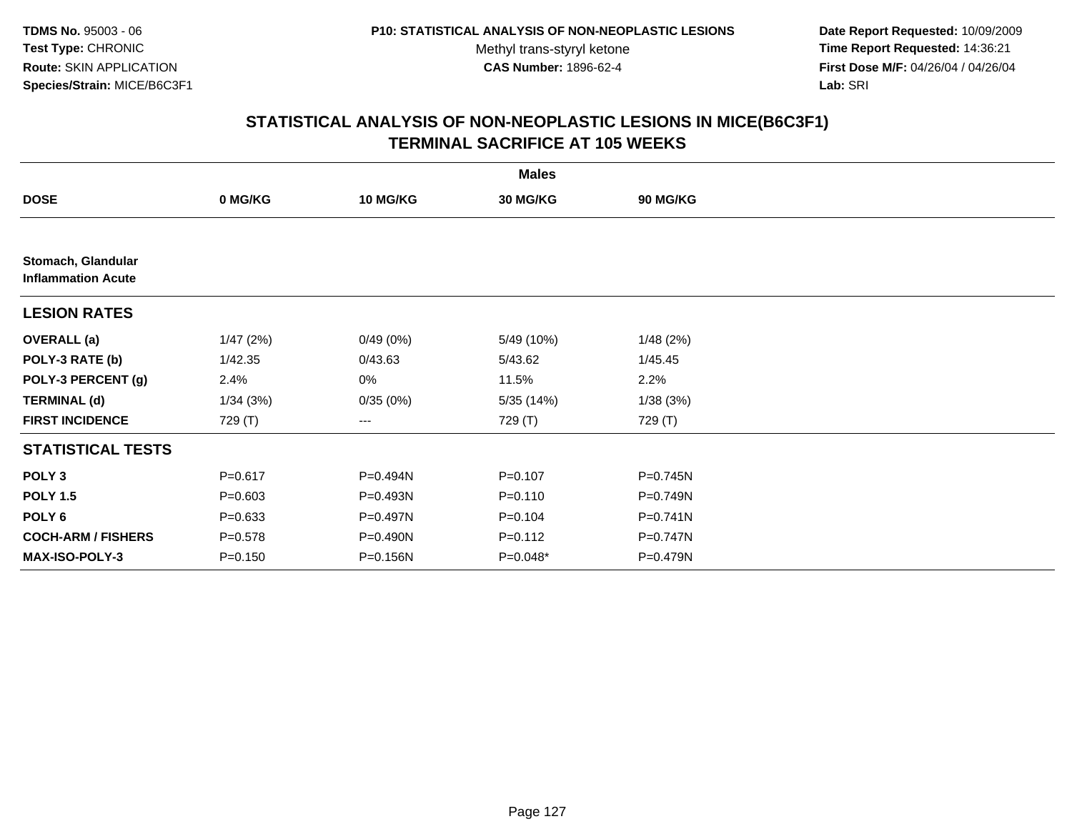**TDMS No.** 95003 - 06
**Test Type:** CHRONIC
**Route:** SKIN APPLICATION
**Species/Strain:** MICE/B6C3F1

**P10: STATISTICAL ANALYSIS OF NON-NEOPLASTIC LESIONS**
Methyl trans-styryl ketone
**CAS Number:** 1896-62-4

**Date Report Requested:** 10/09/2009
**Time Report Requested:** 14:36:21
**First Dose M/F:** 04/26/04 / 04/26/04
**Lab:** SRI

## STATISTICAL ANALYSIS OF NON-NEOPLASTIC LESIONS IN MICE(B6C3F1)
## TERMINAL SACRIFICE AT 105 WEEKS

| | Males | | | |
|---|---|---|---|---|
| **DOSE** | **0 MG/KG** | **10 MG/KG** | **30 MG/KG** | **90 MG/KG** |
| **Stomach, Glandular** | | | | |
| **Inflammation Acute** | | | | |
| **LESION RATES** | | | | |
| **OVERALL (a)** | 1/47 (2%) | 0/49 (0%) | 5/49 (10%) | 1/48 (2%) |
| **POLY-3 RATE (b)** | 1/42.35 | 0/43.63 | 5/43.62 | 1/45.45 |
| **POLY-3 PERCENT (g)** | 2.4% | 0% | 11.5% | 2.2% |
| **TERMINAL (d)** | 1/34 (3%) | 0/35 (0%) | 5/35 (14%) | 1/38 (3%) |
| **FIRST INCIDENCE** | 729 (T) | --- | 729 (T) | 729 (T) |
| **STATISTICAL TESTS** | | | | |
| **POLY 3** | P=0.617 | P=0.494N | P=0.107 | P=0.745N |
| **POLY 1.5** | P=0.603 | P=0.493N | P=0.110 | P=0.749N |
| **POLY 6** | P=0.633 | P=0.497N | P=0.104 | P=0.741N |
| **COCH-ARM / FISHERS** | P=0.578 | P=0.490N | P=0.112 | P=0.747N |
| **MAX-ISO-POLY-3** | P=0.150 | P=0.156N | P=0.048* | P=0.479N |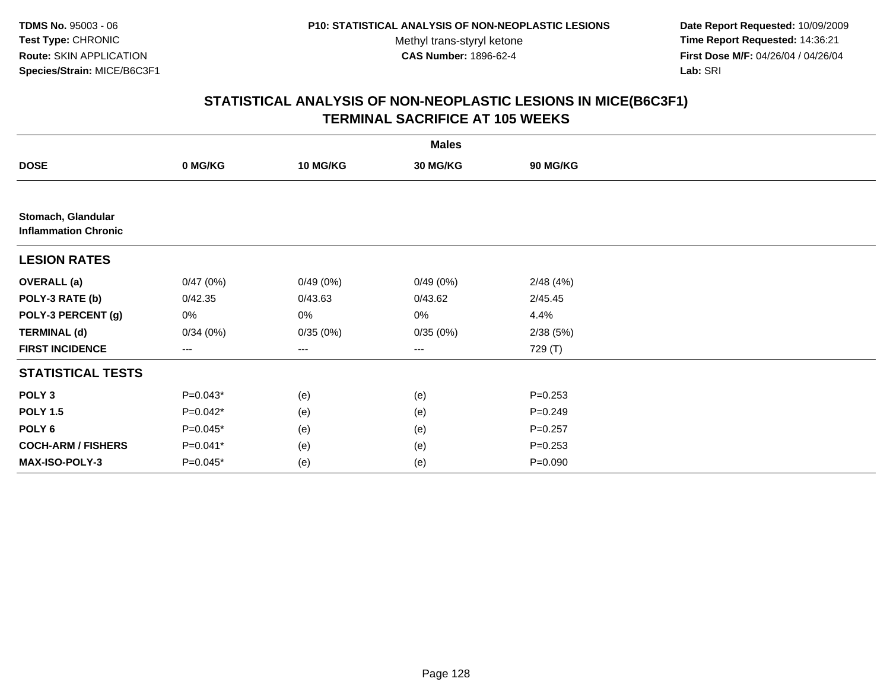**TDMS No.** 95003 - 06
**Test Type:** CHRONIC
**Route:** SKIN APPLICATION
**Species/Strain:** MICE/B6C3F1

**P10: STATISTICAL ANALYSIS OF NON-NEOPLASTIC LESIONS**
Methyl trans-styryl ketone
**CAS Number:** 1896-62-4

**Date Report Requested:** 10/09/2009
**Time Report Requested:** 14:36:21
**First Dose M/F:** 04/26/04 / 04/26/04
**Lab:** SRI

## STATISTICAL ANALYSIS OF NON-NEOPLASTIC LESIONS IN MICE(B6C3F1)
## TERMINAL SACRIFICE AT 105 WEEKS

| | Males | | | |
|---|---|---|---|---|
| **DOSE** | **0 MG/KG** | **10 MG/KG** | **30 MG/KG** | **90 MG/KG** |
| **Stomach, Glandular** | | | | |
| **Inflammation Chronic** | | | | |
| **LESION RATES** | | | | |
| **OVERALL (a)** | 0/47 (0%) | 0/49 (0%) | 0/49 (0%) | 2/48 (4%) |
| **POLY-3 RATE (b)** | 0/42.35 | 0/43.63 | 0/43.62 | 2/45.45 |
| **POLY-3 PERCENT (g)** | 0% | 0% | 0% | 4.4% |
| **TERMINAL (d)** | 0/34 (0%) | 0/35 (0%) | 0/35 (0%) | 2/38 (5%) |
| **FIRST INCIDENCE** | --- | --- | --- | 729 (T) |
| **STATISTICAL TESTS** | | | | |
| **POLY 3** | P=0.043* | (e) | (e) | P=0.253 |
| **POLY 1.5** | P=0.042* | (e) | (e) | P=0.249 |
| **POLY 6** | P=0.045* | (e) | (e) | P=0.257 |
| **COCH-ARM / FISHERS** | P=0.041* | (e) | (e) | P=0.253 |
| **MAX-ISO-POLY-3** | P=0.045* | (e) | (e) | P=0.090 |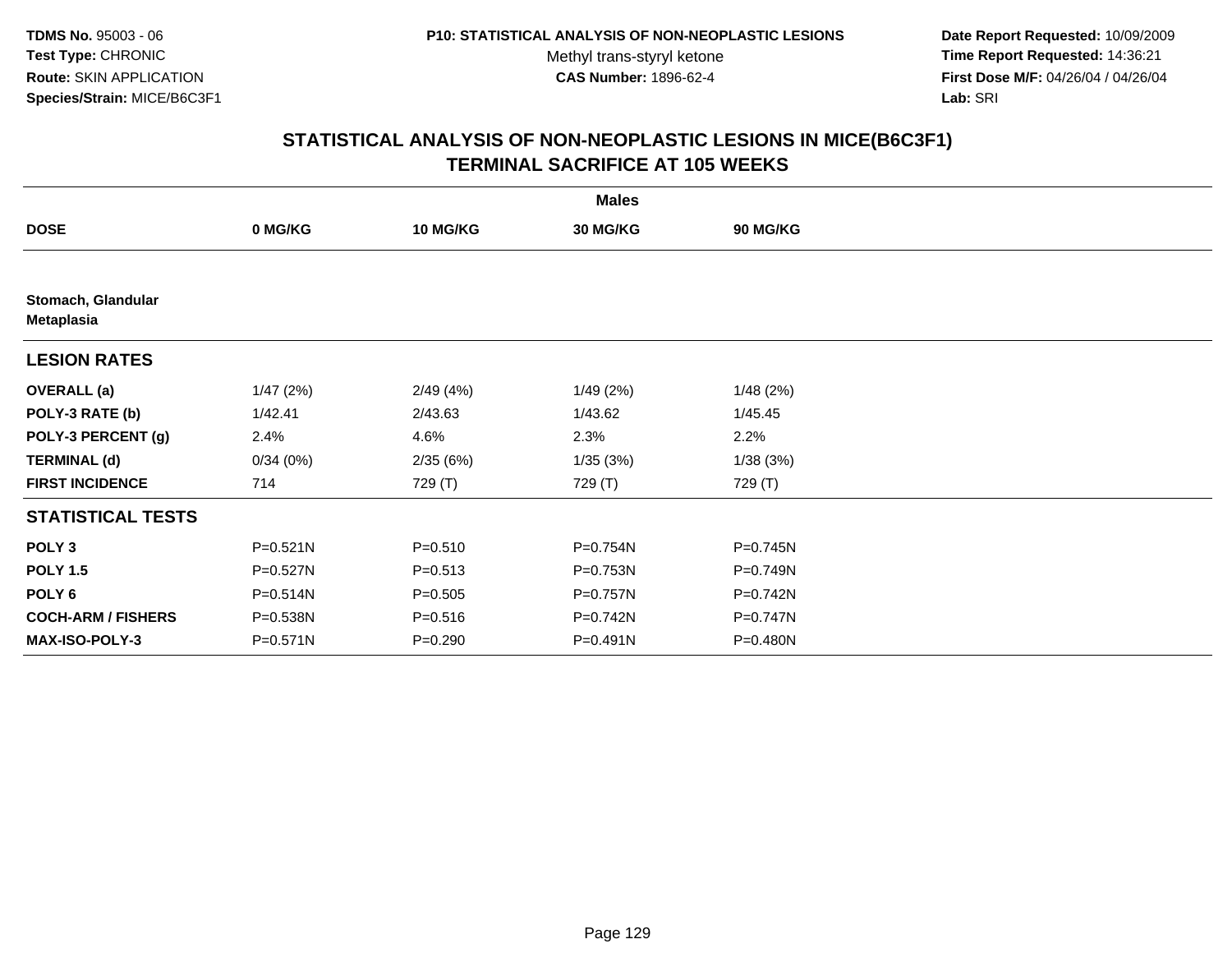TDMS No. 95003 - 06
Test Type: CHRONIC
Route: SKIN APPLICATION
Species/Strain: MICE/B6C3F1

P10: STATISTICAL ANALYSIS OF NON-NEOPLASTIC LESIONS
Methyl trans-styryl ketone
CAS Number: 1896-62-4

Date Report Requested: 10/09/2009
Time Report Requested: 14:36:21
First Dose M/F: 04/26/04 / 04/26/04
Lab: SRI

## STATISTICAL ANALYSIS OF NON-NEOPLASTIC LESIONS IN MICE(B6C3F1)
## TERMINAL SACRIFICE AT 105 WEEKS

| | Males | | | |
|---|---|---|---|---|
| **DOSE** | **0 MG/KG** | **10 MG/KG** | **30 MG/KG** | **90 MG/KG** |
| **Stomach, Glandular Metaplasia** | | | | |
| **LESION RATES** | | | | |
| **OVERALL (a)** | 1/47 (2%) | 2/49 (4%) | 1/49 (2%) | 1/48 (2%) |
| **POLY-3 RATE (b)** | 1/42.41 | 2/43.63 | 1/43.62 | 1/45.45 |
| **POLY-3 PERCENT (g)** | 2.4% | 4.6% | 2.3% | 2.2% |
| **TERMINAL (d)** | 0/34 (0%) | 2/35 (6%) | 1/35 (3%) | 1/38 (3%) |
| **FIRST INCIDENCE** | 714 | 729 (T) | 729 (T) | 729 (T) |
| **STATISTICAL TESTS** | | | | |
| **POLY 3** | P=0.521N | P=0.510 | P=0.754N | P=0.745N |
| **POLY 1.5** | P=0.527N | P=0.513 | P=0.753N | P=0.749N |
| **POLY 6** | P=0.514N | P=0.505 | P=0.757N | P=0.742N |
| **COCH-ARM / FISHERS** | P=0.538N | P=0.516 | P=0.742N | P=0.747N |
| **MAX-ISO-POLY-3** | P=0.571N | P=0.290 | P=0.491N | P=0.480N |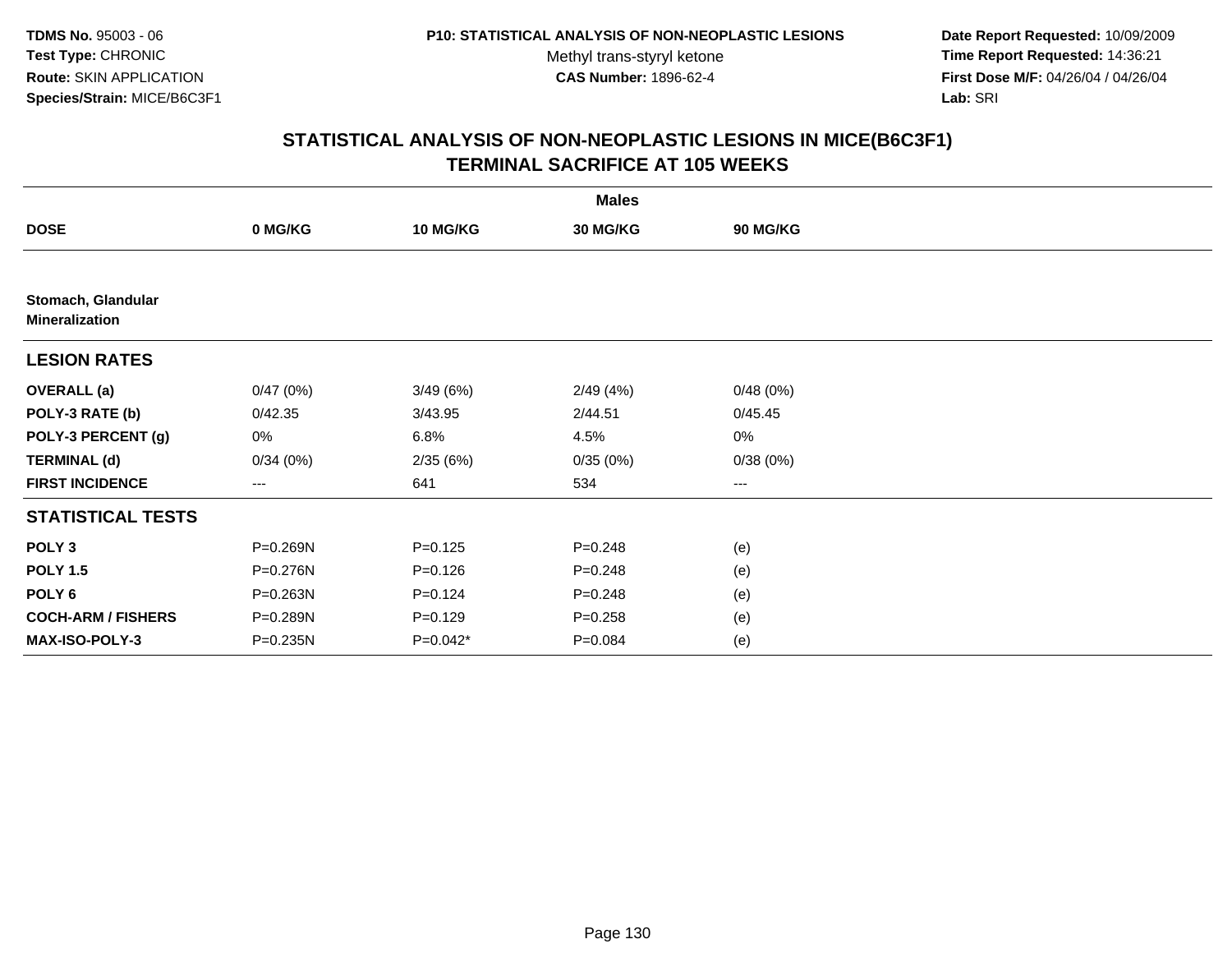**TDMS No.** 95003 - 06
**Test Type:** CHRONIC
**Route:** SKIN APPLICATION
**Species/Strain:** MICE/B6C3F1

**P10: STATISTICAL ANALYSIS OF NON-NEOPLASTIC LESIONS**
Methyl trans-styryl ketone
**CAS Number:** 1896-62-4

**Date Report Requested:** 10/09/2009
**Time Report Requested:** 14:36:21
**First Dose M/F:** 04/26/04 / 04/26/04
**Lab:** SRI

## STATISTICAL ANALYSIS OF NON-NEOPLASTIC LESIONS IN MICE(B6C3F1) TERMINAL SACRIFICE AT 105 WEEKS

| | Males | | | |
|---|---|---|---|---|
| **DOSE** | **0 MG/KG** | **10 MG/KG** | **30 MG/KG** | **90 MG/KG** |
| **Stomach, Glandular Mineralization** | | | | |
| **LESION RATES** | | | | |
| **OVERALL (a)** | 0/47 (0%) | 3/49 (6%) | 2/49 (4%) | 0/48 (0%) |
| **POLY-3 RATE (b)** | 0/42.35 | 3/43.95 | 2/44.51 | 0/45.45 |
| **POLY-3 PERCENT (g)** | 0% | 6.8% | 4.5% | 0% |
| **TERMINAL (d)** | 0/34 (0%) | 2/35 (6%) | 0/35 (0%) | 0/38 (0%) |
| **FIRST INCIDENCE** | --- | 641 | 534 | --- |
| **STATISTICAL TESTS** | | | | |
| **POLY 3** | P=0.269N | P=0.125 | P=0.248 | (e) |
| **POLY 1.5** | P=0.276N | P=0.126 | P=0.248 | (e) |
| **POLY 6** | P=0.263N | P=0.124 | P=0.248 | (e) |
| **COCH-ARM / FISHERS** | P=0.289N | P=0.129 | P=0.258 | (e) |
| **MAX-ISO-POLY-3** | P=0.235N | P=0.042* | P=0.084 | (e) |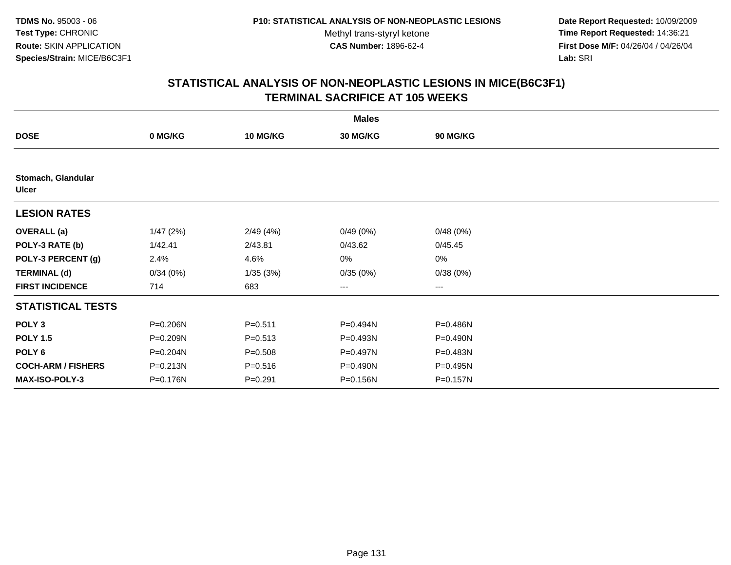**TDMS No.** 95003 - 06
**Test Type:** CHRONIC
**Route:** SKIN APPLICATION
**Species/Strain:** MICE/B6C3F1

**P10: STATISTICAL ANALYSIS OF NON-NEOPLASTIC LESIONS**
Methyl trans-styryl ketone
**CAS Number:** 1896-62-4

**Date Report Requested:** 10/09/2009
**Time Report Requested:** 14:36:21
**First Dose M/F:** 04/26/04 / 04/26/04
**Lab:** SRI

## STATISTICAL ANALYSIS OF NON-NEOPLASTIC LESIONS IN MICE(B6C3F1)
## TERMINAL SACRIFICE AT 105 WEEKS

| | Males | | | |
|---|---|---|---|---|
| **DOSE** | **0 MG/KG** | **10 MG/KG** | **30 MG/KG** | **90 MG/KG** |
| **Stomach, Glandular** | | | | |
| **Ulcer** | | | | |
| **LESION RATES** | | | | |
| **OVERALL (a)** | 1/47 (2%) | 2/49 (4%) | 0/49 (0%) | 0/48 (0%) |
| **POLY-3 RATE (b)** | 1/42.41 | 2/43.81 | 0/43.62 | 0/45.45 |
| **POLY-3 PERCENT (g)** | 2.4% | 4.6% | 0% | 0% |
| **TERMINAL (d)** | 0/34 (0%) | 1/35 (3%) | 0/35 (0%) | 0/38 (0%) |
| **FIRST INCIDENCE** | 714 | 683 | --- | --- |
| **STATISTICAL TESTS** | | | | |
| **POLY 3** | P=0.206N | P=0.511 | P=0.494N | P=0.486N |
| **POLY 1.5** | P=0.209N | P=0.513 | P=0.493N | P=0.490N |
| **POLY 6** | P=0.204N | P=0.508 | P=0.497N | P=0.483N |
| **COCH-ARM / FISHERS** | P=0.213N | P=0.516 | P=0.490N | P=0.495N |
| **MAX-ISO-POLY-3** | P=0.176N | P=0.291 | P=0.156N | P=0.157N |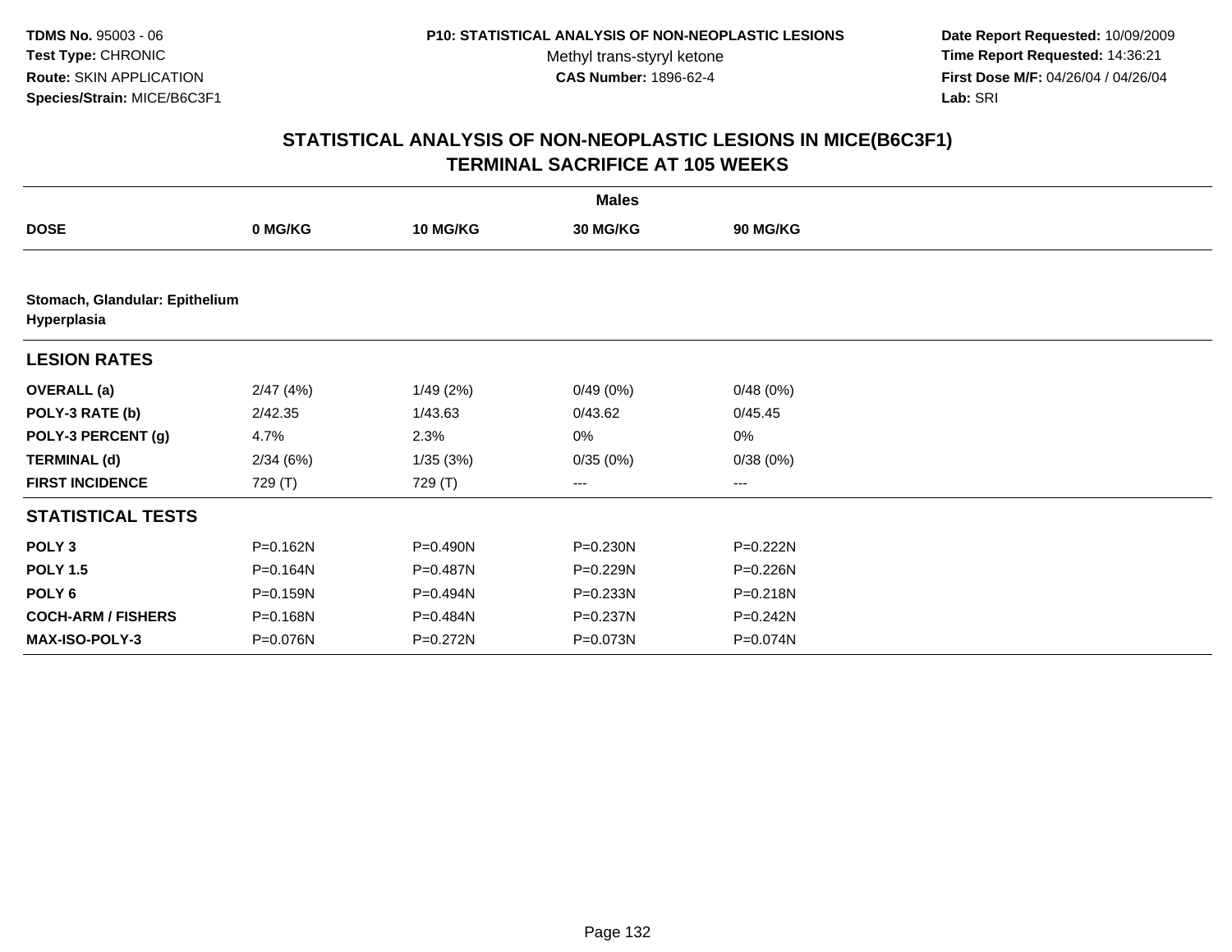**TDMS No.** 95003 - 06
**Test Type:** CHRONIC
**Route:** SKIN APPLICATION
**Species/Strain:** MICE/B6C3F1

**P10: STATISTICAL ANALYSIS OF NON-NEOPLASTIC LESIONS**
Methyl trans-styryl ketone
**CAS Number:** 1896-62-4

**Date Report Requested:** 10/09/2009
**Time Report Requested:** 14:36:21
**First Dose M/F:** 04/26/04 / 04/26/04
**Lab:** SRI

## STATISTICAL ANALYSIS OF NON-NEOPLASTIC LESIONS IN MICE(B6C3F1) TERMINAL SACRIFICE AT 105 WEEKS

| | Males | | | |
|---|---|---|---|---|
| **DOSE** | **0 MG/KG** | **10 MG/KG** | **30 MG/KG** | **90 MG/KG** |
| **Stomach, Glandular: Epithelium Hyperplasia** | | | | |
| **LESION RATES** | | | | |
| **OVERALL (a)** | 2/47 (4%) | 1/49 (2%) | 0/49 (0%) | 0/48 (0%) |
| **POLY-3 RATE (b)** | 2/42.35 | 1/43.63 | 0/43.62 | 0/45.45 |
| **POLY-3 PERCENT (g)** | 4.7% | 2.3% | 0% | 0% |
| **TERMINAL (d)** | 2/34 (6%) | 1/35 (3%) | 0/35 (0%) | 0/38 (0%) |
| **FIRST INCIDENCE** | 729 (T) | 729 (T) | --- | --- |
| **STATISTICAL TESTS** | | | | |
| **POLY 3** | P=0.162N | P=0.490N | P=0.230N | P=0.222N |
| **POLY 1.5** | P=0.164N | P=0.487N | P=0.229N | P=0.226N |
| **POLY 6** | P=0.159N | P=0.494N | P=0.233N | P=0.218N |
| **COCH-ARM / FISHERS** | P=0.168N | P=0.484N | P=0.237N | P=0.242N |
| **MAX-ISO-POLY-3** | P=0.076N | P=0.272N | P=0.073N | P=0.074N |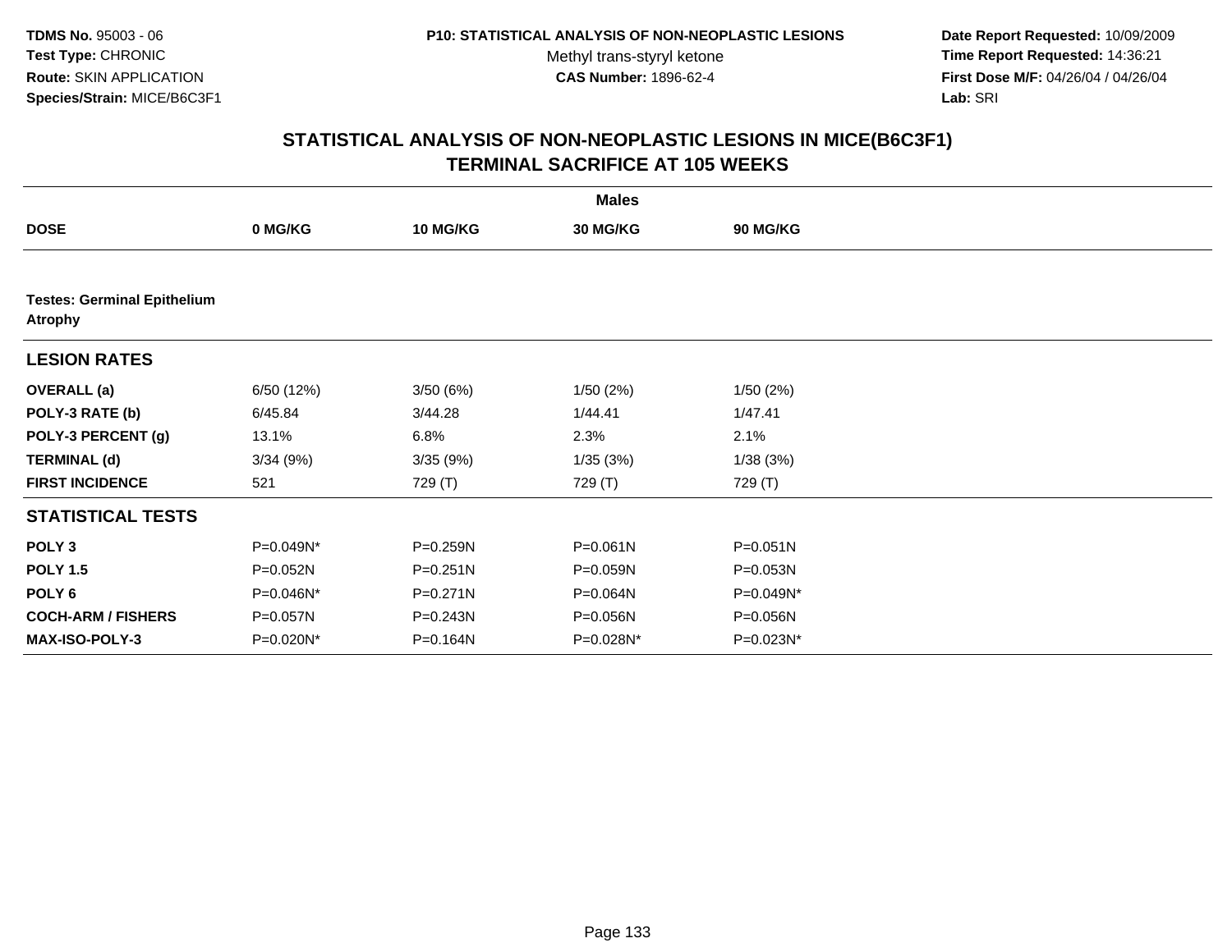TDMS No. 95003 - 06
Test Type: CHRONIC
Route: SKIN APPLICATION
Species/Strain: MICE/B6C3F1

P10: STATISTICAL ANALYSIS OF NON-NEOPLASTIC LESIONS
Methyl trans-styryl ketone
CAS Number: 1896-62-4

Date Report Requested: 10/09/2009
Time Report Requested: 14:36:21
First Dose M/F: 04/26/04 / 04/26/04
Lab: SRI

## STATISTICAL ANALYSIS OF NON-NEOPLASTIC LESIONS IN MICE(B6C3F1)
## TERMINAL SACRIFICE AT 105 WEEKS

| | Males | | | |
|---|---|---|---|---|
| **DOSE** | **0 MG/KG** | **10 MG/KG** | **30 MG/KG** | **90 MG/KG** |
| **Testes: Germinal Epithelium Atrophy** | | | | |
| **LESION RATES** | | | | |
| **OVERALL (a)** | 6/50 (12%) | 3/50 (6%) | 1/50 (2%) | 1/50 (2%) |
| **POLY-3 RATE (b)** | 6/45.84 | 3/44.28 | 1/44.41 | 1/47.41 |
| **POLY-3 PERCENT (g)** | 13.1% | 6.8% | 2.3% | 2.1% |
| **TERMINAL (d)** | 3/34 (9%) | 3/35 (9%) | 1/35 (3%) | 1/38 (3%) |
| **FIRST INCIDENCE** | 521 | 729 (T) | 729 (T) | 729 (T) |
| **STATISTICAL TESTS** | | | | |
| **POLY 3** | P=0.049N* | P=0.259N | P=0.061N | P=0.051N |
| **POLY 1.5** | P=0.052N | P=0.251N | P=0.059N | P=0.053N |
| **POLY 6** | P=0.046N* | P=0.271N | P=0.064N | P=0.049N* |
| **COCH-ARM / FISHERS** | P=0.057N | P=0.243N | P=0.056N | P=0.056N |
| **MAX-ISO-POLY-3** | P=0.020N* | P=0.164N | P=0.028N* | P=0.023N* |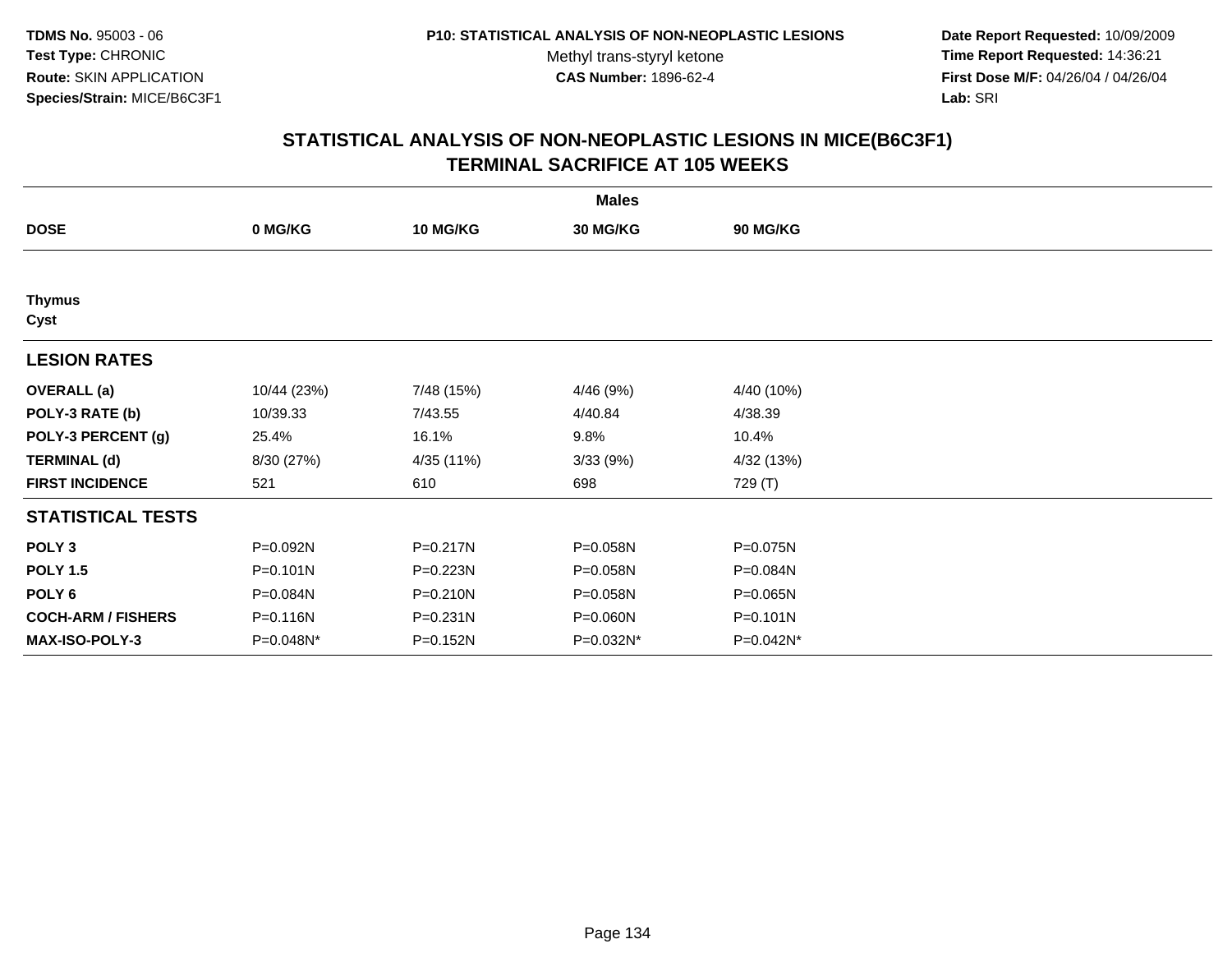**TDMS No.** 95003 - 06
**Test Type:** CHRONIC
**Route:** SKIN APPLICATION
**Species/Strain:** MICE/B6C3F1

**P10: STATISTICAL ANALYSIS OF NON-NEOPLASTIC LESIONS**
Methyl trans-styryl ketone
**CAS Number:** 1896-62-4

**Date Report Requested:** 10/09/2009
**Time Report Requested:** 14:36:21
**First Dose M/F:** 04/26/04 / 04/26/04
**Lab:** SRI

## STATISTICAL ANALYSIS OF NON-NEOPLASTIC LESIONS IN MICE(B6C3F1)
## TERMINAL SACRIFICE AT 105 WEEKS

| | Males | | | |
|---|---|---|---|---|
| **DOSE** | **0 MG/KG** | **10 MG/KG** | **30 MG/KG** | **90 MG/KG** |
| **Thymus** | | | | |
| **Cyst** | | | | |
| **LESION RATES** | | | | |
| **OVERALL (a)** | 10/44 (23%) | 7/48 (15%) | 4/46 (9%) | 4/40 (10%) |
| **POLY-3 RATE (b)** | 10/39.33 | 7/43.55 | 4/40.84 | 4/38.39 |
| **POLY-3 PERCENT (g)** | 25.4% | 16.1% | 9.8% | 10.4% |
| **TERMINAL (d)** | 8/30 (27%) | 4/35 (11%) | 3/33 (9%) | 4/32 (13%) |
| **FIRST INCIDENCE** | 521 | 610 | 698 | 729 (T) |
| **STATISTICAL TESTS** | | | | |
| **POLY 3** | P=0.092N | P=0.217N | P=0.058N | P=0.075N |
| **POLY 1.5** | P=0.101N | P=0.223N | P=0.058N | P=0.084N |
| **POLY 6** | P=0.084N | P=0.210N | P=0.058N | P=0.065N |
| **COCH-ARM / FISHERS** | P=0.116N | P=0.231N | P=0.060N | P=0.101N |
| **MAX-ISO-POLY-3** | P=0.048N* | P=0.152N | P=0.032N* | P=0.042N* |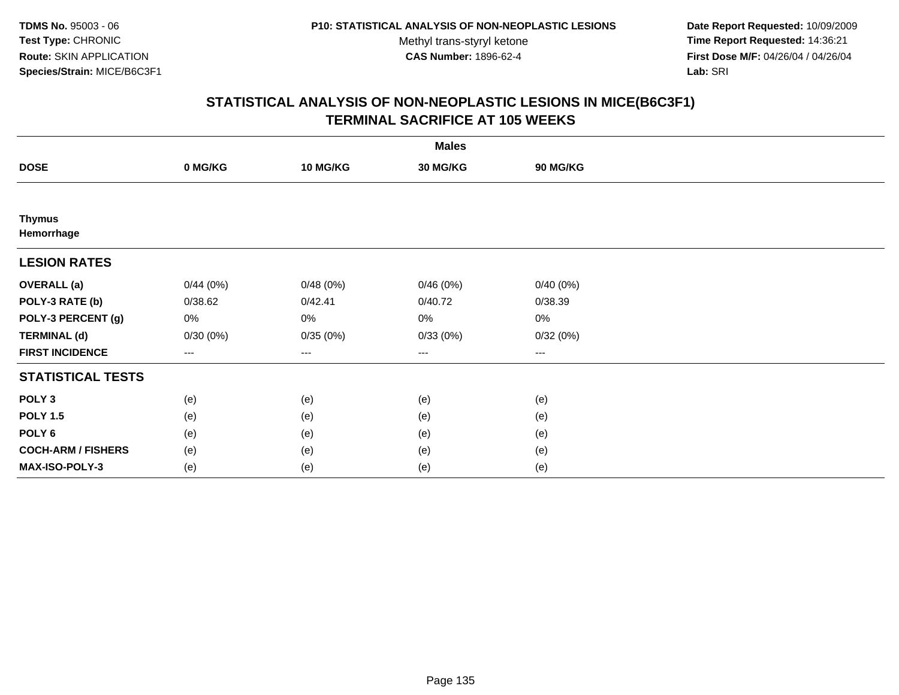**TDMS No.** 95003 - 06
**Test Type:** CHRONIC
**Route:** SKIN APPLICATION
**Species/Strain:** MICE/B6C3F1

**P10: STATISTICAL ANALYSIS OF NON-NEOPLASTIC LESIONS**
Methyl trans-styryl ketone
**CAS Number:** 1896-62-4

**Date Report Requested:** 10/09/2009
**Time Report Requested:** 14:36:21
**First Dose M/F:** 04/26/04 / 04/26/04
**Lab:** SRI

## STATISTICAL ANALYSIS OF NON-NEOPLASTIC LESIONS IN MICE(B6C3F1)
## TERMINAL SACRIFICE AT 105 WEEKS

| | Males | | | |
|---|---|---|---|---|
| **DOSE** | **0 MG/KG** | **10 MG/KG** | **30 MG/KG** | **90 MG/KG** |
| **Thymus** | | | | |
| **Hemorrhage** | | | | |
| **LESION RATES** | | | | |
| **OVERALL (a)** | 0/44 (0%) | 0/48 (0%) | 0/46 (0%) | 0/40 (0%) |
| **POLY-3 RATE (b)** | 0/38.62 | 0/42.41 | 0/40.72 | 0/38.39 |
| **POLY-3 PERCENT (g)** | 0% | 0% | 0% | 0% |
| **TERMINAL (d)** | 0/30 (0%) | 0/35 (0%) | 0/33 (0%) | 0/32 (0%) |
| **FIRST INCIDENCE** | --- | --- | --- | --- |
| **STATISTICAL TESTS** | | | | |
| **POLY 3** | (e) | (e) | (e) | (e) |
| **POLY 1.5** | (e) | (e) | (e) | (e) |
| **POLY 6** | (e) | (e) | (e) | (e) |
| **COCH-ARM / FISHERS** | (e) | (e) | (e) | (e) |
| **MAX-ISO-POLY-3** | (e) | (e) | (e) | (e) |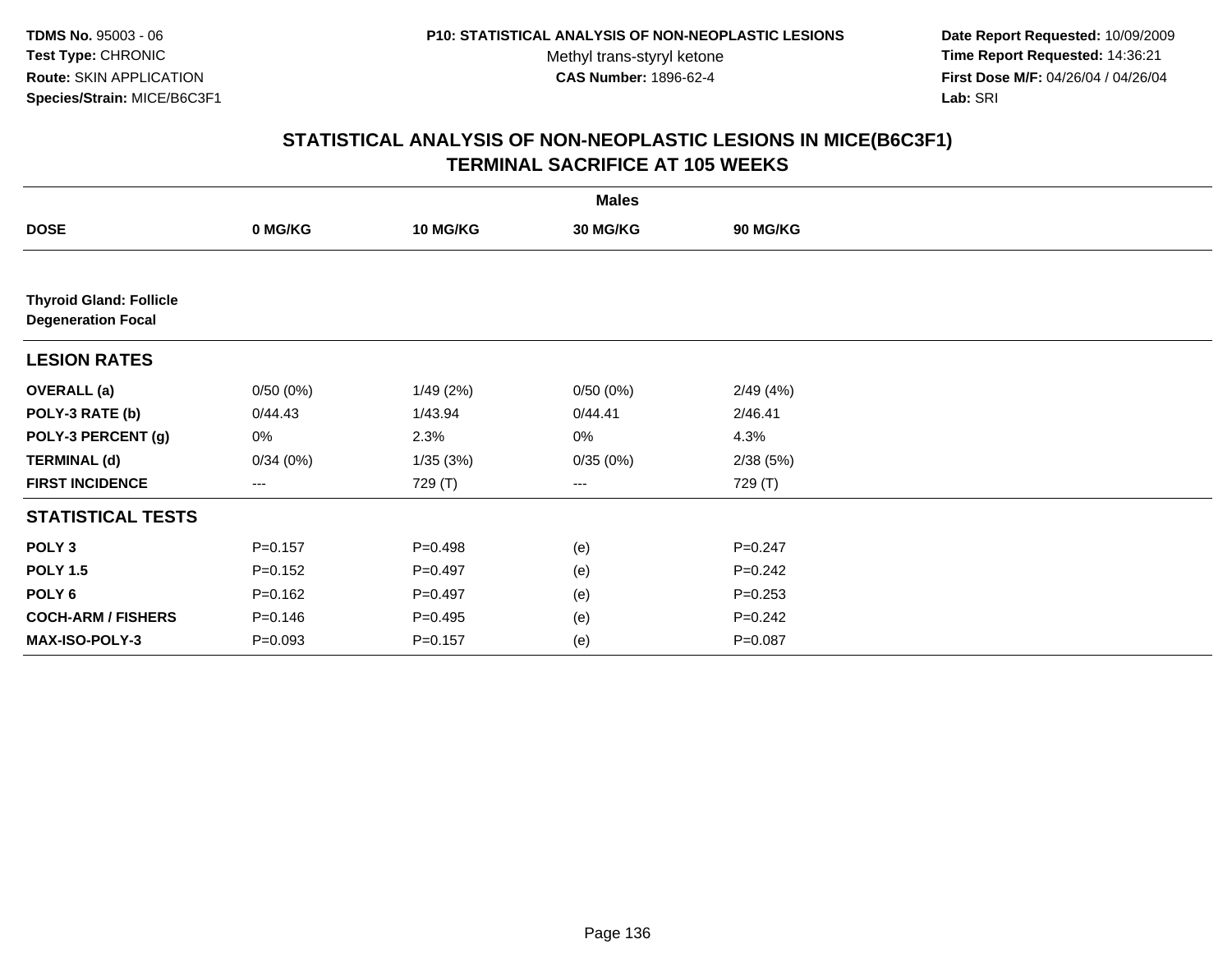**TDMS No.** 95003 - 06
**Test Type:** CHRONIC
**Route:** SKIN APPLICATION
**Species/Strain:** MICE/B6C3F1

**P10: STATISTICAL ANALYSIS OF NON-NEOPLASTIC LESIONS**
Methyl trans-styryl ketone
**CAS Number:** 1896-62-4

**Date Report Requested:** 10/09/2009
**Time Report Requested:** 14:36:21
**First Dose M/F:** 04/26/04 / 04/26/04
**Lab:** SRI

## STATISTICAL ANALYSIS OF NON-NEOPLASTIC LESIONS IN MICE(B6C3F1) TERMINAL SACRIFICE AT 105 WEEKS

| | Males | | | |
|---|---|---|---|---|
| **DOSE** | **0 MG/KG** | **10 MG/KG** | **30 MG/KG** | **90 MG/KG** |
| **Thyroid Gland: Follicle Degeneration Focal** | | | | |
| **LESION RATES** | | | | |
| **OVERALL (a)** | 0/50 (0%) | 1/49 (2%) | 0/50 (0%) | 2/49 (4%) |
| **POLY-3 RATE (b)** | 0/44.43 | 1/43.94 | 0/44.41 | 2/46.41 |
| **POLY-3 PERCENT (g)** | 0% | 2.3% | 0% | 4.3% |
| **TERMINAL (d)** | 0/34 (0%) | 1/35 (3%) | 0/35 (0%) | 2/38 (5%) |
| **FIRST INCIDENCE** | --- | 729 (T) | --- | 729 (T) |
| **STATISTICAL TESTS** | | | | |
| **POLY 3** | P=0.157 | P=0.498 | (e) | P=0.247 |
| **POLY 1.5** | P=0.152 | P=0.497 | (e) | P=0.242 |
| **POLY 6** | P=0.162 | P=0.497 | (e) | P=0.253 |
| **COCH-ARM / FISHERS** | P=0.146 | P=0.495 | (e) | P=0.242 |
| **MAX-ISO-POLY-3** | P=0.093 | P=0.157 | (e) | P=0.087 |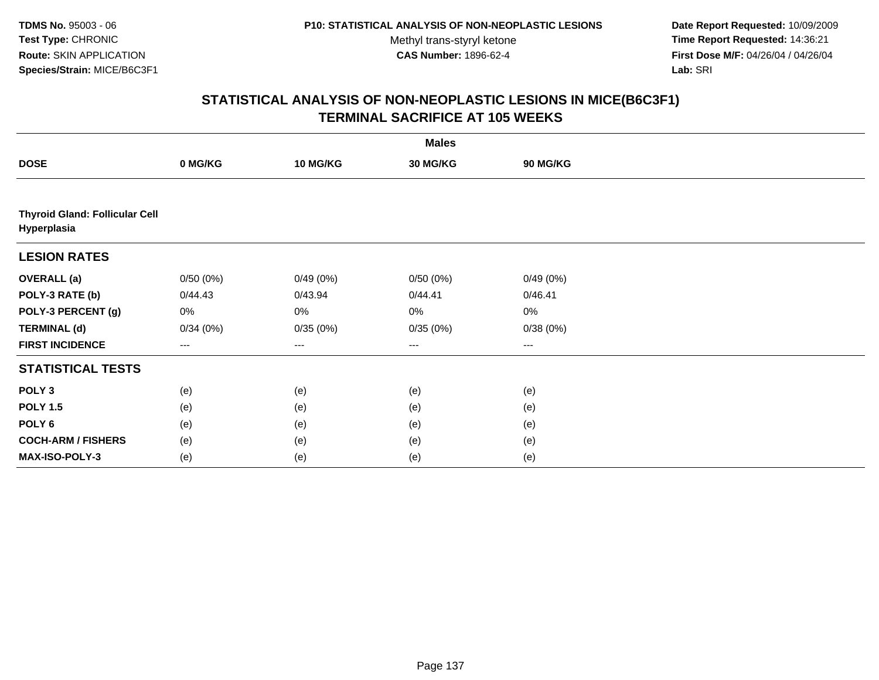**TDMS No.** 95003 - 06
**Test Type:** CHRONIC
**Route:** SKIN APPLICATION
**Species/Strain:** MICE/B6C3F1

**P10: STATISTICAL ANALYSIS OF NON-NEOPLASTIC LESIONS**
Methyl trans-styryl ketone
**CAS Number:** 1896-62-4

**Date Report Requested:** 10/09/2009
**Time Report Requested:** 14:36:21
**First Dose M/F:** 04/26/04 / 04/26/04
**Lab:** SRI

## STATISTICAL ANALYSIS OF NON-NEOPLASTIC LESIONS IN MICE(B6C3F1)
## TERMINAL SACRIFICE AT 105 WEEKS

| | Males | | | |
|---|---|---|---|---|
| **DOSE** | **0 MG/KG** | **10 MG/KG** | **30 MG/KG** | **90 MG/KG** |
| **Thyroid Gland: Follicular Cell Hyperplasia** | | | | |
| **LESION RATES** | | | | |
| **OVERALL (a)** | 0/50 (0%) | 0/49 (0%) | 0/50 (0%) | 0/49 (0%) |
| **POLY-3 RATE (b)** | 0/44.43 | 0/43.94 | 0/44.41 | 0/46.41 |
| **POLY-3 PERCENT (g)** | 0% | 0% | 0% | 0% |
| **TERMINAL (d)** | 0/34 (0%) | 0/35 (0%) | 0/35 (0%) | 0/38 (0%) |
| **FIRST INCIDENCE** | --- | --- | --- | --- |
| **STATISTICAL TESTS** | | | | |
| **POLY 3** | (e) | (e) | (e) | (e) |
| **POLY 1.5** | (e) | (e) | (e) | (e) |
| **POLY 6** | (e) | (e) | (e) | (e) |
| **COCH-ARM / FISHERS** | (e) | (e) | (e) | (e) |
| **MAX-ISO-POLY-3** | (e) | (e) | (e) | (e) |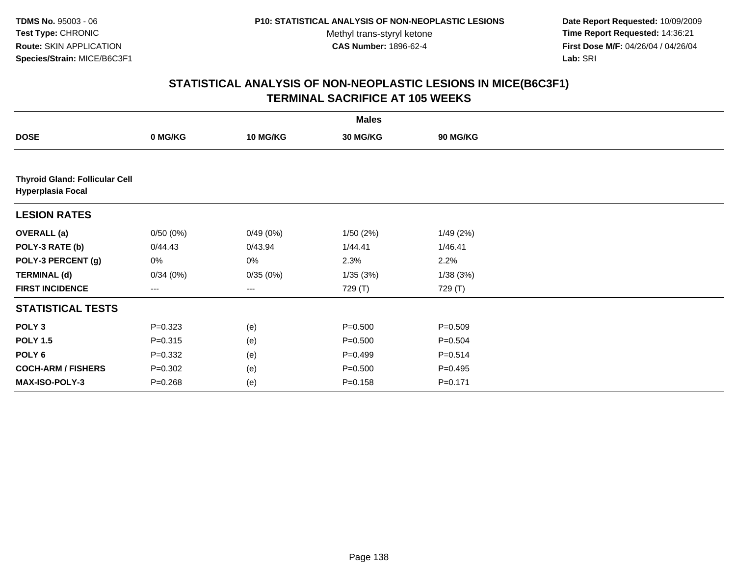**TDMS No.** 95003 - 06
**Test Type:** CHRONIC
**Route:** SKIN APPLICATION
**Species/Strain:** MICE/B6C3F1

**P10: STATISTICAL ANALYSIS OF NON-NEOPLASTIC LESIONS**
Methyl trans-styryl ketone
**CAS Number:** 1896-62-4

**Date Report Requested:** 10/09/2009
**Time Report Requested:** 14:36:21
**First Dose M/F:** 04/26/04 / 04/26/04
**Lab:** SRI

## STATISTICAL ANALYSIS OF NON-NEOPLASTIC LESIONS IN MICE(B6C3F1)
## TERMINAL SACRIFICE AT 105 WEEKS

| | Males | | | |
|---|---|---|---|---|
| **DOSE** | **0 MG/KG** | **10 MG/KG** | **30 MG/KG** | **90 MG/KG** |
| **Thyroid Gland: Follicular Cell Hyperplasia Focal** | | | | |
| **LESION RATES** | | | | |
| **OVERALL (a)** | 0/50 (0%) | 0/49 (0%) | 1/50 (2%) | 1/49 (2%) |
| **POLY-3 RATE (b)** | 0/44.43 | 0/43.94 | 1/44.41 | 1/46.41 |
| **POLY-3 PERCENT (g)** | 0% | 0% | 2.3% | 2.2% |
| **TERMINAL (d)** | 0/34 (0%) | 0/35 (0%) | 1/35 (3%) | 1/38 (3%) |
| **FIRST INCIDENCE** | --- | --- | 729 (T) | 729 (T) |
| **STATISTICAL TESTS** | | | | |
| **POLY 3** | P=0.323 | (e) | P=0.500 | P=0.509 |
| **POLY 1.5** | P=0.315 | (e) | P=0.500 | P=0.504 |
| **POLY 6** | P=0.332 | (e) | P=0.499 | P=0.514 |
| **COCH-ARM / FISHERS** | P=0.302 | (e) | P=0.500 | P=0.495 |
| **MAX-ISO-POLY-3** | P=0.268 | (e) | P=0.158 | P=0.171 |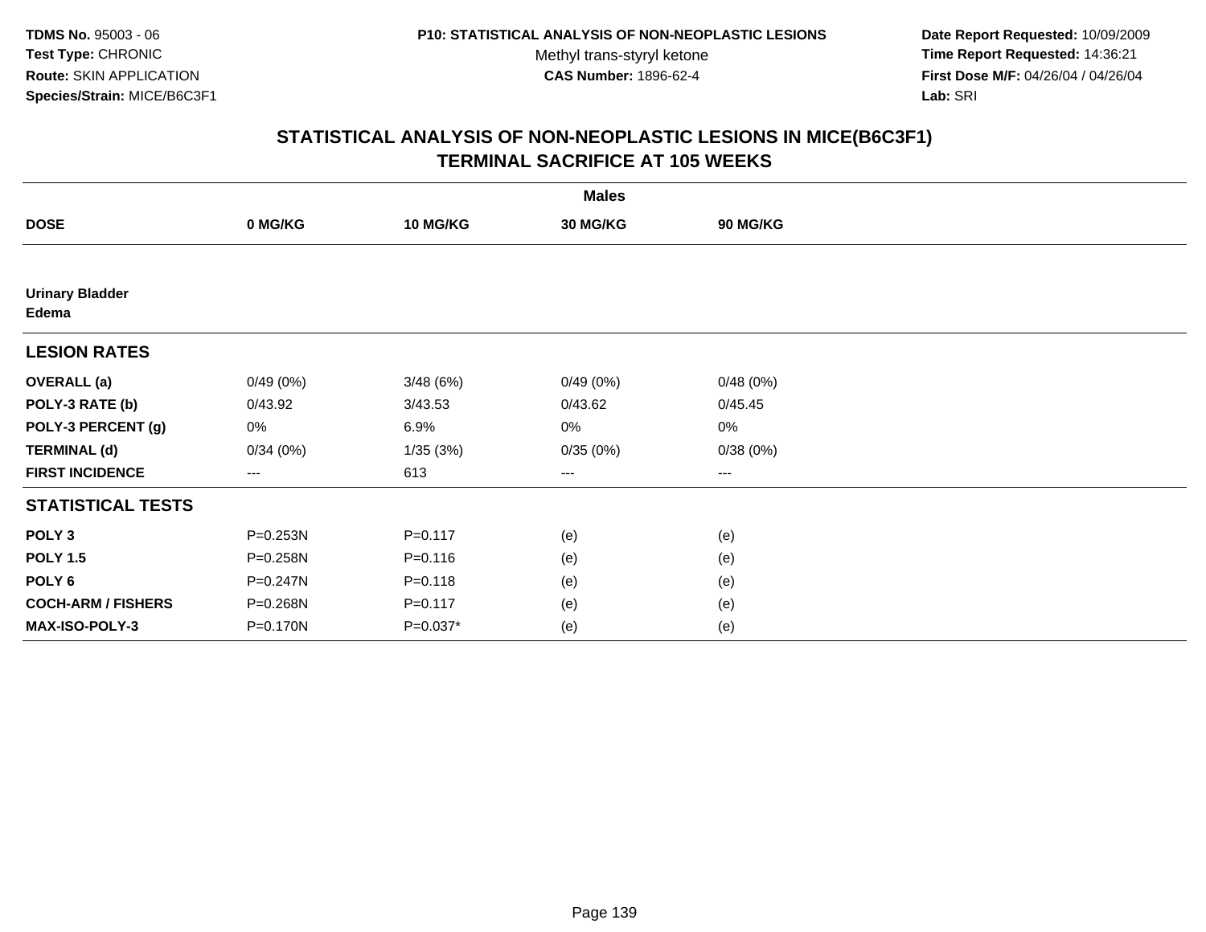**TDMS No.** 95003 - 06
**Test Type:** CHRONIC
**Route:** SKIN APPLICATION
**Species/Strain:** MICE/B6C3F1

**P10: STATISTICAL ANALYSIS OF NON-NEOPLASTIC LESIONS**
Methyl trans-styryl ketone
**CAS Number:** 1896-62-4

**Date Report Requested:** 10/09/2009
**Time Report Requested:** 14:36:21
**First Dose M/F:** 04/26/04 / 04/26/04
**Lab:** SRI

## STATISTICAL ANALYSIS OF NON-NEOPLASTIC LESIONS IN MICE(B6C3F1) TERMINAL SACRIFICE AT 105 WEEKS

| | Males | | | |
|---|---|---|---|---|
| **DOSE** | **0 MG/KG** | **10 MG/KG** | **30 MG/KG** | **90 MG/KG** |
| **Urinary Bladder** **Edema** | | | | |
| **LESION RATES** | | | | |
| **OVERALL (a)** | 0/49 (0%) | 3/48 (6%) | 0/49 (0%) | 0/48 (0%) |
| **POLY-3 RATE (b)** | 0/43.92 | 3/43.53 | 0/43.62 | 0/45.45 |
| **POLY-3 PERCENT (g)** | 0% | 6.9% | 0% | 0% |
| **TERMINAL (d)** | 0/34 (0%) | 1/35 (3%) | 0/35 (0%) | 0/38 (0%) |
| **FIRST INCIDENCE** | --- | 613 | --- | --- |
| **STATISTICAL TESTS** | | | | |
| **POLY 3** | P=0.253N | P=0.117 | (e) | (e) |
| **POLY 1.5** | P=0.258N | P=0.116 | (e) | (e) |
| **POLY 6** | P=0.247N | P=0.118 | (e) | (e) |
| **COCH-ARM / FISHERS** | P=0.268N | P=0.117 | (e) | (e) |
| **MAX-ISO-POLY-3** | P=0.170N | P=0.037* | (e) | (e) |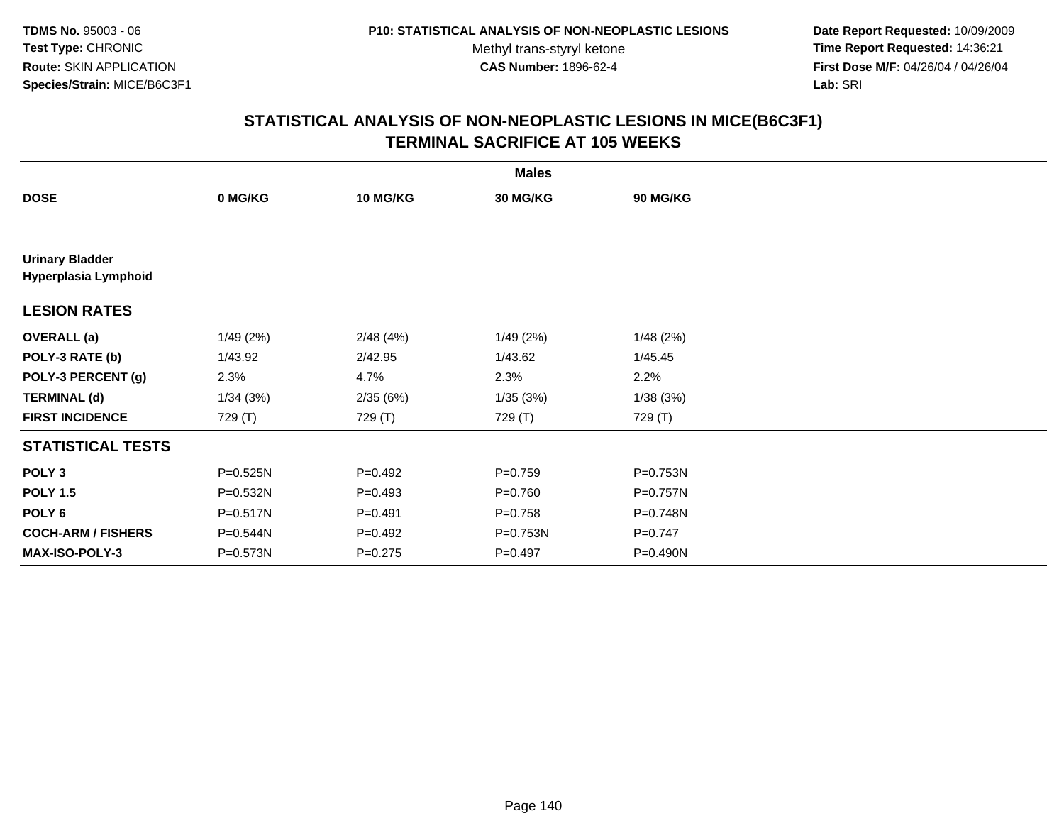**TDMS No.** 95003 - 06
**Test Type:** CHRONIC
**Route:** SKIN APPLICATION
**Species/Strain:** MICE/B6C3F1

**P10: STATISTICAL ANALYSIS OF NON-NEOPLASTIC LESIONS**
Methyl trans-styryl ketone
**CAS Number:** 1896-62-4

**Date Report Requested:** 10/09/2009
**Time Report Requested:** 14:36:21
**First Dose M/F:** 04/26/04 / 04/26/04
**Lab:** SRI

## STATISTICAL ANALYSIS OF NON-NEOPLASTIC LESIONS IN MICE(B6C3F1)
## TERMINAL SACRIFICE AT 105 WEEKS

| | Males | | | |
|---|---|---|---|---|
| **DOSE** | **0 MG/KG** | **10 MG/KG** | **30 MG/KG** | **90 MG/KG** |
| **Urinary Bladder** | | | | |
| **Hyperplasia Lymphoid** | | | | |
| **LESION RATES** | | | | |
| **OVERALL (a)** | 1/49 (2%) | 2/48 (4%) | 1/49 (2%) | 1/48 (2%) |
| **POLY-3 RATE (b)** | 1/43.92 | 2/42.95 | 1/43.62 | 1/45.45 |
| **POLY-3 PERCENT (g)** | 2.3% | 4.7% | 2.3% | 2.2% |
| **TERMINAL (d)** | 1/34 (3%) | 2/35 (6%) | 1/35 (3%) | 1/38 (3%) |
| **FIRST INCIDENCE** | 729 (T) | 729 (T) | 729 (T) | 729 (T) |
| **STATISTICAL TESTS** | | | | |
| **POLY 3** | P=0.525N | P=0.492 | P=0.759 | P=0.753N |
| **POLY 1.5** | P=0.532N | P=0.493 | P=0.760 | P=0.757N |
| **POLY 6** | P=0.517N | P=0.491 | P=0.758 | P=0.748N |
| **COCH-ARM / FISHERS** | P=0.544N | P=0.492 | P=0.753N | P=0.747 |
| **MAX-ISO-POLY-3** | P=0.573N | P=0.275 | P=0.497 | P=0.490N |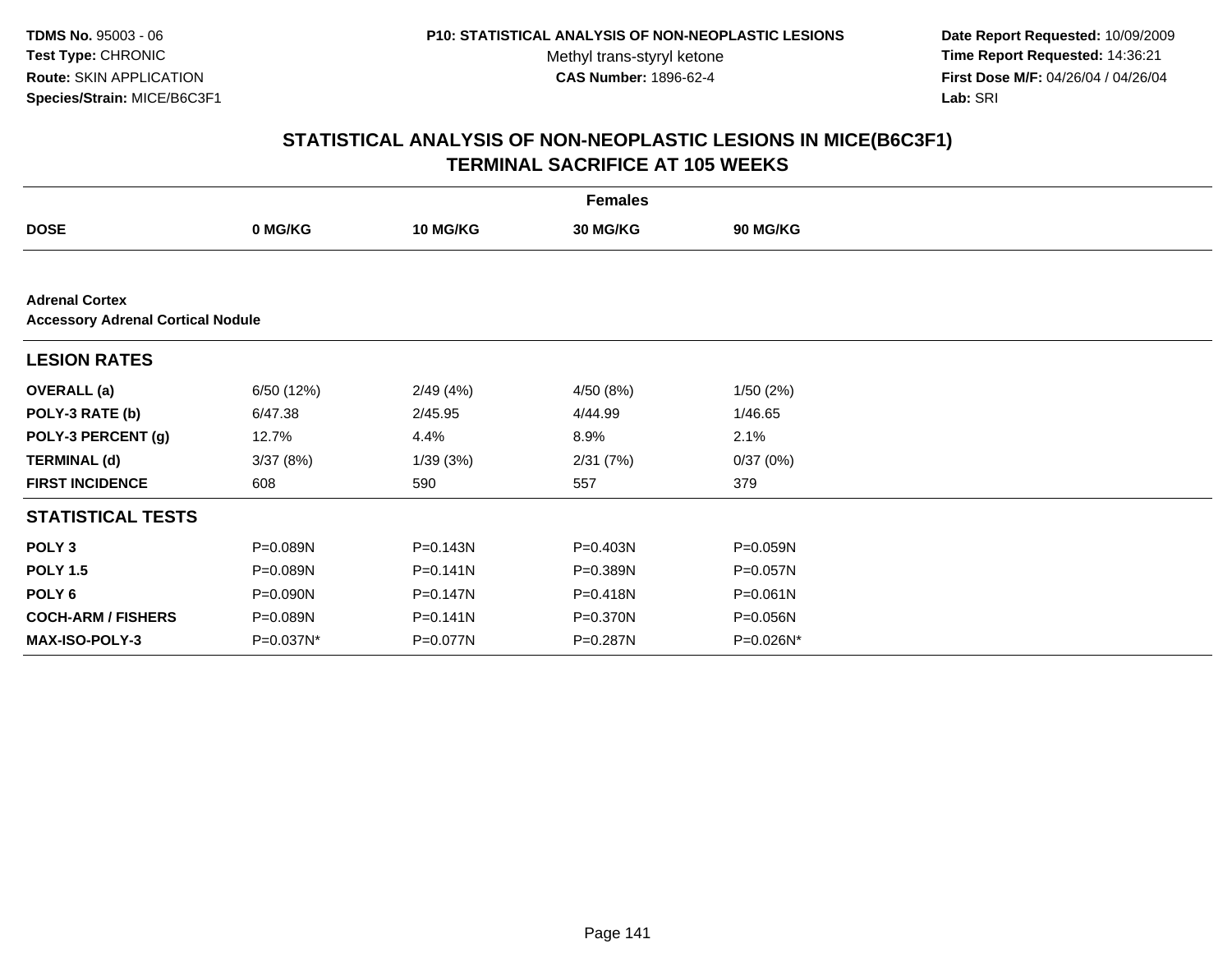**TDMS No.** 95003 - 06
**Test Type:** CHRONIC
**Route:** SKIN APPLICATION
**Species/Strain:** MICE/B6C3F1

**P10: STATISTICAL ANALYSIS OF NON-NEOPLASTIC LESIONS**
Methyl trans-styryl ketone
**CAS Number:** 1896-62-4

**Date Report Requested:** 10/09/2009
**Time Report Requested:** 14:36:21
**First Dose M/F:** 04/26/04 / 04/26/04
**Lab:** SRI

## STATISTICAL ANALYSIS OF NON-NEOPLASTIC LESIONS IN MICE(B6C3F1)
## TERMINAL SACRIFICE AT 105 WEEKS

| | Females | | | |
|---|---|---|---|---|
| **DOSE** | **0 MG/KG** | **10 MG/KG** | **30 MG/KG** | **90 MG/KG** |
| **Adrenal Cortex** | | | | |
| **Accessory Adrenal Cortical Nodule** | | | | |
| **LESION RATES** | | | | |
| **OVERALL (a)** | 6/50 (12%) | 2/49 (4%) | 4/50 (8%) | 1/50 (2%) |
| **POLY-3 RATE (b)** | 6/47.38 | 2/45.95 | 4/44.99 | 1/46.65 |
| **POLY-3 PERCENT (g)** | 12.7% | 4.4% | 8.9% | 2.1% |
| **TERMINAL (d)** | 3/37 (8%) | 1/39 (3%) | 2/31 (7%) | 0/37 (0%) |
| **FIRST INCIDENCE** | 608 | 590 | 557 | 379 |
| **STATISTICAL TESTS** | | | | |
| **POLY 3** | P=0.089N | P=0.143N | P=0.403N | P=0.059N |
| **POLY 1.5** | P=0.089N | P=0.141N | P=0.389N | P=0.057N |
| **POLY 6** | P=0.090N | P=0.147N | P=0.418N | P=0.061N |
| **COCH-ARM / FISHERS** | P=0.089N | P=0.141N | P=0.370N | P=0.056N |
| **MAX-ISO-POLY-3** | P=0.037N* | P=0.077N | P=0.287N | P=0.026N* |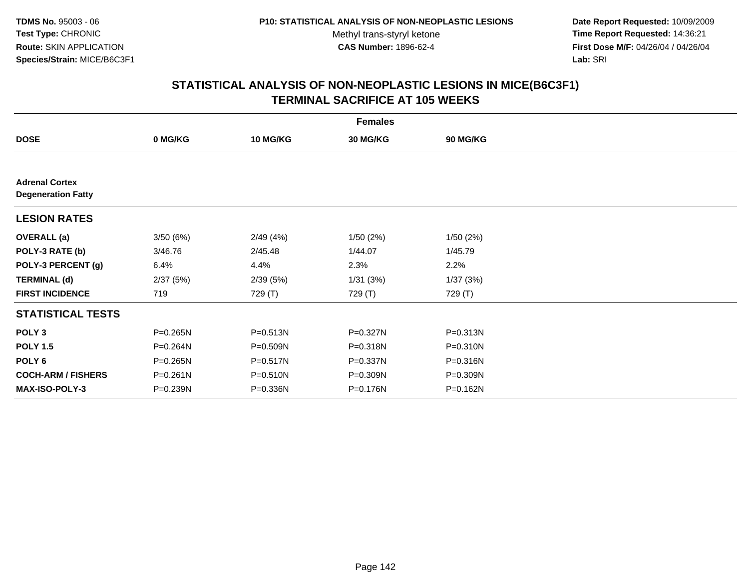TDMS No. 95003 - 06
Test Type: CHRONIC
Route: SKIN APPLICATION
Species/Strain: MICE/B6C3F1

P10: STATISTICAL ANALYSIS OF NON-NEOPLASTIC LESIONS
Methyl trans-styryl ketone
CAS Number: 1896-62-4

Date Report Requested: 10/09/2009
Time Report Requested: 14:36:21
First Dose M/F: 04/26/04 / 04/26/04
Lab: SRI

## STATISTICAL ANALYSIS OF NON-NEOPLASTIC LESIONS IN MICE(B6C3F1)
## TERMINAL SACRIFICE AT 105 WEEKS

| | Females | | | |
|---|---|---|---|---|
| **DOSE** | **0 MG/KG** | **10 MG/KG** | **30 MG/KG** | **90 MG/KG** |
| **Adrenal Cortex** | | | | |
| **Degeneration Fatty** | | | | |
| **LESION RATES** | | | | |
| **OVERALL (a)** | 3/50 (6%) | 2/49 (4%) | 1/50 (2%) | 1/50 (2%) |
| **POLY-3 RATE (b)** | 3/46.76 | 2/45.48 | 1/44.07 | 1/45.79 |
| **POLY-3 PERCENT (g)** | 6.4% | 4.4% | 2.3% | 2.2% |
| **TERMINAL (d)** | 2/37 (5%) | 2/39 (5%) | 1/31 (3%) | 1/37 (3%) |
| **FIRST INCIDENCE** | 719 | 729 (T) | 729 (T) | 729 (T) |
| **STATISTICAL TESTS** | | | | |
| **POLY 3** | P=0.265N | P=0.513N | P=0.327N | P=0.313N |
| **POLY 1.5** | P=0.264N | P=0.509N | P=0.318N | P=0.310N |
| **POLY 6** | P=0.265N | P=0.517N | P=0.337N | P=0.316N |
| **COCH-ARM / FISHERS** | P=0.261N | P=0.510N | P=0.309N | P=0.309N |
| **MAX-ISO-POLY-3** | P=0.239N | P=0.336N | P=0.176N | P=0.162N |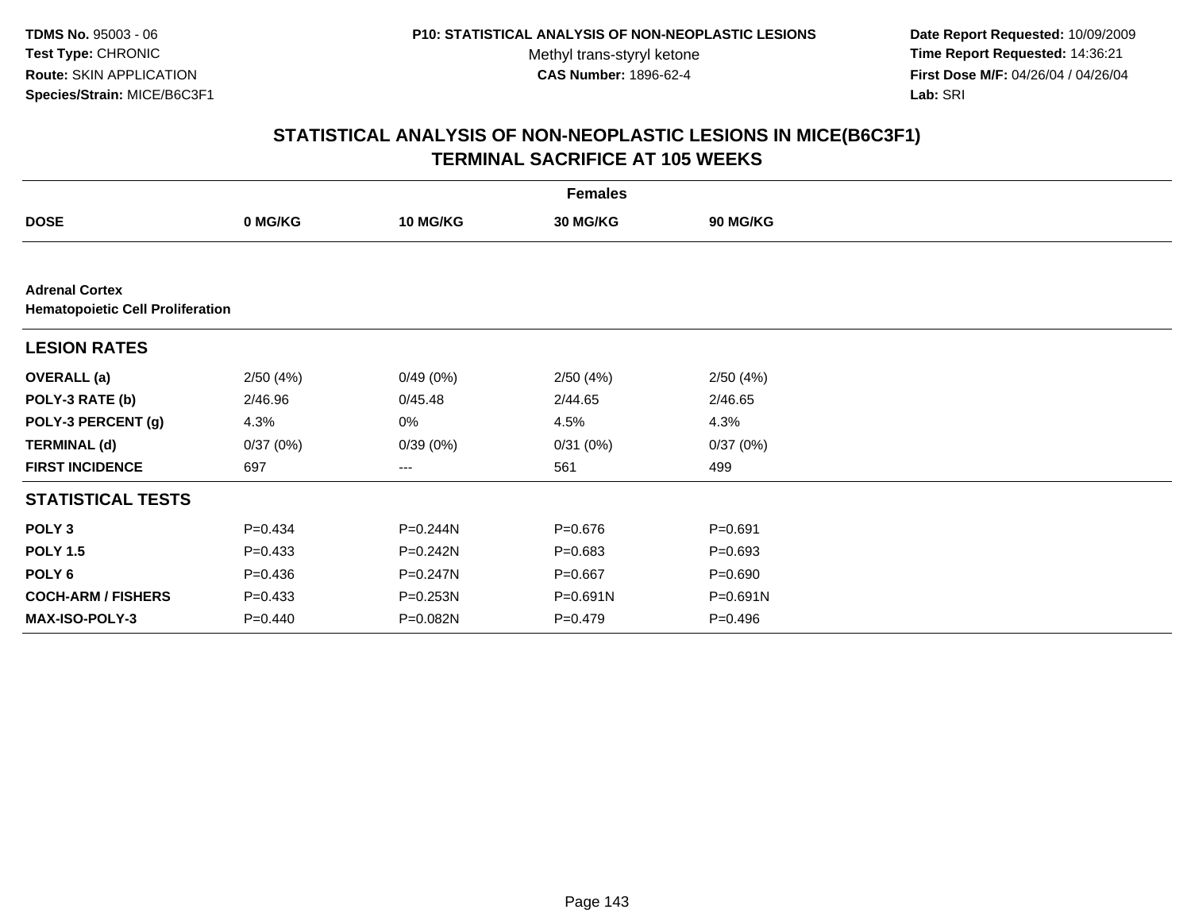**TDMS No.** 95003 - 06
**Test Type:** CHRONIC
**Route:** SKIN APPLICATION
**Species/Strain:** MICE/B6C3F1

**P10: STATISTICAL ANALYSIS OF NON-NEOPLASTIC LESIONS**
Methyl trans-styryl ketone
**CAS Number:** 1896-62-4

**Date Report Requested:** 10/09/2009
**Time Report Requested:** 14:36:21
**First Dose M/F:** 04/26/04 / 04/26/04
**Lab:** SRI

## STATISTICAL ANALYSIS OF NON-NEOPLASTIC LESIONS IN MICE(B6C3F1)
## TERMINAL SACRIFICE AT 105 WEEKS

| | Females | | | |
|---|---|---|---|---|
| **DOSE** | **0 MG/KG** | **10 MG/KG** | **30 MG/KG** | **90 MG/KG** |
| **Adrenal Cortex** | | | | |
| **Hematopoietic Cell Proliferation** | | | | |
| **LESION RATES** | | | | |
| **OVERALL (a)** | 2/50 (4%) | 0/49 (0%) | 2/50 (4%) | 2/50 (4%) |
| **POLY-3 RATE (b)** | 2/46.96 | 0/45.48 | 2/44.65 | 2/46.65 |
| **POLY-3 PERCENT (g)** | 4.3% | 0% | 4.5% | 4.3% |
| **TERMINAL (d)** | 0/37 (0%) | 0/39 (0%) | 0/31 (0%) | 0/37 (0%) |
| **FIRST INCIDENCE** | 697 | --- | 561 | 499 |
| **STATISTICAL TESTS** | | | | |
| **POLY 3** | P=0.434 | P=0.244N | P=0.676 | P=0.691 |
| **POLY 1.5** | P=0.433 | P=0.242N | P=0.683 | P=0.693 |
| **POLY 6** | P=0.436 | P=0.247N | P=0.667 | P=0.690 |
| **COCH-ARM / FISHERS** | P=0.433 | P=0.253N | P=0.691N | P=0.691N |
| **MAX-ISO-POLY-3** | P=0.440 | P=0.082N | P=0.479 | P=0.496 |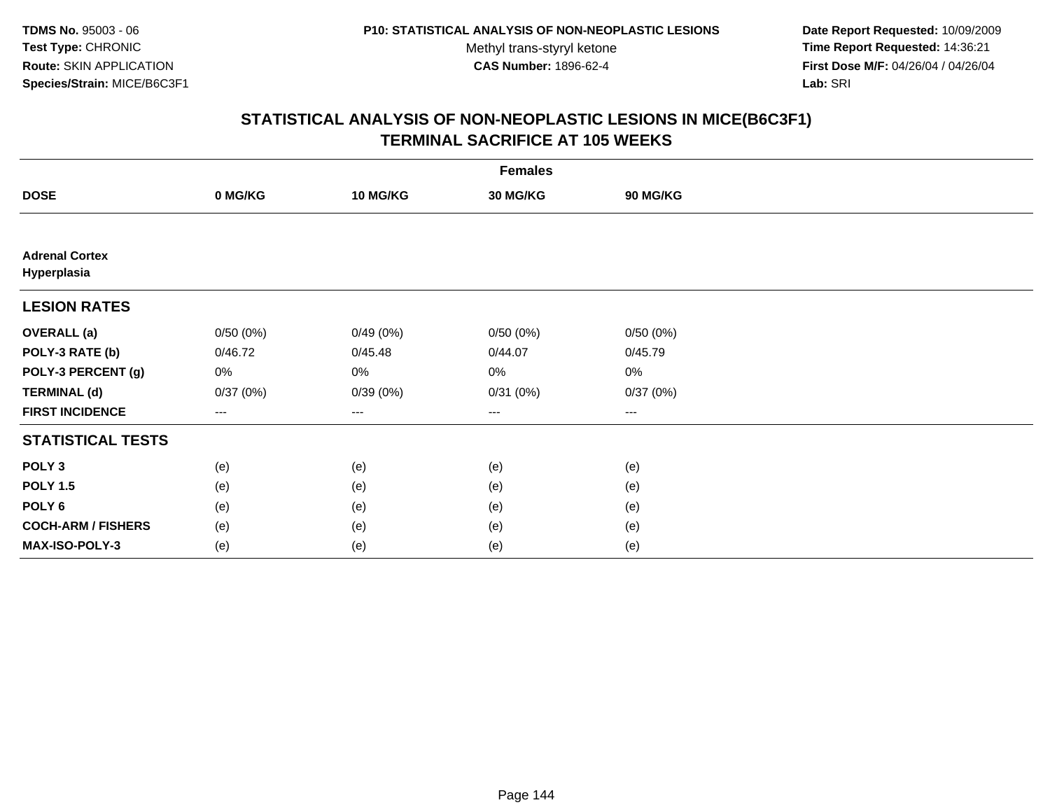**TDMS No.** 95003 - 06
**Test Type:** CHRONIC
**Route:** SKIN APPLICATION
**Species/Strain:** MICE/B6C3F1

**P10: STATISTICAL ANALYSIS OF NON-NEOPLASTIC LESIONS**
Methyl trans-styryl ketone
**CAS Number:** 1896-62-4

**Date Report Requested:** 10/09/2009
**Time Report Requested:** 14:36:21
**First Dose M/F:** 04/26/04 / 04/26/04
**Lab:** SRI

## STATISTICAL ANALYSIS OF NON-NEOPLASTIC LESIONS IN MICE(B6C3F1)
## TERMINAL SACRIFICE AT 105 WEEKS

| | Females | | | |
|---|---|---|---|---|
| **DOSE** | **0 MG/KG** | **10 MG/KG** | **30 MG/KG** | **90 MG/KG** |
| **Adrenal Cortex** | | | | |
| **Hyperplasia** | | | | |
| **LESION RATES** | | | | |
| **OVERALL (a)** | 0/50 (0%) | 0/49 (0%) | 0/50 (0%) | 0/50 (0%) |
| **POLY-3 RATE (b)** | 0/46.72 | 0/45.48 | 0/44.07 | 0/45.79 |
| **POLY-3 PERCENT (g)** | 0% | 0% | 0% | 0% |
| **TERMINAL (d)** | 0/37 (0%) | 0/39 (0%) | 0/31 (0%) | 0/37 (0%) |
| **FIRST INCIDENCE** | --- | --- | --- | --- |
| **STATISTICAL TESTS** | | | | |
| **POLY 3** | (e) | (e) | (e) | (e) |
| **POLY 1.5** | (e) | (e) | (e) | (e) |
| **POLY 6** | (e) | (e) | (e) | (e) |
| **COCH-ARM / FISHERS** | (e) | (e) | (e) | (e) |
| **MAX-ISO-POLY-3** | (e) | (e) | (e) | (e) |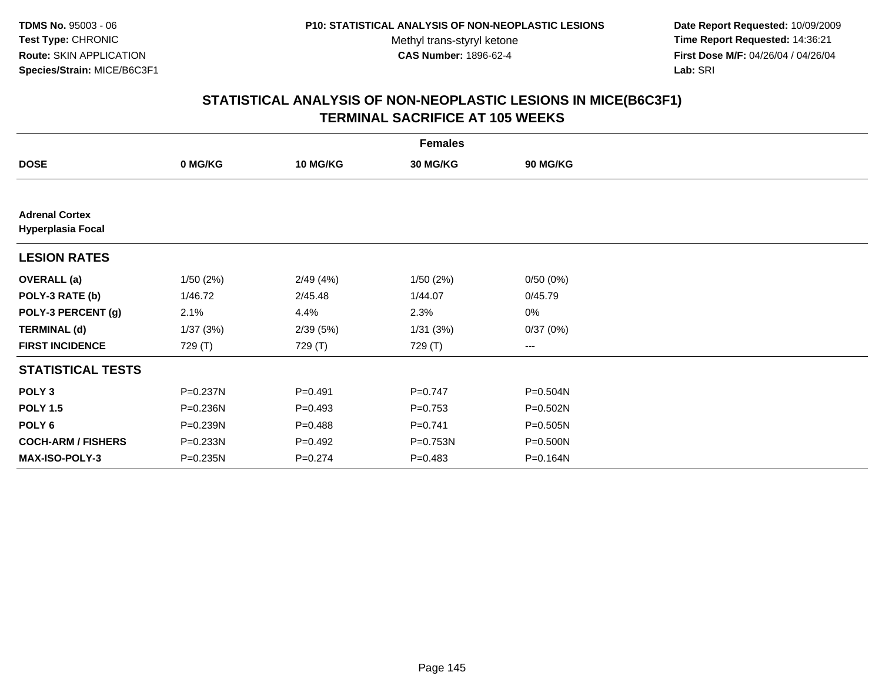TDMS No. 95003 - 06
Test Type: CHRONIC
Route: SKIN APPLICATION
Species/Strain: MICE/B6C3F1

P10: STATISTICAL ANALYSIS OF NON-NEOPLASTIC LESIONS
Methyl trans-styryl ketone
CAS Number: 1896-62-4

Date Report Requested: 10/09/2009
Time Report Requested: 14:36:21
First Dose M/F: 04/26/04 / 04/26/04
Lab: SRI

## STATISTICAL ANALYSIS OF NON-NEOPLASTIC LESIONS IN MICE(B6C3F1)
## TERMINAL SACRIFICE AT 105 WEEKS

| | Females | | | |
|---|---|---|---|---|
| **DOSE** | **0 MG/KG** | **10 MG/KG** | **30 MG/KG** | **90 MG/KG** |
| **Adrenal Cortex** | | | | |
| **Hyperplasia Focal** | | | | |
| **LESION RATES** | | | | |
| **OVERALL (a)** | 1/50 (2%) | 2/49 (4%) | 1/50 (2%) | 0/50 (0%) |
| **POLY-3 RATE (b)** | 1/46.72 | 2/45.48 | 1/44.07 | 0/45.79 |
| **POLY-3 PERCENT (g)** | 2.1% | 4.4% | 2.3% | 0% |
| **TERMINAL (d)** | 1/37 (3%) | 2/39 (5%) | 1/31 (3%) | 0/37 (0%) |
| **FIRST INCIDENCE** | 729 (T) | 729 (T) | 729 (T) | --- |
| **STATISTICAL TESTS** | | | | |
| **POLY 3** | P=0.237N | P=0.491 | P=0.747 | P=0.504N |
| **POLY 1.5** | P=0.236N | P=0.493 | P=0.753 | P=0.502N |
| **POLY 6** | P=0.239N | P=0.488 | P=0.741 | P=0.505N |
| **COCH-ARM / FISHERS** | P=0.233N | P=0.492 | P=0.753N | P=0.500N |
| **MAX-ISO-POLY-3** | P=0.235N | P=0.274 | P=0.483 | P=0.164N |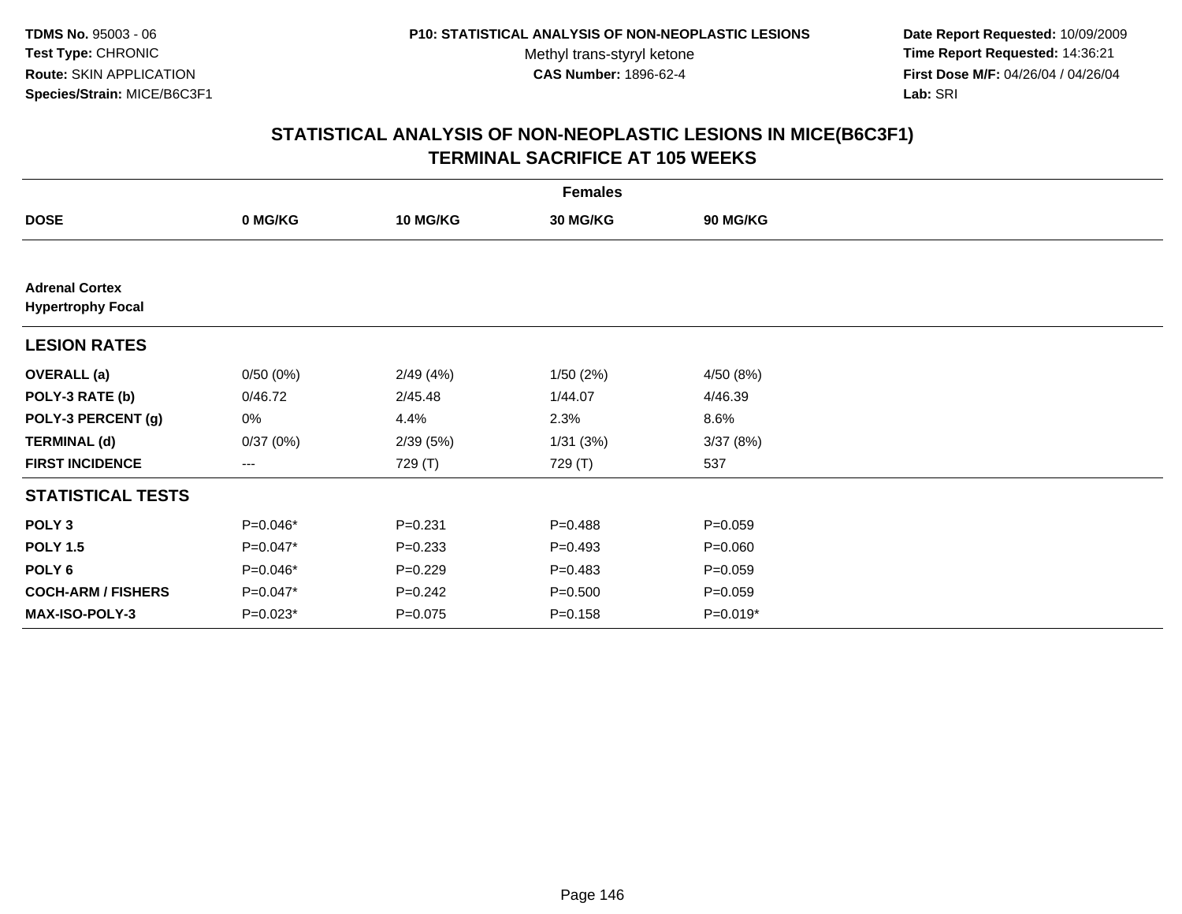TDMS No. 95003 - 06
Test Type: CHRONIC
Route: SKIN APPLICATION
Species/Strain: MICE/B6C3F1

P10: STATISTICAL ANALYSIS OF NON-NEOPLASTIC LESIONS
Methyl trans-styryl ketone
CAS Number: 1896-62-4

Date Report Requested: 10/09/2009
Time Report Requested: 14:36:21
First Dose M/F: 04/26/04 / 04/26/04
Lab: SRI

## STATISTICAL ANALYSIS OF NON-NEOPLASTIC LESIONS IN MICE(B6C3F1)
## TERMINAL SACRIFICE AT 105 WEEKS

| | Females | | | |
|---|---|---|---|---|
| **DOSE** | **0 MG/KG** | **10 MG/KG** | **30 MG/KG** | **90 MG/KG** |
| **Adrenal Cortex** | | | | |
| **Hypertrophy Focal** | | | | |
| **LESION RATES** | | | | |
| **OVERALL (a)** | 0/50 (0%) | 2/49 (4%) | 1/50 (2%) | 4/50 (8%) |
| **POLY-3 RATE (b)** | 0/46.72 | 2/45.48 | 1/44.07 | 4/46.39 |
| **POLY-3 PERCENT (g)** | 0% | 4.4% | 2.3% | 8.6% |
| **TERMINAL (d)** | 0/37 (0%) | 2/39 (5%) | 1/31 (3%) | 3/37 (8%) |
| **FIRST INCIDENCE** | --- | 729 (T) | 729 (T) | 537 |
| **STATISTICAL TESTS** | | | | |
| **POLY 3** | P=0.046* | P=0.231 | P=0.488 | P=0.059 |
| **POLY 1.5** | P=0.047* | P=0.233 | P=0.493 | P=0.060 |
| **POLY 6** | P=0.046* | P=0.229 | P=0.483 | P=0.059 |
| **COCH-ARM / FISHERS** | P=0.047* | P=0.242 | P=0.500 | P=0.059 |
| **MAX-ISO-POLY-3** | P=0.023* | P=0.075 | P=0.158 | P=0.019* |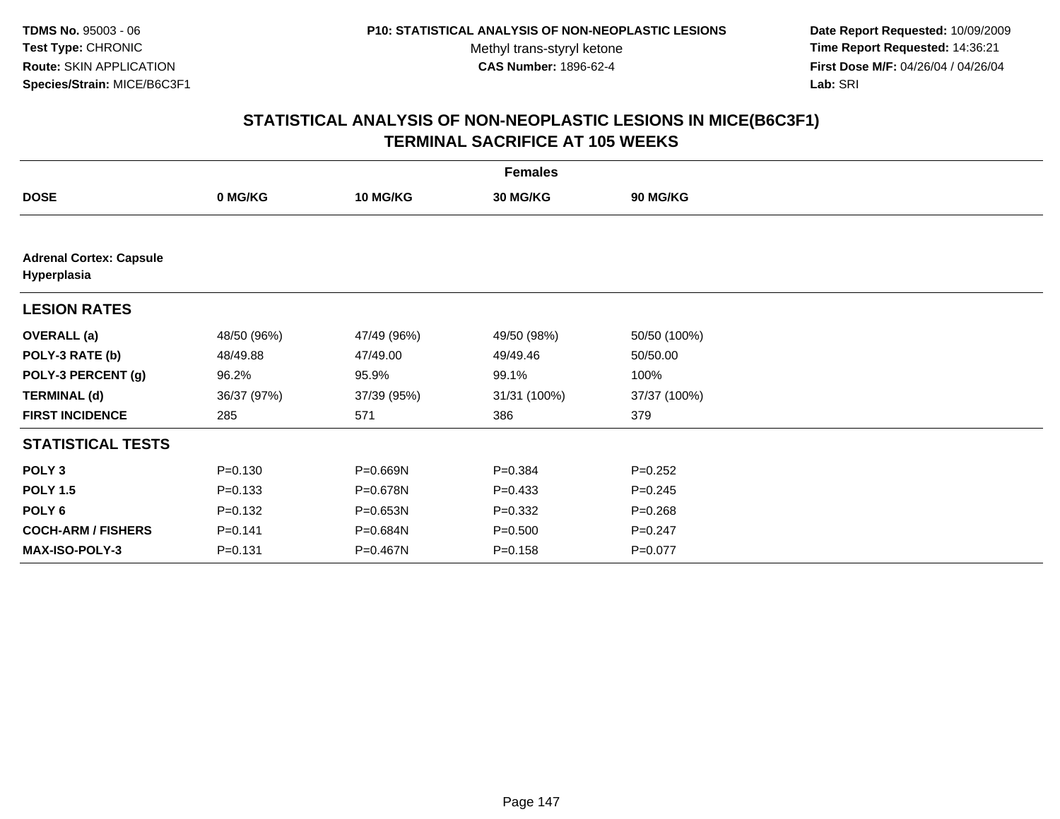TDMS No. 95003 - 06
Test Type: CHRONIC
Route: SKIN APPLICATION
Species/Strain: MICE/B6C3F1

P10: STATISTICAL ANALYSIS OF NON-NEOPLASTIC LESIONS
Methyl trans-styryl ketone
CAS Number: 1896-62-4

Date Report Requested: 10/09/2009
Time Report Requested: 14:36:21
First Dose M/F: 04/26/04 / 04/26/04
Lab: SRI

## STATISTICAL ANALYSIS OF NON-NEOPLASTIC LESIONS IN MICE(B6C3F1) TERMINAL SACRIFICE AT 105 WEEKS

| | Females | | | |
|---|---|---|---|---|
| **DOSE** | **0 MG/KG** | **10 MG/KG** | **30 MG/KG** | **90 MG/KG** |
| **Adrenal Cortex: Capsule Hyperplasia** | | | | |
| **LESION RATES** | | | | |
| **OVERALL (a)** | 48/50 (96%) | 47/49 (96%) | 49/50 (98%) | 50/50 (100%) |
| **POLY-3 RATE (b)** | 48/49.88 | 47/49.00 | 49/49.46 | 50/50.00 |
| **POLY-3 PERCENT (g)** | 96.2% | 95.9% | 99.1% | 100% |
| **TERMINAL (d)** | 36/37 (97%) | 37/39 (95%) | 31/31 (100%) | 37/37 (100%) |
| **FIRST INCIDENCE** | 285 | 571 | 386 | 379 |
| **STATISTICAL TESTS** | | | | |
| **POLY 3** | P=0.130 | P=0.669N | P=0.384 | P=0.252 |
| **POLY 1.5** | P=0.133 | P=0.678N | P=0.433 | P=0.245 |
| **POLY 6** | P=0.132 | P=0.653N | P=0.332 | P=0.268 |
| **COCH-ARM / FISHERS** | P=0.141 | P=0.684N | P=0.500 | P=0.247 |
| **MAX-ISO-POLY-3** | P=0.131 | P=0.467N | P=0.158 | P=0.077 |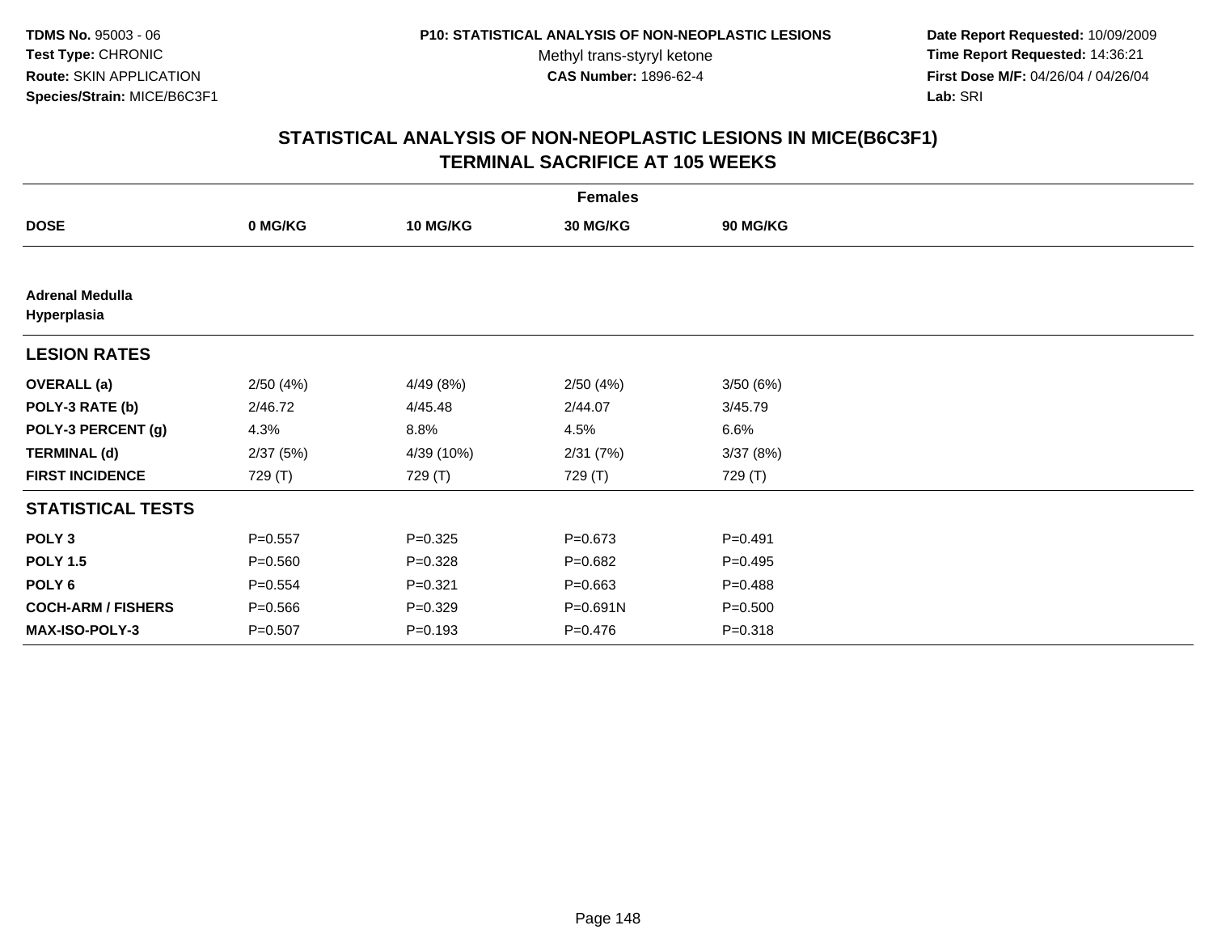TDMS No. 95003 - 06
Test Type: CHRONIC
Route: SKIN APPLICATION
Species/Strain: MICE/B6C3F1

P10: STATISTICAL ANALYSIS OF NON-NEOPLASTIC LESIONS
Methyl trans-styryl ketone
CAS Number: 1896-62-4

Date Report Requested: 10/09/2009
Time Report Requested: 14:36:21
First Dose M/F: 04/26/04 / 04/26/04
Lab: SRI

## STATISTICAL ANALYSIS OF NON-NEOPLASTIC LESIONS IN MICE(B6C3F1) TERMINAL SACRIFICE AT 105 WEEKS

| Females | | | | |
|---|---|---|---|---|
| **DOSE** | **0 MG/KG** | **10 MG/KG** | **30 MG/KG** | **90 MG/KG** |
| **Adrenal Medulla Hyperplasia** | | | | |
| **LESION RATES** | | | | |
| **OVERALL (a)** | 2/50 (4%) | 4/49 (8%) | 2/50 (4%) | 3/50 (6%) |
| **POLY-3 RATE (b)** | 2/46.72 | 4/45.48 | 2/44.07 | 3/45.79 |
| **POLY-3 PERCENT (g)** | 4.3% | 8.8% | 4.5% | 6.6% |
| **TERMINAL (d)** | 2/37 (5%) | 4/39 (10%) | 2/31 (7%) | 3/37 (8%) |
| **FIRST INCIDENCE** | 729 (T) | 729 (T) | 729 (T) | 729 (T) |
| **STATISTICAL TESTS** | | | | |
| **POLY 3** | P=0.557 | P=0.325 | P=0.673 | P=0.491 |
| **POLY 1.5** | P=0.560 | P=0.328 | P=0.682 | P=0.495 |
| **POLY 6** | P=0.554 | P=0.321 | P=0.663 | P=0.488 |
| **COCH-ARM / FISHERS** | P=0.566 | P=0.329 | P=0.691N | P=0.500 |
| **MAX-ISO-POLY-3** | P=0.507 | P=0.193 | P=0.476 | P=0.318 |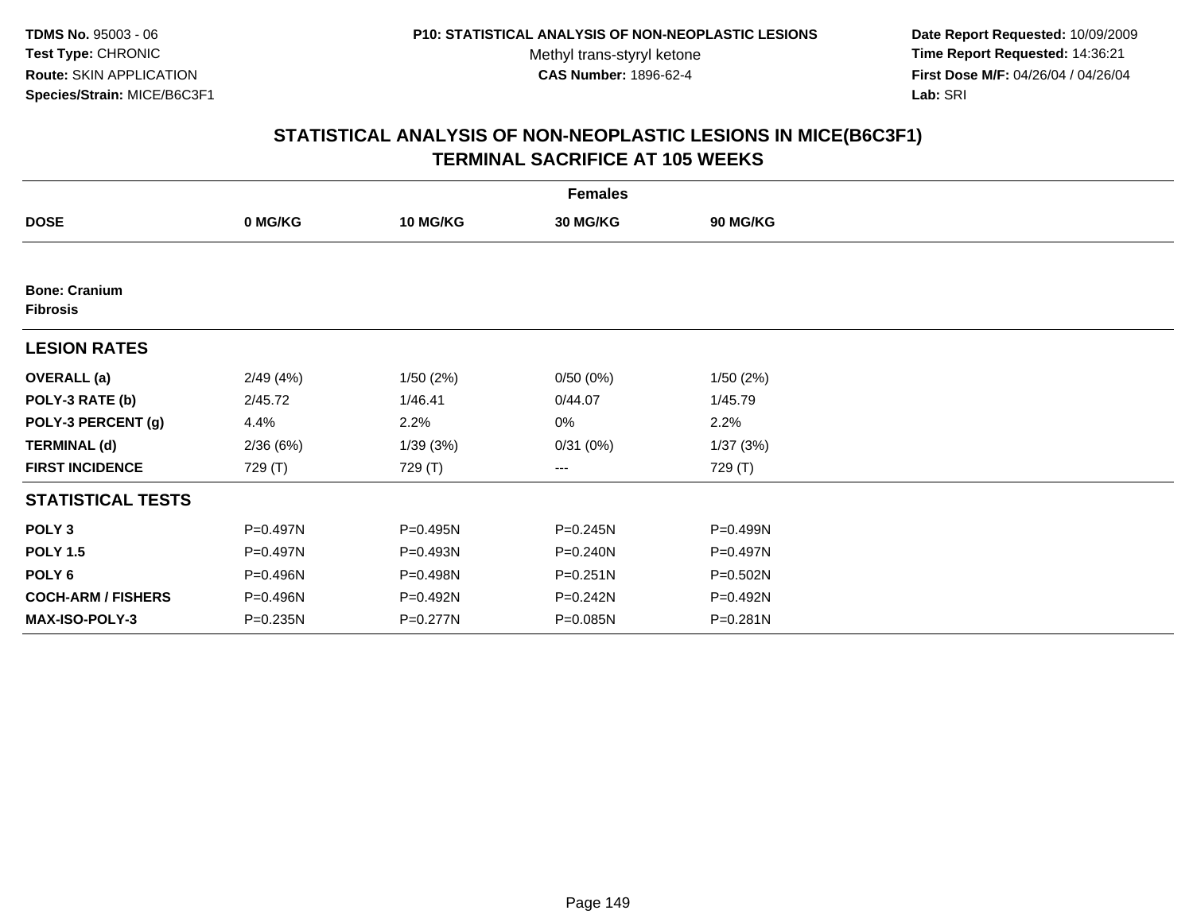TDMS No. 95003 - 06
Test Type: CHRONIC
Route: SKIN APPLICATION
Species/Strain: MICE/B6C3F1

P10: STATISTICAL ANALYSIS OF NON-NEOPLASTIC LESIONS
Methyl trans-styryl ketone
CAS Number: 1896-62-4

Date Report Requested: 10/09/2009
Time Report Requested: 14:36:21
First Dose M/F: 04/26/04 / 04/26/04
Lab: SRI

## STATISTICAL ANALYSIS OF NON-NEOPLASTIC LESIONS IN MICE(B6C3F1)
## TERMINAL SACRIFICE AT 105 WEEKS

| Females | | | | |
|---|---|---|---|---|
| **DOSE** | **0 MG/KG** | **10 MG/KG** | **30 MG/KG** | **90 MG/KG** |
| **Bone: Cranium** | | | | |
| **Fibrosis** | | | | |
| **LESION RATES** | | | | |
| **OVERALL (a)** | 2/49 (4%) | 1/50 (2%) | 0/50 (0%) | 1/50 (2%) |
| **POLY-3 RATE (b)** | 2/45.72 | 1/46.41 | 0/44.07 | 1/45.79 |
| **POLY-3 PERCENT (g)** | 4.4% | 2.2% | 0% | 2.2% |
| **TERMINAL (d)** | 2/36 (6%) | 1/39 (3%) | 0/31 (0%) | 1/37 (3%) |
| **FIRST INCIDENCE** | 729 (T) | 729 (T) | --- | 729 (T) |
| **STATISTICAL TESTS** | | | | |
| **POLY 3** | P=0.497N | P=0.495N | P=0.245N | P=0.499N |
| **POLY 1.5** | P=0.497N | P=0.493N | P=0.240N | P=0.497N |
| **POLY 6** | P=0.496N | P=0.498N | P=0.251N | P=0.502N |
| **COCH-ARM / FISHERS** | P=0.496N | P=0.492N | P=0.242N | P=0.492N |
| **MAX-ISO-POLY-3** | P=0.235N | P=0.277N | P=0.085N | P=0.281N |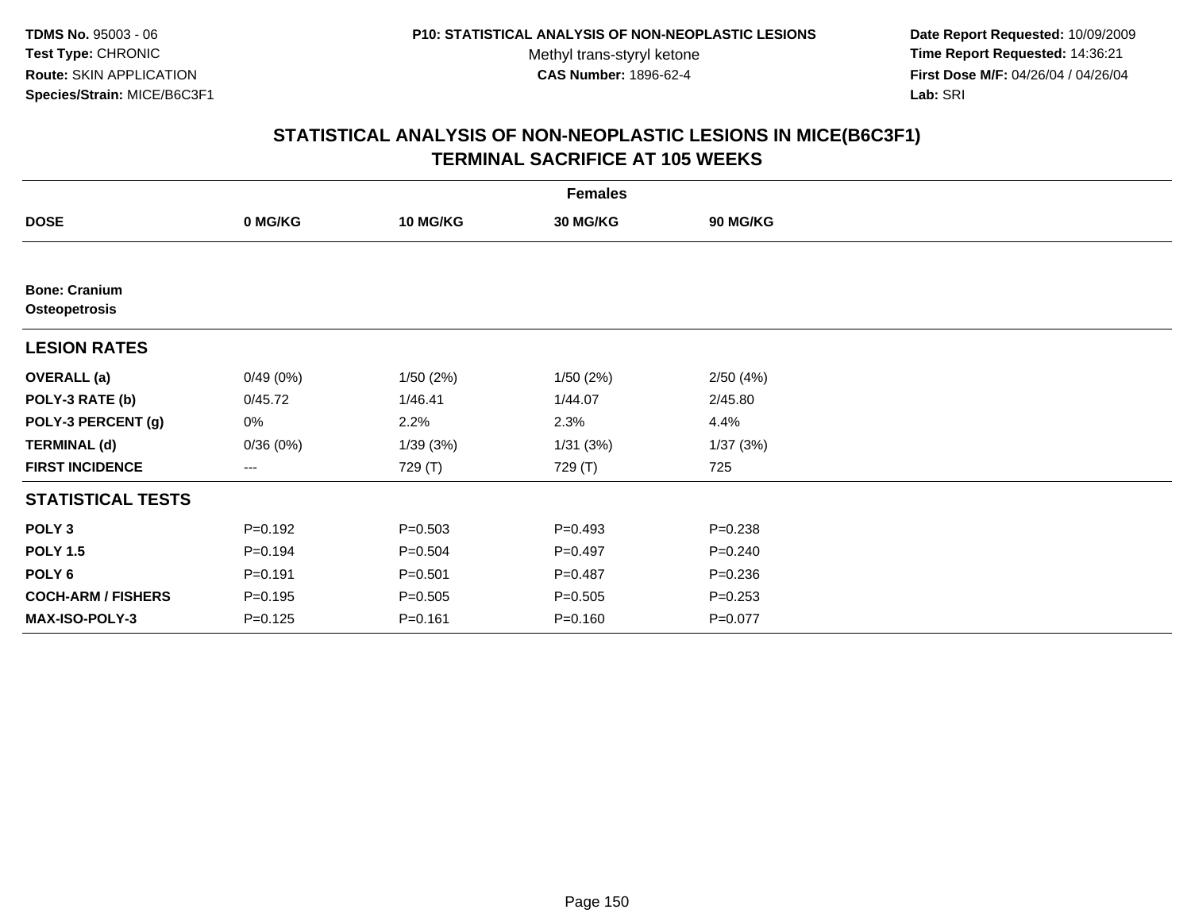**TDMS No.** 95003 - 06
**Test Type:** CHRONIC
**Route:** SKIN APPLICATION
**Species/Strain:** MICE/B6C3F1

**P10: STATISTICAL ANALYSIS OF NON-NEOPLASTIC LESIONS**
Methyl trans-styryl ketone
**CAS Number:** 1896-62-4

**Date Report Requested:** 10/09/2009
**Time Report Requested:** 14:36:21
**First Dose M/F:** 04/26/04 / 04/26/04
**Lab:** SRI

## STATISTICAL ANALYSIS OF NON-NEOPLASTIC LESIONS IN MICE(B6C3F1)
## TERMINAL SACRIFICE AT 105 WEEKS

| Females | | | | |
|---|---|---|---|---|
| **DOSE** | **0 MG/KG** | **10 MG/KG** | **30 MG/KG** | **90 MG/KG** |
| **Bone: Cranium** | | | | |
| **Osteopetrosis** | | | | |
| **LESION RATES** | | | | |
| **OVERALL (a)** | 0/49 (0%) | 1/50 (2%) | 1/50 (2%) | 2/50 (4%) |
| **POLY-3 RATE (b)** | 0/45.72 | 1/46.41 | 1/44.07 | 2/45.80 |
| **POLY-3 PERCENT (g)** | 0% | 2.2% | 2.3% | 4.4% |
| **TERMINAL (d)** | 0/36 (0%) | 1/39 (3%) | 1/31 (3%) | 1/37 (3%) |
| **FIRST INCIDENCE** | --- | 729 (T) | 729 (T) | 725 |
| **STATISTICAL TESTS** | | | | |
| **POLY 3** | P=0.192 | P=0.503 | P=0.493 | P=0.238 |
| **POLY 1.5** | P=0.194 | P=0.504 | P=0.497 | P=0.240 |
| **POLY 6** | P=0.191 | P=0.501 | P=0.487 | P=0.236 |
| **COCH-ARM / FISHERS** | P=0.195 | P=0.505 | P=0.505 | P=0.253 |
| **MAX-ISO-POLY-3** | P=0.125 | P=0.161 | P=0.160 | P=0.077 |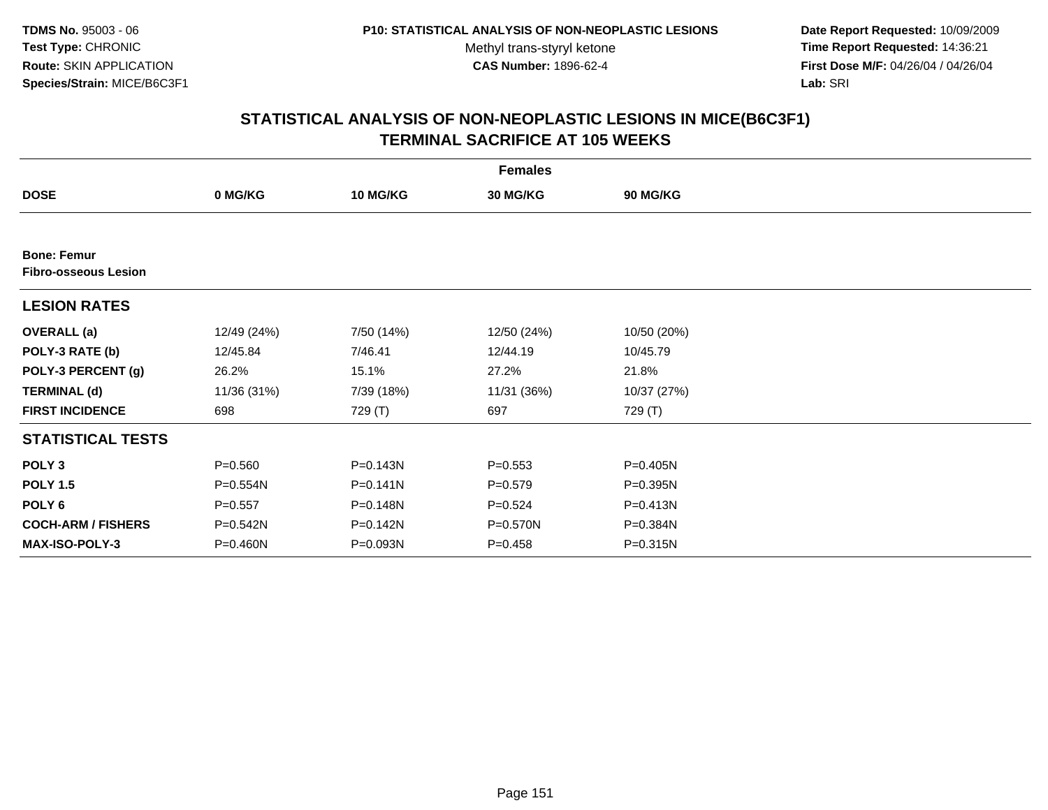**TDMS No.** 95003 - 06
**Test Type:** CHRONIC
**Route:** SKIN APPLICATION
**Species/Strain:** MICE/B6C3F1

**P10: STATISTICAL ANALYSIS OF NON-NEOPLASTIC LESIONS**
Methyl trans-styryl ketone
**CAS Number:** 1896-62-4

**Date Report Requested:** 10/09/2009
**Time Report Requested:** 14:36:21
**First Dose M/F:** 04/26/04 / 04/26/04
**Lab:** SRI

## STATISTICAL ANALYSIS OF NON-NEOPLASTIC LESIONS IN MICE(B6C3F1) TERMINAL SACRIFICE AT 105 WEEKS

| | Females | | | |
|---|---|---|---|---|
| **DOSE** | **0 MG/KG** | **10 MG/KG** | **30 MG/KG** | **90 MG/KG** |
| **Bone: Femur** | | | | |
| **Fibro-osseous Lesion** | | | | |
| **LESION RATES** | | | | |
| **OVERALL (a)** | 12/49 (24%) | 7/50 (14%) | 12/50 (24%) | 10/50 (20%) |
| **POLY-3 RATE (b)** | 12/45.84 | 7/46.41 | 12/44.19 | 10/45.79 |
| **POLY-3 PERCENT (g)** | 26.2% | 15.1% | 27.2% | 21.8% |
| **TERMINAL (d)** | 11/36 (31%) | 7/39 (18%) | 11/31 (36%) | 10/37 (27%) |
| **FIRST INCIDENCE** | 698 | 729 (T) | 697 | 729 (T) |
| **STATISTICAL TESTS** | | | | |
| **POLY 3** | P=0.560 | P=0.143N | P=0.553 | P=0.405N |
| **POLY 1.5** | P=0.554N | P=0.141N | P=0.579 | P=0.395N |
| **POLY 6** | P=0.557 | P=0.148N | P=0.524 | P=0.413N |
| **COCH-ARM / FISHERS** | P=0.542N | P=0.142N | P=0.570N | P=0.384N |
| **MAX-ISO-POLY-3** | P=0.460N | P=0.093N | P=0.458 | P=0.315N |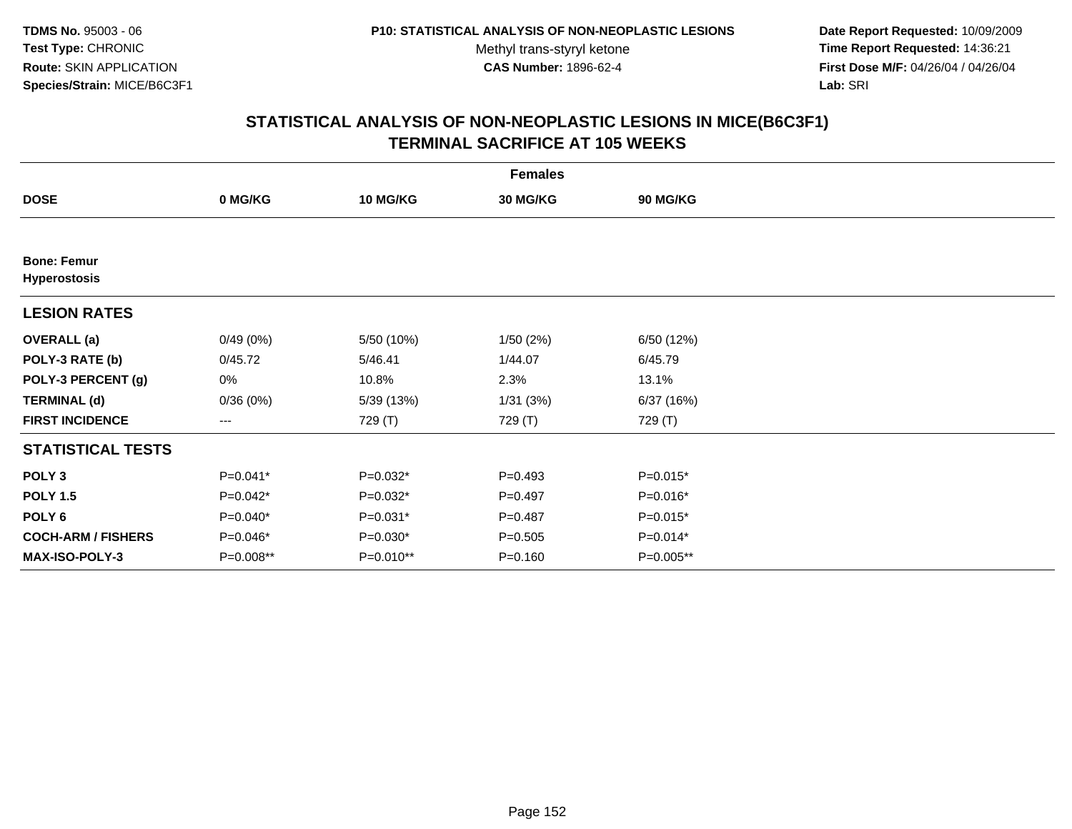TDMS No. 95003 - 06
Test Type: CHRONIC
Route: SKIN APPLICATION
Species/Strain: MICE/B6C3F1

P10: STATISTICAL ANALYSIS OF NON-NEOPLASTIC LESIONS
Methyl trans-styryl ketone
CAS Number: 1896-62-4

Date Report Requested: 10/09/2009
Time Report Requested: 14:36:21
First Dose M/F: 04/26/04 / 04/26/04
Lab: SRI

## STATISTICAL ANALYSIS OF NON-NEOPLASTIC LESIONS IN MICE(B6C3F1)
## TERMINAL SACRIFICE AT 105 WEEKS

| | Females | | | |
|---|---|---|---|---|
| **DOSE** | **0 MG/KG** | **10 MG/KG** | **30 MG/KG** | **90 MG/KG** |
| **Bone: Femur** | | | | |
| **Hyperostosis** | | | | |
| **LESION RATES** | | | | |
| **OVERALL (a)** | 0/49 (0%) | 5/50 (10%) | 1/50 (2%) | 6/50 (12%) |
| **POLY-3 RATE (b)** | 0/45.72 | 5/46.41 | 1/44.07 | 6/45.79 |
| **POLY-3 PERCENT (g)** | 0% | 10.8% | 2.3% | 13.1% |
| **TERMINAL (d)** | 0/36 (0%) | 5/39 (13%) | 1/31 (3%) | 6/37 (16%) |
| **FIRST INCIDENCE** | --- | 729 (T) | 729 (T) | 729 (T) |
| **STATISTICAL TESTS** | | | | |
| **POLY 3** | P=0.041* | P=0.032* | P=0.493 | P=0.015* |
| **POLY 1.5** | P=0.042* | P=0.032* | P=0.497 | P=0.016* |
| **POLY 6** | P=0.040* | P=0.031* | P=0.487 | P=0.015* |
| **COCH-ARM / FISHERS** | P=0.046* | P=0.030* | P=0.505 | P=0.014* |
| **MAX-ISO-POLY-3** | P=0.008** | P=0.010** | P=0.160 | P=0.005** |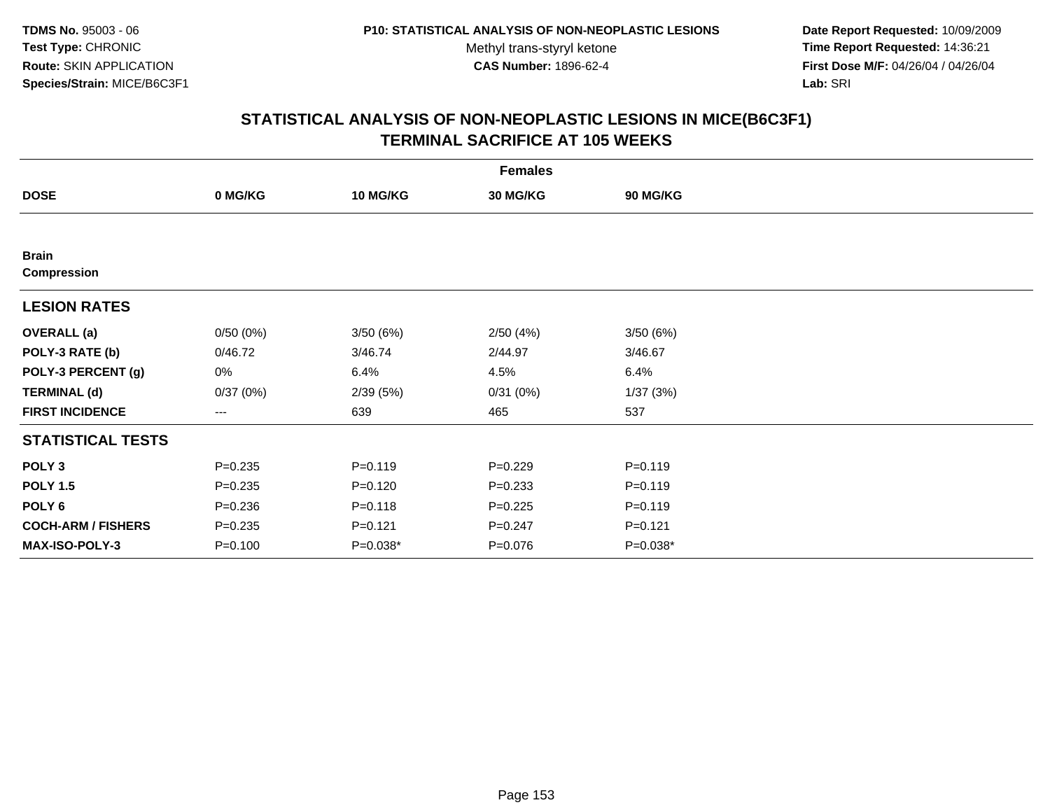TDMS No. 95003 - 06
Test Type: CHRONIC
Route: SKIN APPLICATION
Species/Strain: MICE/B6C3F1

P10: STATISTICAL ANALYSIS OF NON-NEOPLASTIC LESIONS
Methyl trans-styryl ketone
CAS Number: 1896-62-4

Date Report Requested: 10/09/2009
Time Report Requested: 14:36:21
First Dose M/F: 04/26/04 / 04/26/04
Lab: SRI

## STATISTICAL ANALYSIS OF NON-NEOPLASTIC LESIONS IN MICE(B6C3F1)
## TERMINAL SACRIFICE AT 105 WEEKS

| | Females | | | |
|---|---|---|---|---|
| **DOSE** | **0 MG/KG** | **10 MG/KG** | **30 MG/KG** | **90 MG/KG** |
| **Brain** | | | | |
| **Compression** | | | | |
| **LESION RATES** | | | | |
| **OVERALL (a)** | 0/50 (0%) | 3/50 (6%) | 2/50 (4%) | 3/50 (6%) |
| **POLY-3 RATE (b)** | 0/46.72 | 3/46.74 | 2/44.97 | 3/46.67 |
| **POLY-3 PERCENT (g)** | 0% | 6.4% | 4.5% | 6.4% |
| **TERMINAL (d)** | 0/37 (0%) | 2/39 (5%) | 0/31 (0%) | 1/37 (3%) |
| **FIRST INCIDENCE** | --- | 639 | 465 | 537 |
| **STATISTICAL TESTS** | | | | |
| **POLY 3** | P=0.235 | P=0.119 | P=0.229 | P=0.119 |
| **POLY 1.5** | P=0.235 | P=0.120 | P=0.233 | P=0.119 |
| **POLY 6** | P=0.236 | P=0.118 | P=0.225 | P=0.119 |
| **COCH-ARM / FISHERS** | P=0.235 | P=0.121 | P=0.247 | P=0.121 |
| **MAX-ISO-POLY-3** | P=0.100 | P=0.038* | P=0.076 | P=0.038* |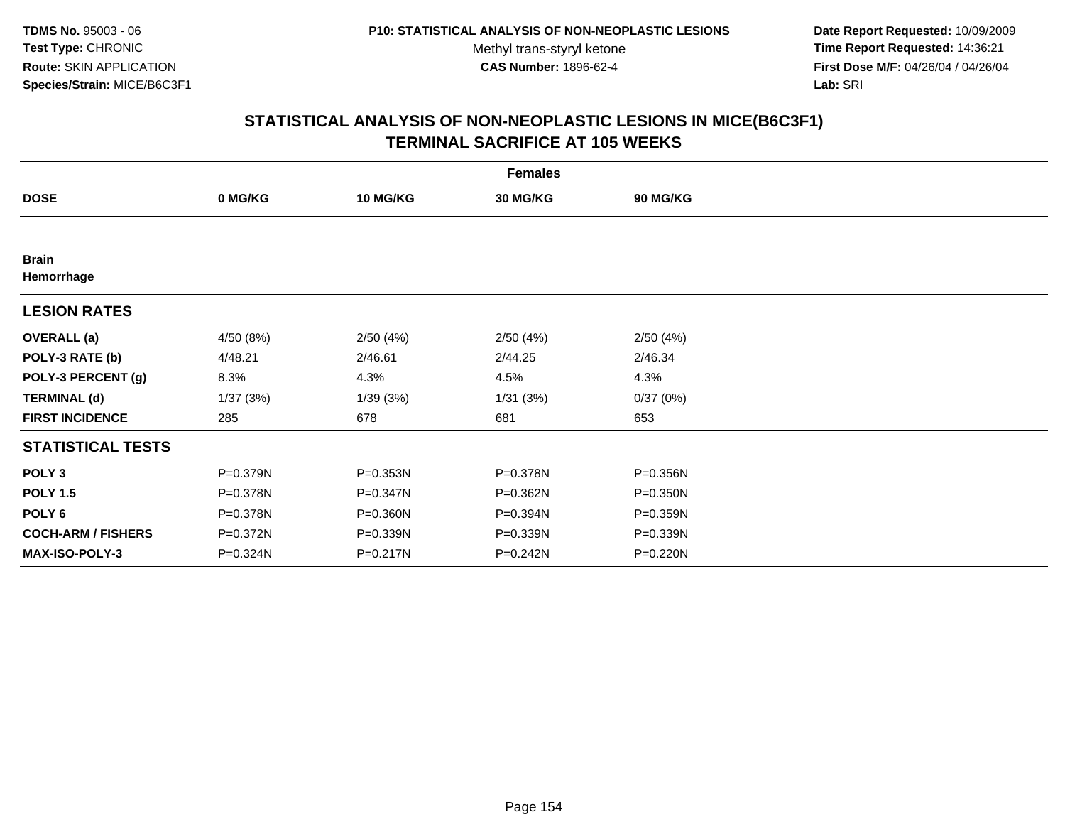**TDMS No.** 95003 - 06
**Test Type:** CHRONIC
**Route:** SKIN APPLICATION
**Species/Strain:** MICE/B6C3F1

**P10: STATISTICAL ANALYSIS OF NON-NEOPLASTIC LESIONS**
Methyl trans-styryl ketone
**CAS Number:** 1896-62-4

**Date Report Requested:** 10/09/2009
**Time Report Requested:** 14:36:21
**First Dose M/F:** 04/26/04 / 04/26/04
**Lab:** SRI

## STATISTICAL ANALYSIS OF NON-NEOPLASTIC LESIONS IN MICE(B6C3F1) TERMINAL SACRIFICE AT 105 WEEKS

| Females | | | | |
|---|---|---|---|---|
| **DOSE** | **0 MG/KG** | **10 MG/KG** | **30 MG/KG** | **90 MG/KG** |
| **Brain** | | | | |
| **Hemorrhage** | | | | |
| **LESION RATES** | | | | |
| **OVERALL (a)** | 4/50 (8%) | 2/50 (4%) | 2/50 (4%) | 2/50 (4%) |
| **POLY-3 RATE (b)** | 4/48.21 | 2/46.61 | 2/44.25 | 2/46.34 |
| **POLY-3 PERCENT (g)** | 8.3% | 4.3% | 4.5% | 4.3% |
| **TERMINAL (d)** | 1/37 (3%) | 1/39 (3%) | 1/31 (3%) | 0/37 (0%) |
| **FIRST INCIDENCE** | 285 | 678 | 681 | 653 |
| **STATISTICAL TESTS** | | | | |
| **POLY 3** | P=0.379N | P=0.353N | P=0.378N | P=0.356N |
| **POLY 1.5** | P=0.378N | P=0.347N | P=0.362N | P=0.350N |
| **POLY 6** | P=0.378N | P=0.360N | P=0.394N | P=0.359N |
| **COCH-ARM / FISHERS** | P=0.372N | P=0.339N | P=0.339N | P=0.339N |
| **MAX-ISO-POLY-3** | P=0.324N | P=0.217N | P=0.242N | P=0.220N |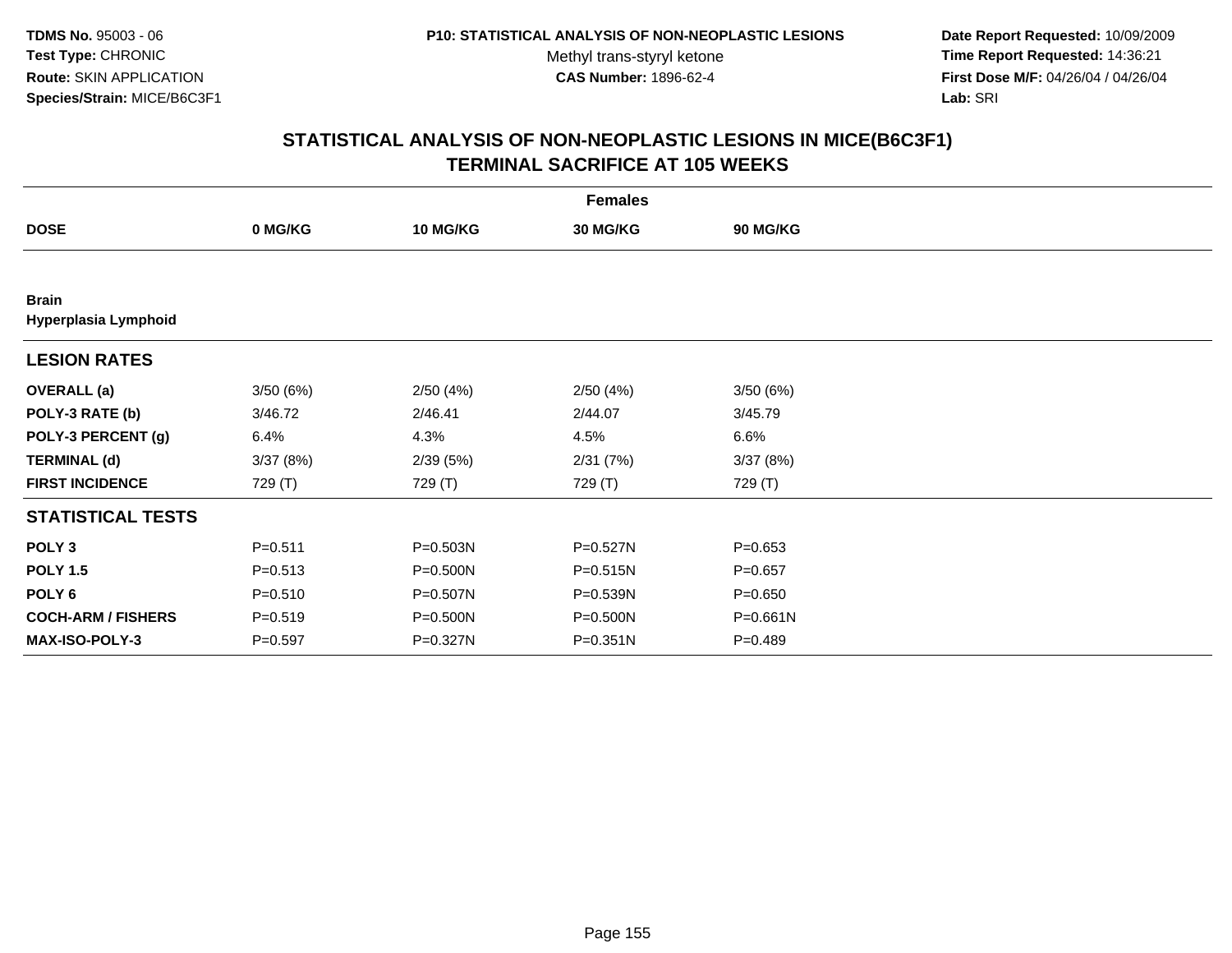**TDMS No.** 95003 - 06
**Test Type:** CHRONIC
**Route:** SKIN APPLICATION
**Species/Strain:** MICE/B6C3F1

**P10: STATISTICAL ANALYSIS OF NON-NEOPLASTIC LESIONS**
Methyl trans-styryl ketone
**CAS Number:** 1896-62-4

**Date Report Requested:** 10/09/2009
**Time Report Requested:** 14:36:21
**First Dose M/F:** 04/26/04 / 04/26/04
**Lab:** SRI

# STATISTICAL ANALYSIS OF NON-NEOPLASTIC LESIONS IN MICE(B6C3F1) TERMINAL SACRIFICE AT 105 WEEKS

| | Females | | | |
|---|---|---|---|---|
| **DOSE** | **0 MG/KG** | **10 MG/KG** | **30 MG/KG** | **90 MG/KG** |
| **Brain** **Hyperplasia Lymphoid** | | | | |
| **LESION RATES** | | | | |
| **OVERALL (a)** | 3/50 (6%) | 2/50 (4%) | 2/50 (4%) | 3/50 (6%) |
| **POLY-3 RATE (b)** | 3/46.72 | 2/46.41 | 2/44.07 | 3/45.79 |
| **POLY-3 PERCENT (g)** | 6.4% | 4.3% | 4.5% | 6.6% |
| **TERMINAL (d)** | 3/37 (8%) | 2/39 (5%) | 2/31 (7%) | 3/37 (8%) |
| **FIRST INCIDENCE** | 729 (T) | 729 (T) | 729 (T) | 729 (T) |
| **STATISTICAL TESTS** | | | | |
| **POLY 3** | P=0.511 | P=0.503N | P=0.527N | P=0.653 |
| **POLY 1.5** | P=0.513 | P=0.500N | P=0.515N | P=0.657 |
| **POLY 6** | P=0.510 | P=0.507N | P=0.539N | P=0.650 |
| **COCH-ARM / FISHERS** | P=0.519 | P=0.500N | P=0.500N | P=0.661N |
| **MAX-ISO-POLY-3** | P=0.597 | P=0.327N | P=0.351N | P=0.489 |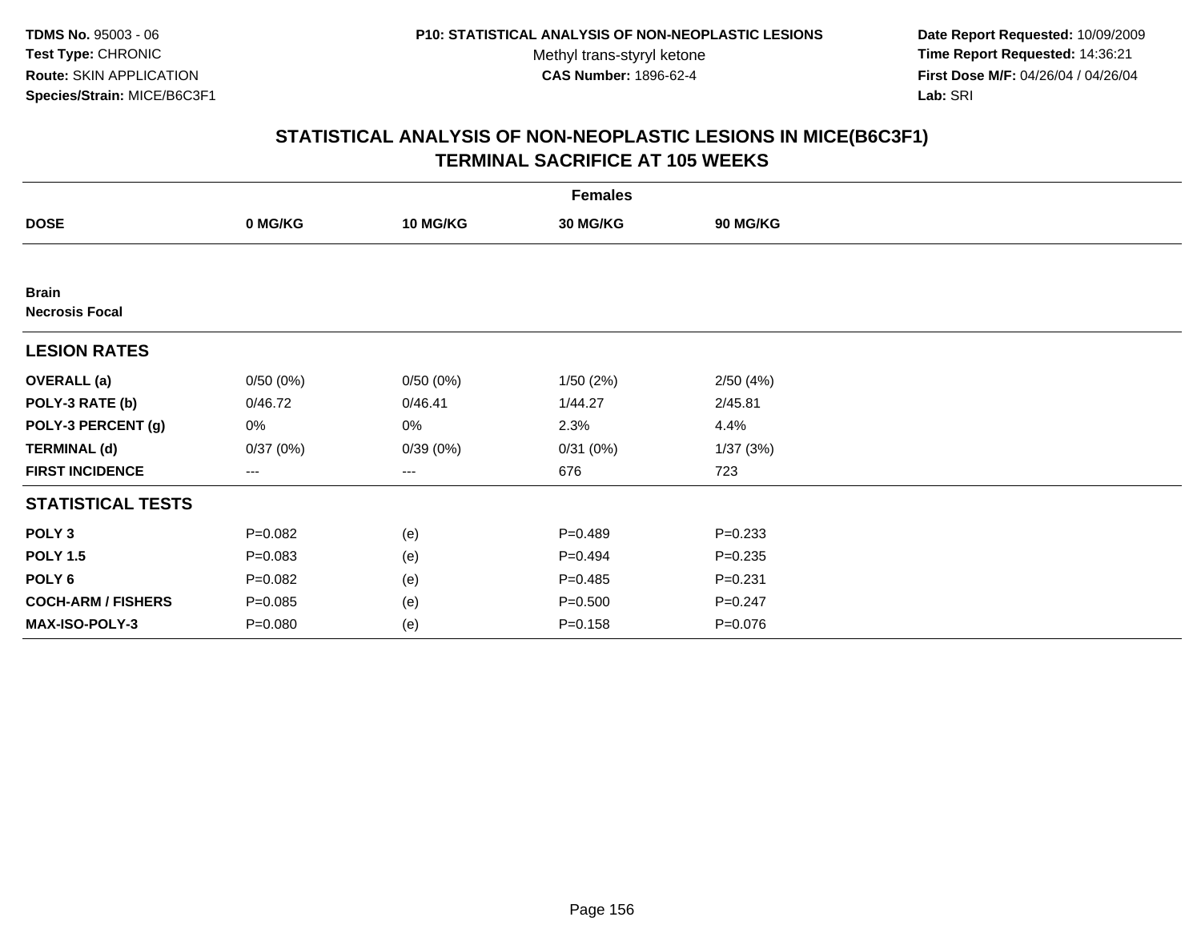TDMS No. 95003 - 06
Test Type: CHRONIC
Route: SKIN APPLICATION
Species/Strain: MICE/B6C3F1

P10: STATISTICAL ANALYSIS OF NON-NEOPLASTIC LESIONS
Methyl trans-styryl ketone
CAS Number: 1896-62-4

Date Report Requested: 10/09/2009
Time Report Requested: 14:36:21
First Dose M/F: 04/26/04 / 04/26/04
Lab: SRI

## STATISTICAL ANALYSIS OF NON-NEOPLASTIC LESIONS IN MICE(B6C3F1)
## TERMINAL SACRIFICE AT 105 WEEKS

| | Females | | | |
|---|---|---|---|---|
| **DOSE** | **0 MG/KG** | **10 MG/KG** | **30 MG/KG** | **90 MG/KG** |
| **Brain** | | | | |
| **Necrosis Focal** | | | | |
| **LESION RATES** | | | | |
| **OVERALL (a)** | 0/50 (0%) | 0/50 (0%) | 1/50 (2%) | 2/50 (4%) |
| **POLY-3 RATE (b)** | 0/46.72 | 0/46.41 | 1/44.27 | 2/45.81 |
| **POLY-3 PERCENT (g)** | 0% | 0% | 2.3% | 4.4% |
| **TERMINAL (d)** | 0/37 (0%) | 0/39 (0%) | 0/31 (0%) | 1/37 (3%) |
| **FIRST INCIDENCE** | --- | --- | 676 | 723 |
| **STATISTICAL TESTS** | | | | |
| **POLY 3** | P=0.082 | (e) | P=0.489 | P=0.233 |
| **POLY 1.5** | P=0.083 | (e) | P=0.494 | P=0.235 |
| **POLY 6** | P=0.082 | (e) | P=0.485 | P=0.231 |
| **COCH-ARM / FISHERS** | P=0.085 | (e) | P=0.500 | P=0.247 |
| **MAX-ISO-POLY-3** | P=0.080 | (e) | P=0.158 | P=0.076 |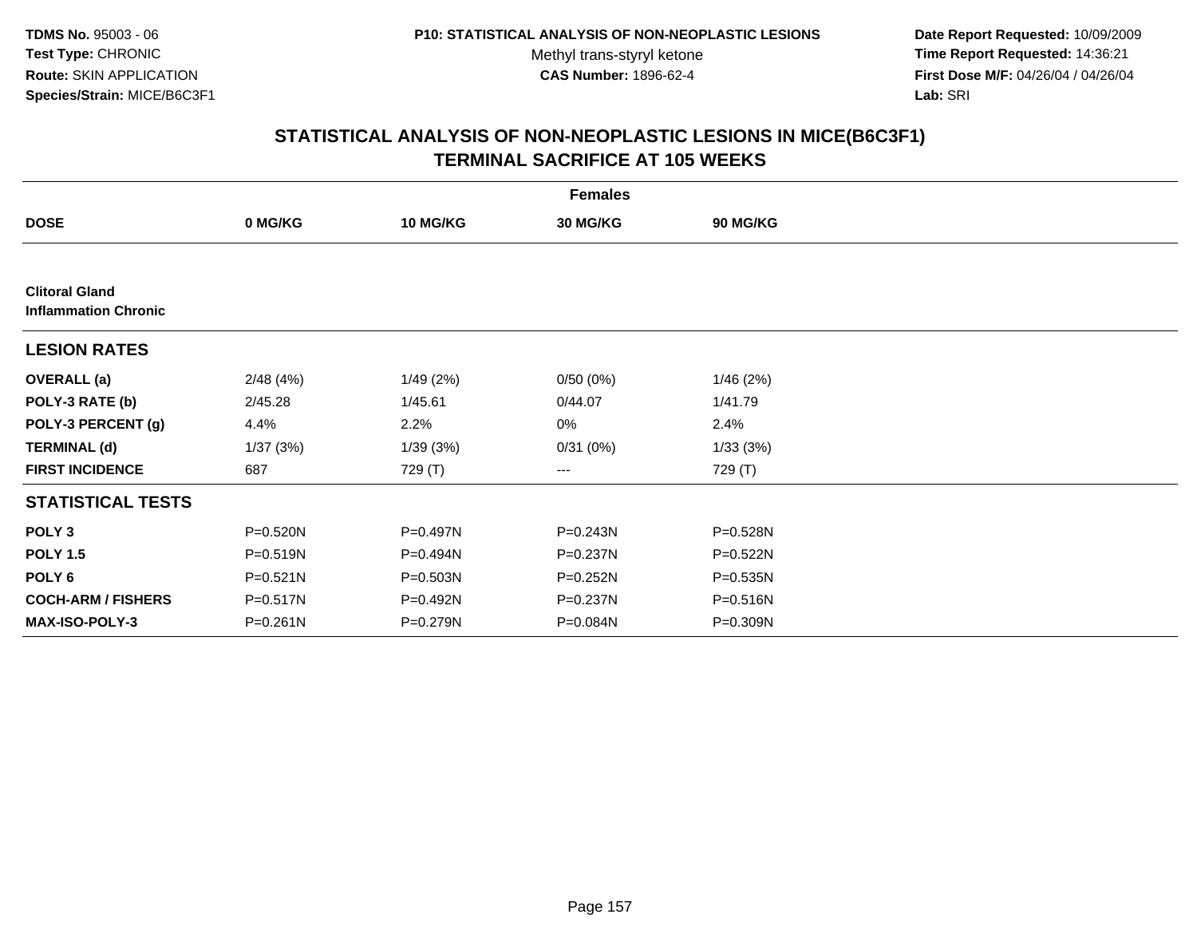**TDMS No.** 95003 - 06
**Test Type:** CHRONIC
**Route:** SKIN APPLICATION
**Species/Strain:** MICE/B6C3F1

**P10: STATISTICAL ANALYSIS OF NON-NEOPLASTIC LESIONS**
Methyl trans-styryl ketone
**CAS Number:** 1896-62-4

**Date Report Requested:** 10/09/2009
**Time Report Requested:** 14:36:21
**First Dose M/F:** 04/26/04 / 04/26/04
**Lab:** SRI

## STATISTICAL ANALYSIS OF NON-NEOPLASTIC LESIONS IN MICE(B6C3F1) TERMINAL SACRIFICE AT 105 WEEKS

| | Females | | | |
|---|---|---|---|---|
| **DOSE** | **0 MG/KG** | **10 MG/KG** | **30 MG/KG** | **90 MG/KG** |
| **Clitoral Gland** | | | | |
| **Inflammation Chronic** | | | | |
| **LESION RATES** | | | | |
| **OVERALL (a)** | 2/48 (4%) | 1/49 (2%) | 0/50 (0%) | 1/46 (2%) |
| **POLY-3 RATE (b)** | 2/45.28 | 1/45.61 | 0/44.07 | 1/41.79 |
| **POLY-3 PERCENT (g)** | 4.4% | 2.2% | 0% | 2.4% |
| **TERMINAL (d)** | 1/37 (3%) | 1/39 (3%) | 0/31 (0%) | 1/33 (3%) |
| **FIRST INCIDENCE** | 687 | 729 (T) | --- | 729 (T) |
| **STATISTICAL TESTS** | | | | |
| **POLY 3** | P=0.520N | P=0.497N | P=0.243N | P=0.528N |
| **POLY 1.5** | P=0.519N | P=0.494N | P=0.237N | P=0.522N |
| **POLY 6** | P=0.521N | P=0.503N | P=0.252N | P=0.535N |
| **COCH-ARM / FISHERS** | P=0.517N | P=0.492N | P=0.237N | P=0.516N |
| **MAX-ISO-POLY-3** | P=0.261N | P=0.279N | P=0.084N | P=0.309N |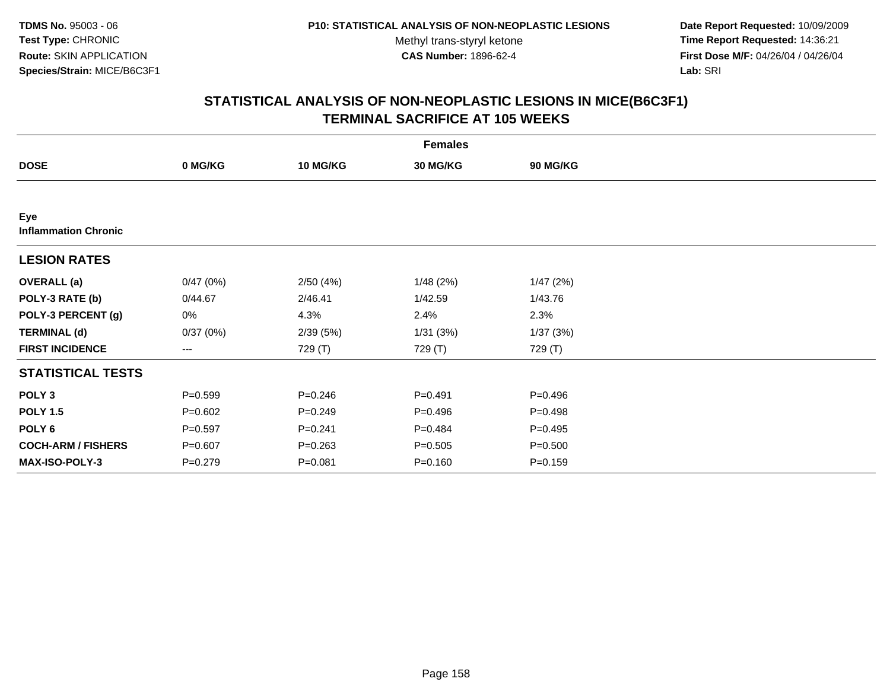**TDMS No.** 95003 - 06
**Test Type:** CHRONIC
**Route:** SKIN APPLICATION
**Species/Strain:** MICE/B6C3F1

**P10: STATISTICAL ANALYSIS OF NON-NEOPLASTIC LESIONS**
Methyl trans-styryl ketone
**CAS Number:** 1896-62-4

**Date Report Requested:** 10/09/2009
**Time Report Requested:** 14:36:21
**First Dose M/F:** 04/26/04 / 04/26/04
**Lab:** SRI

## STATISTICAL ANALYSIS OF NON-NEOPLASTIC LESIONS IN MICE(B6C3F1)
## TERMINAL SACRIFICE AT 105 WEEKS

| | Females | | | |
|---|---|---|---|---|
| **DOSE** | **0 MG/KG** | **10 MG/KG** | **30 MG/KG** | **90 MG/KG** |
| **Eye** | | | | |
| **Inflammation Chronic** | | | | |
| **LESION RATES** | | | | |
| **OVERALL (a)** | 0/47 (0%) | 2/50 (4%) | 1/48 (2%) | 1/47 (2%) |
| **POLY-3 RATE (b)** | 0/44.67 | 2/46.41 | 1/42.59 | 1/43.76 |
| **POLY-3 PERCENT (g)** | 0% | 4.3% | 2.4% | 2.3% |
| **TERMINAL (d)** | 0/37 (0%) | 2/39 (5%) | 1/31 (3%) | 1/37 (3%) |
| **FIRST INCIDENCE** | --- | 729 (T) | 729 (T) | 729 (T) |
| **STATISTICAL TESTS** | | | | |
| **POLY 3** | P=0.599 | P=0.246 | P=0.491 | P=0.496 |
| **POLY 1.5** | P=0.602 | P=0.249 | P=0.496 | P=0.498 |
| **POLY 6** | P=0.597 | P=0.241 | P=0.484 | P=0.495 |
| **COCH-ARM / FISHERS** | P=0.607 | P=0.263 | P=0.505 | P=0.500 |
| **MAX-ISO-POLY-3** | P=0.279 | P=0.081 | P=0.160 | P=0.159 |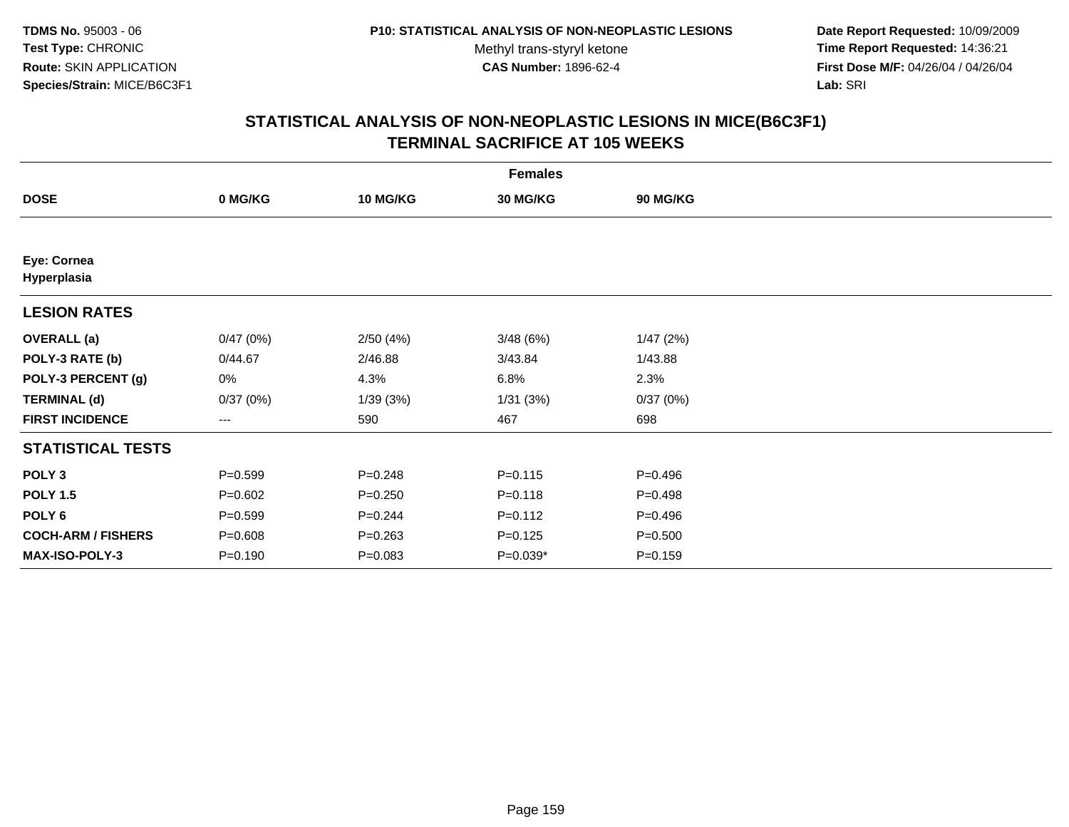**TDMS No.** 95003 - 06
**Test Type:** CHRONIC
**Route:** SKIN APPLICATION
**Species/Strain:** MICE/B6C3F1

**P10: STATISTICAL ANALYSIS OF NON-NEOPLASTIC LESIONS**
Methyl trans-styryl ketone
**CAS Number:** 1896-62-4

**Date Report Requested:** 10/09/2009
**Time Report Requested:** 14:36:21
**First Dose M/F:** 04/26/04 / 04/26/04
**Lab:** SRI

## STATISTICAL ANALYSIS OF NON-NEOPLASTIC LESIONS IN MICE(B6C3F1)
## TERMINAL SACRIFICE AT 105 WEEKS

| Females | | | | |
|---|---|---|---|---|
| **DOSE** | **0 MG/KG** | **10 MG/KG** | **30 MG/KG** | **90 MG/KG** |
| **Eye: Cornea** | | | | |
| **Hyperplasia** | | | | |
| **LESION RATES** | | | | |
| **OVERALL (a)** | 0/47 (0%) | 2/50 (4%) | 3/48 (6%) | 1/47 (2%) |
| **POLY-3 RATE (b)** | 0/44.67 | 2/46.88 | 3/43.84 | 1/43.88 |
| **POLY-3 PERCENT (g)** | 0% | 4.3% | 6.8% | 2.3% |
| **TERMINAL (d)** | 0/37 (0%) | 1/39 (3%) | 1/31 (3%) | 0/37 (0%) |
| **FIRST INCIDENCE** | --- | 590 | 467 | 698 |
| **STATISTICAL TESTS** | | | | |
| **POLY 3** | P=0.599 | P=0.248 | P=0.115 | P=0.496 |
| **POLY 1.5** | P=0.602 | P=0.250 | P=0.118 | P=0.498 |
| **POLY 6** | P=0.599 | P=0.244 | P=0.112 | P=0.496 |
| **COCH-ARM / FISHERS** | P=0.608 | P=0.263 | P=0.125 | P=0.500 |
| **MAX-ISO-POLY-3** | P=0.190 | P=0.083 | P=0.039* | P=0.159 |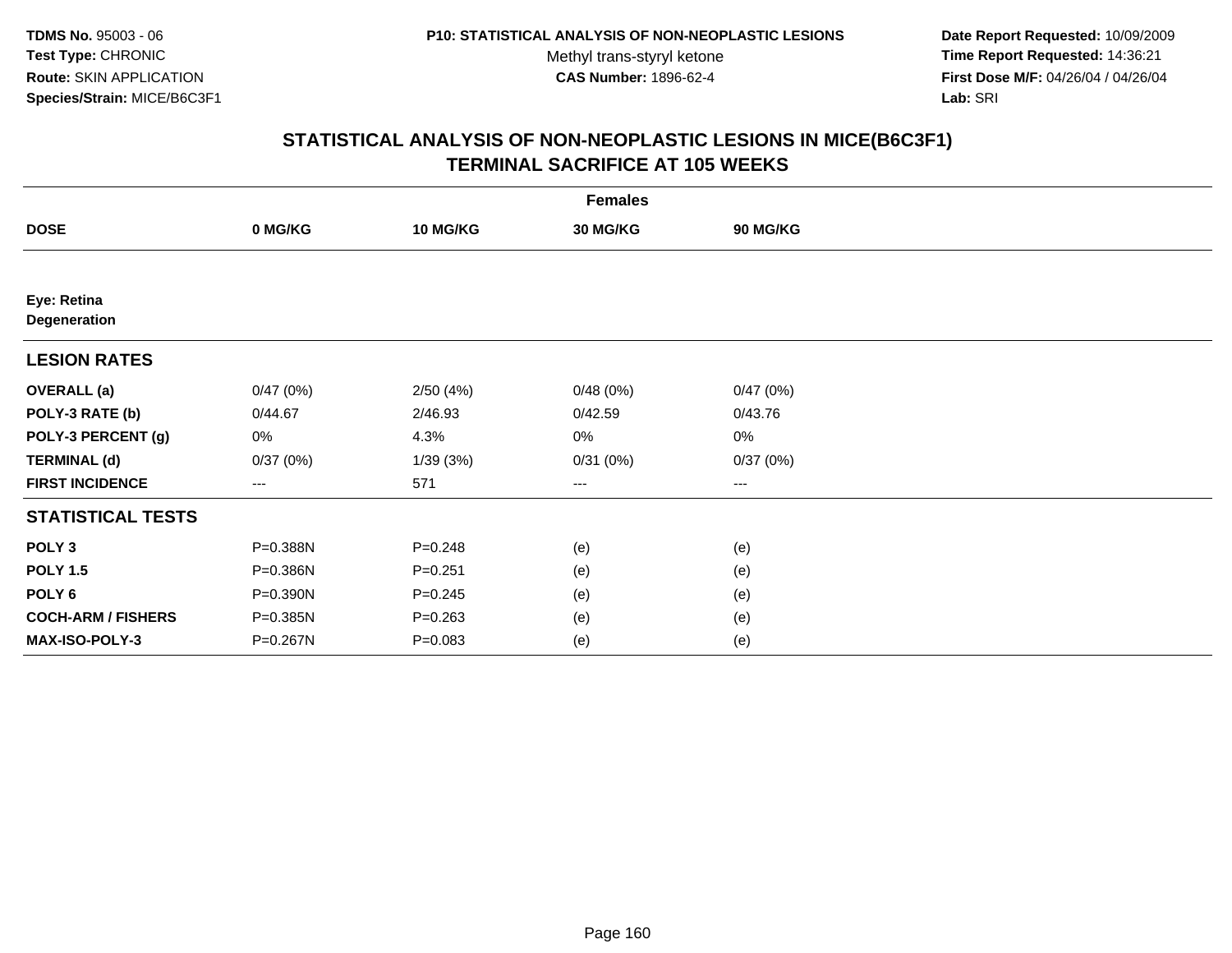**TDMS No.** 95003 - 06
**Test Type:** CHRONIC
**Route:** SKIN APPLICATION
**Species/Strain:** MICE/B6C3F1

**P10: STATISTICAL ANALYSIS OF NON-NEOPLASTIC LESIONS**
Methyl trans-styryl ketone
**CAS Number:** 1896-62-4

**Date Report Requested:** 10/09/2009
**Time Report Requested:** 14:36:21
**First Dose M/F:** 04/26/04 / 04/26/04
**Lab:** SRI

## STATISTICAL ANALYSIS OF NON-NEOPLASTIC LESIONS IN MICE(B6C3F1)
## TERMINAL SACRIFICE AT 105 WEEKS

| | Females | | | |
|---|---|---|---|---|
| **DOSE** | **0 MG/KG** | **10 MG/KG** | **30 MG/KG** | **90 MG/KG** |
| **Eye: Retina** | | | | |
| **Degeneration** | | | | |
| **LESION RATES** | | | | |
| **OVERALL (a)** | 0/47 (0%) | 2/50 (4%) | 0/48 (0%) | 0/47 (0%) |
| **POLY-3 RATE (b)** | 0/44.67 | 2/46.93 | 0/42.59 | 0/43.76 |
| **POLY-3 PERCENT (g)** | 0% | 4.3% | 0% | 0% |
| **TERMINAL (d)** | 0/37 (0%) | 1/39 (3%) | 0/31 (0%) | 0/37 (0%) |
| **FIRST INCIDENCE** | --- | 571 | --- | --- |
| **STATISTICAL TESTS** | | | | |
| **POLY 3** | P=0.388N | P=0.248 | (e) | (e) |
| **POLY 1.5** | P=0.386N | P=0.251 | (e) | (e) |
| **POLY 6** | P=0.390N | P=0.245 | (e) | (e) |
| **COCH-ARM / FISHERS** | P=0.385N | P=0.263 | (e) | (e) |
| **MAX-ISO-POLY-3** | P=0.267N | P=0.083 | (e) | (e) |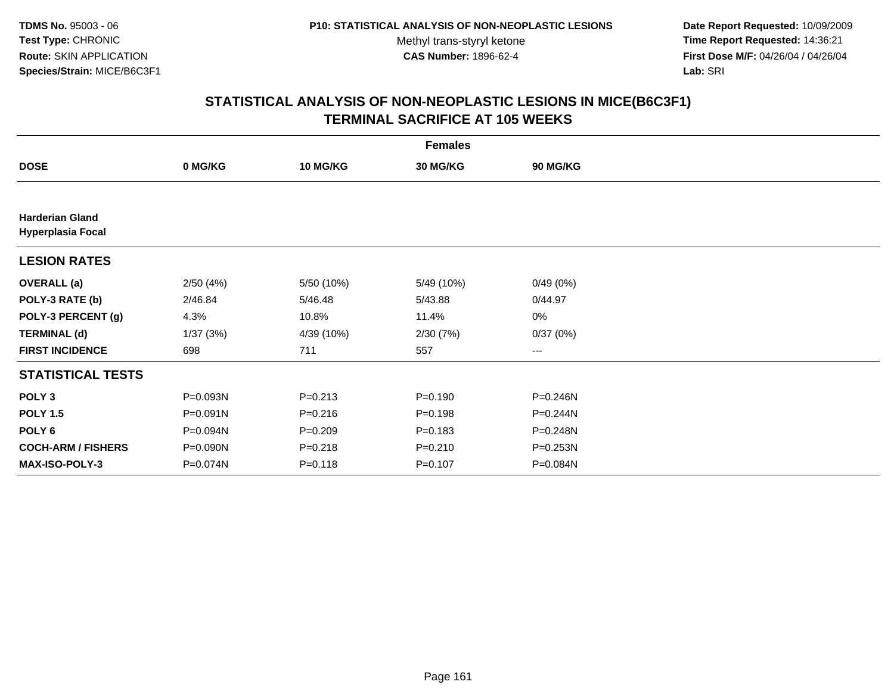**TDMS No.** 95003 - 06
**Test Type:** CHRONIC
**Route:** SKIN APPLICATION
**Species/Strain:** MICE/B6C3F1

**P10: STATISTICAL ANALYSIS OF NON-NEOPLASTIC LESIONS**
Methyl trans-styryl ketone
**CAS Number:** 1896-62-4

**Date Report Requested:** 10/09/2009
**Time Report Requested:** 14:36:21
**First Dose M/F:** 04/26/04 / 04/26/04
**Lab:** SRI

## STATISTICAL ANALYSIS OF NON-NEOPLASTIC LESIONS IN MICE(B6C3F1) TERMINAL SACRIFICE AT 105 WEEKS

| | Females | | | |
|---|---|---|---|---|
| **DOSE** | **0 MG/KG** | **10 MG/KG** | **30 MG/KG** | **90 MG/KG** |
| **Harderian Gland Hyperplasia Focal** | | | | |
| **LESION RATES** | | | | |
| **OVERALL (a)** | 2/50 (4%) | 5/50 (10%) | 5/49 (10%) | 0/49 (0%) |
| **POLY-3 RATE (b)** | 2/46.84 | 5/46.48 | 5/43.88 | 0/44.97 |
| **POLY-3 PERCENT (g)** | 4.3% | 10.8% | 11.4% | 0% |
| **TERMINAL (d)** | 1/37 (3%) | 4/39 (10%) | 2/30 (7%) | 0/37 (0%) |
| **FIRST INCIDENCE** | 698 | 711 | 557 | --- |
| **STATISTICAL TESTS** | | | | |
| **POLY 3** | P=0.093N | P=0.213 | P=0.190 | P=0.246N |
| **POLY 1.5** | P=0.091N | P=0.216 | P=0.198 | P=0.244N |
| **POLY 6** | P=0.094N | P=0.209 | P=0.183 | P=0.248N |
| **COCH-ARM / FISHERS** | P=0.090N | P=0.218 | P=0.210 | P=0.253N |
| **MAX-ISO-POLY-3** | P=0.074N | P=0.118 | P=0.107 | P=0.084N |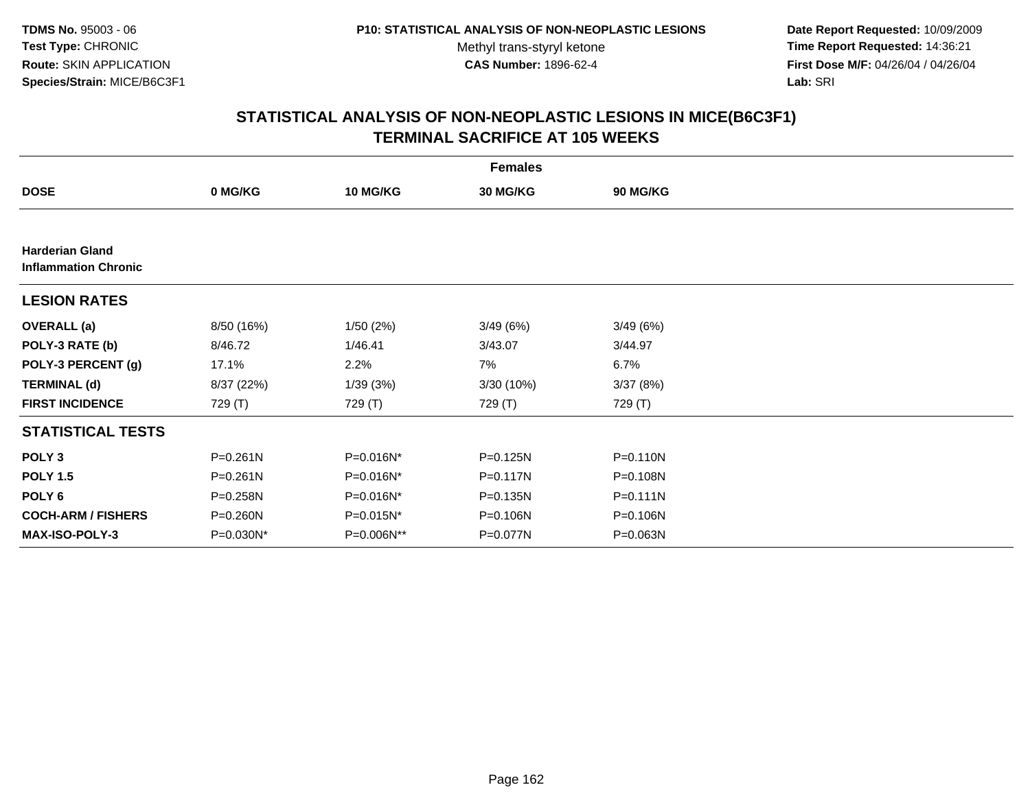TDMS No. 95003 - 06
Test Type: CHRONIC
Route: SKIN APPLICATION
Species/Strain: MICE/B6C3F1

P10: STATISTICAL ANALYSIS OF NON-NEOPLASTIC LESIONS
Methyl trans-styryl ketone
CAS Number: 1896-62-4

Date Report Requested: 10/09/2009
Time Report Requested: 14:36:21
First Dose M/F: 04/26/04 / 04/26/04
Lab: SRI

## STATISTICAL ANALYSIS OF NON-NEOPLASTIC LESIONS IN MICE(B6C3F1) TERMINAL SACRIFICE AT 105 WEEKS

| | Females | | | |
|---|---|---|---|---|
| **DOSE** | **0 MG/KG** | **10 MG/KG** | **30 MG/KG** | **90 MG/KG** |
| **Harderian Gland** **Inflammation Chronic** | | | | |
| **LESION RATES** | | | | |
| **OVERALL (a)** | 8/50 (16%) | 1/50 (2%) | 3/49 (6%) | 3/49 (6%) |
| **POLY-3 RATE (b)** | 8/46.72 | 1/46.41 | 3/43.07 | 3/44.97 |
| **POLY-3 PERCENT (g)** | 17.1% | 2.2% | 7% | 6.7% |
| **TERMINAL (d)** | 8/37 (22%) | 1/39 (3%) | 3/30 (10%) | 3/37 (8%) |
| **FIRST INCIDENCE** | 729 (T) | 729 (T) | 729 (T) | 729 (T) |
| **STATISTICAL TESTS** | | | | |
| **POLY 3** | P=0.261N | P=0.016N* | P=0.125N | P=0.110N |
| **POLY 1.5** | P=0.261N | P=0.016N* | P=0.117N | P=0.108N |
| **POLY 6** | P=0.258N | P=0.016N* | P=0.135N | P=0.111N |
| **COCH-ARM / FISHERS** | P=0.260N | P=0.015N* | P=0.106N | P=0.106N |
| **MAX-ISO-POLY-3** | P=0.030N* | P=0.006N** | P=0.077N | P=0.063N |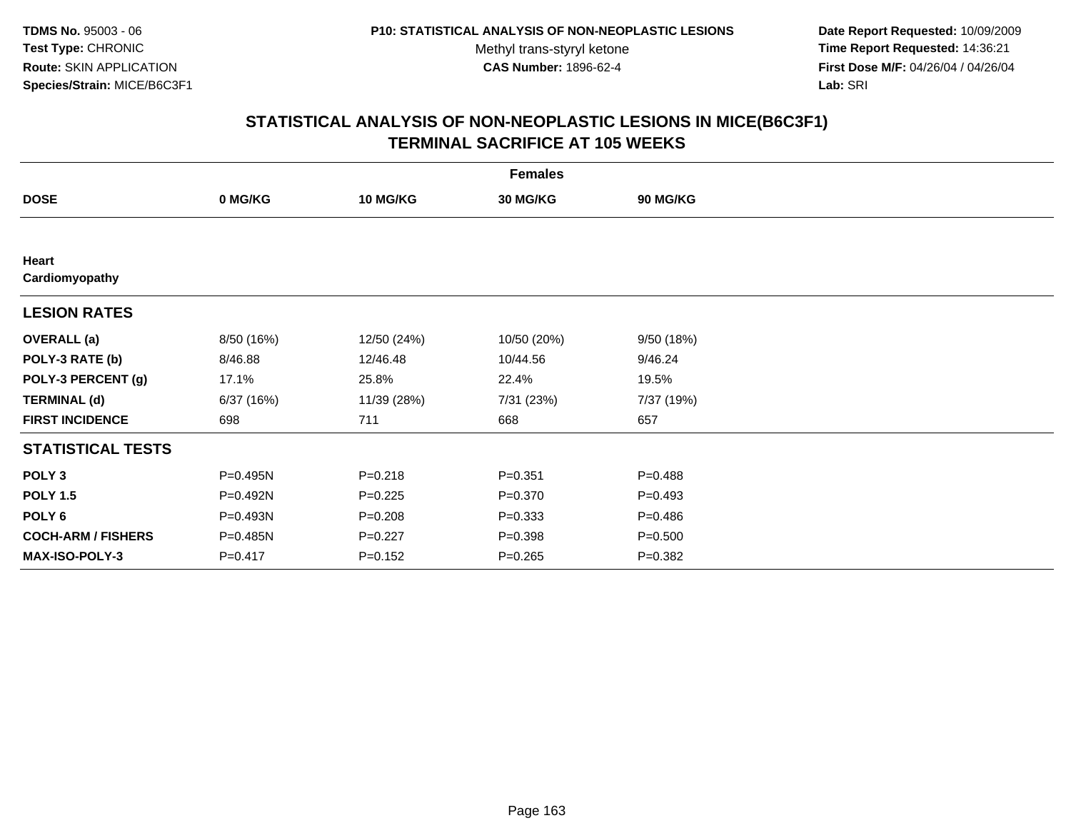**TDMS No.** 95003 - 06
**Test Type:** CHRONIC
**Route:** SKIN APPLICATION
**Species/Strain:** MICE/B6C3F1

**P10: STATISTICAL ANALYSIS OF NON-NEOPLASTIC LESIONS**
Methyl trans-styryl ketone
**CAS Number:** 1896-62-4

**Date Report Requested:** 10/09/2009
**Time Report Requested:** 14:36:21
**First Dose M/F:** 04/26/04 / 04/26/04
**Lab:** SRI

## STATISTICAL ANALYSIS OF NON-NEOPLASTIC LESIONS IN MICE(B6C3F1)
## TERMINAL SACRIFICE AT 105 WEEKS

| | Females | | | |
|---|---|---|---|---|
| **DOSE** | **0 MG/KG** | **10 MG/KG** | **30 MG/KG** | **90 MG/KG** |
| **Heart** | | | | |
| **Cardiomyopathy** | | | | |
| **LESION RATES** | | | | |
| **OVERALL (a)** | 8/50 (16%) | 12/50 (24%) | 10/50 (20%) | 9/50 (18%) |
| **POLY-3 RATE (b)** | 8/46.88 | 12/46.48 | 10/44.56 | 9/46.24 |
| **POLY-3 PERCENT (g)** | 17.1% | 25.8% | 22.4% | 19.5% |
| **TERMINAL (d)** | 6/37 (16%) | 11/39 (28%) | 7/31 (23%) | 7/37 (19%) |
| **FIRST INCIDENCE** | 698 | 711 | 668 | 657 |
| **STATISTICAL TESTS** | | | | |
| **POLY 3** | P=0.495N | P=0.218 | P=0.351 | P=0.488 |
| **POLY 1.5** | P=0.492N | P=0.225 | P=0.370 | P=0.493 |
| **POLY 6** | P=0.493N | P=0.208 | P=0.333 | P=0.486 |
| **COCH-ARM / FISHERS** | P=0.485N | P=0.227 | P=0.398 | P=0.500 |
| **MAX-ISO-POLY-3** | P=0.417 | P=0.152 | P=0.265 | P=0.382 |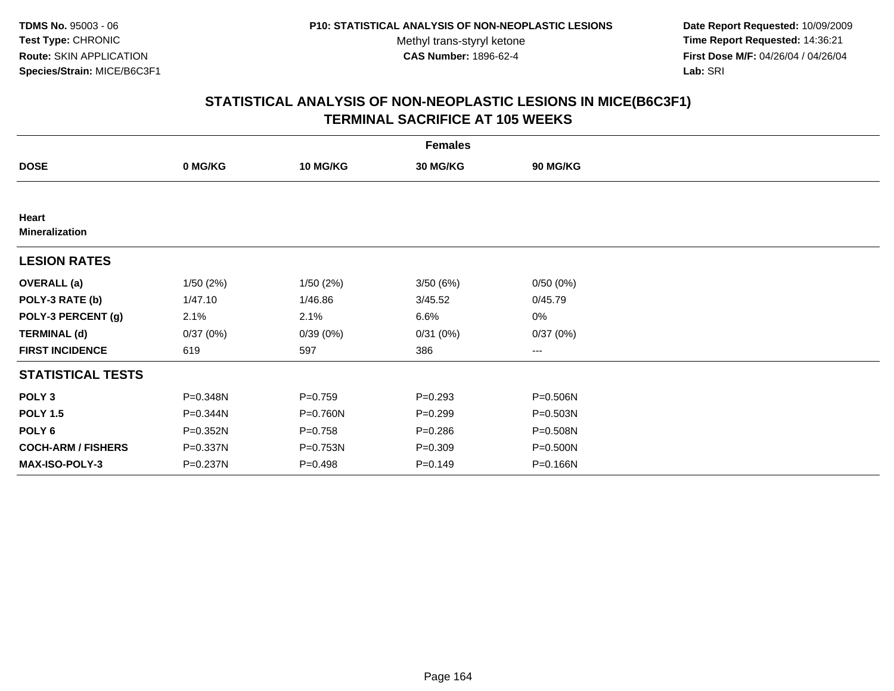**TDMS No.** 95003 - 06
**Test Type:** CHRONIC
**Route:** SKIN APPLICATION
**Species/Strain:** MICE/B6C3F1

**P10: STATISTICAL ANALYSIS OF NON-NEOPLASTIC LESIONS**
Methyl trans-styryl ketone
**CAS Number:** 1896-62-4

**Date Report Requested:** 10/09/2009
**Time Report Requested:** 14:36:21
**First Dose M/F:** 04/26/04 / 04/26/04
**Lab:** SRI

## STATISTICAL ANALYSIS OF NON-NEOPLASTIC LESIONS IN MICE(B6C3F1) TERMINAL SACRIFICE AT 105 WEEKS

| | Females | | | |
|---|---|---|---|---|
| **DOSE** | **0 MG/KG** | **10 MG/KG** | **30 MG/KG** | **90 MG/KG** |
| **Heart** | | | | |
| **Mineralization** | | | | |
| **LESION RATES** | | | | |
| **OVERALL (a)** | 1/50 (2%) | 1/50 (2%) | 3/50 (6%) | 0/50 (0%) |
| **POLY-3 RATE (b)** | 1/47.10 | 1/46.86 | 3/45.52 | 0/45.79 |
| **POLY-3 PERCENT (g)** | 2.1% | 2.1% | 6.6% | 0% |
| **TERMINAL (d)** | 0/37 (0%) | 0/39 (0%) | 0/31 (0%) | 0/37 (0%) |
| **FIRST INCIDENCE** | 619 | 597 | 386 | --- |
| **STATISTICAL TESTS** | | | | |
| **POLY 3** | P=0.348N | P=0.759 | P=0.293 | P=0.506N |
| **POLY 1.5** | P=0.344N | P=0.760N | P=0.299 | P=0.503N |
| **POLY 6** | P=0.352N | P=0.758 | P=0.286 | P=0.508N |
| **COCH-ARM / FISHERS** | P=0.337N | P=0.753N | P=0.309 | P=0.500N |
| **MAX-ISO-POLY-3** | P=0.237N | P=0.498 | P=0.149 | P=0.166N |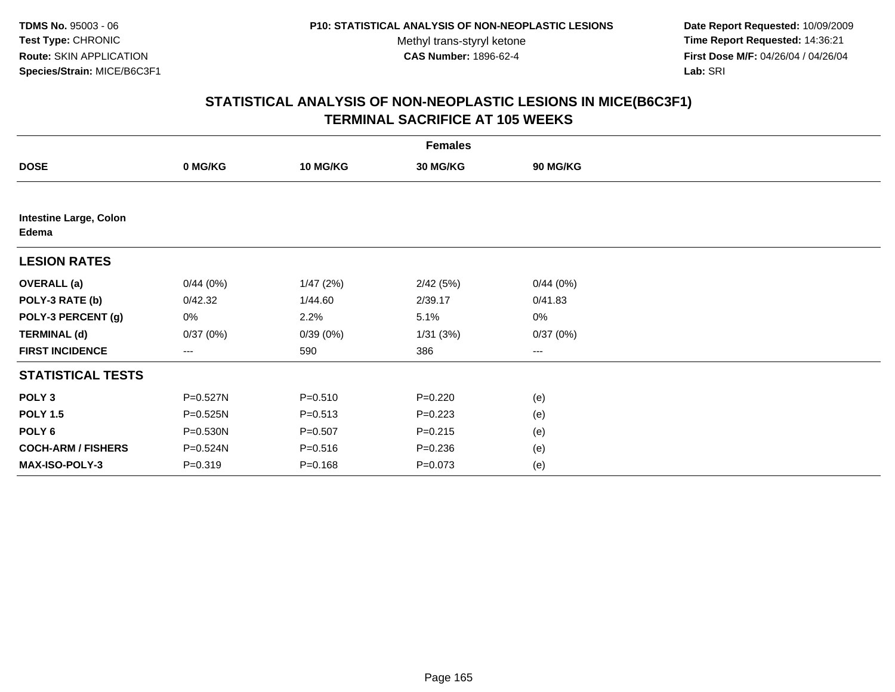TDMS No. 95003 - 06
Test Type: CHRONIC
Route: SKIN APPLICATION
Species/Strain: MICE/B6C3F1

P10: STATISTICAL ANALYSIS OF NON-NEOPLASTIC LESIONS
Methyl trans-styryl ketone
CAS Number: 1896-62-4

Date Report Requested: 10/09/2009
Time Report Requested: 14:36:21
First Dose M/F: 04/26/04 / 04/26/04
Lab: SRI

## STATISTICAL ANALYSIS OF NON-NEOPLASTIC LESIONS IN MICE(B6C3F1)
## TERMINAL SACRIFICE AT 105 WEEKS

| | Females | | | |
|---|---|---|---|---|
| **DOSE** | **0 MG/KG** | **10 MG/KG** | **30 MG/KG** | **90 MG/KG** |
| **Intestine Large, Colon** | | | | |
| **Edema** | | | | |
| **LESION RATES** | | | | |
| **OVERALL (a)** | 0/44 (0%) | 1/47 (2%) | 2/42 (5%) | 0/44 (0%) |
| **POLY-3 RATE (b)** | 0/42.32 | 1/44.60 | 2/39.17 | 0/41.83 |
| **POLY-3 PERCENT (g)** | 0% | 2.2% | 5.1% | 0% |
| **TERMINAL (d)** | 0/37 (0%) | 0/39 (0%) | 1/31 (3%) | 0/37 (0%) |
| **FIRST INCIDENCE** | --- | 590 | 386 | --- |
| **STATISTICAL TESTS** | | | | |
| **POLY 3** | P=0.527N | P=0.510 | P=0.220 | (e) |
| **POLY 1.5** | P=0.525N | P=0.513 | P=0.223 | (e) |
| **POLY 6** | P=0.530N | P=0.507 | P=0.215 | (e) |
| **COCH-ARM / FISHERS** | P=0.524N | P=0.516 | P=0.236 | (e) |
| **MAX-ISO-POLY-3** | P=0.319 | P=0.168 | P=0.073 | (e) |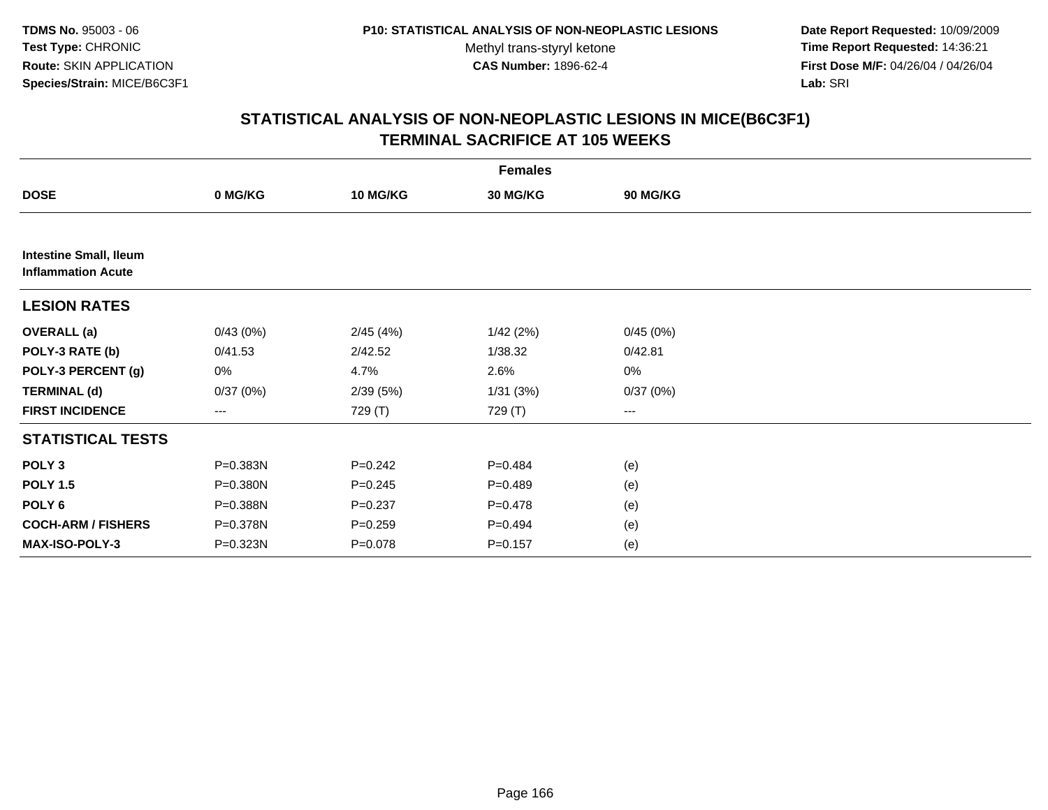**TDMS No.** 95003 - 06
**Test Type:** CHRONIC
**Route:** SKIN APPLICATION
**Species/Strain:** MICE/B6C3F1

**P10: STATISTICAL ANALYSIS OF NON-NEOPLASTIC LESIONS**
Methyl trans-styryl ketone
**CAS Number:** 1896-62-4

**Date Report Requested:** 10/09/2009
**Time Report Requested:** 14:36:21
**First Dose M/F:** 04/26/04 / 04/26/04
**Lab:** SRI

## STATISTICAL ANALYSIS OF NON-NEOPLASTIC LESIONS IN MICE(B6C3F1)
## TERMINAL SACRIFICE AT 105 WEEKS

| | Females | | | |
|---|---|---|---|---|
| **DOSE** | **0 MG/KG** | **10 MG/KG** | **30 MG/KG** | **90 MG/KG** |
| **Intestine Small, Ileum** **Inflammation Acute** | | | | |
| **LESION RATES** | | | | |
| **OVERALL (a)** | 0/43 (0%) | 2/45 (4%) | 1/42 (2%) | 0/45 (0%) |
| **POLY-3 RATE (b)** | 0/41.53 | 2/42.52 | 1/38.32 | 0/42.81 |
| **POLY-3 PERCENT (g)** | 0% | 4.7% | 2.6% | 0% |
| **TERMINAL (d)** | 0/37 (0%) | 2/39 (5%) | 1/31 (3%) | 0/37 (0%) |
| **FIRST INCIDENCE** | --- | 729 (T) | 729 (T) | --- |
| **STATISTICAL TESTS** | | | | |
| **POLY 3** | P=0.383N | P=0.242 | P=0.484 | (e) |
| **POLY 1.5** | P=0.380N | P=0.245 | P=0.489 | (e) |
| **POLY 6** | P=0.388N | P=0.237 | P=0.478 | (e) |
| **COCH-ARM / FISHERS** | P=0.378N | P=0.259 | P=0.494 | (e) |
| **MAX-ISO-POLY-3** | P=0.323N | P=0.078 | P=0.157 | (e) |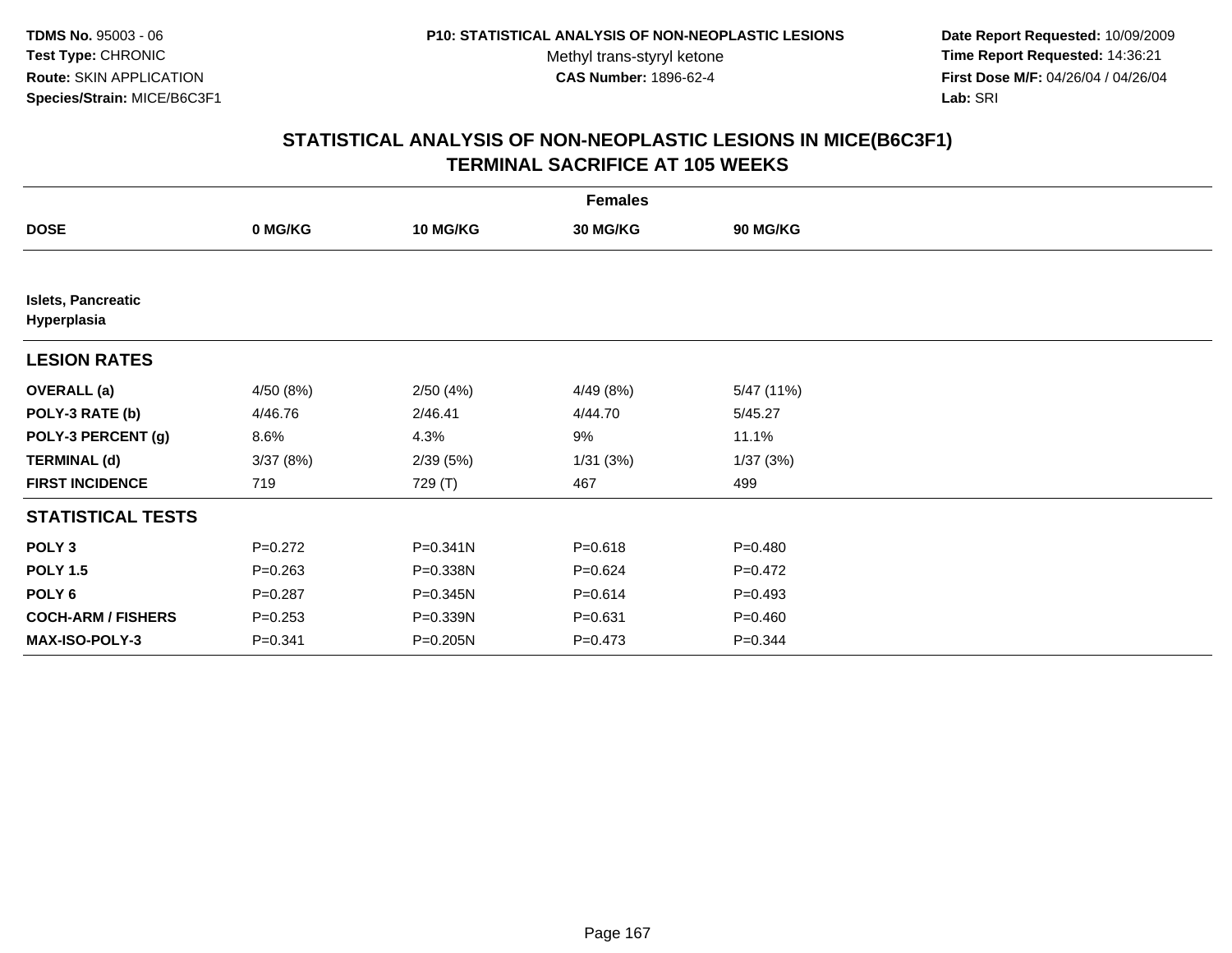**TDMS No.** 95003 - 06
**Test Type:** CHRONIC
**Route:** SKIN APPLICATION
**Species/Strain:** MICE/B6C3F1

**P10: STATISTICAL ANALYSIS OF NON-NEOPLASTIC LESIONS**
Methyl trans-styryl ketone
**CAS Number:** 1896-62-4

**Date Report Requested:** 10/09/2009
**Time Report Requested:** 14:36:21
**First Dose M/F:** 04/26/04 / 04/26/04
**Lab:** SRI

## STATISTICAL ANALYSIS OF NON-NEOPLASTIC LESIONS IN MICE(B6C3F1) TERMINAL SACRIFICE AT 105 WEEKS

| | Females | | | |
|---|---|---|---|---|
| **DOSE** | **0 MG/KG** | **10 MG/KG** | **30 MG/KG** | **90 MG/KG** |
| **Islets, Pancreatic Hyperplasia** | | | | |
| **LESION RATES** | | | | |
| **OVERALL (a)** | 4/50 (8%) | 2/50 (4%) | 4/49 (8%) | 5/47 (11%) |
| **POLY-3 RATE (b)** | 4/46.76 | 2/46.41 | 4/44.70 | 5/45.27 |
| **POLY-3 PERCENT (g)** | 8.6% | 4.3% | 9% | 11.1% |
| **TERMINAL (d)** | 3/37 (8%) | 2/39 (5%) | 1/31 (3%) | 1/37 (3%) |
| **FIRST INCIDENCE** | 719 | 729 (T) | 467 | 499 |
| **STATISTICAL TESTS** | | | | |
| **POLY 3** | P=0.272 | P=0.341N | P=0.618 | P=0.480 |
| **POLY 1.5** | P=0.263 | P=0.338N | P=0.624 | P=0.472 |
| **POLY 6** | P=0.287 | P=0.345N | P=0.614 | P=0.493 |
| **COCH-ARM / FISHERS** | P=0.253 | P=0.339N | P=0.631 | P=0.460 |
| **MAX-ISO-POLY-3** | P=0.341 | P=0.205N | P=0.473 | P=0.344 |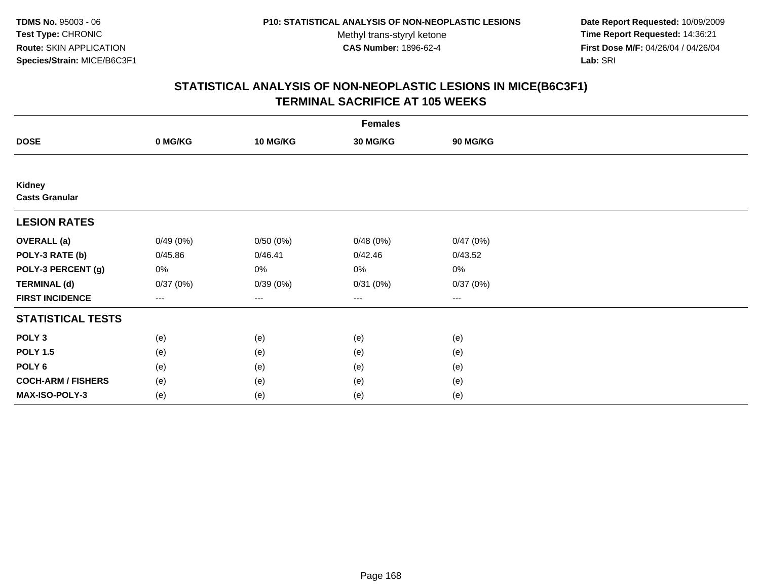**TDMS No.** 95003 - 06
**Test Type:** CHRONIC
**Route:** SKIN APPLICATION
**Species/Strain:** MICE/B6C3F1

**P10: STATISTICAL ANALYSIS OF NON-NEOPLASTIC LESIONS**
Methyl trans-styryl ketone
**CAS Number:** 1896-62-4

**Date Report Requested:** 10/09/2009
**Time Report Requested:** 14:36:21
**First Dose M/F:** 04/26/04 / 04/26/04
**Lab:** SRI

## STATISTICAL ANALYSIS OF NON-NEOPLASTIC LESIONS IN MICE(B6C3F1) TERMINAL SACRIFICE AT 105 WEEKS

| | Females | | | |
|---|---|---|---|---|
| **DOSE** | **0 MG/KG** | **10 MG/KG** | **30 MG/KG** | **90 MG/KG** |
| **Kidney** | | | | |
| **Casts Granular** | | | | |
| **LESION RATES** | | | | |
| **OVERALL (a)** | 0/49 (0%) | 0/50 (0%) | 0/48 (0%) | 0/47 (0%) |
| **POLY-3 RATE (b)** | 0/45.86 | 0/46.41 | 0/42.46 | 0/43.52 |
| **POLY-3 PERCENT (g)** | 0% | 0% | 0% | 0% |
| **TERMINAL (d)** | 0/37 (0%) | 0/39 (0%) | 0/31 (0%) | 0/37 (0%) |
| **FIRST INCIDENCE** | --- | --- | --- | --- |
| **STATISTICAL TESTS** | | | | |
| **POLY 3** | (e) | (e) | (e) | (e) |
| **POLY 1.5** | (e) | (e) | (e) | (e) |
| **POLY 6** | (e) | (e) | (e) | (e) |
| **COCH-ARM / FISHERS** | (e) | (e) | (e) | (e) |
| **MAX-ISO-POLY-3** | (e) | (e) | (e) | (e) |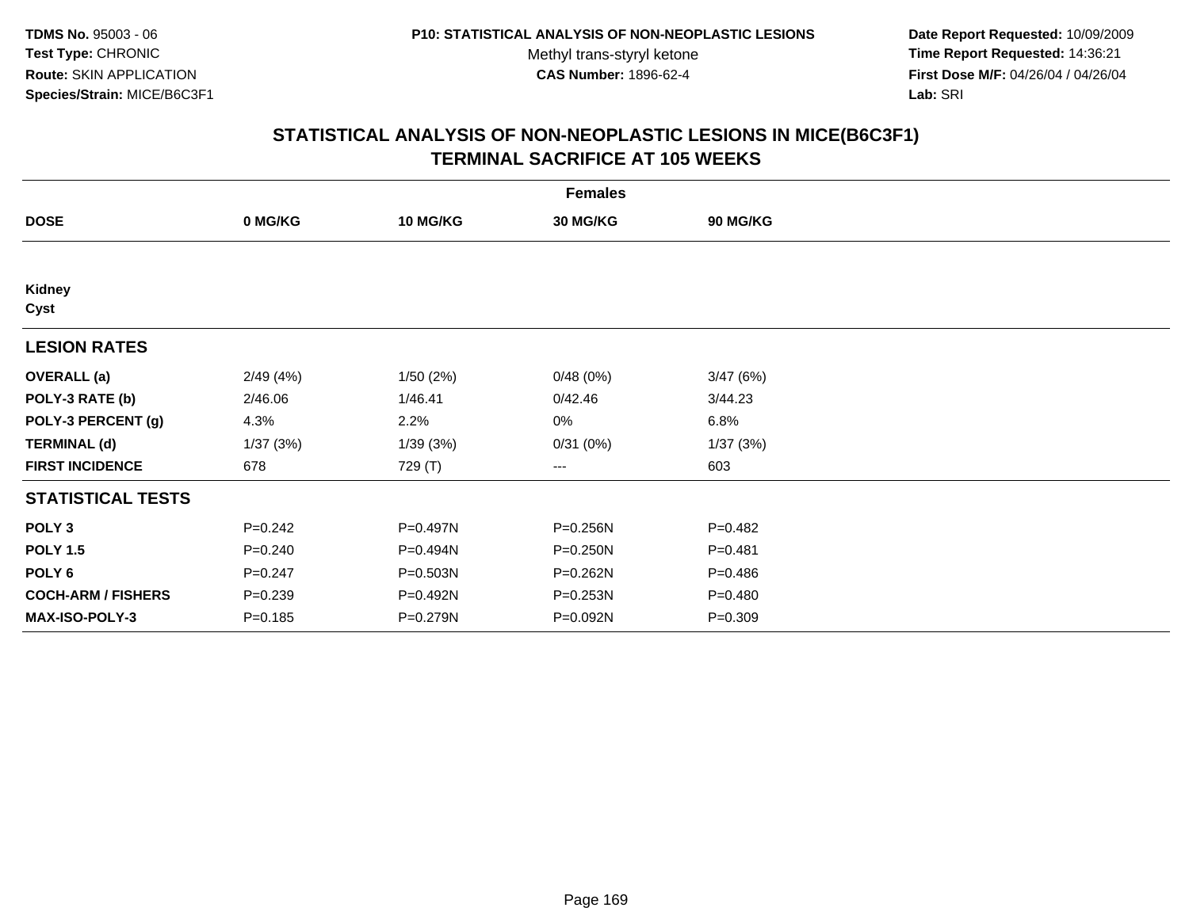TDMS No. 95003 - 06
Test Type: CHRONIC
Route: SKIN APPLICATION
Species/Strain: MICE/B6C3F1

P10: STATISTICAL ANALYSIS OF NON-NEOPLASTIC LESIONS
Methyl trans-styryl ketone
CAS Number: 1896-62-4

Date Report Requested: 10/09/2009
Time Report Requested: 14:36:21
First Dose M/F: 04/26/04 / 04/26/04
Lab: SRI

## STATISTICAL ANALYSIS OF NON-NEOPLASTIC LESIONS IN MICE(B6C3F1)
## TERMINAL SACRIFICE AT 105 WEEKS

| Females | | | | |
|---|---|---|---|---|
| **DOSE** | **0 MG/KG** | **10 MG/KG** | **30 MG/KG** | **90 MG/KG** |
| **Kidney** | | | | |
| **Cyst** | | | | |
| **LESION RATES** | | | | |
| **OVERALL (a)** | 2/49 (4%) | 1/50 (2%) | 0/48 (0%) | 3/47 (6%) |
| **POLY-3 RATE (b)** | 2/46.06 | 1/46.41 | 0/42.46 | 3/44.23 |
| **POLY-3 PERCENT (g)** | 4.3% | 2.2% | 0% | 6.8% |
| **TERMINAL (d)** | 1/37 (3%) | 1/39 (3%) | 0/31 (0%) | 1/37 (3%) |
| **FIRST INCIDENCE** | 678 | 729 (T) | --- | 603 |
| **STATISTICAL TESTS** | | | | |
| **POLY 3** | P=0.242 | P=0.497N | P=0.256N | P=0.482 |
| **POLY 1.5** | P=0.240 | P=0.494N | P=0.250N | P=0.481 |
| **POLY 6** | P=0.247 | P=0.503N | P=0.262N | P=0.486 |
| **COCH-ARM / FISHERS** | P=0.239 | P=0.492N | P=0.253N | P=0.480 |
| **MAX-ISO-POLY-3** | P=0.185 | P=0.279N | P=0.092N | P=0.309 |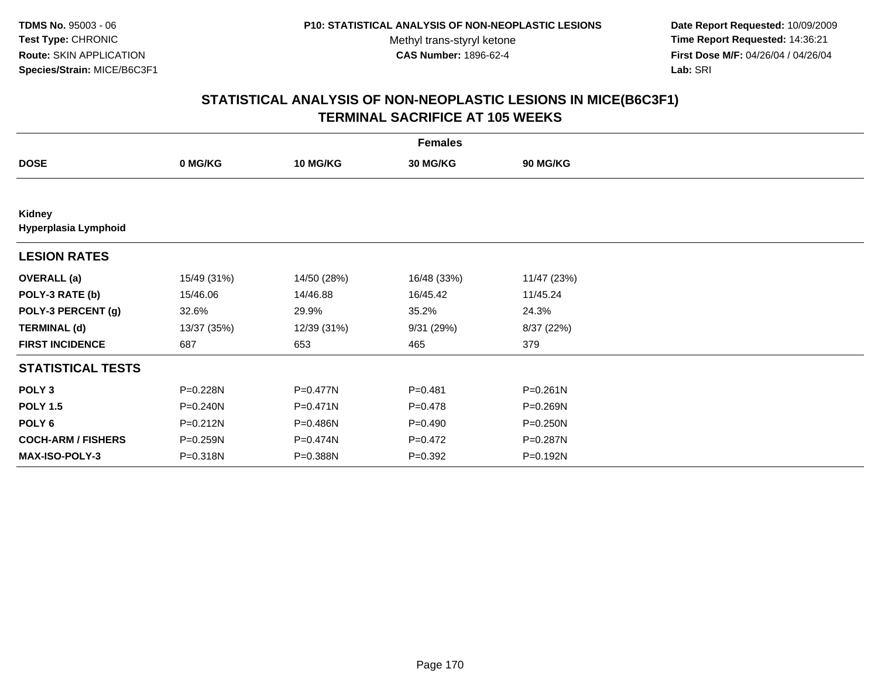**TDMS No.** 95003 - 06
**Test Type:** CHRONIC
**Route:** SKIN APPLICATION
**Species/Strain:** MICE/B6C3F1

**P10: STATISTICAL ANALYSIS OF NON-NEOPLASTIC LESIONS**
Methyl trans-styryl ketone
**CAS Number:** 1896-62-4

**Date Report Requested:** 10/09/2009
**Time Report Requested:** 14:36:21
**First Dose M/F:** 04/26/04 / 04/26/04
**Lab:** SRI

## STATISTICAL ANALYSIS OF NON-NEOPLASTIC LESIONS IN MICE(B6C3F1) TERMINAL SACRIFICE AT 105 WEEKS

| | Females | | | |
|---|---|---|---|---|
| **DOSE** | **0 MG/KG** | **10 MG/KG** | **30 MG/KG** | **90 MG/KG** |
| **Kidney** | | | | |
| **Hyperplasia Lymphoid** | | | | |
| **LESION RATES** | | | | |
| **OVERALL (a)** | 15/49 (31%) | 14/50 (28%) | 16/48 (33%) | 11/47 (23%) |
| **POLY-3 RATE (b)** | 15/46.06 | 14/46.88 | 16/45.42 | 11/45.24 |
| **POLY-3 PERCENT (g)** | 32.6% | 29.9% | 35.2% | 24.3% |
| **TERMINAL (d)** | 13/37 (35%) | 12/39 (31%) | 9/31 (29%) | 8/37 (22%) |
| **FIRST INCIDENCE** | 687 | 653 | 465 | 379 |
| **STATISTICAL TESTS** | | | | |
| **POLY 3** | P=0.228N | P=0.477N | P=0.481 | P=0.261N |
| **POLY 1.5** | P=0.240N | P=0.471N | P=0.478 | P=0.269N |
| **POLY 6** | P=0.212N | P=0.486N | P=0.490 | P=0.250N |
| **COCH-ARM / FISHERS** | P=0.259N | P=0.474N | P=0.472 | P=0.287N |
| **MAX-ISO-POLY-3** | P=0.318N | P=0.388N | P=0.392 | P=0.192N |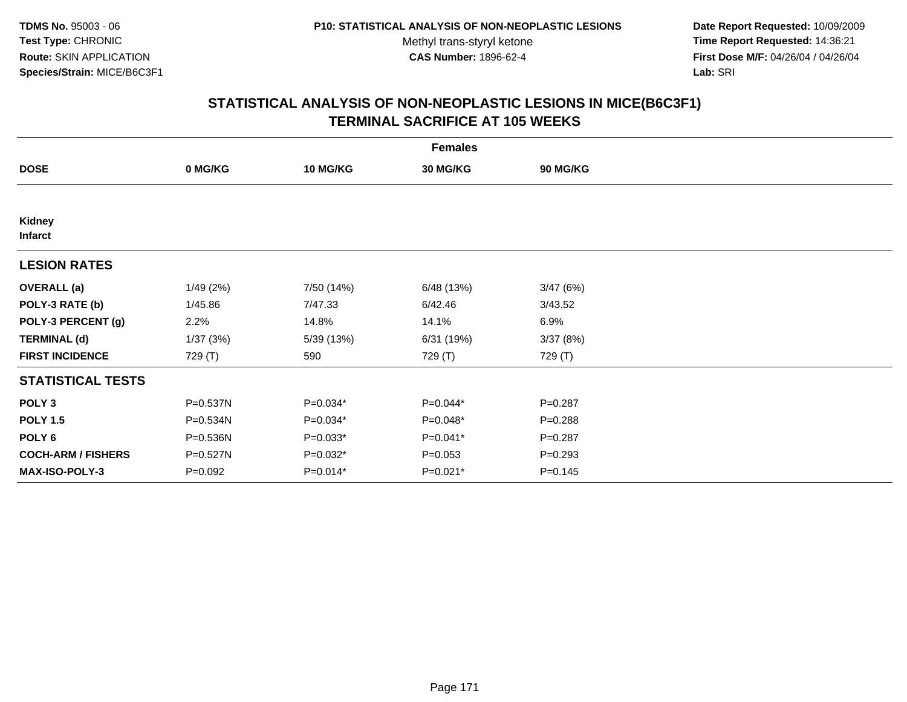**TDMS No.** 95003 - 06
**Test Type:** CHRONIC
**Route:** SKIN APPLICATION
**Species/Strain:** MICE/B6C3F1

**P10: STATISTICAL ANALYSIS OF NON-NEOPLASTIC LESIONS**
Methyl trans-styryl ketone
**CAS Number:** 1896-62-4

**Date Report Requested:** 10/09/2009
**Time Report Requested:** 14:36:21
**First Dose M/F:** 04/26/04 / 04/26/04
**Lab:** SRI

## STATISTICAL ANALYSIS OF NON-NEOPLASTIC LESIONS IN MICE(B6C3F1)
## TERMINAL SACRIFICE AT 105 WEEKS

| | Females | | | |
|---|---|---|---|---|
| **DOSE** | **0 MG/KG** | **10 MG/KG** | **30 MG/KG** | **90 MG/KG** |
| **Kidney** | | | | |
| **Infarct** | | | | |
| **LESION RATES** | | | | |
| **OVERALL (a)** | 1/49 (2%) | 7/50 (14%) | 6/48 (13%) | 3/47 (6%) |
| **POLY-3 RATE (b)** | 1/45.86 | 7/47.33 | 6/42.46 | 3/43.52 |
| **POLY-3 PERCENT (g)** | 2.2% | 14.8% | 14.1% | 6.9% |
| **TERMINAL (d)** | 1/37 (3%) | 5/39 (13%) | 6/31 (19%) | 3/37 (8%) |
| **FIRST INCIDENCE** | 729 (T) | 590 | 729 (T) | 729 (T) |
| **STATISTICAL TESTS** | | | | |
| **POLY 3** | P=0.537N | P=0.034* | P=0.044* | P=0.287 |
| **POLY 1.5** | P=0.534N | P=0.034* | P=0.048* | P=0.288 |
| **POLY 6** | P=0.536N | P=0.033* | P=0.041* | P=0.287 |
| **COCH-ARM / FISHERS** | P=0.527N | P=0.032* | P=0.053 | P=0.293 |
| **MAX-ISO-POLY-3** | P=0.092 | P=0.014* | P=0.021* | P=0.145 |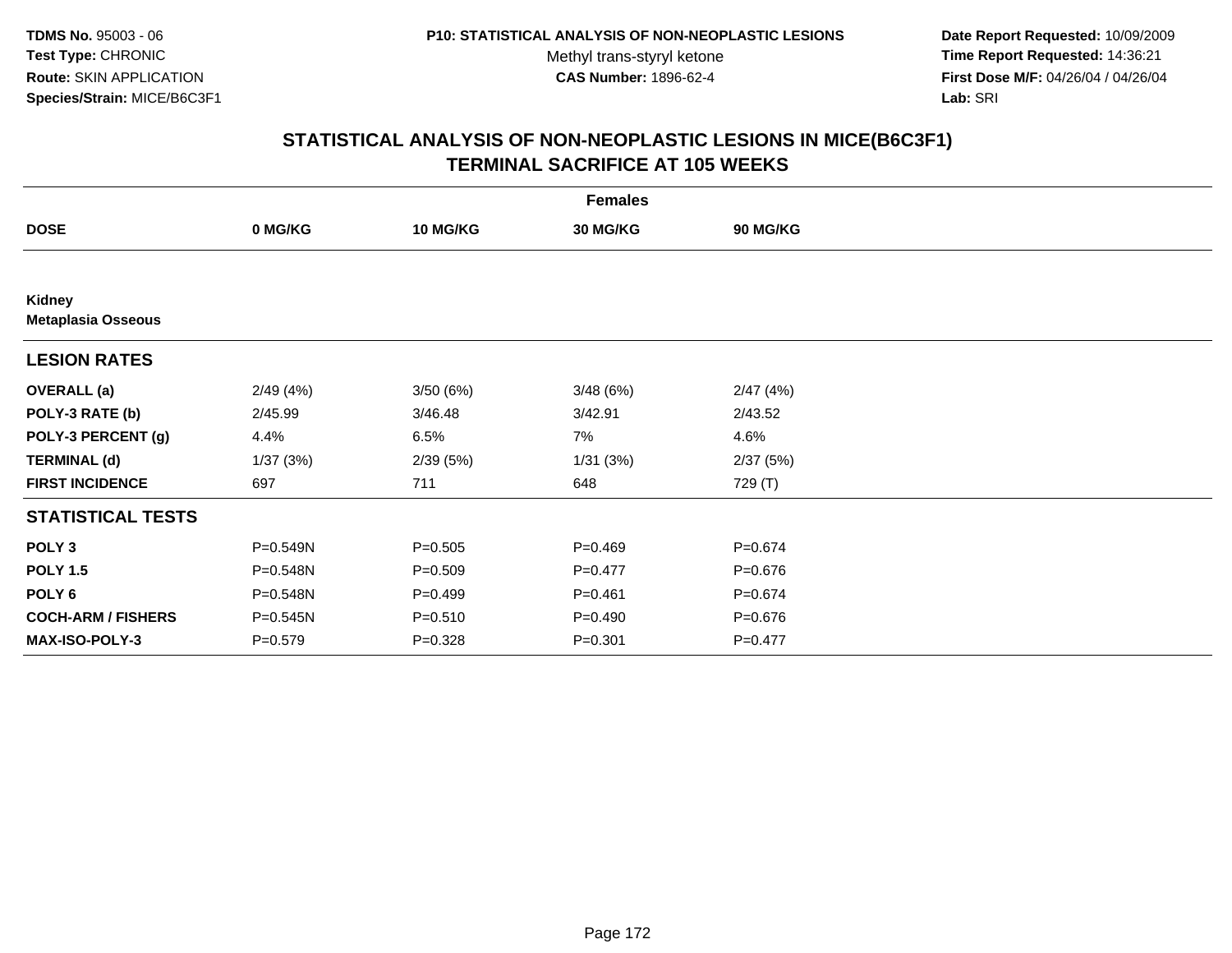**TDMS No.** 95003 - 06
**Test Type:** CHRONIC
**Route:** SKIN APPLICATION
**Species/Strain:** MICE/B6C3F1

**P10: STATISTICAL ANALYSIS OF NON-NEOPLASTIC LESIONS**
Methyl trans-styryl ketone
**CAS Number:** 1896-62-4

**Date Report Requested:** 10/09/2009
**Time Report Requested:** 14:36:21
**First Dose M/F:** 04/26/04 / 04/26/04
**Lab:** SRI

## STATISTICAL ANALYSIS OF NON-NEOPLASTIC LESIONS IN MICE(B6C3F1) TERMINAL SACRIFICE AT 105 WEEKS

| | Females | | | |
|---|---|---|---|---|
| **DOSE** | **0 MG/KG** | **10 MG/KG** | **30 MG/KG** | **90 MG/KG** |
| **Kidney** | | | | |
| **Metaplasia Osseous** | | | | |
| **LESION RATES** | | | | |
| **OVERALL (a)** | 2/49 (4%) | 3/50 (6%) | 3/48 (6%) | 2/47 (4%) |
| **POLY-3 RATE (b)** | 2/45.99 | 3/46.48 | 3/42.91 | 2/43.52 |
| **POLY-3 PERCENT (g)** | 4.4% | 6.5% | 7% | 4.6% |
| **TERMINAL (d)** | 1/37 (3%) | 2/39 (5%) | 1/31 (3%) | 2/37 (5%) |
| **FIRST INCIDENCE** | 697 | 711 | 648 | 729 (T) |
| **STATISTICAL TESTS** | | | | |
| **POLY 3** | P=0.549N | P=0.505 | P=0.469 | P=0.674 |
| **POLY 1.5** | P=0.548N | P=0.509 | P=0.477 | P=0.676 |
| **POLY 6** | P=0.548N | P=0.499 | P=0.461 | P=0.674 |
| **COCH-ARM / FISHERS** | P=0.545N | P=0.510 | P=0.490 | P=0.676 |
| **MAX-ISO-POLY-3** | P=0.579 | P=0.328 | P=0.301 | P=0.477 |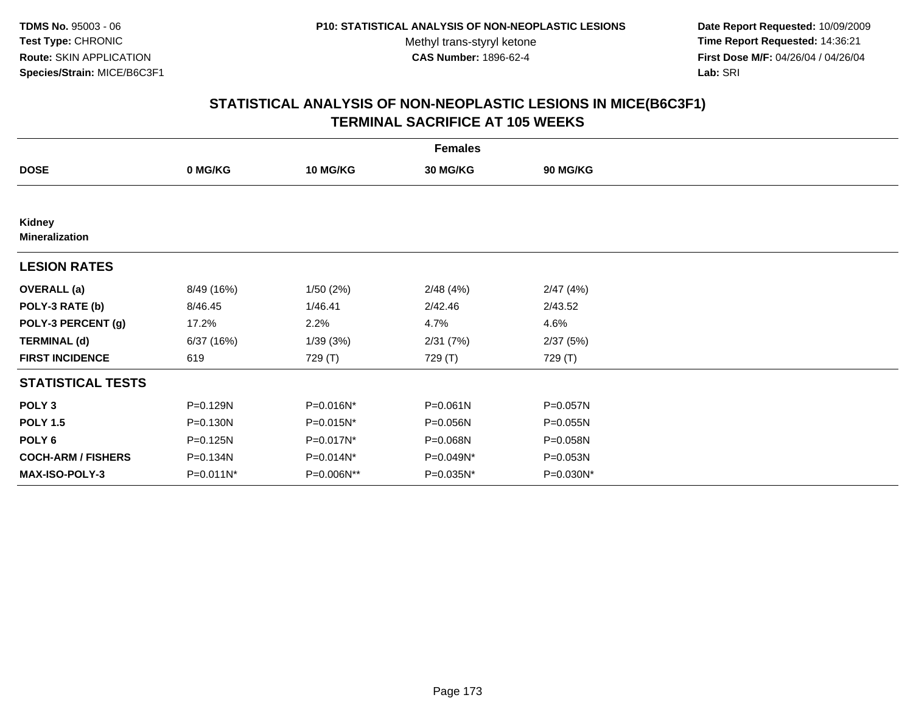TDMS No. 95003 - 06
Test Type: CHRONIC
Route: SKIN APPLICATION
Species/Strain: MICE/B6C3F1

P10: STATISTICAL ANALYSIS OF NON-NEOPLASTIC LESIONS
Methyl trans-styryl ketone
CAS Number: 1896-62-4

Date Report Requested: 10/09/2009
Time Report Requested: 14:36:21
First Dose M/F: 04/26/04 / 04/26/04
Lab: SRI

## STATISTICAL ANALYSIS OF NON-NEOPLASTIC LESIONS IN MICE(B6C3F1)
## TERMINAL SACRIFICE AT 105 WEEKS

| | Females | | | |
|---|---|---|---|---|
| **DOSE** | **0 MG/KG** | **10 MG/KG** | **30 MG/KG** | **90 MG/KG** |
| **Kidney** | | | | |
| **Mineralization** | | | | |
| **LESION RATES** | | | | |
| **OVERALL (a)** | 8/49 (16%) | 1/50 (2%) | 2/48 (4%) | 2/47 (4%) |
| **POLY-3 RATE (b)** | 8/46.45 | 1/46.41 | 2/42.46 | 2/43.52 |
| **POLY-3 PERCENT (g)** | 17.2% | 2.2% | 4.7% | 4.6% |
| **TERMINAL (d)** | 6/37 (16%) | 1/39 (3%) | 2/31 (7%) | 2/37 (5%) |
| **FIRST INCIDENCE** | 619 | 729 (T) | 729 (T) | 729 (T) |
| **STATISTICAL TESTS** | | | | |
| **POLY 3** | P=0.129N | P=0.016N* | P=0.061N | P=0.057N |
| **POLY 1.5** | P=0.130N | P=0.015N* | P=0.056N | P=0.055N |
| **POLY 6** | P=0.125N | P=0.017N* | P=0.068N | P=0.058N |
| **COCH-ARM / FISHERS** | P=0.134N | P=0.014N* | P=0.049N* | P=0.053N |
| **MAX-ISO-POLY-3** | P=0.011N* | P=0.006N** | P=0.035N* | P=0.030N* |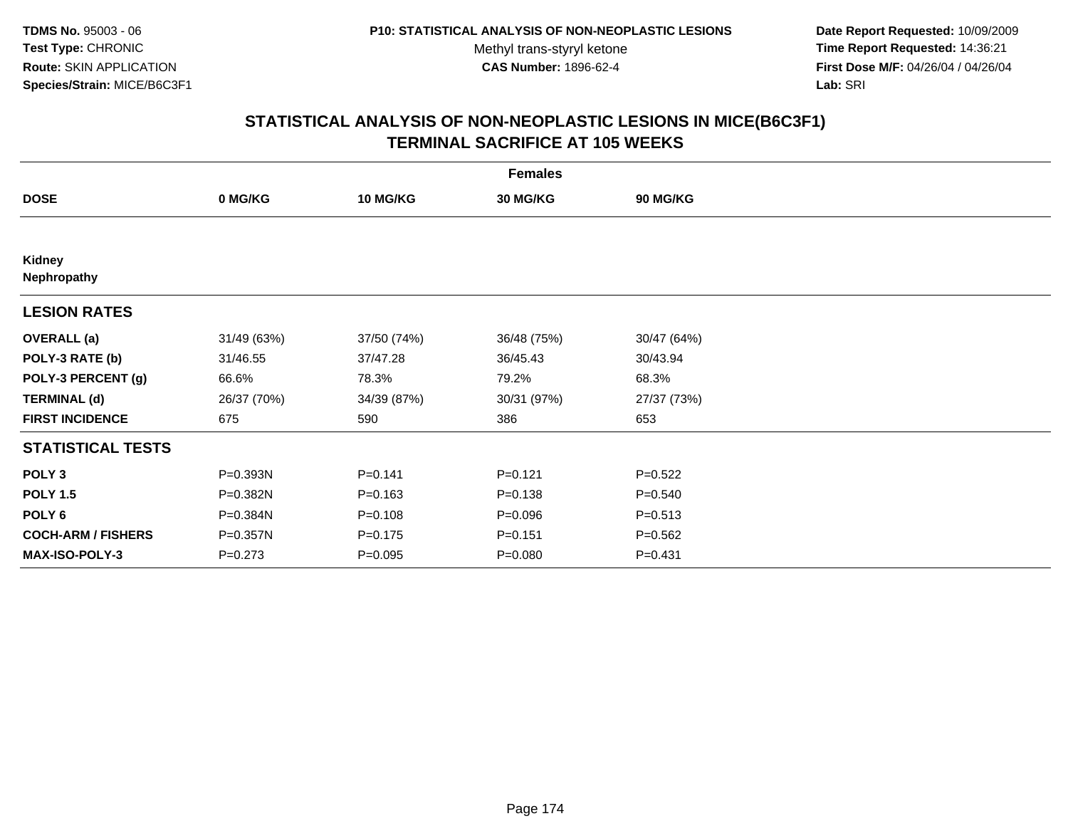**TDMS No.** 95003 - 06
**Test Type:** CHRONIC
**Route:** SKIN APPLICATION
**Species/Strain:** MICE/B6C3F1

**P10: STATISTICAL ANALYSIS OF NON-NEOPLASTIC LESIONS**
Methyl trans-styryl ketone
**CAS Number:** 1896-62-4

**Date Report Requested:** 10/09/2009
**Time Report Requested:** 14:36:21
**First Dose M/F:** 04/26/04 / 04/26/04
**Lab:** SRI

## STATISTICAL ANALYSIS OF NON-NEOPLASTIC LESIONS IN MICE(B6C3F1) TERMINAL SACRIFICE AT 105 WEEKS

| | Females | | | |
|---|---|---|---|---|
| **DOSE** | **0 MG/KG** | **10 MG/KG** | **30 MG/KG** | **90 MG/KG** |
| **Kidney** | | | | |
| **Nephropathy** | | | | |
| **LESION RATES** | | | | |
| **OVERALL (a)** | 31/49 (63%) | 37/50 (74%) | 36/48 (75%) | 30/47 (64%) |
| **POLY-3 RATE (b)** | 31/46.55 | 37/47.28 | 36/45.43 | 30/43.94 |
| **POLY-3 PERCENT (g)** | 66.6% | 78.3% | 79.2% | 68.3% |
| **TERMINAL (d)** | 26/37 (70%) | 34/39 (87%) | 30/31 (97%) | 27/37 (73%) |
| **FIRST INCIDENCE** | 675 | 590 | 386 | 653 |
| **STATISTICAL TESTS** | | | | |
| **POLY 3** | P=0.393N | P=0.141 | P=0.121 | P=0.522 |
| **POLY 1.5** | P=0.382N | P=0.163 | P=0.138 | P=0.540 |
| **POLY 6** | P=0.384N | P=0.108 | P=0.096 | P=0.513 |
| **COCH-ARM / FISHERS** | P=0.357N | P=0.175 | P=0.151 | P=0.562 |
| **MAX-ISO-POLY-3** | P=0.273 | P=0.095 | P=0.080 | P=0.431 |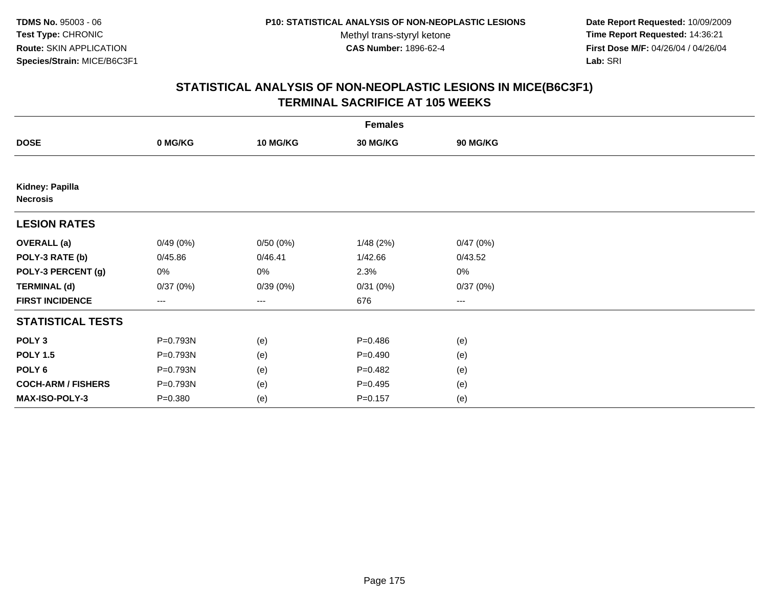**TDMS No.** 95003 - 06
**Test Type:** CHRONIC
**Route:** SKIN APPLICATION
**Species/Strain:** MICE/B6C3F1

**P10: STATISTICAL ANALYSIS OF NON-NEOPLASTIC LESIONS**
Methyl trans-styryl ketone
**CAS Number:** 1896-62-4

**Date Report Requested:** 10/09/2009
**Time Report Requested:** 14:36:21
**First Dose M/F:** 04/26/04 / 04/26/04
**Lab:** SRI

## STATISTICAL ANALYSIS OF NON-NEOPLASTIC LESIONS IN MICE(B6C3F1) TERMINAL SACRIFICE AT 105 WEEKS

| Females | | | | |
|---|---|---|---|---|
| **DOSE** | **0 MG/KG** | **10 MG/KG** | **30 MG/KG** | **90 MG/KG** |
| **Kidney: Papilla Necrosis** | | | | |
| **LESION RATES** | | | | |
| **OVERALL (a)** | 0/49 (0%) | 0/50 (0%) | 1/48 (2%) | 0/47 (0%) |
| **POLY-3 RATE (b)** | 0/45.86 | 0/46.41 | 1/42.66 | 0/43.52 |
| **POLY-3 PERCENT (g)** | 0% | 0% | 2.3% | 0% |
| **TERMINAL (d)** | 0/37 (0%) | 0/39 (0%) | 0/31 (0%) | 0/37 (0%) |
| **FIRST INCIDENCE** | --- | --- | 676 | --- |
| **STATISTICAL TESTS** | | | | |
| **POLY 3** | P=0.793N | (e) | P=0.486 | (e) |
| **POLY 1.5** | P=0.793N | (e) | P=0.490 | (e) |
| **POLY 6** | P=0.793N | (e) | P=0.482 | (e) |
| **COCH-ARM / FISHERS** | P=0.793N | (e) | P=0.495 | (e) |
| **MAX-ISO-POLY-3** | P=0.380 | (e) | P=0.157 | (e) |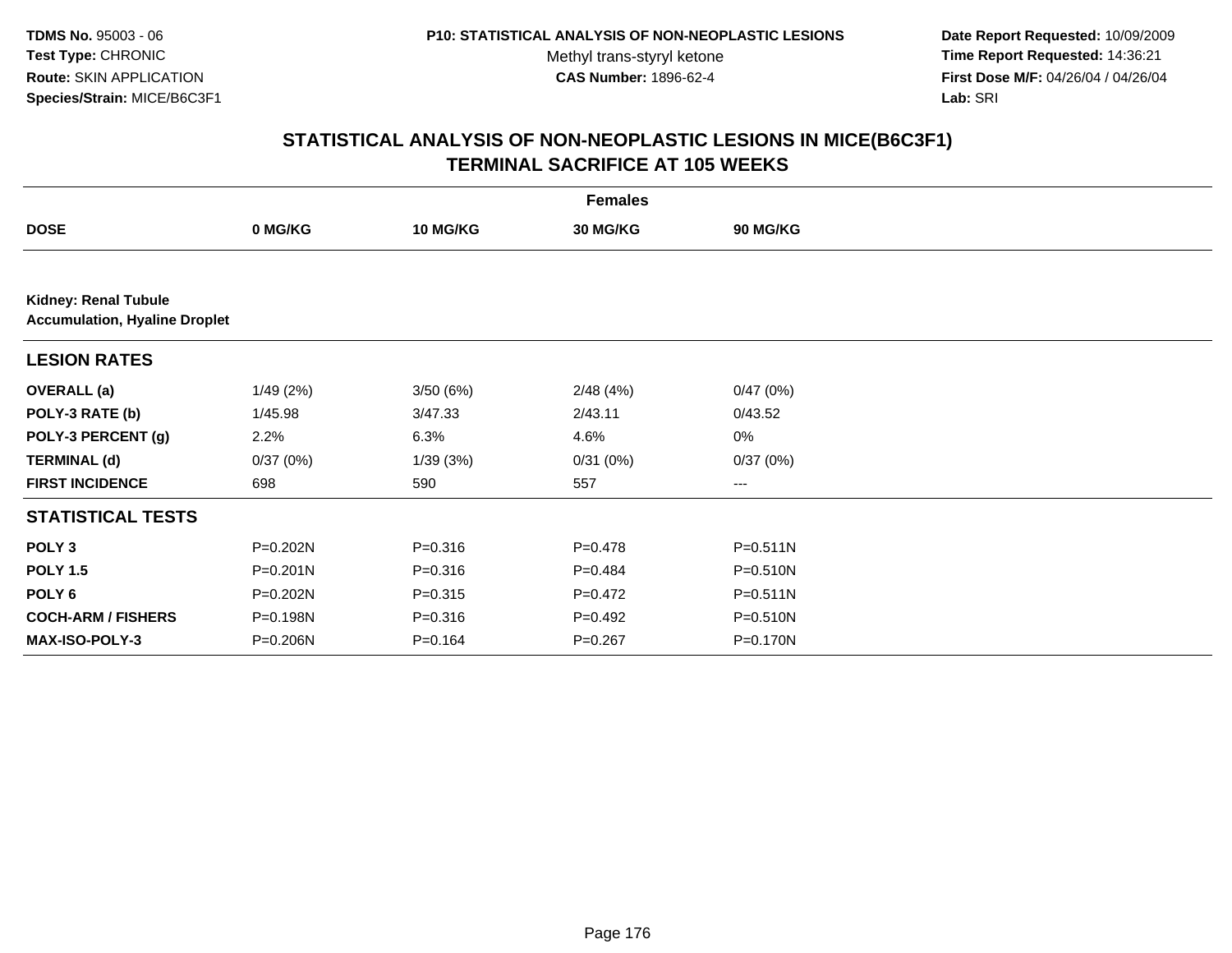**TDMS No.** 95003 - 06
**Test Type:** CHRONIC
**Route:** SKIN APPLICATION
**Species/Strain:** MICE/B6C3F1

**P10: STATISTICAL ANALYSIS OF NON-NEOPLASTIC LESIONS**
Methyl trans-styryl ketone
**CAS Number:** 1896-62-4

**Date Report Requested:** 10/09/2009
**Time Report Requested:** 14:36:21
**First Dose M/F:** 04/26/04 / 04/26/04
**Lab:** SRI

## STATISTICAL ANALYSIS OF NON-NEOPLASTIC LESIONS IN MICE(B6C3F1) TERMINAL SACRIFICE AT 105 WEEKS

| Females | | | | |
|---|---|---|---|---|
| **DOSE** | **0 MG/KG** | **10 MG/KG** | **30 MG/KG** | **90 MG/KG** |
| **Kidney: Renal Tubule Accumulation, Hyaline Droplet** | | | | |
| **LESION RATES** | | | | |
| **OVERALL (a)** | 1/49 (2%) | 3/50 (6%) | 2/48 (4%) | 0/47 (0%) |
| **POLY-3 RATE (b)** | 1/45.98 | 3/47.33 | 2/43.11 | 0/43.52 |
| **POLY-3 PERCENT (g)** | 2.2% | 6.3% | 4.6% | 0% |
| **TERMINAL (d)** | 0/37 (0%) | 1/39 (3%) | 0/31 (0%) | 0/37 (0%) |
| **FIRST INCIDENCE** | 698 | 590 | 557 | --- |
| **STATISTICAL TESTS** | | | | |
| **POLY 3** | P=0.202N | P=0.316 | P=0.478 | P=0.511N |
| **POLY 1.5** | P=0.201N | P=0.316 | P=0.484 | P=0.510N |
| **POLY 6** | P=0.202N | P=0.315 | P=0.472 | P=0.511N |
| **COCH-ARM / FISHERS** | P=0.198N | P=0.316 | P=0.492 | P=0.510N |
| **MAX-ISO-POLY-3** | P=0.206N | P=0.164 | P=0.267 | P=0.170N |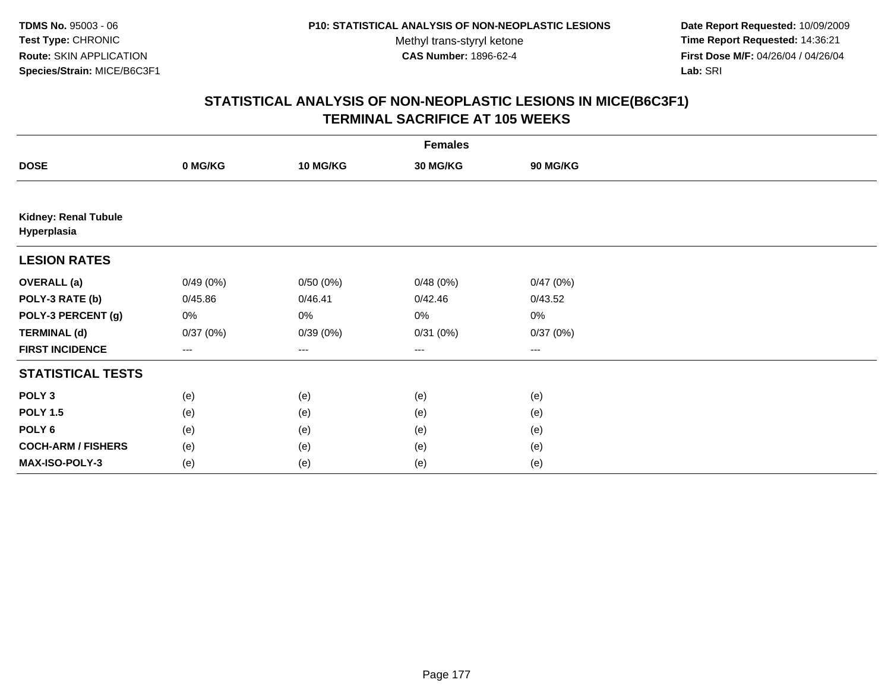# STATISTICAL ANALYSIS OF NON-NEOPLASTIC LESIONS IN MICE(B6C3F1)
## TERMINAL SACRIFICE AT 105 WEEKS

| | Females | | | |
|---|---|---|---|---|
| **DOSE** | **0 MG/KG** | **10 MG/KG** | **30 MG/KG** | **90 MG/KG** |
| **Kidney: Renal Tubule Hyperplasia** | | | | |
| **LESION RATES** | | | | |
| **OVERALL (a)** | 0/49 (0%) | 0/50 (0%) | 0/48 (0%) | 0/47 (0%) |
| **POLY-3 RATE (b)** | 0/45.86 | 0/46.41 | 0/42.46 | 0/43.52 |
| **POLY-3 PERCENT (g)** | 0% | 0% | 0% | 0% |
| **TERMINAL (d)** | 0/37 (0%) | 0/39 (0%) | 0/31 (0%) | 0/37 (0%) |
| **FIRST INCIDENCE** | --- | --- | --- | --- |
| **STATISTICAL TESTS** | | | | |
| **POLY 3** | (e) | (e) | (e) | (e) |
| **POLY 1.5** | (e) | (e) | (e) | (e) |
| **POLY 6** | (e) | (e) | (e) | (e) |
| **COCH-ARM / FISHERS** | (e) | (e) | (e) | (e) |
| **MAX-ISO-POLY-3** | (e) | (e) | (e) | (e) |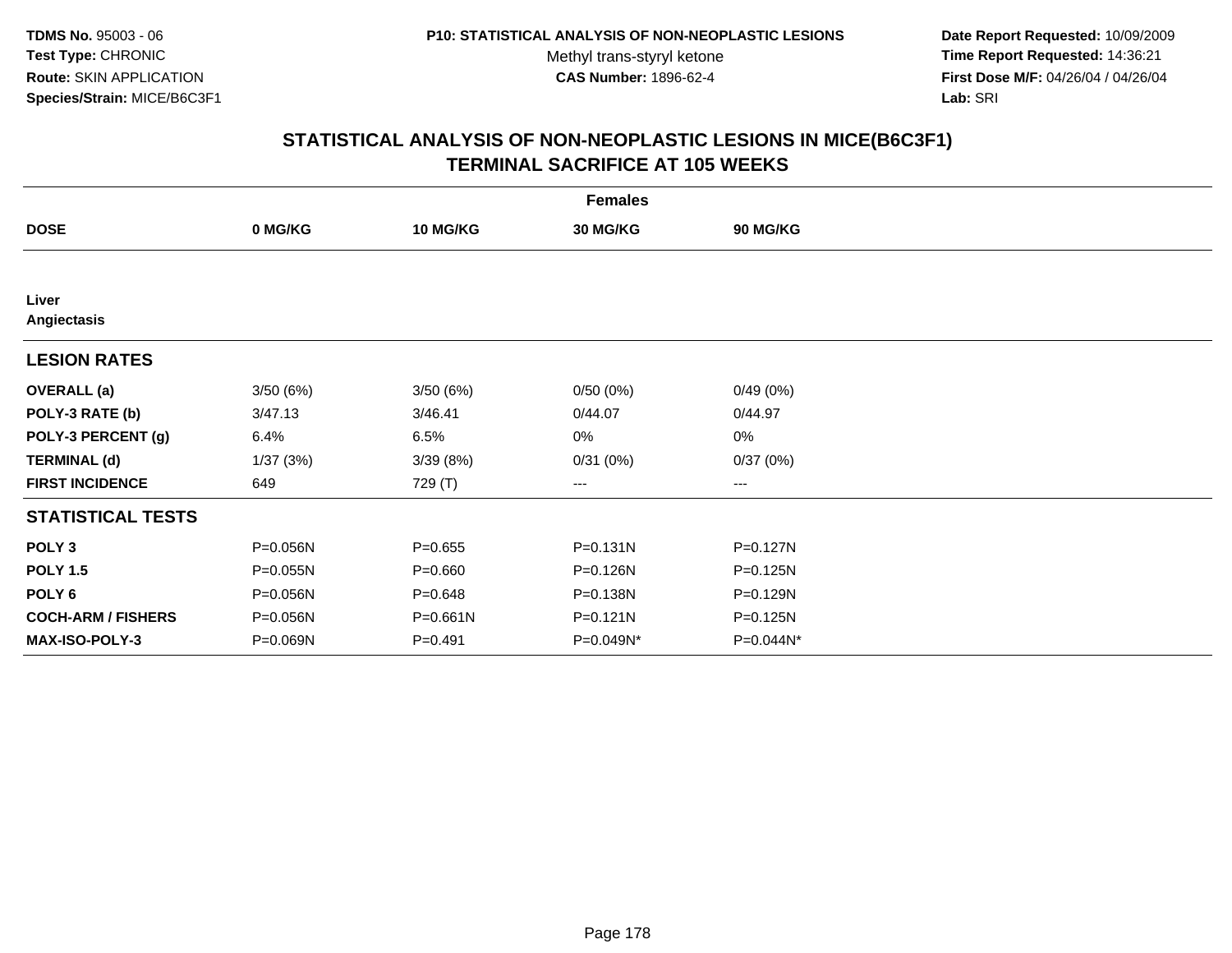# STATISTICAL ANALYSIS OF NON-NEOPLASTIC LESIONS IN MICE(B6C3F1) TERMINAL SACRIFICE AT 105 WEEKS

| | Females | | | |
|---|---|---|---|---|
| **DOSE** | **0 MG/KG** | **10 MG/KG** | **30 MG/KG** | **90 MG/KG** |
| **Liver** | | | | |
| **Angiectasis** | | | | |
| **LESION RATES** | | | | |
| **OVERALL (a)** | 3/50 (6%) | 3/50 (6%) | 0/50 (0%) | 0/49 (0%) |
| **POLY-3 RATE (b)** | 3/47.13 | 3/46.41 | 0/44.07 | 0/44.97 |
| **POLY-3 PERCENT (g)** | 6.4% | 6.5% | 0% | 0% |
| **TERMINAL (d)** | 1/37 (3%) | 3/39 (8%) | 0/31 (0%) | 0/37 (0%) |
| **FIRST INCIDENCE** | 649 | 729 (T) | --- | --- |
| **STATISTICAL TESTS** | | | | |
| **POLY 3** | P=0.056N | P=0.655 | P=0.131N | P=0.127N |
| **POLY 1.5** | P=0.055N | P=0.660 | P=0.126N | P=0.125N |
| **POLY 6** | P=0.056N | P=0.648 | P=0.138N | P=0.129N |
| **COCH-ARM / FISHERS** | P=0.056N | P=0.661N | P=0.121N | P=0.125N |
| **MAX-ISO-POLY-3** | P=0.069N | P=0.491 | P=0.049N* | P=0.044N* |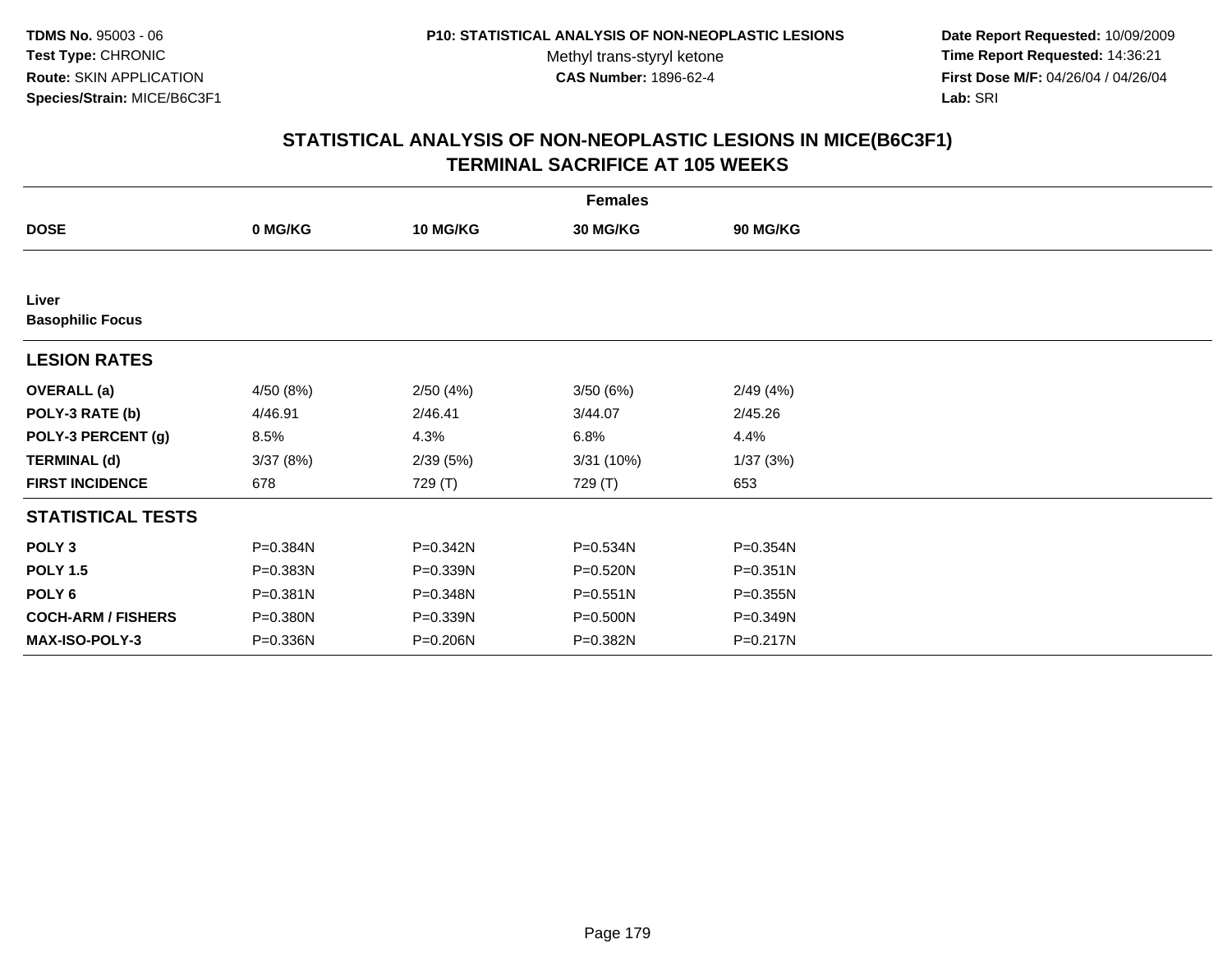TDMS No. 95003 - 06
Test Type: CHRONIC
Route: SKIN APPLICATION
Species/Strain: MICE/B6C3F1

P10: STATISTICAL ANALYSIS OF NON-NEOPLASTIC LESIONS
Methyl trans-styryl ketone
CAS Number: 1896-62-4

Date Report Requested: 10/09/2009
Time Report Requested: 14:36:21
First Dose M/F: 04/26/04 / 04/26/04
Lab: SRI

## STATISTICAL ANALYSIS OF NON-NEOPLASTIC LESIONS IN MICE(B6C3F1) TERMINAL SACRIFICE AT 105 WEEKS

| Females | | | | |
|---|---|---|---|---|
| **DOSE** | **0 MG/KG** | **10 MG/KG** | **30 MG/KG** | **90 MG/KG** |
| **Liver** | | | | |
| **Basophilic Focus** | | | | |
| **LESION RATES** | | | | |
| **OVERALL (a)** | 4/50 (8%) | 2/50 (4%) | 3/50 (6%) | 2/49 (4%) |
| **POLY-3 RATE (b)** | 4/46.91 | 2/46.41 | 3/44.07 | 2/45.26 |
| **POLY-3 PERCENT (g)** | 8.5% | 4.3% | 6.8% | 4.4% |
| **TERMINAL (d)** | 3/37 (8%) | 2/39 (5%) | 3/31 (10%) | 1/37 (3%) |
| **FIRST INCIDENCE** | 678 | 729 (T) | 729 (T) | 653 |
| **STATISTICAL TESTS** | | | | |
| **POLY 3** | P=0.384N | P=0.342N | P=0.534N | P=0.354N |
| **POLY 1.5** | P=0.383N | P=0.339N | P=0.520N | P=0.351N |
| **POLY 6** | P=0.381N | P=0.348N | P=0.551N | P=0.355N |
| **COCH-ARM / FISHERS** | P=0.380N | P=0.339N | P=0.500N | P=0.349N |
| **MAX-ISO-POLY-3** | P=0.336N | P=0.206N | P=0.382N | P=0.217N |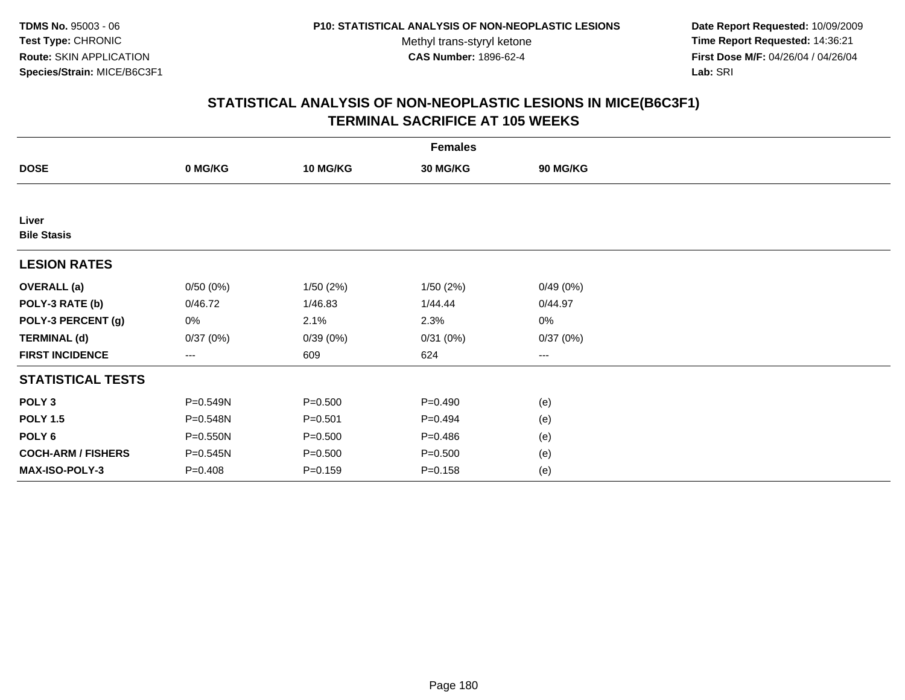**TDMS No.** 95003 - 06
**Test Type:** CHRONIC
**Route:** SKIN APPLICATION
**Species/Strain:** MICE/B6C3F1

**P10: STATISTICAL ANALYSIS OF NON-NEOPLASTIC LESIONS**
Methyl trans-styryl ketone
**CAS Number:** 1896-62-4

**Date Report Requested:** 10/09/2009
**Time Report Requested:** 14:36:21
**First Dose M/F:** 04/26/04 / 04/26/04
**Lab:** SRI

## STATISTICAL ANALYSIS OF NON-NEOPLASTIC LESIONS IN MICE(B6C3F1)
## TERMINAL SACRIFICE AT 105 WEEKS

| | Females | | | |
|---|---|---|---|---|
| **DOSE** | **0 MG/KG** | **10 MG/KG** | **30 MG/KG** | **90 MG/KG** |
| **Liver** | | | | |
| **Bile Stasis** | | | | |
| **LESION RATES** | | | | |
| **OVERALL (a)** | 0/50 (0%) | 1/50 (2%) | 1/50 (2%) | 0/49 (0%) |
| **POLY-3 RATE (b)** | 0/46.72 | 1/46.83 | 1/44.44 | 0/44.97 |
| **POLY-3 PERCENT (g)** | 0% | 2.1% | 2.3% | 0% |
| **TERMINAL (d)** | 0/37 (0%) | 0/39 (0%) | 0/31 (0%) | 0/37 (0%) |
| **FIRST INCIDENCE** | --- | 609 | 624 | --- |
| **STATISTICAL TESTS** | | | | |
| **POLY 3** | P=0.549N | P=0.500 | P=0.490 | (e) |
| **POLY 1.5** | P=0.548N | P=0.501 | P=0.494 | (e) |
| **POLY 6** | P=0.550N | P=0.500 | P=0.486 | (e) |
| **COCH-ARM / FISHERS** | P=0.545N | P=0.500 | P=0.500 | (e) |
| **MAX-ISO-POLY-3** | P=0.408 | P=0.159 | P=0.158 | (e) |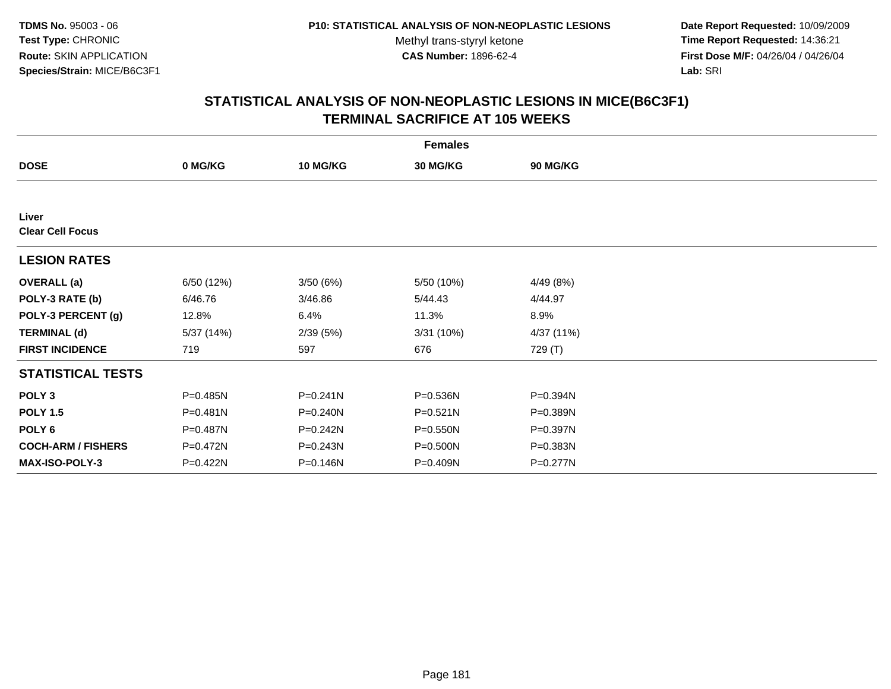**TDMS No.** 95003 - 06
**Test Type:** CHRONIC
**Route:** SKIN APPLICATION
**Species/Strain:** MICE/B6C3F1

**P10: STATISTICAL ANALYSIS OF NON-NEOPLASTIC LESIONS**
Methyl trans-styryl ketone
**CAS Number:** 1896-62-4

**Date Report Requested:** 10/09/2009
**Time Report Requested:** 14:36:21
**First Dose M/F:** 04/26/04 / 04/26/04
**Lab:** SRI

## STATISTICAL ANALYSIS OF NON-NEOPLASTIC LESIONS IN MICE(B6C3F1) TERMINAL SACRIFICE AT 105 WEEKS

| | Females | | | |
|---|---|---|---|---|
| **DOSE** | **0 MG/KG** | **10 MG/KG** | **30 MG/KG** | **90 MG/KG** |
| **Liver** | | | | |
| **Clear Cell Focus** | | | | |
| **LESION RATES** | | | | |
| **OVERALL (a)** | 6/50 (12%) | 3/50 (6%) | 5/50 (10%) | 4/49 (8%) |
| **POLY-3 RATE (b)** | 6/46.76 | 3/46.86 | 5/44.43 | 4/44.97 |
| **POLY-3 PERCENT (g)** | 12.8% | 6.4% | 11.3% | 8.9% |
| **TERMINAL (d)** | 5/37 (14%) | 2/39 (5%) | 3/31 (10%) | 4/37 (11%) |
| **FIRST INCIDENCE** | 719 | 597 | 676 | 729 (T) |
| **STATISTICAL TESTS** | | | | |
| **POLY 3** | P=0.485N | P=0.241N | P=0.536N | P=0.394N |
| **POLY 1.5** | P=0.481N | P=0.240N | P=0.521N | P=0.389N |
| **POLY 6** | P=0.487N | P=0.242N | P=0.550N | P=0.397N |
| **COCH-ARM / FISHERS** | P=0.472N | P=0.243N | P=0.500N | P=0.383N |
| **MAX-ISO-POLY-3** | P=0.422N | P=0.146N | P=0.409N | P=0.277N |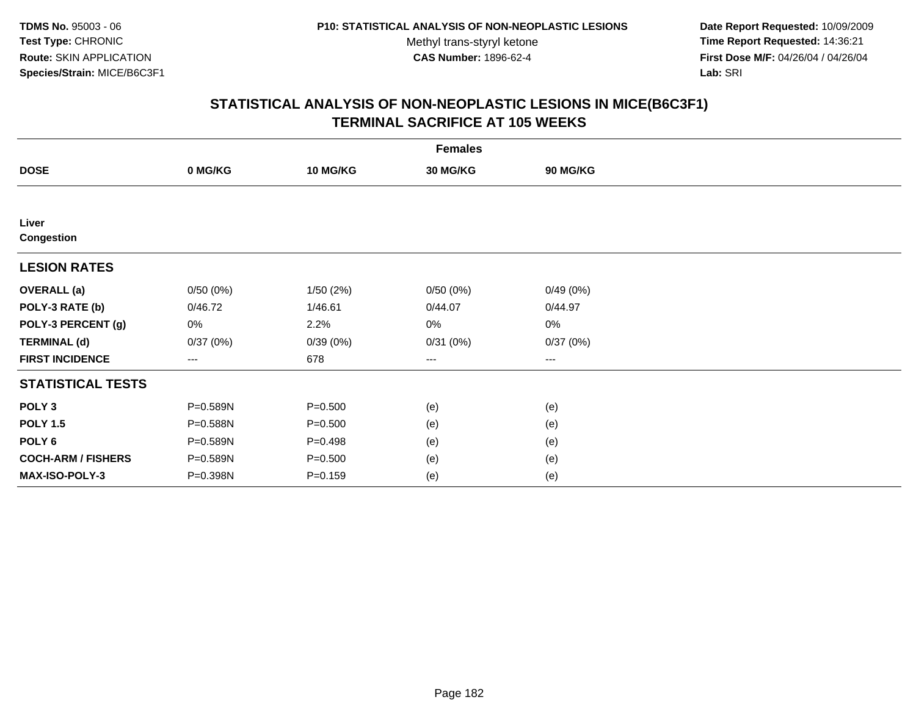**TDMS No.** 95003 - 06
**Test Type:** CHRONIC
**Route:** SKIN APPLICATION
**Species/Strain:** MICE/B6C3F1

**P10: STATISTICAL ANALYSIS OF NON-NEOPLASTIC LESIONS**
Methyl trans-styryl ketone
**CAS Number:** 1896-62-4

**Date Report Requested:** 10/09/2009
**Time Report Requested:** 14:36:21
**First Dose M/F:** 04/26/04 / 04/26/04
**Lab:** SRI

## STATISTICAL ANALYSIS OF NON-NEOPLASTIC LESIONS IN MICE(B6C3F1)
## TERMINAL SACRIFICE AT 105 WEEKS

| | Females | | | |
|---|---|---|---|---|
| **DOSE** | **0 MG/KG** | **10 MG/KG** | **30 MG/KG** | **90 MG/KG** |
| **Liver** | | | | |
| **Congestion** | | | | |
| **LESION RATES** | | | | |
| **OVERALL (a)** | 0/50 (0%) | 1/50 (2%) | 0/50 (0%) | 0/49 (0%) |
| **POLY-3 RATE (b)** | 0/46.72 | 1/46.61 | 0/44.07 | 0/44.97 |
| **POLY-3 PERCENT (g)** | 0% | 2.2% | 0% | 0% |
| **TERMINAL (d)** | 0/37 (0%) | 0/39 (0%) | 0/31 (0%) | 0/37 (0%) |
| **FIRST INCIDENCE** | --- | 678 | --- | --- |
| **STATISTICAL TESTS** | | | | |
| **POLY 3** | P=0.589N | P=0.500 | (e) | (e) |
| **POLY 1.5** | P=0.588N | P=0.500 | (e) | (e) |
| **POLY 6** | P=0.589N | P=0.498 | (e) | (e) |
| **COCH-ARM / FISHERS** | P=0.589N | P=0.500 | (e) | (e) |
| **MAX-ISO-POLY-3** | P=0.398N | P=0.159 | (e) | (e) |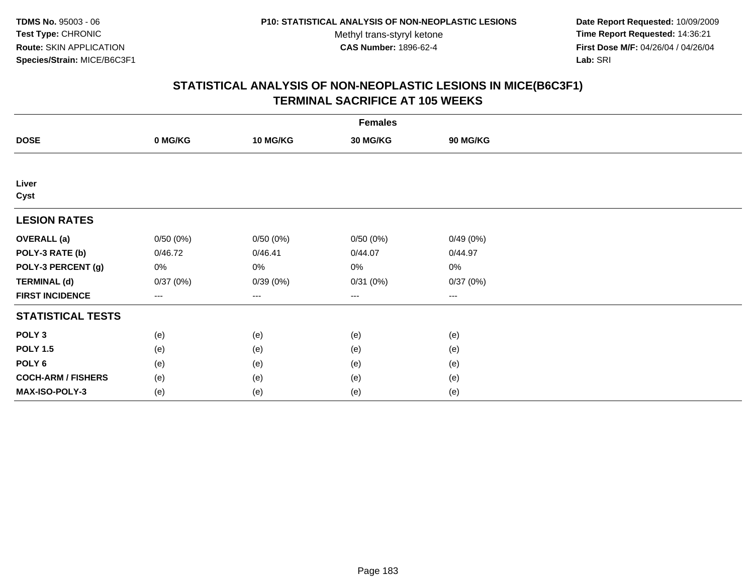TDMS No. 95003 - 06
Test Type: CHRONIC
Route: SKIN APPLICATION
Species/Strain: MICE/B6C3F1

P10: STATISTICAL ANALYSIS OF NON-NEOPLASTIC LESIONS
Methyl trans-styryl ketone
CAS Number: 1896-62-4

Date Report Requested: 10/09/2009
Time Report Requested: 14:36:21
First Dose M/F: 04/26/04 / 04/26/04
Lab: SRI

# STATISTICAL ANALYSIS OF NON-NEOPLASTIC LESIONS IN MICE(B6C3F1)
# TERMINAL SACRIFICE AT 105 WEEKS

| | Females | | | |
|---|---|---|---|---|
| **DOSE** | **0 MG/KG** | **10 MG/KG** | **30 MG/KG** | **90 MG/KG** |
| **Liver** | | | | |
| **Cyst** | | | | |
| **LESION RATES** | | | | |
| **OVERALL (a)** | 0/50 (0%) | 0/50 (0%) | 0/50 (0%) | 0/49 (0%) |
| **POLY-3 RATE (b)** | 0/46.72 | 0/46.41 | 0/44.07 | 0/44.97 |
| **POLY-3 PERCENT (g)** | 0% | 0% | 0% | 0% |
| **TERMINAL (d)** | 0/37 (0%) | 0/39 (0%) | 0/31 (0%) | 0/37 (0%) |
| **FIRST INCIDENCE** | --- | --- | --- | --- |
| **STATISTICAL TESTS** | | | | |
| **POLY 3** | (e) | (e) | (e) | (e) |
| **POLY 1.5** | (e) | (e) | (e) | (e) |
| **POLY 6** | (e) | (e) | (e) | (e) |
| **COCH-ARM / FISHERS** | (e) | (e) | (e) | (e) |
| **MAX-ISO-POLY-3** | (e) | (e) | (e) | (e) |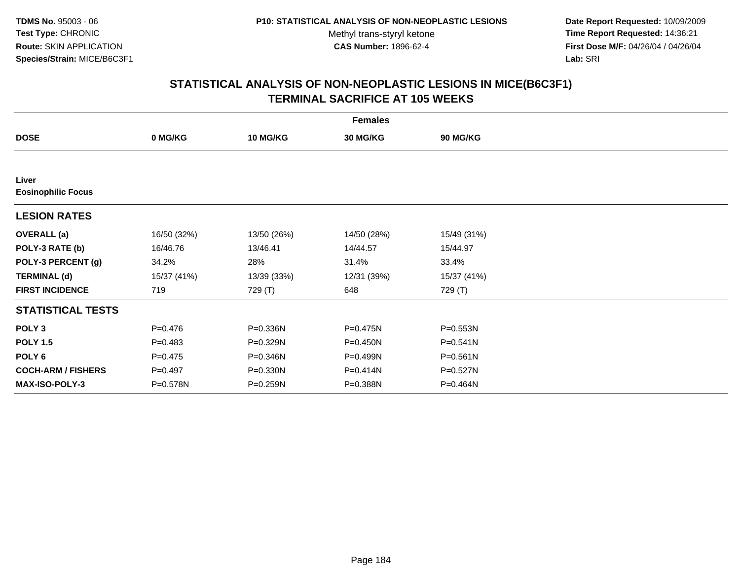**TDMS No.** 95003 - 06
**Test Type:** CHRONIC
**Route:** SKIN APPLICATION
**Species/Strain:** MICE/B6C3F1

**P10: STATISTICAL ANALYSIS OF NON-NEOPLASTIC LESIONS**
Methyl trans-styryl ketone
**CAS Number:** 1896-62-4

**Date Report Requested:** 10/09/2009
**Time Report Requested:** 14:36:21
**First Dose M/F:** 04/26/04 / 04/26/04
**Lab:** SRI

## STATISTICAL ANALYSIS OF NON-NEOPLASTIC LESIONS IN MICE(B6C3F1) TERMINAL SACRIFICE AT 105 WEEKS

| | Females | | | |
|---|---|---|---|---|
| **DOSE** | **0 MG/KG** | **10 MG/KG** | **30 MG/KG** | **90 MG/KG** |
| **Liver** | | | | |
| **Eosinophilic Focus** | | | | |
| **LESION RATES** | | | | |
| **OVERALL (a)** | 16/50 (32%) | 13/50 (26%) | 14/50 (28%) | 15/49 (31%) |
| **POLY-3 RATE (b)** | 16/46.76 | 13/46.41 | 14/44.57 | 15/44.97 |
| **POLY-3 PERCENT (g)** | 34.2% | 28% | 31.4% | 33.4% |
| **TERMINAL (d)** | 15/37 (41%) | 13/39 (33%) | 12/31 (39%) | 15/37 (41%) |
| **FIRST INCIDENCE** | 719 | 729 (T) | 648 | 729 (T) |
| **STATISTICAL TESTS** | | | | |
| **POLY 3** | P=0.476 | P=0.336N | P=0.475N | P=0.553N |
| **POLY 1.5** | P=0.483 | P=0.329N | P=0.450N | P=0.541N |
| **POLY 6** | P=0.475 | P=0.346N | P=0.499N | P=0.561N |
| **COCH-ARM / FISHERS** | P=0.497 | P=0.330N | P=0.414N | P=0.527N |
| **MAX-ISO-POLY-3** | P=0.578N | P=0.259N | P=0.388N | P=0.464N |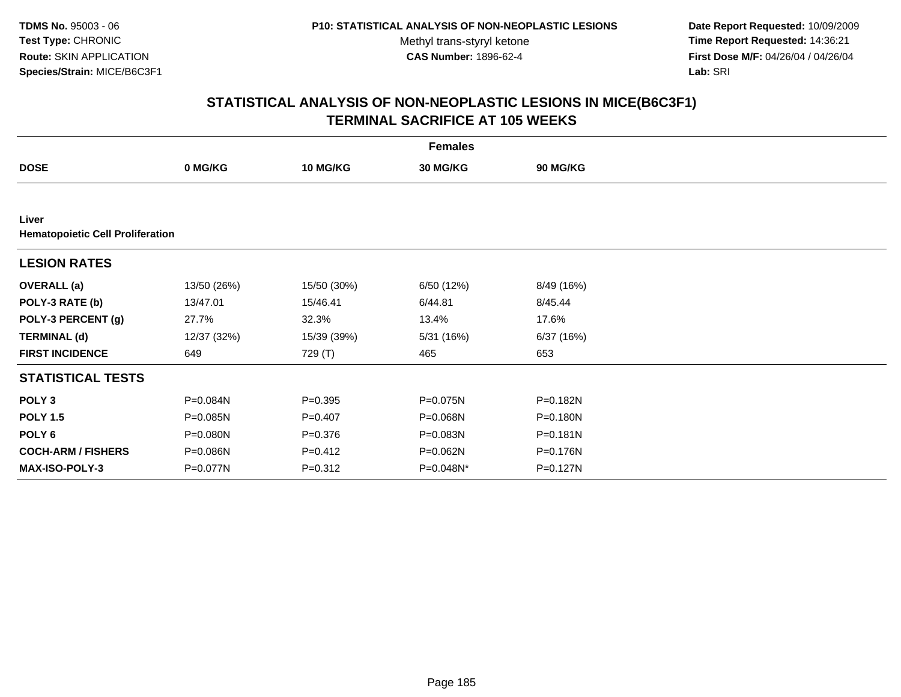**TDMS No.** 95003 - 06
**Test Type:** CHRONIC
**Route:** SKIN APPLICATION
**Species/Strain:** MICE/B6C3F1

**P10: STATISTICAL ANALYSIS OF NON-NEOPLASTIC LESIONS**
Methyl trans-styryl ketone
**CAS Number:** 1896-62-4

**Date Report Requested:** 10/09/2009
**Time Report Requested:** 14:36:21
**First Dose M/F:** 04/26/04 / 04/26/04
**Lab:** SRI

## STATISTICAL ANALYSIS OF NON-NEOPLASTIC LESIONS IN MICE(B6C3F1)
## TERMINAL SACRIFICE AT 105 WEEKS

| Females | | | | |
|---|---|---|---|---|
| **DOSE** | **0 MG/KG** | **10 MG/KG** | **30 MG/KG** | **90 MG/KG** |
| **Liver** | | | | |
| **Hematopoietic Cell Proliferation** | | | | |
| **LESION RATES** | | | | |
| **OVERALL (a)** | 13/50 (26%) | 15/50 (30%) | 6/50 (12%) | 8/49 (16%) |
| **POLY-3 RATE (b)** | 13/47.01 | 15/46.41 | 6/44.81 | 8/45.44 |
| **POLY-3 PERCENT (g)** | 27.7% | 32.3% | 13.4% | 17.6% |
| **TERMINAL (d)** | 12/37 (32%) | 15/39 (39%) | 5/31 (16%) | 6/37 (16%) |
| **FIRST INCIDENCE** | 649 | 729 (T) | 465 | 653 |
| **STATISTICAL TESTS** | | | | |
| **POLY 3** | P=0.084N | P=0.395 | P=0.075N | P=0.182N |
| **POLY 1.5** | P=0.085N | P=0.407 | P=0.068N | P=0.180N |
| **POLY 6** | P=0.080N | P=0.376 | P=0.083N | P=0.181N |
| **COCH-ARM / FISHERS** | P=0.086N | P=0.412 | P=0.062N | P=0.176N |
| **MAX-ISO-POLY-3** | P=0.077N | P=0.312 | P=0.048N* | P=0.127N |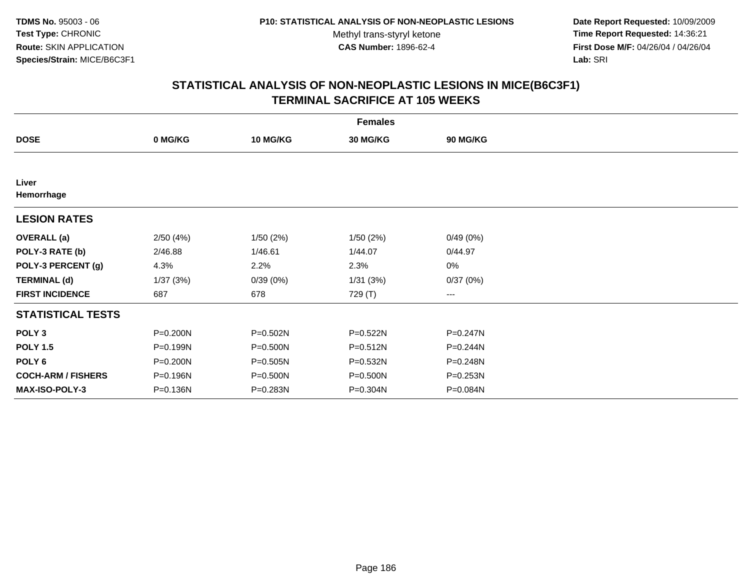TDMS No. 95003 - 06
Test Type: CHRONIC
Route: SKIN APPLICATION
Species/Strain: MICE/B6C3F1

P10: STATISTICAL ANALYSIS OF NON-NEOPLASTIC LESIONS
Methyl trans-styryl ketone
CAS Number: 1896-62-4

Date Report Requested: 10/09/2009
Time Report Requested: 14:36:21
First Dose M/F: 04/26/04 / 04/26/04
Lab: SRI

## STATISTICAL ANALYSIS OF NON-NEOPLASTIC LESIONS IN MICE(B6C3F1)
## TERMINAL SACRIFICE AT 105 WEEKS

| Females | | | | |
|---|---|---|---|---|
| **DOSE** | **0 MG/KG** | **10 MG/KG** | **30 MG/KG** | **90 MG/KG** |
| **Liver** | | | | |
| **Hemorrhage** | | | | |
| **LESION RATES** | | | | |
| **OVERALL (a)** | 2/50 (4%) | 1/50 (2%) | 1/50 (2%) | 0/49 (0%) |
| **POLY-3 RATE (b)** | 2/46.88 | 1/46.61 | 1/44.07 | 0/44.97 |
| **POLY-3 PERCENT (g)** | 4.3% | 2.2% | 2.3% | 0% |
| **TERMINAL (d)** | 1/37 (3%) | 0/39 (0%) | 1/31 (3%) | 0/37 (0%) |
| **FIRST INCIDENCE** | 687 | 678 | 729 (T) | --- |
| **STATISTICAL TESTS** | | | | |
| **POLY 3** | P=0.200N | P=0.502N | P=0.522N | P=0.247N |
| **POLY 1.5** | P=0.199N | P=0.500N | P=0.512N | P=0.244N |
| **POLY 6** | P=0.200N | P=0.505N | P=0.532N | P=0.248N |
| **COCH-ARM / FISHERS** | P=0.196N | P=0.500N | P=0.500N | P=0.253N |
| **MAX-ISO-POLY-3** | P=0.136N | P=0.283N | P=0.304N | P=0.084N |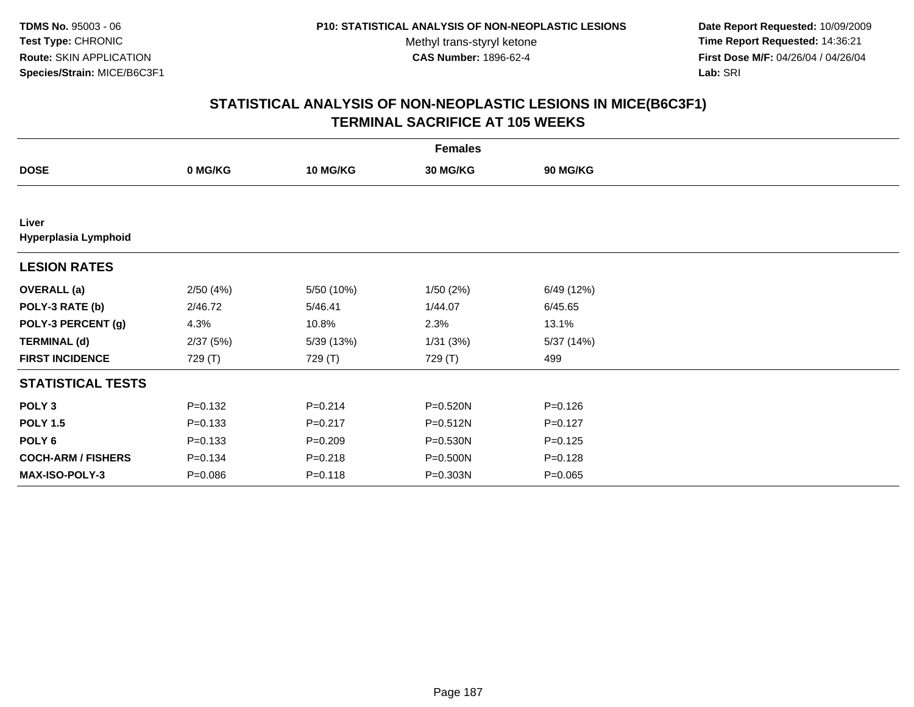TDMS No. 95003 - 06
Test Type: CHRONIC
Route: SKIN APPLICATION
Species/Strain: MICE/B6C3F1

P10: STATISTICAL ANALYSIS OF NON-NEOPLASTIC LESIONS
Methyl trans-styryl ketone
CAS Number: 1896-62-4

Date Report Requested: 10/09/2009
Time Report Requested: 14:36:21
First Dose M/F: 04/26/04 / 04/26/04
Lab: SRI

## STATISTICAL ANALYSIS OF NON-NEOPLASTIC LESIONS IN MICE(B6C3F1)
## TERMINAL SACRIFICE AT 105 WEEKS

| Females | | | | |
|---|---|---|---|---|
| **DOSE** | **0 MG/KG** | **10 MG/KG** | **30 MG/KG** | **90 MG/KG** |
| **Liver** | | | | |
| **Hyperplasia Lymphoid** | | | | |
| **LESION RATES** | | | | |
| **OVERALL (a)** | 2/50 (4%) | 5/50 (10%) | 1/50 (2%) | 6/49 (12%) |
| **POLY-3 RATE (b)** | 2/46.72 | 5/46.41 | 1/44.07 | 6/45.65 |
| **POLY-3 PERCENT (g)** | 4.3% | 10.8% | 2.3% | 13.1% |
| **TERMINAL (d)** | 2/37 (5%) | 5/39 (13%) | 1/31 (3%) | 5/37 (14%) |
| **FIRST INCIDENCE** | 729 (T) | 729 (T) | 729 (T) | 499 |
| **STATISTICAL TESTS** | | | | |
| **POLY 3** | P=0.132 | P=0.214 | P=0.520N | P=0.126 |
| **POLY 1.5** | P=0.133 | P=0.217 | P=0.512N | P=0.127 |
| **POLY 6** | P=0.133 | P=0.209 | P=0.530N | P=0.125 |
| **COCH-ARM / FISHERS** | P=0.134 | P=0.218 | P=0.500N | P=0.128 |
| **MAX-ISO-POLY-3** | P=0.086 | P=0.118 | P=0.303N | P=0.065 |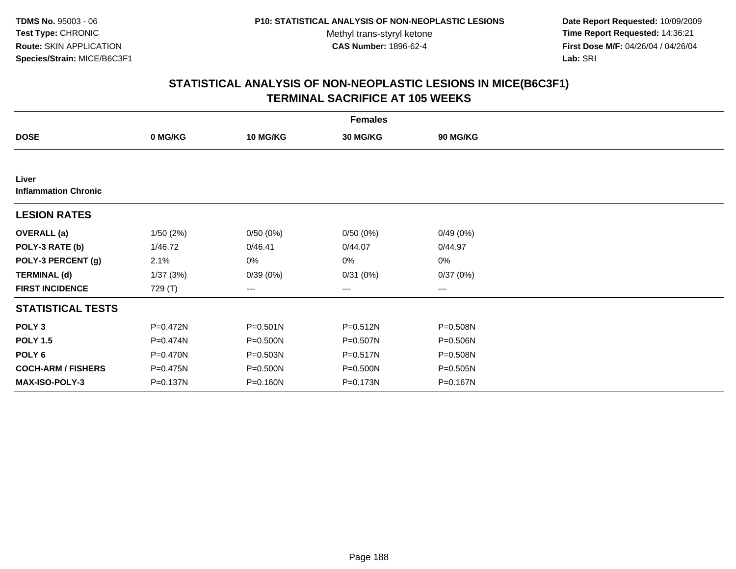**TDMS No.** 95003 - 06
**Test Type:** CHRONIC
**Route:** SKIN APPLICATION
**Species/Strain:** MICE/B6C3F1

**P10: STATISTICAL ANALYSIS OF NON-NEOPLASTIC LESIONS**
Methyl trans-styryl ketone
**CAS Number:** 1896-62-4

**Date Report Requested:** 10/09/2009
**Time Report Requested:** 14:36:21
**First Dose M/F:** 04/26/04 / 04/26/04
**Lab:** SRI

## STATISTICAL ANALYSIS OF NON-NEOPLASTIC LESIONS IN MICE(B6C3F1)
## TERMINAL SACRIFICE AT 105 WEEKS

| | Females | | | |
|---|---|---|---|---|
| **DOSE** | **0 MG/KG** | **10 MG/KG** | **30 MG/KG** | **90 MG/KG** |
| **Liver** | | | | |
| **Inflammation Chronic** | | | | |
| **LESION RATES** | | | | |
| **OVERALL (a)** | 1/50 (2%) | 0/50 (0%) | 0/50 (0%) | 0/49 (0%) |
| **POLY-3 RATE (b)** | 1/46.72 | 0/46.41 | 0/44.07 | 0/44.97 |
| **POLY-3 PERCENT (g)** | 2.1% | 0% | 0% | 0% |
| **TERMINAL (d)** | 1/37 (3%) | 0/39 (0%) | 0/31 (0%) | 0/37 (0%) |
| **FIRST INCIDENCE** | 729 (T) | --- | --- | --- |
| **STATISTICAL TESTS** | | | | |
| **POLY 3** | P=0.472N | P=0.501N | P=0.512N | P=0.508N |
| **POLY 1.5** | P=0.474N | P=0.500N | P=0.507N | P=0.506N |
| **POLY 6** | P=0.470N | P=0.503N | P=0.517N | P=0.508N |
| **COCH-ARM / FISHERS** | P=0.475N | P=0.500N | P=0.500N | P=0.505N |
| **MAX-ISO-POLY-3** | P=0.137N | P=0.160N | P=0.173N | P=0.167N |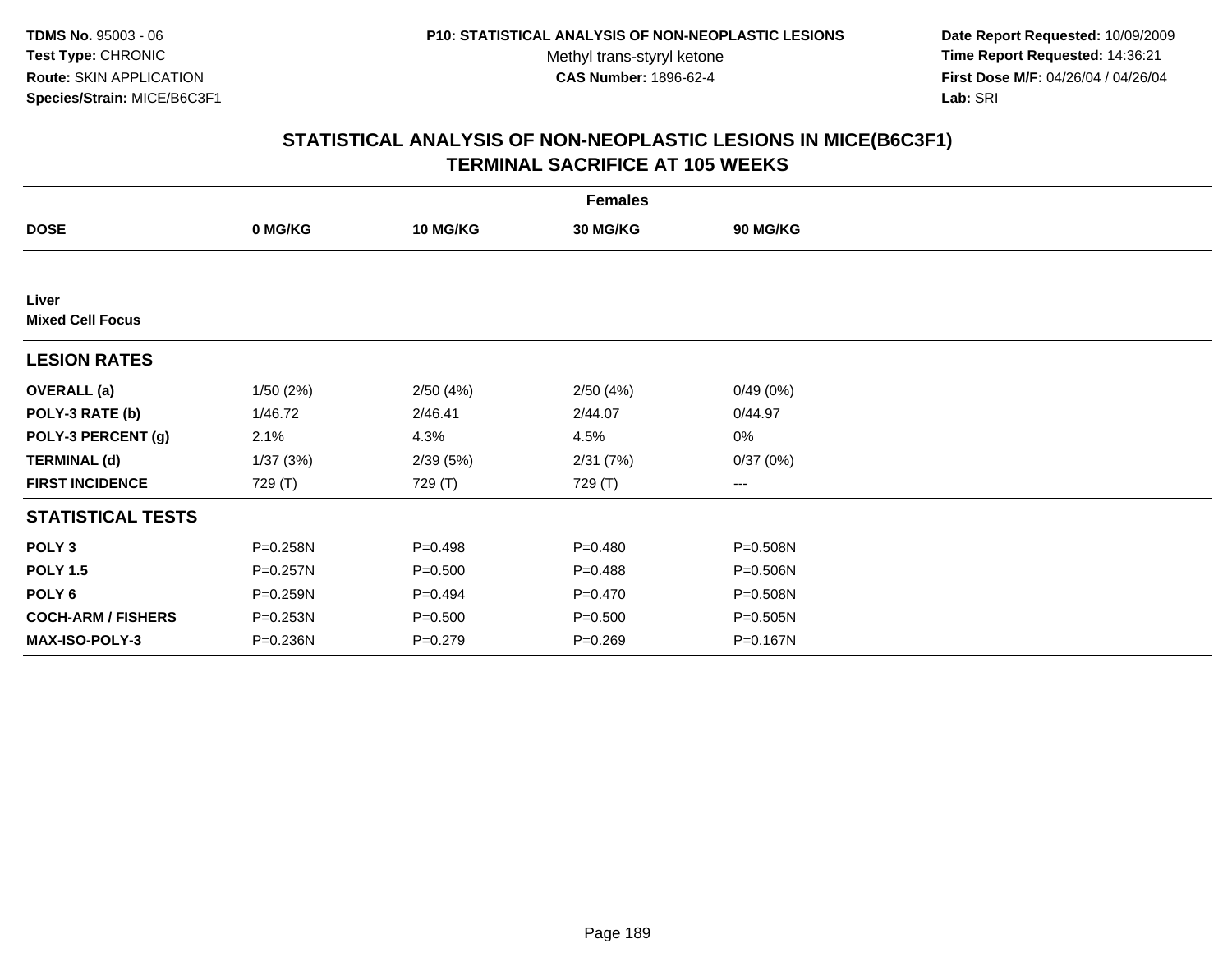**TDMS No.** 95003 - 06
**Test Type:** CHRONIC
**Route:** SKIN APPLICATION
**Species/Strain:** MICE/B6C3F1

**P10: STATISTICAL ANALYSIS OF NON-NEOPLASTIC LESIONS**
Methyl trans-styryl ketone
**CAS Number:** 1896-62-4

**Date Report Requested:** 10/09/2009
**Time Report Requested:** 14:36:21
**First Dose M/F:** 04/26/04 / 04/26/04
**Lab:** SRI

## STATISTICAL ANALYSIS OF NON-NEOPLASTIC LESIONS IN MICE(B6C3F1)
## TERMINAL SACRIFICE AT 105 WEEKS

| | Females | | | |
|---|---|---|---|---|
| **DOSE** | **0 MG/KG** | **10 MG/KG** | **30 MG/KG** | **90 MG/KG** |
| **Liver** | | | | |
| **Mixed Cell Focus** | | | | |
| **LESION RATES** | | | | |
| **OVERALL (a)** | 1/50 (2%) | 2/50 (4%) | 2/50 (4%) | 0/49 (0%) |
| **POLY-3 RATE (b)** | 1/46.72 | 2/46.41 | 2/44.07 | 0/44.97 |
| **POLY-3 PERCENT (g)** | 2.1% | 4.3% | 4.5% | 0% |
| **TERMINAL (d)** | 1/37 (3%) | 2/39 (5%) | 2/31 (7%) | 0/37 (0%) |
| **FIRST INCIDENCE** | 729 (T) | 729 (T) | 729 (T) | --- |
| **STATISTICAL TESTS** | | | | |
| **POLY 3** | P=0.258N | P=0.498 | P=0.480 | P=0.508N |
| **POLY 1.5** | P=0.257N | P=0.500 | P=0.488 | P=0.506N |
| **POLY 6** | P=0.259N | P=0.494 | P=0.470 | P=0.508N |
| **COCH-ARM / FISHERS** | P=0.253N | P=0.500 | P=0.500 | P=0.505N |
| **MAX-ISO-POLY-3** | P=0.236N | P=0.279 | P=0.269 | P=0.167N |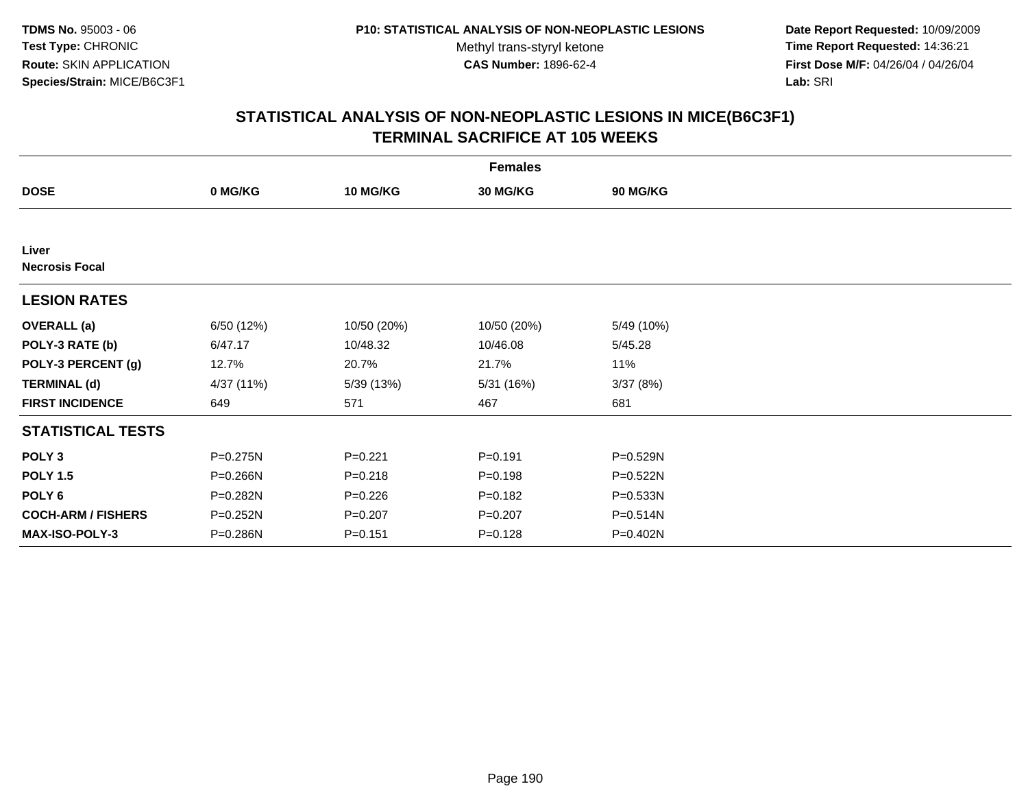**TDMS No.** 95003 - 06
**Test Type:** CHRONIC
**Route:** SKIN APPLICATION
**Species/Strain:** MICE/B6C3F1

**P10: STATISTICAL ANALYSIS OF NON-NEOPLASTIC LESIONS**
Methyl trans-styryl ketone
**CAS Number:** 1896-62-4

**Date Report Requested:** 10/09/2009
**Time Report Requested:** 14:36:21
**First Dose M/F:** 04/26/04 / 04/26/04
**Lab:** SRI

## STATISTICAL ANALYSIS OF NON-NEOPLASTIC LESIONS IN MICE(B6C3F1) TERMINAL SACRIFICE AT 105 WEEKS

| Females | | | | |
|---|---|---|---|---|
| **DOSE** | **0 MG/KG** | **10 MG/KG** | **30 MG/KG** | **90 MG/KG** |
| **Liver** | | | | |
| **Necrosis Focal** | | | | |
| **LESION RATES** | | | | |
| **OVERALL (a)** | 6/50 (12%) | 10/50 (20%) | 10/50 (20%) | 5/49 (10%) |
| **POLY-3 RATE (b)** | 6/47.17 | 10/48.32 | 10/46.08 | 5/45.28 |
| **POLY-3 PERCENT (g)** | 12.7% | 20.7% | 21.7% | 11% |
| **TERMINAL (d)** | 4/37 (11%) | 5/39 (13%) | 5/31 (16%) | 3/37 (8%) |
| **FIRST INCIDENCE** | 649 | 571 | 467 | 681 |
| **STATISTICAL TESTS** | | | | |
| **POLY 3** | P=0.275N | P=0.221 | P=0.191 | P=0.529N |
| **POLY 1.5** | P=0.266N | P=0.218 | P=0.198 | P=0.522N |
| **POLY 6** | P=0.282N | P=0.226 | P=0.182 | P=0.533N |
| **COCH-ARM / FISHERS** | P=0.252N | P=0.207 | P=0.207 | P=0.514N |
| **MAX-ISO-POLY-3** | P=0.286N | P=0.151 | P=0.128 | P=0.402N |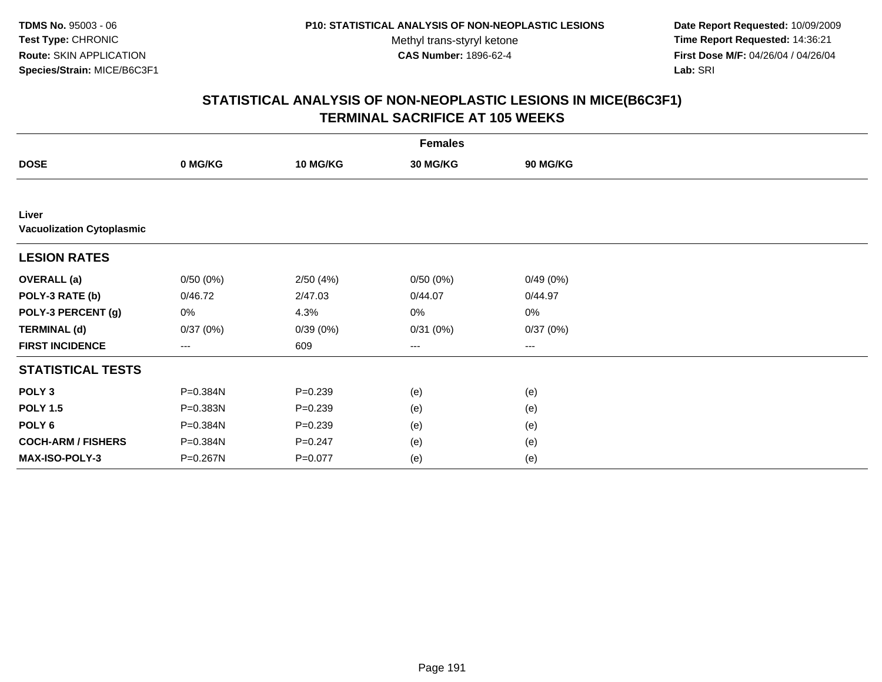TDMS No. 95003 - 06
Test Type: CHRONIC
Route: SKIN APPLICATION
Species/Strain: MICE/B6C3F1

P10: STATISTICAL ANALYSIS OF NON-NEOPLASTIC LESIONS
Methyl trans-styryl ketone
CAS Number: 1896-62-4

Date Report Requested: 10/09/2009
Time Report Requested: 14:36:21
First Dose M/F: 04/26/04 / 04/26/04
Lab: SRI

# STATISTICAL ANALYSIS OF NON-NEOPLASTIC LESIONS IN MICE(B6C3F1)
## TERMINAL SACRIFICE AT 105 WEEKS

| | Females | | | |
|---|---|---|---|---|
| **DOSE** | **0 MG/KG** | **10 MG/KG** | **30 MG/KG** | **90 MG/KG** |
| **Liver** | | | | |
| **Vacuolization Cytoplasmic** | | | | |
| **LESION RATES** | | | | |
| **OVERALL (a)** | 0/50 (0%) | 2/50 (4%) | 0/50 (0%) | 0/49 (0%) |
| **POLY-3 RATE (b)** | 0/46.72 | 2/47.03 | 0/44.07 | 0/44.97 |
| **POLY-3 PERCENT (g)** | 0% | 4.3% | 0% | 0% |
| **TERMINAL (d)** | 0/37 (0%) | 0/39 (0%) | 0/31 (0%) | 0/37 (0%) |
| **FIRST INCIDENCE** | --- | 609 | --- | --- |
| **STATISTICAL TESTS** | | | | |
| **POLY 3** | P=0.384N | P=0.239 | (e) | (e) |
| **POLY 1.5** | P=0.383N | P=0.239 | (e) | (e) |
| **POLY 6** | P=0.384N | P=0.239 | (e) | (e) |
| **COCH-ARM / FISHERS** | P=0.384N | P=0.247 | (e) | (e) |
| **MAX-ISO-POLY-3** | P=0.267N | P=0.077 | (e) | (e) |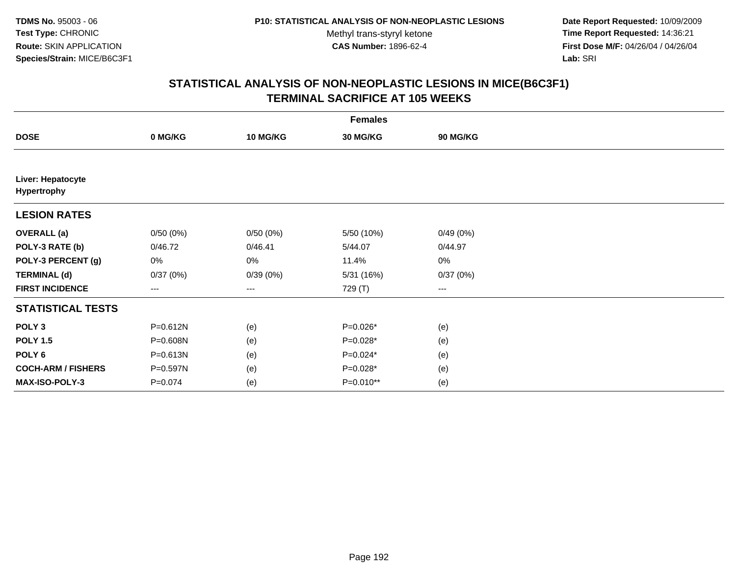**TDMS No.** 95003 - 06
**Test Type:** CHRONIC
**Route:** SKIN APPLICATION
**Species/Strain:** MICE/B6C3F1

**P10: STATISTICAL ANALYSIS OF NON-NEOPLASTIC LESIONS**
Methyl trans-styryl ketone
**CAS Number:** 1896-62-4

**Date Report Requested:** 10/09/2009
**Time Report Requested:** 14:36:21
**First Dose M/F:** 04/26/04 / 04/26/04
**Lab:** SRI

## STATISTICAL ANALYSIS OF NON-NEOPLASTIC LESIONS IN MICE(B6C3F1)
## TERMINAL SACRIFICE AT 105 WEEKS

| | Females | | | |
|---|---|---|---|---|
| **DOSE** | **0 MG/KG** | **10 MG/KG** | **30 MG/KG** | **90 MG/KG** |
| **Liver: Hepatocyte Hypertrophy** | | | | |
| **LESION RATES** | | | | |
| **OVERALL (a)** | 0/50 (0%) | 0/50 (0%) | 5/50 (10%) | 0/49 (0%) |
| **POLY-3 RATE (b)** | 0/46.72 | 0/46.41 | 5/44.07 | 0/44.97 |
| **POLY-3 PERCENT (g)** | 0% | 0% | 11.4% | 0% |
| **TERMINAL (d)** | 0/37 (0%) | 0/39 (0%) | 5/31 (16%) | 0/37 (0%) |
| **FIRST INCIDENCE** | --- | --- | 729 (T) | --- |
| **STATISTICAL TESTS** | | | | |
| **POLY 3** | P=0.612N | (e) | P=0.026* | (e) |
| **POLY 1.5** | P=0.608N | (e) | P=0.028* | (e) |
| **POLY 6** | P=0.613N | (e) | P=0.024* | (e) |
| **COCH-ARM / FISHERS** | P=0.597N | (e) | P=0.028* | (e) |
| **MAX-ISO-POLY-3** | P=0.074 | (e) | P=0.010** | (e) |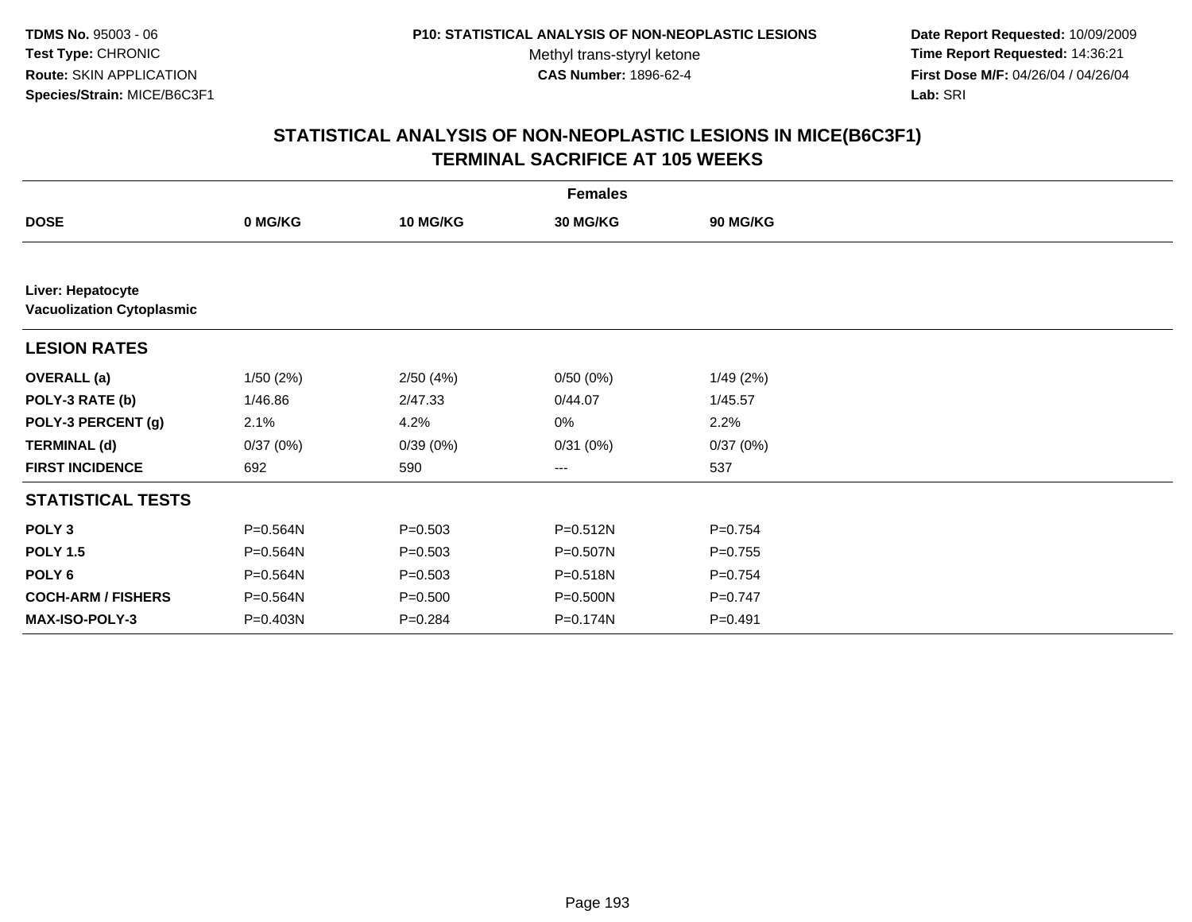TDMS No. 95003 - 06
Test Type: CHRONIC
Route: SKIN APPLICATION
Species/Strain: MICE/B6C3F1

P10: STATISTICAL ANALYSIS OF NON-NEOPLASTIC LESIONS
Methyl trans-styryl ketone
CAS Number: 1896-62-4

Date Report Requested: 10/09/2009
Time Report Requested: 14:36:21
First Dose M/F: 04/26/04 / 04/26/04
Lab: SRI

## STATISTICAL ANALYSIS OF NON-NEOPLASTIC LESIONS IN MICE(B6C3F1)
## TERMINAL SACRIFICE AT 105 WEEKS

| | Females | | | |
|---|---|---|---|---|
| **DOSE** | **0 MG/KG** | **10 MG/KG** | **30 MG/KG** | **90 MG/KG** |
| **Liver: Hepatocyte** **Vacuolization Cytoplasmic** | | | | |
| **LESION RATES** | | | | |
| **OVERALL (a)** | 1/50 (2%) | 2/50 (4%) | 0/50 (0%) | 1/49 (2%) |
| **POLY-3 RATE (b)** | 1/46.86 | 2/47.33 | 0/44.07 | 1/45.57 |
| **POLY-3 PERCENT (g)** | 2.1% | 4.2% | 0% | 2.2% |
| **TERMINAL (d)** | 0/37 (0%) | 0/39 (0%) | 0/31 (0%) | 0/37 (0%) |
| **FIRST INCIDENCE** | 692 | 590 | --- | 537 |
| **STATISTICAL TESTS** | | | | |
| **POLY 3** | P=0.564N | P=0.503 | P=0.512N | P=0.754 |
| **POLY 1.5** | P=0.564N | P=0.503 | P=0.507N | P=0.755 |
| **POLY 6** | P=0.564N | P=0.503 | P=0.518N | P=0.754 |
| **COCH-ARM / FISHERS** | P=0.564N | P=0.500 | P=0.500N | P=0.747 |
| **MAX-ISO-POLY-3** | P=0.403N | P=0.284 | P=0.174N | P=0.491 |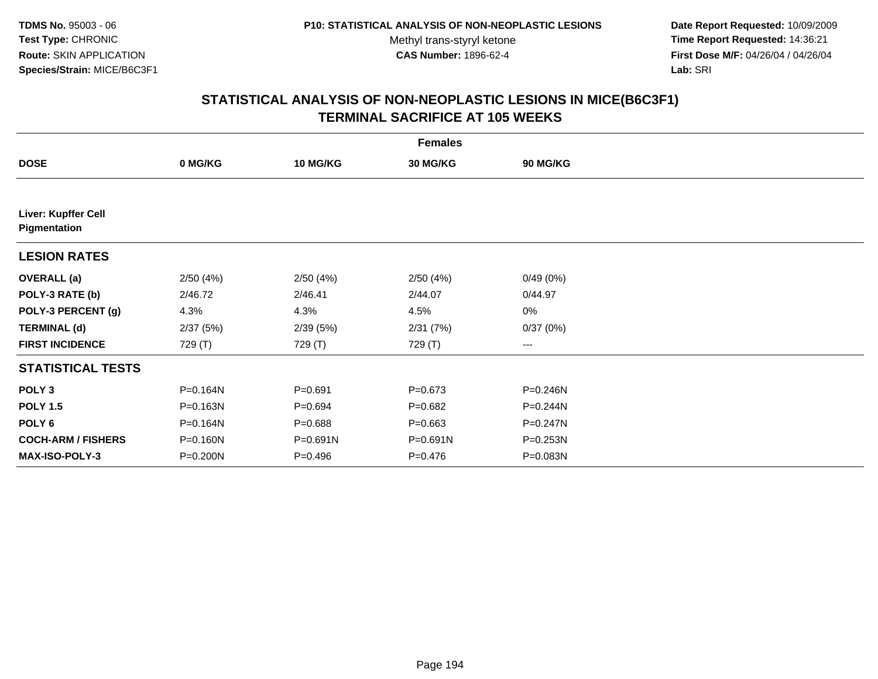TDMS No. 95003 - 06
Test Type: CHRONIC
Route: SKIN APPLICATION
Species/Strain: MICE/B6C3F1

P10: STATISTICAL ANALYSIS OF NON-NEOPLASTIC LESIONS
Methyl trans-styryl ketone
CAS Number: 1896-62-4

Date Report Requested: 10/09/2009
Time Report Requested: 14:36:21
First Dose M/F: 04/26/04 / 04/26/04
Lab: SRI

## STATISTICAL ANALYSIS OF NON-NEOPLASTIC LESIONS IN MICE(B6C3F1) TERMINAL SACRIFICE AT 105 WEEKS

| | Females | | | |
|---|---|---|---|---|
| **DOSE** | **0 MG/KG** | **10 MG/KG** | **30 MG/KG** | **90 MG/KG** |
| **Liver: Kupffer Cell Pigmentation** | | | | |
| **LESION RATES** | | | | |
| **OVERALL (a)** | 2/50 (4%) | 2/50 (4%) | 2/50 (4%) | 0/49 (0%) |
| **POLY-3 RATE (b)** | 2/46.72 | 2/46.41 | 2/44.07 | 0/44.97 |
| **POLY-3 PERCENT (g)** | 4.3% | 4.3% | 4.5% | 0% |
| **TERMINAL (d)** | 2/37 (5%) | 2/39 (5%) | 2/31 (7%) | 0/37 (0%) |
| **FIRST INCIDENCE** | 729 (T) | 729 (T) | 729 (T) | --- |
| **STATISTICAL TESTS** | | | | |
| **POLY 3** | P=0.164N | P=0.691 | P=0.673 | P=0.246N |
| **POLY 1.5** | P=0.163N | P=0.694 | P=0.682 | P=0.244N |
| **POLY 6** | P=0.164N | P=0.688 | P=0.663 | P=0.247N |
| **COCH-ARM / FISHERS** | P=0.160N | P=0.691N | P=0.691N | P=0.253N |
| **MAX-ISO-POLY-3** | P=0.200N | P=0.496 | P=0.476 | P=0.083N |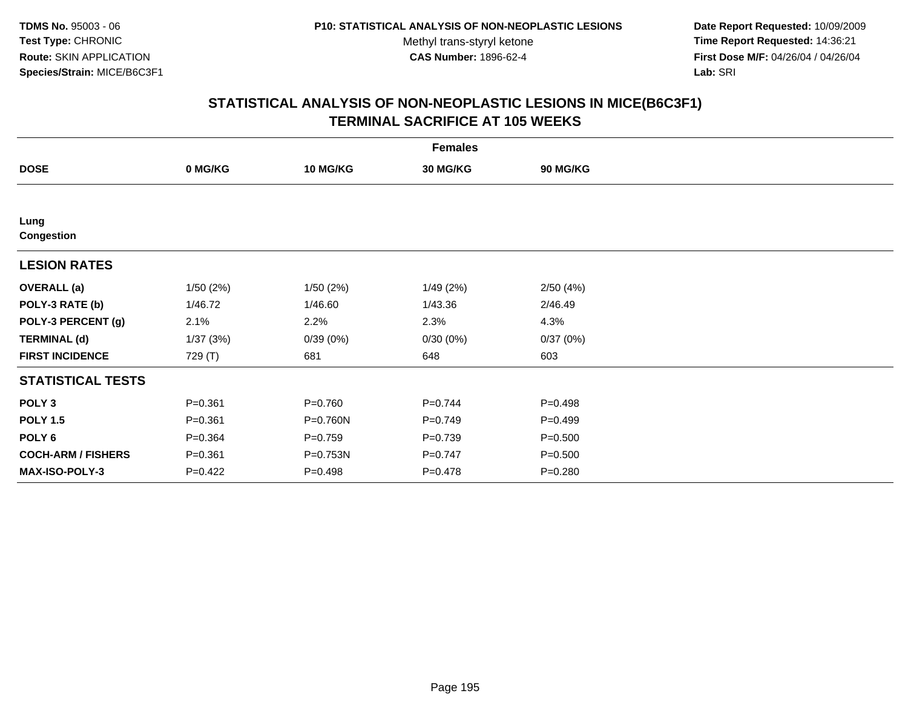TDMS No. 95003 - 06
Test Type: CHRONIC
Route: SKIN APPLICATION
Species/Strain: MICE/B6C3F1

P10: STATISTICAL ANALYSIS OF NON-NEOPLASTIC LESIONS
Methyl trans-styryl ketone
CAS Number: 1896-62-4

Date Report Requested: 10/09/2009
Time Report Requested: 14:36:21
First Dose M/F: 04/26/04 / 04/26/04
Lab: SRI

## STATISTICAL ANALYSIS OF NON-NEOPLASTIC LESIONS IN MICE(B6C3F1)
## TERMINAL SACRIFICE AT 105 WEEKS

| | Females | | | |
|---|---|---|---|---|
| **DOSE** | **0 MG/KG** | **10 MG/KG** | **30 MG/KG** | **90 MG/KG** |
| **Lung** | | | | |
| **Congestion** | | | | |
| **LESION RATES** | | | | |
| **OVERALL (a)** | 1/50 (2%) | 1/50 (2%) | 1/49 (2%) | 2/50 (4%) |
| **POLY-3 RATE (b)** | 1/46.72 | 1/46.60 | 1/43.36 | 2/46.49 |
| **POLY-3 PERCENT (g)** | 2.1% | 2.2% | 2.3% | 4.3% |
| **TERMINAL (d)** | 1/37 (3%) | 0/39 (0%) | 0/30 (0%) | 0/37 (0%) |
| **FIRST INCIDENCE** | 729 (T) | 681 | 648 | 603 |
| **STATISTICAL TESTS** | | | | |
| **POLY 3** | P=0.361 | P=0.760 | P=0.744 | P=0.498 |
| **POLY 1.5** | P=0.361 | P=0.760N | P=0.749 | P=0.499 |
| **POLY 6** | P=0.364 | P=0.759 | P=0.739 | P=0.500 |
| **COCH-ARM / FISHERS** | P=0.361 | P=0.753N | P=0.747 | P=0.500 |
| **MAX-ISO-POLY-3** | P=0.422 | P=0.498 | P=0.478 | P=0.280 |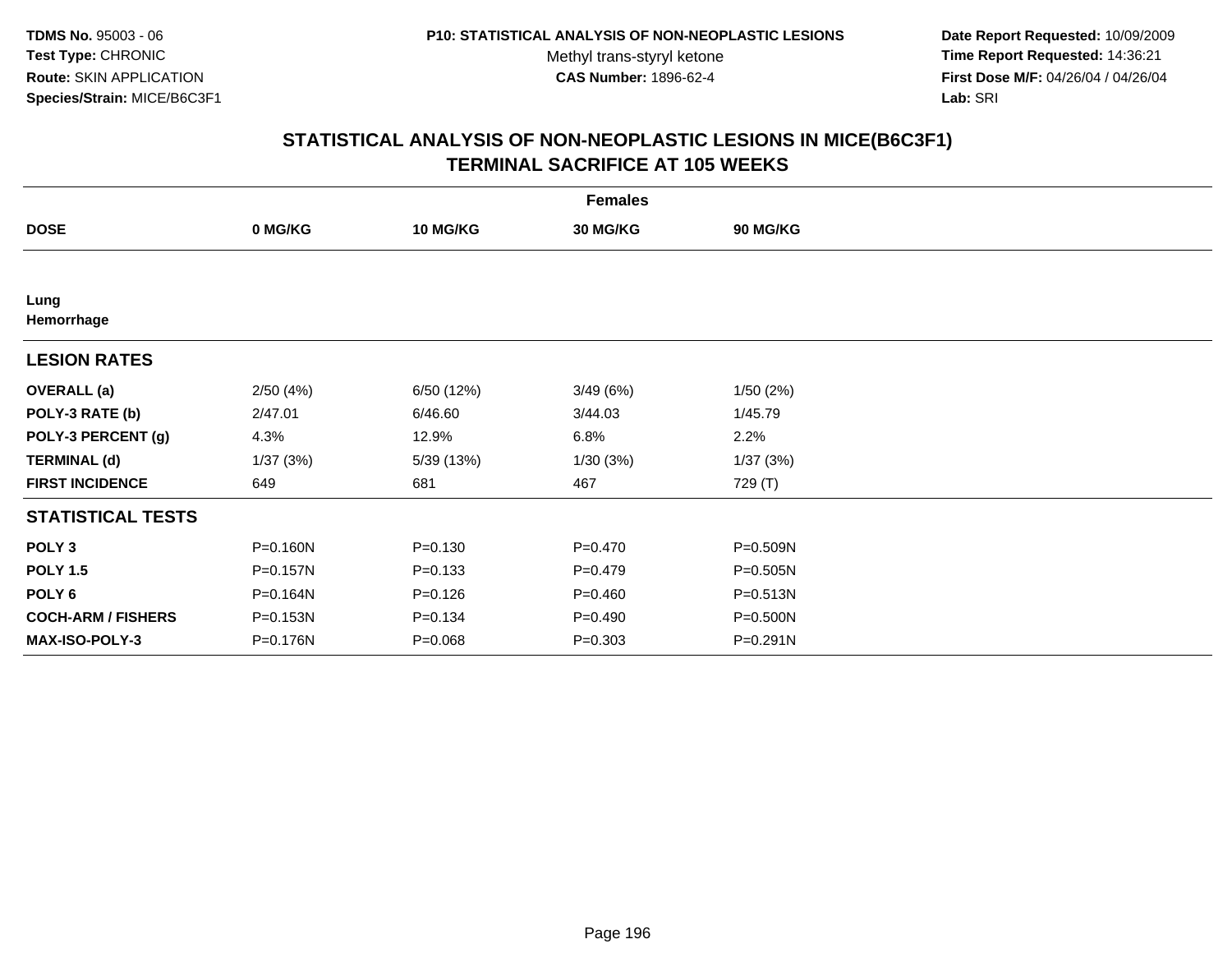TDMS No. 95003 - 06
Test Type: CHRONIC
Route: SKIN APPLICATION
Species/Strain: MICE/B6C3F1

P10: STATISTICAL ANALYSIS OF NON-NEOPLASTIC LESIONS
Methyl trans-styryl ketone
CAS Number: 1896-62-4

Date Report Requested: 10/09/2009
Time Report Requested: 14:36:21
First Dose M/F: 04/26/04 / 04/26/04
Lab: SRI

## STATISTICAL ANALYSIS OF NON-NEOPLASTIC LESIONS IN MICE(B6C3F1) TERMINAL SACRIFICE AT 105 WEEKS

| Females | | | | |
|---|---|---|---|---|
| **DOSE** | **0 MG/KG** | **10 MG/KG** | **30 MG/KG** | **90 MG/KG** |
| **Lung** **Hemorrhage** | | | | |
| **LESION RATES** | | | | |
| **OVERALL (a)** | 2/50 (4%) | 6/50 (12%) | 3/49 (6%) | 1/50 (2%) |
| **POLY-3 RATE (b)** | 2/47.01 | 6/46.60 | 3/44.03 | 1/45.79 |
| **POLY-3 PERCENT (g)** | 4.3% | 12.9% | 6.8% | 2.2% |
| **TERMINAL (d)** | 1/37 (3%) | 5/39 (13%) | 1/30 (3%) | 1/37 (3%) |
| **FIRST INCIDENCE** | 649 | 681 | 467 | 729 (T) |
| **STATISTICAL TESTS** | | | | |
| **POLY 3** | P=0.160N | P=0.130 | P=0.470 | P=0.509N |
| **POLY 1.5** | P=0.157N | P=0.133 | P=0.479 | P=0.505N |
| **POLY 6** | P=0.164N | P=0.126 | P=0.460 | P=0.513N |
| **COCH-ARM / FISHERS** | P=0.153N | P=0.134 | P=0.490 | P=0.500N |
| **MAX-ISO-POLY-3** | P=0.176N | P=0.068 | P=0.303 | P=0.291N |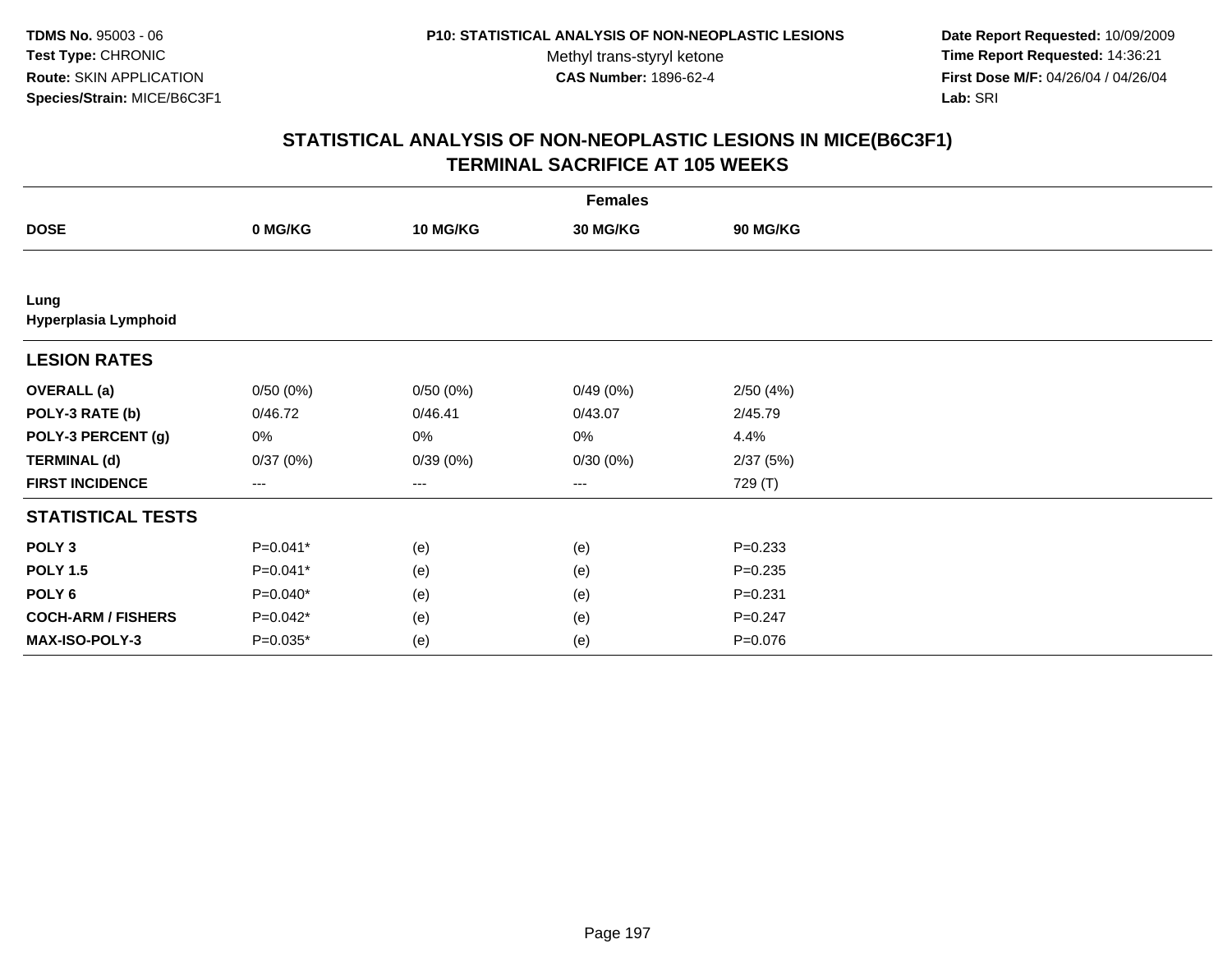**TDMS No.** 95003 - 06
**Test Type:** CHRONIC
**Route:** SKIN APPLICATION
**Species/Strain:** MICE/B6C3F1

**P10: STATISTICAL ANALYSIS OF NON-NEOPLASTIC LESIONS**
Methyl trans-styryl ketone
**CAS Number:** 1896-62-4

**Date Report Requested:** 10/09/2009
**Time Report Requested:** 14:36:21
**First Dose M/F:** 04/26/04 / 04/26/04
**Lab:** SRI

## STATISTICAL ANALYSIS OF NON-NEOPLASTIC LESIONS IN MICE(B6C3F1)
## TERMINAL SACRIFICE AT 105 WEEKS

| | Females | | | |
|---|---|---|---|---|
| **DOSE** | **0 MG/KG** | **10 MG/KG** | **30 MG/KG** | **90 MG/KG** |
| **Lung** | | | | |
| **Hyperplasia Lymphoid** | | | | |
| **LESION RATES** | | | | |
| **OVERALL (a)** | 0/50 (0%) | 0/50 (0%) | 0/49 (0%) | 2/50 (4%) |
| **POLY-3 RATE (b)** | 0/46.72 | 0/46.41 | 0/43.07 | 2/45.79 |
| **POLY-3 PERCENT (g)** | 0% | 0% | 0% | 4.4% |
| **TERMINAL (d)** | 0/37 (0%) | 0/39 (0%) | 0/30 (0%) | 2/37 (5%) |
| **FIRST INCIDENCE** | --- | --- | --- | 729 (T) |
| **STATISTICAL TESTS** | | | | |
| **POLY 3** | P=0.041* | (e) | (e) | P=0.233 |
| **POLY 1.5** | P=0.041* | (e) | (e) | P=0.235 |
| **POLY 6** | P=0.040* | (e) | (e) | P=0.231 |
| **COCH-ARM / FISHERS** | P=0.042* | (e) | (e) | P=0.247 |
| **MAX-ISO-POLY-3** | P=0.035* | (e) | (e) | P=0.076 |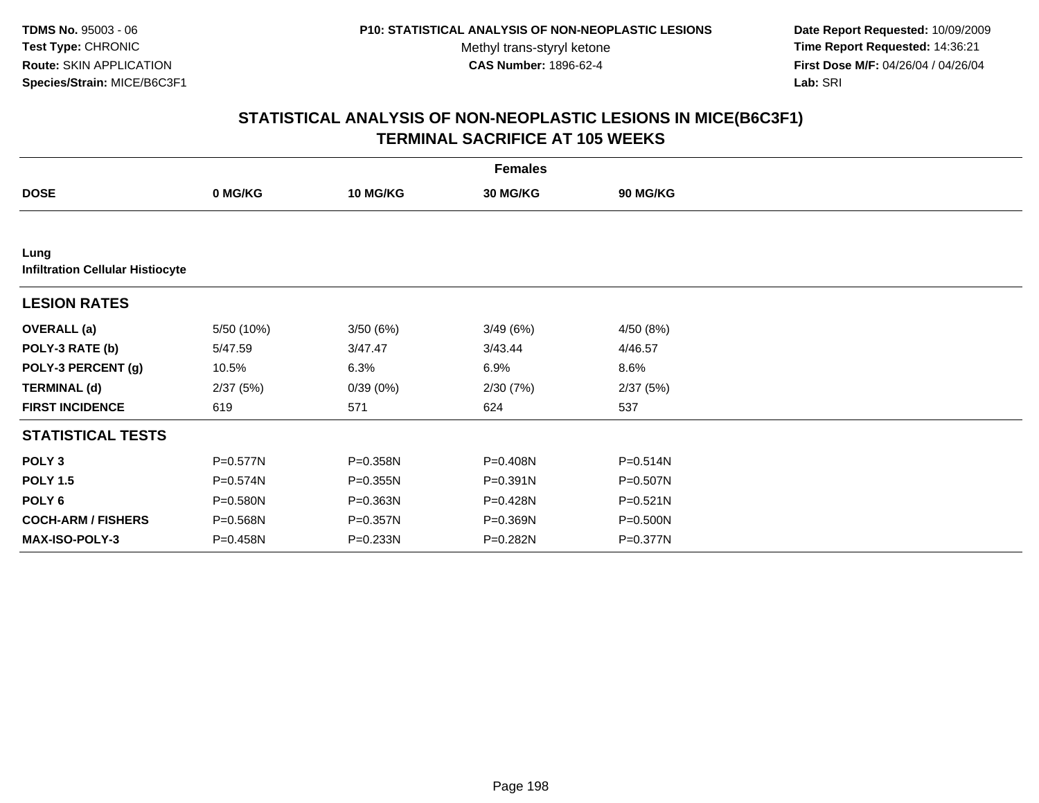TDMS No. 95003 - 06
Test Type: CHRONIC
Route: SKIN APPLICATION
Species/Strain: MICE/B6C3F1

P10: STATISTICAL ANALYSIS OF NON-NEOPLASTIC LESIONS
Methyl trans-styryl ketone
CAS Number: 1896-62-4

Date Report Requested: 10/09/2009
Time Report Requested: 14:36:21
First Dose M/F: 04/26/04 / 04/26/04
Lab: SRI

## STATISTICAL ANALYSIS OF NON-NEOPLASTIC LESIONS IN MICE(B6C3F1) TERMINAL SACRIFICE AT 105 WEEKS

| | Females | | | |
|---|---|---|---|---|
| DOSE | 0 MG/KG | 10 MG/KG | 30 MG/KG | 90 MG/KG |
| **Lung** | | | | |
| **Infiltration Cellular Histiocyte** | | | | |
| **LESION RATES** | | | | |
| **OVERALL (a)** | 5/50 (10%) | 3/50 (6%) | 3/49 (6%) | 4/50 (8%) |
| **POLY-3 RATE (b)** | 5/47.59 | 3/47.47 | 3/43.44 | 4/46.57 |
| **POLY-3 PERCENT (g)** | 10.5% | 6.3% | 6.9% | 8.6% |
| **TERMINAL (d)** | 2/37 (5%) | 0/39 (0%) | 2/30 (7%) | 2/37 (5%) |
| **FIRST INCIDENCE** | 619 | 571 | 624 | 537 |
| **STATISTICAL TESTS** | | | | |
| **POLY 3** | P=0.577N | P=0.358N | P=0.408N | P=0.514N |
| **POLY 1.5** | P=0.574N | P=0.355N | P=0.391N | P=0.507N |
| **POLY 6** | P=0.580N | P=0.363N | P=0.428N | P=0.521N |
| **COCH-ARM / FISHERS** | P=0.568N | P=0.357N | P=0.369N | P=0.500N |
| **MAX-ISO-POLY-3** | P=0.458N | P=0.233N | P=0.282N | P=0.377N |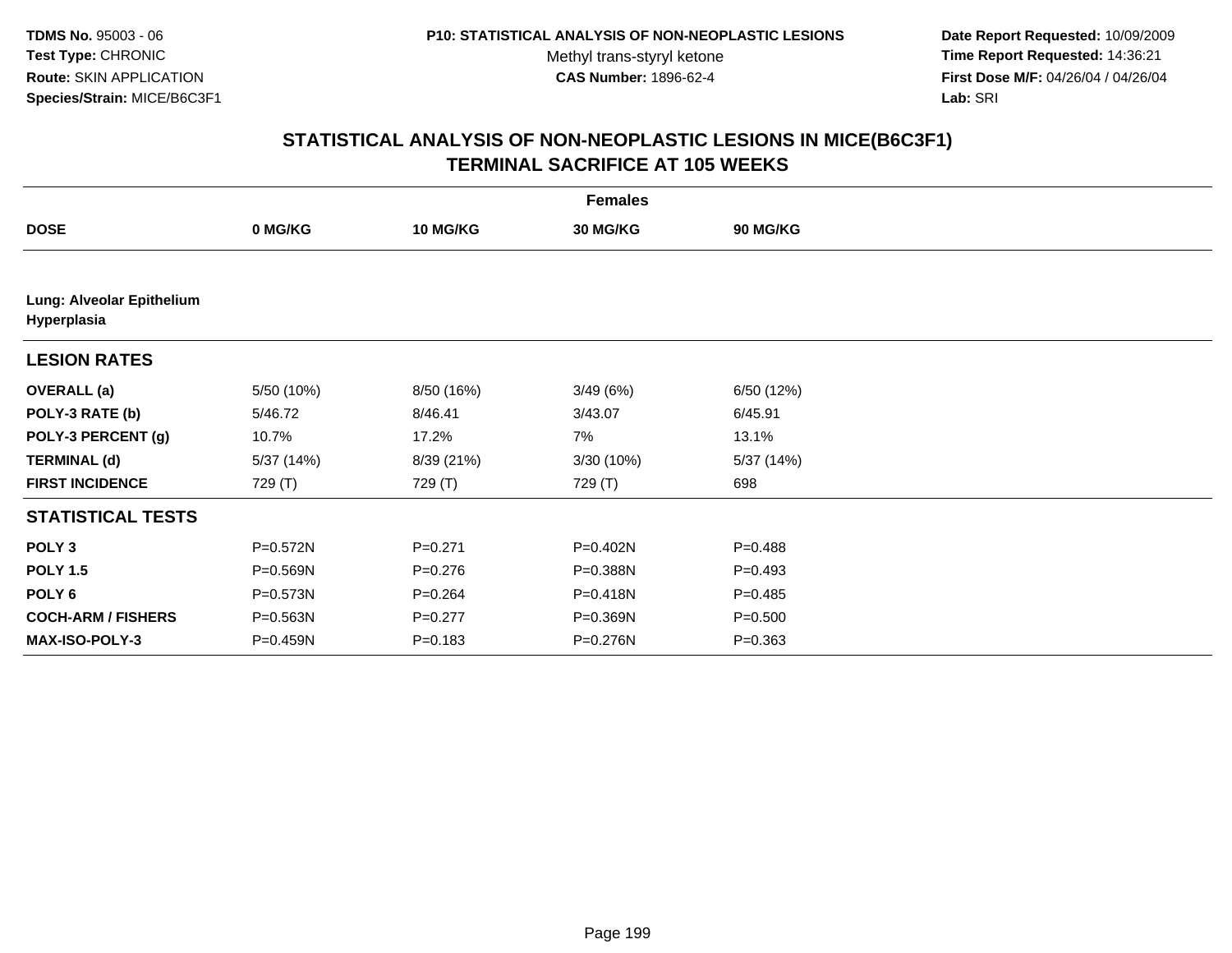**TDMS No.** 95003 - 06
**Test Type:** CHRONIC
**Route:** SKIN APPLICATION
**Species/Strain:** MICE/B6C3F1

**P10: STATISTICAL ANALYSIS OF NON-NEOPLASTIC LESIONS**
Methyl trans-styryl ketone
**CAS Number:** 1896-62-4

**Date Report Requested:** 10/09/2009
**Time Report Requested:** 14:36:21
**First Dose M/F:** 04/26/04 / 04/26/04
**Lab:** SRI

## STATISTICAL ANALYSIS OF NON-NEOPLASTIC LESIONS IN MICE(B6C3F1) TERMINAL SACRIFICE AT 105 WEEKS

| | **Females** | | | |
|---|---|---|---|---|
| **DOSE** | **0 MG/KG** | **10 MG/KG** | **30 MG/KG** | **90 MG/KG** |
| **Lung: Alveolar Epithelium Hyperplasia** | | | | |
| **LESION RATES** | | | | |
| **OVERALL (a)** | 5/50 (10%) | 8/50 (16%) | 3/49 (6%) | 6/50 (12%) |
| **POLY-3 RATE (b)** | 5/46.72 | 8/46.41 | 3/43.07 | 6/45.91 |
| **POLY-3 PERCENT (g)** | 10.7% | 17.2% | 7% | 13.1% |
| **TERMINAL (d)** | 5/37 (14%) | 8/39 (21%) | 3/30 (10%) | 5/37 (14%) |
| **FIRST INCIDENCE** | 729 (T) | 729 (T) | 729 (T) | 698 |
| **STATISTICAL TESTS** | | | | |
| **POLY 3** | P=0.572N | P=0.271 | P=0.402N | P=0.488 |
| **POLY 1.5** | P=0.569N | P=0.276 | P=0.388N | P=0.493 |
| **POLY 6** | P=0.573N | P=0.264 | P=0.418N | P=0.485 |
| **COCH-ARM / FISHERS** | P=0.563N | P=0.277 | P=0.369N | P=0.500 |
| **MAX-ISO-POLY-3** | P=0.459N | P=0.183 | P=0.276N | P=0.363 |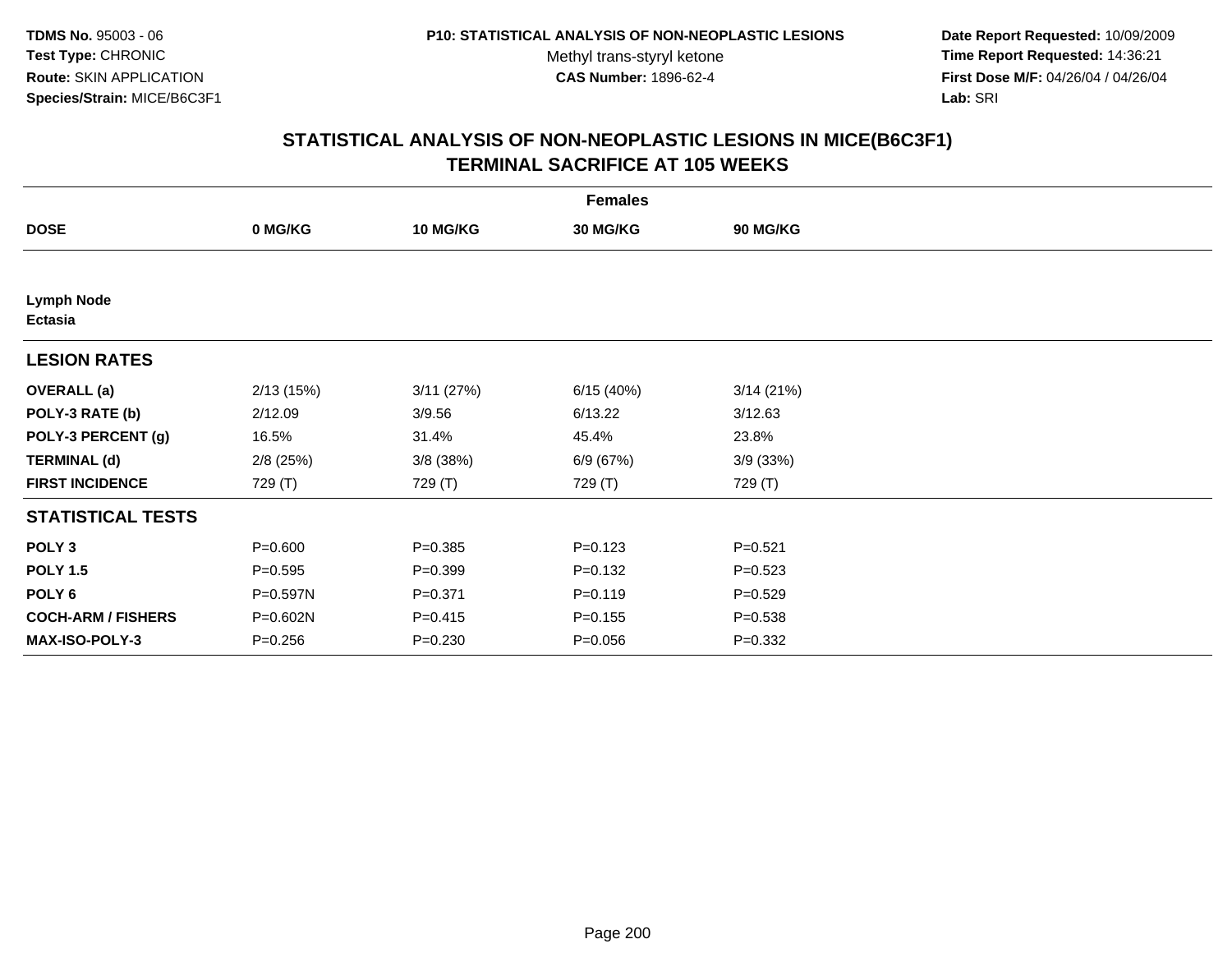**TDMS No.** 95003 - 06
**Test Type:** CHRONIC
**Route:** SKIN APPLICATION
**Species/Strain:** MICE/B6C3F1

**P10: STATISTICAL ANALYSIS OF NON-NEOPLASTIC LESIONS**
Methyl trans-styryl ketone
**CAS Number:** 1896-62-4

**Date Report Requested:** 10/09/2009
**Time Report Requested:** 14:36:21
**First Dose M/F:** 04/26/04 / 04/26/04
**Lab:** SRI

## STATISTICAL ANALYSIS OF NON-NEOPLASTIC LESIONS IN MICE(B6C3F1) TERMINAL SACRIFICE AT 105 WEEKS

| Females | | | | |
|---|---|---|---|---|
| **DOSE** | **0 MG/KG** | **10 MG/KG** | **30 MG/KG** | **90 MG/KG** |
| **Lymph Node** | | | | |
| **Ectasia** | | | | |
| **LESION RATES** | | | | |
| **OVERALL (a)** | 2/13 (15%) | 3/11 (27%) | 6/15 (40%) | 3/14 (21%) |
| **POLY-3 RATE (b)** | 2/12.09 | 3/9.56 | 6/13.22 | 3/12.63 |
| **POLY-3 PERCENT (g)** | 16.5% | 31.4% | 45.4% | 23.8% |
| **TERMINAL (d)** | 2/8 (25%) | 3/8 (38%) | 6/9 (67%) | 3/9 (33%) |
| **FIRST INCIDENCE** | 729 (T) | 729 (T) | 729 (T) | 729 (T) |
| **STATISTICAL TESTS** | | | | |
| **POLY 3** | P=0.600 | P=0.385 | P=0.123 | P=0.521 |
| **POLY 1.5** | P=0.595 | P=0.399 | P=0.132 | P=0.523 |
| **POLY 6** | P=0.597N | P=0.371 | P=0.119 | P=0.529 |
| **COCH-ARM / FISHERS** | P=0.602N | P=0.415 | P=0.155 | P=0.538 |
| **MAX-ISO-POLY-3** | P=0.256 | P=0.230 | P=0.056 | P=0.332 |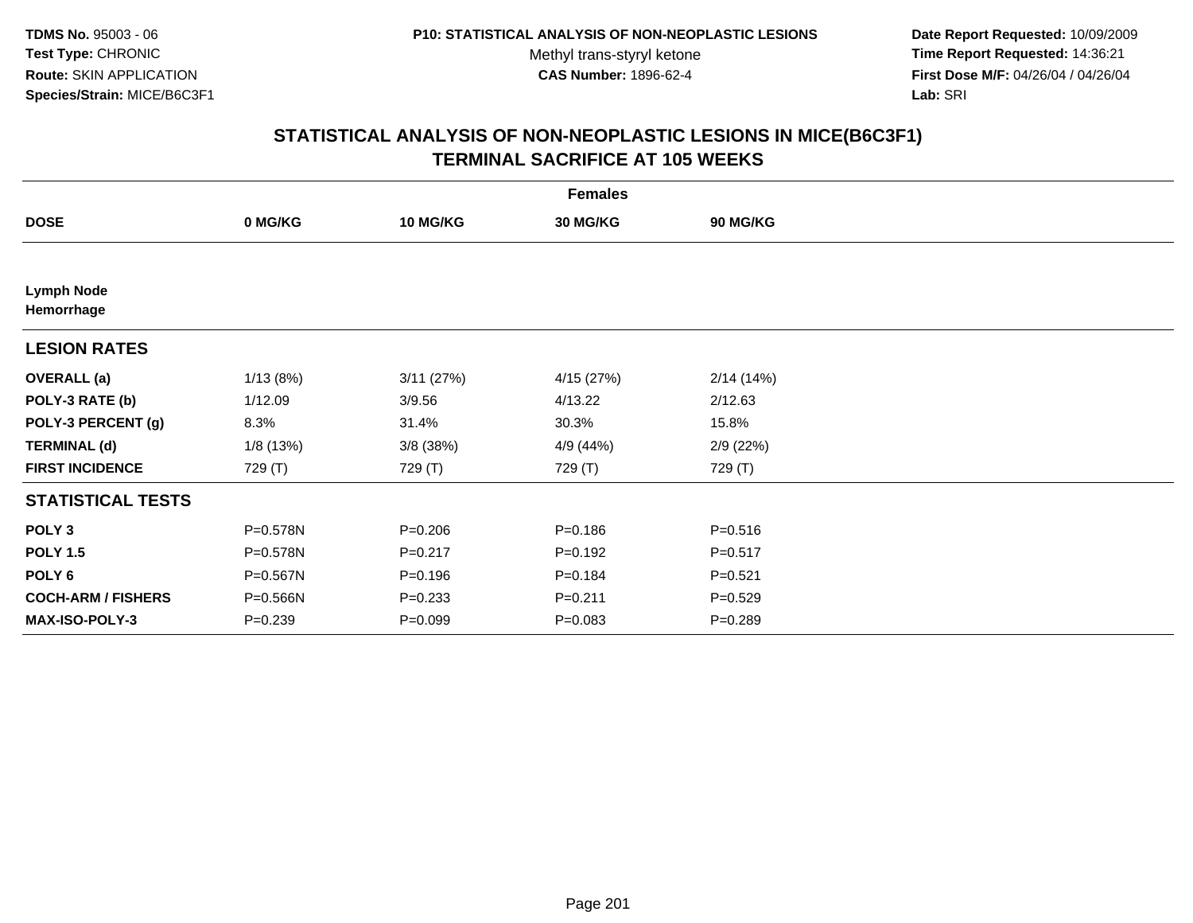TDMS No. 95003 - 06
Test Type: CHRONIC
Route: SKIN APPLICATION
Species/Strain: MICE/B6C3F1

P10: STATISTICAL ANALYSIS OF NON-NEOPLASTIC LESIONS
Methyl trans-styryl ketone
CAS Number: 1896-62-4

Date Report Requested: 10/09/2009
Time Report Requested: 14:36:21
First Dose M/F: 04/26/04 / 04/26/04
Lab: SRI

## STATISTICAL ANALYSIS OF NON-NEOPLASTIC LESIONS IN MICE(B6C3F1)
## TERMINAL SACRIFICE AT 105 WEEKS

| | Females | | | |
|---|---|---|---|---|
| **DOSE** | **0 MG/KG** | **10 MG/KG** | **30 MG/KG** | **90 MG/KG** |
| **Lymph Node** | | | | |
| **Hemorrhage** | | | | |
| **LESION RATES** | | | | |
| **OVERALL (a)** | 1/13 (8%) | 3/11 (27%) | 4/15 (27%) | 2/14 (14%) |
| **POLY-3 RATE (b)** | 1/12.09 | 3/9.56 | 4/13.22 | 2/12.63 |
| **POLY-3 PERCENT (g)** | 8.3% | 31.4% | 30.3% | 15.8% |
| **TERMINAL (d)** | 1/8 (13%) | 3/8 (38%) | 4/9 (44%) | 2/9 (22%) |
| **FIRST INCIDENCE** | 729 (T) | 729 (T) | 729 (T) | 729 (T) |
| **STATISTICAL TESTS** | | | | |
| **POLY 3** | P=0.578N | P=0.206 | P=0.186 | P=0.516 |
| **POLY 1.5** | P=0.578N | P=0.217 | P=0.192 | P=0.517 |
| **POLY 6** | P=0.567N | P=0.196 | P=0.184 | P=0.521 |
| **COCH-ARM / FISHERS** | P=0.566N | P=0.233 | P=0.211 | P=0.529 |
| **MAX-ISO-POLY-3** | P=0.239 | P=0.099 | P=0.083 | P=0.289 |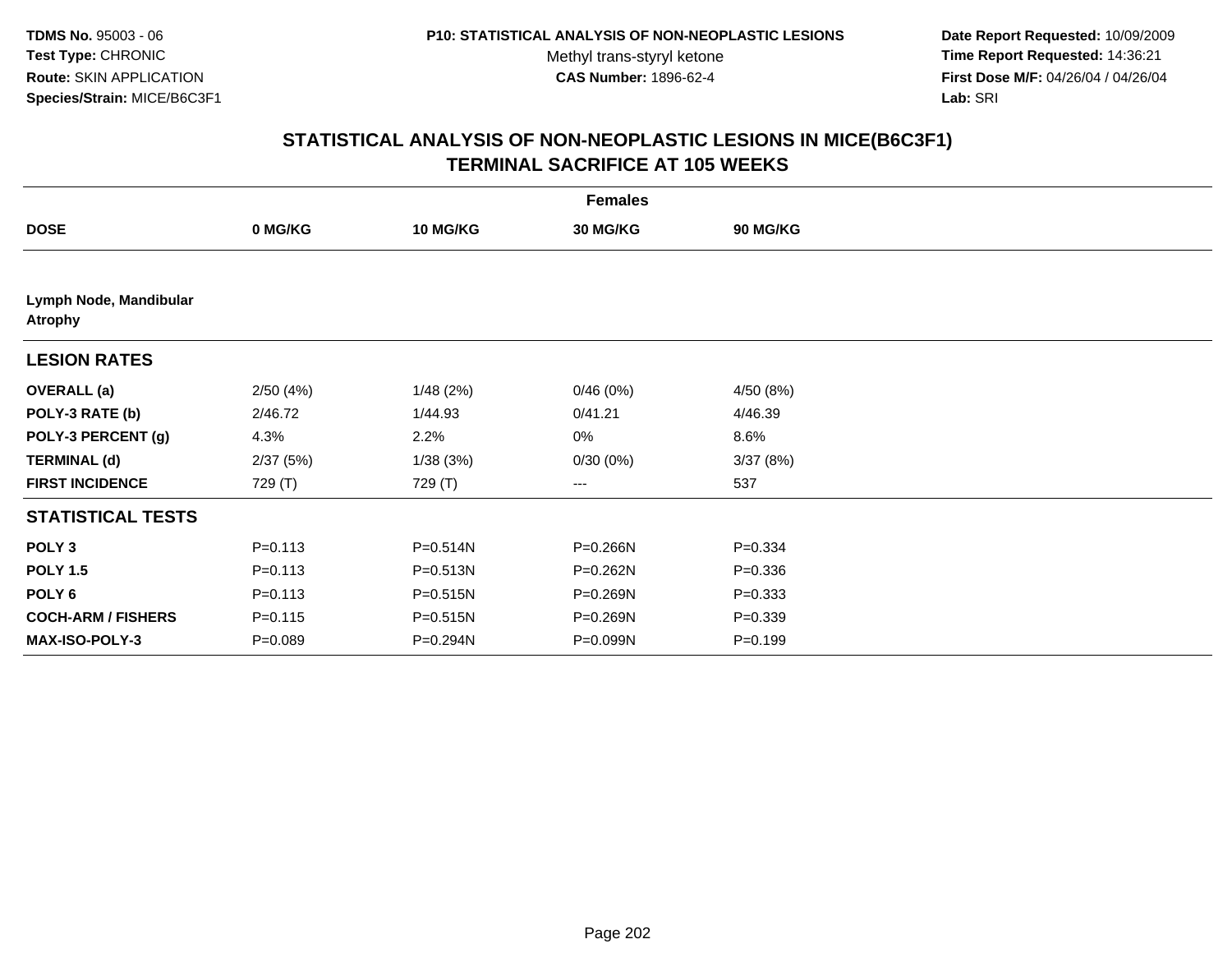# STATISTICAL ANALYSIS OF NON-NEOPLASTIC LESIONS IN MICE(B6C3F1)
## TERMINAL SACRIFICE AT 105 WEEKS

| | Females | | | |
|---|---|---|---|---|
| **DOSE** | **0 MG/KG** | **10 MG/KG** | **30 MG/KG** | **90 MG/KG** |
| **Lymph Node, Mandibular Atrophy** | | | | |
| **LESION RATES** | | | | |
| **OVERALL (a)** | 2/50 (4%) | 1/48 (2%) | 0/46 (0%) | 4/50 (8%) |
| **POLY-3 RATE (b)** | 2/46.72 | 1/44.93 | 0/41.21 | 4/46.39 |
| **POLY-3 PERCENT (g)** | 4.3% | 2.2% | 0% | 8.6% |
| **TERMINAL (d)** | 2/37 (5%) | 1/38 (3%) | 0/30 (0%) | 3/37 (8%) |
| **FIRST INCIDENCE** | 729 (T) | 729 (T) | --- | 537 |
| **STATISTICAL TESTS** | | | | |
| **POLY 3** | P=0.113 | P=0.514N | P=0.266N | P=0.334 |
| **POLY 1.5** | P=0.113 | P=0.513N | P=0.262N | P=0.336 |
| **POLY 6** | P=0.113 | P=0.515N | P=0.269N | P=0.333 |
| **COCH-ARM / FISHERS** | P=0.115 | P=0.515N | P=0.269N | P=0.339 |
| **MAX-ISO-POLY-3** | P=0.089 | P=0.294N | P=0.099N | P=0.199 |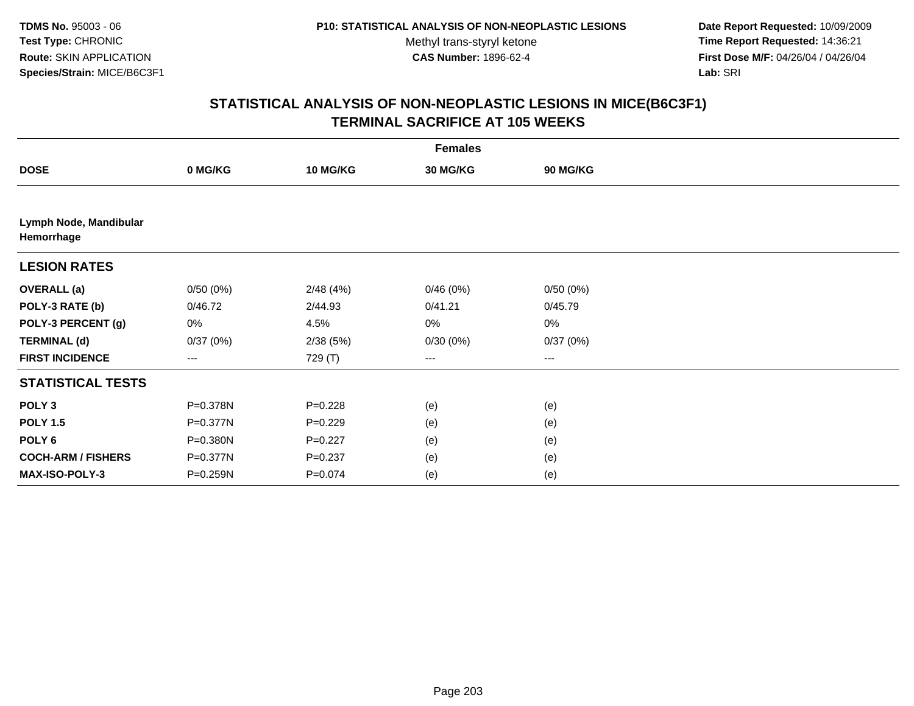TDMS No. 95003 - 06
Test Type: CHRONIC
Route: SKIN APPLICATION
Species/Strain: MICE/B6C3F1

**P10: STATISTICAL ANALYSIS OF NON-NEOPLASTIC LESIONS**
Methyl trans-styryl ketone
**CAS Number:** 1896-62-4

**Date Report Requested:** 10/09/2009
**Time Report Requested:** 14:36:21
**First Dose M/F:** 04/26/04 / 04/26/04
**Lab:** SRI

## STATISTICAL ANALYSIS OF NON-NEOPLASTIC LESIONS IN MICE(B6C3F1) TERMINAL SACRIFICE AT 105 WEEKS

| | Females | | | |
|---|---|---|---|---|
| **DOSE** | **0 MG/KG** | **10 MG/KG** | **30 MG/KG** | **90 MG/KG** |
| **Lymph Node, Mandibular Hemorrhage** | | | | |
| **LESION RATES** | | | | |
| **OVERALL (a)** | 0/50 (0%) | 2/48 (4%) | 0/46 (0%) | 0/50 (0%) |
| **POLY-3 RATE (b)** | 0/46.72 | 2/44.93 | 0/41.21 | 0/45.79 |
| **POLY-3 PERCENT (g)** | 0% | 4.5% | 0% | 0% |
| **TERMINAL (d)** | 0/37 (0%) | 2/38 (5%) | 0/30 (0%) | 0/37 (0%) |
| **FIRST INCIDENCE** | --- | 729 (T) | --- | --- |
| **STATISTICAL TESTS** | | | | |
| **POLY 3** | P=0.378N | P=0.228 | (e) | (e) |
| **POLY 1.5** | P=0.377N | P=0.229 | (e) | (e) |
| **POLY 6** | P=0.380N | P=0.227 | (e) | (e) |
| **COCH-ARM / FISHERS** | P=0.377N | P=0.237 | (e) | (e) |
| **MAX-ISO-POLY-3** | P=0.259N | P=0.074 | (e) | (e) |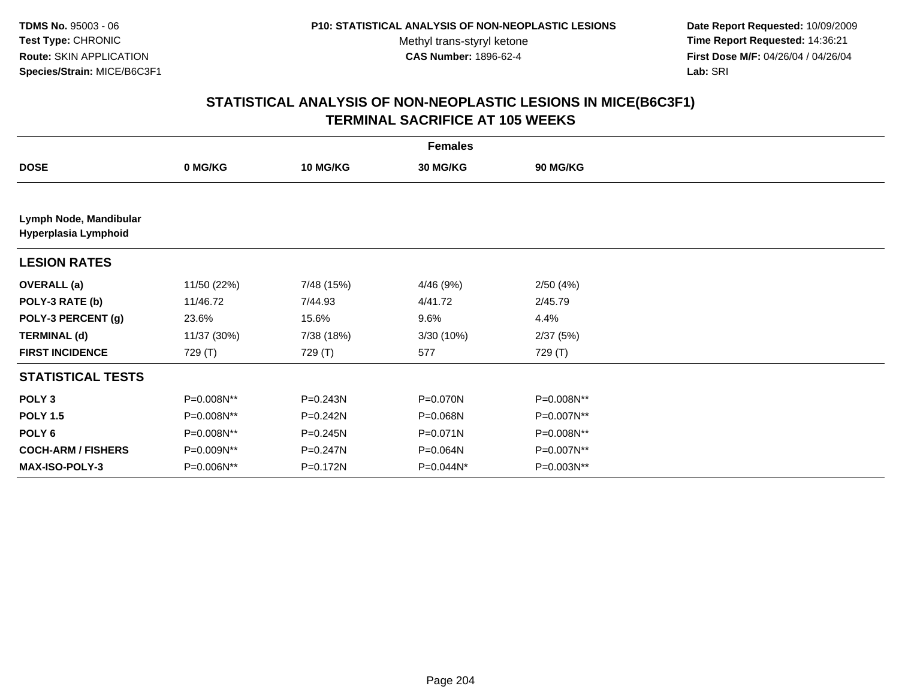**TDMS No.** 95003 - 06
**Test Type:** CHRONIC
**Route:** SKIN APPLICATION
**Species/Strain:** MICE/B6C3F1

**P10: STATISTICAL ANALYSIS OF NON-NEOPLASTIC LESIONS**
Methyl trans-styryl ketone
**CAS Number:** 1896-62-4

**Date Report Requested:** 10/09/2009
**Time Report Requested:** 14:36:21
**First Dose M/F:** 04/26/04 / 04/26/04
**Lab:** SRI

## STATISTICAL ANALYSIS OF NON-NEOPLASTIC LESIONS IN MICE(B6C3F1) TERMINAL SACRIFICE AT 105 WEEKS

| | Females | | | |
|---|---|---|---|---|
| **DOSE** | **0 MG/KG** | **10 MG/KG** | **30 MG/KG** | **90 MG/KG** |
| **Lymph Node, Mandibular Hyperplasia Lymphoid** | | | | |
| **LESION RATES** | | | | |
| **OVERALL (a)** | 11/50 (22%) | 7/48 (15%) | 4/46 (9%) | 2/50 (4%) |
| **POLY-3 RATE (b)** | 11/46.72 | 7/44.93 | 4/41.72 | 2/45.79 |
| **POLY-3 PERCENT (g)** | 23.6% | 15.6% | 9.6% | 4.4% |
| **TERMINAL (d)** | 11/37 (30%) | 7/38 (18%) | 3/30 (10%) | 2/37 (5%) |
| **FIRST INCIDENCE** | 729 (T) | 729 (T) | 577 | 729 (T) |
| **STATISTICAL TESTS** | | | | |
| **POLY 3** | P=0.008N** | P=0.243N | P=0.070N | P=0.008N** |
| **POLY 1.5** | P=0.008N** | P=0.242N | P=0.068N | P=0.007N** |
| **POLY 6** | P=0.008N** | P=0.245N | P=0.071N | P=0.008N** |
| **COCH-ARM / FISHERS** | P=0.009N** | P=0.247N | P=0.064N | P=0.007N** |
| **MAX-ISO-POLY-3** | P=0.006N** | P=0.172N | P=0.044N* | P=0.003N** |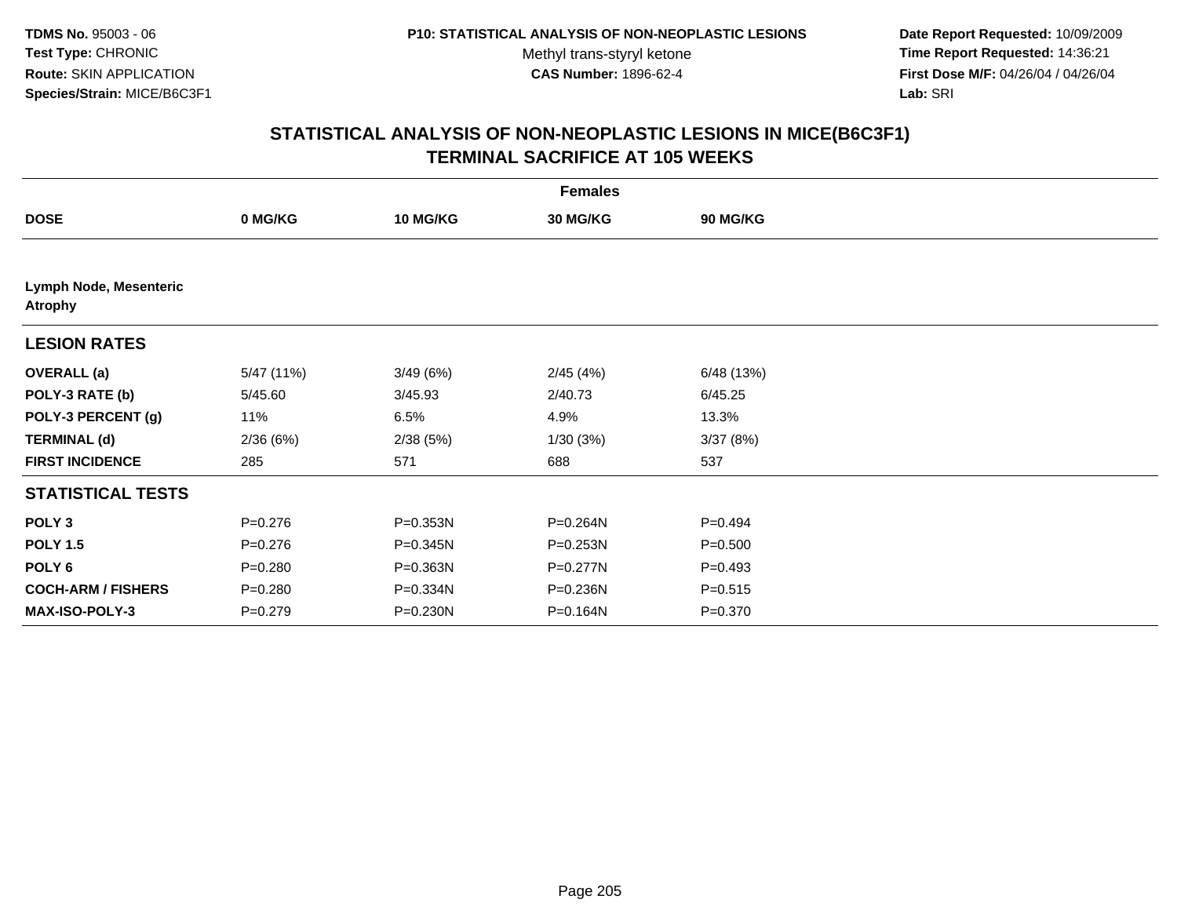TDMS No. 95003 - 06
Test Type: CHRONIC
Route: SKIN APPLICATION
Species/Strain: MICE/B6C3F1

P10: STATISTICAL ANALYSIS OF NON-NEOPLASTIC LESIONS
Methyl trans-styryl ketone
CAS Number: 1896-62-4

Date Report Requested: 10/09/2009
Time Report Requested: 14:36:21
First Dose M/F: 04/26/04 / 04/26/04
Lab: SRI

## STATISTICAL ANALYSIS OF NON-NEOPLASTIC LESIONS IN MICE(B6C3F1)
## TERMINAL SACRIFICE AT 105 WEEKS

| | Females | | | |
|---|---|---|---|---|
| **DOSE** | **0 MG/KG** | **10 MG/KG** | **30 MG/KG** | **90 MG/KG** |
| **Lymph Node, Mesenteric Atrophy** | | | | |
| **LESION RATES** | | | | |
| **OVERALL (a)** | 5/47 (11%) | 3/49 (6%) | 2/45 (4%) | 6/48 (13%) |
| **POLY-3 RATE (b)** | 5/45.60 | 3/45.93 | 2/40.73 | 6/45.25 |
| **POLY-3 PERCENT (g)** | 11% | 6.5% | 4.9% | 13.3% |
| **TERMINAL (d)** | 2/36 (6%) | 2/38 (5%) | 1/30 (3%) | 3/37 (8%) |
| **FIRST INCIDENCE** | 285 | 571 | 688 | 537 |
| **STATISTICAL TESTS** | | | | |
| **POLY 3** | P=0.276 | P=0.353N | P=0.264N | P=0.494 |
| **POLY 1.5** | P=0.276 | P=0.345N | P=0.253N | P=0.500 |
| **POLY 6** | P=0.280 | P=0.363N | P=0.277N | P=0.493 |
| **COCH-ARM / FISHERS** | P=0.280 | P=0.334N | P=0.236N | P=0.515 |
| **MAX-ISO-POLY-3** | P=0.279 | P=0.230N | P=0.164N | P=0.370 |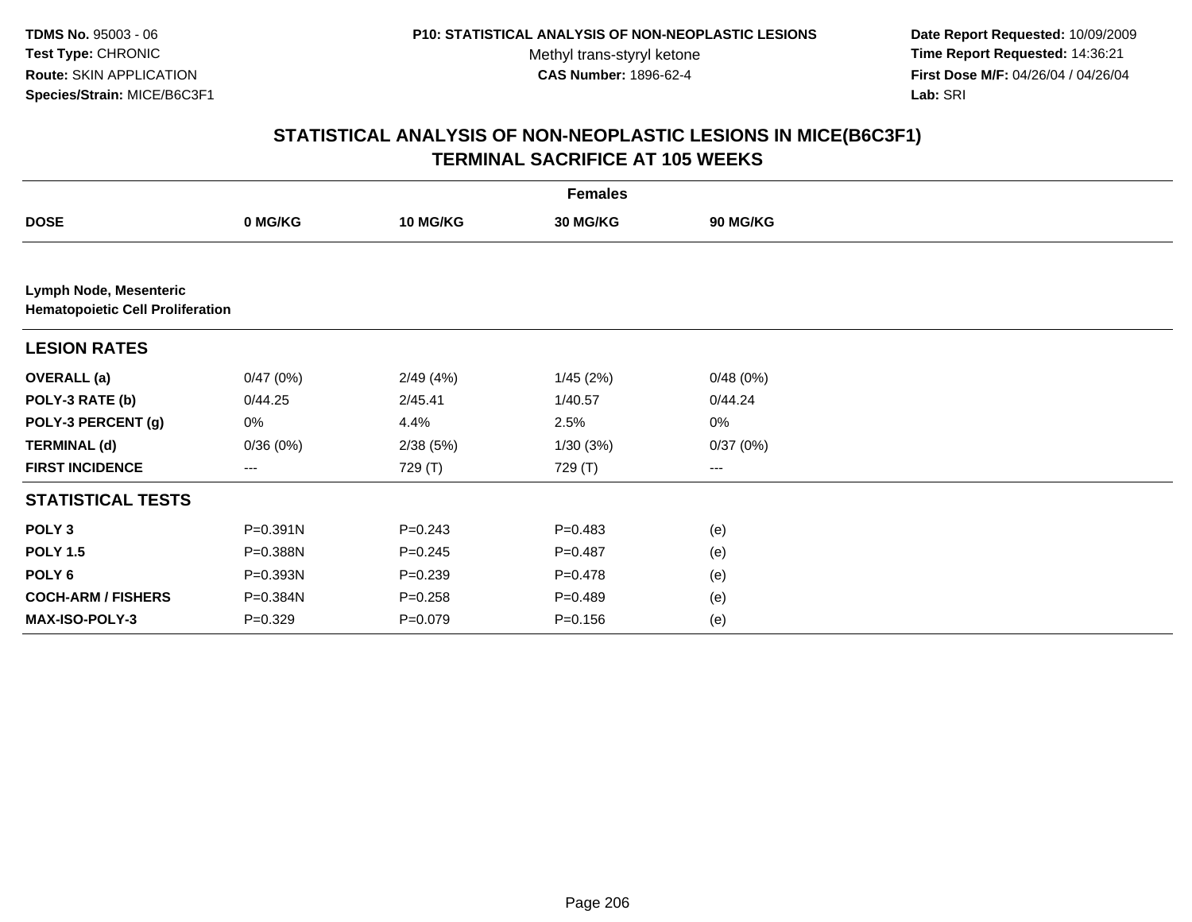**TDMS No.** 95003 - 06
**Test Type:** CHRONIC
**Route:** SKIN APPLICATION
**Species/Strain:** MICE/B6C3F1

**P10: STATISTICAL ANALYSIS OF NON-NEOPLASTIC LESIONS**
Methyl trans-styryl ketone
**CAS Number:** 1896-62-4

**Date Report Requested:** 10/09/2009
**Time Report Requested:** 14:36:21
**First Dose M/F:** 04/26/04 / 04/26/04
**Lab:** SRI

## STATISTICAL ANALYSIS OF NON-NEOPLASTIC LESIONS IN MICE(B6C3F1) TERMINAL SACRIFICE AT 105 WEEKS

| | Females | | | |
|---|---|---|---|---|
| **DOSE** | **0 MG/KG** | **10 MG/KG** | **30 MG/KG** | **90 MG/KG** |
| **Lymph Node, Mesenteric** **Hematopoietic Cell Proliferation** | | | | |
| **LESION RATES** | | | | |
| **OVERALL (a)** | 0/47 (0%) | 2/49 (4%) | 1/45 (2%) | 0/48 (0%) |
| **POLY-3 RATE (b)** | 0/44.25 | 2/45.41 | 1/40.57 | 0/44.24 |
| **POLY-3 PERCENT (g)** | 0% | 4.4% | 2.5% | 0% |
| **TERMINAL (d)** | 0/36 (0%) | 2/38 (5%) | 1/30 (3%) | 0/37 (0%) |
| **FIRST INCIDENCE** | --- | 729 (T) | 729 (T) | --- |
| **STATISTICAL TESTS** | | | | |
| **POLY 3** | P=0.391N | P=0.243 | P=0.483 | (e) |
| **POLY 1.5** | P=0.388N | P=0.245 | P=0.487 | (e) |
| **POLY 6** | P=0.393N | P=0.239 | P=0.478 | (e) |
| **COCH-ARM / FISHERS** | P=0.384N | P=0.258 | P=0.489 | (e) |
| **MAX-ISO-POLY-3** | P=0.329 | P=0.079 | P=0.156 | (e) |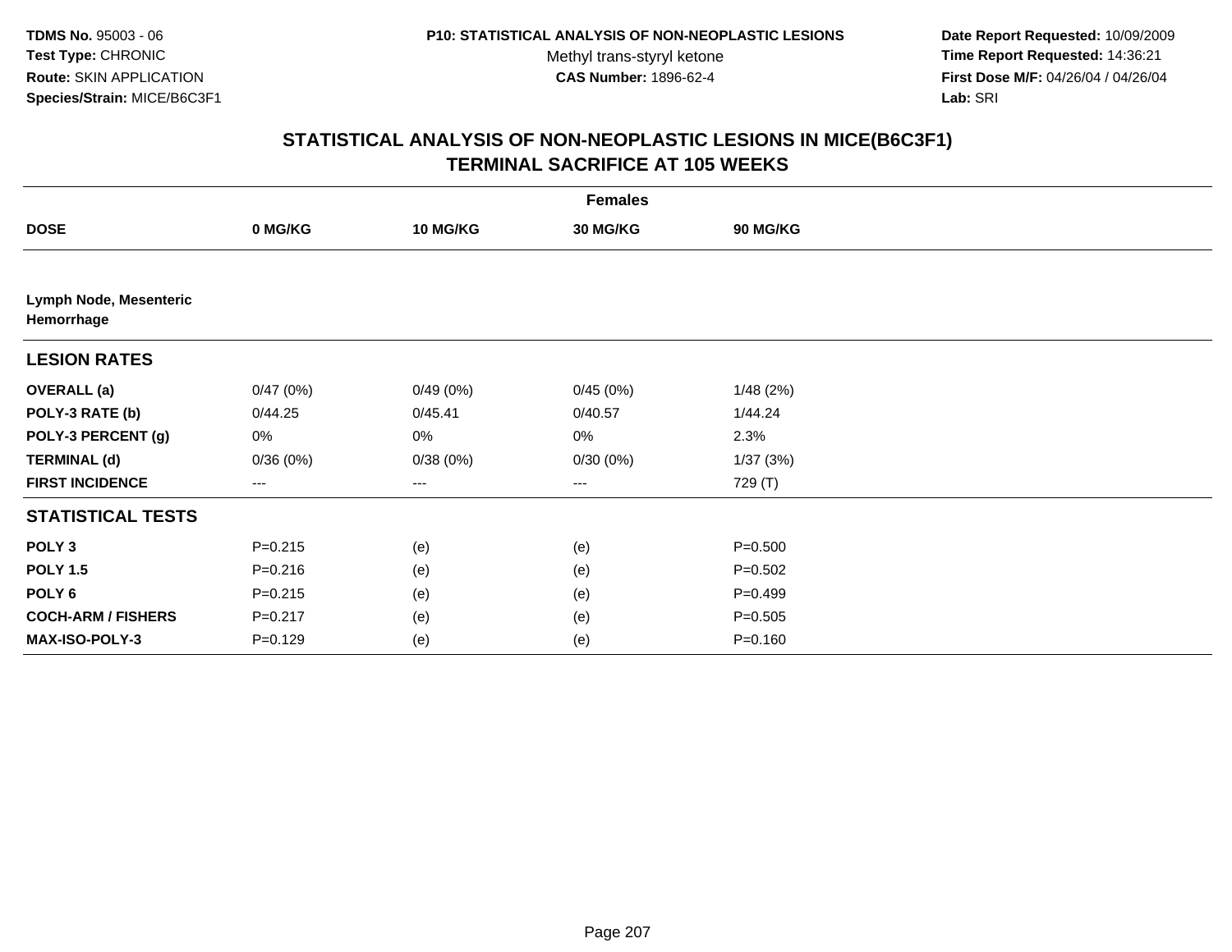TDMS No. 95003 - 06
Test Type: CHRONIC
Route: SKIN APPLICATION
Species/Strain: MICE/B6C3F1

P10: STATISTICAL ANALYSIS OF NON-NEOPLASTIC LESIONS
Methyl trans-styryl ketone
CAS Number: 1896-62-4

Date Report Requested: 10/09/2009
Time Report Requested: 14:36:21
First Dose M/F: 04/26/04 / 04/26/04
Lab: SRI

## STATISTICAL ANALYSIS OF NON-NEOPLASTIC LESIONS IN MICE(B6C3F1)
## TERMINAL SACRIFICE AT 105 WEEKS

| Females | | | | |
|---|---|---|---|---|
| **DOSE** | **0 MG/KG** | **10 MG/KG** | **30 MG/KG** | **90 MG/KG** |
| **Lymph Node, Mesenteric Hemorrhage** | | | | |
| **LESION RATES** | | | | |
| **OVERALL (a)** | 0/47 (0%) | 0/49 (0%) | 0/45 (0%) | 1/48 (2%) |
| **POLY-3 RATE (b)** | 0/44.25 | 0/45.41 | 0/40.57 | 1/44.24 |
| **POLY-3 PERCENT (g)** | 0% | 0% | 0% | 2.3% |
| **TERMINAL (d)** | 0/36 (0%) | 0/38 (0%) | 0/30 (0%) | 1/37 (3%) |
| **FIRST INCIDENCE** | --- | --- | --- | 729 (T) |
| **STATISTICAL TESTS** | | | | |
| **POLY 3** | P=0.215 | (e) | (e) | P=0.500 |
| **POLY 1.5** | P=0.216 | (e) | (e) | P=0.502 |
| **POLY 6** | P=0.215 | (e) | (e) | P=0.499 |
| **COCH-ARM / FISHERS** | P=0.217 | (e) | (e) | P=0.505 |
| **MAX-ISO-POLY-3** | P=0.129 | (e) | (e) | P=0.160 |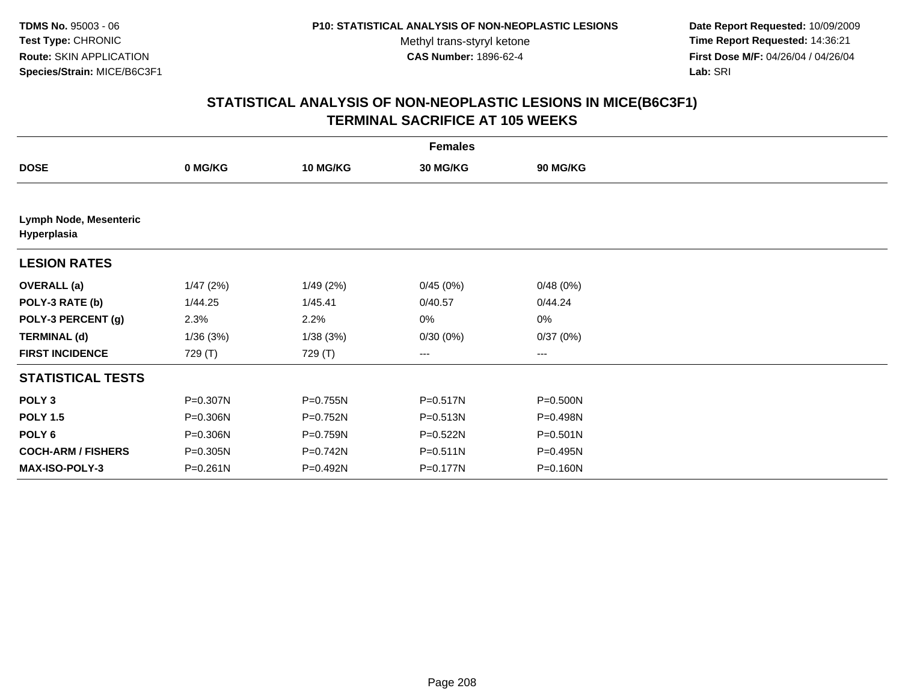# STATISTICAL ANALYSIS OF NON-NEOPLASTIC LESIONS IN MICE(B6C3F1)
## TERMINAL SACRIFICE AT 105 WEEKS

| | Females | | | |
|---|---|---|---|---|
| **DOSE** | **0 MG/KG** | **10 MG/KG** | **30 MG/KG** | **90 MG/KG** |
| **Lymph Node, Mesenteric Hyperplasia** | | | | |
| **LESION RATES** | | | | |
| **OVERALL (a)** | 1/47 (2%) | 1/49 (2%) | 0/45 (0%) | 0/48 (0%) |
| **POLY-3 RATE (b)** | 1/44.25 | 1/45.41 | 0/40.57 | 0/44.24 |
| **POLY-3 PERCENT (g)** | 2.3% | 2.2% | 0% | 0% |
| **TERMINAL (d)** | 1/36 (3%) | 1/38 (3%) | 0/30 (0%) | 0/37 (0%) |
| **FIRST INCIDENCE** | 729 (T) | 729 (T) | --- | --- |
| **STATISTICAL TESTS** | | | | |
| **POLY 3** | P=0.307N | P=0.755N | P=0.517N | P=0.500N |
| **POLY 1.5** | P=0.306N | P=0.752N | P=0.513N | P=0.498N |
| **POLY 6** | P=0.306N | P=0.759N | P=0.522N | P=0.501N |
| **COCH-ARM / FISHERS** | P=0.305N | P=0.742N | P=0.511N | P=0.495N |
| **MAX-ISO-POLY-3** | P=0.261N | P=0.492N | P=0.177N | P=0.160N |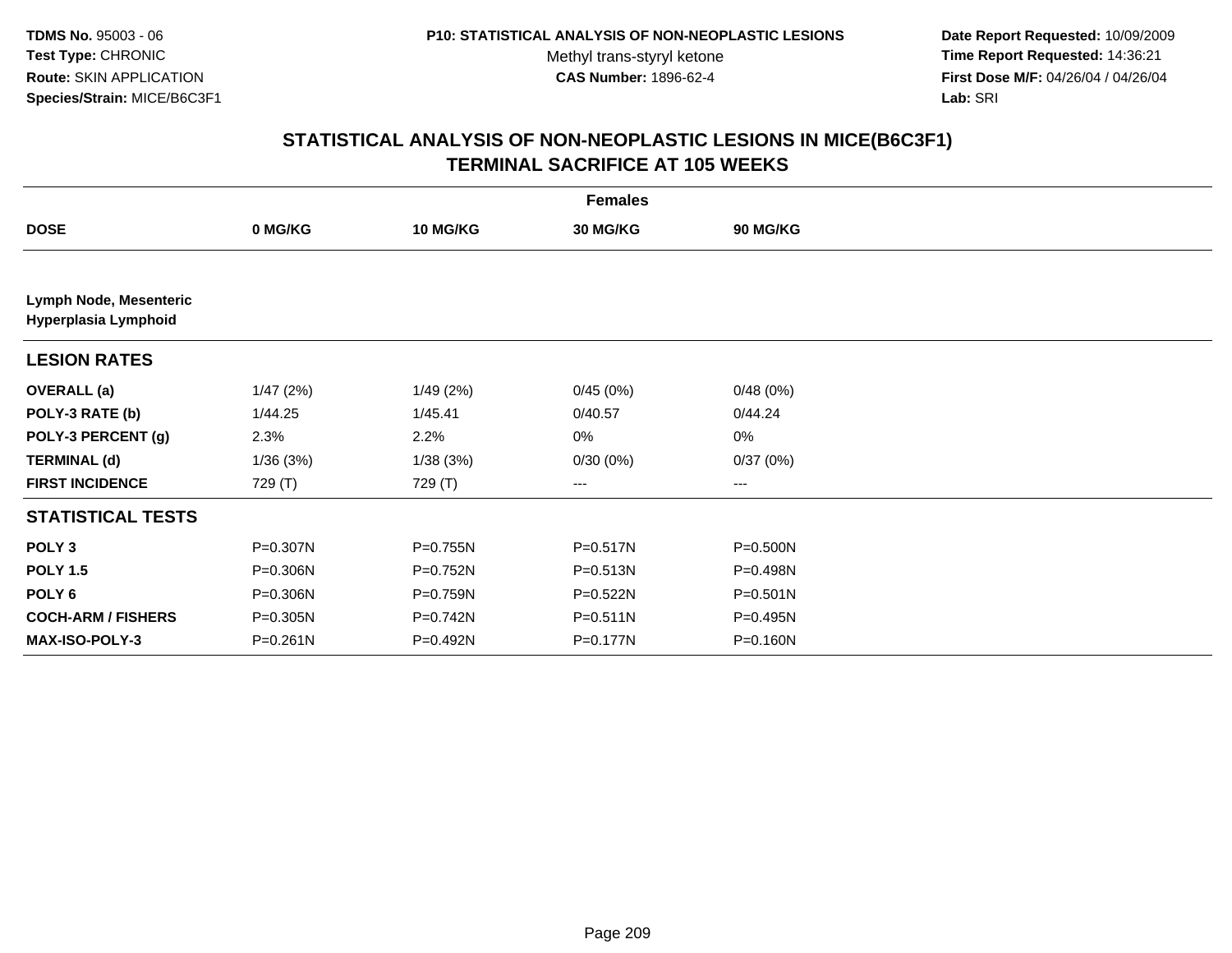TDMS No. 95003 - 06
Test Type: CHRONIC
Route: SKIN APPLICATION
Species/Strain: MICE/B6C3F1

P10: STATISTICAL ANALYSIS OF NON-NEOPLASTIC LESIONS
Methyl trans-styryl ketone
CAS Number: 1896-62-4

Date Report Requested: 10/09/2009
Time Report Requested: 14:36:21
First Dose M/F: 04/26/04 / 04/26/04
Lab: SRI

## STATISTICAL ANALYSIS OF NON-NEOPLASTIC LESIONS IN MICE(B6C3F1)
## TERMINAL SACRIFICE AT 105 WEEKS

| | Females | | | |
|---|---|---|---|---|
| **DOSE** | **0 MG/KG** | **10 MG/KG** | **30 MG/KG** | **90 MG/KG** |
| **Lymph Node, Mesenteric** | | | | |
| **Hyperplasia Lymphoid** | | | | |
| **LESION RATES** | | | | |
| **OVERALL (a)** | 1/47 (2%) | 1/49 (2%) | 0/45 (0%) | 0/48 (0%) |
| **POLY-3 RATE (b)** | 1/44.25 | 1/45.41 | 0/40.57 | 0/44.24 |
| **POLY-3 PERCENT (g)** | 2.3% | 2.2% | 0% | 0% |
| **TERMINAL (d)** | 1/36 (3%) | 1/38 (3%) | 0/30 (0%) | 0/37 (0%) |
| **FIRST INCIDENCE** | 729 (T) | 729 (T) | --- | --- |
| **STATISTICAL TESTS** | | | | |
| **POLY 3** | P=0.307N | P=0.755N | P=0.517N | P=0.500N |
| **POLY 1.5** | P=0.306N | P=0.752N | P=0.513N | P=0.498N |
| **POLY 6** | P=0.306N | P=0.759N | P=0.522N | P=0.501N |
| **COCH-ARM / FISHERS** | P=0.305N | P=0.742N | P=0.511N | P=0.495N |
| **MAX-ISO-POLY-3** | P=0.261N | P=0.492N | P=0.177N | P=0.160N |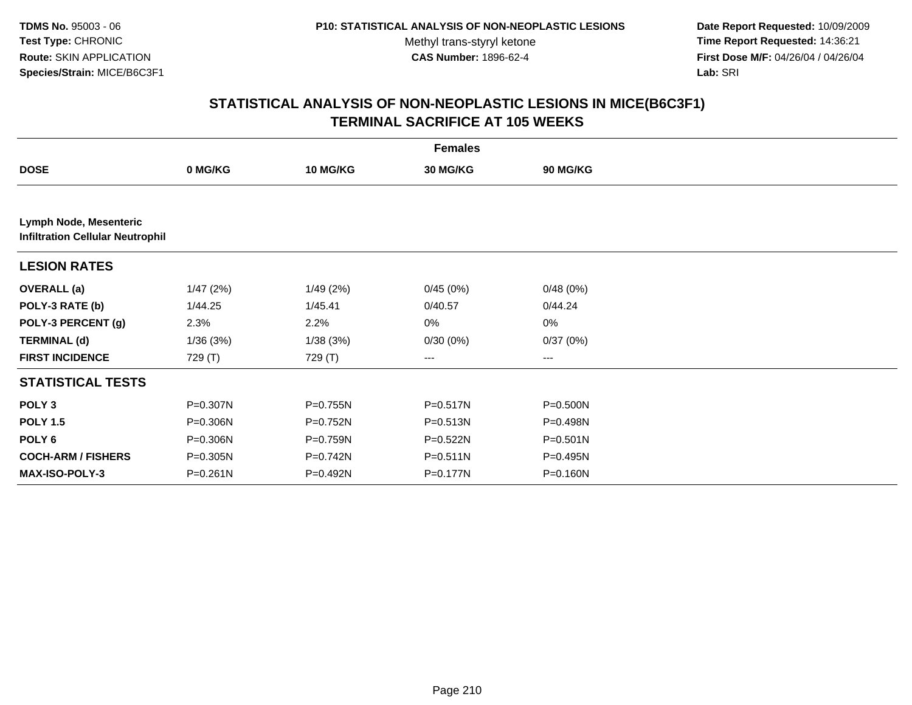TDMS No. 95003 - 06
Test Type: CHRONIC
Route: SKIN APPLICATION
Species/Strain: MICE/B6C3F1

P10: STATISTICAL ANALYSIS OF NON-NEOPLASTIC LESIONS
Methyl trans-styryl ketone
CAS Number: 1896-62-4

Date Report Requested: 10/09/2009
Time Report Requested: 14:36:21
First Dose M/F: 04/26/04 / 04/26/04
Lab: SRI

## STATISTICAL ANALYSIS OF NON-NEOPLASTIC LESIONS IN MICE(B6C3F1)
## TERMINAL SACRIFICE AT 105 WEEKS

| | Females | | | |
|---|---|---|---|---|
| **DOSE** | **0 MG/KG** | **10 MG/KG** | **30 MG/KG** | **90 MG/KG** |
| **Lymph Node, Mesenteric** **Infiltration Cellular Neutrophil** | | | | |
| **LESION RATES** | | | | |
| **OVERALL (a)** | 1/47 (2%) | 1/49 (2%) | 0/45 (0%) | 0/48 (0%) |
| **POLY-3 RATE (b)** | 1/44.25 | 1/45.41 | 0/40.57 | 0/44.24 |
| **POLY-3 PERCENT (g)** | 2.3% | 2.2% | 0% | 0% |
| **TERMINAL (d)** | 1/36 (3%) | 1/38 (3%) | 0/30 (0%) | 0/37 (0%) |
| **FIRST INCIDENCE** | 729 (T) | 729 (T) | --- | --- |
| **STATISTICAL TESTS** | | | | |
| **POLY 3** | P=0.307N | P=0.755N | P=0.517N | P=0.500N |
| **POLY 1.5** | P=0.306N | P=0.752N | P=0.513N | P=0.498N |
| **POLY 6** | P=0.306N | P=0.759N | P=0.522N | P=0.501N |
| **COCH-ARM / FISHERS** | P=0.305N | P=0.742N | P=0.511N | P=0.495N |
| **MAX-ISO-POLY-3** | P=0.261N | P=0.492N | P=0.177N | P=0.160N |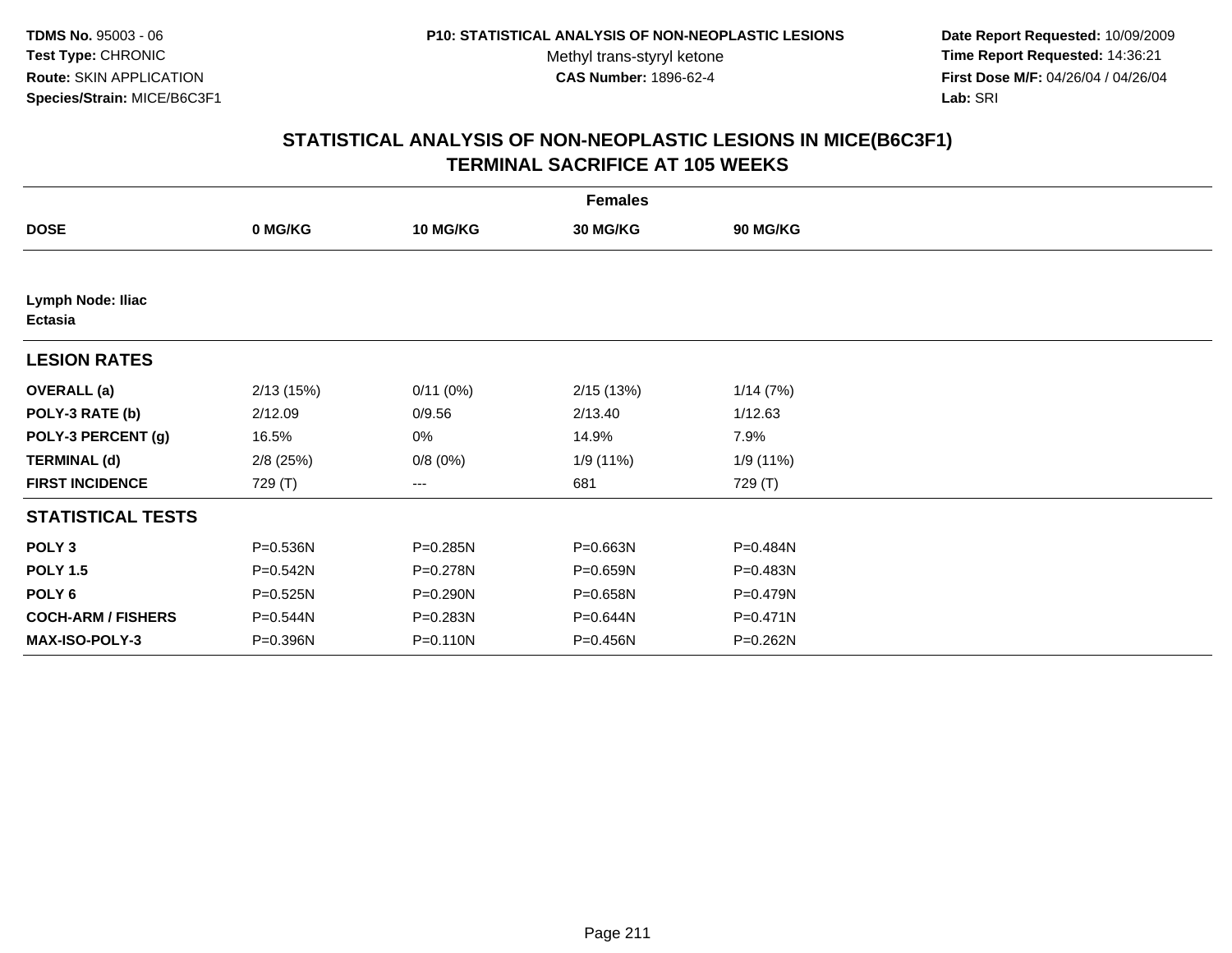**TDMS No.** 95003 - 06
**Test Type:** CHRONIC
**Route:** SKIN APPLICATION
**Species/Strain:** MICE/B6C3F1

**P10: STATISTICAL ANALYSIS OF NON-NEOPLASTIC LESIONS**
Methyl trans-styryl ketone
**CAS Number:** 1896-62-4

**Date Report Requested:** 10/09/2009
**Time Report Requested:** 14:36:21
**First Dose M/F:** 04/26/04 / 04/26/04
**Lab:** SRI

## STATISTICAL ANALYSIS OF NON-NEOPLASTIC LESIONS IN MICE(B6C3F1) TERMINAL SACRIFICE AT 105 WEEKS

| | Females | | | |
|---|---|---|---|---|
| **DOSE** | **0 MG/KG** | **10 MG/KG** | **30 MG/KG** | **90 MG/KG** |
| **Lymph Node: Iliac** | | | | |
| **Ectasia** | | | | |
| **LESION RATES** | | | | |
| **OVERALL (a)** | 2/13 (15%) | 0/11 (0%) | 2/15 (13%) | 1/14 (7%) |
| **POLY-3 RATE (b)** | 2/12.09 | 0/9.56 | 2/13.40 | 1/12.63 |
| **POLY-3 PERCENT (g)** | 16.5% | 0% | 14.9% | 7.9% |
| **TERMINAL (d)** | 2/8 (25%) | 0/8 (0%) | 1/9 (11%) | 1/9 (11%) |
| **FIRST INCIDENCE** | 729 (T) | --- | 681 | 729 (T) |
| **STATISTICAL TESTS** | | | | |
| **POLY 3** | P=0.536N | P=0.285N | P=0.663N | P=0.484N |
| **POLY 1.5** | P=0.542N | P=0.278N | P=0.659N | P=0.483N |
| **POLY 6** | P=0.525N | P=0.290N | P=0.658N | P=0.479N |
| **COCH-ARM / FISHERS** | P=0.544N | P=0.283N | P=0.644N | P=0.471N |
| **MAX-ISO-POLY-3** | P=0.396N | P=0.110N | P=0.456N | P=0.262N |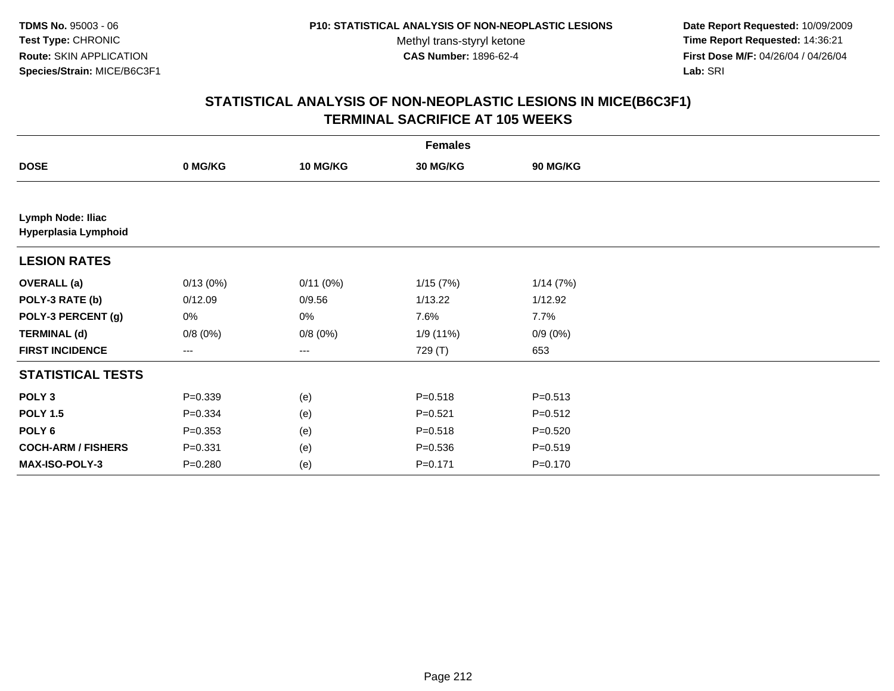TDMS No. 95003 - 06
Test Type: CHRONIC
Route: SKIN APPLICATION
Species/Strain: MICE/B6C3F1

P10: STATISTICAL ANALYSIS OF NON-NEOPLASTIC LESIONS
Methyl trans-styryl ketone
CAS Number: 1896-62-4

Date Report Requested: 10/09/2009
Time Report Requested: 14:36:21
First Dose M/F: 04/26/04 / 04/26/04
Lab: SRI

## STATISTICAL ANALYSIS OF NON-NEOPLASTIC LESIONS IN MICE(B6C3F1)
## TERMINAL SACRIFICE AT 105 WEEKS

| | Females | | | |
|---|---|---|---|---|
| **DOSE** | **0 MG/KG** | **10 MG/KG** | **30 MG/KG** | **90 MG/KG** |
| **Lymph Node: Iliac** | | | | |
| **Hyperplasia Lymphoid** | | | | |
| **LESION RATES** | | | | |
| **OVERALL (a)** | 0/13 (0%) | 0/11 (0%) | 1/15 (7%) | 1/14 (7%) |
| **POLY-3 RATE (b)** | 0/12.09 | 0/9.56 | 1/13.22 | 1/12.92 |
| **POLY-3 PERCENT (g)** | 0% | 0% | 7.6% | 7.7% |
| **TERMINAL (d)** | 0/8 (0%) | 0/8 (0%) | 1/9 (11%) | 0/9 (0%) |
| **FIRST INCIDENCE** | --- | --- | 729 (T) | 653 |
| **STATISTICAL TESTS** | | | | |
| **POLY 3** | P=0.339 | (e) | P=0.518 | P=0.513 |
| **POLY 1.5** | P=0.334 | (e) | P=0.521 | P=0.512 |
| **POLY 6** | P=0.353 | (e) | P=0.518 | P=0.520 |
| **COCH-ARM / FISHERS** | P=0.331 | (e) | P=0.536 | P=0.519 |
| **MAX-ISO-POLY-3** | P=0.280 | (e) | P=0.171 | P=0.170 |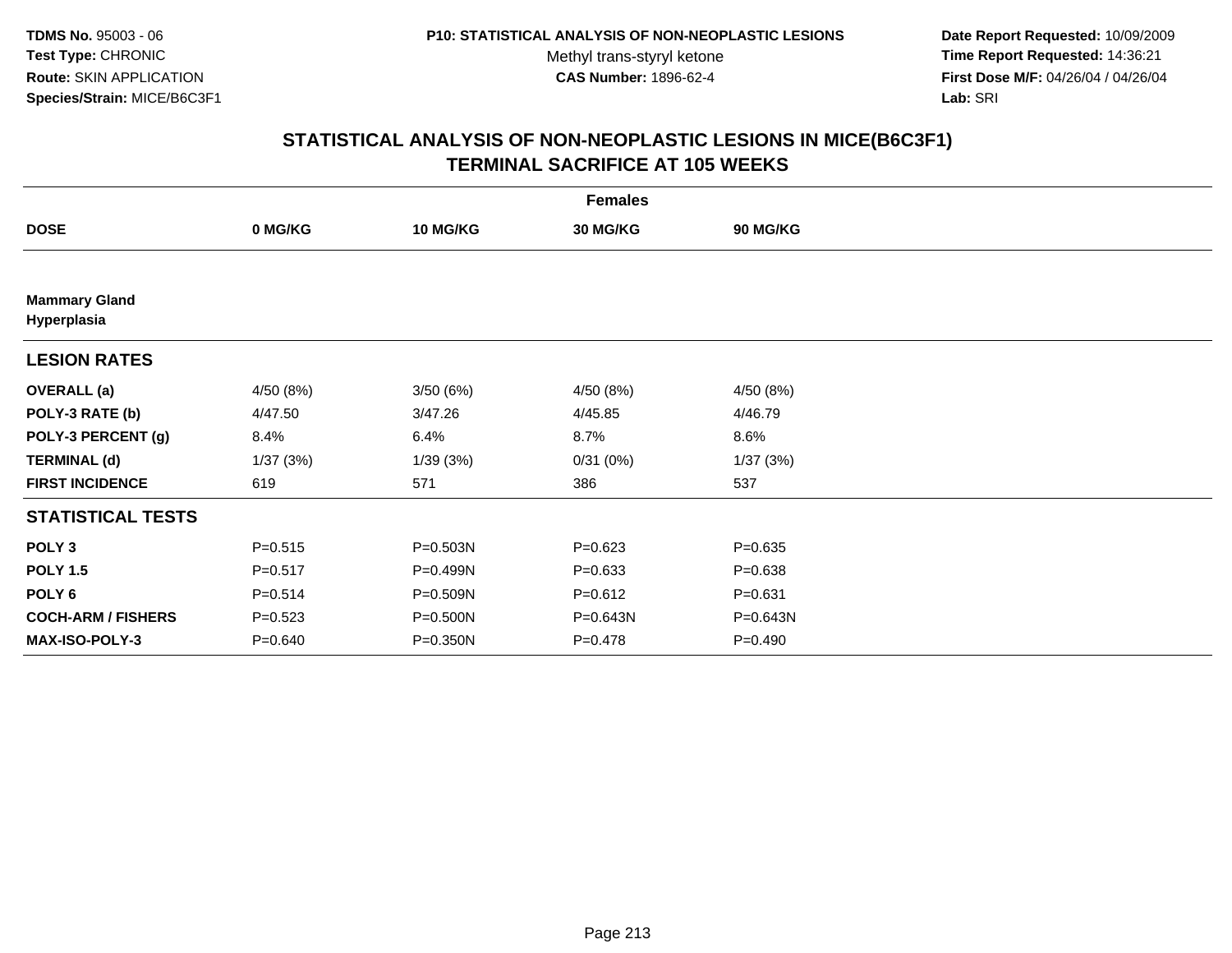**TDMS No.** 95003 - 06
**Test Type:** CHRONIC
**Route:** SKIN APPLICATION
**Species/Strain:** MICE/B6C3F1

**P10: STATISTICAL ANALYSIS OF NON-NEOPLASTIC LESIONS**
Methyl trans-styryl ketone
**CAS Number:** 1896-62-4

**Date Report Requested:** 10/09/2009
**Time Report Requested:** 14:36:21
**First Dose M/F:** 04/26/04 / 04/26/04
**Lab:** SRI

## STATISTICAL ANALYSIS OF NON-NEOPLASTIC LESIONS IN MICE(B6C3F1) TERMINAL SACRIFICE AT 105 WEEKS

| | Females | | | |
|---|---|---|---|---|
| **DOSE** | **0 MG/KG** | **10 MG/KG** | **30 MG/KG** | **90 MG/KG** |
| **Mammary Gland Hyperplasia** | | | | |
| **LESION RATES** | | | | |
| **OVERALL (a)** | 4/50 (8%) | 3/50 (6%) | 4/50 (8%) | 4/50 (8%) |
| **POLY-3 RATE (b)** | 4/47.50 | 3/47.26 | 4/45.85 | 4/46.79 |
| **POLY-3 PERCENT (g)** | 8.4% | 6.4% | 8.7% | 8.6% |
| **TERMINAL (d)** | 1/37 (3%) | 1/39 (3%) | 0/31 (0%) | 1/37 (3%) |
| **FIRST INCIDENCE** | 619 | 571 | 386 | 537 |
| **STATISTICAL TESTS** | | | | |
| **POLY 3** | P=0.515 | P=0.503N | P=0.623 | P=0.635 |
| **POLY 1.5** | P=0.517 | P=0.499N | P=0.633 | P=0.638 |
| **POLY 6** | P=0.514 | P=0.509N | P=0.612 | P=0.631 |
| **COCH-ARM / FISHERS** | P=0.523 | P=0.500N | P=0.643N | P=0.643N |
| **MAX-ISO-POLY-3** | P=0.640 | P=0.350N | P=0.478 | P=0.490 |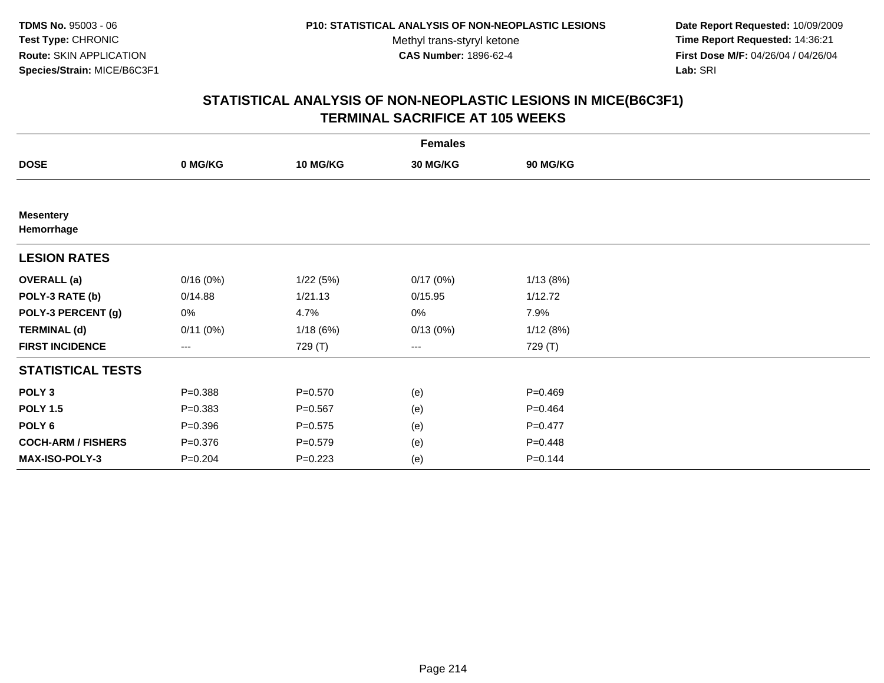**TDMS No.** 95003 - 06
**Test Type:** CHRONIC
**Route:** SKIN APPLICATION
**Species/Strain:** MICE/B6C3F1

**P10: STATISTICAL ANALYSIS OF NON-NEOPLASTIC LESIONS**
Methyl trans-styryl ketone
**CAS Number:** 1896-62-4

**Date Report Requested:** 10/09/2009
**Time Report Requested:** 14:36:21
**First Dose M/F:** 04/26/04 / 04/26/04
**Lab:** SRI

## STATISTICAL ANALYSIS OF NON-NEOPLASTIC LESIONS IN MICE(B6C3F1) TERMINAL SACRIFICE AT 105 WEEKS

| | Females | | | |
|---|---|---|---|---|
| **DOSE** | **0 MG/KG** | **10 MG/KG** | **30 MG/KG** | **90 MG/KG** |
| **Mesentery** | | | | |
| **Hemorrhage** | | | | |
| **LESION RATES** | | | | |
| **OVERALL (a)** | 0/16 (0%) | 1/22 (5%) | 0/17 (0%) | 1/13 (8%) |
| **POLY-3 RATE (b)** | 0/14.88 | 1/21.13 | 0/15.95 | 1/12.72 |
| **POLY-3 PERCENT (g)** | 0% | 4.7% | 0% | 7.9% |
| **TERMINAL (d)** | 0/11 (0%) | 1/18 (6%) | 0/13 (0%) | 1/12 (8%) |
| **FIRST INCIDENCE** | --- | 729 (T) | --- | 729 (T) |
| **STATISTICAL TESTS** | | | | |
| **POLY 3** | P=0.388 | P=0.570 | (e) | P=0.469 |
| **POLY 1.5** | P=0.383 | P=0.567 | (e) | P=0.464 |
| **POLY 6** | P=0.396 | P=0.575 | (e) | P=0.477 |
| **COCH-ARM / FISHERS** | P=0.376 | P=0.579 | (e) | P=0.448 |
| **MAX-ISO-POLY-3** | P=0.204 | P=0.223 | (e) | P=0.144 |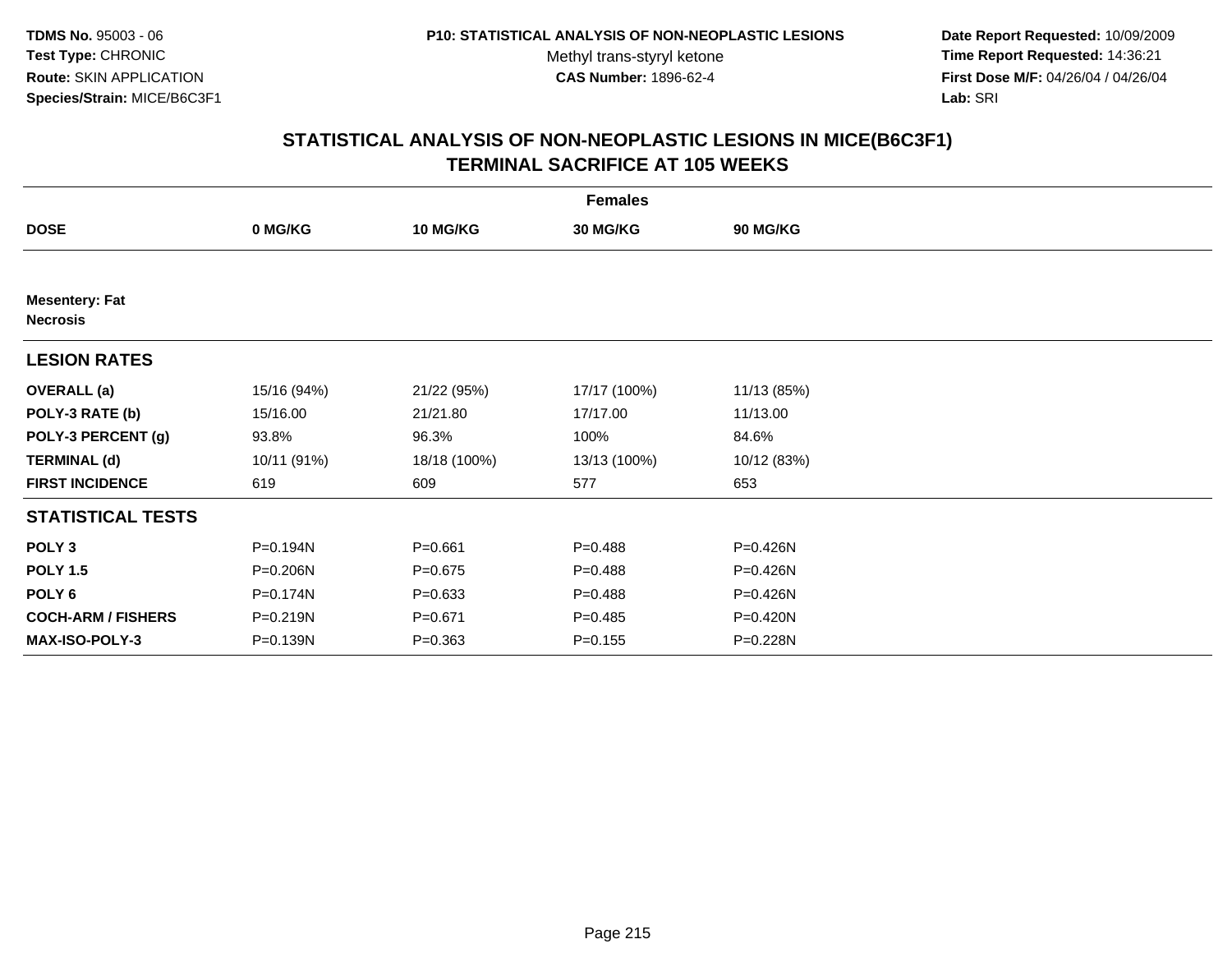TDMS No. 95003 - 06
Test Type: CHRONIC
Route: SKIN APPLICATION
Species/Strain: MICE/B6C3F1

P10: STATISTICAL ANALYSIS OF NON-NEOPLASTIC LESIONS
Methyl trans-styryl ketone
CAS Number: 1896-62-4

Date Report Requested: 10/09/2009
Time Report Requested: 14:36:21
First Dose M/F: 04/26/04 / 04/26/04
Lab: SRI

# STATISTICAL ANALYSIS OF NON-NEOPLASTIC LESIONS IN MICE(B6C3F1)
## TERMINAL SACRIFICE AT 105 WEEKS

| | Females | | | |
|---|---|---|---|---|
| **DOSE** | **0 MG/KG** | **10 MG/KG** | **30 MG/KG** | **90 MG/KG** |
| **Mesentery: Fat** | | | | |
| **Necrosis** | | | | |
| **LESION RATES** | | | | |
| **OVERALL (a)** | 15/16 (94%) | 21/22 (95%) | 17/17 (100%) | 11/13 (85%) |
| **POLY-3 RATE (b)** | 15/16.00 | 21/21.80 | 17/17.00 | 11/13.00 |
| **POLY-3 PERCENT (g)** | 93.8% | 96.3% | 100% | 84.6% |
| **TERMINAL (d)** | 10/11 (91%) | 18/18 (100%) | 13/13 (100%) | 10/12 (83%) |
| **FIRST INCIDENCE** | 619 | 609 | 577 | 653 |
| **STATISTICAL TESTS** | | | | |
| **POLY 3** | P=0.194N | P=0.661 | P=0.488 | P=0.426N |
| **POLY 1.5** | P=0.206N | P=0.675 | P=0.488 | P=0.426N |
| **POLY 6** | P=0.174N | P=0.633 | P=0.488 | P=0.426N |
| **COCH-ARM / FISHERS** | P=0.219N | P=0.671 | P=0.485 | P=0.420N |
| **MAX-ISO-POLY-3** | P=0.139N | P=0.363 | P=0.155 | P=0.228N |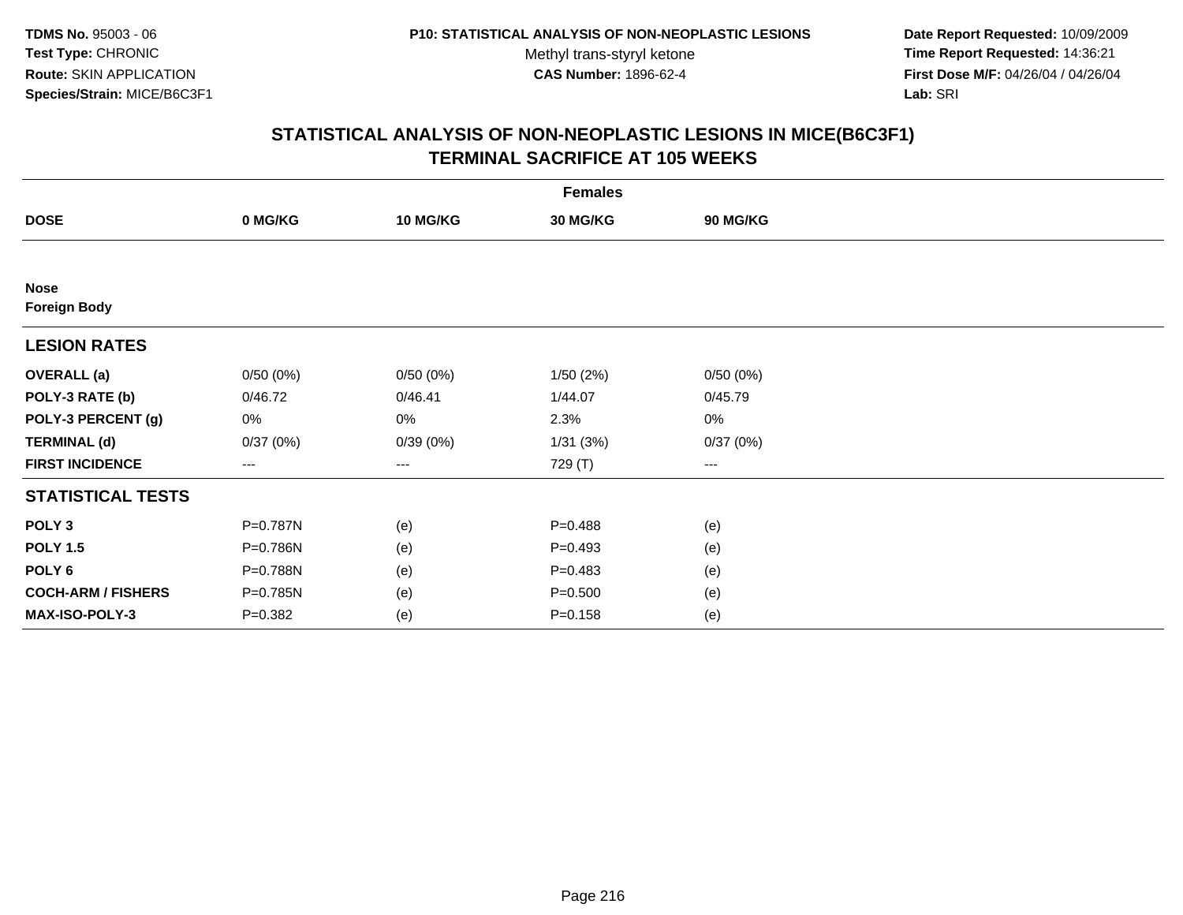**TDMS No.** 95003 - 06
**Test Type:** CHRONIC
**Route:** SKIN APPLICATION
**Species/Strain:** MICE/B6C3F1

**P10: STATISTICAL ANALYSIS OF NON-NEOPLASTIC LESIONS**
Methyl trans-styryl ketone
**CAS Number:** 1896-62-4

**Date Report Requested:** 10/09/2009
**Time Report Requested:** 14:36:21
**First Dose M/F:** 04/26/04 / 04/26/04
**Lab:** SRI

## STATISTICAL ANALYSIS OF NON-NEOPLASTIC LESIONS IN MICE(B6C3F1) TERMINAL SACRIFICE AT 105 WEEKS

| | Females | | | |
|---|---|---|---|---|
| **DOSE** | **0 MG/KG** | **10 MG/KG** | **30 MG/KG** | **90 MG/KG** |
| **Nose** | | | | |
| **Foreign Body** | | | | |
| **LESION RATES** | | | | |
| **OVERALL (a)** | 0/50 (0%) | 0/50 (0%) | 1/50 (2%) | 0/50 (0%) |
| **POLY-3 RATE (b)** | 0/46.72 | 0/46.41 | 1/44.07 | 0/45.79 |
| **POLY-3 PERCENT (g)** | 0% | 0% | 2.3% | 0% |
| **TERMINAL (d)** | 0/37 (0%) | 0/39 (0%) | 1/31 (3%) | 0/37 (0%) |
| **FIRST INCIDENCE** | --- | --- | 729 (T) | --- |
| **STATISTICAL TESTS** | | | | |
| **POLY 3** | P=0.787N | (e) | P=0.488 | (e) |
| **POLY 1.5** | P=0.786N | (e) | P=0.493 | (e) |
| **POLY 6** | P=0.788N | (e) | P=0.483 | (e) |
| **COCH-ARM / FISHERS** | P=0.785N | (e) | P=0.500 | (e) |
| **MAX-ISO-POLY-3** | P=0.382 | (e) | P=0.158 | (e) |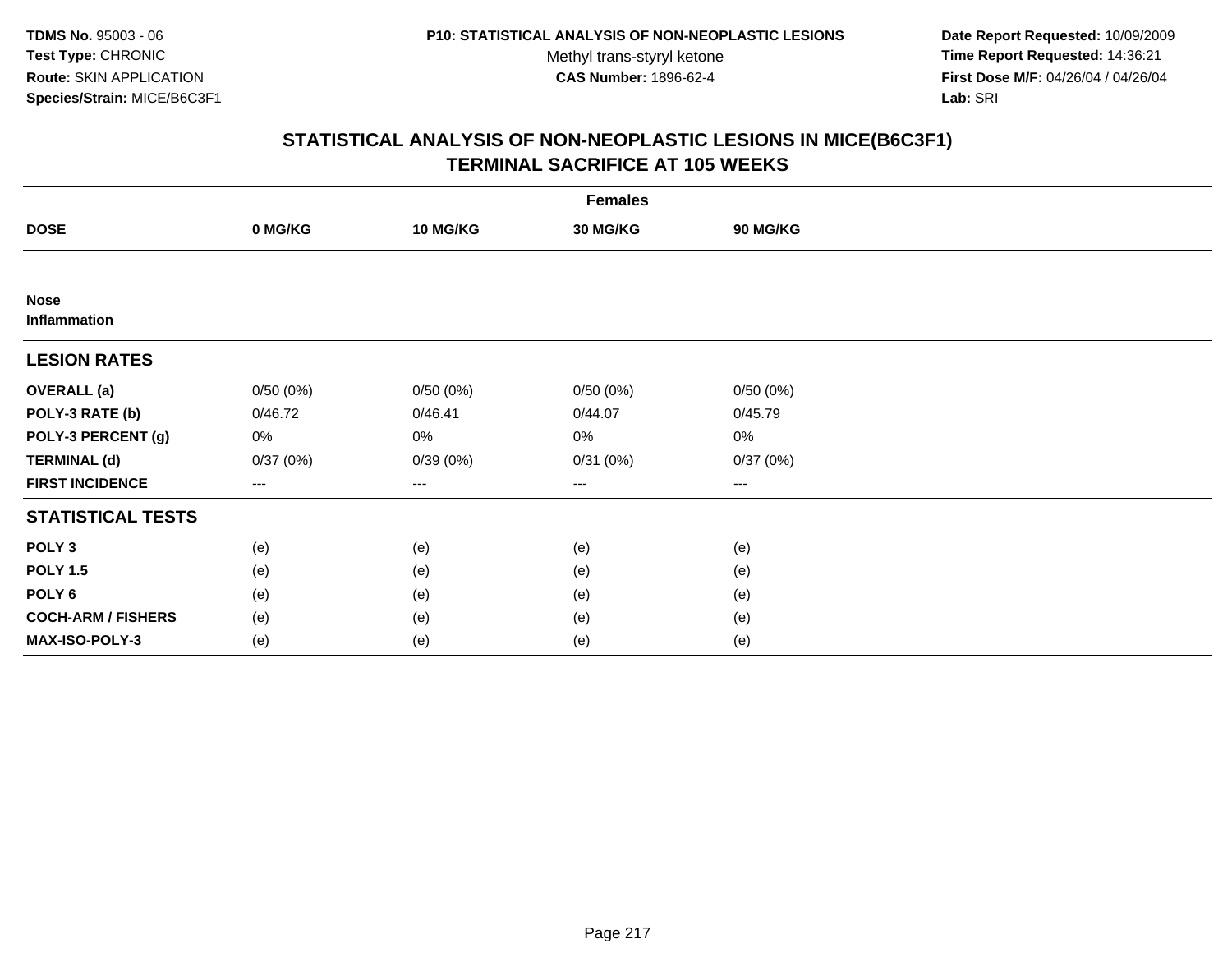TDMS No. 95003 - 06
Test Type: CHRONIC
Route: SKIN APPLICATION
Species/Strain: MICE/B6C3F1

P10: STATISTICAL ANALYSIS OF NON-NEOPLASTIC LESIONS
Methyl trans-styryl ketone
CAS Number: 1896-62-4

Date Report Requested: 10/09/2009
Time Report Requested: 14:36:21
First Dose M/F: 04/26/04 / 04/26/04
Lab: SRI

## STATISTICAL ANALYSIS OF NON-NEOPLASTIC LESIONS IN MICE(B6C3F1)
## TERMINAL SACRIFICE AT 105 WEEKS

| | Females | | | |
|---|---|---|---|---|
| **DOSE** | **0 MG/KG** | **10 MG/KG** | **30 MG/KG** | **90 MG/KG** |
| **Nose** | | | | |
| **Inflammation** | | | | |
| **LESION RATES** | | | | |
| **OVERALL (a)** | 0/50 (0%) | 0/50 (0%) | 0/50 (0%) | 0/50 (0%) |
| **POLY-3 RATE (b)** | 0/46.72 | 0/46.41 | 0/44.07 | 0/45.79 |
| **POLY-3 PERCENT (g)** | 0% | 0% | 0% | 0% |
| **TERMINAL (d)** | 0/37 (0%) | 0/39 (0%) | 0/31 (0%) | 0/37 (0%) |
| **FIRST INCIDENCE** | --- | --- | --- | --- |
| **STATISTICAL TESTS** | | | | |
| **POLY 3** | (e) | (e) | (e) | (e) |
| **POLY 1.5** | (e) | (e) | (e) | (e) |
| **POLY 6** | (e) | (e) | (e) | (e) |
| **COCH-ARM / FISHERS** | (e) | (e) | (e) | (e) |
| **MAX-ISO-POLY-3** | (e) | (e) | (e) | (e) |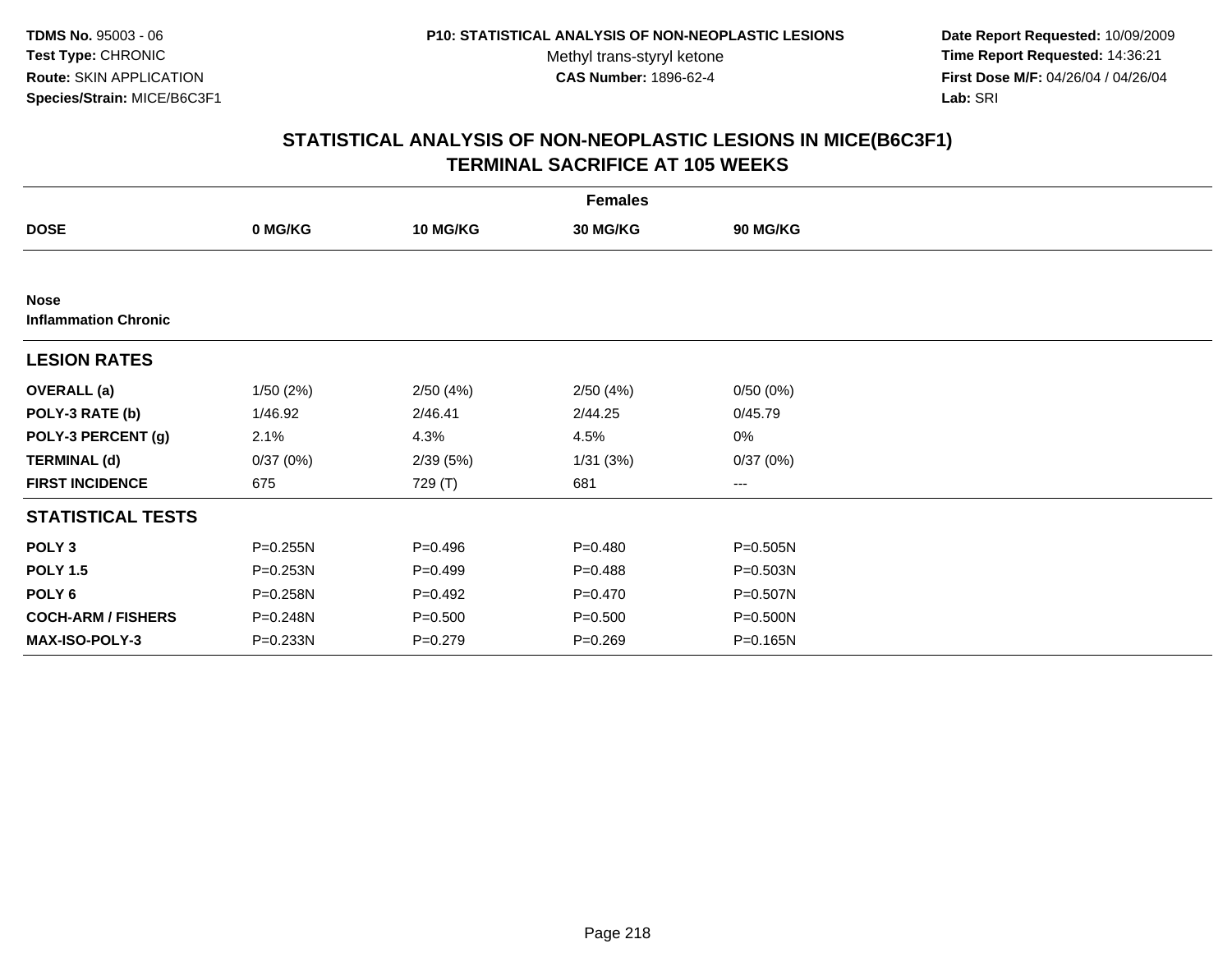TDMS No. 95003 - 06
Test Type: CHRONIC
Route: SKIN APPLICATION
Species/Strain: MICE/B6C3F1

P10: STATISTICAL ANALYSIS OF NON-NEOPLASTIC LESIONS
Methyl trans-styryl ketone
CAS Number: 1896-62-4

Date Report Requested: 10/09/2009
Time Report Requested: 14:36:21
First Dose M/F: 04/26/04 / 04/26/04
Lab: SRI

## STATISTICAL ANALYSIS OF NON-NEOPLASTIC LESIONS IN MICE(B6C3F1)
## TERMINAL SACRIFICE AT 105 WEEKS

| Females | | | | |
|---|---|---|---|---|
| **DOSE** | **0 MG/KG** | **10 MG/KG** | **30 MG/KG** | **90 MG/KG** |
| **Nose** | | | | |
| **Inflammation Chronic** | | | | |
| **LESION RATES** | | | | |
| **OVERALL (a)** | 1/50 (2%) | 2/50 (4%) | 2/50 (4%) | 0/50 (0%) |
| **POLY-3 RATE (b)** | 1/46.92 | 2/46.41 | 2/44.25 | 0/45.79 |
| **POLY-3 PERCENT (g)** | 2.1% | 4.3% | 4.5% | 0% |
| **TERMINAL (d)** | 0/37 (0%) | 2/39 (5%) | 1/31 (3%) | 0/37 (0%) |
| **FIRST INCIDENCE** | 675 | 729 (T) | 681 | --- |
| **STATISTICAL TESTS** | | | | |
| **POLY 3** | P=0.255N | P=0.496 | P=0.480 | P=0.505N |
| **POLY 1.5** | P=0.253N | P=0.499 | P=0.488 | P=0.503N |
| **POLY 6** | P=0.258N | P=0.492 | P=0.470 | P=0.507N |
| **COCH-ARM / FISHERS** | P=0.248N | P=0.500 | P=0.500 | P=0.500N |
| **MAX-ISO-POLY-3** | P=0.233N | P=0.279 | P=0.269 | P=0.165N |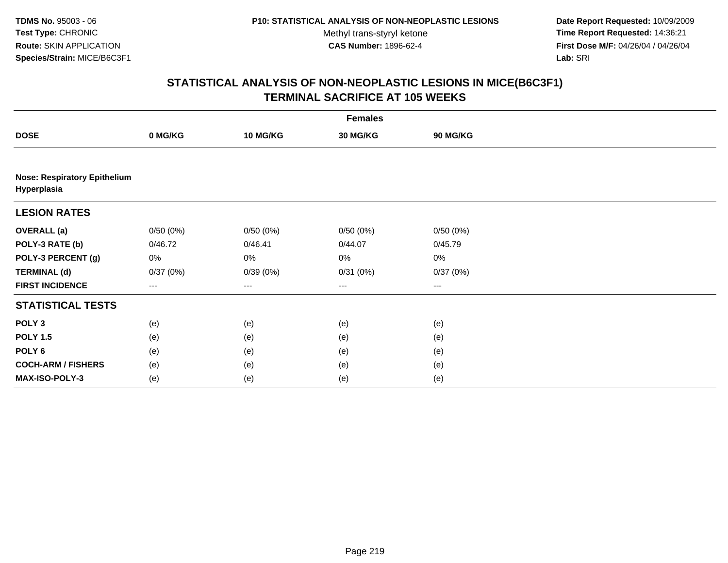TDMS No. 95003 - 06
Test Type: CHRONIC
Route: SKIN APPLICATION
Species/Strain: MICE/B6C3F1

P10: STATISTICAL ANALYSIS OF NON-NEOPLASTIC LESIONS
Methyl trans-styryl ketone
CAS Number: 1896-62-4

Date Report Requested: 10/09/2009
Time Report Requested: 14:36:21
First Dose M/F: 04/26/04 / 04/26/04
Lab: SRI

## STATISTICAL ANALYSIS OF NON-NEOPLASTIC LESIONS IN MICE(B6C3F1)
## TERMINAL SACRIFICE AT 105 WEEKS

| | Females | | | |
|---|---|---|---|---|
| **DOSE** | **0 MG/KG** | **10 MG/KG** | **30 MG/KG** | **90 MG/KG** |
| **Nose: Respiratory Epithelium Hyperplasia** | | | | |
| **LESION RATES** | | | | |
| **OVERALL (a)** | 0/50 (0%) | 0/50 (0%) | 0/50 (0%) | 0/50 (0%) |
| **POLY-3 RATE (b)** | 0/46.72 | 0/46.41 | 0/44.07 | 0/45.79 |
| **POLY-3 PERCENT (g)** | 0% | 0% | 0% | 0% |
| **TERMINAL (d)** | 0/37 (0%) | 0/39 (0%) | 0/31 (0%) | 0/37 (0%) |
| **FIRST INCIDENCE** | --- | --- | --- | --- |
| **STATISTICAL TESTS** | | | | |
| **POLY 3** | (e) | (e) | (e) | (e) |
| **POLY 1.5** | (e) | (e) | (e) | (e) |
| **POLY 6** | (e) | (e) | (e) | (e) |
| **COCH-ARM / FISHERS** | (e) | (e) | (e) | (e) |
| **MAX-ISO-POLY-3** | (e) | (e) | (e) | (e) |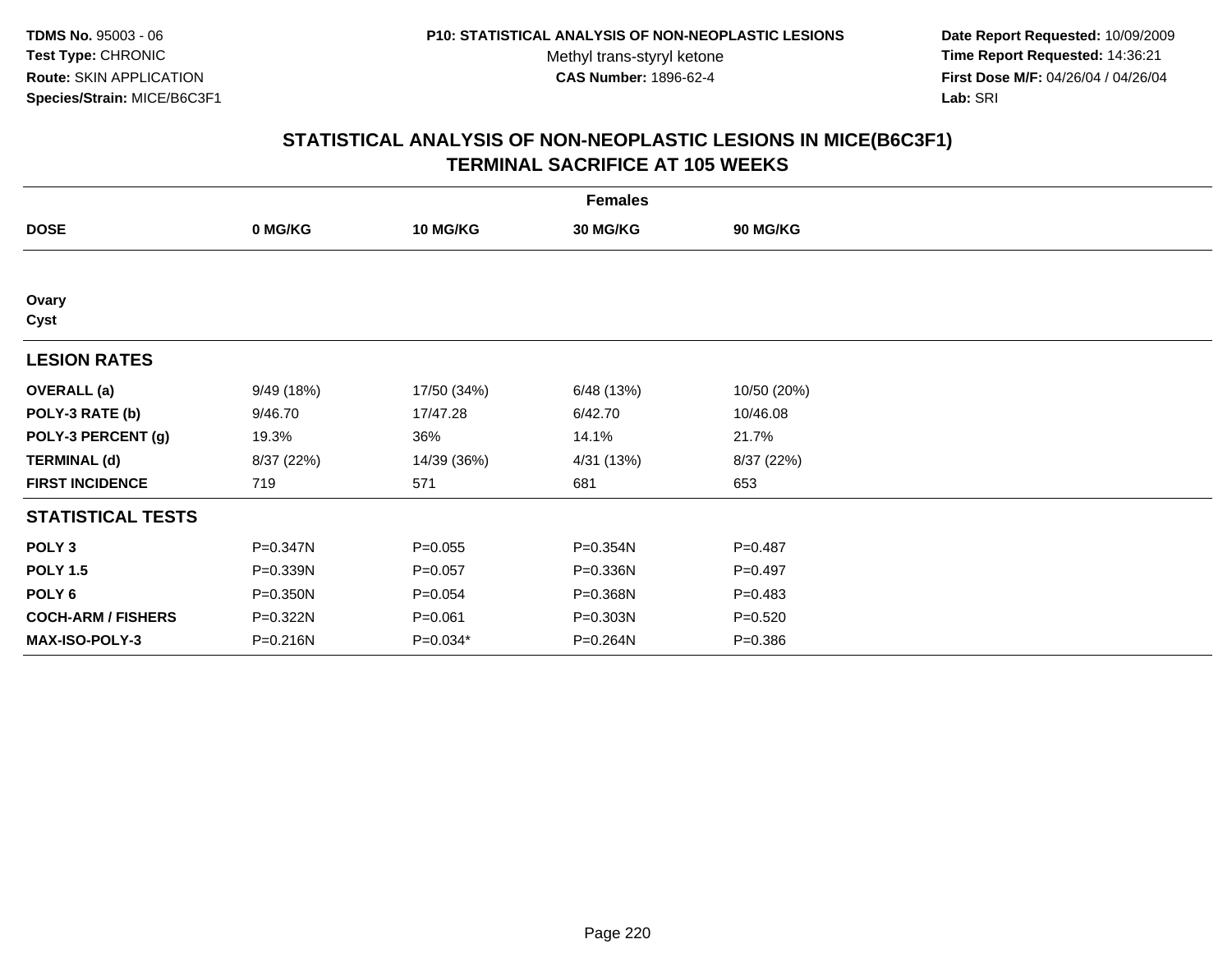**TDMS No.** 95003 - 06
**Test Type:** CHRONIC
**Route:** SKIN APPLICATION
**Species/Strain:** MICE/B6C3F1

**P10: STATISTICAL ANALYSIS OF NON-NEOPLASTIC LESIONS**
Methyl trans-styryl ketone
**CAS Number:** 1896-62-4

**Date Report Requested:** 10/09/2009
**Time Report Requested:** 14:36:21
**First Dose M/F:** 04/26/04 / 04/26/04
**Lab:** SRI

## STATISTICAL ANALYSIS OF NON-NEOPLASTIC LESIONS IN MICE(B6C3F1)
## TERMINAL SACRIFICE AT 105 WEEKS

| | Females | | | |
|---|---|---|---|---|
| **DOSE** | **0 MG/KG** | **10 MG/KG** | **30 MG/KG** | **90 MG/KG** |
| **Ovary** | | | | |
| **Cyst** | | | | |
| **LESION RATES** | | | | |
| **OVERALL (a)** | 9/49 (18%) | 17/50 (34%) | 6/48 (13%) | 10/50 (20%) |
| **POLY-3 RATE (b)** | 9/46.70 | 17/47.28 | 6/42.70 | 10/46.08 |
| **POLY-3 PERCENT (g)** | 19.3% | 36% | 14.1% | 21.7% |
| **TERMINAL (d)** | 8/37 (22%) | 14/39 (36%) | 4/31 (13%) | 8/37 (22%) |
| **FIRST INCIDENCE** | 719 | 571 | 681 | 653 |
| **STATISTICAL TESTS** | | | | |
| **POLY 3** | P=0.347N | P=0.055 | P=0.354N | P=0.487 |
| **POLY 1.5** | P=0.339N | P=0.057 | P=0.336N | P=0.497 |
| **POLY 6** | P=0.350N | P=0.054 | P=0.368N | P=0.483 |
| **COCH-ARM / FISHERS** | P=0.322N | P=0.061 | P=0.303N | P=0.520 |
| **MAX-ISO-POLY-3** | P=0.216N | P=0.034* | P=0.264N | P=0.386 |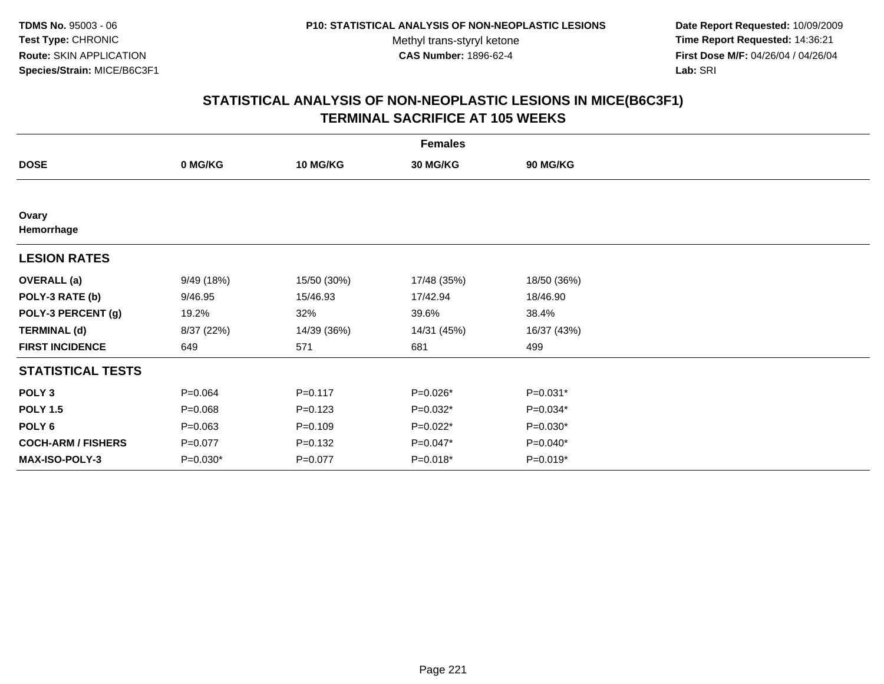**TDMS No.** 95003 - 06
**Test Type:** CHRONIC
**Route:** SKIN APPLICATION
**Species/Strain:** MICE/B6C3F1

**P10: STATISTICAL ANALYSIS OF NON-NEOPLASTIC LESIONS**
Methyl trans-styryl ketone
**CAS Number:** 1896-62-4

**Date Report Requested:** 10/09/2009
**Time Report Requested:** 14:36:21
**First Dose M/F:** 04/26/04 / 04/26/04
**Lab:** SRI

## STATISTICAL ANALYSIS OF NON-NEOPLASTIC LESIONS IN MICE(B6C3F1) TERMINAL SACRIFICE AT 105 WEEKS

| | Females | | | |
|---|---|---|---|---|
| **DOSE** | **0 MG/KG** | **10 MG/KG** | **30 MG/KG** | **90 MG/KG** |
| **Ovary** | | | | |
| **Hemorrhage** | | | | |
| **LESION RATES** | | | | |
| **OVERALL (a)** | 9/49 (18%) | 15/50 (30%) | 17/48 (35%) | 18/50 (36%) |
| **POLY-3 RATE (b)** | 9/46.95 | 15/46.93 | 17/42.94 | 18/46.90 |
| **POLY-3 PERCENT (g)** | 19.2% | 32% | 39.6% | 38.4% |
| **TERMINAL (d)** | 8/37 (22%) | 14/39 (36%) | 14/31 (45%) | 16/37 (43%) |
| **FIRST INCIDENCE** | 649 | 571 | 681 | 499 |
| **STATISTICAL TESTS** | | | | |
| **POLY 3** | P=0.064 | P=0.117 | P=0.026* | P=0.031* |
| **POLY 1.5** | P=0.068 | P=0.123 | P=0.032* | P=0.034* |
| **POLY 6** | P=0.063 | P=0.109 | P=0.022* | P=0.030* |
| **COCH-ARM / FISHERS** | P=0.077 | P=0.132 | P=0.047* | P=0.040* |
| **MAX-ISO-POLY-3** | P=0.030* | P=0.077 | P=0.018* | P=0.019* |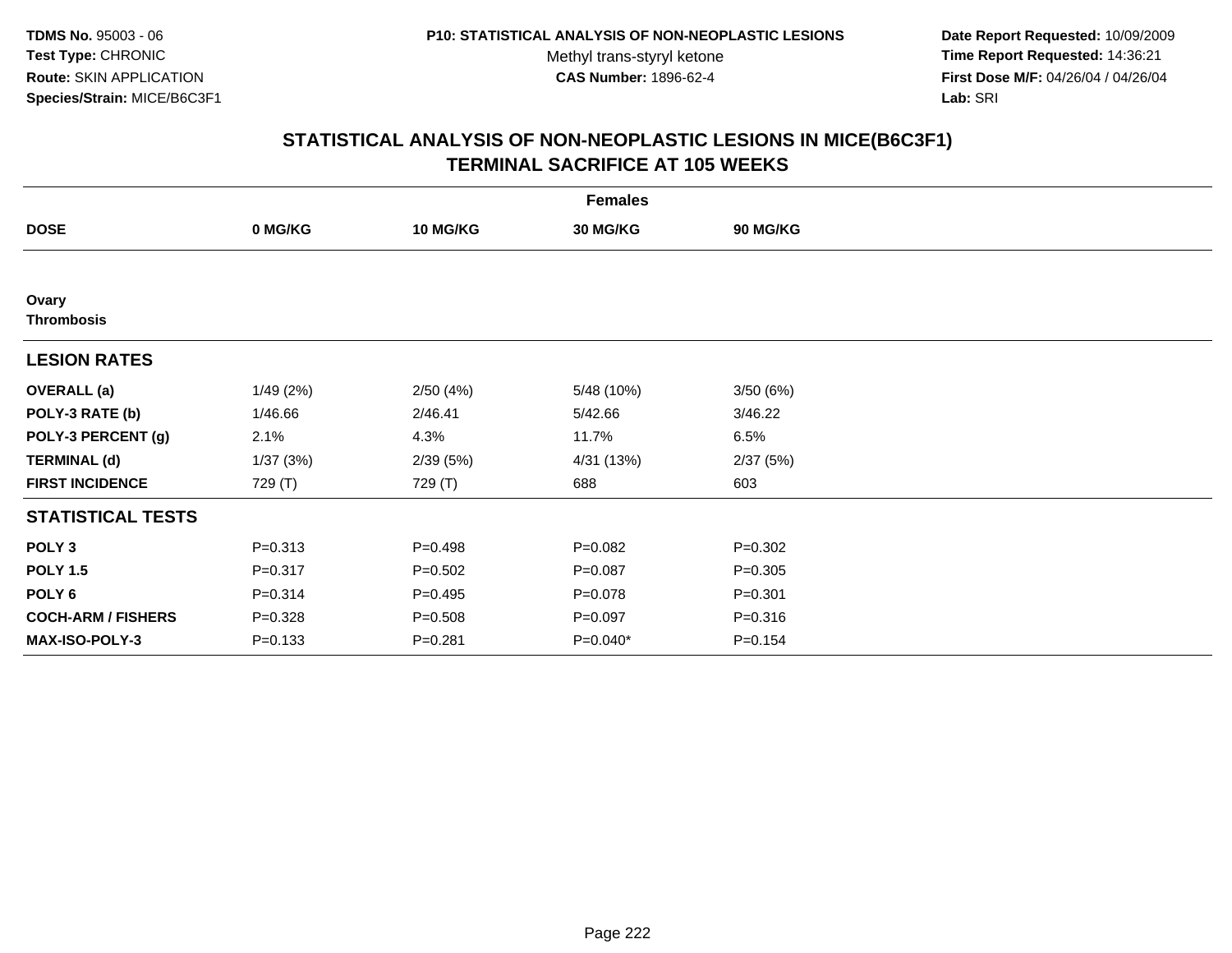TDMS No. 95003 - 06
Test Type: CHRONIC
Route: SKIN APPLICATION
Species/Strain: MICE/B6C3F1

P10: STATISTICAL ANALYSIS OF NON-NEOPLASTIC LESIONS
Methyl trans-styryl ketone
CAS Number: 1896-62-4

Date Report Requested: 10/09/2009
Time Report Requested: 14:36:21
First Dose M/F: 04/26/04 / 04/26/04
Lab: SRI

# STATISTICAL ANALYSIS OF NON-NEOPLASTIC LESIONS IN MICE(B6C3F1)
## TERMINAL SACRIFICE AT 105 WEEKS

| | Females | | | |
|---|---|---|---|---|
| **DOSE** | **0 MG/KG** | **10 MG/KG** | **30 MG/KG** | **90 MG/KG** |
| **Ovary** | | | | |
| **Thrombosis** | | | | |
| **LESION RATES** | | | | |
| **OVERALL (a)** | 1/49 (2%) | 2/50 (4%) | 5/48 (10%) | 3/50 (6%) |
| **POLY-3 RATE (b)** | 1/46.66 | 2/46.41 | 5/42.66 | 3/46.22 |
| **POLY-3 PERCENT (g)** | 2.1% | 4.3% | 11.7% | 6.5% |
| **TERMINAL (d)** | 1/37 (3%) | 2/39 (5%) | 4/31 (13%) | 2/37 (5%) |
| **FIRST INCIDENCE** | 729 (T) | 729 (T) | 688 | 603 |
| **STATISTICAL TESTS** | | | | |
| **POLY 3** | P=0.313 | P=0.498 | P=0.082 | P=0.302 |
| **POLY 1.5** | P=0.317 | P=0.502 | P=0.087 | P=0.305 |
| **POLY 6** | P=0.314 | P=0.495 | P=0.078 | P=0.301 |
| **COCH-ARM / FISHERS** | P=0.328 | P=0.508 | P=0.097 | P=0.316 |
| **MAX-ISO-POLY-3** | P=0.133 | P=0.281 | P=0.040* | P=0.154 |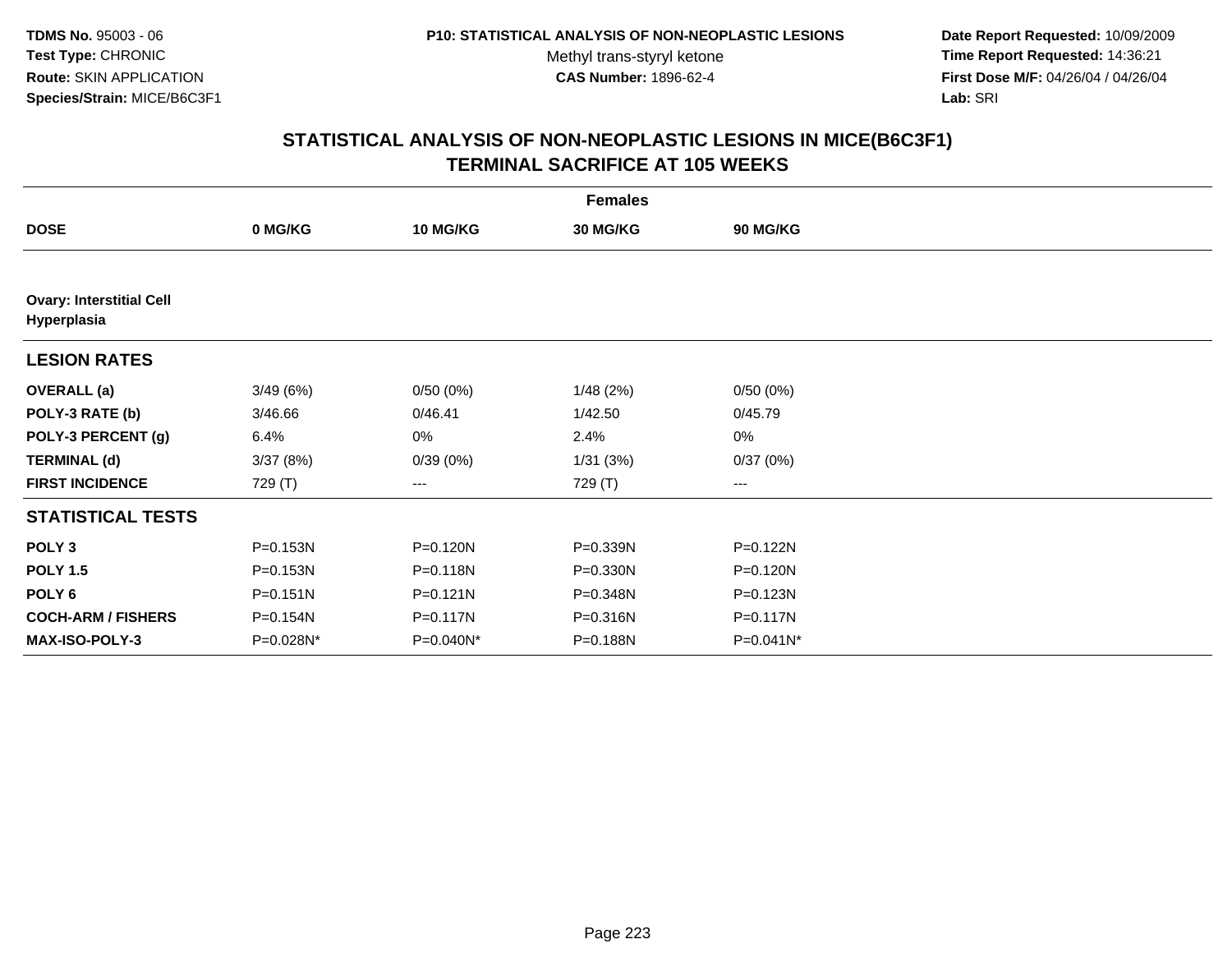**TDMS No.** 95003 - 06
**Test Type:** CHRONIC
**Route:** SKIN APPLICATION
**Species/Strain:** MICE/B6C3F1

**P10: STATISTICAL ANALYSIS OF NON-NEOPLASTIC LESIONS**
Methyl trans-styryl ketone
**CAS Number:** 1896-62-4

**Date Report Requested:** 10/09/2009
**Time Report Requested:** 14:36:21
**First Dose M/F:** 04/26/04 / 04/26/04
**Lab:** SRI

## STATISTICAL ANALYSIS OF NON-NEOPLASTIC LESIONS IN MICE(B6C3F1) TERMINAL SACRIFICE AT 105 WEEKS

| | Females | | | |
|---|---|---|---|---|
| **DOSE** | **0 MG/KG** | **10 MG/KG** | **30 MG/KG** | **90 MG/KG** |
| **Ovary: Interstitial Cell Hyperplasia** | | | | |
| **LESION RATES** | | | | |
| **OVERALL (a)** | 3/49 (6%) | 0/50 (0%) | 1/48 (2%) | 0/50 (0%) |
| **POLY-3 RATE (b)** | 3/46.66 | 0/46.41 | 1/42.50 | 0/45.79 |
| **POLY-3 PERCENT (g)** | 6.4% | 0% | 2.4% | 0% |
| **TERMINAL (d)** | 3/37 (8%) | 0/39 (0%) | 1/31 (3%) | 0/37 (0%) |
| **FIRST INCIDENCE** | 729 (T) | --- | 729 (T) | --- |
| **STATISTICAL TESTS** | | | | |
| **POLY 3** | P=0.153N | P=0.120N | P=0.339N | P=0.122N |
| **POLY 1.5** | P=0.153N | P=0.118N | P=0.330N | P=0.120N |
| **POLY 6** | P=0.151N | P=0.121N | P=0.348N | P=0.123N |
| **COCH-ARM / FISHERS** | P=0.154N | P=0.117N | P=0.316N | P=0.117N |
| **MAX-ISO-POLY-3** | P=0.028N* | P=0.040N* | P=0.188N | P=0.041N* |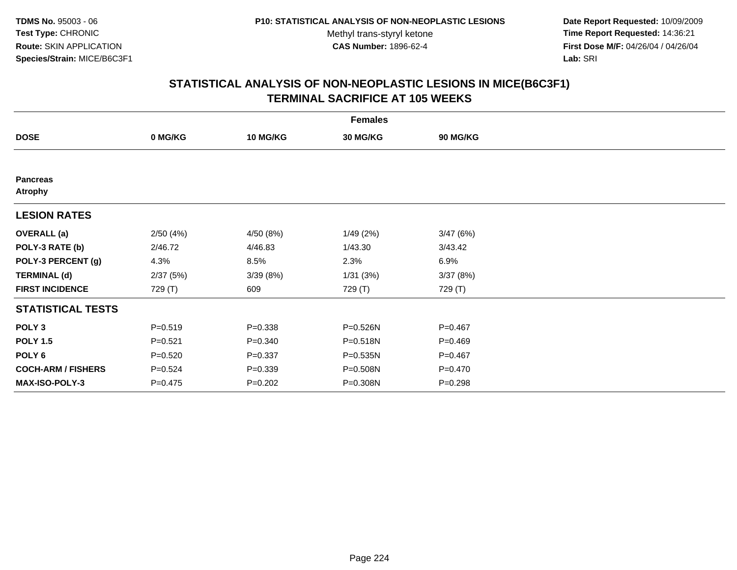**TDMS No.** 95003 - 06
**Test Type:** CHRONIC
**Route:** SKIN APPLICATION
**Species/Strain:** MICE/B6C3F1

**P10: STATISTICAL ANALYSIS OF NON-NEOPLASTIC LESIONS**
Methyl trans-styryl ketone
**CAS Number:** 1896-62-4

**Date Report Requested:** 10/09/2009
**Time Report Requested:** 14:36:21
**First Dose M/F:** 04/26/04 / 04/26/04
**Lab:** SRI

## STATISTICAL ANALYSIS OF NON-NEOPLASTIC LESIONS IN MICE(B6C3F1) TERMINAL SACRIFICE AT 105 WEEKS

| | Females | | | |
|---|---|---|---|---|
| **DOSE** | **0 MG/KG** | **10 MG/KG** | **30 MG/KG** | **90 MG/KG** |
| **Pancreas** | | | | |
| **Atrophy** | | | | |
| **LESION RATES** | | | | |
| **OVERALL (a)** | 2/50 (4%) | 4/50 (8%) | 1/49 (2%) | 3/47 (6%) |
| **POLY-3 RATE (b)** | 2/46.72 | 4/46.83 | 1/43.30 | 3/43.42 |
| **POLY-3 PERCENT (g)** | 4.3% | 8.5% | 2.3% | 6.9% |
| **TERMINAL (d)** | 2/37 (5%) | 3/39 (8%) | 1/31 (3%) | 3/37 (8%) |
| **FIRST INCIDENCE** | 729 (T) | 609 | 729 (T) | 729 (T) |
| **STATISTICAL TESTS** | | | | |
| **POLY 3** | P=0.519 | P=0.338 | P=0.526N | P=0.467 |
| **POLY 1.5** | P=0.521 | P=0.340 | P=0.518N | P=0.469 |
| **POLY 6** | P=0.520 | P=0.337 | P=0.535N | P=0.467 |
| **COCH-ARM / FISHERS** | P=0.524 | P=0.339 | P=0.508N | P=0.470 |
| **MAX-ISO-POLY-3** | P=0.475 | P=0.202 | P=0.308N | P=0.298 |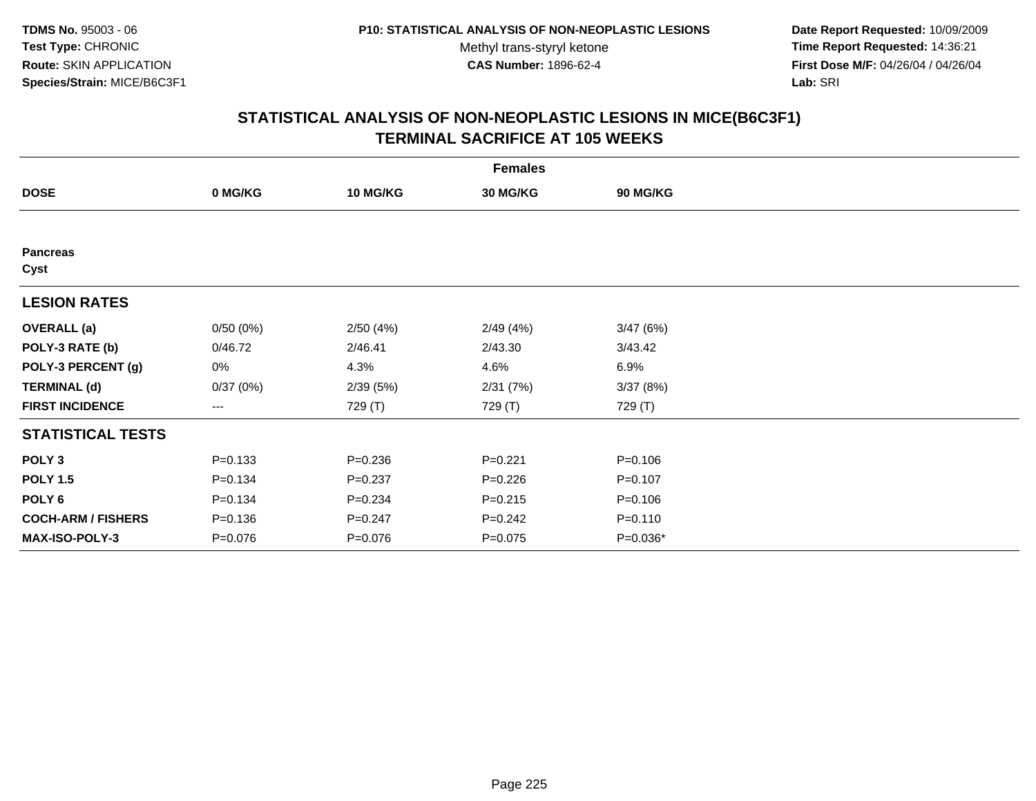# STATISTICAL ANALYSIS OF NON-NEOPLASTIC LESIONS IN MICE(B6C3F1)
## TERMINAL SACRIFICE AT 105 WEEKS

| | Females | | | |
|---|---|---|---|---|
| **DOSE** | **0 MG/KG** | **10 MG/KG** | **30 MG/KG** | **90 MG/KG** |
| **Pancreas** | | | | |
| **Cyst** | | | | |
| **LESION RATES** | | | | |
| **OVERALL (a)** | 0/50 (0%) | 2/50 (4%) | 2/49 (4%) | 3/47 (6%) |
| **POLY-3 RATE (b)** | 0/46.72 | 2/46.41 | 2/43.30 | 3/43.42 |
| **POLY-3 PERCENT (g)** | 0% | 4.3% | 4.6% | 6.9% |
| **TERMINAL (d)** | 0/37 (0%) | 2/39 (5%) | 2/31 (7%) | 3/37 (8%) |
| **FIRST INCIDENCE** | --- | 729 (T) | 729 (T) | 729 (T) |
| **STATISTICAL TESTS** | | | | |
| **POLY 3** | P=0.133 | P=0.236 | P=0.221 | P=0.106 |
| **POLY 1.5** | P=0.134 | P=0.237 | P=0.226 | P=0.107 |
| **POLY 6** | P=0.134 | P=0.234 | P=0.215 | P=0.106 |
| **COCH-ARM / FISHERS** | P=0.136 | P=0.247 | P=0.242 | P=0.110 |
| **MAX-ISO-POLY-3** | P=0.076 | P=0.076 | P=0.075 | P=0.036* |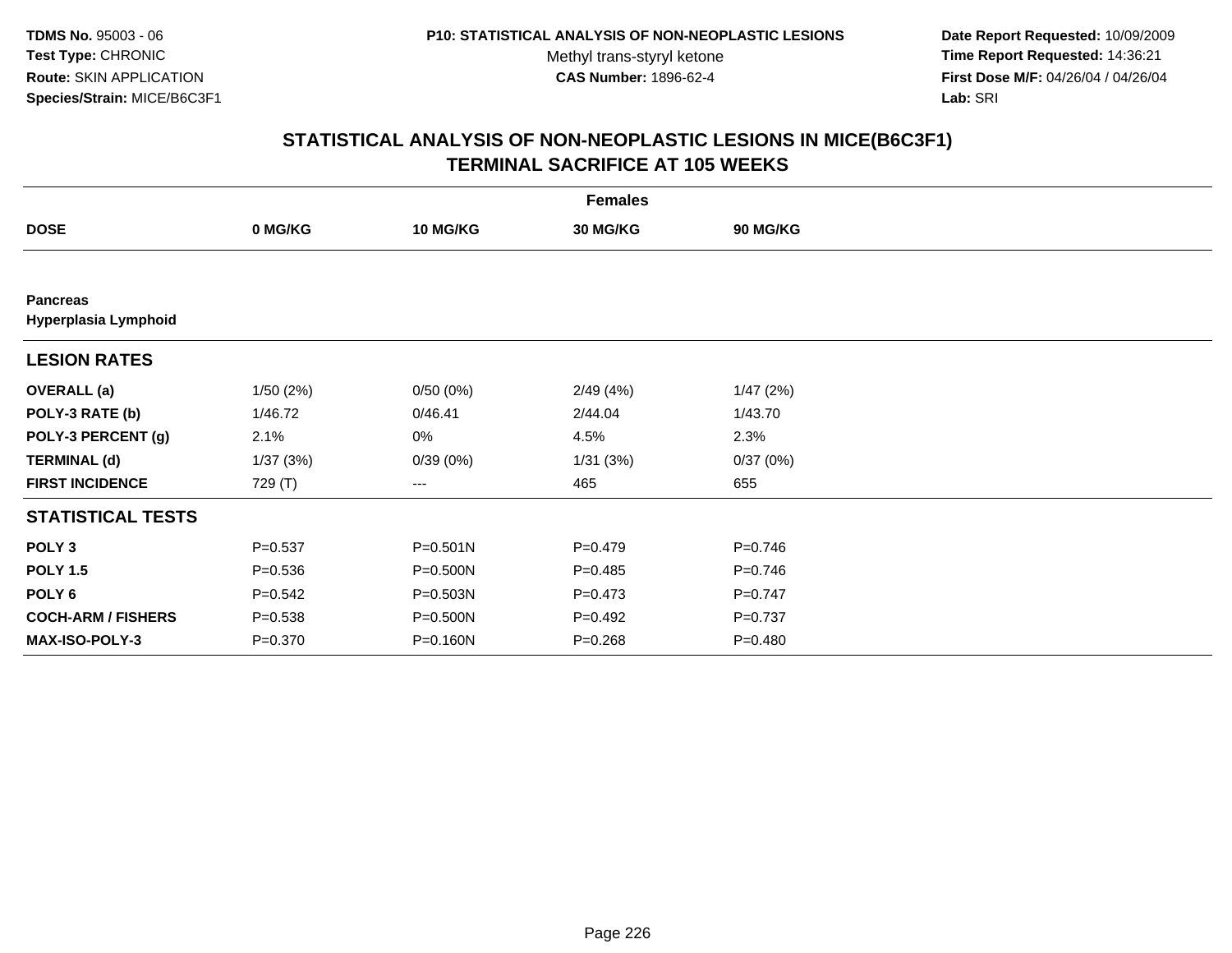**TDMS No.** 95003 - 06
**Test Type:** CHRONIC
**Route:** SKIN APPLICATION
**Species/Strain:** MICE/B6C3F1

**P10: STATISTICAL ANALYSIS OF NON-NEOPLASTIC LESIONS**
Methyl trans-styryl ketone
**CAS Number:** 1896-62-4

**Date Report Requested:** 10/09/2009
**Time Report Requested:** 14:36:21
**First Dose M/F:** 04/26/04 / 04/26/04
**Lab:** SRI

## STATISTICAL ANALYSIS OF NON-NEOPLASTIC LESIONS IN MICE(B6C3F1) TERMINAL SACRIFICE AT 105 WEEKS

| | Females | | | |
|---|---|---|---|---|
| **DOSE** | **0 MG/KG** | **10 MG/KG** | **30 MG/KG** | **90 MG/KG** |
| **Pancreas** | | | | |
| **Hyperplasia Lymphoid** | | | | |
| **LESION RATES** | | | | |
| **OVERALL (a)** | 1/50 (2%) | 0/50 (0%) | 2/49 (4%) | 1/47 (2%) |
| **POLY-3 RATE (b)** | 1/46.72 | 0/46.41 | 2/44.04 | 1/43.70 |
| **POLY-3 PERCENT (g)** | 2.1% | 0% | 4.5% | 2.3% |
| **TERMINAL (d)** | 1/37 (3%) | 0/39 (0%) | 1/31 (3%) | 0/37 (0%) |
| **FIRST INCIDENCE** | 729 (T) | --- | 465 | 655 |
| **STATISTICAL TESTS** | | | | |
| **POLY 3** | P=0.537 | P=0.501N | P=0.479 | P=0.746 |
| **POLY 1.5** | P=0.536 | P=0.500N | P=0.485 | P=0.746 |
| **POLY 6** | P=0.542 | P=0.503N | P=0.473 | P=0.747 |
| **COCH-ARM / FISHERS** | P=0.538 | P=0.500N | P=0.492 | P=0.737 |
| **MAX-ISO-POLY-3** | P=0.370 | P=0.160N | P=0.268 | P=0.480 |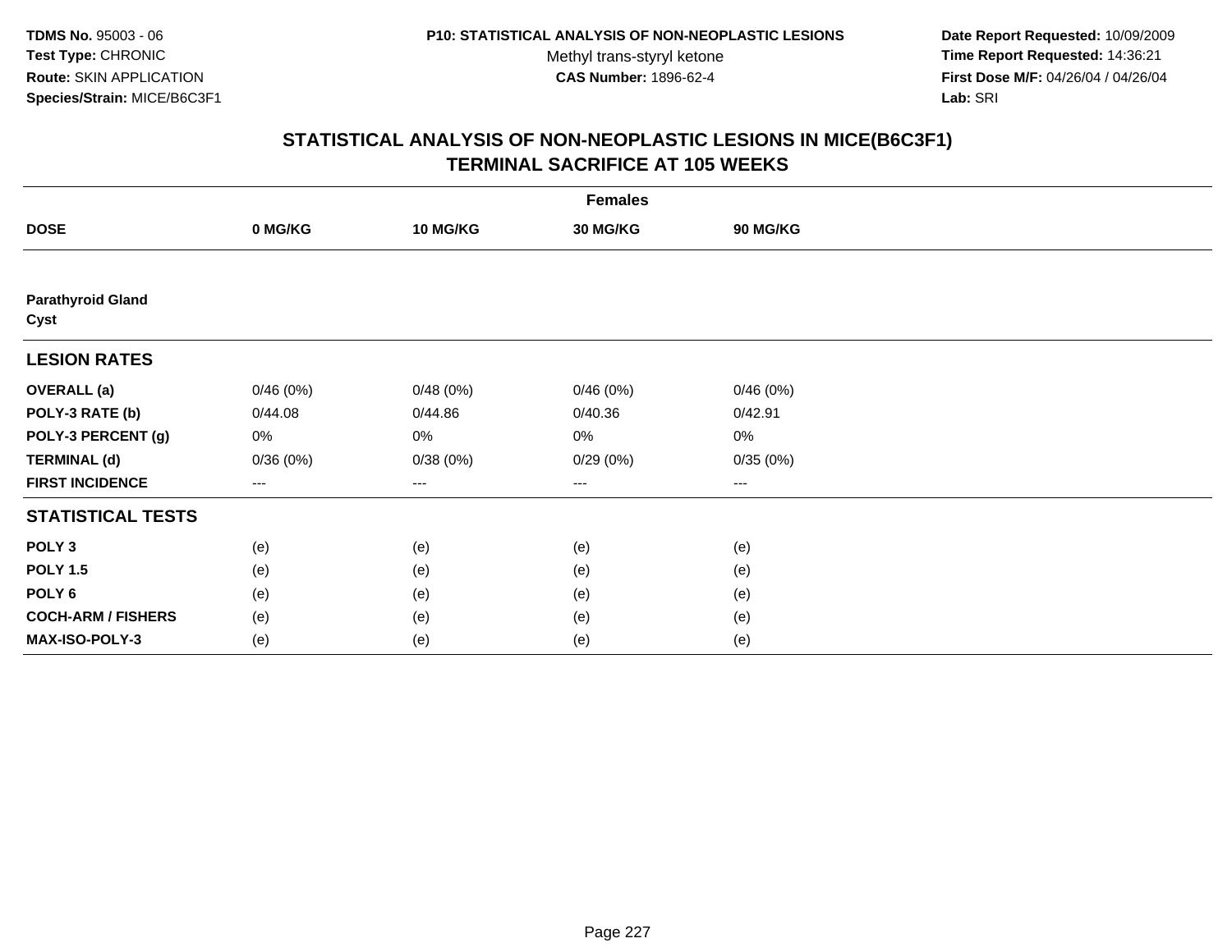**TDMS No.** 95003 - 06
**Test Type:** CHRONIC
**Route:** SKIN APPLICATION
**Species/Strain:** MICE/B6C3F1

**P10: STATISTICAL ANALYSIS OF NON-NEOPLASTIC LESIONS**
Methyl trans-styryl ketone
**CAS Number:** 1896-62-4

**Date Report Requested:** 10/09/2009
**Time Report Requested:** 14:36:21
**First Dose M/F:** 04/26/04 / 04/26/04
**Lab:** SRI

## STATISTICAL ANALYSIS OF NON-NEOPLASTIC LESIONS IN MICE(B6C3F1)
## TERMINAL SACRIFICE AT 105 WEEKS

| | Females | | | |
|---|---|---|---|---|
| **DOSE** | **0 MG/KG** | **10 MG/KG** | **30 MG/KG** | **90 MG/KG** |
| **Parathyroid Gland** | | | | |
| **Cyst** | | | | |
| **LESION RATES** | | | | |
| **OVERALL (a)** | 0/46 (0%) | 0/48 (0%) | 0/46 (0%) | 0/46 (0%) |
| **POLY-3 RATE (b)** | 0/44.08 | 0/44.86 | 0/40.36 | 0/42.91 |
| **POLY-3 PERCENT (g)** | 0% | 0% | 0% | 0% |
| **TERMINAL (d)** | 0/36 (0%) | 0/38 (0%) | 0/29 (0%) | 0/35 (0%) |
| **FIRST INCIDENCE** | --- | --- | --- | --- |
| **STATISTICAL TESTS** | | | | |
| **POLY 3** | (e) | (e) | (e) | (e) |
| **POLY 1.5** | (e) | (e) | (e) | (e) |
| **POLY 6** | (e) | (e) | (e) | (e) |
| **COCH-ARM / FISHERS** | (e) | (e) | (e) | (e) |
| **MAX-ISO-POLY-3** | (e) | (e) | (e) | (e) |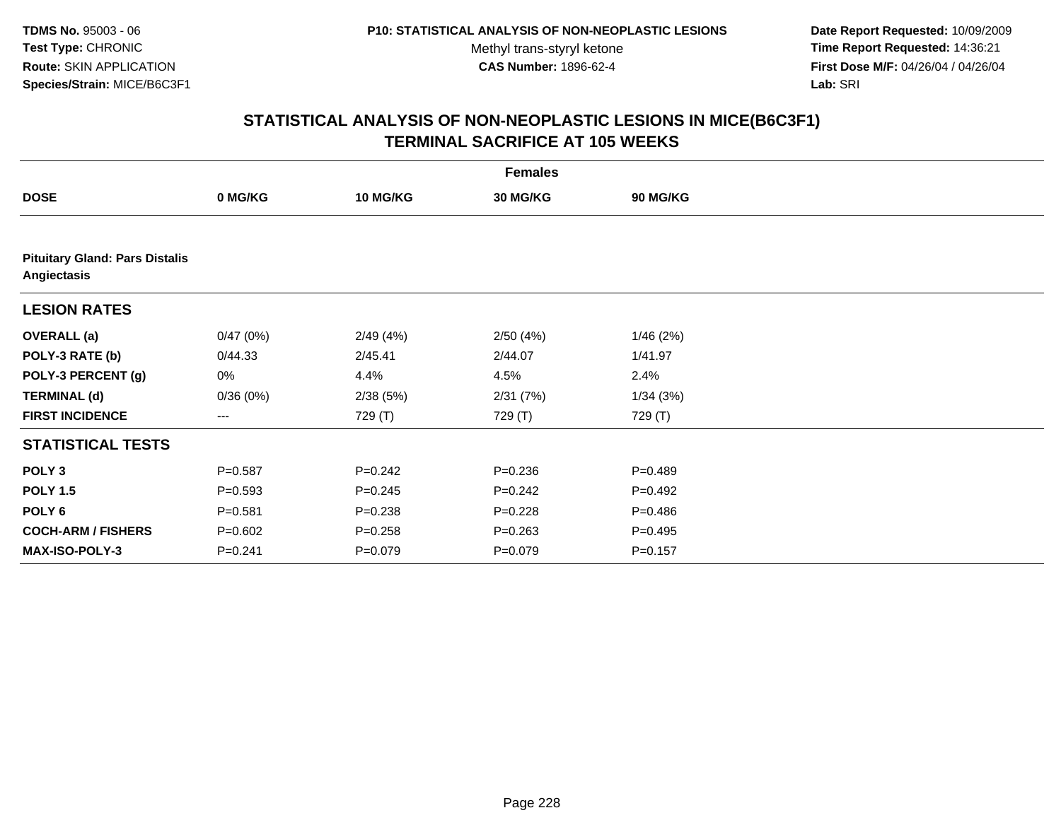TDMS No. 95003 - 06
Test Type: CHRONIC
Route: SKIN APPLICATION
Species/Strain: MICE/B6C3F1

P10: STATISTICAL ANALYSIS OF NON-NEOPLASTIC LESIONS
Methyl trans-styryl ketone
CAS Number: 1896-62-4

Date Report Requested: 10/09/2009
Time Report Requested: 14:36:21
First Dose M/F: 04/26/04 / 04/26/04
Lab: SRI

# STATISTICAL ANALYSIS OF NON-NEOPLASTIC LESIONS IN MICE(B6C3F1)
## TERMINAL SACRIFICE AT 105 WEEKS

| | Females | | | |
|---|---|---|---|---|
| **DOSE** | **0 MG/KG** | **10 MG/KG** | **30 MG/KG** | **90 MG/KG** |
| **Pituitary Gland: Pars Distalis Angiectasis** | | | | |
| **LESION RATES** | | | | |
| **OVERALL (a)** | 0/47 (0%) | 2/49 (4%) | 2/50 (4%) | 1/46 (2%) |
| **POLY-3 RATE (b)** | 0/44.33 | 2/45.41 | 2/44.07 | 1/41.97 |
| **POLY-3 PERCENT (g)** | 0% | 4.4% | 4.5% | 2.4% |
| **TERMINAL (d)** | 0/36 (0%) | 2/38 (5%) | 2/31 (7%) | 1/34 (3%) |
| **FIRST INCIDENCE** | --- | 729 (T) | 729 (T) | 729 (T) |
| **STATISTICAL TESTS** | | | | |
| **POLY 3** | P=0.587 | P=0.242 | P=0.236 | P=0.489 |
| **POLY 1.5** | P=0.593 | P=0.245 | P=0.242 | P=0.492 |
| **POLY 6** | P=0.581 | P=0.238 | P=0.228 | P=0.486 |
| **COCH-ARM / FISHERS** | P=0.602 | P=0.258 | P=0.263 | P=0.495 |
| **MAX-ISO-POLY-3** | P=0.241 | P=0.079 | P=0.079 | P=0.157 |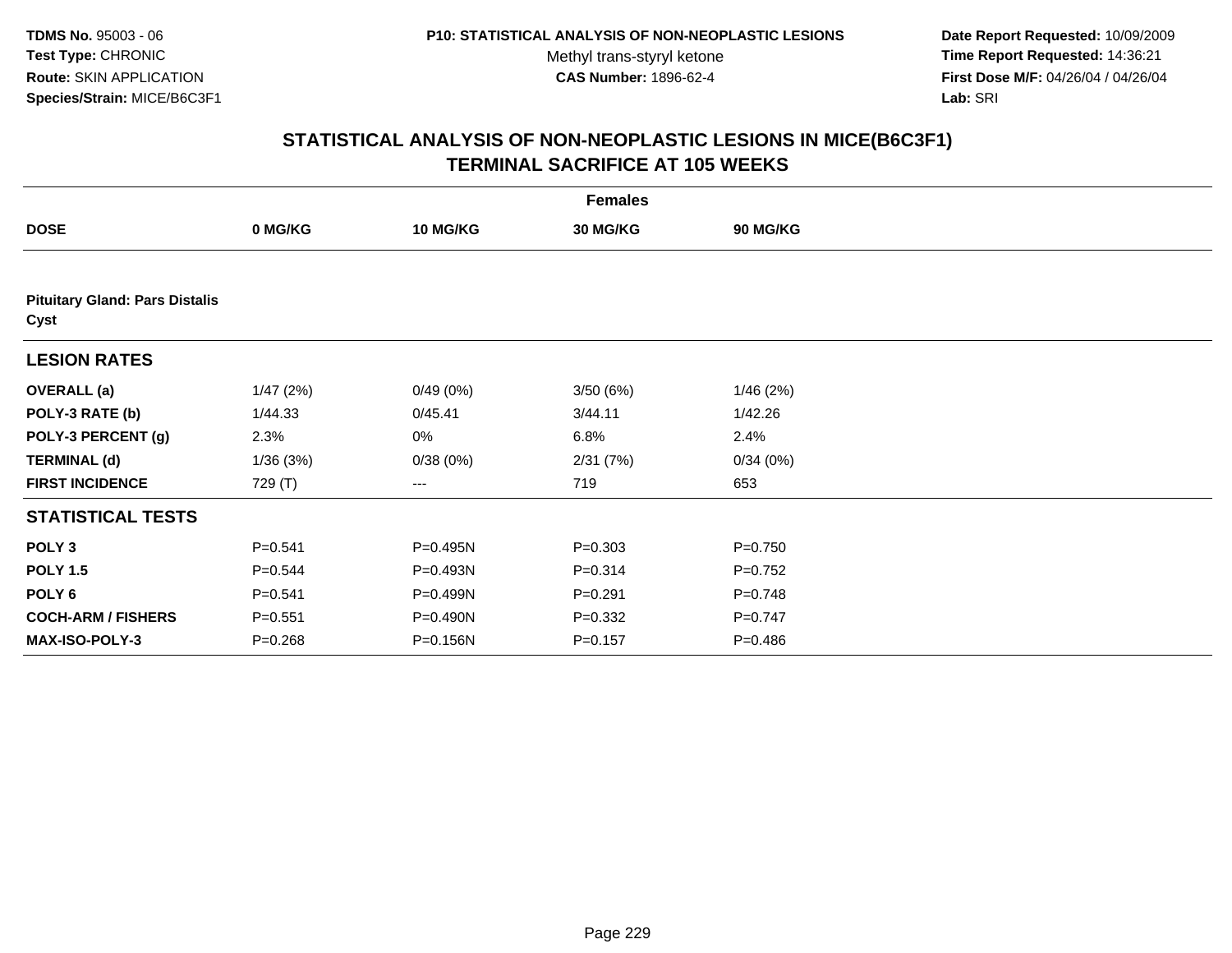**TDMS No.** 95003 - 06
**Test Type:** CHRONIC
**Route:** SKIN APPLICATION
**Species/Strain:** MICE/B6C3F1

**P10: STATISTICAL ANALYSIS OF NON-NEOPLASTIC LESIONS**
Methyl trans-styryl ketone
**CAS Number:** 1896-62-4

**Date Report Requested:** 10/09/2009
**Time Report Requested:** 14:36:21
**First Dose M/F:** 04/26/04 / 04/26/04
**Lab:** SRI

## STATISTICAL ANALYSIS OF NON-NEOPLASTIC LESIONS IN MICE(B6C3F1) TERMINAL SACRIFICE AT 105 WEEKS

| | Females | | | |
|---|---|---|---|---|
| **DOSE** | **0 MG/KG** | **10 MG/KG** | **30 MG/KG** | **90 MG/KG** |
| **Pituitary Gland: Pars Distalis Cyst** | | | | |
| **LESION RATES** | | | | |
| **OVERALL (a)** | 1/47 (2%) | 0/49 (0%) | 3/50 (6%) | 1/46 (2%) |
| **POLY-3 RATE (b)** | 1/44.33 | 0/45.41 | 3/44.11 | 1/42.26 |
| **POLY-3 PERCENT (g)** | 2.3% | 0% | 6.8% | 2.4% |
| **TERMINAL (d)** | 1/36 (3%) | 0/38 (0%) | 2/31 (7%) | 0/34 (0%) |
| **FIRST INCIDENCE** | 729 (T) | --- | 719 | 653 |
| **STATISTICAL TESTS** | | | | |
| **POLY 3** | P=0.541 | P=0.495N | P=0.303 | P=0.750 |
| **POLY 1.5** | P=0.544 | P=0.493N | P=0.314 | P=0.752 |
| **POLY 6** | P=0.541 | P=0.499N | P=0.291 | P=0.748 |
| **COCH-ARM / FISHERS** | P=0.551 | P=0.490N | P=0.332 | P=0.747 |
| **MAX-ISO-POLY-3** | P=0.268 | P=0.156N | P=0.157 | P=0.486 |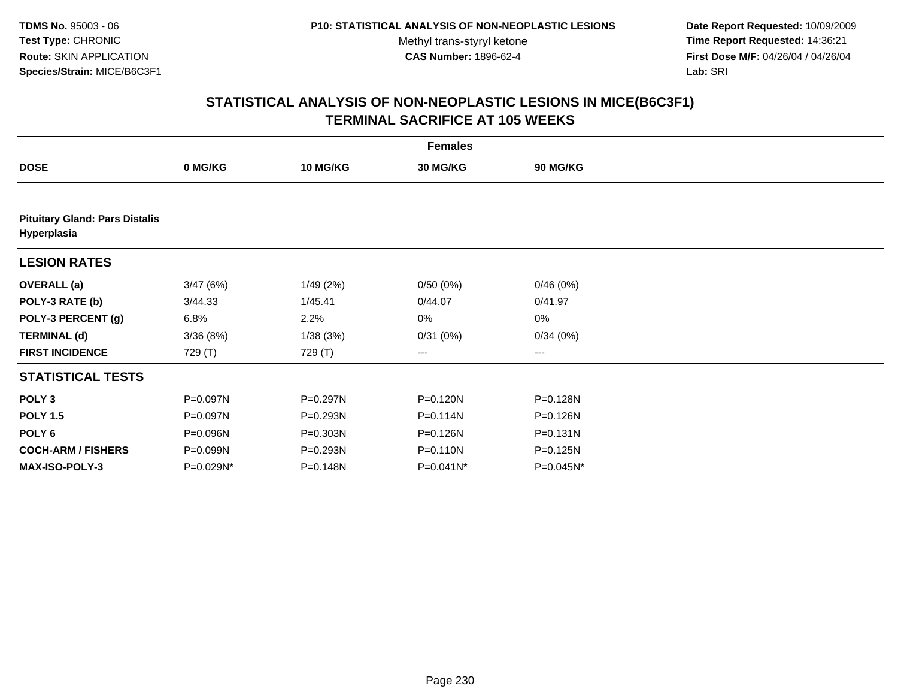TDMS No. 95003 - 06
Test Type: CHRONIC
Route: SKIN APPLICATION
Species/Strain: MICE/B6C3F1

P10: STATISTICAL ANALYSIS OF NON-NEOPLASTIC LESIONS
Methyl trans-styryl ketone
CAS Number: 1896-62-4

Date Report Requested: 10/09/2009
Time Report Requested: 14:36:21
First Dose M/F: 04/26/04 / 04/26/04
Lab: SRI

## STATISTICAL ANALYSIS OF NON-NEOPLASTIC LESIONS IN MICE(B6C3F1) TERMINAL SACRIFICE AT 105 WEEKS

| Females | | | | |
|---|---|---|---|---|
| **DOSE** | **0 MG/KG** | **10 MG/KG** | **30 MG/KG** | **90 MG/KG** |
| **Pituitary Gland: Pars Distalis Hyperplasia** | | | | |
| **LESION RATES** | | | | |
| **OVERALL (a)** | 3/47 (6%) | 1/49 (2%) | 0/50 (0%) | 0/46 (0%) |
| **POLY-3 RATE (b)** | 3/44.33 | 1/45.41 | 0/44.07 | 0/41.97 |
| **POLY-3 PERCENT (g)** | 6.8% | 2.2% | 0% | 0% |
| **TERMINAL (d)** | 3/36 (8%) | 1/38 (3%) | 0/31 (0%) | 0/34 (0%) |
| **FIRST INCIDENCE** | 729 (T) | 729 (T) | --- | --- |
| **STATISTICAL TESTS** | | | | |
| **POLY 3** | P=0.097N | P=0.297N | P=0.120N | P=0.128N |
| **POLY 1.5** | P=0.097N | P=0.293N | P=0.114N | P=0.126N |
| **POLY 6** | P=0.096N | P=0.303N | P=0.126N | P=0.131N |
| **COCH-ARM / FISHERS** | P=0.099N | P=0.293N | P=0.110N | P=0.125N |
| **MAX-ISO-POLY-3** | P=0.029N* | P=0.148N | P=0.041N* | P=0.045N* |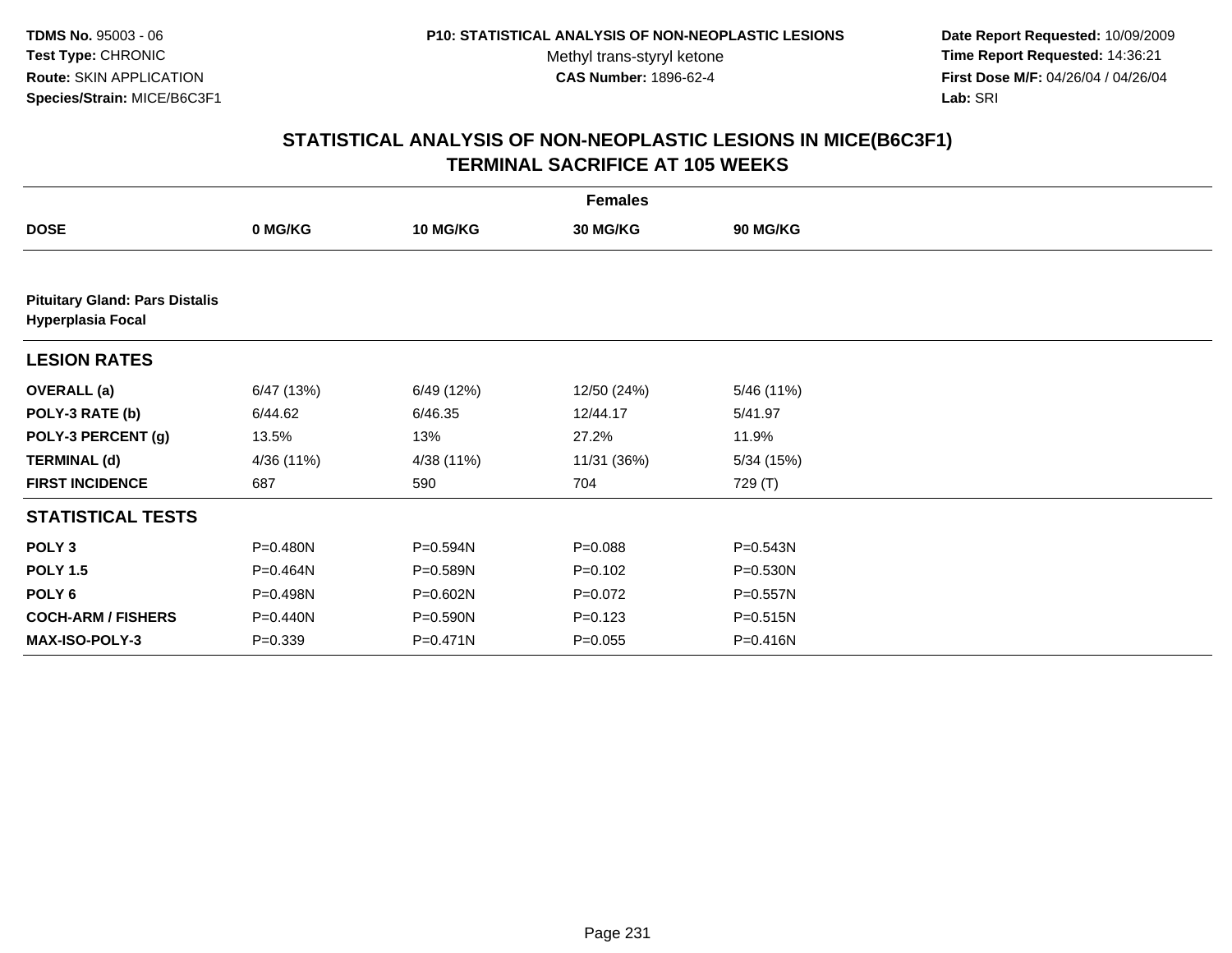**TDMS No.** 95003 - 06
**Test Type:** CHRONIC
**Route:** SKIN APPLICATION
**Species/Strain:** MICE/B6C3F1

**P10: STATISTICAL ANALYSIS OF NON-NEOPLASTIC LESIONS**
Methyl trans-styryl ketone
**CAS Number:** 1896-62-4

**Date Report Requested:** 10/09/2009
**Time Report Requested:** 14:36:21
**First Dose M/F:** 04/26/04 / 04/26/04
**Lab:** SRI

## STATISTICAL ANALYSIS OF NON-NEOPLASTIC LESIONS IN MICE(B6C3F1) TERMINAL SACRIFICE AT 105 WEEKS

| | Females | | | |
|---|---|---|---|---|
| **DOSE** | **0 MG/KG** | **10 MG/KG** | **30 MG/KG** | **90 MG/KG** |
| **Pituitary Gland: Pars Distalis Hyperplasia Focal** | | | | |
| **LESION RATES** | | | | |
| **OVERALL (a)** | 6/47 (13%) | 6/49 (12%) | 12/50 (24%) | 5/46 (11%) |
| **POLY-3 RATE (b)** | 6/44.62 | 6/46.35 | 12/44.17 | 5/41.97 |
| **POLY-3 PERCENT (g)** | 13.5% | 13% | 27.2% | 11.9% |
| **TERMINAL (d)** | 4/36 (11%) | 4/38 (11%) | 11/31 (36%) | 5/34 (15%) |
| **FIRST INCIDENCE** | 687 | 590 | 704 | 729 (T) |
| **STATISTICAL TESTS** | | | | |
| **POLY 3** | P=0.480N | P=0.594N | P=0.088 | P=0.543N |
| **POLY 1.5** | P=0.464N | P=0.589N | P=0.102 | P=0.530N |
| **POLY 6** | P=0.498N | P=0.602N | P=0.072 | P=0.557N |
| **COCH-ARM / FISHERS** | P=0.440N | P=0.590N | P=0.123 | P=0.515N |
| **MAX-ISO-POLY-3** | P=0.339 | P=0.471N | P=0.055 | P=0.416N |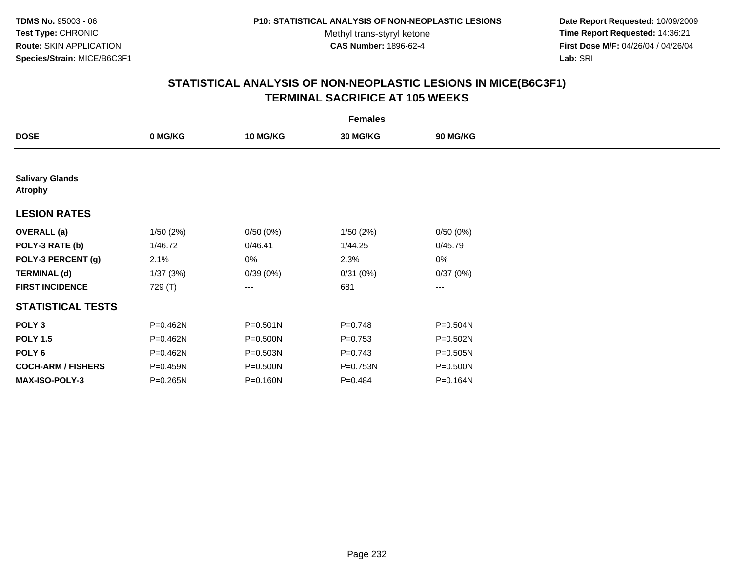**TDMS No.** 95003 - 06
**Test Type:** CHRONIC
**Route:** SKIN APPLICATION
**Species/Strain:** MICE/B6C3F1

**P10: STATISTICAL ANALYSIS OF NON-NEOPLASTIC LESIONS**
Methyl trans-styryl ketone
**CAS Number:** 1896-62-4

**Date Report Requested:** 10/09/2009
**Time Report Requested:** 14:36:21
**First Dose M/F:** 04/26/04 / 04/26/04
**Lab:** SRI

## STATISTICAL ANALYSIS OF NON-NEOPLASTIC LESIONS IN MICE(B6C3F1) TERMINAL SACRIFICE AT 105 WEEKS

| | Females | | | |
|---|---|---|---|---|
| **DOSE** | **0 MG/KG** | **10 MG/KG** | **30 MG/KG** | **90 MG/KG** |
| **Salivary Glands** | | | | |
| **Atrophy** | | | | |
| **LESION RATES** | | | | |
| **OVERALL (a)** | 1/50 (2%) | 0/50 (0%) | 1/50 (2%) | 0/50 (0%) |
| **POLY-3 RATE (b)** | 1/46.72 | 0/46.41 | 1/44.25 | 0/45.79 |
| **POLY-3 PERCENT (g)** | 2.1% | 0% | 2.3% | 0% |
| **TERMINAL (d)** | 1/37 (3%) | 0/39 (0%) | 0/31 (0%) | 0/37 (0%) |
| **FIRST INCIDENCE** | 729 (T) | --- | 681 | --- |
| **STATISTICAL TESTS** | | | | |
| **POLY 3** | P=0.462N | P=0.501N | P=0.748 | P=0.504N |
| **POLY 1.5** | P=0.462N | P=0.500N | P=0.753 | P=0.502N |
| **POLY 6** | P=0.462N | P=0.503N | P=0.743 | P=0.505N |
| **COCH-ARM / FISHERS** | P=0.459N | P=0.500N | P=0.753N | P=0.500N |
| **MAX-ISO-POLY-3** | P=0.265N | P=0.160N | P=0.484 | P=0.164N |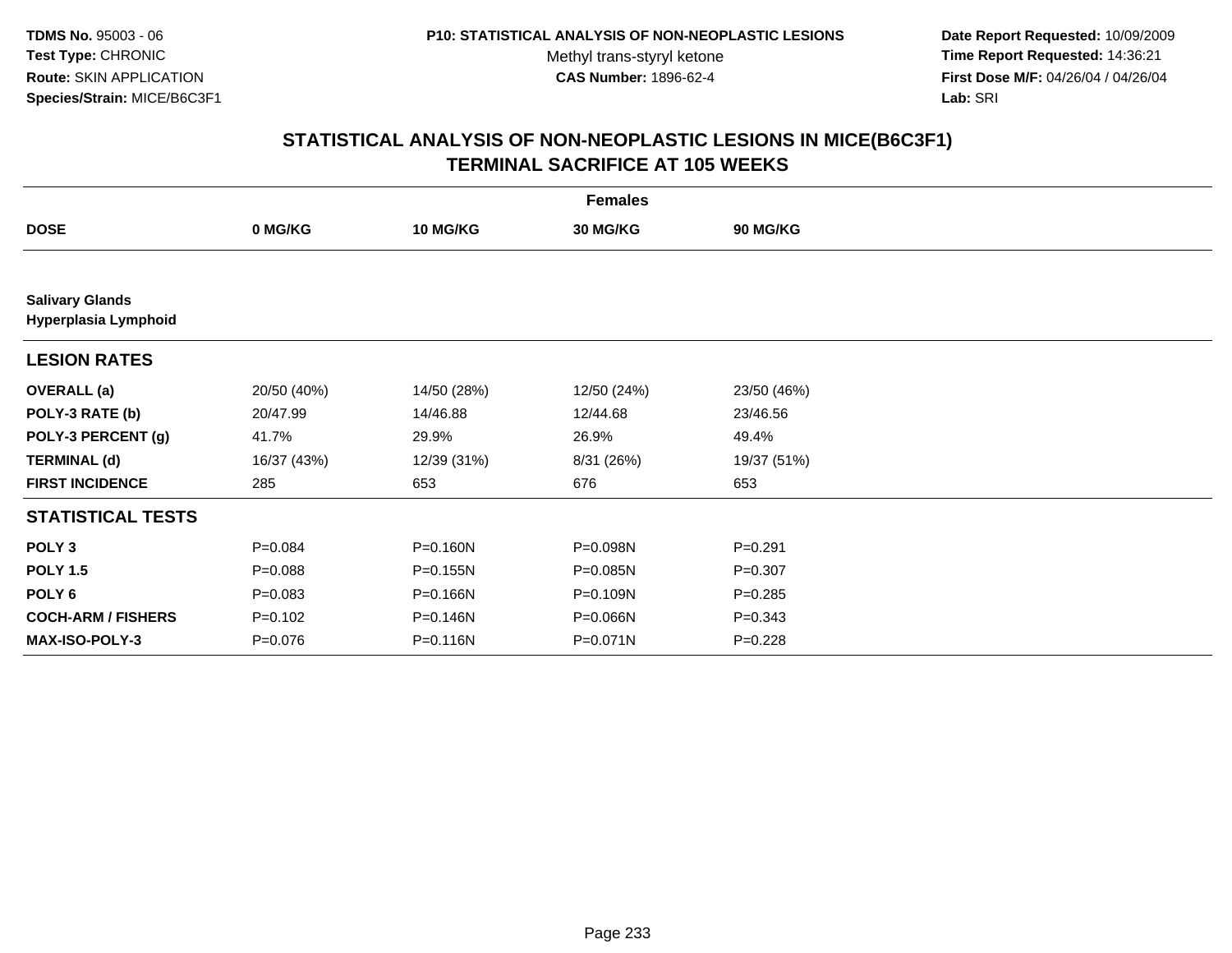TDMS No. 95003 - 06
Test Type: CHRONIC
Route: SKIN APPLICATION
Species/Strain: MICE/B6C3F1

P10: STATISTICAL ANALYSIS OF NON-NEOPLASTIC LESIONS
Methyl trans-styryl ketone
CAS Number: 1896-62-4

Date Report Requested: 10/09/2009
Time Report Requested: 14:36:21
First Dose M/F: 04/26/04 / 04/26/04
Lab: SRI

## STATISTICAL ANALYSIS OF NON-NEOPLASTIC LESIONS IN MICE(B6C3F1)
## TERMINAL SACRIFICE AT 105 WEEKS

| | Females | | | |
|---|---|---|---|---|
| **DOSE** | **0 MG/KG** | **10 MG/KG** | **30 MG/KG** | **90 MG/KG** |
| **Salivary Glands** | | | | |
| **Hyperplasia Lymphoid** | | | | |
| **LESION RATES** | | | | |
| **OVERALL (a)** | 20/50 (40%) | 14/50 (28%) | 12/50 (24%) | 23/50 (46%) |
| **POLY-3 RATE (b)** | 20/47.99 | 14/46.88 | 12/44.68 | 23/46.56 |
| **POLY-3 PERCENT (g)** | 41.7% | 29.9% | 26.9% | 49.4% |
| **TERMINAL (d)** | 16/37 (43%) | 12/39 (31%) | 8/31 (26%) | 19/37 (51%) |
| **FIRST INCIDENCE** | 285 | 653 | 676 | 653 |
| **STATISTICAL TESTS** | | | | |
| **POLY 3** | P=0.084 | P=0.160N | P=0.098N | P=0.291 |
| **POLY 1.5** | P=0.088 | P=0.155N | P=0.085N | P=0.307 |
| **POLY 6** | P=0.083 | P=0.166N | P=0.109N | P=0.285 |
| **COCH-ARM / FISHERS** | P=0.102 | P=0.146N | P=0.066N | P=0.343 |
| **MAX-ISO-POLY-3** | P=0.076 | P=0.116N | P=0.071N | P=0.228 |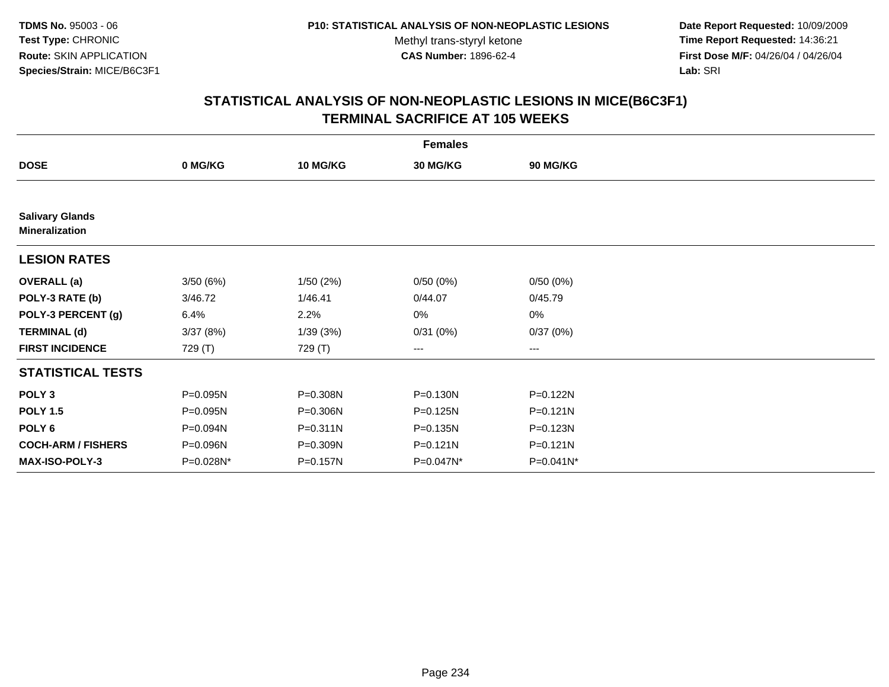**TDMS No.** 95003 - 06
**Test Type:** CHRONIC
**Route:** SKIN APPLICATION
**Species/Strain:** MICE/B6C3F1

**P10: STATISTICAL ANALYSIS OF NON-NEOPLASTIC LESIONS**
Methyl trans-styryl ketone
**CAS Number:** 1896-62-4

**Date Report Requested:** 10/09/2009
**Time Report Requested:** 14:36:21
**First Dose M/F:** 04/26/04 / 04/26/04
**Lab:** SRI

## STATISTICAL ANALYSIS OF NON-NEOPLASTIC LESIONS IN MICE(B6C3F1) TERMINAL SACRIFICE AT 105 WEEKS

| | Females | | | |
|---|---|---|---|---|
| **DOSE** | **0 MG/KG** | **10 MG/KG** | **30 MG/KG** | **90 MG/KG** |
| **Salivary Glands Mineralization** | | | | |
| **LESION RATES** | | | | |
| **OVERALL (a)** | 3/50 (6%) | 1/50 (2%) | 0/50 (0%) | 0/50 (0%) |
| **POLY-3 RATE (b)** | 3/46.72 | 1/46.41 | 0/44.07 | 0/45.79 |
| **POLY-3 PERCENT (g)** | 6.4% | 2.2% | 0% | 0% |
| **TERMINAL (d)** | 3/37 (8%) | 1/39 (3%) | 0/31 (0%) | 0/37 (0%) |
| **FIRST INCIDENCE** | 729 (T) | 729 (T) | --- | --- |
| **STATISTICAL TESTS** | | | | |
| **POLY 3** | P=0.095N | P=0.308N | P=0.130N | P=0.122N |
| **POLY 1.5** | P=0.095N | P=0.306N | P=0.125N | P=0.121N |
| **POLY 6** | P=0.094N | P=0.311N | P=0.135N | P=0.123N |
| **COCH-ARM / FISHERS** | P=0.096N | P=0.309N | P=0.121N | P=0.121N |
| **MAX-ISO-POLY-3** | P=0.028N* | P=0.157N | P=0.047N* | P=0.041N* |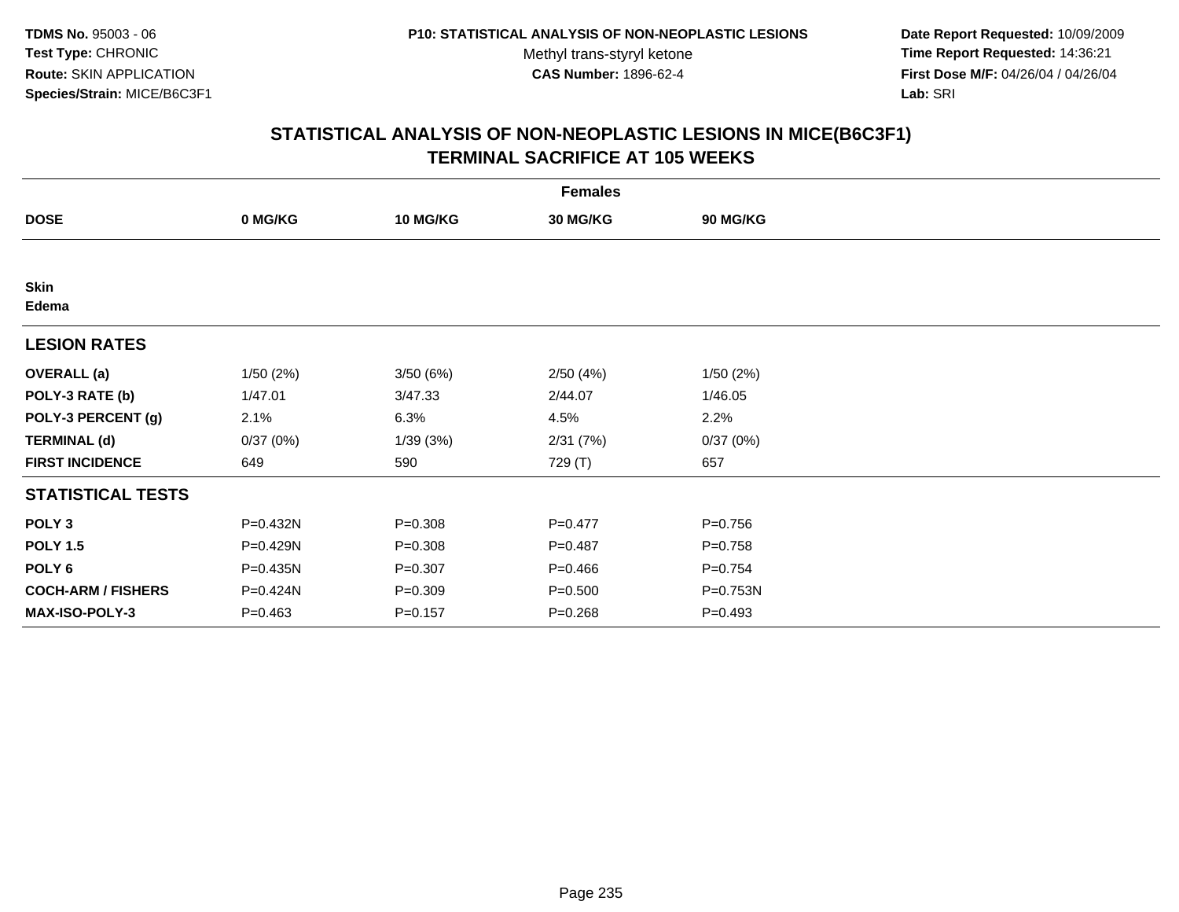**TDMS No.** 95003 - 06
**Test Type:** CHRONIC
**Route:** SKIN APPLICATION
**Species/Strain:** MICE/B6C3F1

**P10: STATISTICAL ANALYSIS OF NON-NEOPLASTIC LESIONS**
Methyl trans-styryl ketone
**CAS Number:** 1896-62-4

**Date Report Requested:** 10/09/2009
**Time Report Requested:** 14:36:21
**First Dose M/F:** 04/26/04 / 04/26/04
**Lab:** SRI

## STATISTICAL ANALYSIS OF NON-NEOPLASTIC LESIONS IN MICE(B6C3F1)
## TERMINAL SACRIFICE AT 105 WEEKS

| | Females | | | |
|---|---|---|---|---|
| **DOSE** | **0 MG/KG** | **10 MG/KG** | **30 MG/KG** | **90 MG/KG** |
| **Skin** | | | | |
| **Edema** | | | | |
| **LESION RATES** | | | | |
| **OVERALL (a)** | 1/50 (2%) | 3/50 (6%) | 2/50 (4%) | 1/50 (2%) |
| **POLY-3 RATE (b)** | 1/47.01 | 3/47.33 | 2/44.07 | 1/46.05 |
| **POLY-3 PERCENT (g)** | 2.1% | 6.3% | 4.5% | 2.2% |
| **TERMINAL (d)** | 0/37 (0%) | 1/39 (3%) | 2/31 (7%) | 0/37 (0%) |
| **FIRST INCIDENCE** | 649 | 590 | 729 (T) | 657 |
| **STATISTICAL TESTS** | | | | |
| **POLY 3** | P=0.432N | P=0.308 | P=0.477 | P=0.756 |
| **POLY 1.5** | P=0.429N | P=0.308 | P=0.487 | P=0.758 |
| **POLY 6** | P=0.435N | P=0.307 | P=0.466 | P=0.754 |
| **COCH-ARM / FISHERS** | P=0.424N | P=0.309 | P=0.500 | P=0.753N |
| **MAX-ISO-POLY-3** | P=0.463 | P=0.157 | P=0.268 | P=0.493 |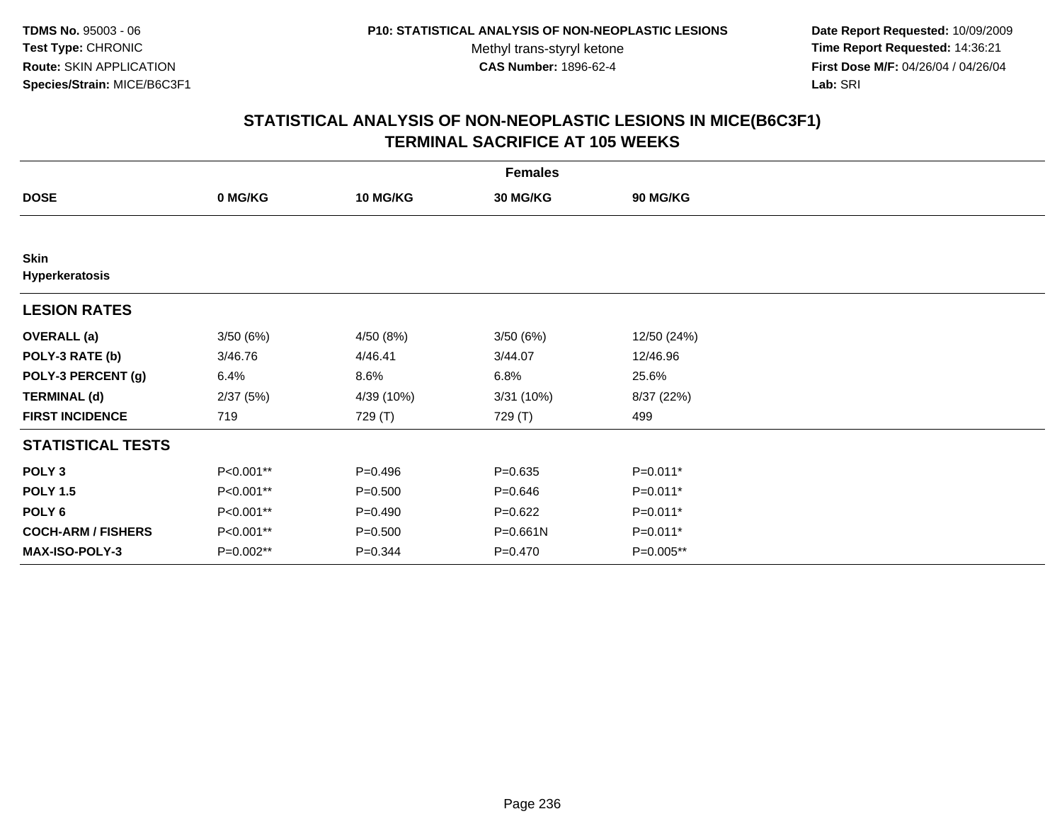TDMS No. 95003 - 06
Test Type: CHRONIC
Route: SKIN APPLICATION
Species/Strain: MICE/B6C3F1

P10: STATISTICAL ANALYSIS OF NON-NEOPLASTIC LESIONS
Methyl trans-styryl ketone
CAS Number: 1896-62-4

Date Report Requested: 10/09/2009
Time Report Requested: 14:36:21
First Dose M/F: 04/26/04 / 04/26/04
Lab: SRI

## STATISTICAL ANALYSIS OF NON-NEOPLASTIC LESIONS IN MICE(B6C3F1) TERMINAL SACRIFICE AT 105 WEEKS

| | Females | | | |
|---|---|---|---|---|
| **DOSE** | **0 MG/KG** | **10 MG/KG** | **30 MG/KG** | **90 MG/KG** |
| **Skin** | | | | |
| **Hyperkeratosis** | | | | |
| **LESION RATES** | | | | |
| **OVERALL (a)** | 3/50 (6%) | 4/50 (8%) | 3/50 (6%) | 12/50 (24%) |
| **POLY-3 RATE (b)** | 3/46.76 | 4/46.41 | 3/44.07 | 12/46.96 |
| **POLY-3 PERCENT (g)** | 6.4% | 8.6% | 6.8% | 25.6% |
| **TERMINAL (d)** | 2/37 (5%) | 4/39 (10%) | 3/31 (10%) | 8/37 (22%) |
| **FIRST INCIDENCE** | 719 | 729 (T) | 729 (T) | 499 |
| **STATISTICAL TESTS** | | | | |
| **POLY 3** | P<0.001** | P=0.496 | P=0.635 | P=0.011* |
| **POLY 1.5** | P<0.001** | P=0.500 | P=0.646 | P=0.011* |
| **POLY 6** | P<0.001** | P=0.490 | P=0.622 | P=0.011* |
| **COCH-ARM / FISHERS** | P<0.001** | P=0.500 | P=0.661N | P=0.011* |
| **MAX-ISO-POLY-3** | P=0.002** | P=0.344 | P=0.470 | P=0.005** |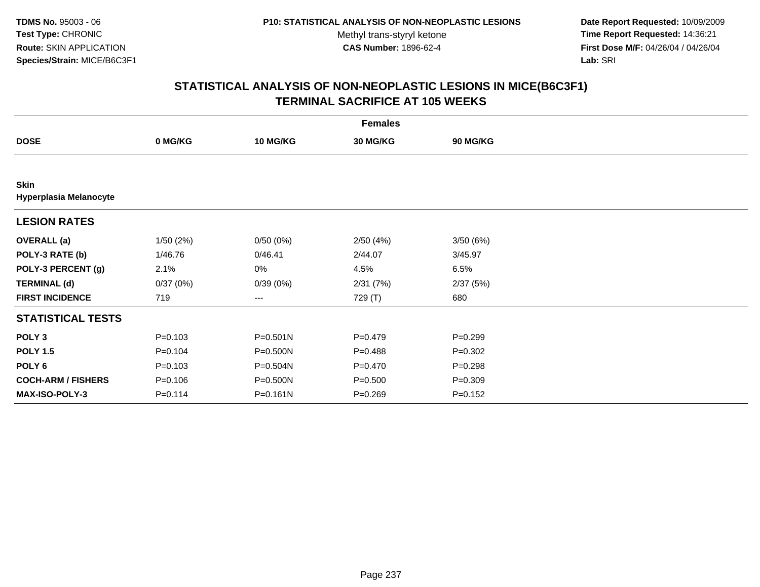**TDMS No.** 95003 - 06
**Test Type:** CHRONIC
**Route:** SKIN APPLICATION
**Species/Strain:** MICE/B6C3F1

**P10: STATISTICAL ANALYSIS OF NON-NEOPLASTIC LESIONS**
Methyl trans-styryl ketone
**CAS Number:** 1896-62-4

**Date Report Requested:** 10/09/2009
**Time Report Requested:** 14:36:21
**First Dose M/F:** 04/26/04 / 04/26/04
**Lab:** SRI

## STATISTICAL ANALYSIS OF NON-NEOPLASTIC LESIONS IN MICE(B6C3F1)
## TERMINAL SACRIFICE AT 105 WEEKS

| | Females | | | |
|---|---|---|---|---|
| **DOSE** | **0 MG/KG** | **10 MG/KG** | **30 MG/KG** | **90 MG/KG** |
| **Skin** | | | | |
| **Hyperplasia Melanocyte** | | | | |
| **LESION RATES** | | | | |
| **OVERALL (a)** | 1/50 (2%) | 0/50 (0%) | 2/50 (4%) | 3/50 (6%) |
| **POLY-3 RATE (b)** | 1/46.76 | 0/46.41 | 2/44.07 | 3/45.97 |
| **POLY-3 PERCENT (g)** | 2.1% | 0% | 4.5% | 6.5% |
| **TERMINAL (d)** | 0/37 (0%) | 0/39 (0%) | 2/31 (7%) | 2/37 (5%) |
| **FIRST INCIDENCE** | 719 | --- | 729 (T) | 680 |
| **STATISTICAL TESTS** | | | | |
| **POLY 3** | P=0.103 | P=0.501N | P=0.479 | P=0.299 |
| **POLY 1.5** | P=0.104 | P=0.500N | P=0.488 | P=0.302 |
| **POLY 6** | P=0.103 | P=0.504N | P=0.470 | P=0.298 |
| **COCH-ARM / FISHERS** | P=0.106 | P=0.500N | P=0.500 | P=0.309 |
| **MAX-ISO-POLY-3** | P=0.114 | P=0.161N | P=0.269 | P=0.152 |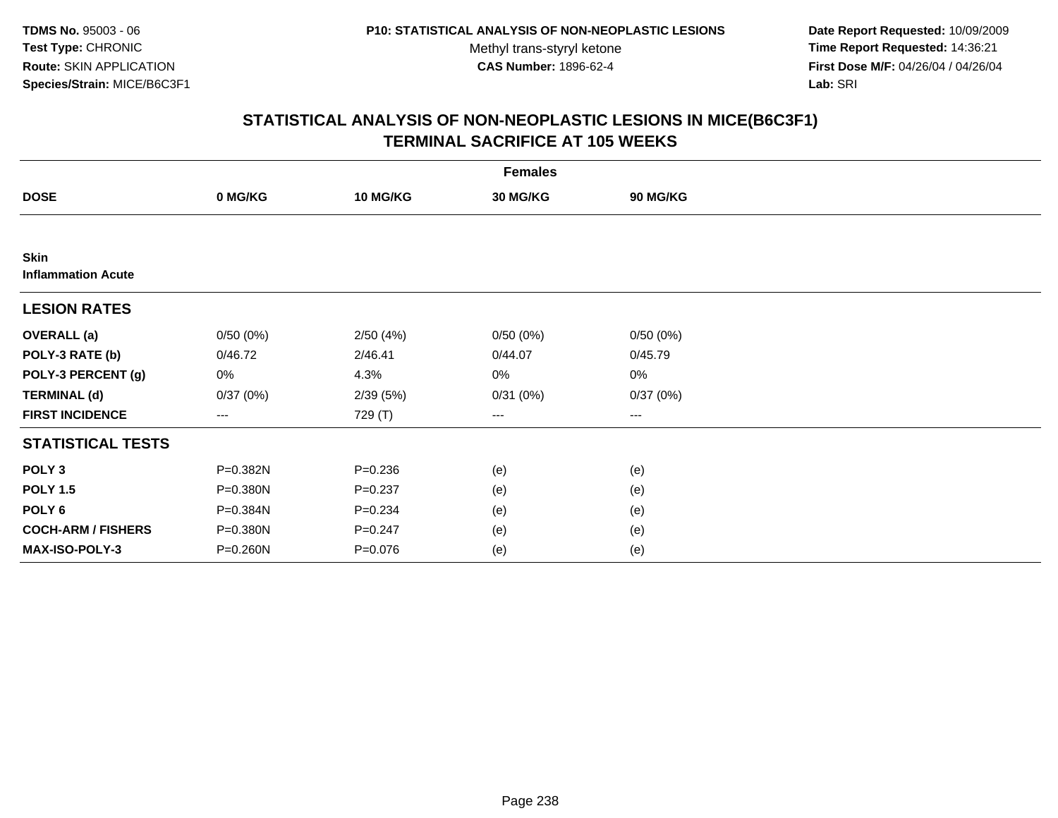**TDMS No.** 95003 - 06
**Test Type:** CHRONIC
**Route:** SKIN APPLICATION
**Species/Strain:** MICE/B6C3F1

**P10: STATISTICAL ANALYSIS OF NON-NEOPLASTIC LESIONS**
Methyl trans-styryl ketone
**CAS Number:** 1896-62-4

**Date Report Requested:** 10/09/2009
**Time Report Requested:** 14:36:21
**First Dose M/F:** 04/26/04 / 04/26/04
**Lab:** SRI

## STATISTICAL ANALYSIS OF NON-NEOPLASTIC LESIONS IN MICE(B6C3F1) TERMINAL SACRIFICE AT 105 WEEKS

| | Females | | | |
|---|---|---|---|---|
| **DOSE** | **0 MG/KG** | **10 MG/KG** | **30 MG/KG** | **90 MG/KG** |
| **Skin** | | | | |
| **Inflammation Acute** | | | | |
| **LESION RATES** | | | | |
| **OVERALL (a)** | 0/50 (0%) | 2/50 (4%) | 0/50 (0%) | 0/50 (0%) |
| **POLY-3 RATE (b)** | 0/46.72 | 2/46.41 | 0/44.07 | 0/45.79 |
| **POLY-3 PERCENT (g)** | 0% | 4.3% | 0% | 0% |
| **TERMINAL (d)** | 0/37 (0%) | 2/39 (5%) | 0/31 (0%) | 0/37 (0%) |
| **FIRST INCIDENCE** | --- | 729 (T) | --- | --- |
| **STATISTICAL TESTS** | | | | |
| **POLY 3** | P=0.382N | P=0.236 | (e) | (e) |
| **POLY 1.5** | P=0.380N | P=0.237 | (e) | (e) |
| **POLY 6** | P=0.384N | P=0.234 | (e) | (e) |
| **COCH-ARM / FISHERS** | P=0.380N | P=0.247 | (e) | (e) |
| **MAX-ISO-POLY-3** | P=0.260N | P=0.076 | (e) | (e) |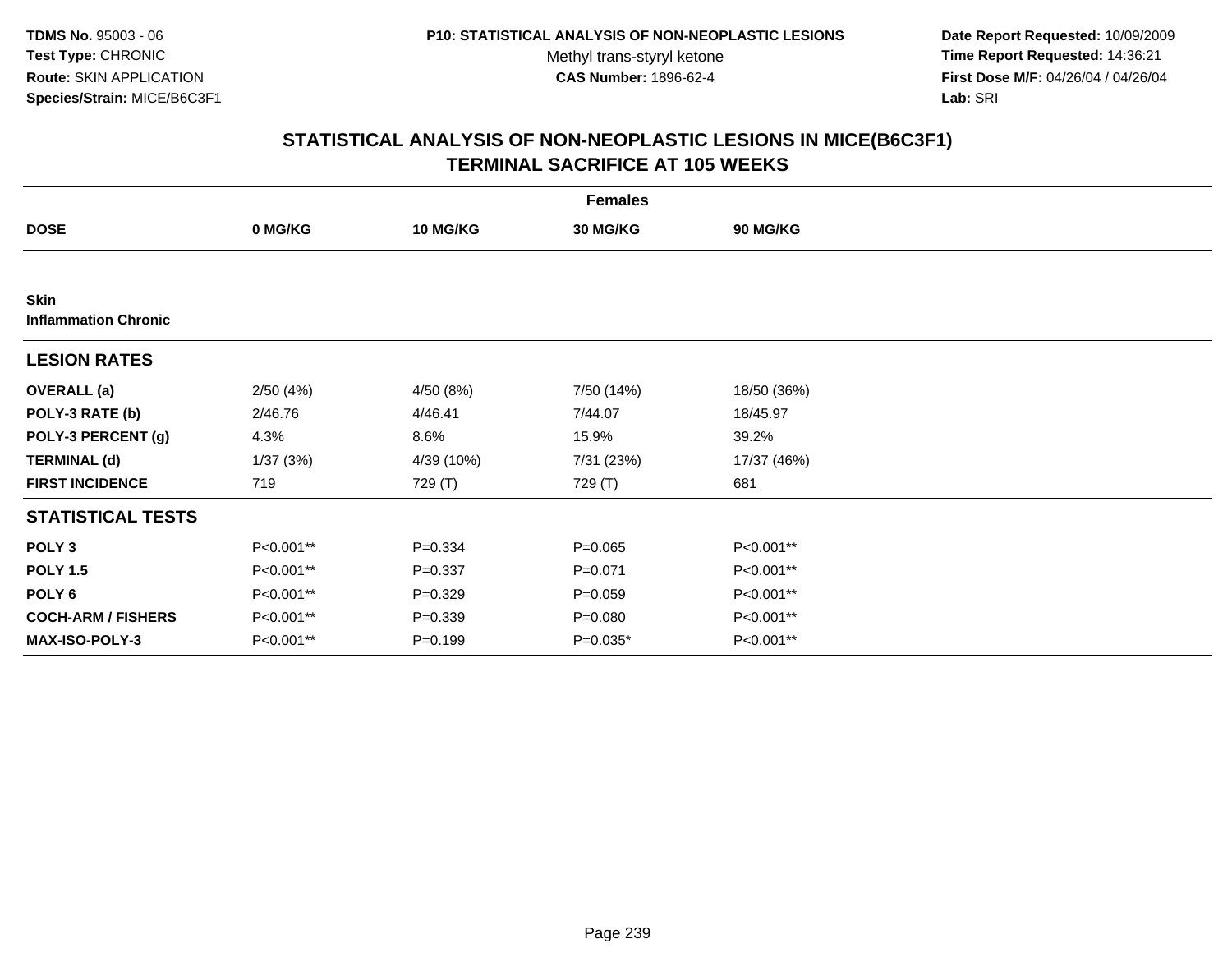TDMS No. 95003 - 06
Test Type: CHRONIC
Route: SKIN APPLICATION
Species/Strain: MICE/B6C3F1

P10: STATISTICAL ANALYSIS OF NON-NEOPLASTIC LESIONS
Methyl trans-styryl ketone
CAS Number: 1896-62-4

Date Report Requested: 10/09/2009
Time Report Requested: 14:36:21
First Dose M/F: 04/26/04 / 04/26/04
Lab: SRI

## STATISTICAL ANALYSIS OF NON-NEOPLASTIC LESIONS IN MICE(B6C3F1)
## TERMINAL SACRIFICE AT 105 WEEKS

| Females | | | | |
|---|---|---|---|---|
| **DOSE** | **0 MG/KG** | **10 MG/KG** | **30 MG/KG** | **90 MG/KG** |
| **Skin** | | | | |
| **Inflammation Chronic** | | | | |
| **LESION RATES** | | | | |
| **OVERALL (a)** | 2/50 (4%) | 4/50 (8%) | 7/50 (14%) | 18/50 (36%) |
| **POLY-3 RATE (b)** | 2/46.76 | 4/46.41 | 7/44.07 | 18/45.97 |
| **POLY-3 PERCENT (g)** | 4.3% | 8.6% | 15.9% | 39.2% |
| **TERMINAL (d)** | 1/37 (3%) | 4/39 (10%) | 7/31 (23%) | 17/37 (46%) |
| **FIRST INCIDENCE** | 719 | 729 (T) | 729 (T) | 681 |
| **STATISTICAL TESTS** | | | | |
| **POLY 3** | P<0.001** | P=0.334 | P=0.065 | P<0.001** |
| **POLY 1.5** | P<0.001** | P=0.337 | P=0.071 | P<0.001** |
| **POLY 6** | P<0.001** | P=0.329 | P=0.059 | P<0.001** |
| **COCH-ARM / FISHERS** | P<0.001** | P=0.339 | P=0.080 | P<0.001** |
| **MAX-ISO-POLY-3** | P<0.001** | P=0.199 | P=0.035* | P<0.001** |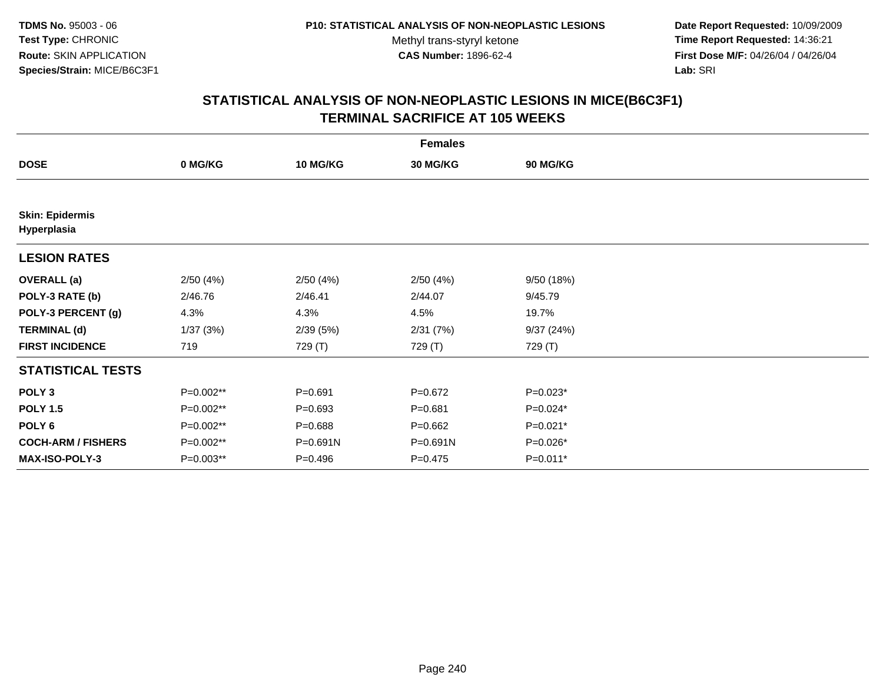**TDMS No.** 95003 - 06
**Test Type:** CHRONIC
**Route:** SKIN APPLICATION
**Species/Strain:** MICE/B6C3F1

**P10: STATISTICAL ANALYSIS OF NON-NEOPLASTIC LESIONS**
Methyl trans-styryl ketone
**CAS Number:** 1896-62-4

**Date Report Requested:** 10/09/2009
**Time Report Requested:** 14:36:21
**First Dose M/F:** 04/26/04 / 04/26/04
**Lab:** SRI

## STATISTICAL ANALYSIS OF NON-NEOPLASTIC LESIONS IN MICE(B6C3F1) TERMINAL SACRIFICE AT 105 WEEKS

| | Females | | | |
|---|---|---|---|---|
| **DOSE** | **0 MG/KG** | **10 MG/KG** | **30 MG/KG** | **90 MG/KG** |
| **Skin: Epidermis** **Hyperplasia** | | | | |
| **LESION RATES** | | | | |
| **OVERALL (a)** | 2/50 (4%) | 2/50 (4%) | 2/50 (4%) | 9/50 (18%) |
| **POLY-3 RATE (b)** | 2/46.76 | 2/46.41 | 2/44.07 | 9/45.79 |
| **POLY-3 PERCENT (g)** | 4.3% | 4.3% | 4.5% | 19.7% |
| **TERMINAL (d)** | 1/37 (3%) | 2/39 (5%) | 2/31 (7%) | 9/37 (24%) |
| **FIRST INCIDENCE** | 719 | 729 (T) | 729 (T) | 729 (T) |
| **STATISTICAL TESTS** | | | | |
| **POLY 3** | P=0.002** | P=0.691 | P=0.672 | P=0.023* |
| **POLY 1.5** | P=0.002** | P=0.693 | P=0.681 | P=0.024* |
| **POLY 6** | P=0.002** | P=0.688 | P=0.662 | P=0.021* |
| **COCH-ARM / FISHERS** | P=0.002** | P=0.691N | P=0.691N | P=0.026* |
| **MAX-ISO-POLY-3** | P=0.003** | P=0.496 | P=0.475 | P=0.011* |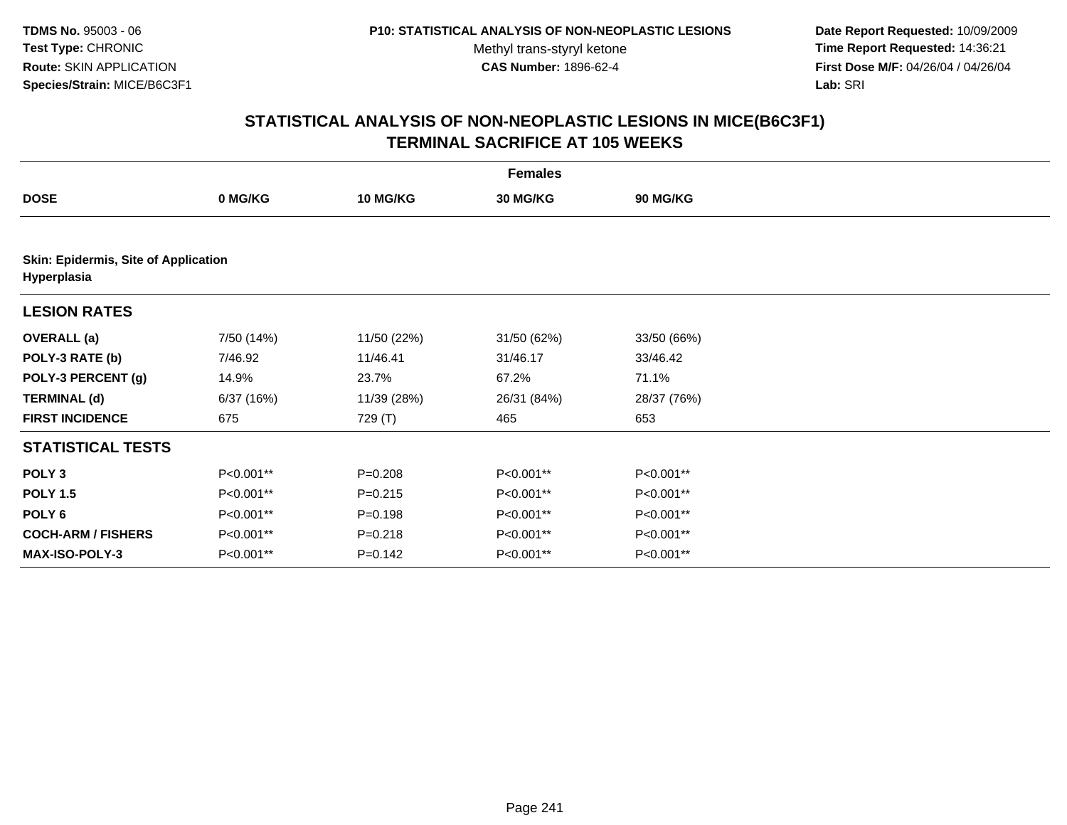TDMS No. 95003 - 06
Test Type: CHRONIC
Route: SKIN APPLICATION
Species/Strain: MICE/B6C3F1

P10: STATISTICAL ANALYSIS OF NON-NEOPLASTIC LESIONS
Methyl trans-styryl ketone
CAS Number: 1896-62-4

Date Report Requested: 10/09/2009
Time Report Requested: 14:36:21
First Dose M/F: 04/26/04 / 04/26/04
Lab: SRI

## STATISTICAL ANALYSIS OF NON-NEOPLASTIC LESIONS IN MICE(B6C3F1)
## TERMINAL SACRIFICE AT 105 WEEKS

| Females | | | | |
|---|---|---|---|---|
| **DOSE** | **0 MG/KG** | **10 MG/KG** | **30 MG/KG** | **90 MG/KG** |
| **Skin: Epidermis, Site of Application** | | | | |
| **Hyperplasia** | | | | |
| **LESION RATES** | | | | |
| **OVERALL (a)** | 7/50 (14%) | 11/50 (22%) | 31/50 (62%) | 33/50 (66%) |
| **POLY-3 RATE (b)** | 7/46.92 | 11/46.41 | 31/46.17 | 33/46.42 |
| **POLY-3 PERCENT (g)** | 14.9% | 23.7% | 67.2% | 71.1% |
| **TERMINAL (d)** | 6/37 (16%) | 11/39 (28%) | 26/31 (84%) | 28/37 (76%) |
| **FIRST INCIDENCE** | 675 | 729 (T) | 465 | 653 |
| **STATISTICAL TESTS** | | | | |
| **POLY 3** | P<0.001** | P=0.208 | P<0.001** | P<0.001** |
| **POLY 1.5** | P<0.001** | P=0.215 | P<0.001** | P<0.001** |
| **POLY 6** | P<0.001** | P=0.198 | P<0.001** | P<0.001** |
| **COCH-ARM / FISHERS** | P<0.001** | P=0.218 | P<0.001** | P<0.001** |
| **MAX-ISO-POLY-3** | P<0.001** | P=0.142 | P<0.001** | P<0.001** |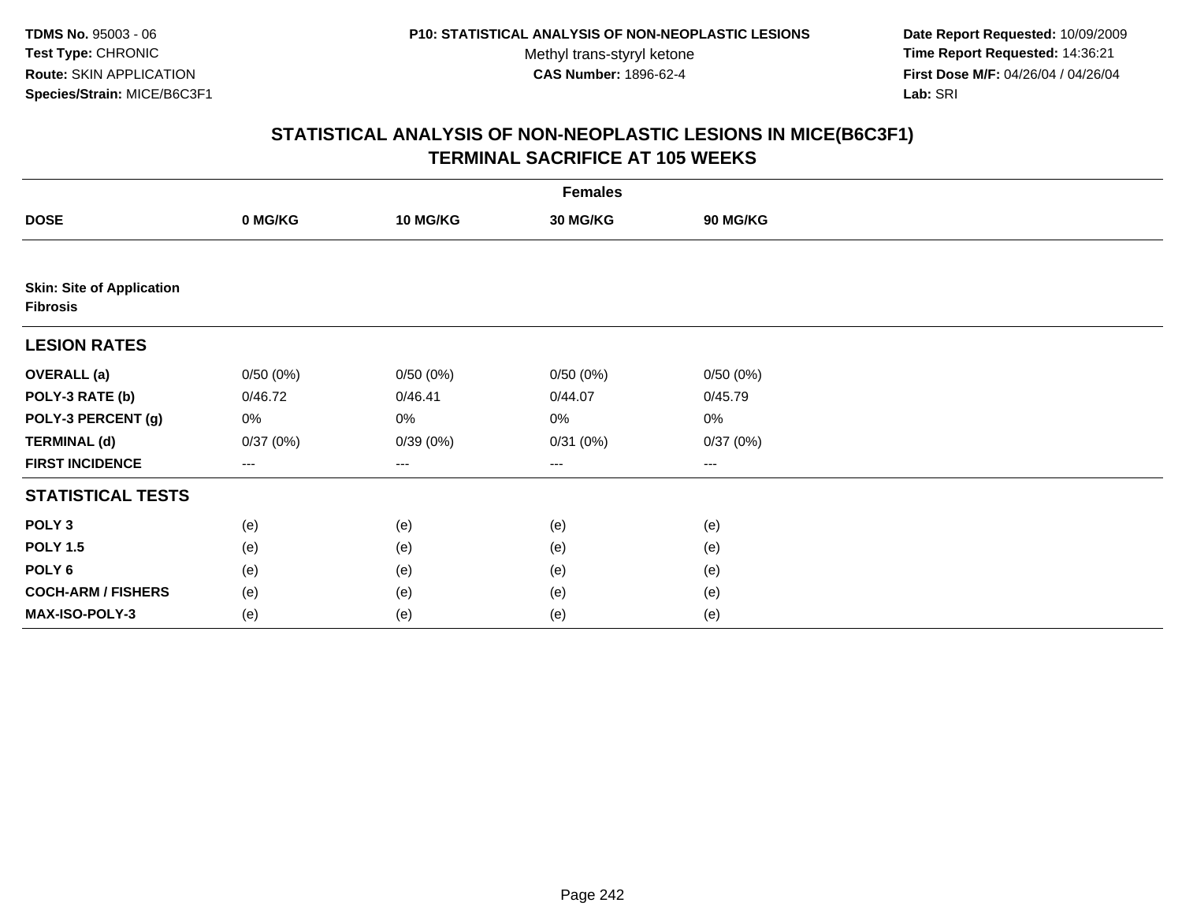**TDMS No.** 95003 - 06
**Test Type:** CHRONIC
**Route:** SKIN APPLICATION
**Species/Strain:** MICE/B6C3F1

**P10: STATISTICAL ANALYSIS OF NON-NEOPLASTIC LESIONS**
Methyl trans-styryl ketone
**CAS Number:** 1896-62-4

**Date Report Requested:** 10/09/2009
**Time Report Requested:** 14:36:21
**First Dose M/F:** 04/26/04 / 04/26/04
**Lab:** SRI

## STATISTICAL ANALYSIS OF NON-NEOPLASTIC LESIONS IN MICE(B6C3F1)
## TERMINAL SACRIFICE AT 105 WEEKS

| | Females | | | |
|---|---|---|---|---|
| **DOSE** | **0 MG/KG** | **10 MG/KG** | **30 MG/KG** | **90 MG/KG** |
| **Skin: Site of Application** | | | | |
| **Fibrosis** | | | | |
| **LESION RATES** | | | | |
| **OVERALL (a)** | 0/50 (0%) | 0/50 (0%) | 0/50 (0%) | 0/50 (0%) |
| **POLY-3 RATE (b)** | 0/46.72 | 0/46.41 | 0/44.07 | 0/45.79 |
| **POLY-3 PERCENT (g)** | 0% | 0% | 0% | 0% |
| **TERMINAL (d)** | 0/37 (0%) | 0/39 (0%) | 0/31 (0%) | 0/37 (0%) |
| **FIRST INCIDENCE** | --- | --- | --- | --- |
| **STATISTICAL TESTS** | | | | |
| **POLY 3** | (e) | (e) | (e) | (e) |
| **POLY 1.5** | (e) | (e) | (e) | (e) |
| **POLY 6** | (e) | (e) | (e) | (e) |
| **COCH-ARM / FISHERS** | (e) | (e) | (e) | (e) |
| **MAX-ISO-POLY-3** | (e) | (e) | (e) | (e) |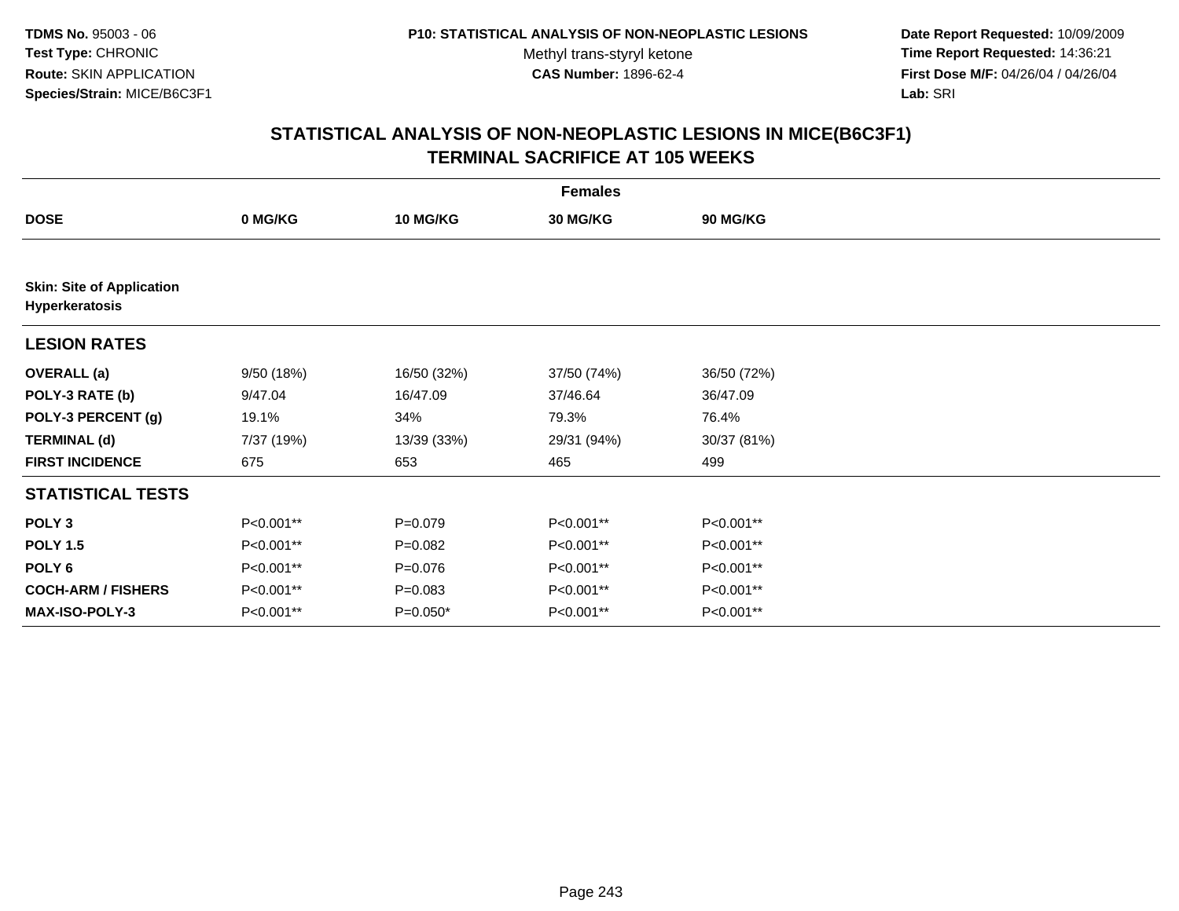**TDMS No.** 95003 - 06
**Test Type:** CHRONIC
**Route:** SKIN APPLICATION
**Species/Strain:** MICE/B6C3F1

**P10: STATISTICAL ANALYSIS OF NON-NEOPLASTIC LESIONS**
Methyl trans-styryl ketone
**CAS Number:** 1896-62-4

**Date Report Requested:** 10/09/2009
**Time Report Requested:** 14:36:21
**First Dose M/F:** 04/26/04 / 04/26/04
**Lab:** SRI

## STATISTICAL ANALYSIS OF NON-NEOPLASTIC LESIONS IN MICE(B6C3F1) TERMINAL SACRIFICE AT 105 WEEKS

| | Females | | | |
|---|---|---|---|---|
| **DOSE** | **0 MG/KG** | **10 MG/KG** | **30 MG/KG** | **90 MG/KG** |
| **Skin: Site of Application Hyperkeratosis** | | | | |
| **LESION RATES** | | | | |
| **OVERALL (a)** | 9/50 (18%) | 16/50 (32%) | 37/50 (74%) | 36/50 (72%) |
| **POLY-3 RATE (b)** | 9/47.04 | 16/47.09 | 37/46.64 | 36/47.09 |
| **POLY-3 PERCENT (g)** | 19.1% | 34% | 79.3% | 76.4% |
| **TERMINAL (d)** | 7/37 (19%) | 13/39 (33%) | 29/31 (94%) | 30/37 (81%) |
| **FIRST INCIDENCE** | 675 | 653 | 465 | 499 |
| **STATISTICAL TESTS** | | | | |
| **POLY 3** | P<0.001** | P=0.079 | P<0.001** | P<0.001** |
| **POLY 1.5** | P<0.001** | P=0.082 | P<0.001** | P<0.001** |
| **POLY 6** | P<0.001** | P=0.076 | P<0.001** | P<0.001** |
| **COCH-ARM / FISHERS** | P<0.001** | P=0.083 | P<0.001** | P<0.001** |
| **MAX-ISO-POLY-3** | P<0.001** | P=0.050* | P<0.001** | P<0.001** |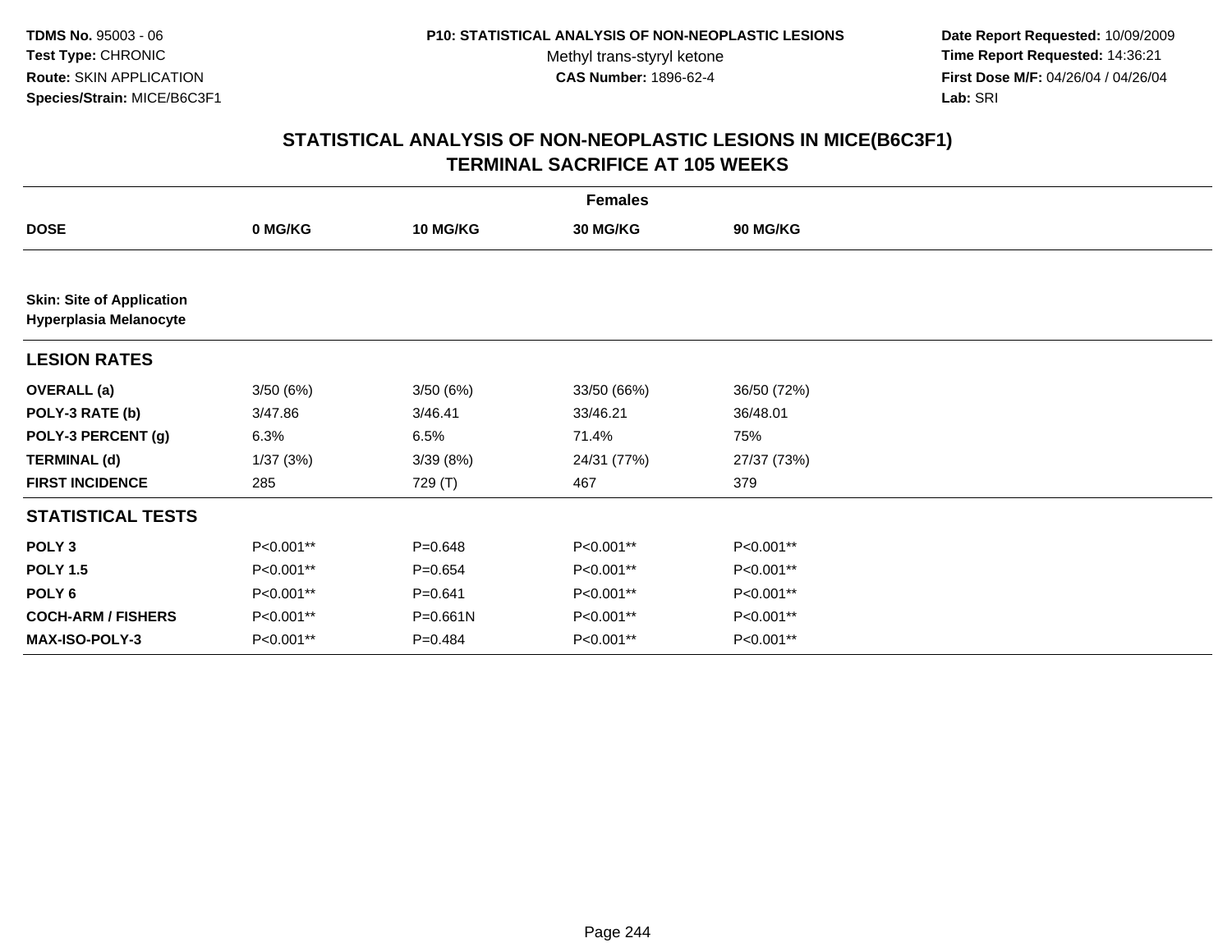**TDMS No.** 95003 - 06
**Test Type:** CHRONIC
**Route:** SKIN APPLICATION
**Species/Strain:** MICE/B6C3F1

**P10: STATISTICAL ANALYSIS OF NON-NEOPLASTIC LESIONS**
Methyl trans-styryl ketone
**CAS Number:** 1896-62-4

**Date Report Requested:** 10/09/2009
**Time Report Requested:** 14:36:21
**First Dose M/F:** 04/26/04 / 04/26/04
**Lab:** SRI

## STATISTICAL ANALYSIS OF NON-NEOPLASTIC LESIONS IN MICE(B6C3F1) TERMINAL SACRIFICE AT 105 WEEKS

| | Females | | | |
|---|---|---|---|---|
| **DOSE** | **0 MG/KG** | **10 MG/KG** | **30 MG/KG** | **90 MG/KG** |
| **Skin: Site of Application Hyperplasia Melanocyte** | | | | |
| **LESION RATES** | | | | |
| **OVERALL (a)** | 3/50 (6%) | 3/50 (6%) | 33/50 (66%) | 36/50 (72%) |
| **POLY-3 RATE (b)** | 3/47.86 | 3/46.41 | 33/46.21 | 36/48.01 |
| **POLY-3 PERCENT (g)** | 6.3% | 6.5% | 71.4% | 75% |
| **TERMINAL (d)** | 1/37 (3%) | 3/39 (8%) | 24/31 (77%) | 27/37 (73%) |
| **FIRST INCIDENCE** | 285 | 729 (T) | 467 | 379 |
| **STATISTICAL TESTS** | | | | |
| **POLY 3** | P<0.001** | P=0.648 | P<0.001** | P<0.001** |
| **POLY 1.5** | P<0.001** | P=0.654 | P<0.001** | P<0.001** |
| **POLY 6** | P<0.001** | P=0.641 | P<0.001** | P<0.001** |
| **COCH-ARM / FISHERS** | P<0.001** | P=0.661N | P<0.001** | P<0.001** |
| **MAX-ISO-POLY-3** | P<0.001** | P=0.484 | P<0.001** | P<0.001** |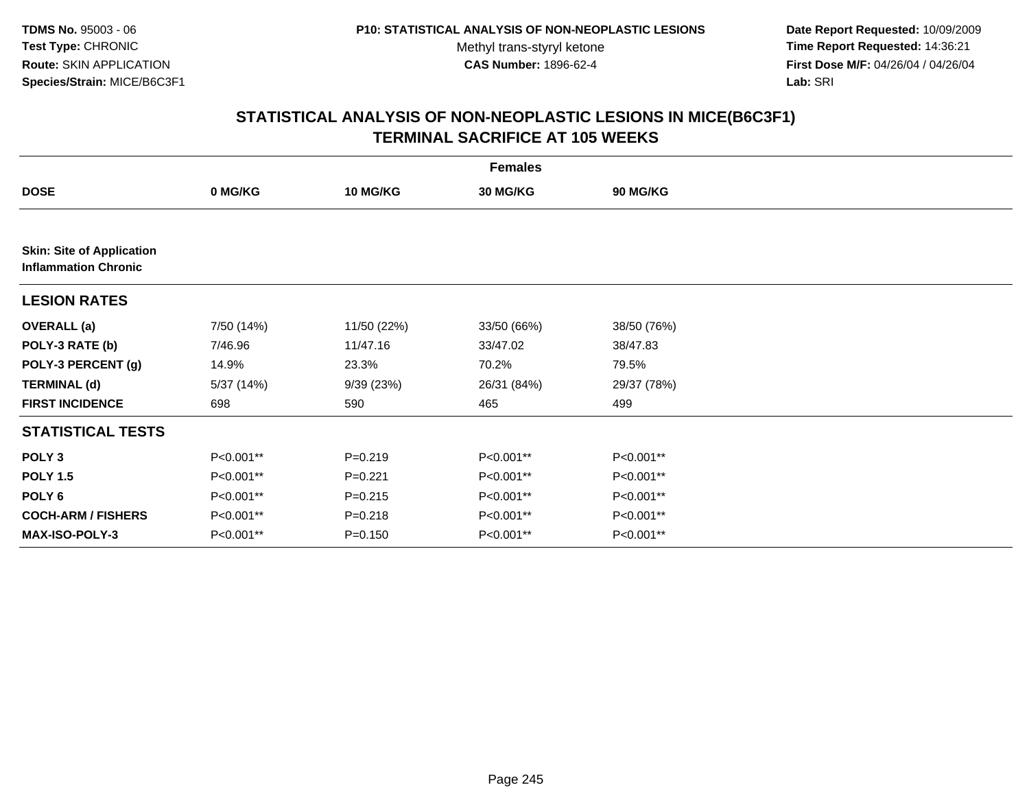**TDMS No.** 95003 - 06
**Test Type:** CHRONIC
**Route:** SKIN APPLICATION
**Species/Strain:** MICE/B6C3F1

**P10: STATISTICAL ANALYSIS OF NON-NEOPLASTIC LESIONS**
Methyl trans-styryl ketone
**CAS Number:** 1896-62-4

**Date Report Requested:** 10/09/2009
**Time Report Requested:** 14:36:21
**First Dose M/F:** 04/26/04 / 04/26/04
**Lab:** SRI

## STATISTICAL ANALYSIS OF NON-NEOPLASTIC LESIONS IN MICE(B6C3F1) TERMINAL SACRIFICE AT 105 WEEKS

| | Females | | | |
|---|---|---|---|---|
| **DOSE** | **0 MG/KG** | **10 MG/KG** | **30 MG/KG** | **90 MG/KG** |
| **Skin: Site of Application** **Inflammation Chronic** | | | | |
| **LESION RATES** | | | | |
| **OVERALL (a)** | 7/50 (14%) | 11/50 (22%) | 33/50 (66%) | 38/50 (76%) |
| **POLY-3 RATE (b)** | 7/46.96 | 11/47.16 | 33/47.02 | 38/47.83 |
| **POLY-3 PERCENT (g)** | 14.9% | 23.3% | 70.2% | 79.5% |
| **TERMINAL (d)** | 5/37 (14%) | 9/39 (23%) | 26/31 (84%) | 29/37 (78%) |
| **FIRST INCIDENCE** | 698 | 590 | 465 | 499 |
| **STATISTICAL TESTS** | | | | |
| **POLY 3** | P<0.001** | P=0.219 | P<0.001** | P<0.001** |
| **POLY 1.5** | P<0.001** | P=0.221 | P<0.001** | P<0.001** |
| **POLY 6** | P<0.001** | P=0.215 | P<0.001** | P<0.001** |
| **COCH-ARM / FISHERS** | P<0.001** | P=0.218 | P<0.001** | P<0.001** |
| **MAX-ISO-POLY-3** | P<0.001** | P=0.150 | P<0.001** | P<0.001** |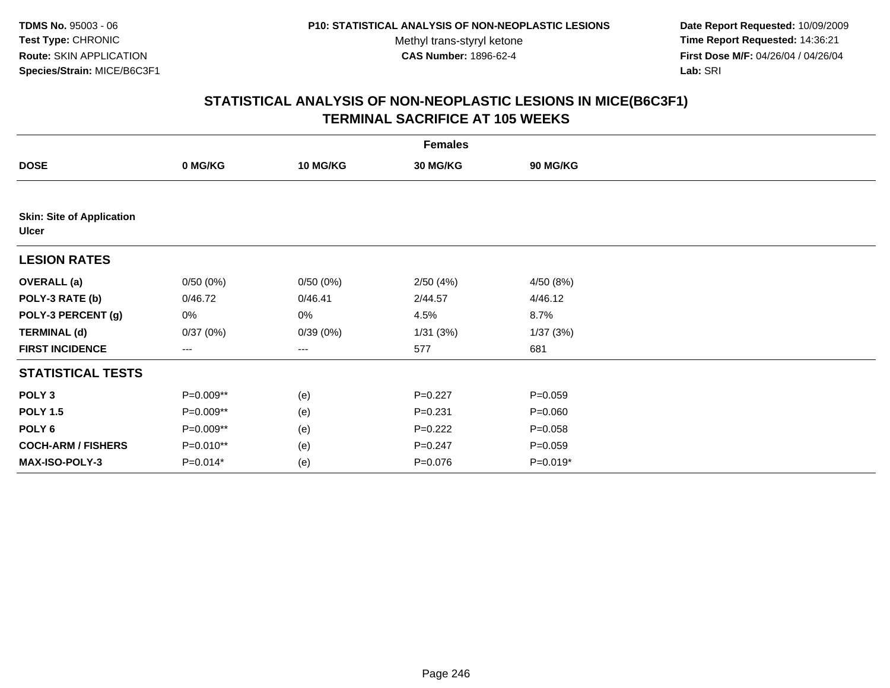**TDMS No.** 95003 - 06
**Test Type:** CHRONIC
**Route:** SKIN APPLICATION
**Species/Strain:** MICE/B6C3F1

**P10: STATISTICAL ANALYSIS OF NON-NEOPLASTIC LESIONS**
Methyl trans-styryl ketone
**CAS Number:** 1896-62-4

**Date Report Requested:** 10/09/2009
**Time Report Requested:** 14:36:21
**First Dose M/F:** 04/26/04 / 04/26/04
**Lab:** SRI

## STATISTICAL ANALYSIS OF NON-NEOPLASTIC LESIONS IN MICE(B6C3F1)
## TERMINAL SACRIFICE AT 105 WEEKS

| Females | | | | |
|---|---|---|---|---|
| **DOSE** | **0 MG/KG** | **10 MG/KG** | **30 MG/KG** | **90 MG/KG** |
| **Skin: Site of Application** | | | | |
| **Ulcer** | | | | |
| **LESION RATES** | | | | |
| **OVERALL (a)** | 0/50 (0%) | 0/50 (0%) | 2/50 (4%) | 4/50 (8%) |
| **POLY-3 RATE (b)** | 0/46.72 | 0/46.41 | 2/44.57 | 4/46.12 |
| **POLY-3 PERCENT (g)** | 0% | 0% | 4.5% | 8.7% |
| **TERMINAL (d)** | 0/37 (0%) | 0/39 (0%) | 1/31 (3%) | 1/37 (3%) |
| **FIRST INCIDENCE** | --- | --- | 577 | 681 |
| **STATISTICAL TESTS** | | | | |
| **POLY 3** | P=0.009** | (e) | P=0.227 | P=0.059 |
| **POLY 1.5** | P=0.009** | (e) | P=0.231 | P=0.060 |
| **POLY 6** | P=0.009** | (e) | P=0.222 | P=0.058 |
| **COCH-ARM / FISHERS** | P=0.010** | (e) | P=0.247 | P=0.059 |
| **MAX-ISO-POLY-3** | P=0.014* | (e) | P=0.076 | P=0.019* |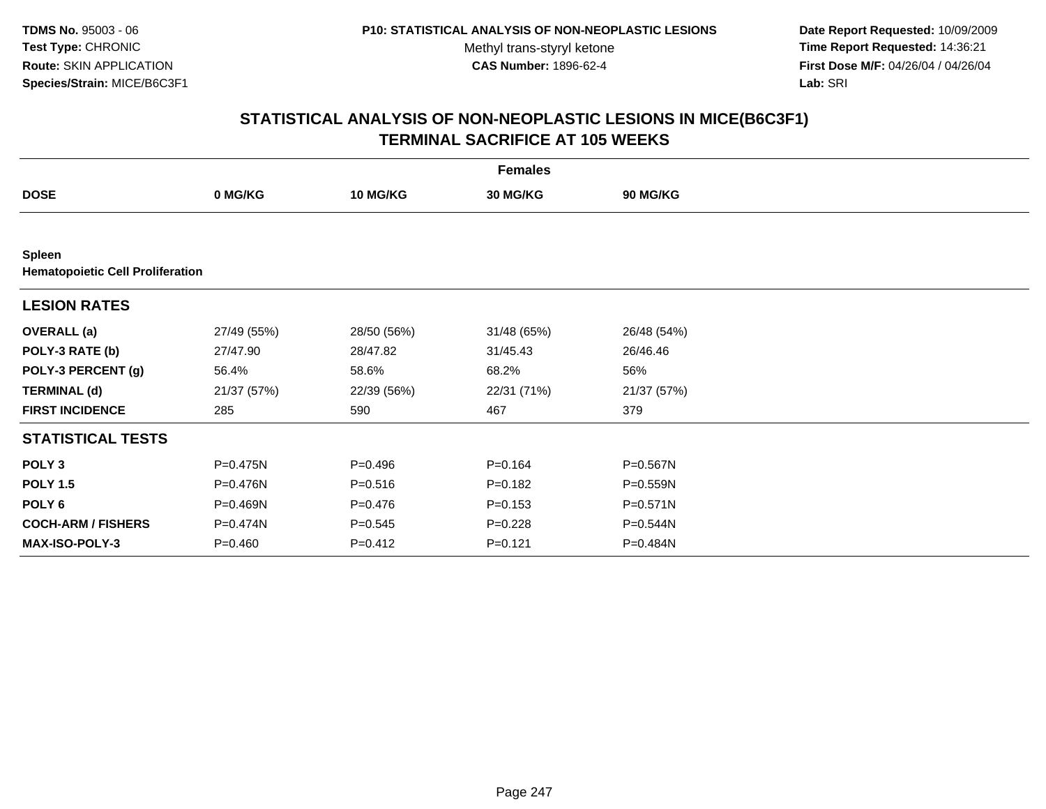**TDMS No.** 95003 - 06
**Test Type:** CHRONIC
**Route:** SKIN APPLICATION
**Species/Strain:** MICE/B6C3F1

**P10: STATISTICAL ANALYSIS OF NON-NEOPLASTIC LESIONS**
Methyl trans-styryl ketone
**CAS Number:** 1896-62-4

**Date Report Requested:** 10/09/2009
**Time Report Requested:** 14:36:21
**First Dose M/F:** 04/26/04 / 04/26/04
**Lab:** SRI

## STATISTICAL ANALYSIS OF NON-NEOPLASTIC LESIONS IN MICE(B6C3F1)
## TERMINAL SACRIFICE AT 105 WEEKS

| | Females | | | |
|---|---|---|---|---|
| **DOSE** | **0 MG/KG** | **10 MG/KG** | **30 MG/KG** | **90 MG/KG** |
| **Spleen** | | | | |
| **Hematopoietic Cell Proliferation** | | | | |
| **LESION RATES** | | | | |
| **OVERALL (a)** | 27/49 (55%) | 28/50 (56%) | 31/48 (65%) | 26/48 (54%) |
| **POLY-3 RATE (b)** | 27/47.90 | 28/47.82 | 31/45.43 | 26/46.46 |
| **POLY-3 PERCENT (g)** | 56.4% | 58.6% | 68.2% | 56% |
| **TERMINAL (d)** | 21/37 (57%) | 22/39 (56%) | 22/31 (71%) | 21/37 (57%) |
| **FIRST INCIDENCE** | 285 | 590 | 467 | 379 |
| **STATISTICAL TESTS** | | | | |
| **POLY 3** | P=0.475N | P=0.496 | P=0.164 | P=0.567N |
| **POLY 1.5** | P=0.476N | P=0.516 | P=0.182 | P=0.559N |
| **POLY 6** | P=0.469N | P=0.476 | P=0.153 | P=0.571N |
| **COCH-ARM / FISHERS** | P=0.474N | P=0.545 | P=0.228 | P=0.544N |
| **MAX-ISO-POLY-3** | P=0.460 | P=0.412 | P=0.121 | P=0.484N |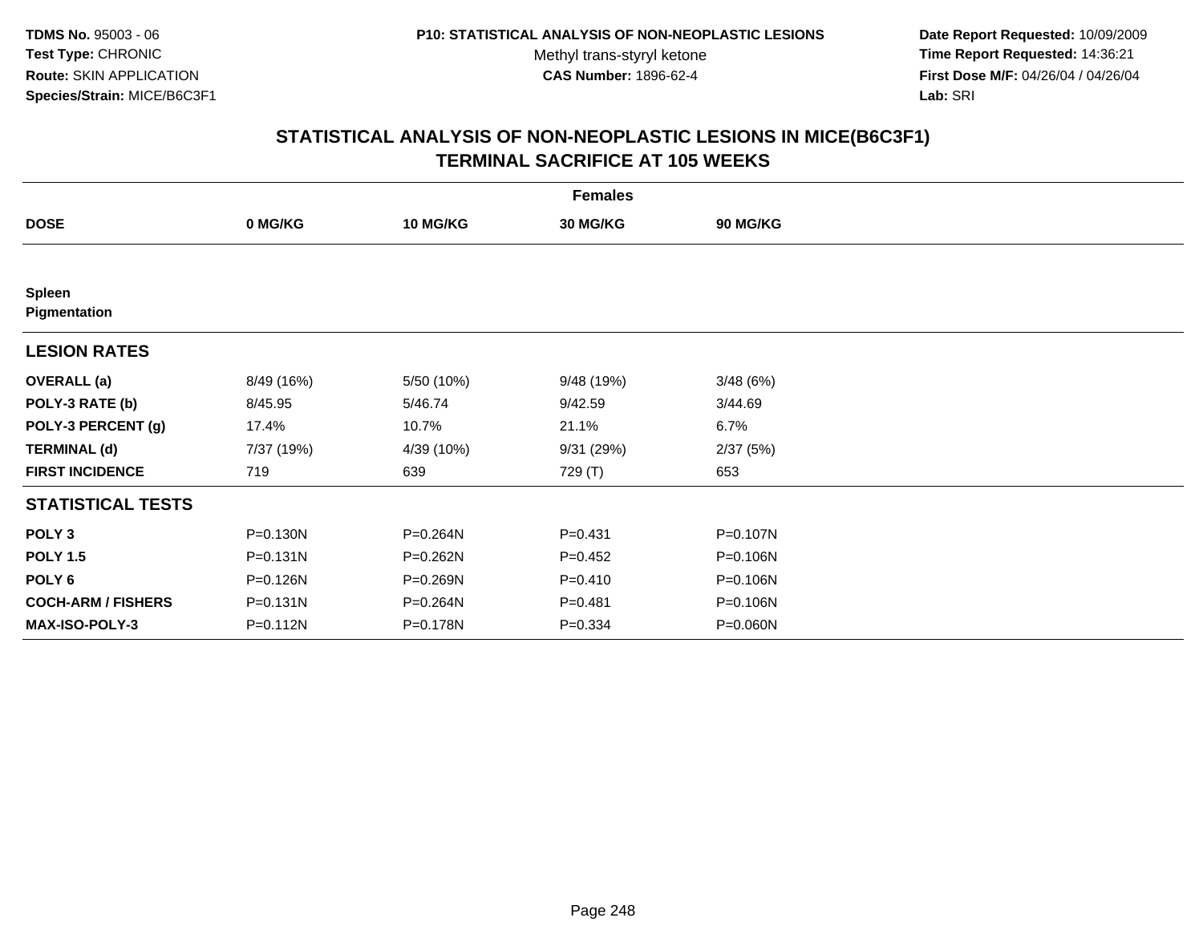**TDMS No.** 95003 - 06
**Test Type:** CHRONIC
**Route:** SKIN APPLICATION
**Species/Strain:** MICE/B6C3F1

**P10: STATISTICAL ANALYSIS OF NON-NEOPLASTIC LESIONS**
Methyl trans-styryl ketone
**CAS Number:** 1896-62-4

**Date Report Requested:** 10/09/2009
**Time Report Requested:** 14:36:21
**First Dose M/F:** 04/26/04 / 04/26/04
**Lab:** SRI

## STATISTICAL ANALYSIS OF NON-NEOPLASTIC LESIONS IN MICE(B6C3F1) TERMINAL SACRIFICE AT 105 WEEKS

| | Females | | | |
|---|---|---|---|---|
| **DOSE** | **0 MG/KG** | **10 MG/KG** | **30 MG/KG** | **90 MG/KG** |
| **Spleen** | | | | |
| **Pigmentation** | | | | |
| **LESION RATES** | | | | |
| **OVERALL (a)** | 8/49 (16%) | 5/50 (10%) | 9/48 (19%) | 3/48 (6%) |
| **POLY-3 RATE (b)** | 8/45.95 | 5/46.74 | 9/42.59 | 3/44.69 |
| **POLY-3 PERCENT (g)** | 17.4% | 10.7% | 21.1% | 6.7% |
| **TERMINAL (d)** | 7/37 (19%) | 4/39 (10%) | 9/31 (29%) | 2/37 (5%) |
| **FIRST INCIDENCE** | 719 | 639 | 729 (T) | 653 |
| **STATISTICAL TESTS** | | | | |
| **POLY 3** | P=0.130N | P=0.264N | P=0.431 | P=0.107N |
| **POLY 1.5** | P=0.131N | P=0.262N | P=0.452 | P=0.106N |
| **POLY 6** | P=0.126N | P=0.269N | P=0.410 | P=0.106N |
| **COCH-ARM / FISHERS** | P=0.131N | P=0.264N | P=0.481 | P=0.106N |
| **MAX-ISO-POLY-3** | P=0.112N | P=0.178N | P=0.334 | P=0.060N |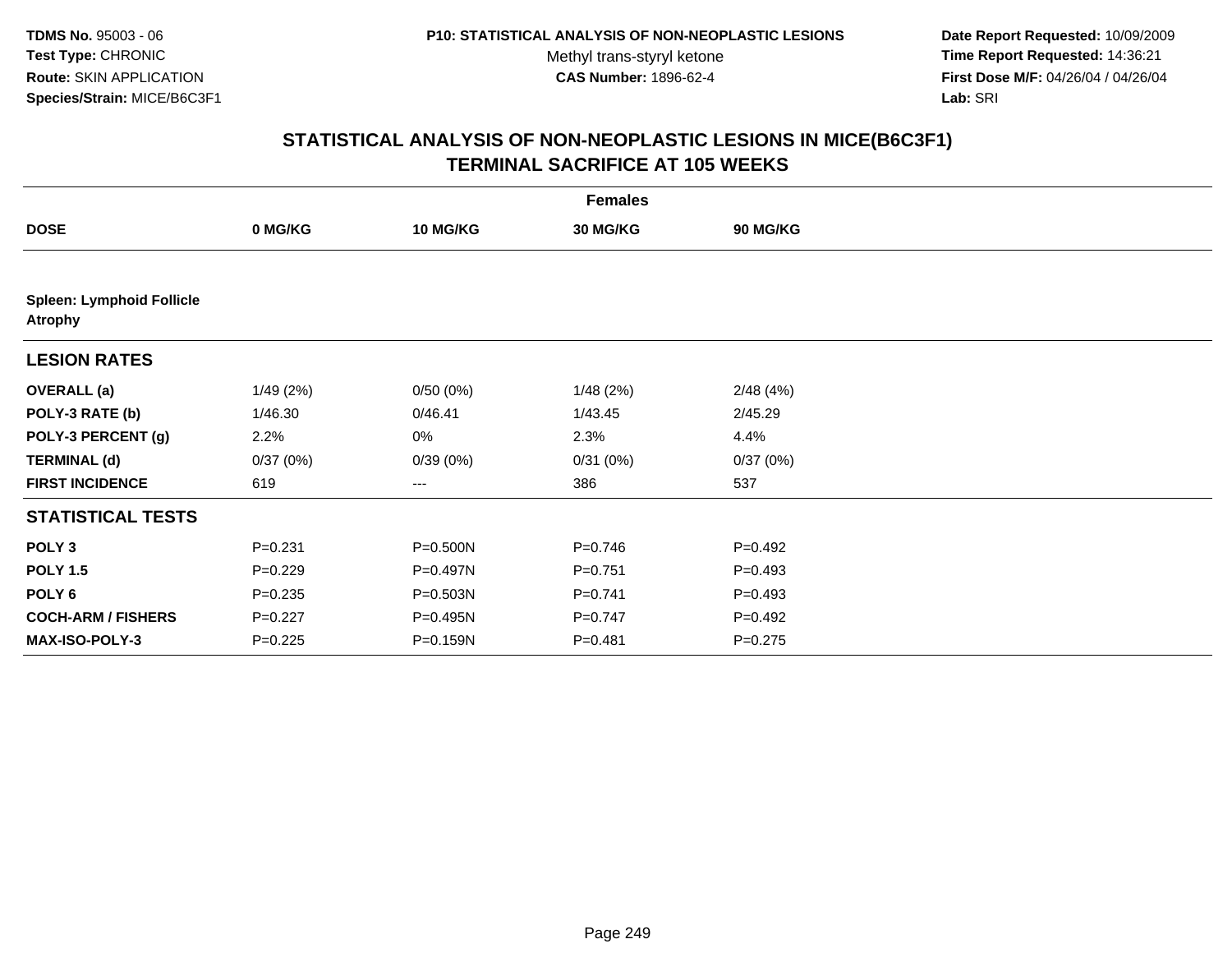TDMS No. 95003 - 06
Test Type: CHRONIC
Route: SKIN APPLICATION
Species/Strain: MICE/B6C3F1

P10: STATISTICAL ANALYSIS OF NON-NEOPLASTIC LESIONS
Methyl trans-styryl ketone
CAS Number: 1896-62-4

Date Report Requested: 10/09/2009
Time Report Requested: 14:36:21
First Dose M/F: 04/26/04 / 04/26/04
Lab: SRI

## STATISTICAL ANALYSIS OF NON-NEOPLASTIC LESIONS IN MICE(B6C3F1) TERMINAL SACRIFICE AT 105 WEEKS

| | Females | | | |
|---|---|---|---|---|
| **DOSE** | **0 MG/KG** | **10 MG/KG** | **30 MG/KG** | **90 MG/KG** |
| **Spleen: Lymphoid Follicle Atrophy** | | | | |
| **LESION RATES** | | | | |
| **OVERALL (a)** | 1/49 (2%) | 0/50 (0%) | 1/48 (2%) | 2/48 (4%) |
| **POLY-3 RATE (b)** | 1/46.30 | 0/46.41 | 1/43.45 | 2/45.29 |
| **POLY-3 PERCENT (g)** | 2.2% | 0% | 2.3% | 4.4% |
| **TERMINAL (d)** | 0/37 (0%) | 0/39 (0%) | 0/31 (0%) | 0/37 (0%) |
| **FIRST INCIDENCE** | 619 | --- | 386 | 537 |
| **STATISTICAL TESTS** | | | | |
| **POLY 3** | P=0.231 | P=0.500N | P=0.746 | P=0.492 |
| **POLY 1.5** | P=0.229 | P=0.497N | P=0.751 | P=0.493 |
| **POLY 6** | P=0.235 | P=0.503N | P=0.741 | P=0.493 |
| **COCH-ARM / FISHERS** | P=0.227 | P=0.495N | P=0.747 | P=0.492 |
| **MAX-ISO-POLY-3** | P=0.225 | P=0.159N | P=0.481 | P=0.275 |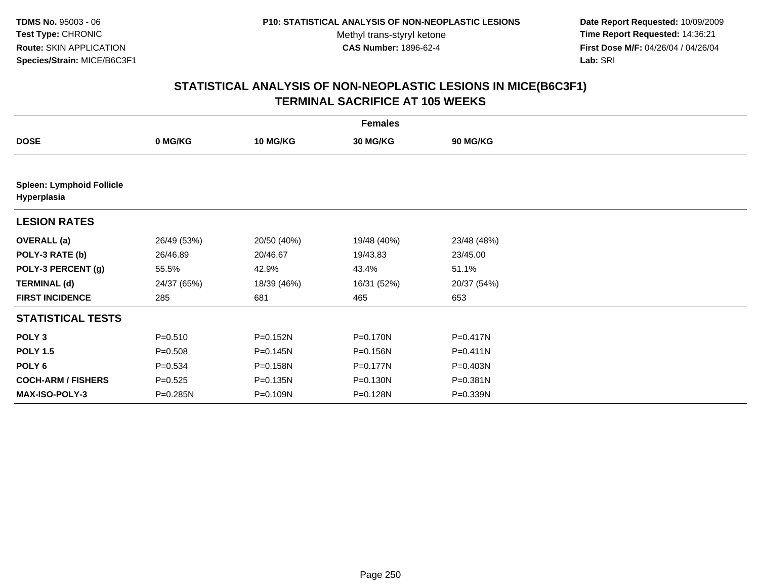**TDMS No.** 95003 - 06
**Test Type:** CHRONIC
**Route:** SKIN APPLICATION
**Species/Strain:** MICE/B6C3F1

**P10: STATISTICAL ANALYSIS OF NON-NEOPLASTIC LESIONS**
Methyl trans-styryl ketone
**CAS Number:** 1896-62-4

**Date Report Requested:** 10/09/2009
**Time Report Requested:** 14:36:21
**First Dose M/F:** 04/26/04 / 04/26/04
**Lab:** SRI

## STATISTICAL ANALYSIS OF NON-NEOPLASTIC LESIONS IN MICE(B6C3F1)
## TERMINAL SACRIFICE AT 105 WEEKS

| | Females | | | |
|---|---|---|---|---|
| **DOSE** | **0 MG/KG** | **10 MG/KG** | **30 MG/KG** | **90 MG/KG** |
| **Spleen: Lymphoid Follicle Hyperplasia** | | | | |
| **LESION RATES** | | | | |
| **OVERALL (a)** | 26/49 (53%) | 20/50 (40%) | 19/48 (40%) | 23/48 (48%) |
| **POLY-3 RATE (b)** | 26/46.89 | 20/46.67 | 19/43.83 | 23/45.00 |
| **POLY-3 PERCENT (g)** | 55.5% | 42.9% | 43.4% | 51.1% |
| **TERMINAL (d)** | 24/37 (65%) | 18/39 (46%) | 16/31 (52%) | 20/37 (54%) |
| **FIRST INCIDENCE** | 285 | 681 | 465 | 653 |
| **STATISTICAL TESTS** | | | | |
| **POLY 3** | P=0.510 | P=0.152N | P=0.170N | P=0.417N |
| **POLY 1.5** | P=0.508 | P=0.145N | P=0.156N | P=0.411N |
| **POLY 6** | P=0.534 | P=0.158N | P=0.177N | P=0.403N |
| **COCH-ARM / FISHERS** | P=0.525 | P=0.135N | P=0.130N | P=0.381N |
| **MAX-ISO-POLY-3** | P=0.285N | P=0.109N | P=0.128N | P=0.339N |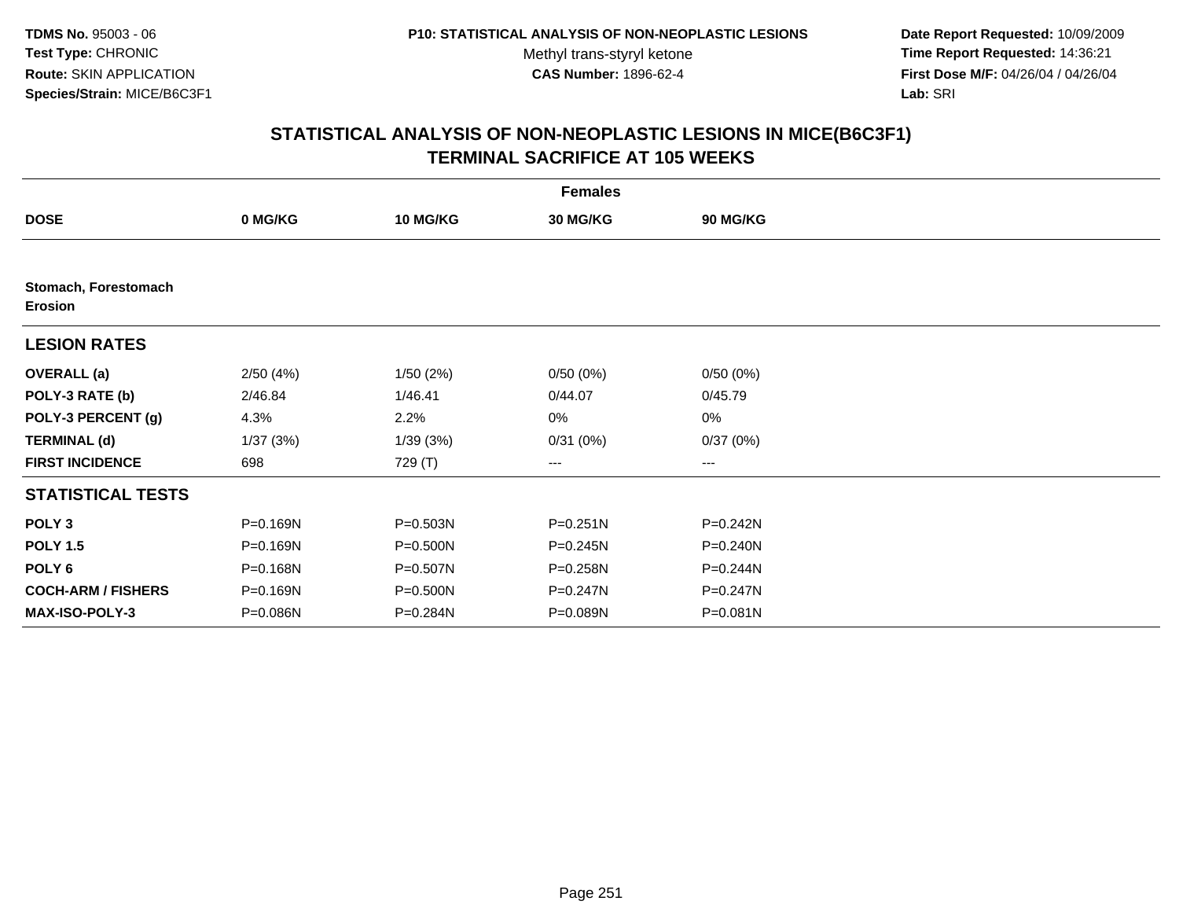TDMS No. 95003 - 06
Test Type: CHRONIC
Route: SKIN APPLICATION
Species/Strain: MICE/B6C3F1

P10: STATISTICAL ANALYSIS OF NON-NEOPLASTIC LESIONS
Methyl trans-styryl ketone
CAS Number: 1896-62-4

Date Report Requested: 10/09/2009
Time Report Requested: 14:36:21
First Dose M/F: 04/26/04 / 04/26/04
Lab: SRI

## STATISTICAL ANALYSIS OF NON-NEOPLASTIC LESIONS IN MICE(B6C3F1)
## TERMINAL SACRIFICE AT 105 WEEKS

| | Females | | | |
|---|---|---|---|---|
| **DOSE** | **0 MG/KG** | **10 MG/KG** | **30 MG/KG** | **90 MG/KG** |
| **Stomach, Forestomach Erosion** | | | | |
| **LESION RATES** | | | | |
| **OVERALL (a)** | 2/50 (4%) | 1/50 (2%) | 0/50 (0%) | 0/50 (0%) |
| **POLY-3 RATE (b)** | 2/46.84 | 1/46.41 | 0/44.07 | 0/45.79 |
| **POLY-3 PERCENT (g)** | 4.3% | 2.2% | 0% | 0% |
| **TERMINAL (d)** | 1/37 (3%) | 1/39 (3%) | 0/31 (0%) | 0/37 (0%) |
| **FIRST INCIDENCE** | 698 | 729 (T) | --- | --- |
| **STATISTICAL TESTS** | | | | |
| **POLY 3** | P=0.169N | P=0.503N | P=0.251N | P=0.242N |
| **POLY 1.5** | P=0.169N | P=0.500N | P=0.245N | P=0.240N |
| **POLY 6** | P=0.168N | P=0.507N | P=0.258N | P=0.244N |
| **COCH-ARM / FISHERS** | P=0.169N | P=0.500N | P=0.247N | P=0.247N |
| **MAX-ISO-POLY-3** | P=0.086N | P=0.284N | P=0.089N | P=0.081N |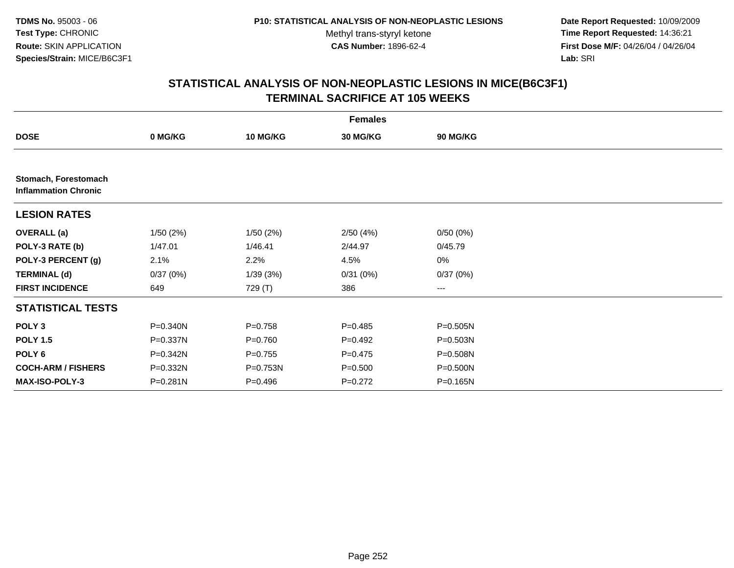TDMS No. 95003 - 06
Test Type: CHRONIC
Route: SKIN APPLICATION
Species/Strain: MICE/B6C3F1

P10: STATISTICAL ANALYSIS OF NON-NEOPLASTIC LESIONS
Methyl trans-styryl ketone
CAS Number: 1896-62-4

Date Report Requested: 10/09/2009
Time Report Requested: 14:36:21
First Dose M/F: 04/26/04 / 04/26/04
Lab: SRI

## STATISTICAL ANALYSIS OF NON-NEOPLASTIC LESIONS IN MICE(B6C3F1)
## TERMINAL SACRIFICE AT 105 WEEKS

| | Females | | | |
|---|---|---|---|---|
| **DOSE** | **0 MG/KG** | **10 MG/KG** | **30 MG/KG** | **90 MG/KG** |
| **Stomach, Forestomach Inflammation Chronic** | | | | |
| **LESION RATES** | | | | |
| **OVERALL (a)** | 1/50 (2%) | 1/50 (2%) | 2/50 (4%) | 0/50 (0%) |
| **POLY-3 RATE (b)** | 1/47.01 | 1/46.41 | 2/44.97 | 0/45.79 |
| **POLY-3 PERCENT (g)** | 2.1% | 2.2% | 4.5% | 0% |
| **TERMINAL (d)** | 0/37 (0%) | 1/39 (3%) | 0/31 (0%) | 0/37 (0%) |
| **FIRST INCIDENCE** | 649 | 729 (T) | 386 | --- |
| **STATISTICAL TESTS** | | | | |
| **POLY 3** | P=0.340N | P=0.758 | P=0.485 | P=0.505N |
| **POLY 1.5** | P=0.337N | P=0.760 | P=0.492 | P=0.503N |
| **POLY 6** | P=0.342N | P=0.755 | P=0.475 | P=0.508N |
| **COCH-ARM / FISHERS** | P=0.332N | P=0.753N | P=0.500 | P=0.500N |
| **MAX-ISO-POLY-3** | P=0.281N | P=0.496 | P=0.272 | P=0.165N |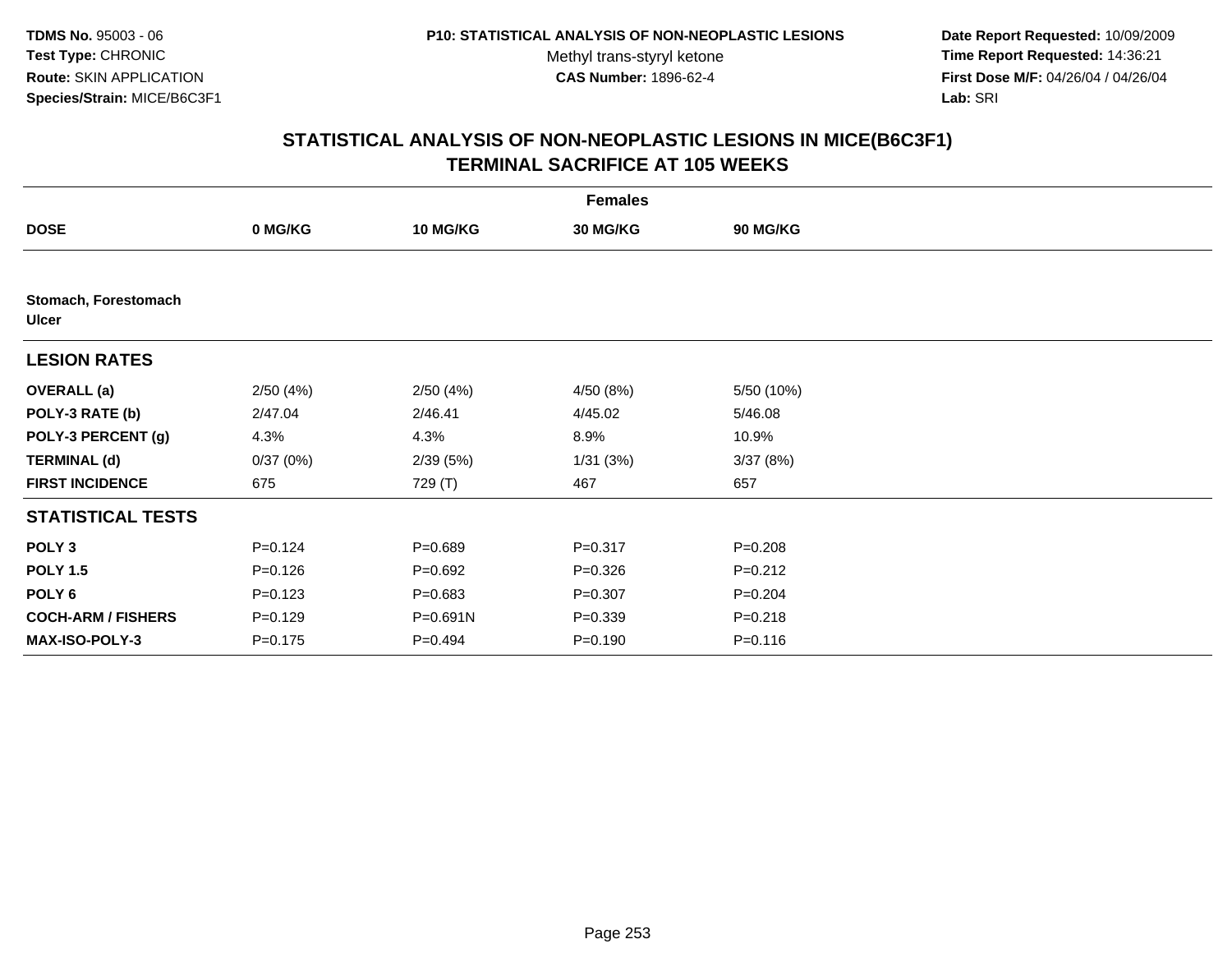TDMS No. 95003 - 06
Test Type: CHRONIC
Route: SKIN APPLICATION
Species/Strain: MICE/B6C3F1

P10: STATISTICAL ANALYSIS OF NON-NEOPLASTIC LESIONS
Methyl trans-styryl ketone
CAS Number: 1896-62-4

Date Report Requested: 10/09/2009
Time Report Requested: 14:36:21
First Dose M/F: 04/26/04 / 04/26/04
Lab: SRI

## STATISTICAL ANALYSIS OF NON-NEOPLASTIC LESIONS IN MICE(B6C3F1)
## TERMINAL SACRIFICE AT 105 WEEKS

| | Females | | | |
|---|---|---|---|---|
| **DOSE** | **0 MG/KG** | **10 MG/KG** | **30 MG/KG** | **90 MG/KG** |
| **Stomach, Forestomach Ulcer** | | | | |
| **LESION RATES** | | | | |
| **OVERALL (a)** | 2/50 (4%) | 2/50 (4%) | 4/50 (8%) | 5/50 (10%) |
| **POLY-3 RATE (b)** | 2/47.04 | 2/46.41 | 4/45.02 | 5/46.08 |
| **POLY-3 PERCENT (g)** | 4.3% | 4.3% | 8.9% | 10.9% |
| **TERMINAL (d)** | 0/37 (0%) | 2/39 (5%) | 1/31 (3%) | 3/37 (8%) |
| **FIRST INCIDENCE** | 675 | 729 (T) | 467 | 657 |
| **STATISTICAL TESTS** | | | | |
| **POLY 3** | P=0.124 | P=0.689 | P=0.317 | P=0.208 |
| **POLY 1.5** | P=0.126 | P=0.692 | P=0.326 | P=0.212 |
| **POLY 6** | P=0.123 | P=0.683 | P=0.307 | P=0.204 |
| **COCH-ARM / FISHERS** | P=0.129 | P=0.691N | P=0.339 | P=0.218 |
| **MAX-ISO-POLY-3** | P=0.175 | P=0.494 | P=0.190 | P=0.116 |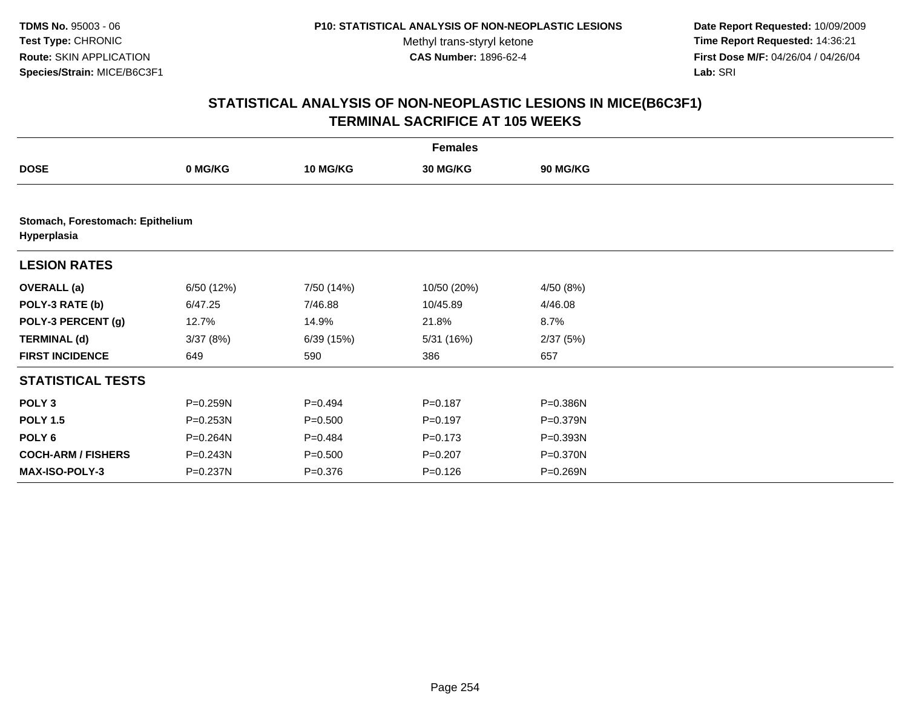# STATISTICAL ANALYSIS OF NON-NEOPLASTIC LESIONS IN MICE(B6C3F1) TERMINAL SACRIFICE AT 105 WEEKS

| | Females | | | |
|---|---|---|---|---|
| **DOSE** | **0 MG/KG** | **10 MG/KG** | **30 MG/KG** | **90 MG/KG** |
| **Stomach, Forestomach: Epithelium Hyperplasia** | | | | |
| **LESION RATES** | | | | |
| **OVERALL (a)** | 6/50 (12%) | 7/50 (14%) | 10/50 (20%) | 4/50 (8%) |
| **POLY-3 RATE (b)** | 6/47.25 | 7/46.88 | 10/45.89 | 4/46.08 |
| **POLY-3 PERCENT (g)** | 12.7% | 14.9% | 21.8% | 8.7% |
| **TERMINAL (d)** | 3/37 (8%) | 6/39 (15%) | 5/31 (16%) | 2/37 (5%) |
| **FIRST INCIDENCE** | 649 | 590 | 386 | 657 |
| **STATISTICAL TESTS** | | | | |
| **POLY 3** | P=0.259N | P=0.494 | P=0.187 | P=0.386N |
| **POLY 1.5** | P=0.253N | P=0.500 | P=0.197 | P=0.379N |
| **POLY 6** | P=0.264N | P=0.484 | P=0.173 | P=0.393N |
| **COCH-ARM / FISHERS** | P=0.243N | P=0.500 | P=0.207 | P=0.370N |
| **MAX-ISO-POLY-3** | P=0.237N | P=0.376 | P=0.126 | P=0.269N |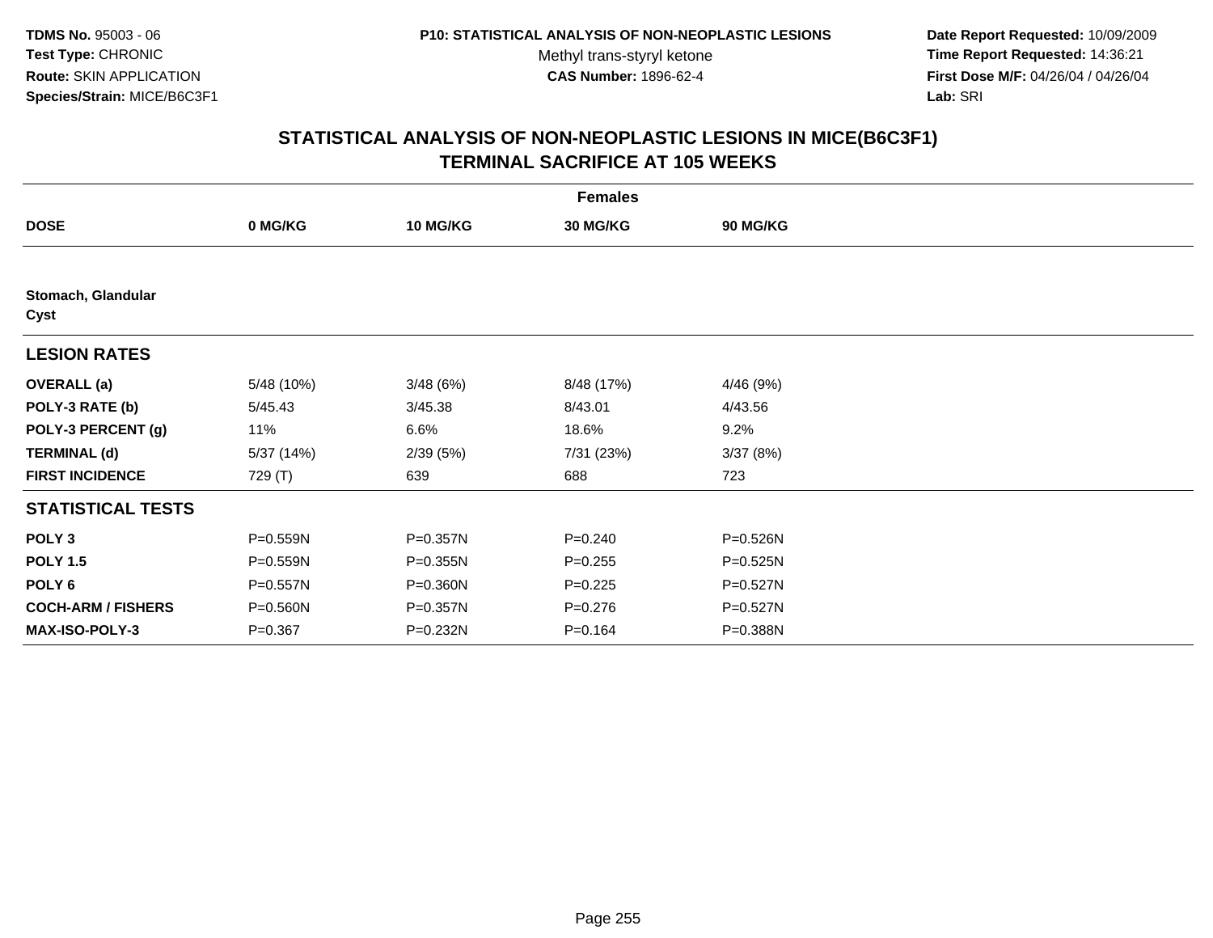TDMS No. 95003 - 06
Test Type: CHRONIC
Route: SKIN APPLICATION
Species/Strain: MICE/B6C3F1

P10: STATISTICAL ANALYSIS OF NON-NEOPLASTIC LESIONS
Methyl trans-styryl ketone
CAS Number: 1896-62-4

Date Report Requested: 10/09/2009
Time Report Requested: 14:36:21
First Dose M/F: 04/26/04 / 04/26/04
Lab: SRI

## STATISTICAL ANALYSIS OF NON-NEOPLASTIC LESIONS IN MICE(B6C3F1)
## TERMINAL SACRIFICE AT 105 WEEKS

| | Females | | | |
|---|---|---|---|---|
| **DOSE** | **0 MG/KG** | **10 MG/KG** | **30 MG/KG** | **90 MG/KG** |
| **Stomach, Glandular** | | | | |
| **Cyst** | | | | |
| **LESION RATES** | | | | |
| **OVERALL (a)** | 5/48 (10%) | 3/48 (6%) | 8/48 (17%) | 4/46 (9%) |
| **POLY-3 RATE (b)** | 5/45.43 | 3/45.38 | 8/43.01 | 4/43.56 |
| **POLY-3 PERCENT (g)** | 11% | 6.6% | 18.6% | 9.2% |
| **TERMINAL (d)** | 5/37 (14%) | 2/39 (5%) | 7/31 (23%) | 3/37 (8%) |
| **FIRST INCIDENCE** | 729 (T) | 639 | 688 | 723 |
| **STATISTICAL TESTS** | | | | |
| **POLY 3** | P=0.559N | P=0.357N | P=0.240 | P=0.526N |
| **POLY 1.5** | P=0.559N | P=0.355N | P=0.255 | P=0.525N |
| **POLY 6** | P=0.557N | P=0.360N | P=0.225 | P=0.527N |
| **COCH-ARM / FISHERS** | P=0.560N | P=0.357N | P=0.276 | P=0.527N |
| **MAX-ISO-POLY-3** | P=0.367 | P=0.232N | P=0.164 | P=0.388N |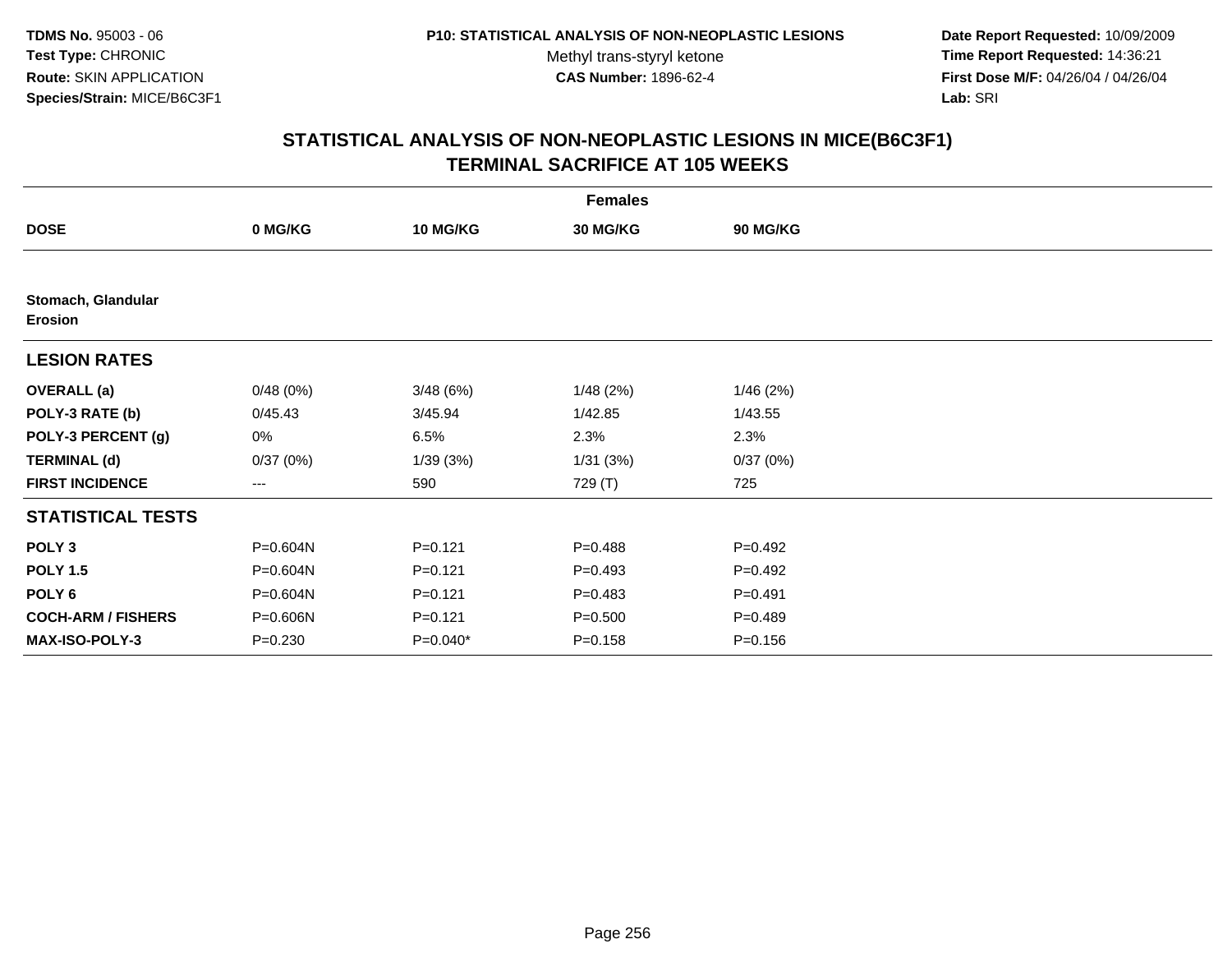# STATISTICAL ANALYSIS OF NON-NEOPLASTIC LESIONS IN MICE(B6C3F1)
## TERMINAL SACRIFICE AT 105 WEEKS

| | Females | | | |
|---|---|---|---|---|
| **DOSE** | **0 MG/KG** | **10 MG/KG** | **30 MG/KG** | **90 MG/KG** |
| **Stomach, Glandular Erosion** | | | | |
| **LESION RATES** | | | | |
| **OVERALL (a)** | 0/48 (0%) | 3/48 (6%) | 1/48 (2%) | 1/46 (2%) |
| **POLY-3 RATE (b)** | 0/45.43 | 3/45.94 | 1/42.85 | 1/43.55 |
| **POLY-3 PERCENT (g)** | 0% | 6.5% | 2.3% | 2.3% |
| **TERMINAL (d)** | 0/37 (0%) | 1/39 (3%) | 1/31 (3%) | 0/37 (0%) |
| **FIRST INCIDENCE** | --- | 590 | 729 (T) | 725 |
| **STATISTICAL TESTS** | | | | |
| **POLY 3** | P=0.604N | P=0.121 | P=0.488 | P=0.492 |
| **POLY 1.5** | P=0.604N | P=0.121 | P=0.493 | P=0.492 |
| **POLY 6** | P=0.604N | P=0.121 | P=0.483 | P=0.491 |
| **COCH-ARM / FISHERS** | P=0.606N | P=0.121 | P=0.500 | P=0.489 |
| **MAX-ISO-POLY-3** | P=0.230 | P=0.040* | P=0.158 | P=0.156 |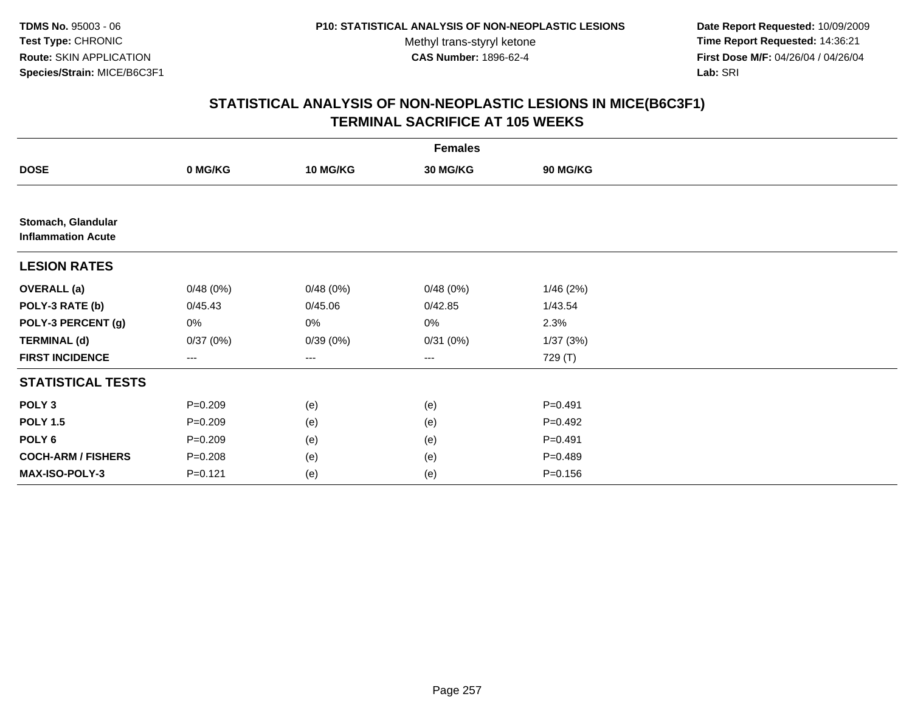**TDMS No.** 95003 - 06
**Test Type:** CHRONIC
**Route:** SKIN APPLICATION
**Species/Strain:** MICE/B6C3F1

**P10: STATISTICAL ANALYSIS OF NON-NEOPLASTIC LESIONS**
Methyl trans-styryl ketone
**CAS Number:** 1896-62-4

**Date Report Requested:** 10/09/2009
**Time Report Requested:** 14:36:21
**First Dose M/F:** 04/26/04 / 04/26/04
**Lab:** SRI

## STATISTICAL ANALYSIS OF NON-NEOPLASTIC LESIONS IN MICE(B6C3F1) TERMINAL SACRIFICE AT 105 WEEKS

| Females | | | | |
|---|---|---|---|---|
| **DOSE** | **0 MG/KG** | **10 MG/KG** | **30 MG/KG** | **90 MG/KG** |
| **Stomach, Glandular** **Inflammation Acute** | | | | |
| **LESION RATES** | | | | |
| **OVERALL (a)** | 0/48 (0%) | 0/48 (0%) | 0/48 (0%) | 1/46 (2%) |
| **POLY-3 RATE (b)** | 0/45.43 | 0/45.06 | 0/42.85 | 1/43.54 |
| **POLY-3 PERCENT (g)** | 0% | 0% | 0% | 2.3% |
| **TERMINAL (d)** | 0/37 (0%) | 0/39 (0%) | 0/31 (0%) | 1/37 (3%) |
| **FIRST INCIDENCE** | --- | --- | --- | 729 (T) |
| **STATISTICAL TESTS** | | | | |
| **POLY 3** | P=0.209 | (e) | (e) | P=0.491 |
| **POLY 1.5** | P=0.209 | (e) | (e) | P=0.492 |
| **POLY 6** | P=0.209 | (e) | (e) | P=0.491 |
| **COCH-ARM / FISHERS** | P=0.208 | (e) | (e) | P=0.489 |
| **MAX-ISO-POLY-3** | P=0.121 | (e) | (e) | P=0.156 |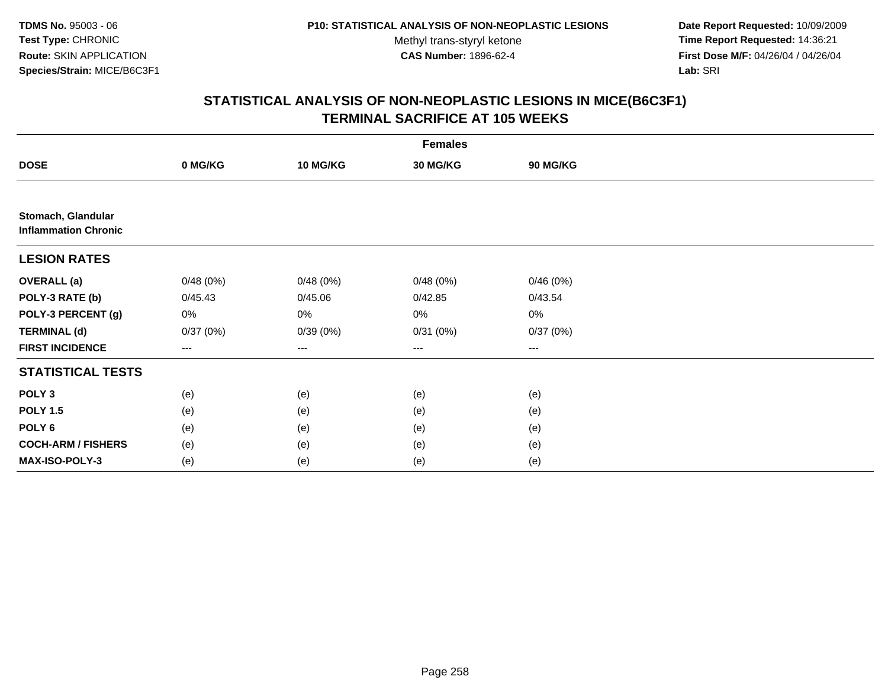TDMS No. 95003 - 06
Test Type: CHRONIC
Route: SKIN APPLICATION
Species/Strain: MICE/B6C3F1

P10: STATISTICAL ANALYSIS OF NON-NEOPLASTIC LESIONS
Methyl trans-styryl ketone
CAS Number: 1896-62-4

Date Report Requested: 10/09/2009
Time Report Requested: 14:36:21
First Dose M/F: 04/26/04 / 04/26/04
Lab: SRI

## STATISTICAL ANALYSIS OF NON-NEOPLASTIC LESIONS IN MICE(B6C3F1)
## TERMINAL SACRIFICE AT 105 WEEKS

| | Females | | | |
|---|---|---|---|---|
| **DOSE** | **0 MG/KG** | **10 MG/KG** | **30 MG/KG** | **90 MG/KG** |
| **Stomach, Glandular** | | | | |
| **Inflammation Chronic** | | | | |
| **LESION RATES** | | | | |
| **OVERALL (a)** | 0/48 (0%) | 0/48 (0%) | 0/48 (0%) | 0/46 (0%) |
| **POLY-3 RATE (b)** | 0/45.43 | 0/45.06 | 0/42.85 | 0/43.54 |
| **POLY-3 PERCENT (g)** | 0% | 0% | 0% | 0% |
| **TERMINAL (d)** | 0/37 (0%) | 0/39 (0%) | 0/31 (0%) | 0/37 (0%) |
| **FIRST INCIDENCE** | --- | --- | --- | --- |
| **STATISTICAL TESTS** | | | | |
| **POLY 3** | (e) | (e) | (e) | (e) |
| **POLY 1.5** | (e) | (e) | (e) | (e) |
| **POLY 6** | (e) | (e) | (e) | (e) |
| **COCH-ARM / FISHERS** | (e) | (e) | (e) | (e) |
| **MAX-ISO-POLY-3** | (e) | (e) | (e) | (e) |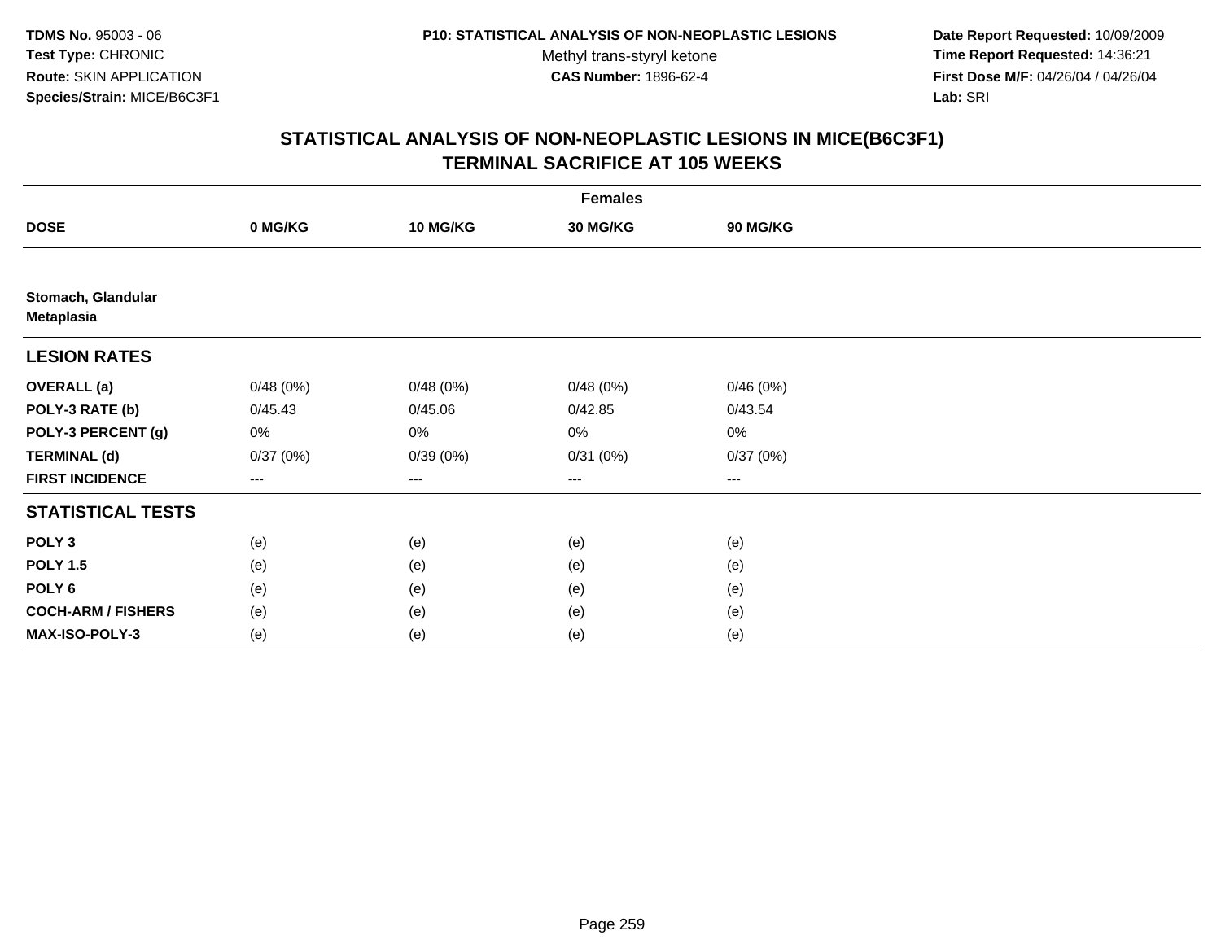TDMS No. 95003 - 06
Test Type: CHRONIC
Route: SKIN APPLICATION
Species/Strain: MICE/B6C3F1

P10: STATISTICAL ANALYSIS OF NON-NEOPLASTIC LESIONS
Methyl trans-styryl ketone
CAS Number: 1896-62-4

Date Report Requested: 10/09/2009
Time Report Requested: 14:36:21
First Dose M/F: 04/26/04 / 04/26/04
Lab: SRI

## STATISTICAL ANALYSIS OF NON-NEOPLASTIC LESIONS IN MICE(B6C3F1) TERMINAL SACRIFICE AT 105 WEEKS

| | Females | | | |
|---|---|---|---|---|
| **DOSE** | **0 MG/KG** | **10 MG/KG** | **30 MG/KG** | **90 MG/KG** |
| **Stomach, Glandular Metaplasia** | | | | |
| **LESION RATES** | | | | |
| **OVERALL (a)** | 0/48 (0%) | 0/48 (0%) | 0/48 (0%) | 0/46 (0%) |
| **POLY-3 RATE (b)** | 0/45.43 | 0/45.06 | 0/42.85 | 0/43.54 |
| **POLY-3 PERCENT (g)** | 0% | 0% | 0% | 0% |
| **TERMINAL (d)** | 0/37 (0%) | 0/39 (0%) | 0/31 (0%) | 0/37 (0%) |
| **FIRST INCIDENCE** | --- | --- | --- | --- |
| **STATISTICAL TESTS** | | | | |
| **POLY 3** | (e) | (e) | (e) | (e) |
| **POLY 1.5** | (e) | (e) | (e) | (e) |
| **POLY 6** | (e) | (e) | (e) | (e) |
| **COCH-ARM / FISHERS** | (e) | (e) | (e) | (e) |
| **MAX-ISO-POLY-3** | (e) | (e) | (e) | (e) |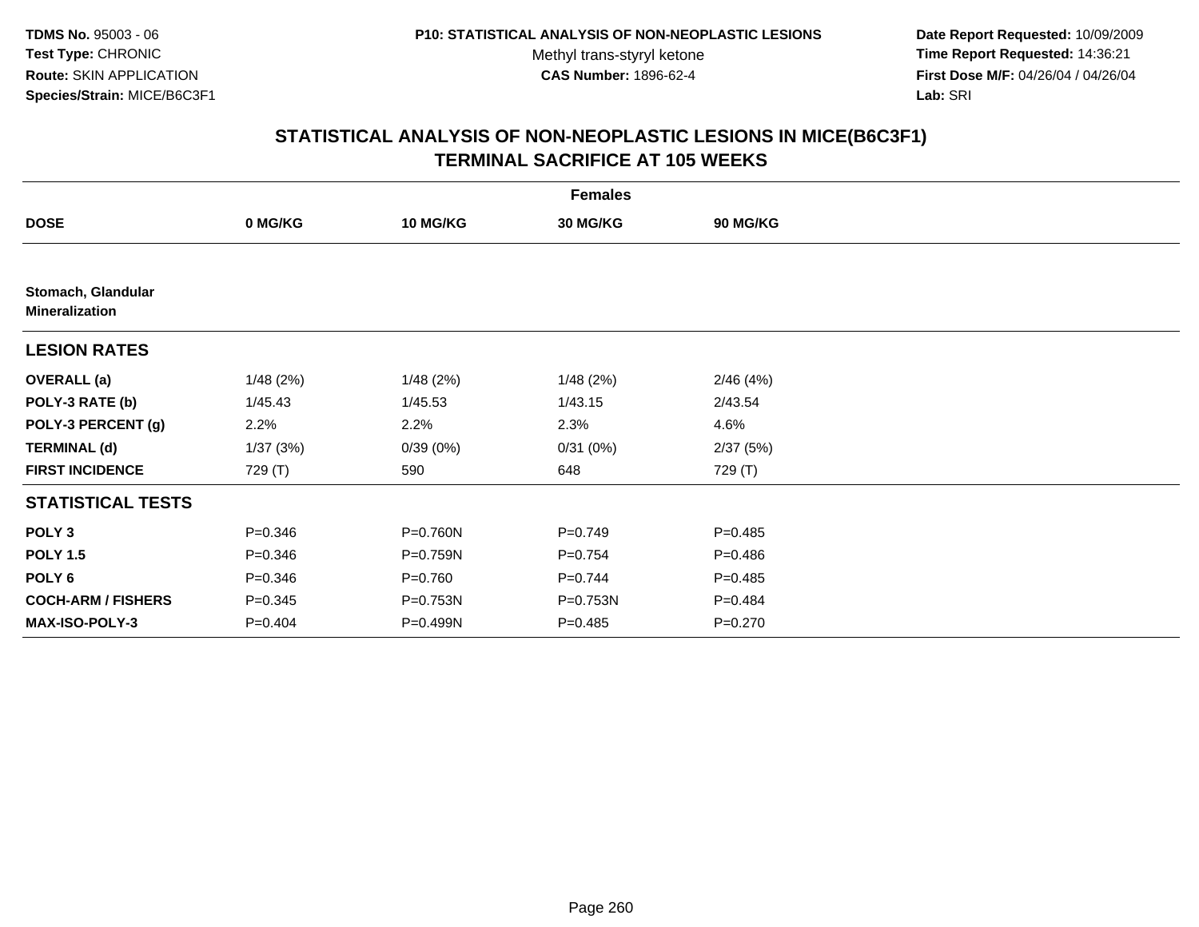## STATISTICAL ANALYSIS OF NON-NEOPLASTIC LESIONS IN MICE(B6C3F1)
## TERMINAL SACRIFICE AT 105 WEEKS

| | Females | | | |
|---|---|---|---|---|
| **DOSE** | **0 MG/KG** | **10 MG/KG** | **30 MG/KG** | **90 MG/KG** |
| **Stomach, Glandular Mineralization** | | | | |
| **LESION RATES** | | | | |
| **OVERALL (a)** | 1/48 (2%) | 1/48 (2%) | 1/48 (2%) | 2/46 (4%) |
| **POLY-3 RATE (b)** | 1/45.43 | 1/45.53 | 1/43.15 | 2/43.54 |
| **POLY-3 PERCENT (g)** | 2.2% | 2.2% | 2.3% | 4.6% |
| **TERMINAL (d)** | 1/37 (3%) | 0/39 (0%) | 0/31 (0%) | 2/37 (5%) |
| **FIRST INCIDENCE** | 729 (T) | 590 | 648 | 729 (T) |
| **STATISTICAL TESTS** | | | | |
| **POLY 3** | P=0.346 | P=0.760N | P=0.749 | P=0.485 |
| **POLY 1.5** | P=0.346 | P=0.759N | P=0.754 | P=0.486 |
| **POLY 6** | P=0.346 | P=0.760 | P=0.744 | P=0.485 |
| **COCH-ARM / FISHERS** | P=0.345 | P=0.753N | P=0.753N | P=0.484 |
| **MAX-ISO-POLY-3** | P=0.404 | P=0.499N | P=0.485 | P=0.270 |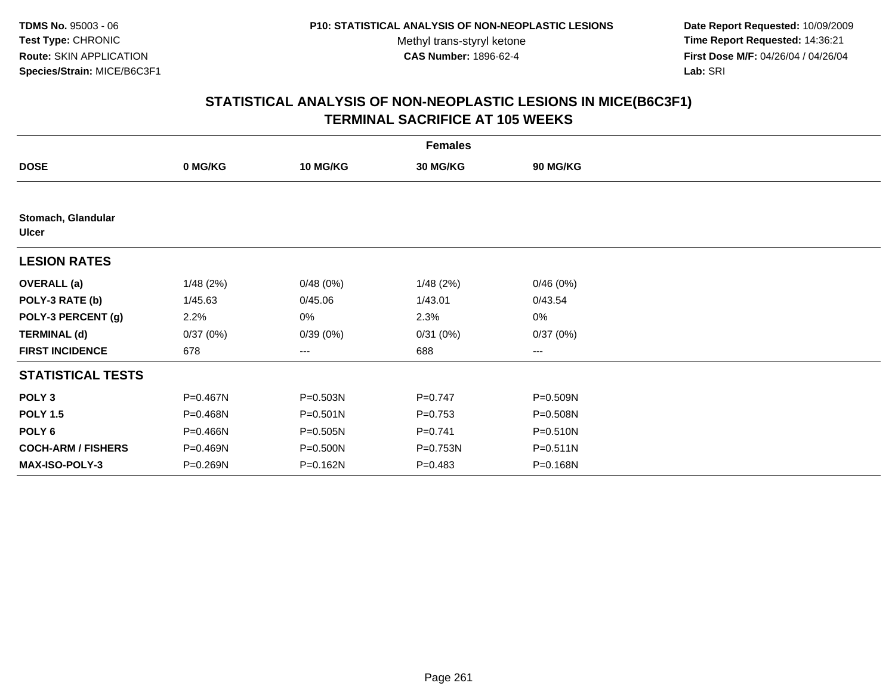TDMS No. 95003 - 06
Test Type: CHRONIC
Route: SKIN APPLICATION
Species/Strain: MICE/B6C3F1

P10: STATISTICAL ANALYSIS OF NON-NEOPLASTIC LESIONS
Methyl trans-styryl ketone
CAS Number: 1896-62-4

Date Report Requested: 10/09/2009
Time Report Requested: 14:36:21
First Dose M/F: 04/26/04 / 04/26/04
Lab: SRI

## STATISTICAL ANALYSIS OF NON-NEOPLASTIC LESIONS IN MICE(B6C3F1)
## TERMINAL SACRIFICE AT 105 WEEKS

| | Females | | | |
|---|---|---|---|---|
| **DOSE** | **0 MG/KG** | **10 MG/KG** | **30 MG/KG** | **90 MG/KG** |
| **Stomach, Glandular** | | | | |
| **Ulcer** | | | | |
| **LESION RATES** | | | | |
| **OVERALL (a)** | 1/48 (2%) | 0/48 (0%) | 1/48 (2%) | 0/46 (0%) |
| **POLY-3 RATE (b)** | 1/45.63 | 0/45.06 | 1/43.01 | 0/43.54 |
| **POLY-3 PERCENT (g)** | 2.2% | 0% | 2.3% | 0% |
| **TERMINAL (d)** | 0/37 (0%) | 0/39 (0%) | 0/31 (0%) | 0/37 (0%) |
| **FIRST INCIDENCE** | 678 | --- | 688 | --- |
| **STATISTICAL TESTS** | | | | |
| **POLY 3** | P=0.467N | P=0.503N | P=0.747 | P=0.509N |
| **POLY 1.5** | P=0.468N | P=0.501N | P=0.753 | P=0.508N |
| **POLY 6** | P=0.466N | P=0.505N | P=0.741 | P=0.510N |
| **COCH-ARM / FISHERS** | P=0.469N | P=0.500N | P=0.753N | P=0.511N |
| **MAX-ISO-POLY-3** | P=0.269N | P=0.162N | P=0.483 | P=0.168N |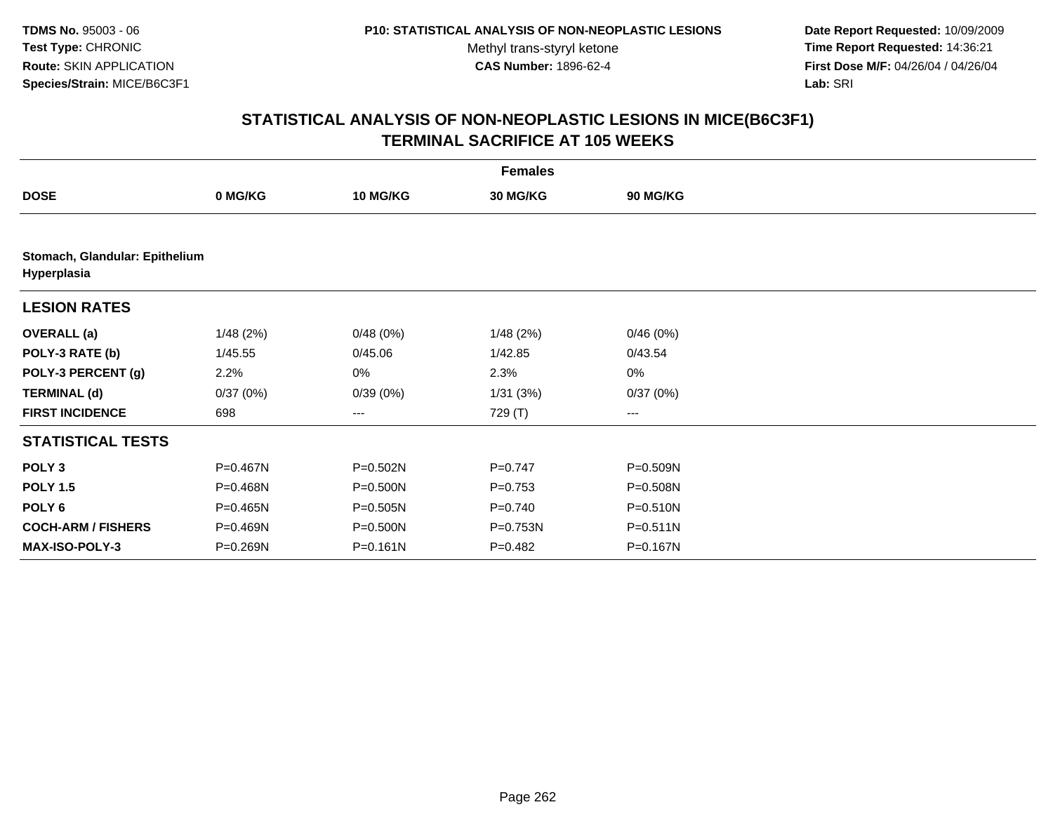**TDMS No.** 95003 - 06
**Test Type:** CHRONIC
**Route:** SKIN APPLICATION
**Species/Strain:** MICE/B6C3F1

**P10: STATISTICAL ANALYSIS OF NON-NEOPLASTIC LESIONS**
Methyl trans-styryl ketone
**CAS Number:** 1896-62-4

**Date Report Requested:** 10/09/2009
**Time Report Requested:** 14:36:21
**First Dose M/F:** 04/26/04 / 04/26/04
**Lab:** SRI

## STATISTICAL ANALYSIS OF NON-NEOPLASTIC LESIONS IN MICE(B6C3F1) TERMINAL SACRIFICE AT 105 WEEKS

| | Females | | | |
|---|---|---|---|---|
| **DOSE** | **0 MG/KG** | **10 MG/KG** | **30 MG/KG** | **90 MG/KG** |
| **Stomach, Glandular: Epithelium Hyperplasia** | | | | |
| **LESION RATES** | | | | |
| **OVERALL (a)** | 1/48 (2%) | 0/48 (0%) | 1/48 (2%) | 0/46 (0%) |
| **POLY-3 RATE (b)** | 1/45.55 | 0/45.06 | 1/42.85 | 0/43.54 |
| **POLY-3 PERCENT (g)** | 2.2% | 0% | 2.3% | 0% |
| **TERMINAL (d)** | 0/37 (0%) | 0/39 (0%) | 1/31 (3%) | 0/37 (0%) |
| **FIRST INCIDENCE** | 698 | --- | 729 (T) | --- |
| **STATISTICAL TESTS** | | | | |
| **POLY 3** | P=0.467N | P=0.502N | P=0.747 | P=0.509N |
| **POLY 1.5** | P=0.468N | P=0.500N | P=0.753 | P=0.508N |
| **POLY 6** | P=0.465N | P=0.505N | P=0.740 | P=0.510N |
| **COCH-ARM / FISHERS** | P=0.469N | P=0.500N | P=0.753N | P=0.511N |
| **MAX-ISO-POLY-3** | P=0.269N | P=0.161N | P=0.482 | P=0.167N |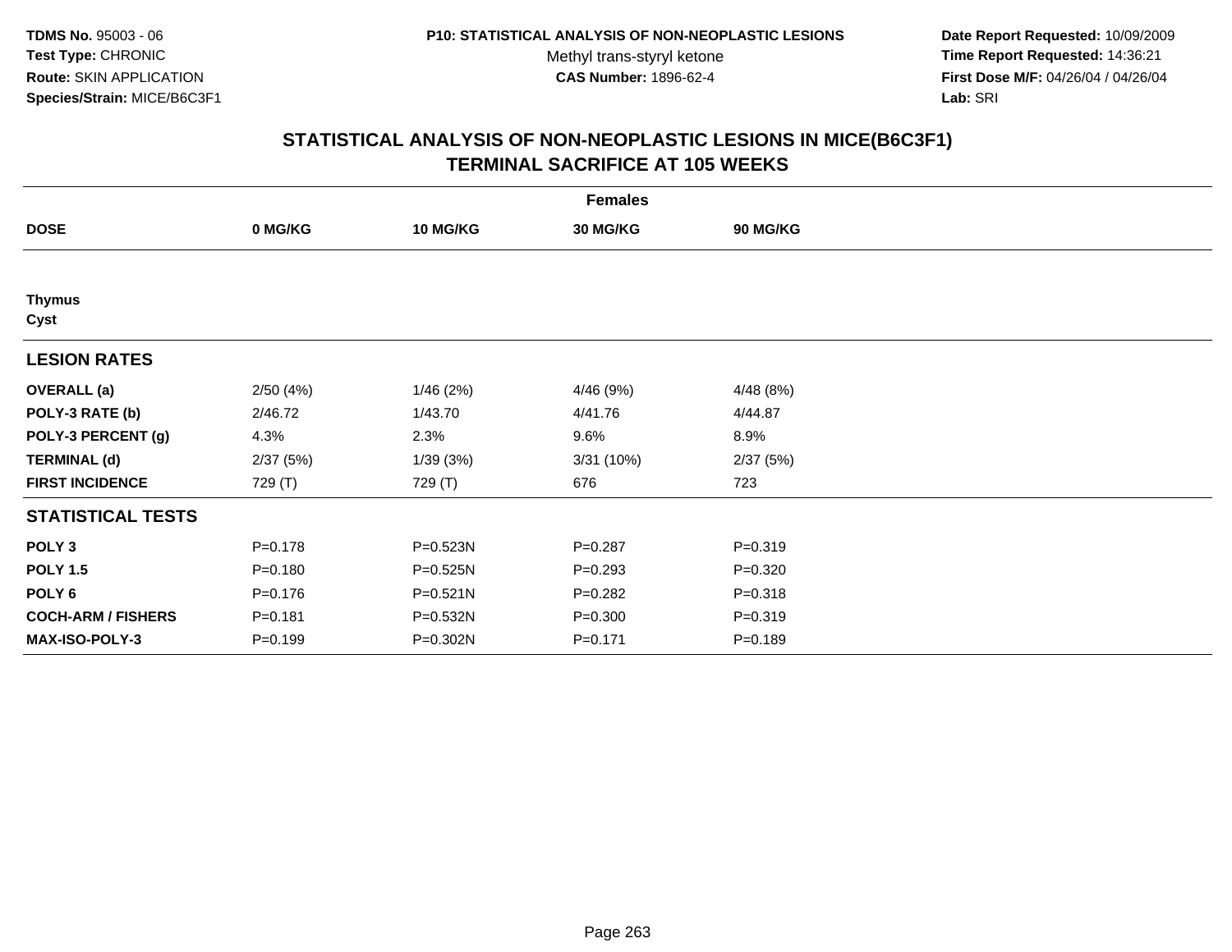**TDMS No.** 95003 - 06
**Test Type:** CHRONIC
**Route:** SKIN APPLICATION
**Species/Strain:** MICE/B6C3F1

**P10: STATISTICAL ANALYSIS OF NON-NEOPLASTIC LESIONS**
Methyl trans-styryl ketone
**CAS Number:** 1896-62-4

**Date Report Requested:** 10/09/2009
**Time Report Requested:** 14:36:21
**First Dose M/F:** 04/26/04 / 04/26/04
**Lab:** SRI

## STATISTICAL ANALYSIS OF NON-NEOPLASTIC LESIONS IN MICE(B6C3F1) TERMINAL SACRIFICE AT 105 WEEKS

| | Females | | | |
|---|---|---|---|---|
| **DOSE** | **0 MG/KG** | **10 MG/KG** | **30 MG/KG** | **90 MG/KG** |
| **Thymus** | | | | |
| **Cyst** | | | | |
| **LESION RATES** | | | | |
| **OVERALL (a)** | 2/50 (4%) | 1/46 (2%) | 4/46 (9%) | 4/48 (8%) |
| **POLY-3 RATE (b)** | 2/46.72 | 1/43.70 | 4/41.76 | 4/44.87 |
| **POLY-3 PERCENT (g)** | 4.3% | 2.3% | 9.6% | 8.9% |
| **TERMINAL (d)** | 2/37 (5%) | 1/39 (3%) | 3/31 (10%) | 2/37 (5%) |
| **FIRST INCIDENCE** | 729 (T) | 729 (T) | 676 | 723 |
| **STATISTICAL TESTS** | | | | |
| **POLY 3** | P=0.178 | P=0.523N | P=0.287 | P=0.319 |
| **POLY 1.5** | P=0.180 | P=0.525N | P=0.293 | P=0.320 |
| **POLY 6** | P=0.176 | P=0.521N | P=0.282 | P=0.318 |
| **COCH-ARM / FISHERS** | P=0.181 | P=0.532N | P=0.300 | P=0.319 |
| **MAX-ISO-POLY-3** | P=0.199 | P=0.302N | P=0.171 | P=0.189 |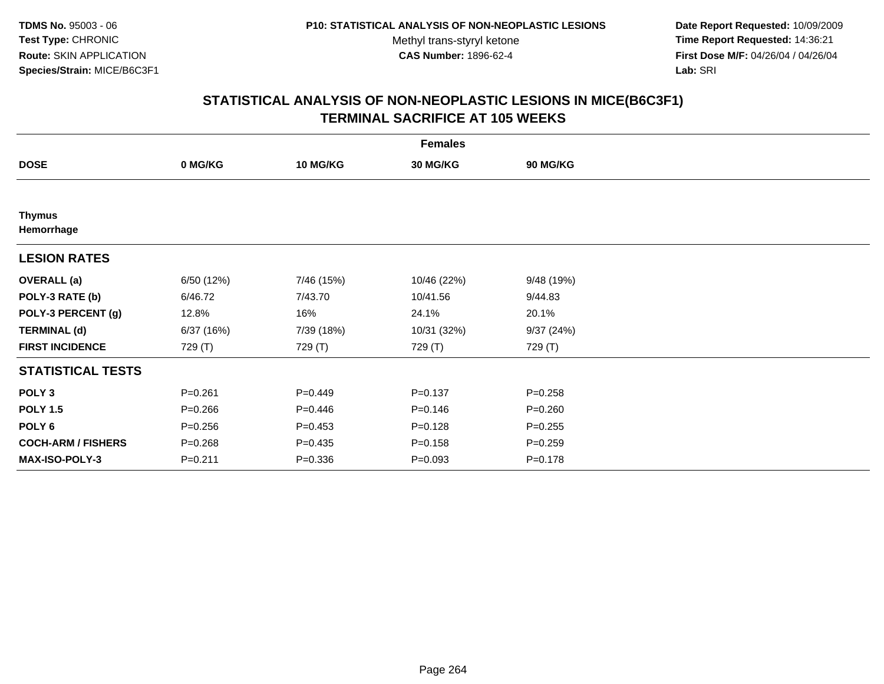**TDMS No.** 95003 - 06
**Test Type:** CHRONIC
**Route:** SKIN APPLICATION
**Species/Strain:** MICE/B6C3F1

**P10: STATISTICAL ANALYSIS OF NON-NEOPLASTIC LESIONS**
Methyl trans-styryl ketone
**CAS Number:** 1896-62-4

**Date Report Requested:** 10/09/2009
**Time Report Requested:** 14:36:21
**First Dose M/F:** 04/26/04 / 04/26/04
**Lab:** SRI

## STATISTICAL ANALYSIS OF NON-NEOPLASTIC LESIONS IN MICE(B6C3F1) TERMINAL SACRIFICE AT 105 WEEKS

| | Females | | | |
|---|---|---|---|---|
| **DOSE** | **0 MG/KG** | **10 MG/KG** | **30 MG/KG** | **90 MG/KG** |
| **Thymus** | | | | |
| **Hemorrhage** | | | | |
| **LESION RATES** | | | | |
| **OVERALL (a)** | 6/50 (12%) | 7/46 (15%) | 10/46 (22%) | 9/48 (19%) |
| **POLY-3 RATE (b)** | 6/46.72 | 7/43.70 | 10/41.56 | 9/44.83 |
| **POLY-3 PERCENT (g)** | 12.8% | 16% | 24.1% | 20.1% |
| **TERMINAL (d)** | 6/37 (16%) | 7/39 (18%) | 10/31 (32%) | 9/37 (24%) |
| **FIRST INCIDENCE** | 729 (T) | 729 (T) | 729 (T) | 729 (T) |
| **STATISTICAL TESTS** | | | | |
| **POLY 3** | P=0.261 | P=0.449 | P=0.137 | P=0.258 |
| **POLY 1.5** | P=0.266 | P=0.446 | P=0.146 | P=0.260 |
| **POLY 6** | P=0.256 | P=0.453 | P=0.128 | P=0.255 |
| **COCH-ARM / FISHERS** | P=0.268 | P=0.435 | P=0.158 | P=0.259 |
| **MAX-ISO-POLY-3** | P=0.211 | P=0.336 | P=0.093 | P=0.178 |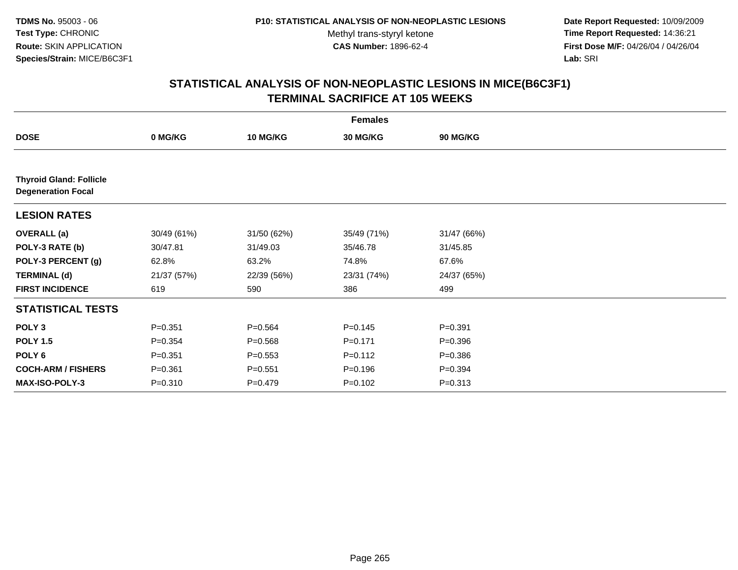**TDMS No.** 95003 - 06
**Test Type:** CHRONIC
**Route:** SKIN APPLICATION
**Species/Strain:** MICE/B6C3F1

**P10: STATISTICAL ANALYSIS OF NON-NEOPLASTIC LESIONS**
Methyl trans-styryl ketone
**CAS Number:** 1896-62-4

**Date Report Requested:** 10/09/2009
**Time Report Requested:** 14:36:21
**First Dose M/F:** 04/26/04 / 04/26/04
**Lab:** SRI

## STATISTICAL ANALYSIS OF NON-NEOPLASTIC LESIONS IN MICE(B6C3F1) TERMINAL SACRIFICE AT 105 WEEKS

| | Females | | | |
|---|---|---|---|---|
| **DOSE** | **0 MG/KG** | **10 MG/KG** | **30 MG/KG** | **90 MG/KG** |
| **Thyroid Gland: Follicle Degeneration Focal** | | | | |
| **LESION RATES** | | | | |
| **OVERALL (a)** | 30/49 (61%) | 31/50 (62%) | 35/49 (71%) | 31/47 (66%) |
| **POLY-3 RATE (b)** | 30/47.81 | 31/49.03 | 35/46.78 | 31/45.85 |
| **POLY-3 PERCENT (g)** | 62.8% | 63.2% | 74.8% | 67.6% |
| **TERMINAL (d)** | 21/37 (57%) | 22/39 (56%) | 23/31 (74%) | 24/37 (65%) |
| **FIRST INCIDENCE** | 619 | 590 | 386 | 499 |
| **STATISTICAL TESTS** | | | | |
| **POLY 3** | P=0.351 | P=0.564 | P=0.145 | P=0.391 |
| **POLY 1.5** | P=0.354 | P=0.568 | P=0.171 | P=0.396 |
| **POLY 6** | P=0.351 | P=0.553 | P=0.112 | P=0.386 |
| **COCH-ARM / FISHERS** | P=0.361 | P=0.551 | P=0.196 | P=0.394 |
| **MAX-ISO-POLY-3** | P=0.310 | P=0.479 | P=0.102 | P=0.313 |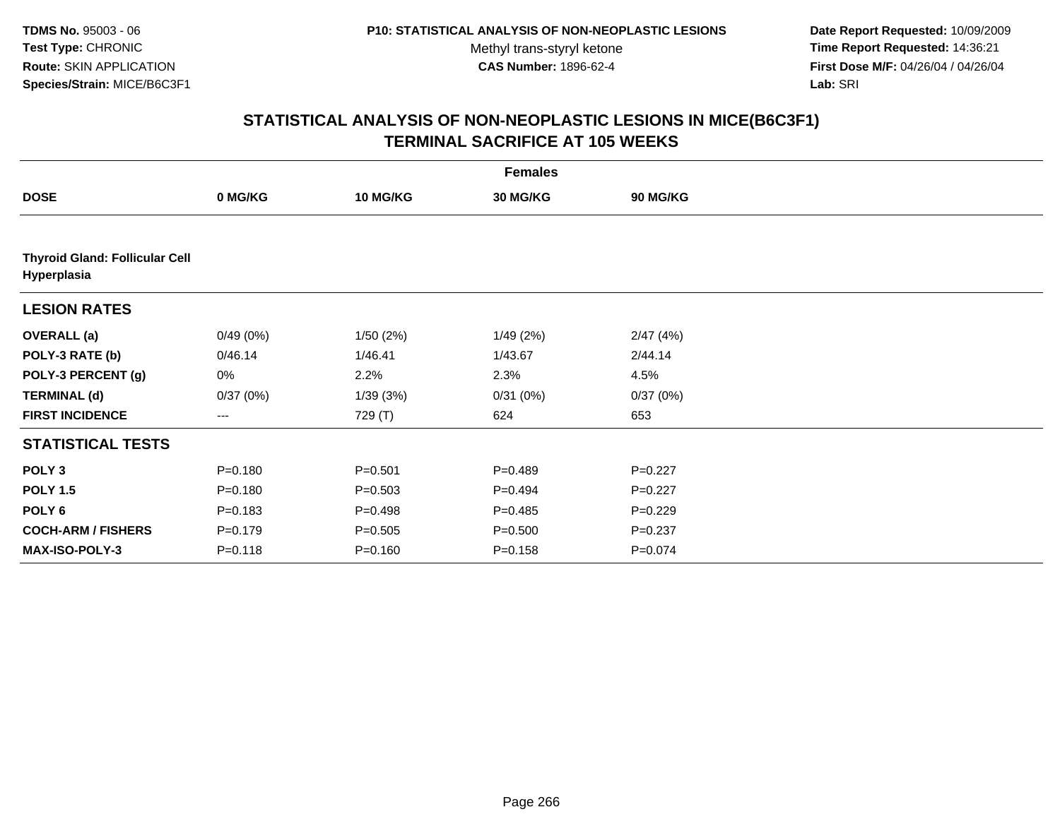TDMS No. 95003 - 06
Test Type: CHRONIC
Route: SKIN APPLICATION
Species/Strain: MICE/B6C3F1

P10: STATISTICAL ANALYSIS OF NON-NEOPLASTIC LESIONS
Methyl trans-styryl ketone
CAS Number: 1896-62-4

Date Report Requested: 10/09/2009
Time Report Requested: 14:36:21
First Dose M/F: 04/26/04 / 04/26/04
Lab: SRI

## STATISTICAL ANALYSIS OF NON-NEOPLASTIC LESIONS IN MICE(B6C3F1) TERMINAL SACRIFICE AT 105 WEEKS

| | Females | | | |
|---|---|---|---|---|
| **DOSE** | **0 MG/KG** | **10 MG/KG** | **30 MG/KG** | **90 MG/KG** |
| **Thyroid Gland: Follicular Cell Hyperplasia** | | | | |
| **LESION RATES** | | | | |
| **OVERALL (a)** | 0/49 (0%) | 1/50 (2%) | 1/49 (2%) | 2/47 (4%) |
| **POLY-3 RATE (b)** | 0/46.14 | 1/46.41 | 1/43.67 | 2/44.14 |
| **POLY-3 PERCENT (g)** | 0% | 2.2% | 2.3% | 4.5% |
| **TERMINAL (d)** | 0/37 (0%) | 1/39 (3%) | 0/31 (0%) | 0/37 (0%) |
| **FIRST INCIDENCE** | --- | 729 (T) | 624 | 653 |
| **STATISTICAL TESTS** | | | | |
| **POLY 3** | P=0.180 | P=0.501 | P=0.489 | P=0.227 |
| **POLY 1.5** | P=0.180 | P=0.503 | P=0.494 | P=0.227 |
| **POLY 6** | P=0.183 | P=0.498 | P=0.485 | P=0.229 |
| **COCH-ARM / FISHERS** | P=0.179 | P=0.505 | P=0.500 | P=0.237 |
| **MAX-ISO-POLY-3** | P=0.118 | P=0.160 | P=0.158 | P=0.074 |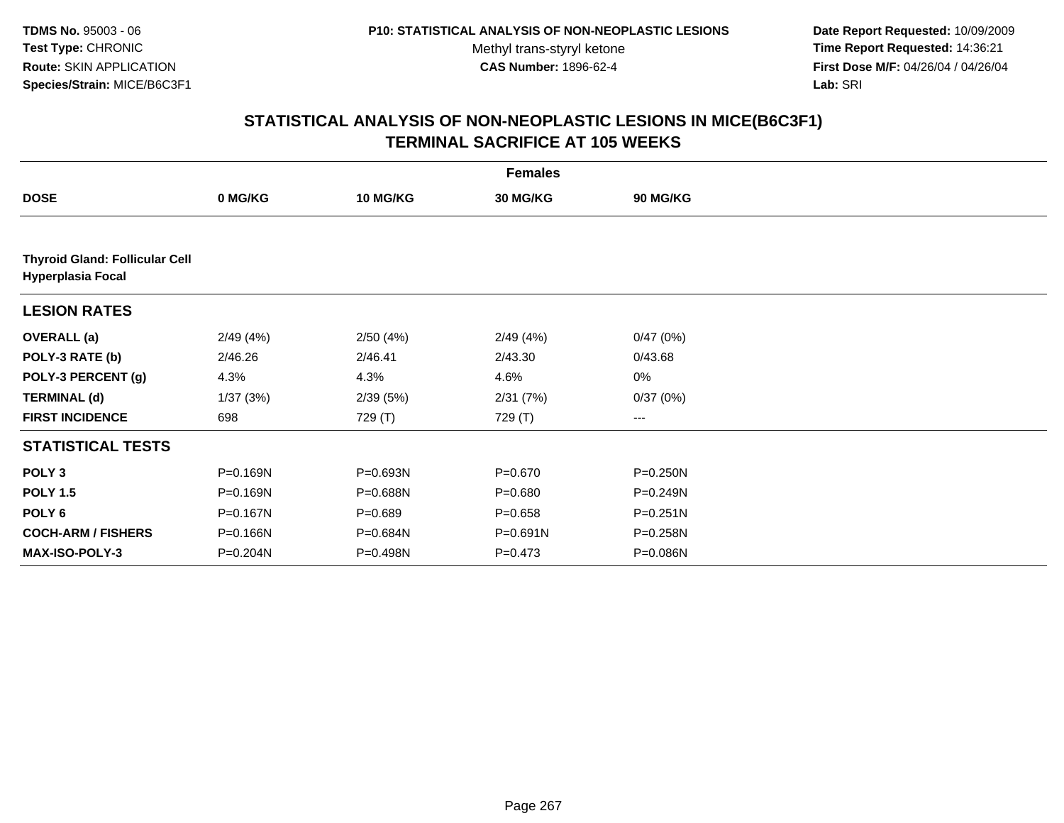TDMS No. 95003 - 06
Test Type: CHRONIC
Route: SKIN APPLICATION
Species/Strain: MICE/B6C3F1

P10: STATISTICAL ANALYSIS OF NON-NEOPLASTIC LESIONS
Methyl trans-styryl ketone
CAS Number: 1896-62-4

Date Report Requested: 10/09/2009
Time Report Requested: 14:36:21
First Dose M/F: 04/26/04 / 04/26/04
Lab: SRI

## STATISTICAL ANALYSIS OF NON-NEOPLASTIC LESIONS IN MICE(B6C3F1) TERMINAL SACRIFICE AT 105 WEEKS

| | Females | | | |
|---|---|---|---|---|
| **DOSE** | **0 MG/KG** | **10 MG/KG** | **30 MG/KG** | **90 MG/KG** |
| **Thyroid Gland: Follicular Cell Hyperplasia Focal** | | | | |
| **LESION RATES** | | | | |
| **OVERALL (a)** | 2/49 (4%) | 2/50 (4%) | 2/49 (4%) | 0/47 (0%) |
| **POLY-3 RATE (b)** | 2/46.26 | 2/46.41 | 2/43.30 | 0/43.68 |
| **POLY-3 PERCENT (g)** | 4.3% | 4.3% | 4.6% | 0% |
| **TERMINAL (d)** | 1/37 (3%) | 2/39 (5%) | 2/31 (7%) | 0/37 (0%) |
| **FIRST INCIDENCE** | 698 | 729 (T) | 729 (T) | --- |
| **STATISTICAL TESTS** | | | | |
| **POLY 3** | P=0.169N | P=0.693N | P=0.670 | P=0.250N |
| **POLY 1.5** | P=0.169N | P=0.688N | P=0.680 | P=0.249N |
| **POLY 6** | P=0.167N | P=0.689 | P=0.658 | P=0.251N |
| **COCH-ARM / FISHERS** | P=0.166N | P=0.684N | P=0.691N | P=0.258N |
| **MAX-ISO-POLY-3** | P=0.204N | P=0.498N | P=0.473 | P=0.086N |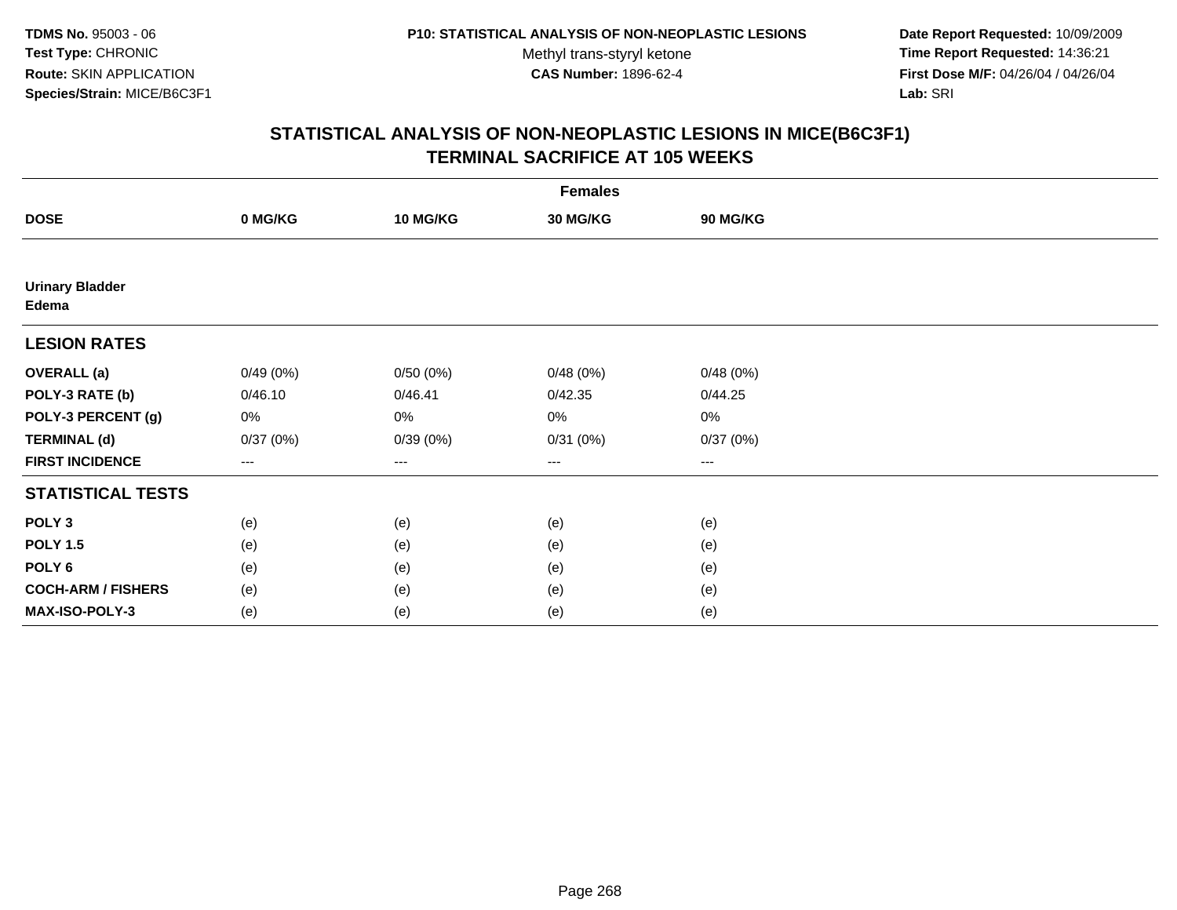**TDMS No.** 95003 - 06
**Test Type:** CHRONIC
**Route:** SKIN APPLICATION
**Species/Strain:** MICE/B6C3F1

**P10: STATISTICAL ANALYSIS OF NON-NEOPLASTIC LESIONS**
Methyl trans-styryl ketone
**CAS Number:** 1896-62-4

**Date Report Requested:** 10/09/2009
**Time Report Requested:** 14:36:21
**First Dose M/F:** 04/26/04 / 04/26/04
**Lab:** SRI

## STATISTICAL ANALYSIS OF NON-NEOPLASTIC LESIONS IN MICE(B6C3F1) TERMINAL SACRIFICE AT 105 WEEKS

| | Females | | | |
|---|---|---|---|---|
| **DOSE** | **0 MG/KG** | **10 MG/KG** | **30 MG/KG** | **90 MG/KG** |
| **Urinary Bladder Edema** | | | | |
| **LESION RATES** | | | | |
| **OVERALL (a)** | 0/49 (0%) | 0/50 (0%) | 0/48 (0%) | 0/48 (0%) |
| **POLY-3 RATE (b)** | 0/46.10 | 0/46.41 | 0/42.35 | 0/44.25 |
| **POLY-3 PERCENT (g)** | 0% | 0% | 0% | 0% |
| **TERMINAL (d)** | 0/37 (0%) | 0/39 (0%) | 0/31 (0%) | 0/37 (0%) |
| **FIRST INCIDENCE** | --- | --- | --- | --- |
| **STATISTICAL TESTS** | | | | |
| **POLY 3** | (e) | (e) | (e) | (e) |
| **POLY 1.5** | (e) | (e) | (e) | (e) |
| **POLY 6** | (e) | (e) | (e) | (e) |
| **COCH-ARM / FISHERS** | (e) | (e) | (e) | (e) |
| **MAX-ISO-POLY-3** | (e) | (e) | (e) | (e) |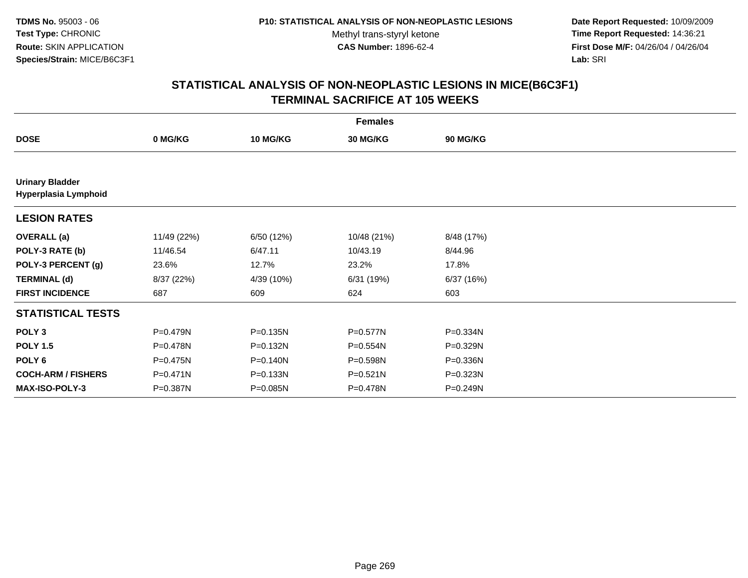**TDMS No.** 95003 - 06
**Test Type:** CHRONIC
**Route:** SKIN APPLICATION
**Species/Strain:** MICE/B6C3F1

**P10: STATISTICAL ANALYSIS OF NON-NEOPLASTIC LESIONS**
Methyl trans-styryl ketone
**CAS Number:** 1896-62-4

**Date Report Requested:** 10/09/2009
**Time Report Requested:** 14:36:21
**First Dose M/F:** 04/26/04 / 04/26/04
**Lab:** SRI

## STATISTICAL ANALYSIS OF NON-NEOPLASTIC LESIONS IN MICE(B6C3F1) TERMINAL SACRIFICE AT 105 WEEKS

| | Females | | | |
|---|---|---|---|---|
| **DOSE** | **0 MG/KG** | **10 MG/KG** | **30 MG/KG** | **90 MG/KG** |
| **Urinary Bladder Hyperplasia Lymphoid** | | | | |
| **LESION RATES** | | | | |
| **OVERALL (a)** | 11/49 (22%) | 6/50 (12%) | 10/48 (21%) | 8/48 (17%) |
| **POLY-3 RATE (b)** | 11/46.54 | 6/47.11 | 10/43.19 | 8/44.96 |
| **POLY-3 PERCENT (g)** | 23.6% | 12.7% | 23.2% | 17.8% |
| **TERMINAL (d)** | 8/37 (22%) | 4/39 (10%) | 6/31 (19%) | 6/37 (16%) |
| **FIRST INCIDENCE** | 687 | 609 | 624 | 603 |
| **STATISTICAL TESTS** | | | | |
| **POLY 3** | P=0.479N | P=0.135N | P=0.577N | P=0.334N |
| **POLY 1.5** | P=0.478N | P=0.132N | P=0.554N | P=0.329N |
| **POLY 6** | P=0.475N | P=0.140N | P=0.598N | P=0.336N |
| **COCH-ARM / FISHERS** | P=0.471N | P=0.133N | P=0.521N | P=0.323N |
| **MAX-ISO-POLY-3** | P=0.387N | P=0.085N | P=0.478N | P=0.249N |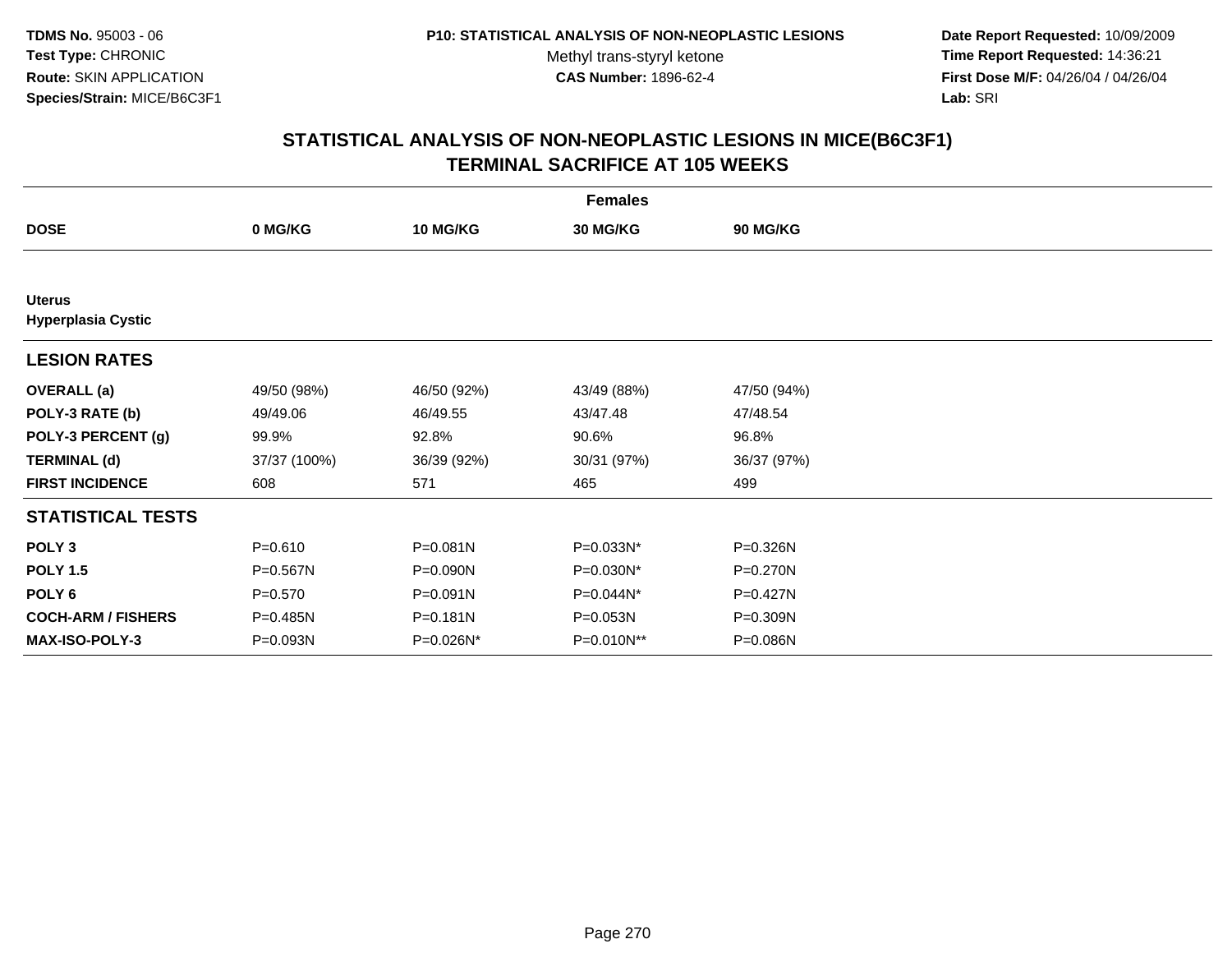TDMS No. 95003 - 06
Test Type: CHRONIC
Route: SKIN APPLICATION
Species/Strain: MICE/B6C3F1

P10: STATISTICAL ANALYSIS OF NON-NEOPLASTIC LESIONS
Methyl trans-styryl ketone
CAS Number: 1896-62-4

Date Report Requested: 10/09/2009
Time Report Requested: 14:36:21
First Dose M/F: 04/26/04 / 04/26/04
Lab: SRI

## STATISTICAL ANALYSIS OF NON-NEOPLASTIC LESIONS IN MICE(B6C3F1)
## TERMINAL SACRIFICE AT 105 WEEKS

| | Females | | | |
|---|---|---|---|---|
| **DOSE** | **0 MG/KG** | **10 MG/KG** | **30 MG/KG** | **90 MG/KG** |
| **Uterus** | | | | |
| **Hyperplasia Cystic** | | | | |
| **LESION RATES** | | | | |
| **OVERALL (a)** | 49/50 (98%) | 46/50 (92%) | 43/49 (88%) | 47/50 (94%) |
| **POLY-3 RATE (b)** | 49/49.06 | 46/49.55 | 43/47.48 | 47/48.54 |
| **POLY-3 PERCENT (g)** | 99.9% | 92.8% | 90.6% | 96.8% |
| **TERMINAL (d)** | 37/37 (100%) | 36/39 (92%) | 30/31 (97%) | 36/37 (97%) |
| **FIRST INCIDENCE** | 608 | 571 | 465 | 499 |
| **STATISTICAL TESTS** | | | | |
| **POLY 3** | P=0.610 | P=0.081N | P=0.033N* | P=0.326N |
| **POLY 1.5** | P=0.567N | P=0.090N | P=0.030N* | P=0.270N |
| **POLY 6** | P=0.570 | P=0.091N | P=0.044N* | P=0.427N |
| **COCH-ARM / FISHERS** | P=0.485N | P=0.181N | P=0.053N | P=0.309N |
| **MAX-ISO-POLY-3** | P=0.093N | P=0.026N* | P=0.010N** | P=0.086N |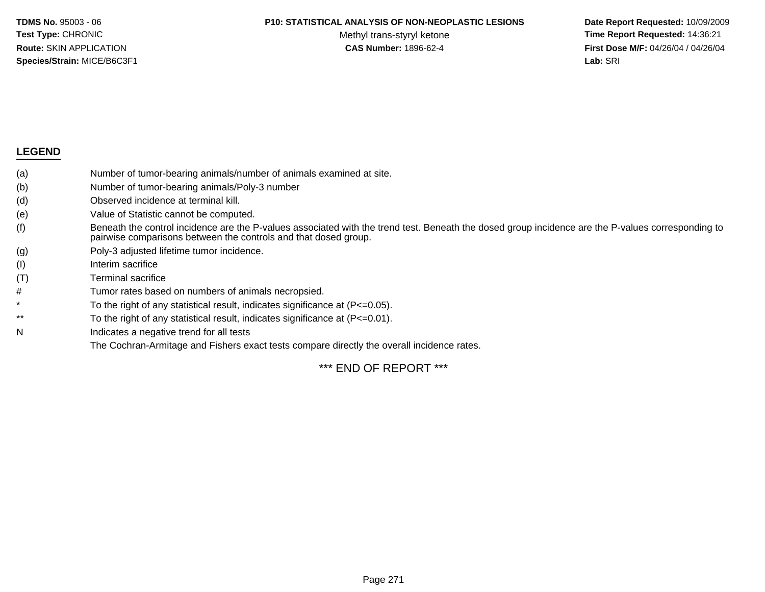**TDMS No.** 95003 - 06
**Test Type:** CHRONIC
**Route:** SKIN APPLICATION
**Species/Strain:** MICE/B6C3F1

**P10: STATISTICAL ANALYSIS OF NON-NEOPLASTIC LESIONS**
Methyl trans-styryl ketone
**CAS Number:** 1896-62-4

**Date Report Requested:** 10/09/2009
**Time Report Requested:** 14:36:21
**First Dose M/F:** 04/26/04 / 04/26/04
**Lab:** SRI

## LEGEND

| | |
|---|---|
| (a) | Number of tumor-bearing animals/number of animals examined at site. |
| (b) | Number of tumor-bearing animals/Poly-3 number |
| (d) | Observed incidence at terminal kill. |
| (e) | Value of Statistic cannot be computed. |
| (f) | Beneath the control incidence are the P-values associated with the trend test. Beneath the dosed group incidence are the P-values corresponding to pairwise comparisons between the controls and that dosed group. |
| (g) | Poly-3 adjusted lifetime tumor incidence. |
| (I) | Interim sacrifice |
| (T) | Terminal sacrifice |
| # | Tumor rates based on numbers of animals necropsied. |
| * | To the right of any statistical result, indicates significance at (P<=0.05). |
| ** | To the right of any statistical result, indicates significance at (P<=0.01). |
| N | Indicates a negative trend for all tests |
| | The Cochran-Armitage and Fishers exact tests compare directly the overall incidence rates. |

*** END OF REPORT ***